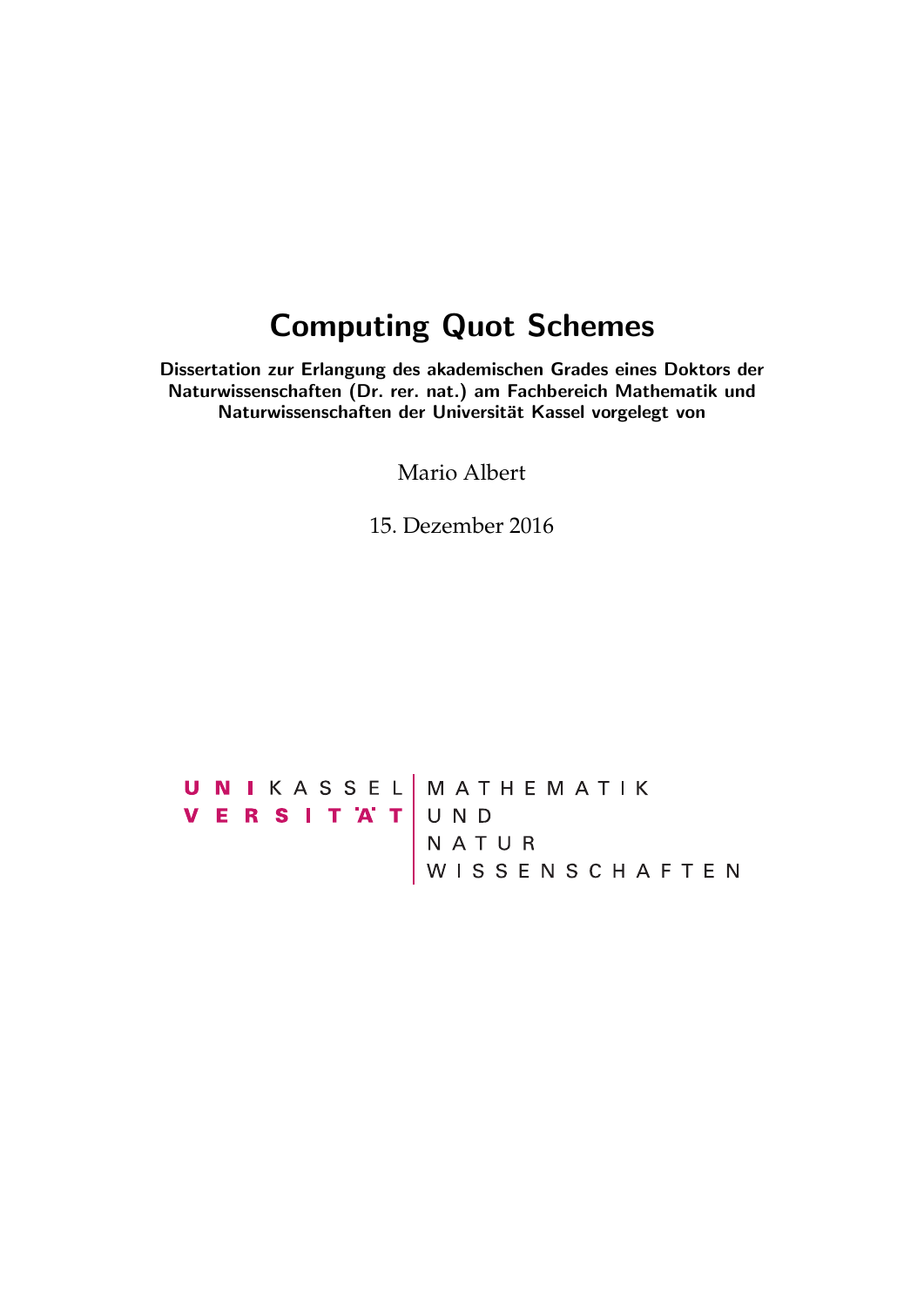# Computing Quot Schemes

**Dissertation zur Erlangung des akademischen Grades eines Doktors der Naturwissenschaften (Dr. rer. nat.) am Fachbereich Mathematik und Naturwissenschaften der Universität Kassel vorgelegt von**

Mario Albert

15. Dezember 2016

UNIKASSEL VERSITÄT | MATHEMATIK UND NATUR WISSENSCHAFTEN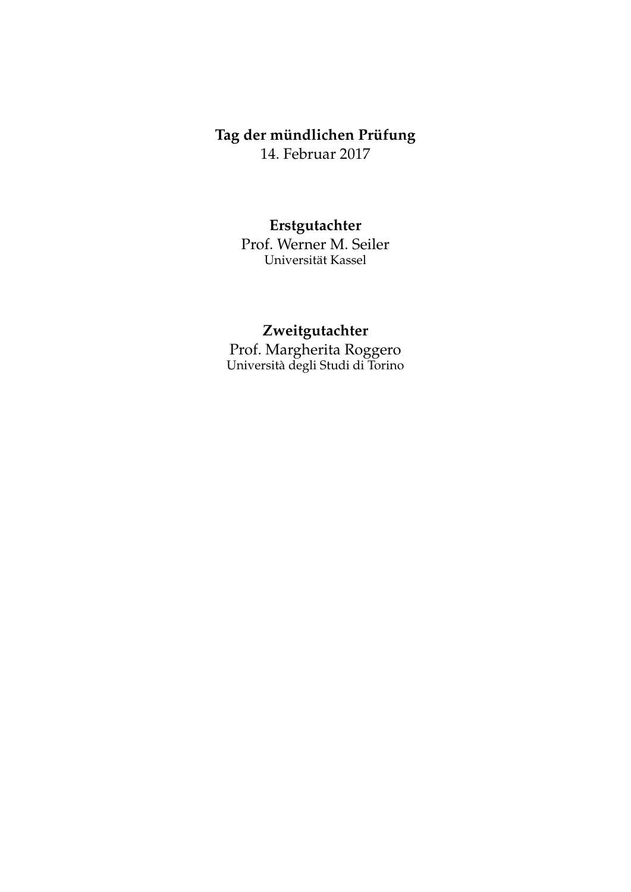**Tag der mündlichen Prüfung**
14. Februar 2017

**Erstgutachter**
Prof. Werner M. Seiler
Universität Kassel

**Zweitgutachter**
Prof. Margherita Roggero
Università degli Studi di Torino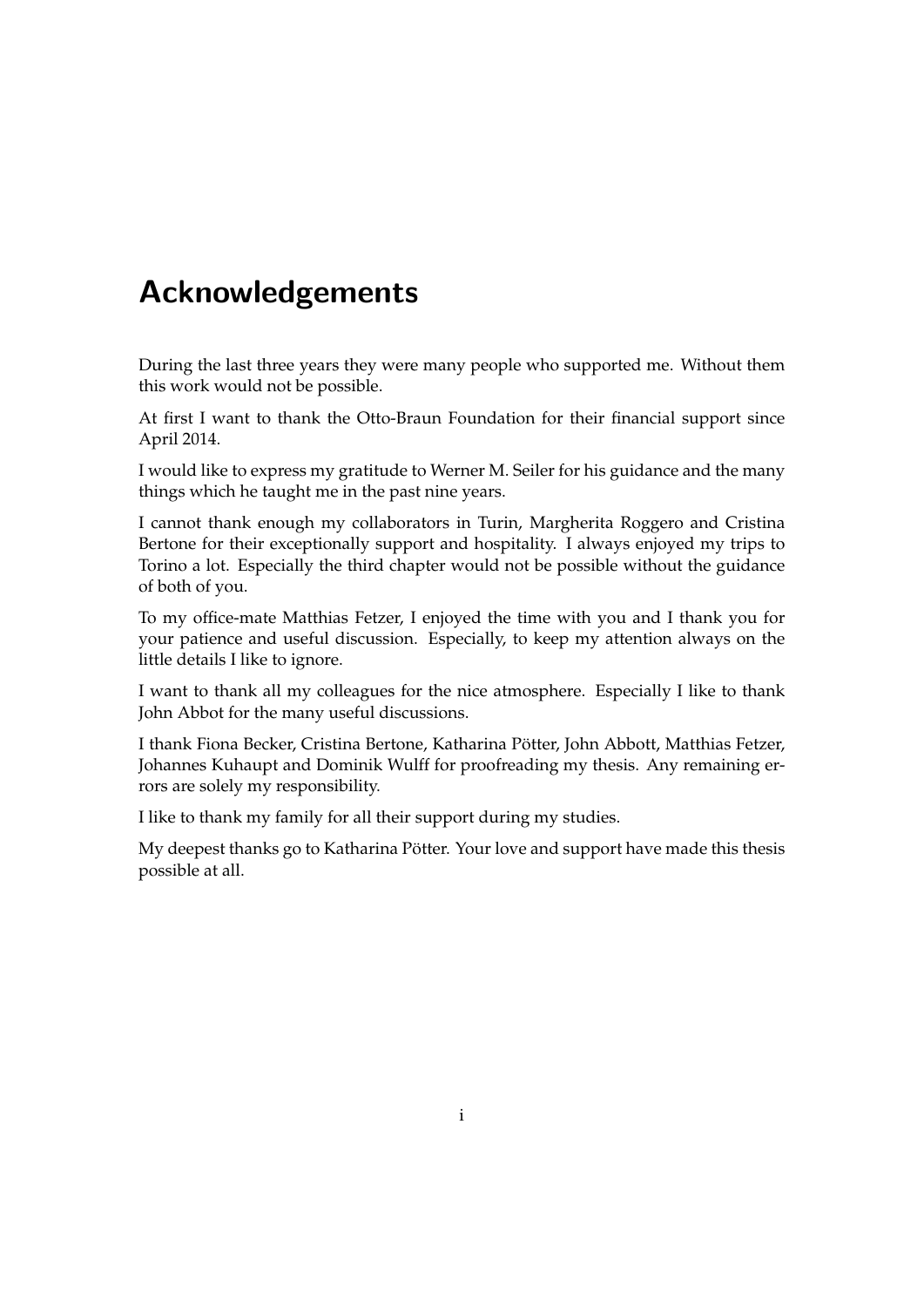# Acknowledgements

During the last three years they were many people who supported me. Without them this work would not be possible.

At first I want to thank the Otto-Braun Foundation for their financial support since April 2014.

I would like to express my gratitude to Werner M. Seiler for his guidance and the many things which he taught me in the past nine years.

I cannot thank enough my collaborators in Turin, Margherita Roggero and Cristina Bertone for their exceptionally support and hospitality. I always enjoyed my trips to Torino a lot. Especially the third chapter would not be possible without the guidance of both of you.

To my office-mate Matthias Fetzer, I enjoyed the time with you and I thank you for your patience and useful discussion. Especially, to keep my attention always on the little details I like to ignore.

I want to thank all my colleagues for the nice atmosphere. Especially I like to thank John Abbot for the many useful discussions.

I thank Fiona Becker, Cristina Bertone, Katharina Pötter, John Abbott, Matthias Fetzer, Johannes Kuhaupt and Dominik Wulff for proofreading my thesis. Any remaining errors are solely my responsibility.

I like to thank my family for all their support during my studies.

My deepest thanks go to Katharina Pötter. Your love and support have made this thesis possible at all.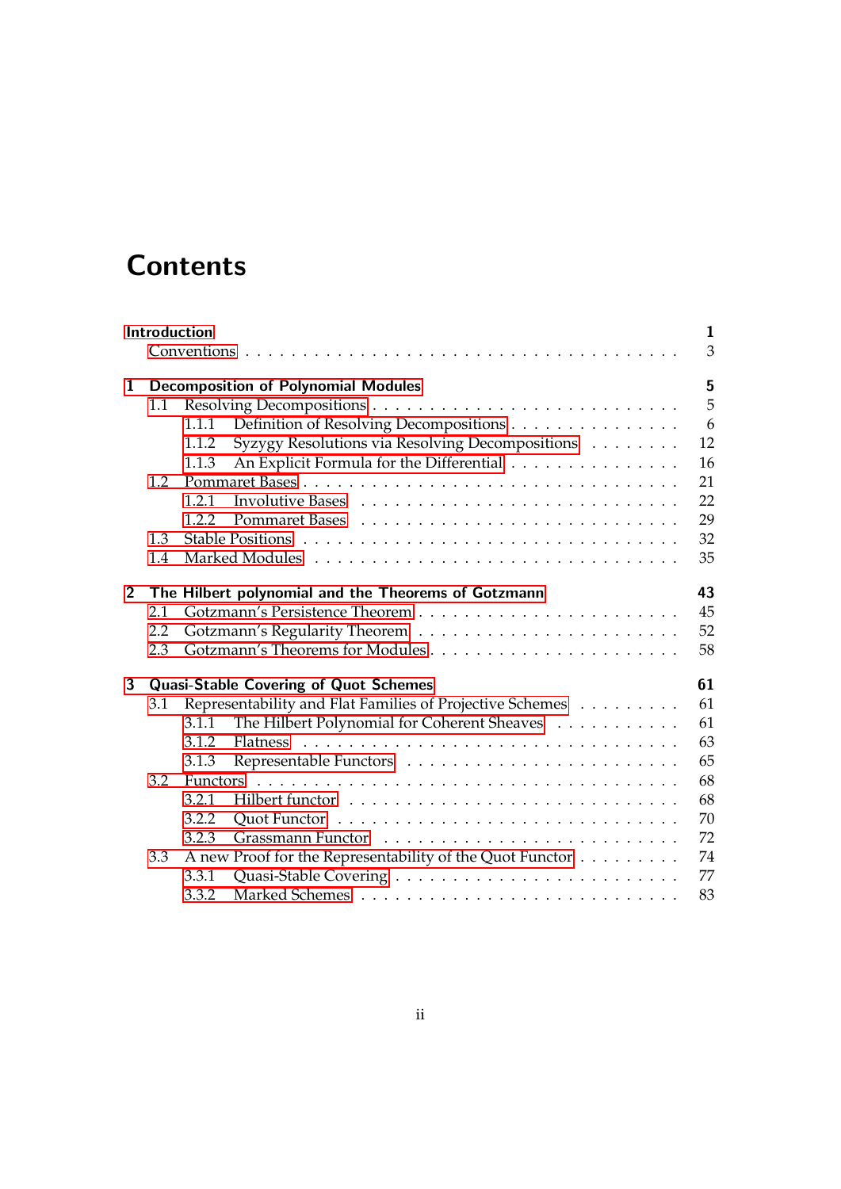# Contents

**Introduction** **1**
- Conventions 3

**1 Decomposition of Polynomial Modules** **5**
- 1.1 Resolving Decompositions 5
  - 1.1.1 Definition of Resolving Decompositions 6
  - 1.1.2 Syzygy Resolutions via Resolving Decompositions 12
  - 1.1.3 An Explicit Formula for the Differential 16
- 1.2 Pommaret Bases 21
  - 1.2.1 Involutive Bases 22
  - 1.2.2 Pommaret Bases 29
- 1.3 Stable Positions 32
- 1.4 Marked Modules 35

**2 The Hilbert polynomial and the Theorems of Gotzmann** **43**
- 2.1 Gotzmann's Persistence Theorem 45
- 2.2 Gotzmann's Regularity Theorem 52
- 2.3 Gotzmann's Theorems for Modules 58

**3 Quasi-Stable Covering of Quot Schemes** **61**
- 3.1 Representability and Flat Families of Projective Schemes 61
  - 3.1.1 The Hilbert Polynomial for Coherent Sheaves 61
  - 3.1.2 Flatness 63
  - 3.1.3 Representable Functors 65
- 3.2 Functors 68
  - 3.2.1 Hilbert functor 68
  - 3.2.2 Quot Functor 70
  - 3.2.3 Grassmann Functor 72
- 3.3 A new Proof for the Representability of the Quot Functor 74
  - 3.3.1 Quasi-Stable Covering 77
  - 3.3.2 Marked Schemes 83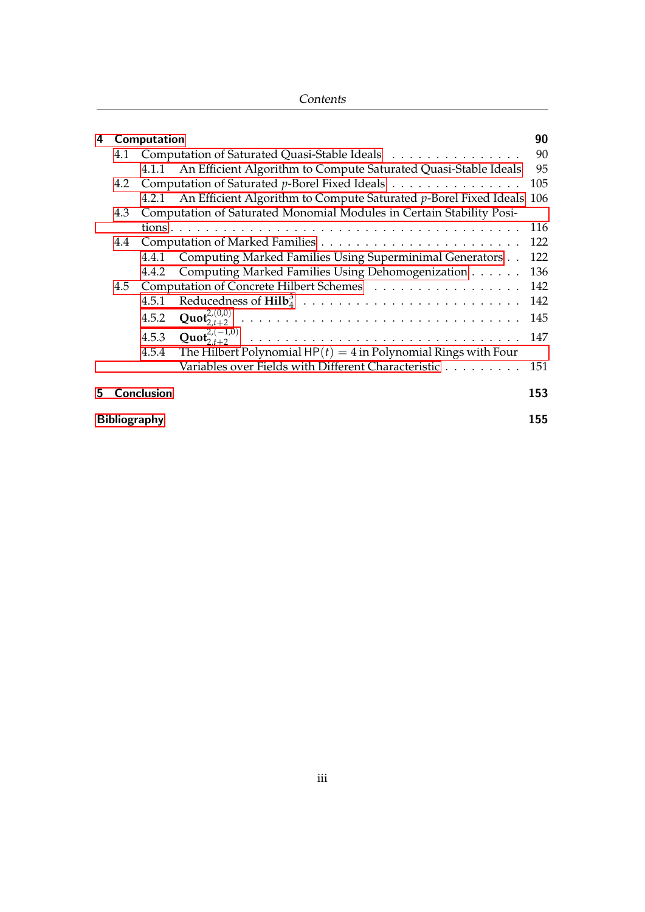**4 Computation** **90**

- 4.1 Computation of Saturated Quasi-Stable Ideals . . . . . . . . . . . . . . . . 90
  - 4.1.1 An Efficient Algorithm to Compute Saturated Quasi-Stable Ideals 95
- 4.2 Computation of Saturated $p$-Borel Fixed Ideals . . . . . . . . . . . . . . . . 105
  - 4.2.1 An Efficient Algorithm to Compute Saturated $p$-Borel Fixed Ideals 106
- 4.3 Computation of Saturated Monomial Modules in Certain Stability Positions . . . . . . . . . . . . . . . . . . . . . . . . . . . . . . . . . . . 116
- 4.4 Computation of Marked Families . . . . . . . . . . . . . . . . . . . . . . . 122
  - 4.4.1 Computing Marked Families Using Superminimal Generators . . 122
  - 4.4.2 Computing Marked Families Using Dehomogenization . . . . . . 136
- 4.5 Computation of Concrete Hilbert Schemes . . . . . . . . . . . . . . . . . 142
  - 4.5.1 Reducedness of $\mathbf{Hilb}_4^3$ . . . . . . . . . . . . . . . . . . . . . . . . . 142
  - 4.5.2 $\mathbf{Quot}_{2,t+2}^{2,(0,0)}$ . . . . . . . . . . . . . . . . . . . . . . . . . . . . 145
  - 4.5.3 $\mathbf{Quot}_{2,t+2}^{2,(-1,0)}$ . . . . . . . . . . . . . . . . . . . . . . . . . . . 147
  - 4.5.4 The Hilbert Polynomial $\mathrm{HP}(t) = 4$ in Polynomial Rings with Four Variables over Fields with Different Characteristic . . . . . . . . . 151

**5 Conclusion** **153**

**Bibliography** **155**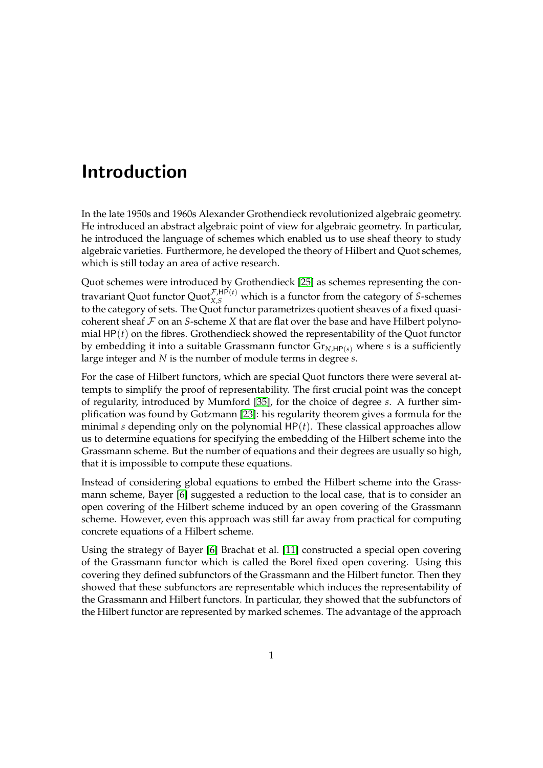# Introduction

In the late 1950s and 1960s Alexander Grothendieck revolutionized algebraic geometry. He introduced an abstract algebraic point of view for algebraic geometry. In particular, he introduced the language of schemes which enabled us to use sheaf theory to study algebraic varieties. Furthermore, he developed the theory of Hilbert and Quot schemes, which is still today an area of active research.

Quot schemes were introduced by Grothendieck [25] as schemes representing the contravariant Quot functor $\mathrm{Quot}_{X,S}^{\mathcal{F},\mathsf{HP}(t)}$ which is a functor from the category of $S$-schemes to the category of sets. The Quot functor parametrizes quotient sheaves of a fixed quasi-coherent sheaf $\mathcal{F}$ on an $S$-scheme $X$ that are flat over the base and have Hilbert polynomial $\mathsf{HP}(t)$ on the fibres. Grothendieck showed the representability of the Quot functor by embedding it into a suitable Grassmann functor $\mathrm{Gr}_{N,\mathsf{HP}(s)}$ where $s$ is a sufficiently large integer and $N$ is the number of module terms in degree $s$.

For the case of Hilbert functors, which are special Quot functors there were several attempts to simplify the proof of representability. The first crucial point was the concept of regularity, introduced by Mumford [35], for the choice of degree $s$. A further simplification was found by Gotzmann [23]: his regularity theorem gives a formula for the minimal $s$ depending only on the polynomial $\mathsf{HP}(t)$. These classical approaches allow us to determine equations for specifying the embedding of the Hilbert scheme into the Grassmann scheme. But the number of equations and their degrees are usually so high, that it is impossible to compute these equations.

Instead of considering global equations to embed the Hilbert scheme into the Grassmann scheme, Bayer [6] suggested a reduction to the local case, that is to consider an open covering of the Hilbert scheme induced by an open covering of the Grassmann scheme. However, even this approach was still far away from practical for computing concrete equations of a Hilbert scheme.

Using the strategy of Bayer [6] Brachat et al. [11] constructed a special open covering of the Grassmann functor which is called the Borel fixed open covering. Using this covering they defined subfunctors of the Grassmann and the Hilbert functor. Then they showed that these subfunctors are representable which induces the representability of the Grassmann and Hilbert functors. In particular, they showed that the subfunctors of the Hilbert functor are represented by marked schemes. The advantage of the approach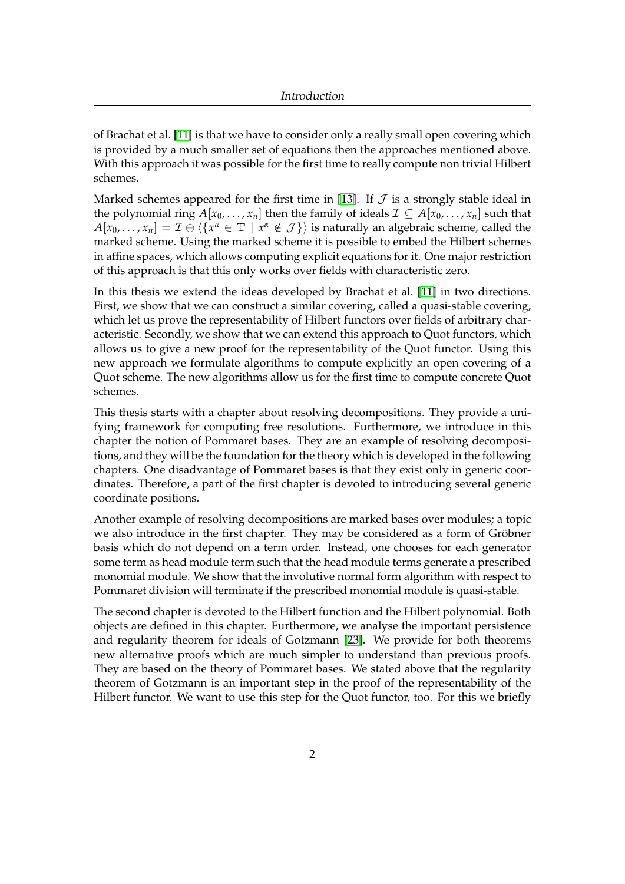of Brachat et al. [11] is that we have to consider only a really small open covering which is provided by a much smaller set of equations then the approaches mentioned above. With this approach it was possible for the first time to really compute non trivial Hilbert schemes.

Marked schemes appeared for the first time in [13]. If $\mathcal{J}$ is a strongly stable ideal in the polynomial ring $A[x_0, \dots, x_n]$ then the family of ideals $\mathcal{I} \subseteq A[x_0, \dots, x_n]$ such that $A[x_0, \dots, x_n] = \mathcal{I} \oplus \langle \{x^\alpha \in \mathbb{T} \mid x^\alpha \notin \mathcal{J}\} \rangle$ is naturally an algebraic scheme, called the marked scheme. Using the marked scheme it is possible to embed the Hilbert schemes in affine spaces, which allows computing explicit equations for it. One major restriction of this approach is that this only works over fields with characteristic zero.

In this thesis we extend the ideas developed by Brachat et al. [11] in two directions. First, we show that we can construct a similar covering, called a quasi-stable covering, which let us prove the representability of Hilbert functors over fields of arbitrary characteristic. Secondly, we show that we can extend this approach to Quot functors, which allows us to give a new proof for the representability of the Quot functor. Using this new approach we formulate algorithms to compute explicitly an open covering of a Quot scheme. The new algorithms allow us for the first time to compute concrete Quot schemes.

This thesis starts with a chapter about resolving decompositions. They provide a unifying framework for computing free resolutions. Furthermore, we introduce in this chapter the notion of Pommaret bases. They are an example of resolving decompositions, and they will be the foundation for the theory which is developed in the following chapters. One disadvantage of Pommaret bases is that they exist only in generic coordinates. Therefore, a part of the first chapter is devoted to introducing several generic coordinate positions.

Another example of resolving decompositions are marked bases over modules; a topic we also introduce in the first chapter. They may be considered as a form of Gröbner basis which do not depend on a term order. Instead, one chooses for each generator some term as head module term such that the head module terms generate a prescribed monomial module. We show that the involutive normal form algorithm with respect to Pommaret division will terminate if the prescribed monomial module is quasi-stable.

The second chapter is devoted to the Hilbert function and the Hilbert polynomial. Both objects are defined in this chapter. Furthermore, we analyse the important persistence and regularity theorem for ideals of Gotzmann [23]. We provide for both theorems new alternative proofs which are much simpler to understand than previous proofs. They are based on the theory of Pommaret bases. We stated above that the regularity theorem of Gotzmann is an important step in the proof of the representability of the Hilbert functor. We want to use this step for the Quot functor, too. For this we briefly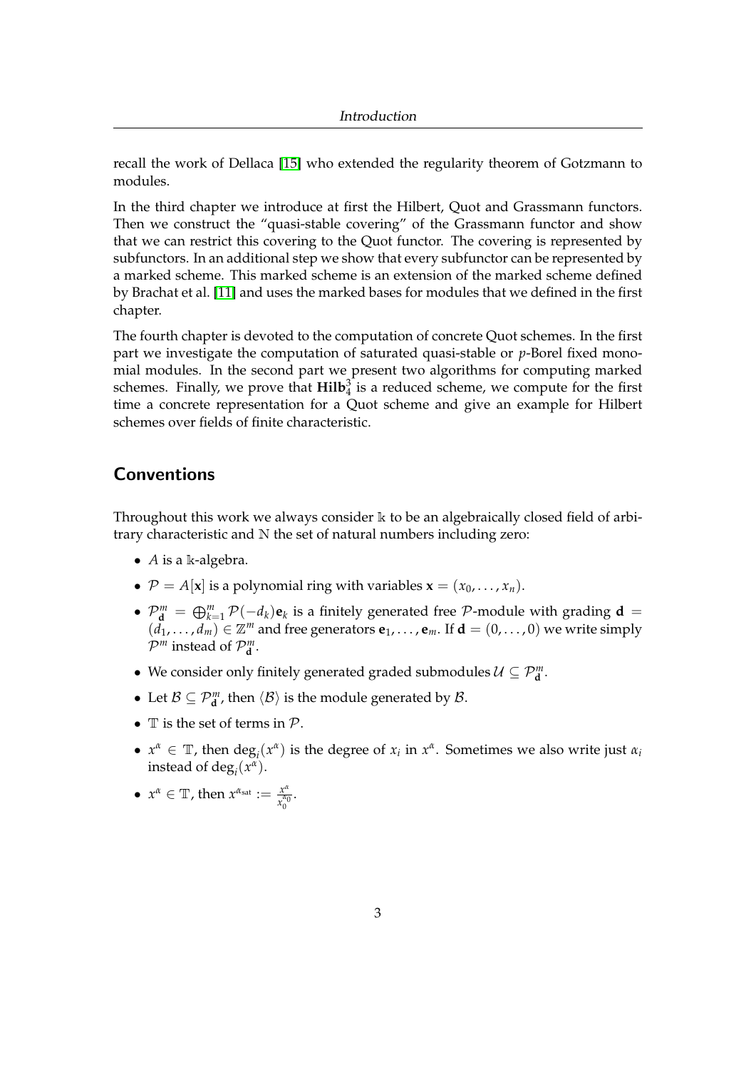recall the work of Dellaca [15] who extended the regularity theorem of Gotzmann to modules.

In the third chapter we introduce at first the Hilbert, Quot and Grassmann functors. Then we construct the "quasi-stable covering" of the Grassmann functor and show that we can restrict this covering to the Quot functor. The covering is represented by subfunctors. In an additional step we show that every subfunctor can be represented by a marked scheme. This marked scheme is an extension of the marked scheme defined by Brachat et al. [11] and uses the marked bases for modules that we defined in the first chapter.

The fourth chapter is devoted to the computation of concrete Quot schemes. In the first part we investigate the computation of saturated quasi-stable or $p$-Borel fixed monomial modules. In the second part we present two algorithms for computing marked schemes. Finally, we prove that $\mathbf{Hilb}^3_4$ is a reduced scheme, we compute for the first time a concrete representation for a Quot scheme and give an example for Hilbert schemes over fields of finite characteristic.

## Conventions

Throughout this work we always consider $\mathbb{k}$ to be an algebraically closed field of arbitrary characteristic and $\mathbb{N}$ the set of natural numbers including zero:

- $A$ is a $\mathbb{k}$-algebra.
- $\mathcal{P} = A[\mathbf{x}]$ is a polynomial ring with variables $\mathbf{x} = (x_0, \dots, x_n)$.
- $\mathcal{P}^m_{\mathbf{d}} = \bigoplus_{k=1}^m \mathcal{P}(-d_k)\mathbf{e}_k$ is a finitely generated free $\mathcal{P}$-module with grading $\mathbf{d} = (d_1, \dots, d_m) \in \mathbb{Z}^m$ and free generators $\mathbf{e}_1, \dots, \mathbf{e}_m$. If $\mathbf{d} = (0, \dots, 0)$ we write simply $\mathcal{P}^m$ instead of $\mathcal{P}^m_{\mathbf{d}}$.
- We consider only finitely generated graded submodules $\mathcal{U} \subseteq \mathcal{P}^m_{\mathbf{d}}$.
- Let $\mathcal{B} \subseteq \mathcal{P}^m_{\mathbf{d}}$, then $\langle \mathcal{B} \rangle$ is the module generated by $\mathcal{B}$.
- $\mathbb{T}$ is the set of terms in $\mathcal{P}$.
- $x^\alpha \in \mathbb{T}$, then $\deg_i(x^\alpha)$ is the degree of $x_i$ in $x^\alpha$. Sometimes we also write just $\alpha_i$ instead of $\deg_i(x^\alpha)$.
- $x^\alpha \in \mathbb{T}$, then $x^{\alpha_{\text{sat}}} := \frac{x^\alpha}{x_0^{\alpha_0}}$.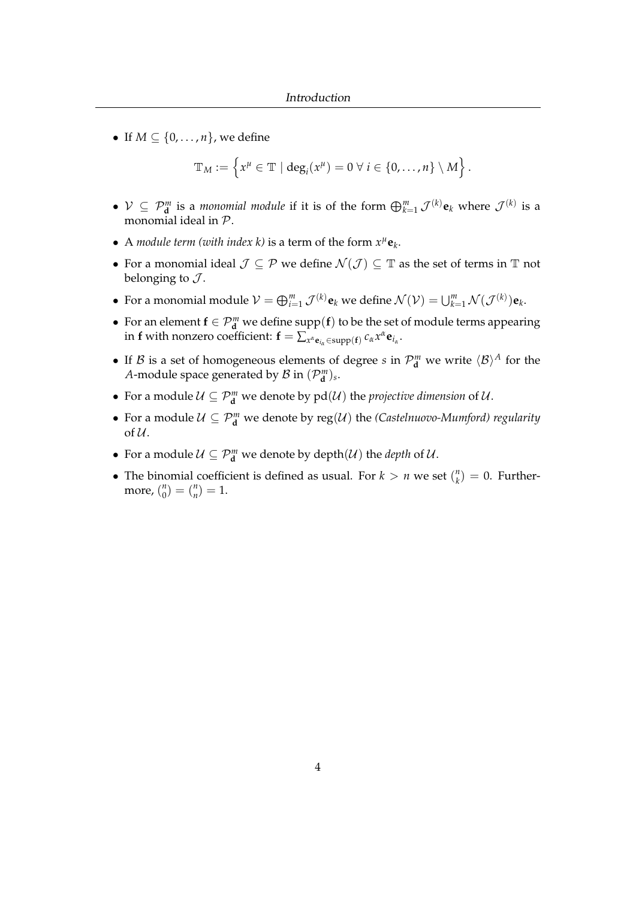- If $M \subseteq \{0, \ldots, n\}$, we define

$$\mathbb{T}_M := \left\{ x^\mu \in \mathbb{T} \mid \deg_i(x^\mu) = 0 \; \forall \, i \in \{0, \ldots, n\} \setminus M \right\}.$$

- $\mathcal{V} \subseteq \mathcal{P}_{\mathbf{d}}^m$ is a *monomial module* if it is of the form $\bigoplus_{k=1}^m \mathcal{J}^{(k)} \mathbf{e}_k$ where $\mathcal{J}^{(k)}$ is a monomial ideal in $\mathcal{P}$.
- A *module term (with index k)* is a term of the form $x^\mu \mathbf{e}_k$.
- For a monomial ideal $\mathcal{J} \subseteq \mathcal{P}$ we define $\mathcal{N}(\mathcal{J}) \subseteq \mathbb{T}$ as the set of terms in $\mathbb{T}$ not belonging to $\mathcal{J}$.
- For a monomial module $\mathcal{V} = \bigoplus_{i=1}^m \mathcal{J}^{(k)} \mathbf{e}_k$ we define $\mathcal{N}(\mathcal{V}) = \bigcup_{k=1}^m \mathcal{N}(\mathcal{J}^{(k)}) \mathbf{e}_k$.
- For an element $\mathbf{f} \in \mathcal{P}_{\mathbf{d}}^m$ we define $\operatorname{supp}(\mathbf{f})$ to be the set of module terms appearing in $\mathbf{f}$ with nonzero coefficient: $\mathbf{f} = \sum_{x^\alpha \mathbf{e}_{i_\alpha} \in \operatorname{supp}(\mathbf{f})} c_\alpha x^\alpha \mathbf{e}_{i_\alpha}$.
- If $\mathcal{B}$ is a set of homogeneous elements of degree $s$ in $\mathcal{P}_{\mathbf{d}}^m$ we write $\langle \mathcal{B} \rangle^A$ for the $A$-module space generated by $\mathcal{B}$ in $(\mathcal{P}_{\mathbf{d}}^m)_s$.
- For a module $\mathcal{U} \subseteq \mathcal{P}_{\mathbf{d}}^m$ we denote by $\operatorname{pd}(\mathcal{U})$ the *projective dimension* of $\mathcal{U}$.
- For a module $\mathcal{U} \subseteq \mathcal{P}_{\mathbf{d}}^m$ we denote by $\operatorname{reg}(\mathcal{U})$ the *(Castelnuovo-Mumford) regularity* of $\mathcal{U}$.
- For a module $\mathcal{U} \subseteq \mathcal{P}_{\mathbf{d}}^m$ we denote by $\operatorname{depth}(\mathcal{U})$ the *depth* of $\mathcal{U}$.
- The binomial coefficient is defined as usual. For $k > n$ we set $\binom{n}{k} = 0$. Furthermore, $\binom{n}{0} = \binom{n}{n} = 1$.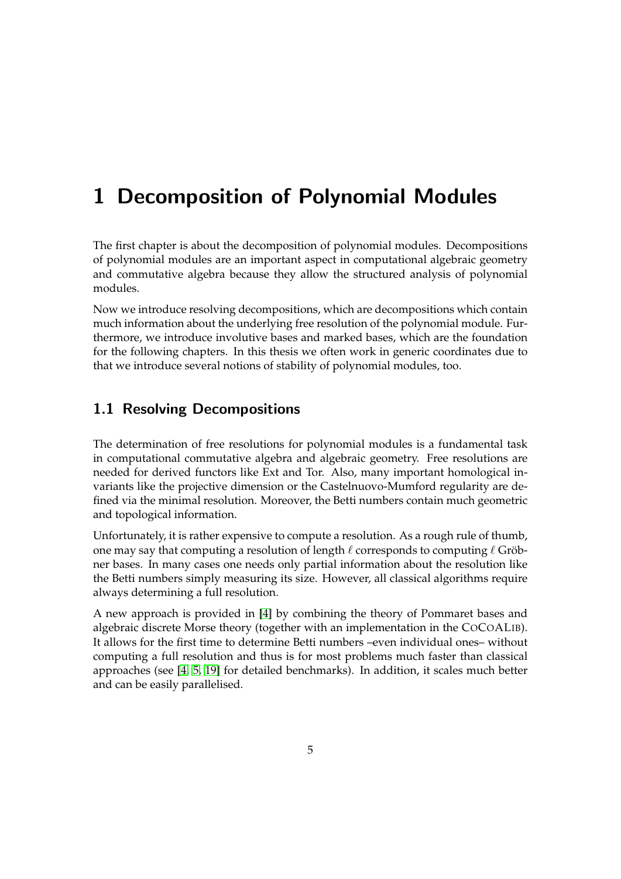# 1 Decomposition of Polynomial Modules

The first chapter is about the decomposition of polynomial modules. Decompositions of polynomial modules are an important aspect in computational algebraic geometry and commutative algebra because they allow the structured analysis of polynomial modules.

Now we introduce resolving decompositions, which are decompositions which contain much information about the underlying free resolution of the polynomial module. Furthermore, we introduce involutive bases and marked bases, which are the foundation for the following chapters. In this thesis we often work in generic coordinates due to that we introduce several notions of stability of polynomial modules, too.

## 1.1 Resolving Decompositions

The determination of free resolutions for polynomial modules is a fundamental task in computational commutative algebra and algebraic geometry. Free resolutions are needed for derived functors like Ext and Tor. Also, many important homological invariants like the projective dimension or the Castelnuovo-Mumford regularity are defined via the minimal resolution. Moreover, the Betti numbers contain much geometric and topological information.

Unfortunately, it is rather expensive to compute a resolution. As a rough rule of thumb, one may say that computing a resolution of length $\ell$ corresponds to computing $\ell$ Gröbner bases. In many cases one needs only partial information about the resolution like the Betti numbers simply measuring its size. However, all classical algorithms require always determining a full resolution.

A new approach is provided in [4] by combining the theory of Pommaret bases and algebraic discrete Morse theory (together with an implementation in the CoCoALib). It allows for the first time to determine Betti numbers –even individual ones– without computing a full resolution and thus is for most problems much faster than classical approaches (see [4, 5, 19] for detailed benchmarks). In addition, it scales much better and can be easily parallelised.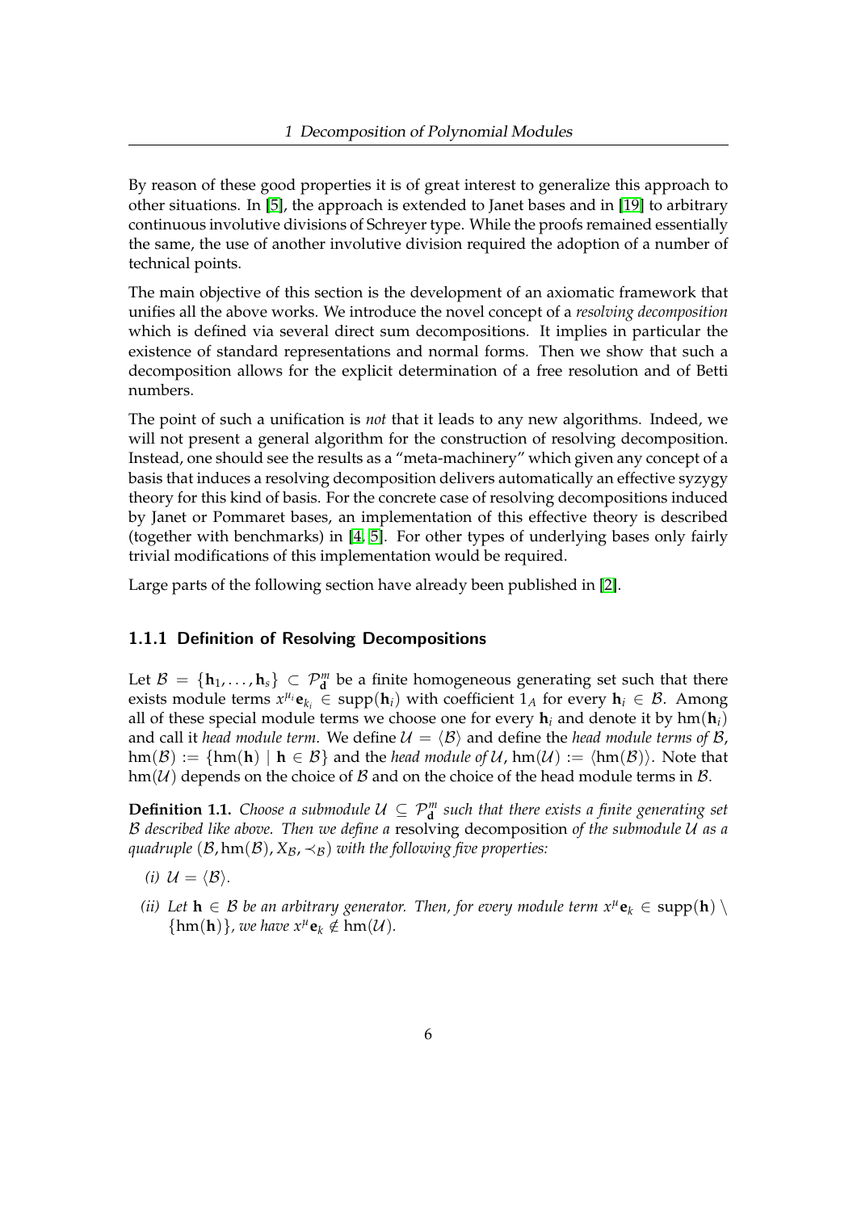By reason of these good properties it is of great interest to generalize this approach to other situations. In [5], the approach is extended to Janet bases and in [19] to arbitrary continuous involutive divisions of Schreyer type. While the proofs remained essentially the same, the use of another involutive division required the adoption of a number of technical points.

The main objective of this section is the development of an axiomatic framework that unifies all the above works. We introduce the novel concept of a *resolving decomposition* which is defined via several direct sum decompositions. It implies in particular the existence of standard representations and normal forms. Then we show that such a decomposition allows for the explicit determination of a free resolution and of Betti numbers.

The point of such a unification is *not* that it leads to any new algorithms. Indeed, we will not present a general algorithm for the construction of resolving decomposition. Instead, one should see the results as a "meta-machinery" which given any concept of a basis that induces a resolving decomposition delivers automatically an effective syzygy theory for this kind of basis. For the concrete case of resolving decompositions induced by Janet or Pommaret bases, an implementation of this effective theory is described (together with benchmarks) in [4, 5]. For other types of underlying bases only fairly trivial modifications of this implementation would be required.

Large parts of the following section have already been published in [2].

### 1.1.1 Definition of Resolving Decompositions

Let $\mathcal{B} = \{\mathbf{h}_1, \ldots, \mathbf{h}_s\} \subset \mathcal{P}^m_{\mathbf{d}}$ be a finite homogeneous generating set such that there exists module terms $x^{\mu_i}\mathbf{e}_{k_i} \in \operatorname{supp}(\mathbf{h}_i)$ with coefficient $1_A$ for every $\mathbf{h}_i \in \mathcal{B}$. Among all of these special module terms we choose one for every $\mathbf{h}_i$ and denote it by $\operatorname{hm}(\mathbf{h}_i)$ and call it *head module term*. We define $\mathcal{U} = \langle \mathcal{B} \rangle$ and define the *head module terms of* $\mathcal{B}$, $\operatorname{hm}(\mathcal{B}) := \{\operatorname{hm}(\mathbf{h}) \mid \mathbf{h} \in \mathcal{B}\}$ and the *head module of* $\mathcal{U}$, $\operatorname{hm}(\mathcal{U}) := \langle \operatorname{hm}(\mathcal{B}) \rangle$. Note that $\operatorname{hm}(\mathcal{U})$ depends on the choice of $\mathcal{B}$ and on the choice of the head module terms in $\mathcal{B}$.

**Definition 1.1.** *Choose a submodule $\mathcal{U} \subseteq \mathcal{P}^m_{\mathbf{d}}$ such that there exists a finite generating set $\mathcal{B}$ described like above. Then we define a* resolving decomposition *of the submodule $\mathcal{U}$ as a quadruple $(\mathcal{B}, \operatorname{hm}(\mathcal{B}), X_{\mathcal{B}}, \prec_{\mathcal{B}})$ with the following five properties:*

*(i) $\mathcal{U} = \langle \mathcal{B} \rangle$.*

*(ii) Let $\mathbf{h} \in \mathcal{B}$ be an arbitrary generator. Then, for every module term $x^{\mu}\mathbf{e}_k \in \operatorname{supp}(\mathbf{h}) \setminus \{\operatorname{hm}(\mathbf{h})\}$, we have $x^{\mu}\mathbf{e}_k \notin \operatorname{hm}(\mathcal{U})$.*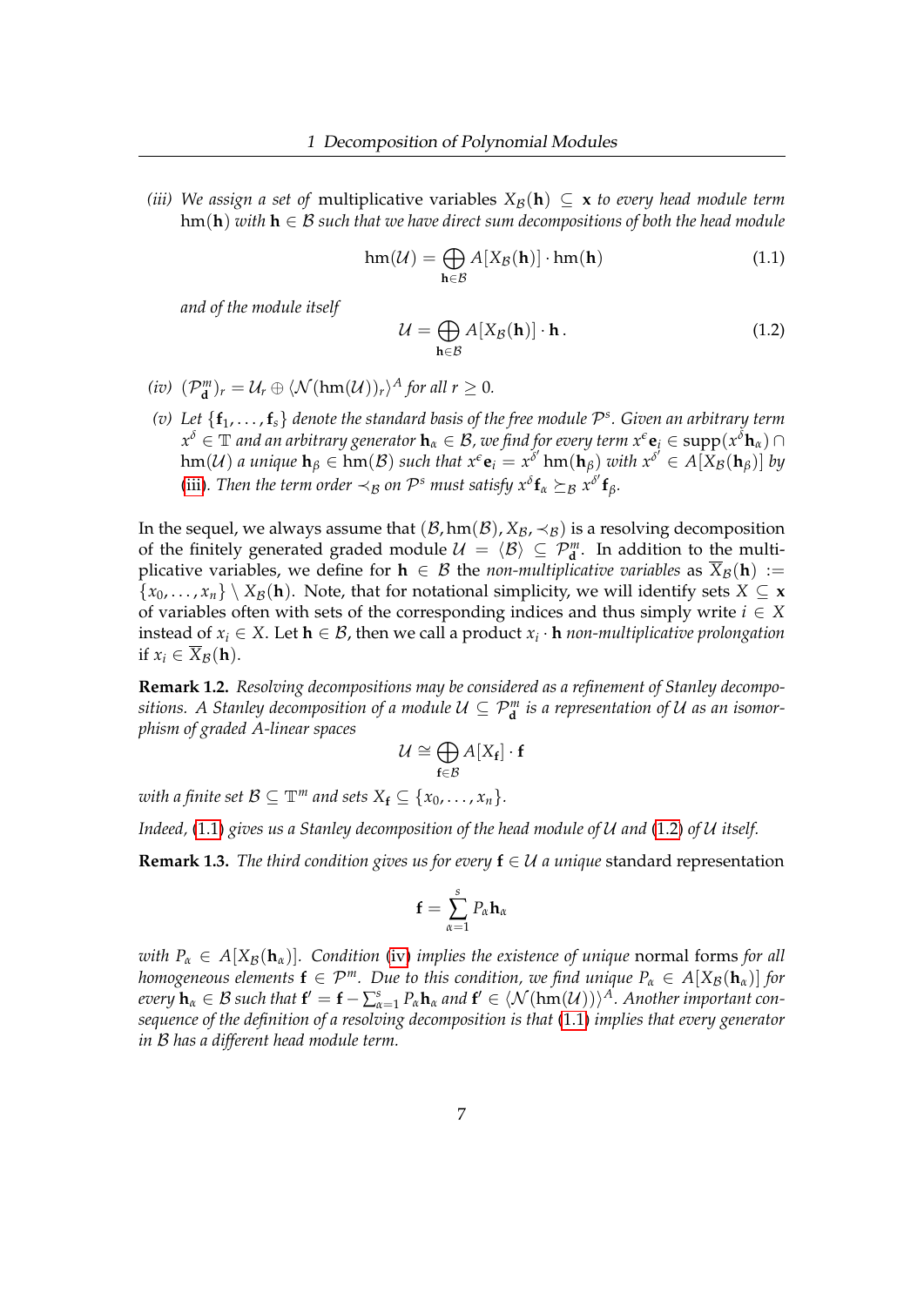*(iii) We assign a set of* multiplicative variables $X_{\mathcal{B}}(\mathbf{h}) \subseteq \mathbf{x}$ *to every head module term* $\operatorname{hm}(\mathbf{h})$ *with* $\mathbf{h} \in \mathcal{B}$ *such that we have direct sum decompositions of both the head module*

$$\operatorname{hm}(\mathcal{U}) = \bigoplus_{\mathbf{h} \in \mathcal{B}} A[X_{\mathcal{B}}(\mathbf{h})] \cdot \operatorname{hm}(\mathbf{h}) \tag{1.1}$$

*and of the module itself*

$$\mathcal{U} = \bigoplus_{\mathbf{h} \in \mathcal{B}} A[X_{\mathcal{B}}(\mathbf{h})] \cdot \mathbf{h}\,. \tag{1.2}$$

*(iv)* $(\mathcal{P}^m_{\mathbf{d}})_r = \mathcal{U}_r \oplus \langle \mathcal{N}(\operatorname{hm}(\mathcal{U}))_r \rangle^A$ *for all* $r \geq 0$.

*(v) Let* $\{\mathbf{f}_1, \ldots, \mathbf{f}_s\}$ *denote the standard basis of the free module* $\mathcal{P}^s$. *Given an arbitrary term* $x^\delta \in \mathbb{T}$ *and an arbitrary generator* $\mathbf{h}_\alpha \in \mathcal{B}$*, we find for every term* $x^\epsilon \mathbf{e}_i \in \operatorname{supp}(x^\delta \mathbf{h}_\alpha) \cap \operatorname{hm}(\mathcal{U})$ *a unique* $\mathbf{h}_\beta \in \operatorname{hm}(\mathcal{B})$ *such that* $x^\epsilon \mathbf{e}_i = x^{\delta'} \operatorname{hm}(\mathbf{h}_\beta)$ *with* $x^{\delta'} \in A[X_{\mathcal{B}}(\mathbf{h}_\beta)]$ *by (iii). Then the term order* $\prec_{\mathcal{B}}$ *on* $\mathcal{P}^s$ *must satisfy* $x^\delta \mathbf{f}_\alpha \succeq_{\mathcal{B}} x^{\delta'} \mathbf{f}_\beta$.

In the sequel, we always assume that $(\mathcal{B}, \operatorname{hm}(\mathcal{B}), X_{\mathcal{B}}, \prec_{\mathcal{B}})$ is a resolving decomposition of the finitely generated graded module $\mathcal{U} = \langle \mathcal{B} \rangle \subseteq \mathcal{P}^m_{\mathbf{d}}$. In addition to the multiplicative variables, we define for $\mathbf{h} \in \mathcal{B}$ the *non-multiplicative variables* as $\overline{X}_{\mathcal{B}}(\mathbf{h}) := \{x_0, \ldots, x_n\} \setminus X_{\mathcal{B}}(\mathbf{h})$. Note, that for notational simplicity, we will identify sets $X \subseteq \mathbf{x}$ of variables often with sets of the corresponding indices and thus simply write $i \in X$ instead of $x_i \in X$. Let $\mathbf{h} \in \mathcal{B}$, then we call a product $x_i \cdot \mathbf{h}$ *non-multiplicative prolongation* if $x_i \in \overline{X}_{\mathcal{B}}(\mathbf{h})$.

**Remark 1.2.** *Resolving decompositions may be considered as a refinement of Stanley decompositions. A Stanley decomposition of a module* $\mathcal{U} \subseteq \mathcal{P}^m_{\mathbf{d}}$ *is a representation of* $\mathcal{U}$ *as an isomorphism of graded A-linear spaces*

$$\mathcal{U} \cong \bigoplus_{\mathbf{f} \in \mathcal{B}} A[X_{\mathbf{f}}] \cdot \mathbf{f}$$

*with a finite set* $\mathcal{B} \subseteq \mathbb{T}^m$ *and sets* $X_{\mathbf{f}} \subseteq \{x_0, \ldots, x_n\}$.

*Indeed, (1.1) gives us a Stanley decomposition of the head module of* $\mathcal{U}$ *and (1.2) of* $\mathcal{U}$ *itself.*

**Remark 1.3.** *The third condition gives us for every* $\mathbf{f} \in \mathcal{U}$ *a unique* standard representation

$$\mathbf{f} = \sum_{\alpha=1}^{s} P_\alpha \mathbf{h}_\alpha$$

*with* $P_\alpha \in A[X_{\mathcal{B}}(\mathbf{h}_\alpha)]$. *Condition (iv) implies the existence of unique* normal forms *for all homogeneous elements* $\mathbf{f} \in \mathcal{P}^m$. *Due to this condition, we find unique* $P_\alpha \in A[X_{\mathcal{B}}(\mathbf{h}_\alpha)]$ *for every* $\mathbf{h}_\alpha \in \mathcal{B}$ *such that* $\mathbf{f}' = \mathbf{f} - \sum_{\alpha=1}^{s} P_\alpha \mathbf{h}_\alpha$ *and* $\mathbf{f}' \in \langle \mathcal{N}(\operatorname{hm}(\mathcal{U})) \rangle^A$. *Another important consequence of the definition of a resolving decomposition is that (1.1) implies that every generator in* $\mathcal{B}$ *has a different head module term.*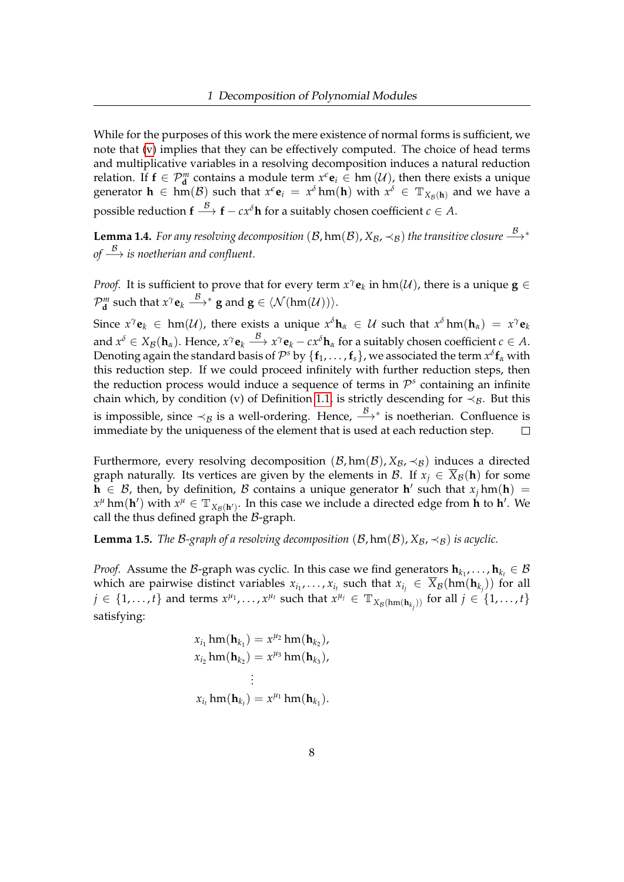While for the purposes of this work the mere existence of normal forms is sufficient, we note that (v) implies that they can be effectively computed. The choice of head terms and multiplicative variables in a resolving decomposition induces a natural reduction relation. If $\mathbf{f} \in \mathcal{P}^m_{\mathbf{d}}$ contains a module term $x^\epsilon \mathbf{e}_i \in \operatorname{hm}(\mathcal{U})$, then there exists a unique generator $\mathbf{h} \in \operatorname{hm}(\mathcal{B})$ such that $x^\epsilon \mathbf{e}_i = x^\delta \operatorname{hm}(\mathbf{h})$ with $x^\delta \in \mathbb{T}_{X_\mathcal{B}(\mathbf{h})}$ and we have a possible reduction $\mathbf{f} \xrightarrow{\mathcal{B}} \mathbf{f} - c x^\delta \mathbf{h}$ for a suitably chosen coefficient $c \in A$.

**Lemma 1.4.** *For any resolving decomposition $(\mathcal{B}, \operatorname{hm}(\mathcal{B}), X_\mathcal{B}, \prec_\mathcal{B})$ the transitive closure $\xrightarrow{\mathcal{B}}{}^*$ of $\xrightarrow{\mathcal{B}}$ is noetherian and confluent.*

*Proof.* It is sufficient to prove that for every term $x^\gamma \mathbf{e}_k$ in $\operatorname{hm}(\mathcal{U})$, there is a unique $\mathbf{g} \in \mathcal{P}^m_{\mathbf{d}}$ such that $x^\gamma \mathbf{e}_k \xrightarrow{\mathcal{B}}{}^* \mathbf{g}$ and $\mathbf{g} \in \langle \mathcal{N}(\operatorname{hm}(\mathcal{U})) \rangle$.

Since $x^\gamma \mathbf{e}_k \in \operatorname{hm}(\mathcal{U})$, there exists a unique $x^\delta \mathbf{h}_\alpha \in \mathcal{U}$ such that $x^\delta \operatorname{hm}(\mathbf{h}_\alpha) = x^\gamma \mathbf{e}_k$ and $x^\delta \in X_\mathcal{B}(\mathbf{h}_\alpha)$. Hence, $x^\gamma \mathbf{e}_k \xrightarrow{\mathcal{B}} x^\gamma \mathbf{e}_k - c x^\delta \mathbf{h}_\alpha$ for a suitably chosen coefficient $c \in A$. Denoting again the standard basis of $\mathcal{P}^s$ by $\{\mathbf{f}_1, \ldots, \mathbf{f}_s\}$, we associated the term $x^\delta \mathbf{f}_\alpha$ with this reduction step. If we could proceed infinitely with further reduction steps, then the reduction process would induce a sequence of terms in $\mathcal{P}^s$ containing an infinite chain which, by condition (v) of Definition 1.1. is strictly descending for $\prec_\mathcal{B}$. But this is impossible, since $\prec_\mathcal{B}$ is a well-ordering. Hence, $\xrightarrow{\mathcal{B}}{}^*$ is noetherian. Confluence is immediate by the uniqueness of the element that is used at each reduction step. $\square$

Furthermore, every resolving decomposition $(\mathcal{B}, \operatorname{hm}(\mathcal{B}), X_\mathcal{B}, \prec_\mathcal{B})$ induces a directed graph naturally. Its vertices are given by the elements in $\mathcal{B}$. If $x_j \in \overline{X}_\mathcal{B}(\mathbf{h})$ for some $\mathbf{h} \in \mathcal{B}$, then, by definition, $\mathcal{B}$ contains a unique generator $\mathbf{h}'$ such that $x_j \operatorname{hm}(\mathbf{h}) = x^\mu \operatorname{hm}(\mathbf{h}')$ with $x^\mu \in \mathbb{T}_{X_\mathcal{B}(\mathbf{h}')}$. In this case we include a directed edge from $\mathbf{h}$ to $\mathbf{h}'$. We call the thus defined graph the $\mathcal{B}$-graph.

**Lemma 1.5.** *The $\mathcal{B}$-graph of a resolving decomposition $(\mathcal{B}, \operatorname{hm}(\mathcal{B}), X_\mathcal{B}, \prec_\mathcal{B})$ is acyclic.*

*Proof.* Assume the $\mathcal{B}$-graph was cyclic. In this case we find generators $\mathbf{h}_{k_1}, \ldots, \mathbf{h}_{k_t} \in \mathcal{B}$ which are pairwise distinct variables $x_{i_1}, \ldots, x_{i_t}$ such that $x_{i_j} \in \overline{X}_\mathcal{B}(\operatorname{hm}(\mathbf{h}_{k_j}))$ for all $j \in \{1, \ldots, t\}$ and terms $x^{\mu_1}, \ldots, x^{\mu_t}$ such that $x^{\mu_j} \in \mathbb{T}_{X_\mathcal{B}(\operatorname{hm}(\mathbf{h}_{k_j}))}$ for all $j \in \{1, \ldots, t\}$ satisfying:

$$
\begin{aligned}
x_{i_1} \operatorname{hm}(\mathbf{h}_{k_1}) &= x^{\mu_2} \operatorname{hm}(\mathbf{h}_{k_2}), \\
x_{i_2} \operatorname{hm}(\mathbf{h}_{k_2}) &= x^{\mu_3} \operatorname{hm}(\mathbf{h}_{k_3}), \\
&\vdots \\
x_{i_t} \operatorname{hm}(\mathbf{h}_{k_t}) &= x^{\mu_1} \operatorname{hm}(\mathbf{h}_{k_1}).
\end{aligned}
$$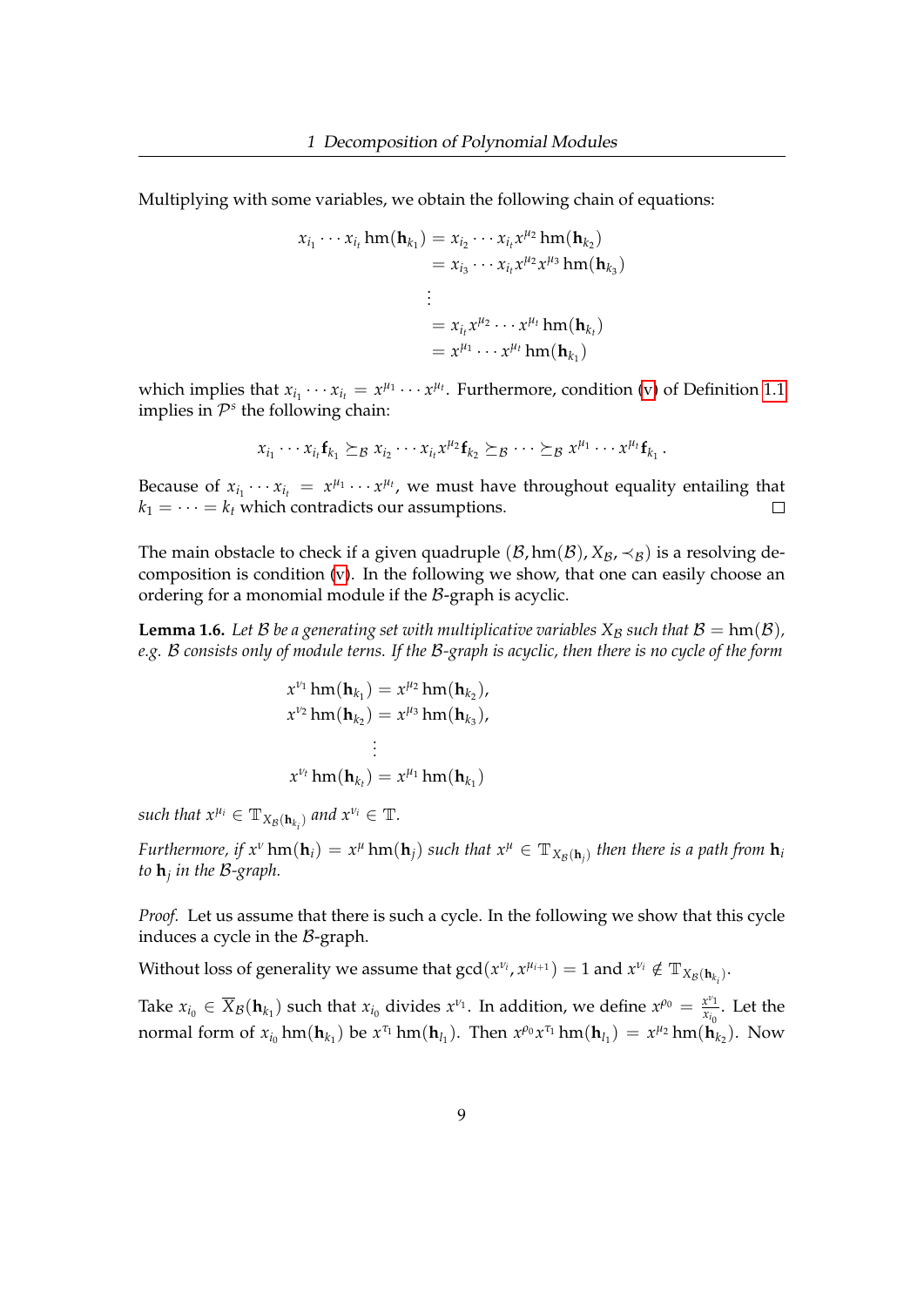Multiplying with some variables, we obtain the following chain of equations:

$$
\begin{aligned}
x_{i_1}\cdots x_{i_t}\,\mathrm{hm}(\mathbf{h}_{k_1}) &= x_{i_2}\cdots x_{i_t}x^{\mu_2}\,\mathrm{hm}(\mathbf{h}_{k_2})\\
&= x_{i_3}\cdots x_{i_t}x^{\mu_2}x^{\mu_3}\,\mathrm{hm}(\mathbf{h}_{k_3})\\
&\;\;\vdots\\
&= x_{i_t}x^{\mu_2}\cdots x^{\mu_t}\,\mathrm{hm}(\mathbf{h}_{k_t})\\
&= x^{\mu_1}\cdots x^{\mu_t}\,\mathrm{hm}(\mathbf{h}_{k_1})
\end{aligned}
$$

which implies that $x_{i_1}\cdots x_{i_t} = x^{\mu_1}\cdots x^{\mu_t}$. Furthermore, condition (v) of Definition 1.1 implies in $\mathcal{P}^s$ the following chain:

$$
x_{i_1}\cdots x_{i_t}\mathbf{f}_{k_1} \succeq_{\mathcal{B}} x_{i_2}\cdots x_{i_t}x^{\mu_2}\mathbf{f}_{k_2} \succeq_{\mathcal{B}} \cdots \succeq_{\mathcal{B}} x^{\mu_1}\cdots x^{\mu_t}\mathbf{f}_{k_1}\,.
$$

Because of $x_{i_1}\cdots x_{i_t} = x^{\mu_1}\cdots x^{\mu_t}$, we must have throughout equality entailing that $k_1 = \cdots = k_t$ which contradicts our assumptions. $\square$

The main obstacle to check if a given quadruple $(\mathcal{B}, \mathrm{hm}(\mathcal{B}), X_{\mathcal{B}}, \prec_{\mathcal{B}})$ is a resolving decomposition is condition (v). In the following we show, that one can easily choose an ordering for a monomial module if the $\mathcal{B}$-graph is acyclic.

**Lemma 1.6.** *Let $\mathcal{B}$ be a generating set with multiplicative variables $X_{\mathcal{B}}$ such that $\mathcal{B} = \mathrm{hm}(\mathcal{B})$, e.g. $\mathcal{B}$ consists only of module terns. If the $\mathcal{B}$-graph is acyclic, then there is no cycle of the form*

$$
\begin{aligned}
x^{\nu_1}\,\mathrm{hm}(\mathbf{h}_{k_1}) &= x^{\mu_2}\,\mathrm{hm}(\mathbf{h}_{k_2}),\\
x^{\nu_2}\,\mathrm{hm}(\mathbf{h}_{k_2}) &= x^{\mu_3}\,\mathrm{hm}(\mathbf{h}_{k_3}),\\
&\;\;\vdots\\
x^{\nu_t}\,\mathrm{hm}(\mathbf{h}_{k_t}) &= x^{\mu_1}\,\mathrm{hm}(\mathbf{h}_{k_1})
\end{aligned}
$$

*such that $x^{\mu_i} \in \mathbb{T}_{X_{\mathcal{B}}(\mathbf{h}_{k_i})}$ and $x^{\nu_i} \in \mathbb{T}$.*

*Furthermore, if $x^{\nu}\,\mathrm{hm}(\mathbf{h}_i) = x^{\mu}\,\mathrm{hm}(\mathbf{h}_j)$ such that $x^{\mu} \in \mathbb{T}_{X_{\mathcal{B}}(\mathbf{h}_j)}$ then there is a path from $\mathbf{h}_i$ to $\mathbf{h}_j$ in the $\mathcal{B}$-graph.*

*Proof.* Let us assume that there is such a cycle. In the following we show that this cycle induces a cycle in the $\mathcal{B}$-graph.

Without loss of generality we assume that $\gcd(x^{\nu_i}, x^{\mu_{i+1}}) = 1$ and $x^{\nu_i} \notin \mathbb{T}_{X_{\mathcal{B}}(\mathbf{h}_{k_i})}$.

Take $x_{i_0} \in \overline{X}_{\mathcal{B}}(\mathbf{h}_{k_1})$ such that $x_{i_0}$ divides $x^{\nu_1}$. In addition, we define $x^{\rho_0} = \frac{x^{\nu_1}}{x_{i_0}}$. Let the normal form of $x_{i_0}\,\mathrm{hm}(\mathbf{h}_{k_1})$ be $x^{\tau_1}\,\mathrm{hm}(\mathbf{h}_{l_1})$. Then $x^{\rho_0}x^{\tau_1}\,\mathrm{hm}(\mathbf{h}_{l_1}) = x^{\mu_2}\,\mathrm{hm}(\mathbf{h}_{k_2})$. Now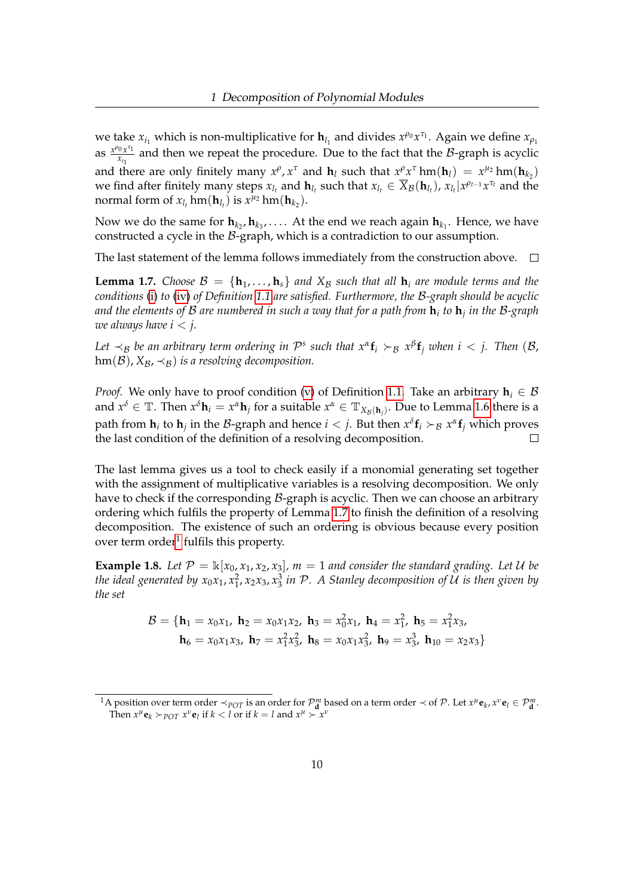we take $x_{i_1}$ which is non-multiplicative for $\mathbf{h}_{l_1}$ and divides $x^{\rho_0}x^{\tau_1}$. Again we define $x_{\rho_1}$ as $\frac{x^{\rho_0}x^{\tau_1}}{x_{i_1}}$ and then we repeat the procedure. Due to the fact that the $\mathcal{B}$-graph is acyclic and there are only finitely many $x^{\rho}, x^{\tau}$ and $\mathbf{h}_l$ such that $x^{\rho}x^{\tau}\operatorname{hm}(\mathbf{h}_l) = x^{\mu_2}\operatorname{hm}(\mathbf{h}_{k_2})$ we find after finitely many steps $x_{l_t}$ and $\mathbf{h}_{l_t}$ such that $x_{l_t} \in \overline{X}_{\mathcal{B}}(\mathbf{h}_{l_t})$, $x_{l_t} | x^{\rho_{t-1}}x^{\tau_t}$ and the normal form of $x_{l_t}\operatorname{hm}(\mathbf{h}_{l_t})$ is $x^{\mu_2}\operatorname{hm}(\mathbf{h}_{k_2})$.

Now we do the same for $\mathbf{h}_{k_2}, \mathbf{h}_{k_3}, \dots$. At the end we reach again $\mathbf{h}_{k_1}$. Hence, we have constructed a cycle in the $\mathcal{B}$-graph, which is a contradiction to our assumption.

The last statement of the lemma follows immediately from the construction above. □

**Lemma 1.7.** *Choose $\mathcal{B} = \{\mathbf{h}_1, \dots, \mathbf{h}_s\}$ and $X_{\mathcal{B}}$ such that all $\mathbf{h}_i$ are module terms and the conditions (i) to (iv) of Definition 1.1 are satisfied. Furthermore, the $\mathcal{B}$-graph should be acyclic and the elements of $\mathcal{B}$ are numbered in such a way that for a path from $\mathbf{h}_i$ to $\mathbf{h}_j$ in the $\mathcal{B}$-graph we always have $i < j$.*

*Let $\prec_{\mathcal{B}}$ be an arbitrary term ordering in $\mathcal{P}^s$ such that $x^{\alpha}\mathbf{f}_i \succ_{\mathcal{B}} x^{\beta}\mathbf{f}_j$ when $i < j$. Then $(\mathcal{B}, \operatorname{hm}(\mathcal{B}), X_{\mathcal{B}}, \prec_{\mathcal{B}})$ is a resolving decomposition.*

*Proof.* We only have to proof condition (v) of Definition 1.1. Take an arbitrary $\mathbf{h}_i \in \mathcal{B}$ and $x^{\delta} \in \mathbb{T}$. Then $x^{\delta}\mathbf{h}_i = x^{\alpha}\mathbf{h}_j$ for a suitable $x^{\alpha} \in \mathbb{T}_{X_{\mathcal{B}}(\mathbf{h}_j)}$. Due to Lemma 1.6 there is a path from $\mathbf{h}_i$ to $\mathbf{h}_j$ in the $\mathcal{B}$-graph and hence $i < j$. But then $x^{\delta}\mathbf{f}_i \succ_{\mathcal{B}} x^{\alpha}\mathbf{f}_j$ which proves the last condition of the definition of a resolving decomposition. □

The last lemma gives us a tool to check easily if a monomial generating set together with the assignment of multiplicative variables is a resolving decomposition. We only have to check if the corresponding $\mathcal{B}$-graph is acyclic. Then we can choose an arbitrary ordering which fulfils the property of Lemma 1.7 to finish the definition of a resolving decomposition. The existence of such an ordering is obvious because every position over term order[1] fulfils this property.

**Example 1.8.** *Let $\mathcal{P} = \Bbbk[x_0, x_1, x_2, x_3]$, $m = 1$ and consider the standard grading. Let $\mathcal{U}$ be the ideal generated by $x_0x_1, x_1^2, x_2x_3, x_3^3$ in $\mathcal{P}$. A Stanley decomposition of $\mathcal{U}$ is then given by the set*

$$\mathcal{B} = \{\mathbf{h}_1 = x_0x_1,\ \mathbf{h}_2 = x_0x_1x_2,\ \mathbf{h}_3 = x_0^2x_1,\ \mathbf{h}_4 = x_1^2,\ \mathbf{h}_5 = x_1^2x_3,$$
$$\mathbf{h}_6 = x_0x_1x_3,\ \mathbf{h}_7 = x_1^2x_3^2,\ \mathbf{h}_8 = x_0x_1x_3^2,\ \mathbf{h}_9 = x_3^3,\ \mathbf{h}_{10} = x_2x_3\}$$

[1] A position over term order $\prec_{POT}$ is an order for $\mathcal{P}^m_{\mathbf{d}}$ based on a term order $\prec$ of $\mathcal{P}$. Let $x^{\mu}\mathbf{e}_k, x^{\nu}\mathbf{e}_l \in \mathcal{P}^m_{\mathbf{d}}$. Then $x^{\mu}\mathbf{e}_k \succ_{POT} x^{\nu}\mathbf{e}_l$ if $k < l$ or if $k = l$ and $x^{\mu} \succ x^{\nu}$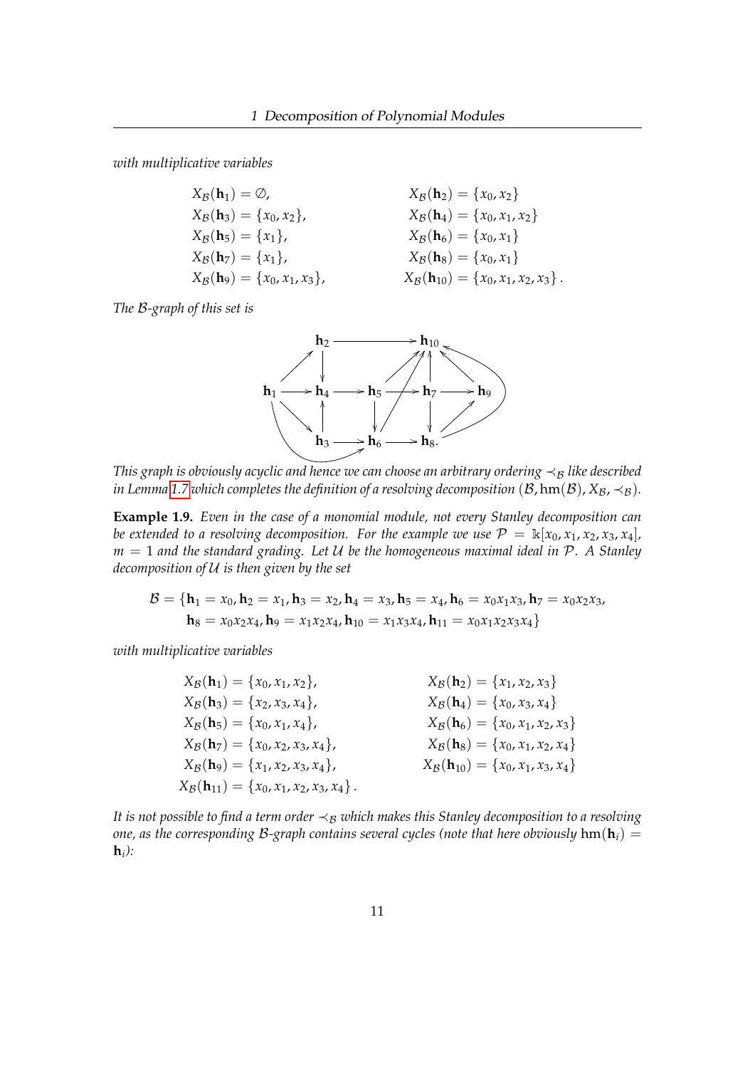*with multiplicative variables*

$$
\begin{aligned}
X_{\mathcal{B}}(\mathbf{h}_1) &= \emptyset, & X_{\mathcal{B}}(\mathbf{h}_2) &= \{x_0, x_2\} \\
X_{\mathcal{B}}(\mathbf{h}_3) &= \{x_0, x_2\}, & X_{\mathcal{B}}(\mathbf{h}_4) &= \{x_0, x_1, x_2\} \\
X_{\mathcal{B}}(\mathbf{h}_5) &= \{x_1\}, & X_{\mathcal{B}}(\mathbf{h}_6) &= \{x_0, x_1\} \\
X_{\mathcal{B}}(\mathbf{h}_7) &= \{x_1\}, & X_{\mathcal{B}}(\mathbf{h}_8) &= \{x_0, x_1\} \\
X_{\mathcal{B}}(\mathbf{h}_9) &= \{x_0, x_1, x_3\}, & X_{\mathcal{B}}(\mathbf{h}_{10}) &= \{x_0, x_1, x_2, x_3\}.
\end{aligned}
$$

*The $\mathcal{B}$-graph of this set is*

$$
\begin{array}{ccccccccc}
 & & \mathbf{h}_2 & \longrightarrow & & \longrightarrow & \mathbf{h}_{10} & & \\
 & & & & & & & & \\
\mathbf{h}_1 & \longrightarrow & \mathbf{h}_4 & \longrightarrow & \mathbf{h}_5 & \longrightarrow & \mathbf{h}_7 & \longrightarrow & \mathbf{h}_9 \\
 & & & & & & & & \\
 & & \mathbf{h}_3 & \longrightarrow & \mathbf{h}_6 & \longrightarrow & \mathbf{h}_8. & &
\end{array}
$$

*This graph is obviously acyclic and hence we can choose an arbitrary ordering $\prec_{\mathcal{B}}$ like described in Lemma 1.7 which completes the definition of a resolving decomposition $(\mathcal{B}, \mathrm{hm}(\mathcal{B}), X_{\mathcal{B}}, \prec_{\mathcal{B}})$.*

**Example 1.9.** *Even in the case of a monomial module, not every Stanley decomposition can be extended to a resolving decomposition. For the example we use $\mathcal{P} = \Bbbk[x_0, x_1, x_2, x_3, x_4]$, $m = 1$ and the standard grading. Let $\mathcal{U}$ be the homogeneous maximal ideal in $\mathcal{P}$. A Stanley decomposition of $\mathcal{U}$ is then given by the set*

$$
\begin{aligned}
\mathcal{B} = \{&\mathbf{h}_1 = x_0, \mathbf{h}_2 = x_1, \mathbf{h}_3 = x_2, \mathbf{h}_4 = x_3, \mathbf{h}_5 = x_4, \mathbf{h}_6 = x_0x_1x_3, \mathbf{h}_7 = x_0x_2x_3, \\
&\mathbf{h}_8 = x_0x_2x_4, \mathbf{h}_9 = x_1x_2x_4, \mathbf{h}_{10} = x_1x_3x_4, \mathbf{h}_{11} = x_0x_1x_2x_3x_4\}
\end{aligned}
$$

*with multiplicative variables*

$$
\begin{aligned}
X_{\mathcal{B}}(\mathbf{h}_1) &= \{x_0, x_1, x_2\}, & X_{\mathcal{B}}(\mathbf{h}_2) &= \{x_1, x_2, x_3\} \\
X_{\mathcal{B}}(\mathbf{h}_3) &= \{x_2, x_3, x_4\}, & X_{\mathcal{B}}(\mathbf{h}_4) &= \{x_0, x_3, x_4\} \\
X_{\mathcal{B}}(\mathbf{h}_5) &= \{x_0, x_1, x_4\}, & X_{\mathcal{B}}(\mathbf{h}_6) &= \{x_0, x_1, x_2, x_3\} \\
X_{\mathcal{B}}(\mathbf{h}_7) &= \{x_0, x_2, x_3, x_4\}, & X_{\mathcal{B}}(\mathbf{h}_8) &= \{x_0, x_1, x_2, x_4\} \\
X_{\mathcal{B}}(\mathbf{h}_9) &= \{x_1, x_2, x_3, x_4\}, & X_{\mathcal{B}}(\mathbf{h}_{10}) &= \{x_0, x_1, x_3, x_4\} \\
X_{\mathcal{B}}(\mathbf{h}_{11}) &= \{x_0, x_1, x_2, x_3, x_4\}.
\end{aligned}
$$

*It is not possible to find a term order $\prec_{\mathcal{B}}$ which makes this Stanley decomposition to a resolving one, as the corresponding $\mathcal{B}$-graph contains several cycles (note that here obviously $\mathrm{hm}(\mathbf{h}_i) = \mathbf{h}_i$):*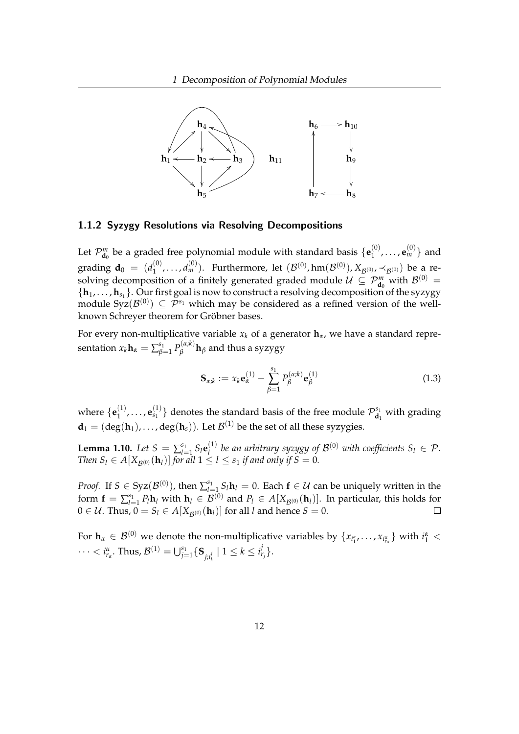### 1.1.2 Syzygy Resolutions via Resolving Decompositions

Let $\mathcal{P}^m_{\mathbf{d}_0}$ be a graded free polynomial module with standard basis $\{\mathbf{e}^{(0)}_1, \dots, \mathbf{e}^{(0)}_m\}$ and grading $\mathbf{d}_0 = (d^{(0)}_1, \dots, d^{(0)}_m)$. Furthermore, let $(\mathcal{B}^{(0)}, \mathrm{hm}(\mathcal{B}^{(0)}), X_{\mathcal{B}^{(0)}}, \prec_{\mathcal{B}^{(0)}})$ be a resolving decomposition of a finitely generated graded module $\mathcal{U} \subseteq \mathcal{P}^m_{\mathbf{d}_0}$ with $\mathcal{B}^{(0)} = \{\mathbf{h}_1, \dots, \mathbf{h}_{s_1}\}$. Our first goal is now to construct a resolving decomposition of the syzygy module $\mathrm{Syz}(\mathcal{B}^{(0)}) \subseteq \mathcal{P}^{s_1}$ which may be considered as a refined version of the well-known Schreyer theorem for Gröbner bases.

For every non-multiplicative variable $x_k$ of a generator $\mathbf{h}_\alpha$, we have a standard representation $x_k \mathbf{h}_\alpha = \sum_{\beta=1}^{s_1} P^{(\alpha;k)}_\beta \mathbf{h}_\beta$ and thus a syzygy

$$\mathbf{S}_{\alpha;k} := x_k \mathbf{e}^{(1)}_\alpha - \sum_{\beta=1}^{s_1} P^{(\alpha;k)}_\beta \mathbf{e}^{(1)}_\beta \tag{1.3}$$

where $\{\mathbf{e}^{(1)}_1, \dots, \mathbf{e}^{(1)}_{s_1}\}$ denotes the standard basis of the free module $\mathcal{P}^{s_1}_{\mathbf{d}_1}$ with grading $\mathbf{d}_1 = (\deg(\mathbf{h}_1), \dots, \deg(\mathbf{h}_s))$. Let $\mathcal{B}^{(1)}$ be the set of all these syzygies.

**Lemma 1.10.** *Let $S = \sum_{l=1}^{s_1} S_l \mathbf{e}^{(1)}_l$ be an arbitrary syzygy of $\mathcal{B}^{(0)}$ with coefficients $S_l \in \mathcal{P}$. Then $S_l \in A[X_{\mathcal{B}^{(0)}}(\mathbf{h}_l)]$ for all $1 \leq l \leq s_1$ if and only if $S = 0$.*

*Proof.* If $S \in \mathrm{Syz}(\mathcal{B}^{(0)})$, then $\sum_{l=1}^{s_1} S_l \mathbf{h}_l = 0$. Each $\mathbf{f} \in \mathcal{U}$ can be uniquely written in the form $\mathbf{f} = \sum_{l=1}^{s_1} P_l \mathbf{h}_l$ with $\mathbf{h}_l \in \mathcal{B}^{(0)}$ and $P_l \in A[X_{\mathcal{B}^{(0)}}(\mathbf{h}_l)]$. In particular, this holds for $0 \in \mathcal{U}$. Thus, $0 = S_l \in A[X_{\mathcal{B}^{(0)}}(\mathbf{h}_l)]$ for all $l$ and hence $S = 0$. $\square$

For $\mathbf{h}_\alpha \in \mathcal{B}^{(0)}$ we denote the non-multiplicative variables by $\{x_{i^\alpha_1}, \dots, x_{i^\alpha_{r_\alpha}}\}$ with $i^\alpha_1 < \dots < i^\alpha_{r_\alpha}$. Thus, $\mathcal{B}^{(1)} = \bigcup_{j=1}^{s_1} \{\mathbf{S}_{j;i^j_k} \mid 1 \leq k \leq i^j_{r_j}\}$.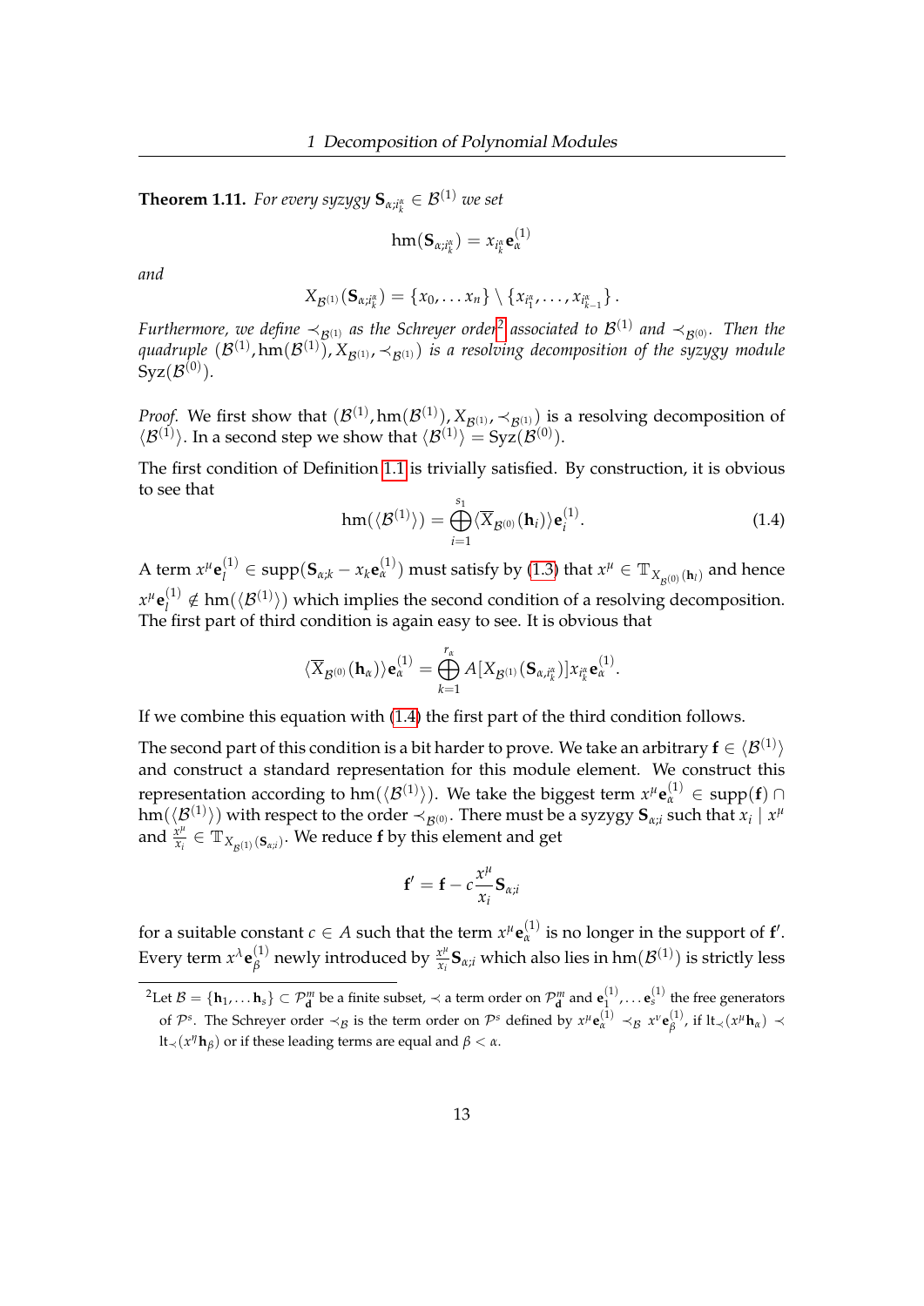**Theorem 1.11.** *For every syzygy $\mathbf{S}_{\alpha;i_k^\alpha} \in \mathcal{B}^{(1)}$ we set*

$$\mathrm{hm}(\mathbf{S}_{\alpha;i_k^\alpha}) = x_{i_k^\alpha}\mathbf{e}_\alpha^{(1)}$$

*and*

$$X_{\mathcal{B}^{(1)}}(\mathbf{S}_{\alpha;i_k^\alpha}) = \{x_0, \dots x_n\} \setminus \{x_{i_1^\alpha}, \dots, x_{i_{k-1}^\alpha}\}.$$

*Furthermore, we define $\prec_{\mathcal{B}^{(1)}}$ as the Schreyer order*[2] *associated to $\mathcal{B}^{(1)}$ and $\prec_{\mathcal{B}^{(0)}}$. Then the quadruple $(\mathcal{B}^{(1)}, \mathrm{hm}(\mathcal{B}^{(1)}), X_{\mathcal{B}^{(1)}}, \prec_{\mathcal{B}^{(1)}})$ is a resolving decomposition of the syzygy module $\mathrm{Syz}(\mathcal{B}^{(0)})$.*

*Proof.* We first show that $(\mathcal{B}^{(1)}, \mathrm{hm}(\mathcal{B}^{(1)}), X_{\mathcal{B}^{(1)}}, \prec_{\mathcal{B}^{(1)}})$ is a resolving decomposition of $\langle \mathcal{B}^{(1)} \rangle$. In a second step we show that $\langle \mathcal{B}^{(1)} \rangle = \mathrm{Syz}(\mathcal{B}^{(0)})$.

The first condition of Definition 1.1 is trivially satisfied. By construction, it is obvious to see that

$$\mathrm{hm}(\langle \mathcal{B}^{(1)} \rangle) = \bigoplus_{i=1}^{s_1} \langle \overline{X}_{\mathcal{B}^{(0)}}(\mathbf{h}_i) \rangle \mathbf{e}_i^{(1)}. \tag{1.4}$$

A term $x^\mu \mathbf{e}_l^{(1)} \in \mathrm{supp}(\mathbf{S}_{\alpha;k} - x_k \mathbf{e}_\alpha^{(1)})$ must satisfy by (1.3) that $x^\mu \in \mathbb{T}_{X_{\mathcal{B}^{(0)}}(\mathbf{h}_l)}$ and hence $x^\mu \mathbf{e}_l^{(1)} \notin \mathrm{hm}(\langle \mathcal{B}^{(1)} \rangle)$ which implies the second condition of a resolving decomposition. The first part of third condition is again easy to see. It is obvious that

$$\langle \overline{X}_{\mathcal{B}^{(0)}}(\mathbf{h}_\alpha) \rangle \mathbf{e}_\alpha^{(1)} = \bigoplus_{k=1}^{r_\alpha} A[X_{\mathcal{B}^{(1)}}(\mathbf{S}_{\alpha,i_k^\alpha})] x_{i_k^\alpha} \mathbf{e}_\alpha^{(1)}.$$

If we combine this equation with (1.4) the first part of the third condition follows.

The second part of this condition is a bit harder to prove. We take an arbitrary $\mathbf{f} \in \langle \mathcal{B}^{(1)} \rangle$ and construct a standard representation for this module element. We construct this representation according to $\mathrm{hm}(\langle \mathcal{B}^{(1)} \rangle)$. We take the biggest term $x^\mu \mathbf{e}_\alpha^{(1)} \in \mathrm{supp}(\mathbf{f}) \cap \mathrm{hm}(\langle \mathcal{B}^{(1)} \rangle)$ with respect to the order $\prec_{\mathcal{B}^{(0)}}$. There must be a syzygy $\mathbf{S}_{\alpha;i}$ such that $x_i \mid x^\mu$ and $\frac{x^\mu}{x_i} \in \mathbb{T}_{X_{\mathcal{B}^{(1)}}(\mathbf{S}_{\alpha;i})}$. We reduce $\mathbf{f}$ by this element and get

$$\mathbf{f}' = \mathbf{f} - c\frac{x^\mu}{x_i}\mathbf{S}_{\alpha;i}$$

for a suitable constant $c \in A$ such that the term $x^\mu \mathbf{e}_\alpha^{(1)}$ is no longer in the support of $\mathbf{f}'$. Every term $x^\lambda \mathbf{e}_\beta^{(1)}$ newly introduced by $\frac{x^\mu}{x_i}\mathbf{S}_{\alpha;i}$ which also lies in $\mathrm{hm}(\mathcal{B}^{(1)})$ is strictly less

---

[2] Let $\mathcal{B} = \{\mathbf{h}_1, \dots \mathbf{h}_s\} \subset \mathcal{P}_{\mathbf{d}}^m$ be a finite subset, $\prec$ a term order on $\mathcal{P}_{\mathbf{d}}^m$ and $\mathbf{e}_1^{(1)}, \dots \mathbf{e}_s^{(1)}$ the free generators of $\mathcal{P}^s$. The Schreyer order $\prec_{\mathcal{B}}$ is the term order on $\mathcal{P}^s$ defined by $x^\mu \mathbf{e}_\alpha^{(1)} \prec_{\mathcal{B}} x^\nu \mathbf{e}_\beta^{(1)}$, if $\mathrm{lt}_\prec(x^\mu \mathbf{h}_\alpha) \prec \mathrm{lt}_\prec(x^\eta \mathbf{h}_\beta)$ or if these leading terms are equal and $\beta < \alpha$.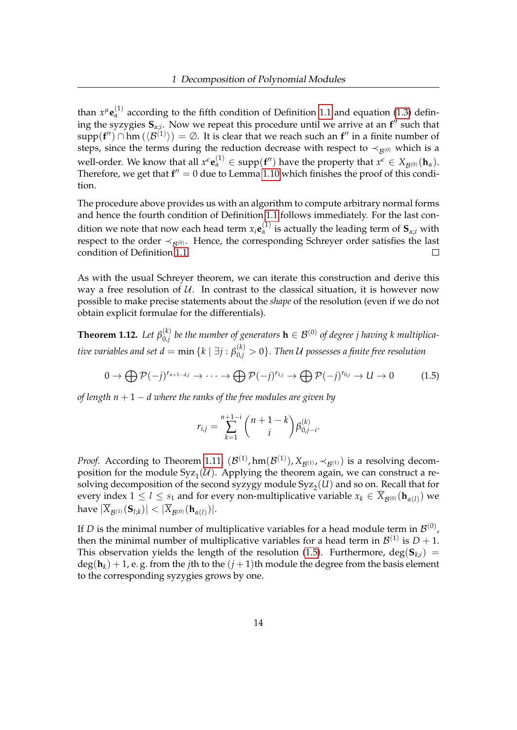than $x^\mu \mathbf{e}_\alpha^{(1)}$ according to the fifth condition of Definition 1.1 and equation (1.3) defining the syzygies $\mathbf{S}_{\alpha;i}$. Now we repeat this procedure until we arrive at an $\mathbf{f}''$ such that $\operatorname{supp}(\mathbf{f}'') \cap \operatorname{hm}(\langle \mathcal{B}^{(1)} \rangle) = \emptyset$. It is clear that we reach such an $\mathbf{f}''$ in a finite number of steps, since the terms during the reduction decrease with respect to $\prec_{\mathcal{B}^{(0)}}$ which is a well-order. We know that all $x^\epsilon \mathbf{e}_\alpha^{(1)} \in \operatorname{supp}(\mathbf{f}'')$ have the property that $x^\epsilon \in X_{\mathcal{B}^{(0)}}(\mathbf{h}_\alpha)$. Therefore, we get that $\mathbf{f}'' = 0$ due to Lemma 1.10 which finishes the proof of this condition.

The procedure above provides us with an algorithm to compute arbitrary normal forms and hence the fourth condition of Definition 1.1 follows immediately. For the last condition we note that now each head term $x_i \mathbf{e}_\alpha^{(1)}$ is actually the leading term of $\mathbf{S}_{\alpha;i}$ with respect to the order $\prec_{\mathcal{B}^{(0)}}$. Hence, the corresponding Schreyer order satisfies the last condition of Definition 1.1. □

As with the usual Schreyer theorem, we can iterate this construction and derive this way a free resolution of $\mathcal{U}$. In contrast to the classical situation, it is however now possible to make precise statements about the *shape* of the resolution (even if we do not obtain explicit formulae for the differentials).

**Theorem 1.12.** *Let $\beta_{0,j}^{(k)}$ be the number of generators $\mathbf{h} \in \mathcal{B}^{(0)}$ of degree $j$ having $k$ multiplicative variables and set $d = \min\{k \mid \exists j : \beta_{0,j}^{(k)} > 0\}$. Then $\mathcal{U}$ possesses a finite free resolution*

$$0 \to \bigoplus \mathcal{P}(-j)^{r_{n+1-d,j}} \to \cdots \to \bigoplus \mathcal{P}(-j)^{r_{1,j}} \to \bigoplus \mathcal{P}(-j)^{r_{0,j}} \to \mathcal{U} \to 0 \tag{1.5}$$

*of length $n + 1 - d$ where the ranks of the free modules are given by*

$$r_{i,j} = \sum_{k=1}^{n+1-i} \binom{n+1-k}{i} \beta_{0,j-i}^{(k)}.$$

*Proof.* According to Theorem 1.11, $(\mathcal{B}^{(1)}, \operatorname{hm}(\mathcal{B}^{(1)}), X_{\mathcal{B}^{(1)}}, \prec_{\mathcal{B}^{(1)}})$ is a resolving decomposition for the module $\operatorname{Syz}_1(\mathcal{U})$. Applying the theorem again, we can construct a resolving decomposition of the second syzygy module $\operatorname{Syz}_2(\mathcal{U})$ and so on. Recall that for every index $1 \leq l \leq s_1$ and for every non-multiplicative variable $x_k \in \overline{X}_{\mathcal{B}^{(0)}}(\mathbf{h}_{\alpha(l)})$ we have $|\overline{X}_{\mathcal{B}^{(1)}}(\mathbf{S}_{l;k})| < |\overline{X}_{\mathcal{B}^{(0)}}(\mathbf{h}_{\alpha(l)})|$.

If $D$ is the minimal number of multiplicative variables for a head module term in $\mathcal{B}^{(0)}$, then the minimal number of multiplicative variables for a head term in $\mathcal{B}^{(1)}$ is $D + 1$. This observation yields the length of the resolution (1.5). Furthermore, $\deg(\mathbf{S}_{k;i}) = \deg(\mathbf{h}_k) + 1$, e. g. from the $j$th to the $(j+1)$th module the degree from the basis element to the corresponding syzygies grows by one.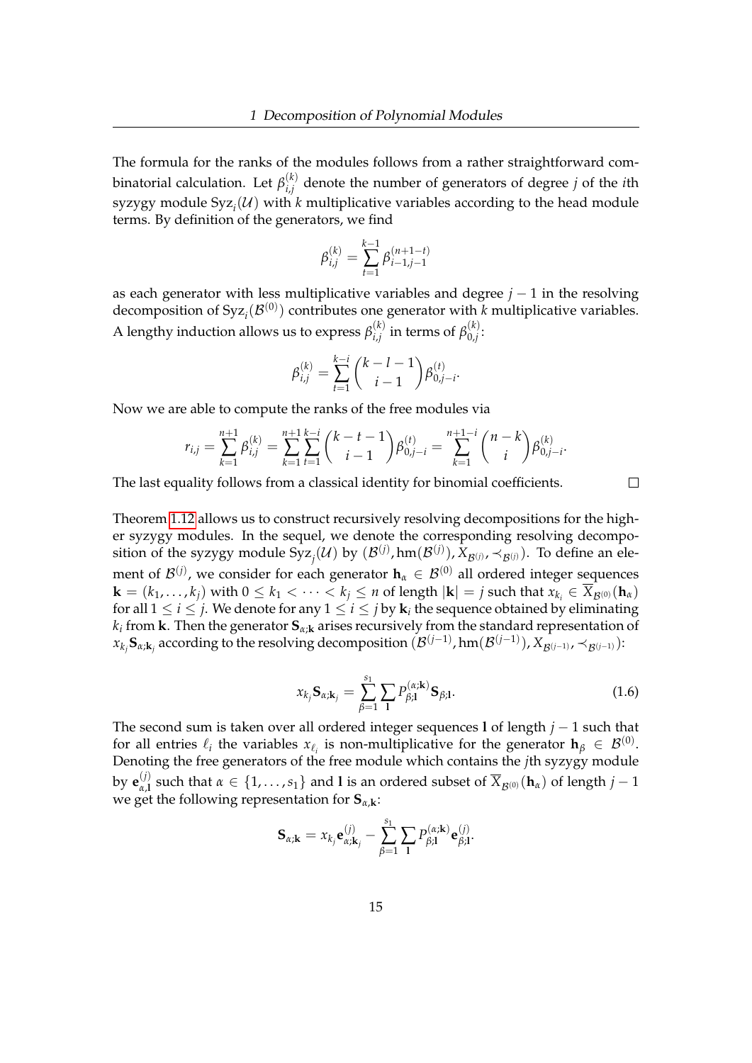The formula for the ranks of the modules follows from a rather straightforward combinatorial calculation. Let $\beta_{i,j}^{(k)}$ denote the number of generators of degree $j$ of the $i$th syzygy module $\mathrm{Syz}_i(\mathcal{U})$ with $k$ multiplicative variables according to the head module terms. By definition of the generators, we find

$$\beta_{i,j}^{(k)} = \sum_{t=1}^{k-1} \beta_{i-1,j-1}^{(n+1-t)}$$

as each generator with less multiplicative variables and degree $j-1$ in the resolving decomposition of $\mathrm{Syz}_i(\mathcal{B}^{(0)})$ contributes one generator with $k$ multiplicative variables. A lengthy induction allows us to express $\beta_{i,j}^{(k)}$ in terms of $\beta_{0,j}^{(k)}$:

$$\beta_{i,j}^{(k)} = \sum_{t=1}^{k-i} \binom{k-l-1}{i-1} \beta_{0,j-i}^{(t)}.$$

Now we are able to compute the ranks of the free modules via

$$r_{i,j} = \sum_{k=1}^{n+1} \beta_{i,j}^{(k)} = \sum_{k=1}^{n+1} \sum_{t=1}^{k-i} \binom{k-t-1}{i-1} \beta_{0,j-i}^{(t)} = \sum_{k=1}^{n+1-i} \binom{n-k}{i} \beta_{0,j-i}^{(k)}.$$

The last equality follows from a classical identity for binomial coefficients. □

Theorem 1.12 allows us to construct recursively resolving decompositions for the higher syzygy modules. In the sequel, we denote the corresponding resolving decomposition of the syzygy module $\mathrm{Syz}_j(\mathcal{U})$ by $(\mathcal{B}^{(j)}, \mathrm{hm}(\mathcal{B}^{(j)}), X_{\mathcal{B}^{(j)}}, \prec_{\mathcal{B}^{(j)}})$. To define an element of $\mathcal{B}^{(j)}$, we consider for each generator $\mathbf{h}_\alpha \in \mathcal{B}^{(0)}$ all ordered integer sequences $\mathbf{k} = (k_1, \dots, k_j)$ with $0 \leq k_1 < \cdots < k_j \leq n$ of length $|\mathbf{k}| = j$ such that $x_{k_i} \in \overline{X}_{\mathcal{B}^{(0)}}(\mathbf{h}_\alpha)$ for all $1 \leq i \leq j$. We denote for any $1 \leq i \leq j$ by $\mathbf{k}_i$ the sequence obtained by eliminating $k_i$ from $\mathbf{k}$. Then the generator $\mathbf{S}_{\alpha;\mathbf{k}}$ arises recursively from the standard representation of $x_{k_j}\mathbf{S}_{\alpha;\mathbf{k}_j}$ according to the resolving decomposition $(\mathcal{B}^{(j-1)}, \mathrm{hm}(\mathcal{B}^{(j-1)}), X_{\mathcal{B}^{(j-1)}}, \prec_{\mathcal{B}^{(j-1)}})$:

$$x_{k_j}\mathbf{S}_{\alpha;\mathbf{k}_j} = \sum_{\beta=1}^{s_1} \sum_{\mathbf{l}} P_{\beta;\mathbf{l}}^{(\alpha;\mathbf{k})} \mathbf{S}_{\beta;\mathbf{l}}. \tag{1.6}$$

The second sum is taken over all ordered integer sequences $\mathbf{l}$ of length $j-1$ such that for all entries $\ell_i$ the variables $x_{\ell_i}$ is non-multiplicative for the generator $\mathbf{h}_\beta \in \mathcal{B}^{(0)}$. Denoting the free generators of the free module which contains the $j$th syzygy module by $\mathbf{e}_{\alpha,\mathbf{l}}^{(j)}$ such that $\alpha \in \{1, \dots, s_1\}$ and $\mathbf{l}$ is an ordered subset of $\overline{X}_{\mathcal{B}^{(0)}}(\mathbf{h}_\alpha)$ of length $j-1$ we get the following representation for $\mathbf{S}_{\alpha,\mathbf{k}}$:

$$\mathbf{S}_{\alpha;\mathbf{k}} = x_{k_j}\mathbf{e}_{\alpha;\mathbf{k}_j}^{(j)} - \sum_{\beta=1}^{s_1} \sum_{\mathbf{l}} P_{\beta;\mathbf{l}}^{(\alpha;\mathbf{k})} \mathbf{e}_{\beta;\mathbf{l}}^{(j)}.$$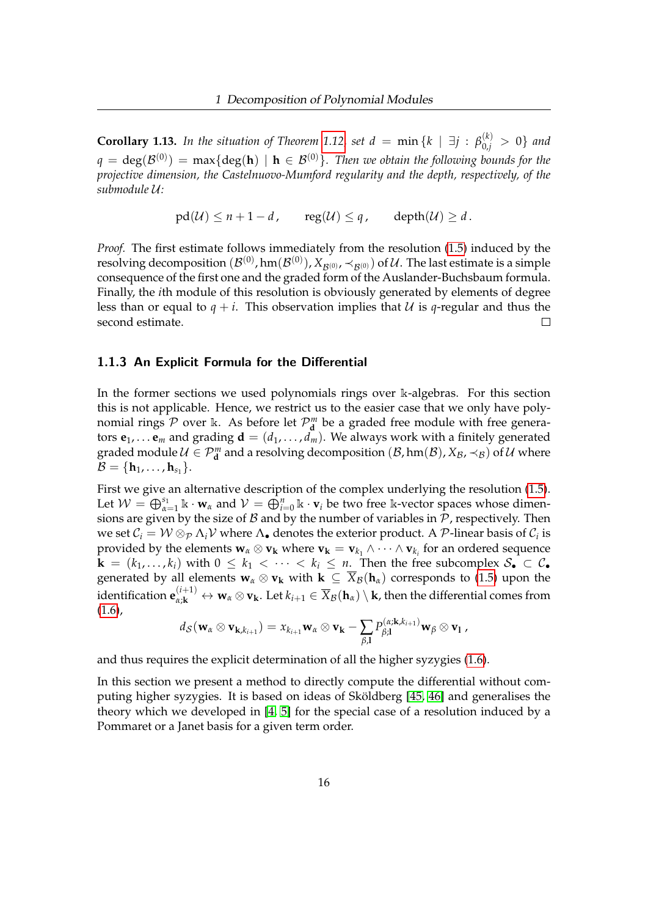**Corollary 1.13.** *In the situation of Theorem 1.12, set $d = \min\{k \mid \exists j : \beta^{(k)}_{0,j} > 0\}$ and $q = \deg(\mathcal{B}^{(0)}) = \max\{\deg(\mathbf{h}) \mid \mathbf{h} \in \mathcal{B}^{(0)}\}$. Then we obtain the following bounds for the projective dimension, the Castelnuovo-Mumford regularity and the depth, respectively, of the submodule $\mathcal{U}$:*

$$\mathrm{pd}(\mathcal{U}) \leq n + 1 - d\,, \qquad \mathrm{reg}(\mathcal{U}) \leq q\,, \qquad \mathrm{depth}(\mathcal{U}) \geq d\,.$$

*Proof.* The first estimate follows immediately from the resolution (1.5) induced by the resolving decomposition $(\mathcal{B}^{(0)}, \mathrm{hm}(\mathcal{B}^{(0)}), X_{\mathcal{B}^{(0)}}, \prec_{\mathcal{B}^{(0)}})$ of $\mathcal{U}$. The last estimate is a simple consequence of the first one and the graded form of the Auslander-Buchsbaum formula. Finally, the $i$th module of this resolution is obviously generated by elements of degree less than or equal to $q + i$. This observation implies that $\mathcal{U}$ is $q$-regular and thus the second estimate. □

### 1.1.3 An Explicit Formula for the Differential

In the former sections we used polynomials rings over $\Bbbk$-algebras. For this section this is not applicable. Hence, we restrict us to the easier case that we only have polynomial rings $\mathcal{P}$ over $\Bbbk$. As before let $\mathcal{P}^m_{\mathbf{d}}$ be a graded free module with free generators $\mathbf{e}_1, \ldots \mathbf{e}_m$ and grading $\mathbf{d} = (d_1, \ldots, d_m)$. We always work with a finitely generated graded module $\mathcal{U} \in \mathcal{P}^m_{\mathbf{d}}$ and a resolving decomposition $(\mathcal{B}, \mathrm{hm}(\mathcal{B}), X_{\mathcal{B}}, \prec_{\mathcal{B}})$ of $\mathcal{U}$ where $\mathcal{B} = \{\mathbf{h}_1, \ldots, \mathbf{h}_{s_1}\}$.

First we give an alternative description of the complex underlying the resolution (1.5). Let $\mathcal{W} = \bigoplus_{\alpha=1}^{s_1} \Bbbk \cdot \mathbf{w}_\alpha$ and $\mathcal{V} = \bigoplus_{i=0}^{n} \Bbbk \cdot \mathbf{v}_i$ be two free $\Bbbk$-vector spaces whose dimensions are given by the size of $\mathcal{B}$ and by the number of variables in $\mathcal{P}$, respectively. Then we set $\mathcal{C}_i = \mathcal{W} \otimes_{\mathcal{P}} \Lambda_i \mathcal{V}$ where $\Lambda_\bullet$ denotes the exterior product. A $\mathcal{P}$-linear basis of $\mathcal{C}_i$ is provided by the elements $\mathbf{w}_\alpha \otimes \mathbf{v}_{\mathbf{k}}$ where $\mathbf{v}_{\mathbf{k}} = \mathbf{v}_{k_1} \wedge \cdots \wedge \mathbf{v}_{k_i}$ for an ordered sequence $\mathbf{k} = (k_1, \ldots, k_i)$ with $0 \leq k_1 < \cdots < k_i \leq n$. Then the free subcomplex $\mathcal{S}_\bullet \subset \mathcal{C}_\bullet$ generated by all elements $\mathbf{w}_\alpha \otimes \mathbf{v}_{\mathbf{k}}$ with $\mathbf{k} \subseteq \overline{X}_{\mathcal{B}}(\mathbf{h}_\alpha)$ corresponds to (1.5) upon the identification $\mathbf{e}^{(i+1)}_{\alpha;\mathbf{k}} \leftrightarrow \mathbf{w}_\alpha \otimes \mathbf{v}_{\mathbf{k}}$. Let $k_{i+1} \in \overline{X}_{\mathcal{B}}(\mathbf{h}_\alpha) \setminus \mathbf{k}$, then the differential comes from (1.6),

$$d_{\mathcal{S}}(\mathbf{w}_\alpha \otimes \mathbf{v}_{\mathbf{k},k_{i+1}}) = x_{k_{i+1}} \mathbf{w}_\alpha \otimes \mathbf{v}_{\mathbf{k}} - \sum_{\beta,\mathbf{l}} P^{(\alpha;\mathbf{k},k_{i+1})}_{\beta;\mathbf{l}} \mathbf{w}_\beta \otimes \mathbf{v}_{\mathbf{l}}\,,$$

and thus requires the explicit determination of all the higher syzygies (1.6).

In this section we present a method to directly compute the differential without computing higher syzygies. It is based on ideas of Sköldberg [45, 46] and generalises the theory which we developed in [4, 5] for the special case of a resolution induced by a Pommaret or a Janet basis for a given term order.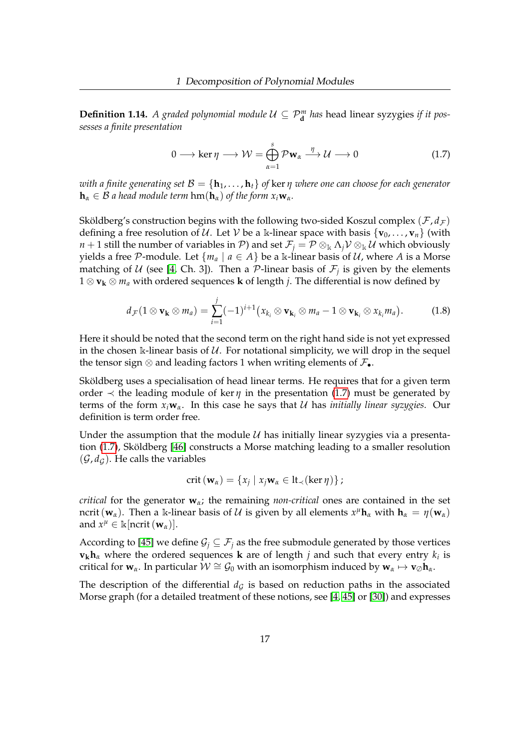**Definition 1.14.** *A graded polynomial module $\mathcal{U} \subseteq \mathcal{P}^m_{\mathbf{d}}$ has* head linear syzygies *if it possesses a finite presentation*

$$0 \longrightarrow \ker \eta \longrightarrow \mathcal{W} = \bigoplus_{\alpha=1}^{s} \mathcal{P}\mathbf{w}_\alpha \xrightarrow{\ \eta\ } \mathcal{U} \longrightarrow 0 \tag{1.7}$$

*with a finite generating set $\mathcal{B} = \{\mathbf{h}_1, \dots, \mathbf{h}_t\}$ of $\ker \eta$ where one can choose for each generator $\mathbf{h}_\alpha \in \mathcal{B}$ a head module term $\operatorname{hm}(\mathbf{h}_\alpha)$ of the form $x_i \mathbf{w}_\alpha$.*

Sköldberg's construction begins with the following two-sided Koszul complex $(\mathcal{F}, d_\mathcal{F})$ defining a free resolution of $\mathcal{U}$. Let $\mathcal{V}$ be a $\Bbbk$-linear space with basis $\{\mathbf{v}_0, \dots, \mathbf{v}_n\}$ (with $n+1$ still the number of variables in $\mathcal{P}$) and set $\mathcal{F}_j = \mathcal{P} \otimes_\Bbbk \Lambda_j \mathcal{V} \otimes_\Bbbk \mathcal{U}$ which obviously yields a free $\mathcal{P}$-module. Let $\{m_a \mid a \in A\}$ be a $\Bbbk$-linear basis of $\mathcal{U}$, where $A$ is a Morse matching of $\mathcal{U}$ (see [4, Ch. 3]). Then a $\mathcal{P}$-linear basis of $\mathcal{F}_j$ is given by the elements $1 \otimes \mathbf{v}_\mathbf{k} \otimes m_a$ with ordered sequences $\mathbf{k}$ of length $j$. The differential is now defined by

$$d_\mathcal{F}(1 \otimes \mathbf{v}_\mathbf{k} \otimes m_a) = \sum_{i=1}^{j} (-1)^{i+1} \big( x_{k_i} \otimes \mathbf{v}_{\mathbf{k}_i} \otimes m_a - 1 \otimes \mathbf{v}_{\mathbf{k}_i} \otimes x_{k_i} m_a \big). \tag{1.8}$$

Here it should be noted that the second term on the right hand side is not yet expressed in the chosen $\Bbbk$-linear basis of $\mathcal{U}$. For notational simplicity, we will drop in the sequel the tensor sign $\otimes$ and leading factors 1 when writing elements of $\mathcal{F}_\bullet$.

Sköldberg uses a specialisation of head linear terms. He requires that for a given term order $\prec$ the leading module of $\ker \eta$ in the presentation (1.7) must be generated by terms of the form $x_i \mathbf{w}_\alpha$. In this case he says that $\mathcal{U}$ has *initially linear syzygies*. Our definition is term order free.

Under the assumption that the module $\mathcal{U}$ has initially linear syzygies via a presentation (1.7), Sköldberg [46] constructs a Morse matching leading to a smaller resolution $(\mathcal{G}, d_\mathcal{G})$. He calls the variables

$$\operatorname{crit}(\mathbf{w}_\alpha) = \{x_j \mid x_j \mathbf{w}_\alpha \in \operatorname{lt}_\prec(\ker \eta)\};$$

*critical* for the generator $\mathbf{w}_\alpha$; the remaining *non-critical* ones are contained in the set $\operatorname{ncrit}(\mathbf{w}_\alpha)$. Then a $\Bbbk$-linear basis of $\mathcal{U}$ is given by all elements $x^\mu \mathbf{h}_\alpha$ with $\mathbf{h}_\alpha = \eta(\mathbf{w}_\alpha)$ and $x^\mu \in \Bbbk[\operatorname{ncrit}(\mathbf{w}_\alpha)]$.

According to [45] we define $\mathcal{G}_j \subseteq \mathcal{F}_j$ as the free submodule generated by those vertices $\mathbf{v}_\mathbf{k} \mathbf{h}_\alpha$ where the ordered sequences $\mathbf{k}$ are of length $j$ and such that every entry $k_i$ is critical for $\mathbf{w}_\alpha$. In particular $\mathcal{W} \cong \mathcal{G}_0$ with an isomorphism induced by $\mathbf{w}_\alpha \mapsto \mathbf{v}_\emptyset \mathbf{h}_\alpha$.

The description of the differential $d_\mathcal{G}$ is based on reduction paths in the associated Morse graph (for a detailed treatment of these notions, see [4, 45] or [30]) and expresses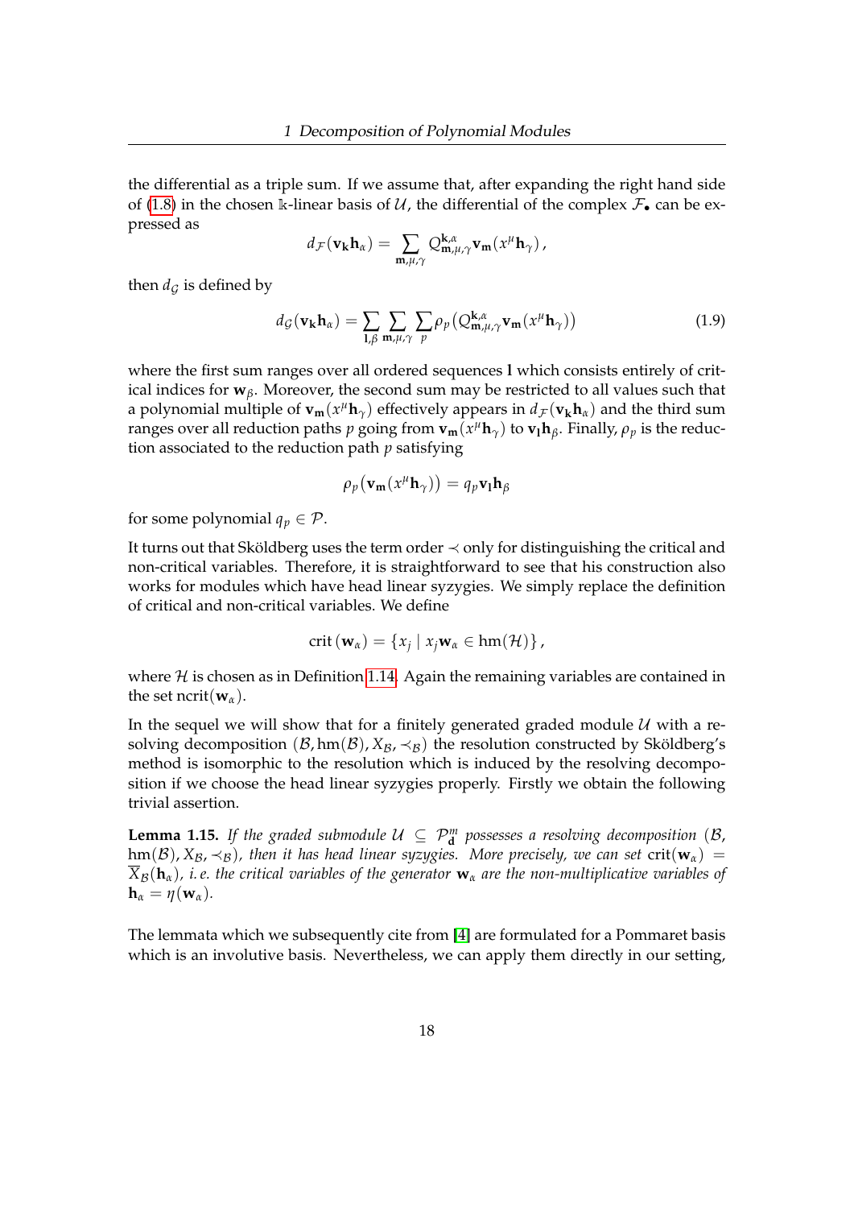the differential as a triple sum. If we assume that, after expanding the right hand side of (1.8) in the chosen $\Bbbk$-linear basis of $\mathcal{U}$, the differential of the complex $\mathcal{F}_\bullet$ can be expressed as

$$d_{\mathcal{F}}(\mathbf{v_k h}_\alpha) = \sum_{\mathbf{m},\mu,\gamma} Q^{\mathbf{k},\alpha}_{\mathbf{m},\mu,\gamma} \mathbf{v_m}(x^\mu \mathbf{h}_\gamma)\,,$$

then $d_{\mathcal{G}}$ is defined by

$$d_{\mathcal{G}}(\mathbf{v_k h}_\alpha) = \sum_{\mathbf{l},\beta} \sum_{\mathbf{m},\mu,\gamma} \sum_{p} \rho_p\big(Q^{\mathbf{k},\alpha}_{\mathbf{m},\mu,\gamma} \mathbf{v_m}(x^\mu \mathbf{h}_\gamma)\big) \tag{1.9}$$

where the first sum ranges over all ordered sequences $\mathbf{l}$ which consists entirely of critical indices for $\mathbf{w}_\beta$. Moreover, the second sum may be restricted to all values such that a polynomial multiple of $\mathbf{v_m}(x^\mu \mathbf{h}_\gamma)$ effectively appears in $d_{\mathcal{F}}(\mathbf{v_k h}_\alpha)$ and the third sum ranges over all reduction paths $p$ going from $\mathbf{v_m}(x^\mu \mathbf{h}_\gamma)$ to $\mathbf{v_l h}_\beta$. Finally, $\rho_p$ is the reduction associated to the reduction path $p$ satisfying

$$\rho_p\big(\mathbf{v_m}(x^\mu \mathbf{h}_\gamma)\big) = q_p \mathbf{v_l h}_\beta$$

for some polynomial $q_p \in \mathcal{P}$.

It turns out that Sköldberg uses the term order $\prec$ only for distinguishing the critical and non-critical variables. Therefore, it is straightforward to see that his construction also works for modules which have head linear syzygies. We simply replace the definition of critical and non-critical variables. We define

$$\operatorname{crit}(\mathbf{w}_\alpha) = \{x_j \mid x_j \mathbf{w}_\alpha \in \operatorname{hm}(\mathcal{H})\}\,,$$

where $\mathcal{H}$ is chosen as in Definition 1.14. Again the remaining variables are contained in the set $\operatorname{ncrit}(\mathbf{w}_\alpha)$.

In the sequel we will show that for a finitely generated graded module $\mathcal{U}$ with a resolving decomposition $(\mathcal{B}, \operatorname{hm}(\mathcal{B}), X_{\mathcal{B}}, \prec_{\mathcal{B}})$ the resolution constructed by Sköldberg's method is isomorphic to the resolution which is induced by the resolving decomposition if we choose the head linear syzygies properly. Firstly we obtain the following trivial assertion.

**Lemma 1.15.** *If the graded submodule $\mathcal{U} \subseteq \mathcal{P}^m_{\mathbf{d}}$ possesses a resolving decomposition $(\mathcal{B}, \operatorname{hm}(\mathcal{B}), X_{\mathcal{B}}, \prec_{\mathcal{B}})$, then it has head linear syzygies. More precisely, we can set $\operatorname{crit}(\mathbf{w}_\alpha) = \overline{X}_{\mathcal{B}}(\mathbf{h}_\alpha)$, i. e. the critical variables of the generator $\mathbf{w}_\alpha$ are the non-multiplicative variables of $\mathbf{h}_\alpha = \eta(\mathbf{w}_\alpha)$.*

The lemmata which we subsequently cite from [4] are formulated for a Pommaret basis which is an involutive basis. Nevertheless, we can apply them directly in our setting,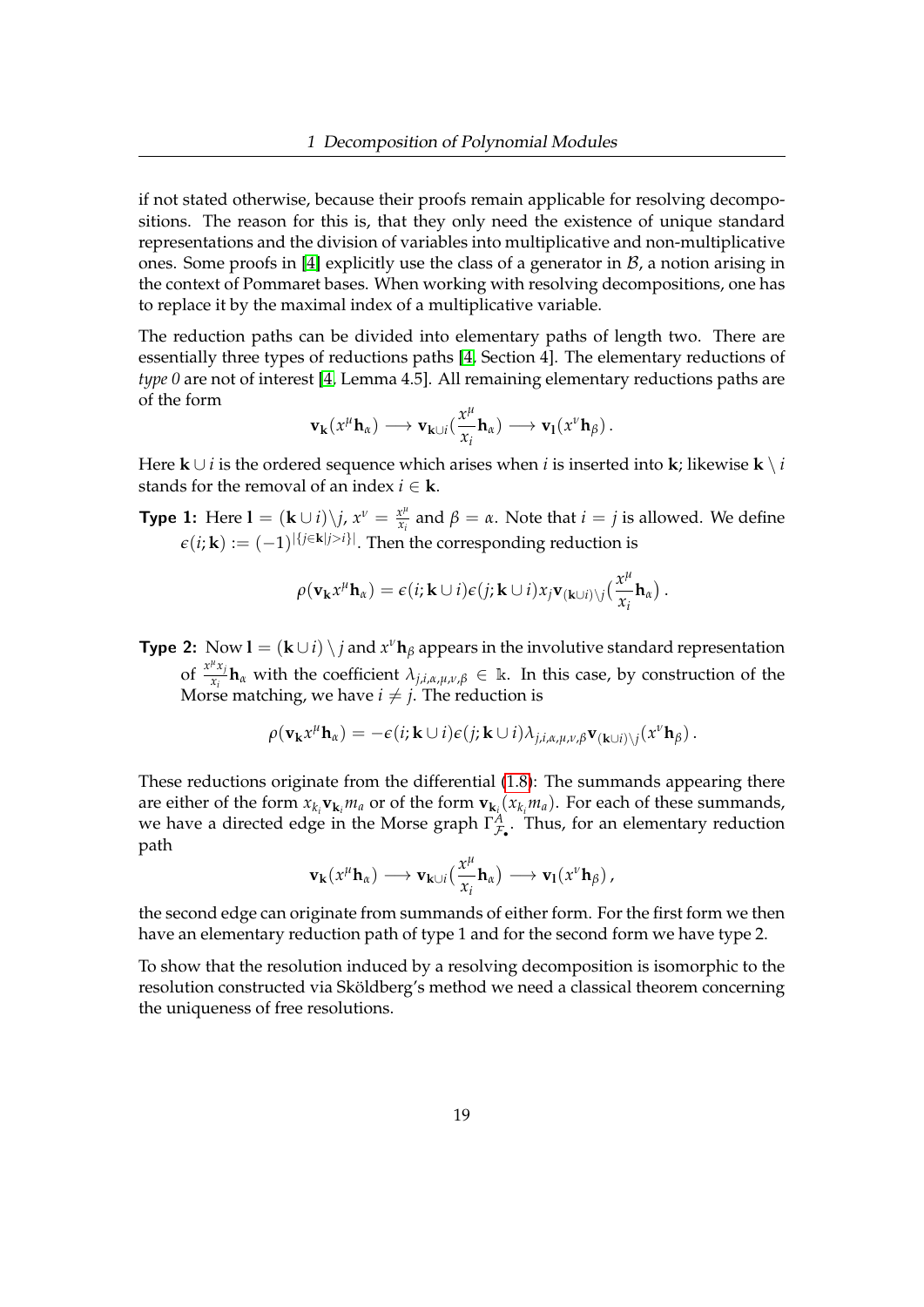if not stated otherwise, because their proofs remain applicable for resolving decompositions. The reason for this is, that they only need the existence of unique standard representations and the division of variables into multiplicative and non-multiplicative ones. Some proofs in [4] explicitly use the class of a generator in $\mathcal{B}$, a notion arising in the context of Pommaret bases. When working with resolving decompositions, one has to replace it by the maximal index of a multiplicative variable.

The reduction paths can be divided into elementary paths of length two. There are essentially three types of reductions paths [4, Section 4]. The elementary reductions of *type 0* are not of interest [4, Lemma 4.5]. All remaining elementary reductions paths are of the form

$$\mathbf{v}_{\mathbf{k}}(x^{\mu}\mathbf{h}_{\alpha}) \longrightarrow \mathbf{v}_{\mathbf{k}\cup i}(\frac{x^{\mu}}{x_i}\mathbf{h}_{\alpha}) \longrightarrow \mathbf{v}_{\mathbf{l}}(x^{\nu}\mathbf{h}_{\beta})\,.$$

Here $\mathbf{k} \cup i$ is the ordered sequence which arises when $i$ is inserted into $\mathbf{k}$; likewise $\mathbf{k} \setminus i$ stands for the removal of an index $i \in \mathbf{k}$.

**Type 1:** Here $\mathbf{l} = (\mathbf{k} \cup i)\setminus j$, $x^{\nu} = \frac{x^{\mu}}{x_i}$ and $\beta = \alpha$. Note that $i = j$ is allowed. We define $\epsilon(i;\mathbf{k}) := (-1)^{|\{j\in\mathbf{k}|j>i\}|}$. Then the corresponding reduction is

$$\rho(\mathbf{v}_{\mathbf{k}}x^{\mu}\mathbf{h}_{\alpha}) = \epsilon(i;\mathbf{k}\cup i)\epsilon(j;\mathbf{k}\cup i)x_j\mathbf{v}_{(\mathbf{k}\cup i)\setminus j}(\frac{x^{\mu}}{x_i}\mathbf{h}_{\alpha})\,.$$

**Type 2:** Now $\mathbf{l} = (\mathbf{k} \cup i) \setminus j$ and $x^{\nu}\mathbf{h}_{\beta}$ appears in the involutive standard representation of $\frac{x^{\mu}x_j}{x_i}\mathbf{h}_{\alpha}$ with the coefficient $\lambda_{j,i,\alpha,\mu,\nu,\beta} \in \Bbbk$. In this case, by construction of the Morse matching, we have $i \neq j$. The reduction is

$$\rho(\mathbf{v}_{\mathbf{k}}x^{\mu}\mathbf{h}_{\alpha}) = -\epsilon(i;\mathbf{k}\cup i)\epsilon(j;\mathbf{k}\cup i)\lambda_{j,i,\alpha,\mu,\nu,\beta}\mathbf{v}_{(\mathbf{k}\cup i)\setminus j}(x^{\nu}\mathbf{h}_{\beta})\,.$$

These reductions originate from the differential (1.8): The summands appearing there are either of the form $x_{k_i}\mathbf{v}_{\mathbf{k}_i}m_a$ or of the form $\mathbf{v}_{\mathbf{k}_i}(x_{k_i}m_a)$. For each of these summands, we have a directed edge in the Morse graph $\Gamma^{A}_{\mathcal{F}_\bullet}$. Thus, for an elementary reduction path

$$\mathbf{v}_{\mathbf{k}}(x^{\mu}\mathbf{h}_{\alpha}) \longrightarrow \mathbf{v}_{\mathbf{k}\cup i}(\frac{x^{\mu}}{x_i}\mathbf{h}_{\alpha}) \longrightarrow \mathbf{v}_{\mathbf{l}}(x^{\nu}\mathbf{h}_{\beta})\,,$$

the second edge can originate from summands of either form. For the first form we then have an elementary reduction path of type 1 and for the second form we have type 2.

To show that the resolution induced by a resolving decomposition is isomorphic to the resolution constructed via Sköldberg's method we need a classical theorem concerning the uniqueness of free resolutions.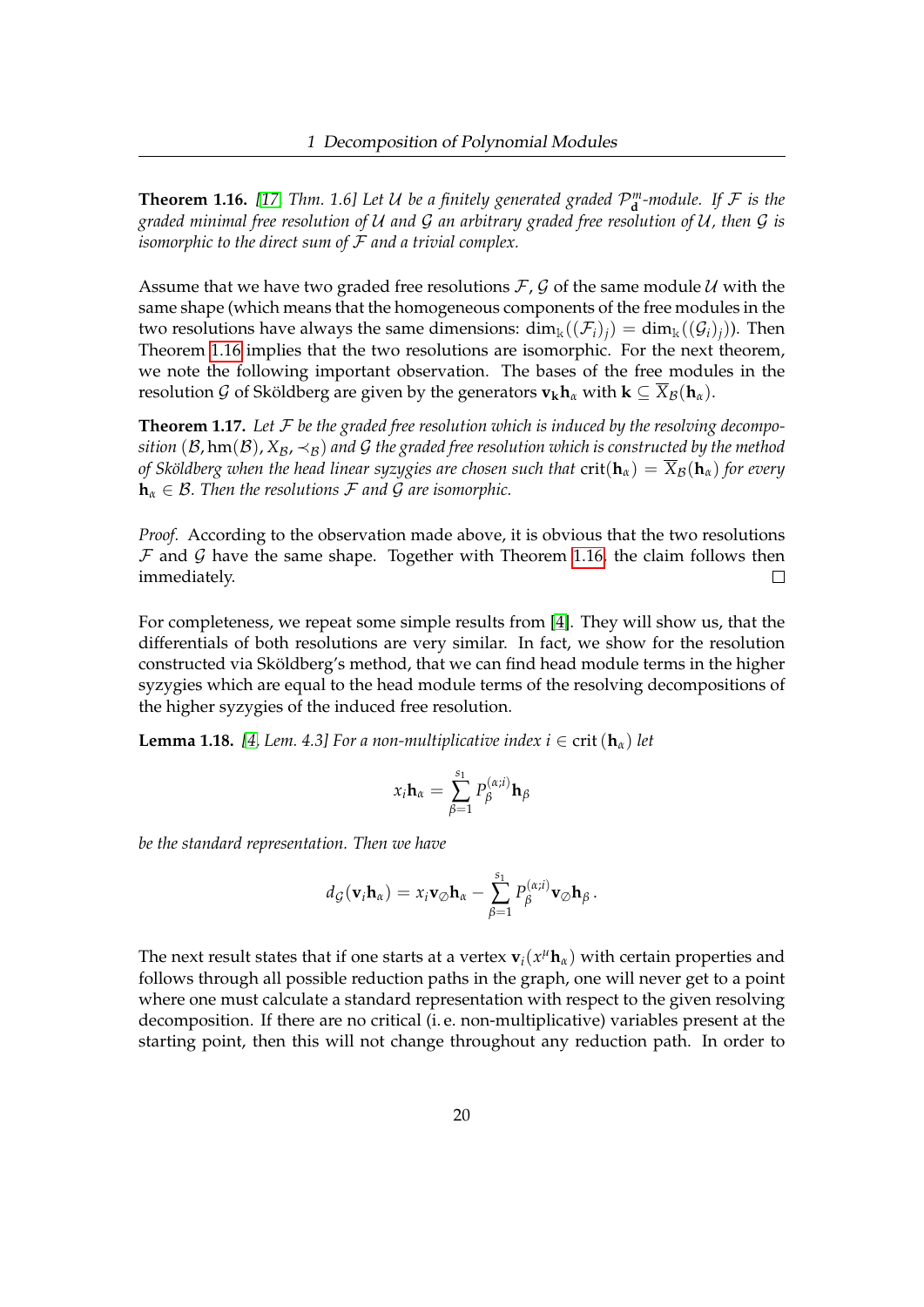**Theorem 1.16.** *[17, Thm. 1.6] Let $\mathcal{U}$ be a finitely generated graded $\mathcal{P}^m_{\mathbf{d}}$-module. If $\mathcal{F}$ is the graded minimal free resolution of $\mathcal{U}$ and $\mathcal{G}$ an arbitrary graded free resolution of $\mathcal{U}$, then $\mathcal{G}$ is isomorphic to the direct sum of $\mathcal{F}$ and a trivial complex.*

Assume that we have two graded free resolutions $\mathcal{F}, \mathcal{G}$ of the same module $\mathcal{U}$ with the same shape (which means that the homogeneous components of the free modules in the two resolutions have always the same dimensions: $\dim_{\mathbb{k}}((\mathcal{F}_i)_j) = \dim_{\mathbb{k}}((\mathcal{G}_i)_j)$). Then Theorem 1.16 implies that the two resolutions are isomorphic. For the next theorem, we note the following important observation. The bases of the free modules in the resolution $\mathcal{G}$ of Sköldberg are given by the generators $\mathbf{v}_{\mathbf{k}}\mathbf{h}_\alpha$ with $\mathbf{k} \subseteq \overline{X}_{\mathcal{B}}(\mathbf{h}_\alpha)$.

**Theorem 1.17.** *Let $\mathcal{F}$ be the graded free resolution which is induced by the resolving decomposition $(\mathcal{B}, \mathrm{hm}(\mathcal{B}), X_{\mathcal{B}}, \prec_{\mathcal{B}})$ and $\mathcal{G}$ the graded free resolution which is constructed by the method of Sköldberg when the head linear syzygies are chosen such that* $\mathrm{crit}(\mathbf{h}_\alpha) = \overline{X}_{\mathcal{B}}(\mathbf{h}_\alpha)$ *for every $\mathbf{h}_\alpha \in \mathcal{B}$. Then the resolutions $\mathcal{F}$ and $\mathcal{G}$ are isomorphic.*

*Proof.* According to the observation made above, it is obvious that the two resolutions $\mathcal{F}$ and $\mathcal{G}$ have the same shape. Together with Theorem 1.16, the claim follows then immediately. □

For completeness, we repeat some simple results from [4]. They will show us, that the differentials of both resolutions are very similar. In fact, we show for the resolution constructed via Sköldberg's method, that we can find head module terms in the higher syzygies which are equal to the head module terms of the resolving decompositions of the higher syzygies of the induced free resolution.

**Lemma 1.18.** *[4, Lem. 4.3] For a non-multiplicative index $i \in \mathrm{crit}\,(\mathbf{h}_\alpha)$ let*

$$x_i \mathbf{h}_\alpha = \sum_{\beta=1}^{s_1} P_\beta^{(\alpha;i)} \mathbf{h}_\beta$$

*be the standard representation. Then we have*

$$d_{\mathcal{G}}(\mathbf{v}_i \mathbf{h}_\alpha) = x_i \mathbf{v}_\emptyset \mathbf{h}_\alpha - \sum_{\beta=1}^{s_1} P_\beta^{(\alpha;i)} \mathbf{v}_\emptyset \mathbf{h}_\beta\,.$$

The next result states that if one starts at a vertex $\mathbf{v}_i(x^\mu \mathbf{h}_\alpha)$ with certain properties and follows through all possible reduction paths in the graph, one will never get to a point where one must calculate a standard representation with respect to the given resolving decomposition. If there are no critical (i. e. non-multiplicative) variables present at the starting point, then this will not change throughout any reduction path. In order to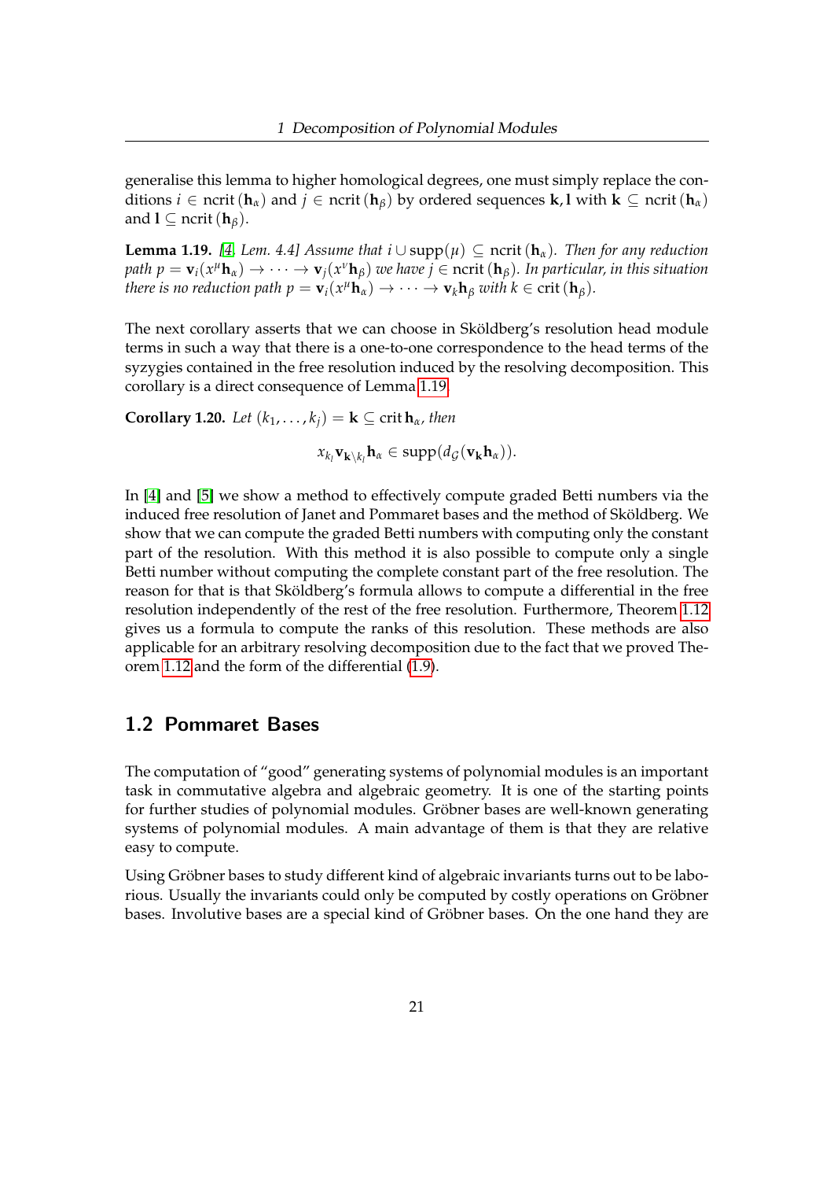generalise this lemma to higher homological degrees, one must simply replace the conditions $i \in \operatorname{ncrit}(\mathbf{h}_\alpha)$ and $j \in \operatorname{ncrit}(\mathbf{h}_\beta)$ by ordered sequences $\mathbf{k}, \mathbf{l}$ with $\mathbf{k} \subseteq \operatorname{ncrit}(\mathbf{h}_\alpha)$ and $\mathbf{l} \subseteq \operatorname{ncrit}(\mathbf{h}_\beta)$.

**Lemma 1.19.** *[4, Lem. 4.4] Assume that $i \cup \operatorname{supp}(\mu) \subseteq \operatorname{ncrit}(\mathbf{h}_\alpha)$. Then for any reduction path $p = \mathbf{v}_i(x^\mu \mathbf{h}_\alpha) \to \cdots \to \mathbf{v}_j(x^\nu \mathbf{h}_\beta)$ we have $j \in \operatorname{ncrit}(\mathbf{h}_\beta)$. In particular, in this situation there is no reduction path $p = \mathbf{v}_i(x^\mu \mathbf{h}_\alpha) \to \cdots \to \mathbf{v}_k \mathbf{h}_\beta$ with $k \in \operatorname{crit}(\mathbf{h}_\beta)$.*

The next corollary asserts that we can choose in Sköldberg's resolution head module terms in such a way that there is a one-to-one correspondence to the head terms of the syzygies contained in the free resolution induced by the resolving decomposition. This corollary is a direct consequence of Lemma 1.19.

**Corollary 1.20.** *Let $(k_1, \ldots, k_j) = \mathbf{k} \subseteq \operatorname{crit} \mathbf{h}_\alpha$, then*

$$x_{k_j} \mathbf{v}_{\mathbf{k} \setminus k_j} \mathbf{h}_\alpha \in \operatorname{supp}(d_{\mathcal{G}}(\mathbf{v}_\mathbf{k} \mathbf{h}_\alpha)).$$

In [4] and [5] we show a method to effectively compute graded Betti numbers via the induced free resolution of Janet and Pommaret bases and the method of Sköldberg. We show that we can compute the graded Betti numbers with computing only the constant part of the resolution. With this method it is also possible to compute only a single Betti number without computing the complete constant part of the free resolution. The reason for that is that Sköldberg's formula allows to compute a differential in the free resolution independently of the rest of the free resolution. Furthermore, Theorem 1.12 gives us a formula to compute the ranks of this resolution. These methods are also applicable for an arbitrary resolving decomposition due to the fact that we proved Theorem 1.12 and the form of the differential (1.9).

## 1.2 Pommaret Bases

The computation of "good" generating systems of polynomial modules is an important task in commutative algebra and algebraic geometry. It is one of the starting points for further studies of polynomial modules. Gröbner bases are well-known generating systems of polynomial modules. A main advantage of them is that they are relative easy to compute.

Using Gröbner bases to study different kind of algebraic invariants turns out to be laborious. Usually the invariants could only be computed by costly operations on Gröbner bases. Involutive bases are a special kind of Gröbner bases. On the one hand they are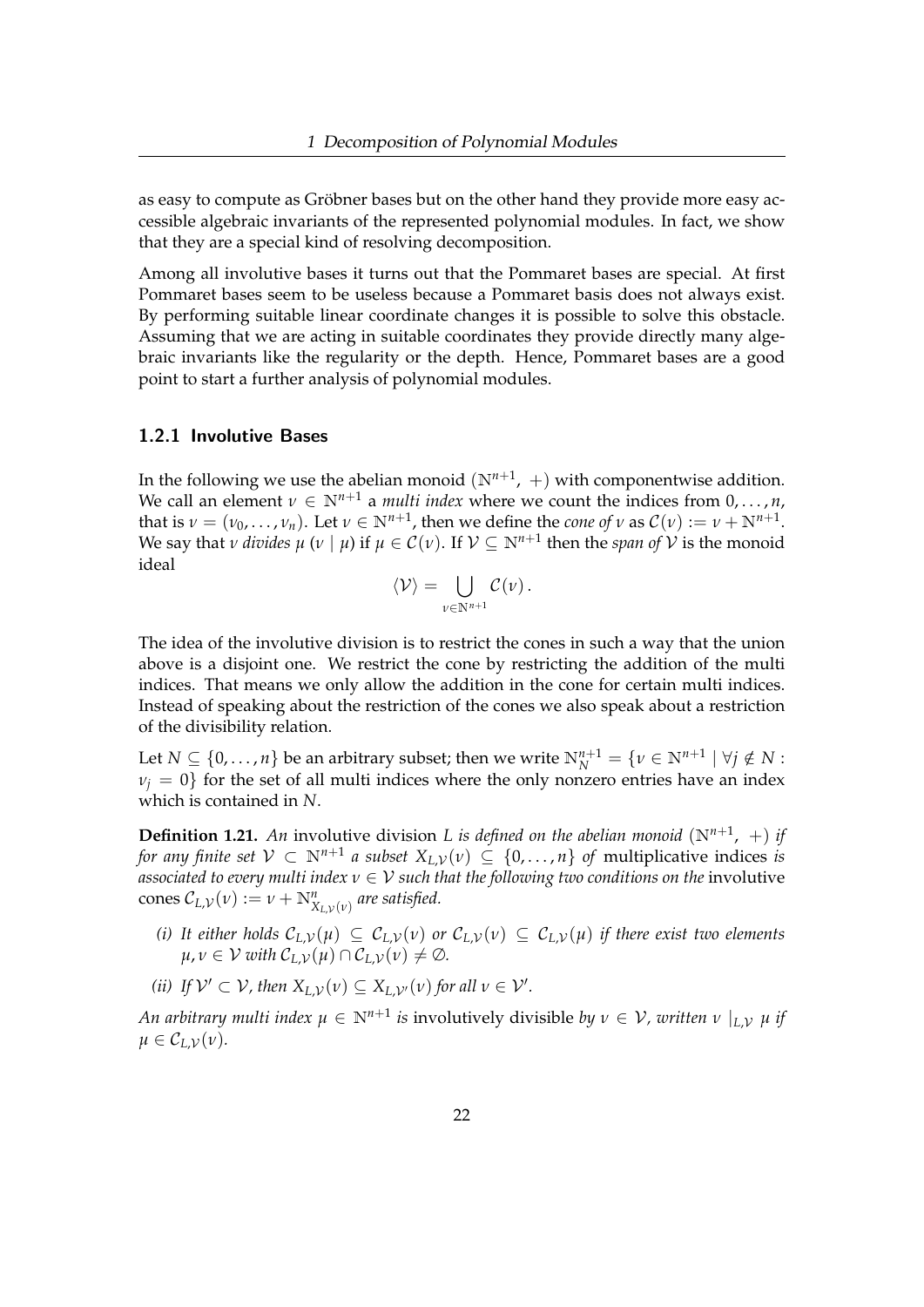as easy to compute as Gröbner bases but on the other hand they provide more easy accessible algebraic invariants of the represented polynomial modules. In fact, we show that they are a special kind of resolving decomposition.

Among all involutive bases it turns out that the Pommaret bases are special. At first Pommaret bases seem to be useless because a Pommaret basis does not always exist. By performing suitable linear coordinate changes it is possible to solve this obstacle. Assuming that we are acting in suitable coordinates they provide directly many algebraic invariants like the regularity or the depth. Hence, Pommaret bases are a good point to start a further analysis of polynomial modules.

### 1.2.1 Involutive Bases

In the following we use the abelian monoid $(\mathbb{N}^{n+1}, +)$ with componentwise addition. We call an element $\nu \in \mathbb{N}^{n+1}$ a *multi index* where we count the indices from $0, \ldots, n$, that is $\nu = (\nu_0, \ldots, \nu_n)$. Let $\nu \in \mathbb{N}^{n+1}$, then we define the *cone of* $\nu$ as $\mathcal{C}(\nu) := \nu + \mathbb{N}^{n+1}$. We say that $\nu$ *divides* $\mu$ ($\nu \mid \mu$) if $\mu \in \mathcal{C}(\nu)$. If $\mathcal{V} \subseteq \mathbb{N}^{n+1}$ then the *span of* $\mathcal{V}$ is the monoid ideal

$$\langle \mathcal{V} \rangle = \bigcup_{\nu \in \mathbb{N}^{n+1}} \mathcal{C}(\nu) .$$

The idea of the involutive division is to restrict the cones in such a way that the union above is a disjoint one. We restrict the cone by restricting the addition of the multi indices. That means we only allow the addition in the cone for certain multi indices. Instead of speaking about the restriction of the cones we also speak about a restriction of the divisibility relation.

Let $N \subseteq \{0, \ldots, n\}$ be an arbitrary subset; then we write $\mathbb{N}^{n+1}_N = \{\nu \in \mathbb{N}^{n+1} \mid \forall j \notin N : \nu_j = 0\}$ for the set of all multi indices where the only nonzero entries have an index which is contained in $N$.

**Definition 1.21.** *An* involutive division *$L$ is defined on the abelian monoid $(\mathbb{N}^{n+1}, +)$ if for any finite set $\mathcal{V} \subset \mathbb{N}^{n+1}$ a subset $X_{L,\mathcal{V}}(\nu) \subseteq \{0, \ldots, n\}$ of* multiplicative indices *is associated to every multi index $\nu \in \mathcal{V}$ such that the following two conditions on the* involutive cones *$\mathcal{C}_{L,\mathcal{V}}(\nu) := \nu + \mathbb{N}^n_{X_{L,\mathcal{V}}(\nu)}$ are satisfied.*

*(i) It either holds $\mathcal{C}_{L,\mathcal{V}}(\mu) \subseteq \mathcal{C}_{L,\mathcal{V}}(\nu)$ or $\mathcal{C}_{L,\mathcal{V}}(\nu) \subseteq \mathcal{C}_{L,\mathcal{V}}(\mu)$ if there exist two elements $\mu, \nu \in \mathcal{V}$ with $\mathcal{C}_{L,\mathcal{V}}(\mu) \cap \mathcal{C}_{L,\mathcal{V}}(\nu) \neq \emptyset$.*

*(ii) If $\mathcal{V}' \subset \mathcal{V}$, then $X_{L,\mathcal{V}}(\nu) \subseteq X_{L,\mathcal{V}'}(\nu)$ for all $\nu \in \mathcal{V}'$.*

*An arbitrary multi index $\mu \in \mathbb{N}^{n+1}$ is* involutively divisible *by $\nu \in \mathcal{V}$, written $\nu \mid_{L,\mathcal{V}} \mu$ if $\mu \in \mathcal{C}_{L,\mathcal{V}}(\nu)$.*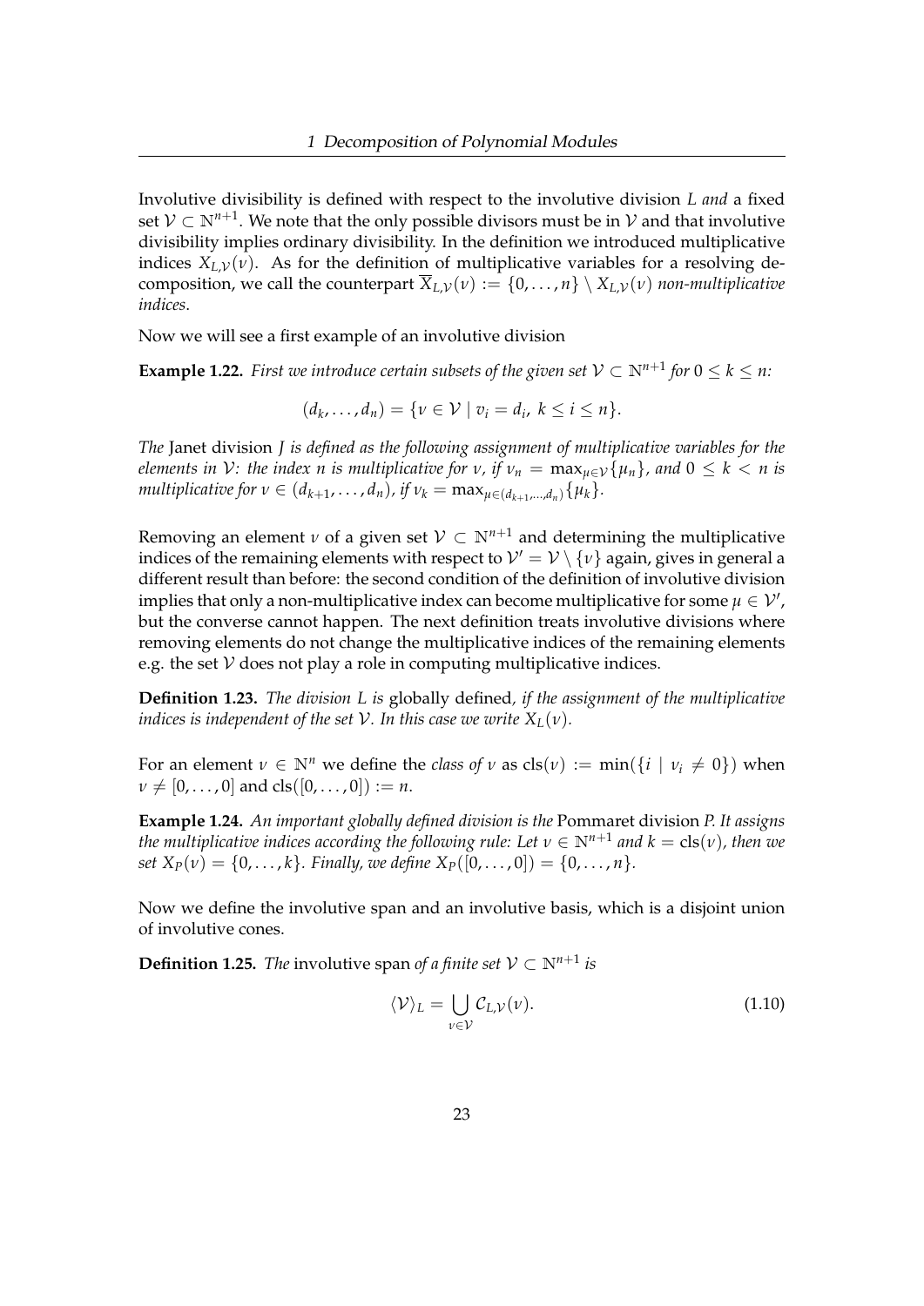Involutive divisibility is defined with respect to the involutive division $L$ *and* a fixed set $\mathcal{V} \subset \mathbb{N}^{n+1}$. We note that the only possible divisors must be in $\mathcal{V}$ and that involutive divisibility implies ordinary divisibility. In the definition we introduced multiplicative indices $X_{L,\mathcal{V}}(\nu)$. As for the definition of multiplicative variables for a resolving decomposition, we call the counterpart $\overline{X}_{L,\mathcal{V}}(\nu) := \{0, \dots, n\} \setminus X_{L,\mathcal{V}}(\nu)$ *non-multiplicative indices*.

Now we will see a first example of an involutive division

**Example 1.22.** *First we introduce certain subsets of the given set $\mathcal{V} \subset \mathbb{N}^{n+1}$ for $0 \leq k \leq n$:*

$$(d_k, \dots, d_n) = \{\nu \in \mathcal{V} \mid v_i = d_i,\ k \leq i \leq n\}.$$

*The* Janet division $J$ *is defined as the following assignment of multiplicative variables for the elements in $\mathcal{V}$: the index $n$ is multiplicative for $\nu$, if $\nu_n = \max_{\mu \in \mathcal{V}}\{\mu_n\}$, and $0 \leq k < n$ is multiplicative for $\nu \in (d_{k+1}, \dots, d_n)$, if $\nu_k = \max_{\mu \in (d_{k+1}, \dots, d_n)}\{\mu_k\}$.*

Removing an element $\nu$ of a given set $\mathcal{V} \subset \mathbb{N}^{n+1}$ and determining the multiplicative indices of the remaining elements with respect to $\mathcal{V}' = \mathcal{V} \setminus \{\nu\}$ again, gives in general a different result than before: the second condition of the definition of involutive division implies that only a non-multiplicative index can become multiplicative for some $\mu \in \mathcal{V}'$, but the converse cannot happen. The next definition treats involutive divisions where removing elements do not change the multiplicative indices of the remaining elements e.g. the set $\mathcal{V}$ does not play a role in computing multiplicative indices.

**Definition 1.23.** *The division $L$ is* globally defined*, if the assignment of the multiplicative indices is independent of the set $\mathcal{V}$. In this case we write $X_L(\nu)$.*

For an element $\nu \in \mathbb{N}^n$ we define the *class of* $\nu$ as $\text{cls}(\nu) := \min(\{i \mid \nu_i \neq 0\})$ when $\nu \neq [0, \dots, 0]$ and $\text{cls}([0, \dots, 0]) := n$.

**Example 1.24.** *An important globally defined division is the* Pommaret division $P$*. It assigns the multiplicative indices according the following rule: Let $\nu \in \mathbb{N}^{n+1}$ and $k = \text{cls}(\nu)$, then we set $X_P(\nu) = \{0, \dots, k\}$. Finally, we define $X_P([0, \dots, 0]) = \{0, \dots, n\}$.*

Now we define the involutive span and an involutive basis, which is a disjoint union of involutive cones.

**Definition 1.25.** *The* involutive span *of a finite set $\mathcal{V} \subset \mathbb{N}^{n+1}$ is*

$$\langle \mathcal{V} \rangle_L = \bigcup_{\nu \in \mathcal{V}} \mathcal{C}_{L,\mathcal{V}}(\nu). \tag{1.10}$$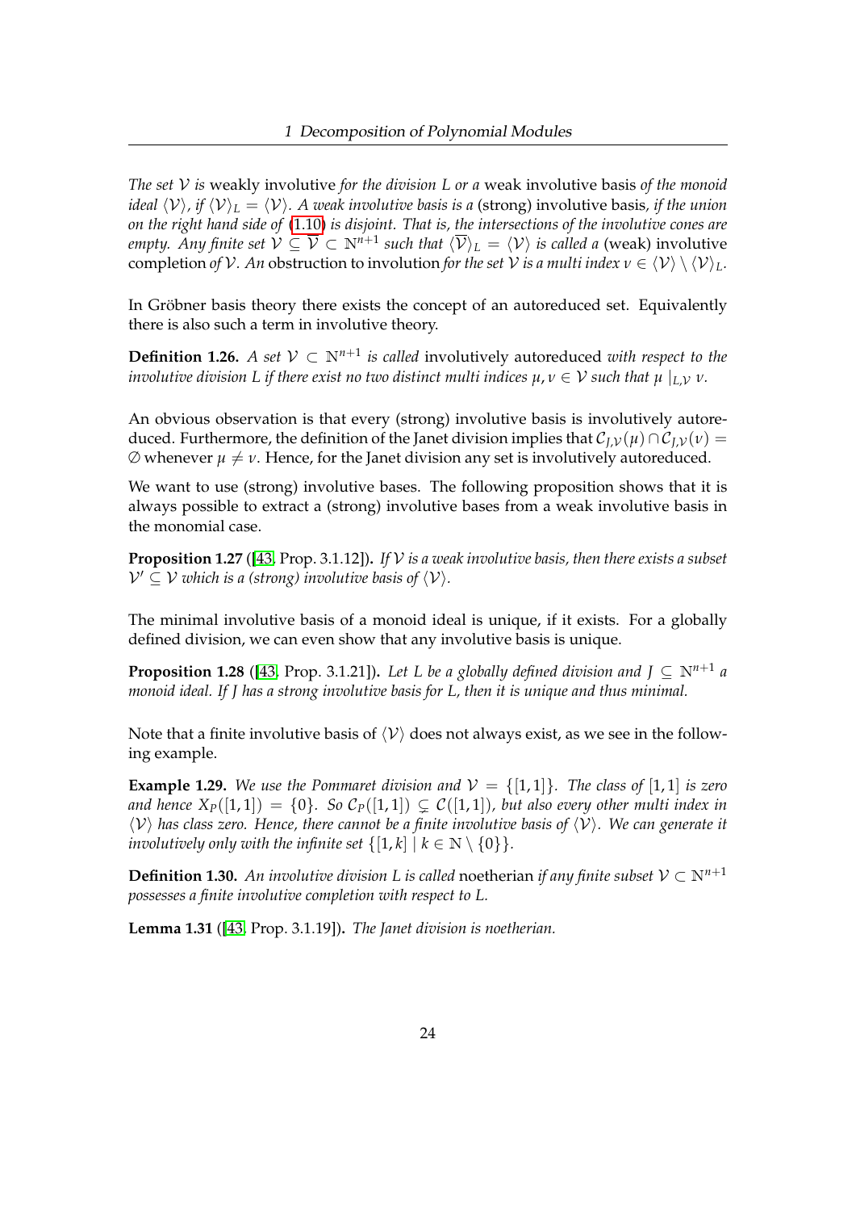*The set $\mathcal{V}$ is* weakly involutive *for the division $L$ or a* weak involutive basis *of the monoid ideal $\langle \mathcal{V} \rangle$, if $\langle \mathcal{V} \rangle_L = \langle \mathcal{V} \rangle$. A weak involutive basis is a* (strong) involutive basis*, if the union on the right hand side of (1.10) is disjoint. That is, the intersections of the involutive cones are empty. Any finite set $\overline{\mathcal{V}} \subseteq \mathcal{V} \subset \mathbb{N}^{n+1}$ such that $\langle \overline{\mathcal{V}} \rangle_L = \langle \mathcal{V} \rangle$ is called a* (weak) involutive completion *of $\mathcal{V}$. An* obstruction to involution *for the set $\mathcal{V}$ is a multi index $\nu \in \langle \mathcal{V} \rangle \setminus \langle \mathcal{V} \rangle_L$.*

In Gröbner basis theory there exists the concept of an autoreduced set. Equivalently there is also such a term in involutive theory.

**Definition 1.26.** *A set $\mathcal{V} \subset \mathbb{N}^{n+1}$ is called* involutively autoreduced *with respect to the involutive division $L$ if there exist no two distinct multi indices $\mu, \nu \in \mathcal{V}$ such that $\mu \mid_{L,\mathcal{V}} \nu$.*

An obvious observation is that every (strong) involutive basis is involutively autoreduced. Furthermore, the definition of the Janet division implies that $\mathcal{C}_{J,\mathcal{V}}(\mu) \cap \mathcal{C}_{J,\mathcal{V}}(\nu) = \emptyset$ whenever $\mu \neq \nu$. Hence, for the Janet division any set is involutively autoreduced.

We want to use (strong) involutive bases. The following proposition shows that it is always possible to extract a (strong) involutive bases from a weak involutive basis in the monomial case.

**Proposition 1.27** ([43, Prop. 3.1.12])**.** *If $\mathcal{V}$ is a weak involutive basis, then there exists a subset $\mathcal{V}' \subseteq \mathcal{V}$ which is a (strong) involutive basis of $\langle \mathcal{V} \rangle$.*

The minimal involutive basis of a monoid ideal is unique, if it exists. For a globally defined division, we can even show that any involutive basis is unique.

**Proposition 1.28** ([43, Prop. 3.1.21])**.** *Let $L$ be a globally defined division and $J \subseteq \mathbb{N}^{n+1}$ a monoid ideal. If $J$ has a strong involutive basis for $L$, then it is unique and thus minimal.*

Note that a finite involutive basis of $\langle \mathcal{V} \rangle$ does not always exist, as we see in the following example.

**Example 1.29.** *We use the Pommaret division and $\mathcal{V} = \{[1,1]\}$. The class of $[1,1]$ is zero and hence $X_P([1,1]) = \{0\}$. So $\mathcal{C}_P([1,1]) \subsetneq \mathcal{C}([1,1])$, but also every other multi index in $\langle \mathcal{V} \rangle$ has class zero. Hence, there cannot be a finite involutive basis of $\langle \mathcal{V} \rangle$. We can generate it involutively only with the infinite set $\{[1,k] \mid k \in \mathbb{N} \setminus \{0\}\}$.*

**Definition 1.30.** *An involutive division $L$ is called* noetherian *if any finite subset $\mathcal{V} \subset \mathbb{N}^{n+1}$ possesses a finite involutive completion with respect to $L$.*

**Lemma 1.31** ([43, Prop. 3.1.19])**.** *The Janet division is noetherian.*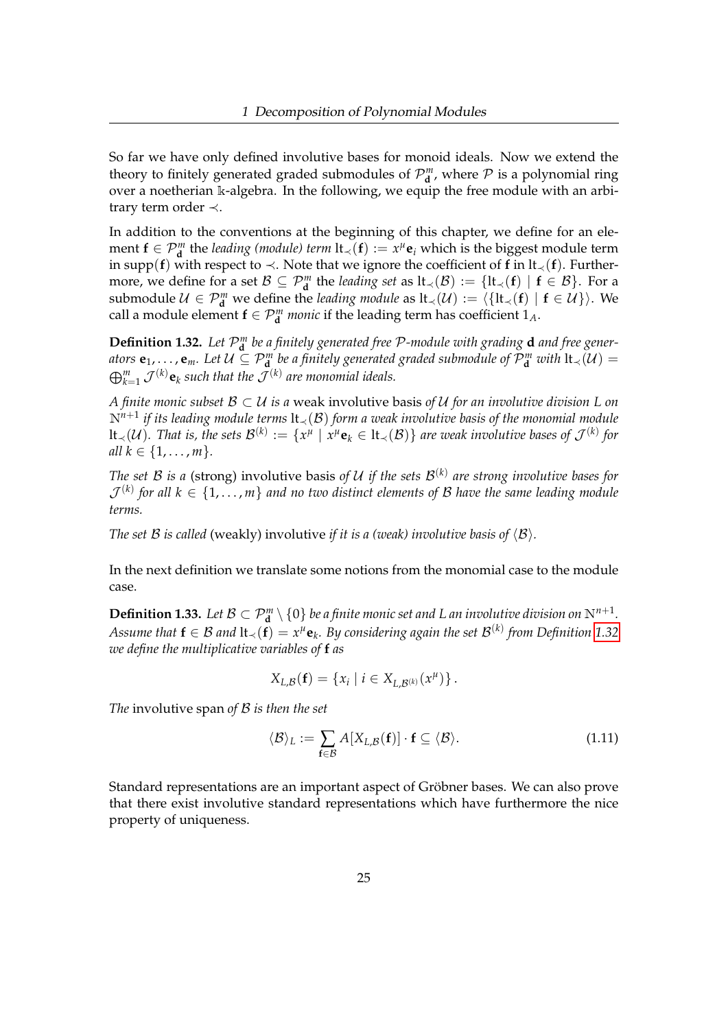So far we have only defined involutive bases for monoid ideals. Now we extend the theory to finitely generated graded submodules of $\mathcal{P}^m_{\mathbf{d}}$, where $\mathcal{P}$ is a polynomial ring over a noetherian $\Bbbk$-algebra. In the following, we equip the free module with an arbitrary term order $\prec$.

In addition to the conventions at the beginning of this chapter, we define for an element $\mathbf{f} \in \mathcal{P}^m_{\mathbf{d}}$ the *leading (module) term* $\operatorname{lt}_\prec(\mathbf{f}) := x^\mu \mathbf{e}_i$ which is the biggest module term in $\operatorname{supp}(\mathbf{f})$ with respect to $\prec$. Note that we ignore the coefficient of $\mathbf{f}$ in $\operatorname{lt}_\prec(\mathbf{f})$. Furthermore, we define for a set $\mathcal{B} \subseteq \mathcal{P}^m_{\mathbf{d}}$ the *leading set* as $\operatorname{lt}_\prec(\mathcal{B}) := \{\operatorname{lt}_\prec(\mathbf{f}) \mid \mathbf{f} \in \mathcal{B}\}$. For a submodule $\mathcal{U} \in \mathcal{P}^m_{\mathbf{d}}$ we define the *leading module* as $\operatorname{lt}_\prec(\mathcal{U}) := \langle \{\operatorname{lt}_\prec(\mathbf{f}) \mid \mathbf{f} \in \mathcal{U}\} \rangle$. We call a module element $\mathbf{f} \in \mathcal{P}^m_{\mathbf{d}}$ *monic* if the leading term has coefficient $1_A$.

**Definition 1.32.** *Let $\mathcal{P}^m_{\mathbf{d}}$ be a finitely generated free $\mathcal{P}$-module with grading $\mathbf{d}$ and free generators $\mathbf{e}_1, \dots, \mathbf{e}_m$. Let $\mathcal{U} \subseteq \mathcal{P}^m_{\mathbf{d}}$ be a finitely generated graded submodule of $\mathcal{P}^m_{\mathbf{d}}$ with $\operatorname{lt}_\prec(\mathcal{U}) = \bigoplus_{k=1}^m \mathcal{J}^{(k)} \mathbf{e}_k$ such that the $\mathcal{J}^{(k)}$ are monomial ideals.*

*A finite monic subset $\mathcal{B} \subset \mathcal{U}$ is a* weak involutive basis *of $\mathcal{U}$ for an involutive division $L$ on $\mathbb{N}^{n+1}$ if its leading module terms $\operatorname{lt}_\prec(\mathcal{B})$ form a weak involutive basis of the monomial module $\operatorname{lt}_\prec(\mathcal{U})$. That is, the sets $\mathcal{B}^{(k)} := \{x^\mu \mid x^\mu \mathbf{e}_k \in \operatorname{lt}_\prec(\mathcal{B})\}$ are weak involutive bases of $\mathcal{J}^{(k)}$ for all $k \in \{1, \dots, m\}$.*

*The set $\mathcal{B}$ is a* (strong) involutive basis *of $\mathcal{U}$ if the sets $\mathcal{B}^{(k)}$ are strong involutive bases for $\mathcal{J}^{(k)}$ for all $k \in \{1, \dots, m\}$ and no two distinct elements of $\mathcal{B}$ have the same leading module terms.*

*The set $\mathcal{B}$ is called* (weakly) involutive *if it is a (weak) involutive basis of $\langle \mathcal{B} \rangle$.*

In the next definition we translate some notions from the monomial case to the module case.

**Definition 1.33.** *Let $\mathcal{B} \subset \mathcal{P}^m_{\mathbf{d}} \setminus \{0\}$ be a finite monic set and $L$ an involutive division on $\mathbb{N}^{n+1}$. Assume that $\mathbf{f} \in \mathcal{B}$ and $\operatorname{lt}_\prec(\mathbf{f}) = x^\mu \mathbf{e}_k$. By considering again the set $\mathcal{B}^{(k)}$ from Definition 1.32 we define the multiplicative variables of $\mathbf{f}$ as*

$$X_{L,\mathcal{B}}(\mathbf{f}) = \{x_i \mid i \in X_{L,\mathcal{B}^{(k)}}(x^\mu)\}.$$

*The* involutive span *of $\mathcal{B}$ is then the set*

$$\langle \mathcal{B} \rangle_L := \sum_{\mathbf{f} \in \mathcal{B}} A[X_{L,\mathcal{B}}(\mathbf{f})] \cdot \mathbf{f} \subseteq \langle \mathcal{B} \rangle. \tag{1.11}$$

Standard representations are an important aspect of Gröbner bases. We can also prove that there exist involutive standard representations which have furthermore the nice property of uniqueness.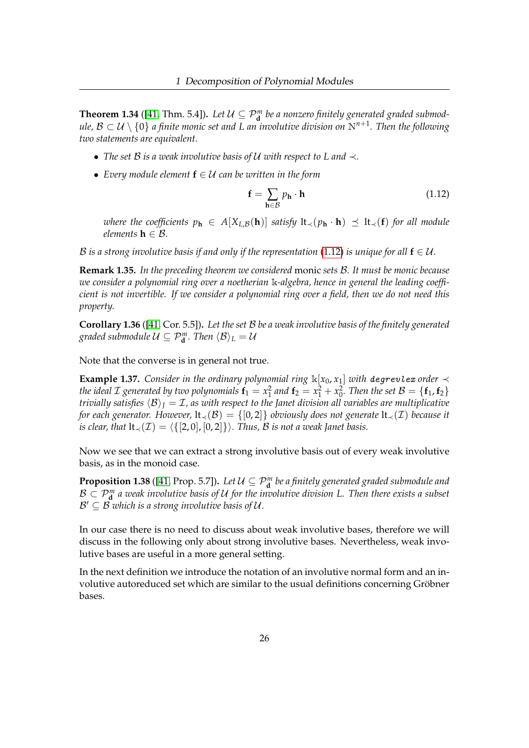**Theorem 1.34** ([41, Thm. 5.4])**.** *Let $\mathcal{U} \subseteq \mathcal{P}^m_{\mathbf{d}}$ be a nonzero finitely generated graded submodule, $\mathcal{B} \subset \mathcal{U} \setminus \{0\}$ a finite monic set and $L$ an involutive division on $\mathbb{N}^{n+1}$. Then the following two statements are equivalent.*

- *The set $\mathcal{B}$ is a weak involutive basis of $\mathcal{U}$ with respect to $L$ and $\prec$.*
- *Every module element $\mathbf{f} \in \mathcal{U}$ can be written in the form*

$$\mathbf{f} = \sum_{\mathbf{h} \in \mathcal{B}} p_{\mathbf{h}} \cdot \mathbf{h} \tag{1.12}$$

*where the coefficients $p_{\mathbf{h}} \in A[X_{L,\mathcal{B}}(\mathbf{h})]$ satisfy $\operatorname{lt}_\prec(p_{\mathbf{h}} \cdot \mathbf{h}) \preceq \operatorname{lt}_\prec(\mathbf{f})$ for all module elements $\mathbf{h} \in \mathcal{B}$.*

*$\mathcal{B}$ is a strong involutive basis if and only if the representation (1.12) is unique for all $\mathbf{f} \in \mathcal{U}$.*

**Remark 1.35.** *In the preceding theorem we considered* monic *sets $\mathcal{B}$. It must be monic because we consider a polynomial ring over a noetherian $\Bbbk$-algebra, hence in general the leading coefficient is not invertible. If we consider a polynomial ring over a field, then we do not need this property.*

**Corollary 1.36** ([41, Cor. 5.5])**.** *Let the set $\mathcal{B}$ be a weak involutive basis of the finitely generated graded submodule $\mathcal{U} \subseteq \mathcal{P}^m_{\mathbf{d}}$. Then $\langle \mathcal{B} \rangle_L = \mathcal{U}$*

Note that the converse is in general not true.

**Example 1.37.** *Consider in the ordinary polynomial ring $\Bbbk[x_0, x_1]$ with* `degrevlex` *order $\prec$ the ideal $\mathcal{I}$ generated by two polynomials $\mathbf{f}_1 = x_1^2$ and $\mathbf{f}_2 = x_1^2 + x_0^2$. Then the set $\mathcal{B} = \{\mathbf{f}_1, \mathbf{f}_2\}$ trivially satisfies $\langle \mathcal{B} \rangle_J = \mathcal{I}$, as with respect to the Janet division all variables are multiplicative for each generator. However, $\operatorname{lt}_\prec(\mathcal{B}) = \{[0,2]\}$ obviously does not generate $\operatorname{lt}_\prec(\mathcal{I})$ because it is clear, that $\operatorname{lt}_\prec(\mathcal{I}) = \langle \{[2,0],[0,2]\} \rangle$. Thus, $\mathcal{B}$ is not a weak Janet basis.*

Now we see that we can extract a strong involutive basis out of every weak involutive basis, as in the monoid case.

**Proposition 1.38** ([41, Prop. 5.7])**.** *Let $\mathcal{U} \subseteq \mathcal{P}^m_{\mathbf{d}}$ be a finitely generated graded submodule and $\mathcal{B} \subset \mathcal{P}^m_{\mathbf{d}}$ a weak involutive basis of $\mathcal{U}$ for the involutive division $L$. Then there exists a subset $\mathcal{B}' \subseteq \mathcal{B}$ which is a strong involutive basis of $\mathcal{U}$.*

In our case there is no need to discuss about weak involutive bases, therefore we will discuss in the following only about strong involutive bases. Nevertheless, weak involutive bases are useful in a more general setting.

In the next definition we introduce the notation of an involutive normal form and an involutive autoreduced set which are similar to the usual definitions concerning Gröbner bases.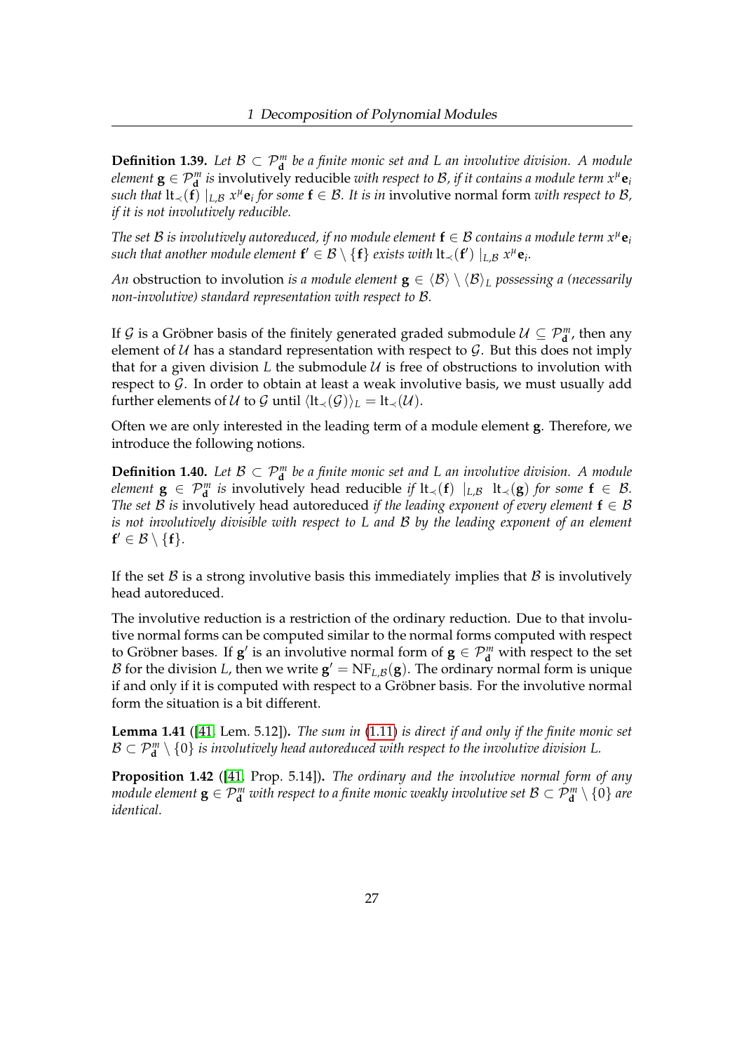**Definition 1.39.** *Let $\mathcal{B} \subset \mathcal{P}^m_{\mathbf{d}}$ be a finite monic set and $L$ an involutive division. A module element $\mathbf{g} \in \mathcal{P}^m_{\mathbf{d}}$ is* involutively reducible *with respect to $\mathcal{B}$, if it contains a module term $x^\mu \mathbf{e}_i$ such that $\operatorname{lt}_\prec(\mathbf{f}) \mid_{L,\mathcal{B}} x^\mu \mathbf{e}_i$ for some $\mathbf{f} \in \mathcal{B}$. It is in* involutive normal form *with respect to $\mathcal{B}$, if it is not involutively reducible.*

*The set $\mathcal{B}$ is involutively autoreduced, if no module element $\mathbf{f} \in \mathcal{B}$ contains a module term $x^\mu \mathbf{e}_i$ such that another module element $\mathbf{f}' \in \mathcal{B} \setminus \{\mathbf{f}\}$ exists with $\operatorname{lt}_\prec(\mathbf{f}') \mid_{L,\mathcal{B}} x^\mu \mathbf{e}_i$.*

*An* obstruction to involution *is a module element $\mathbf{g} \in \langle \mathcal{B} \rangle \setminus \langle \mathcal{B} \rangle_L$ possessing a (necessarily non-involutive) standard representation with respect to $\mathcal{B}$.*

If $\mathcal{G}$ is a Gröbner basis of the finitely generated graded submodule $\mathcal{U} \subseteq \mathcal{P}^m_{\mathbf{d}}$, then any element of $\mathcal{U}$ has a standard representation with respect to $\mathcal{G}$. But this does not imply that for a given division $L$ the submodule $\mathcal{U}$ is free of obstructions to involution with respect to $\mathcal{G}$. In order to obtain at least a weak involutive basis, we must usually add further elements of $\mathcal{U}$ to $\mathcal{G}$ until $\langle \operatorname{lt}_\prec(\mathcal{G}) \rangle_L = \operatorname{lt}_\prec(\mathcal{U})$.

Often we are only interested in the leading term of a module element $\mathbf{g}$. Therefore, we introduce the following notions.

**Definition 1.40.** *Let $\mathcal{B} \subset \mathcal{P}^m_{\mathbf{d}}$ be a finite monic set and $L$ an involutive division. A module element $\mathbf{g} \in \mathcal{P}^m_{\mathbf{d}}$ is* involutively head reducible *if $\operatorname{lt}_\prec(\mathbf{f}) \mid_{L,\mathcal{B}} \operatorname{lt}_\prec(\mathbf{g})$ for some $\mathbf{f} \in \mathcal{B}$. The set $\mathcal{B}$ is* involutively head autoreduced *if the leading exponent of every element $\mathbf{f} \in \mathcal{B}$ is not involutively divisible with respect to $L$ and $\mathcal{B}$ by the leading exponent of an element $\mathbf{f}' \in \mathcal{B} \setminus \{\mathbf{f}\}$.*

If the set $\mathcal{B}$ is a strong involutive basis this immediately implies that $\mathcal{B}$ is involutively head autoreduced.

The involutive reduction is a restriction of the ordinary reduction. Due to that involutive normal forms can be computed similar to the normal forms computed with respect to Gröbner bases. If $\mathbf{g}'$ is an involutive normal form of $\mathbf{g} \in \mathcal{P}^m_{\mathbf{d}}$ with respect to the set $\mathcal{B}$ for the division $L$, then we write $\mathbf{g}' = \operatorname{NF}_{L,\mathcal{B}}(\mathbf{g})$. The ordinary normal form is unique if and only if it is computed with respect to a Gröbner basis. For the involutive normal form the situation is a bit different.

**Lemma 1.41** ([41, Lem. 5.12])**.** *The sum in (1.11) is direct if and only if the finite monic set $\mathcal{B} \subset \mathcal{P}^m_{\mathbf{d}} \setminus \{0\}$ is involutively head autoreduced with respect to the involutive division $L$.*

**Proposition 1.42** ([41, Prop. 5.14])**.** *The ordinary and the involutive normal form of any module element $\mathbf{g} \in \mathcal{P}^m_{\mathbf{d}}$ with respect to a finite monic weakly involutive set $\mathcal{B} \subset \mathcal{P}^m_{\mathbf{d}} \setminus \{0\}$ are identical.*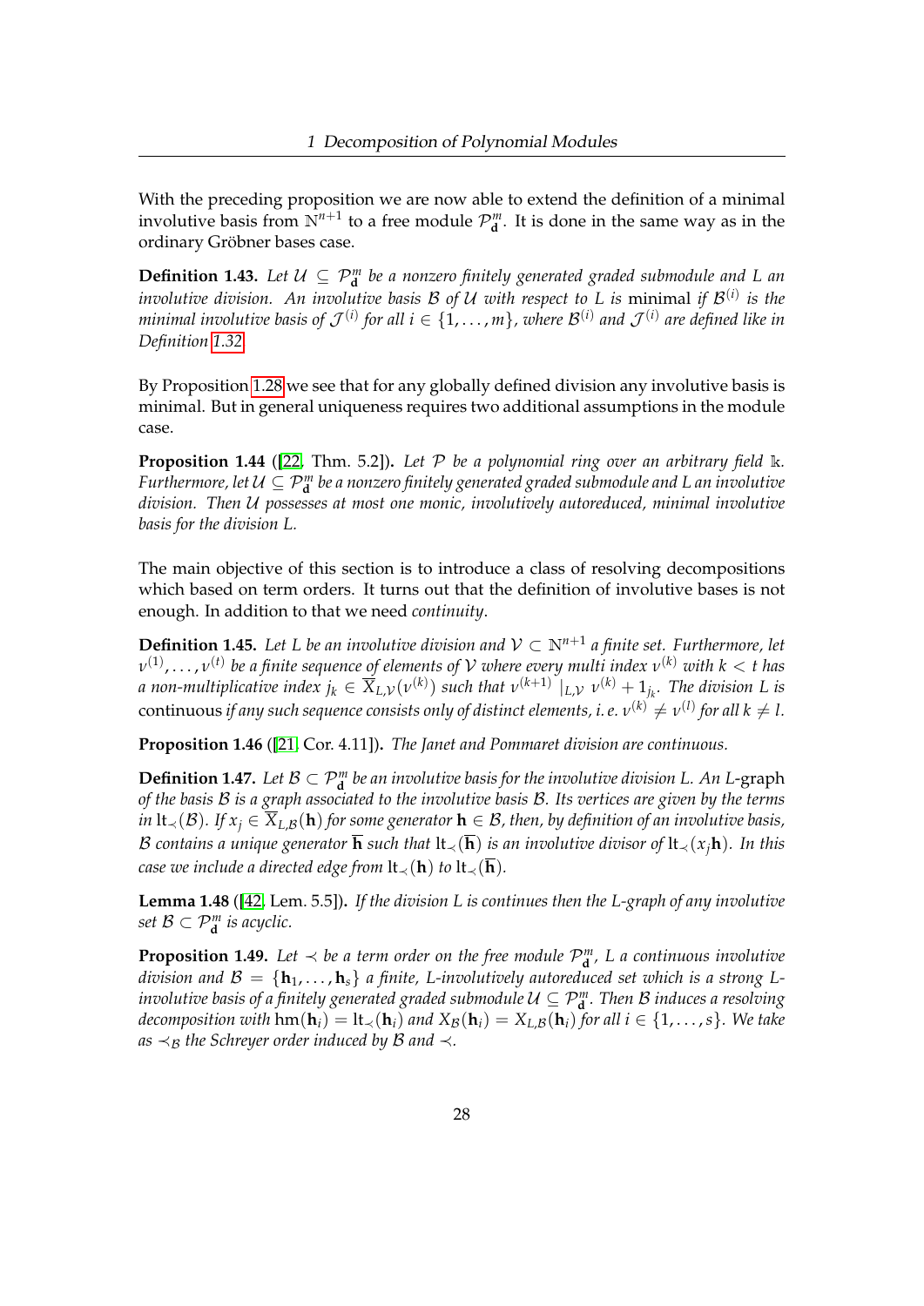With the preceding proposition we are now able to extend the definition of a minimal involutive basis from $\mathbb{N}^{n+1}$ to a free module $\mathcal{P}^m_{\mathbf{d}}$. It is done in the same way as in the ordinary Gröbner bases case.

**Definition 1.43.** *Let $\mathcal{U} \subseteq \mathcal{P}^m_{\mathbf{d}}$ be a nonzero finitely generated graded submodule and $L$ an involutive division. An involutive basis $\mathcal{B}$ of $\mathcal{U}$ with respect to $L$ is* minimal *if $\mathcal{B}^{(i)}$ is the minimal involutive basis of $\mathcal{J}^{(i)}$ for all $i \in \{1, \ldots, m\}$, where $\mathcal{B}^{(i)}$ and $\mathcal{J}^{(i)}$ are defined like in Definition 1.32.*

By Proposition 1.28 we see that for any globally defined division any involutive basis is minimal. But in general uniqueness requires two additional assumptions in the module case.

**Proposition 1.44** ([22, Thm. 5.2])**.** *Let $\mathcal{P}$ be a polynomial ring over an arbitrary field $\mathbb{k}$. Furthermore, let $\mathcal{U} \subseteq \mathcal{P}^m_{\mathbf{d}}$ be a nonzero finitely generated graded submodule and $L$ an involutive division. Then $\mathcal{U}$ possesses at most one monic, involutively autoreduced, minimal involutive basis for the division $L$.*

The main objective of this section is to introduce a class of resolving decompositions which based on term orders. It turns out that the definition of involutive bases is not enough. In addition to that we need *continuity*.

**Definition 1.45.** *Let $L$ be an involutive division and $\mathcal{V} \subset \mathbb{N}^{n+1}$ a finite set. Furthermore, let $\nu^{(1)}, \ldots, \nu^{(t)}$ be a finite sequence of elements of $\mathcal{V}$ where every multi index $\nu^{(k)}$ with $k < t$ has a non-multiplicative index $j_k \in \overline{X}_{L,\mathcal{V}}(\nu^{(k)})$ such that $\nu^{(k+1)} \mid_{L,\mathcal{V}} \nu^{(k)} + 1_{j_k}$. The division $L$ is* continuous *if any such sequence consists only of distinct elements, i. e. $\nu^{(k)} \neq \nu^{(l)}$ for all $k \neq l$.*

**Proposition 1.46** ([21, Cor. 4.11])**.** *The Janet and Pommaret division are continuous.*

**Definition 1.47.** *Let $\mathcal{B} \subset \mathcal{P}^m_{\mathbf{d}}$ be an involutive basis for the involutive division $L$. An* $L$-graph *of the basis $\mathcal{B}$ is a graph associated to the involutive basis $\mathcal{B}$. Its vertices are given by the terms in $\operatorname{lt}_\prec(\mathcal{B})$. If $x_j \in \overline{X}_{L,\mathcal{B}}(\mathbf{h})$ for some generator $\mathbf{h} \in \mathcal{B}$, then, by definition of an involutive basis, $\mathcal{B}$ contains a unique generator $\overline{\mathbf{h}}$ such that $\operatorname{lt}_\prec(\overline{\mathbf{h}})$ is an involutive divisor of $\operatorname{lt}_\prec(x_j \mathbf{h})$. In this case we include a directed edge from $\operatorname{lt}_\prec(\mathbf{h})$ to $\operatorname{lt}_\prec(\overline{\mathbf{h}})$.*

**Lemma 1.48** ([42, Lem. 5.5])**.** *If the division $L$ is continues then the $L$-graph of any involutive set $\mathcal{B} \subset \mathcal{P}^m_{\mathbf{d}}$ is acyclic.*

**Proposition 1.49.** *Let $\prec$ be a term order on the free module $\mathcal{P}^m_{\mathbf{d}}$, $L$ a continuous involutive division and $\mathcal{B} = \{\mathbf{h}_1, \ldots, \mathbf{h}_s\}$ a finite, $L$-involutively autoreduced set which is a strong $L$-involutive basis of a finitely generated graded submodule $\mathcal{U} \subseteq \mathcal{P}^m_{\mathbf{d}}$. Then $\mathcal{B}$ induces a resolving decomposition with $\operatorname{hm}(\mathbf{h}_i) = \operatorname{lt}_\prec(\mathbf{h}_i)$ and $X_{\mathcal{B}}(\mathbf{h}_i) = X_{L,\mathcal{B}}(\mathbf{h}_i)$ for all $i \in \{1, \ldots, s\}$. We take as $\prec_{\mathcal{B}}$ the Schreyer order induced by $\mathcal{B}$ and $\prec$.*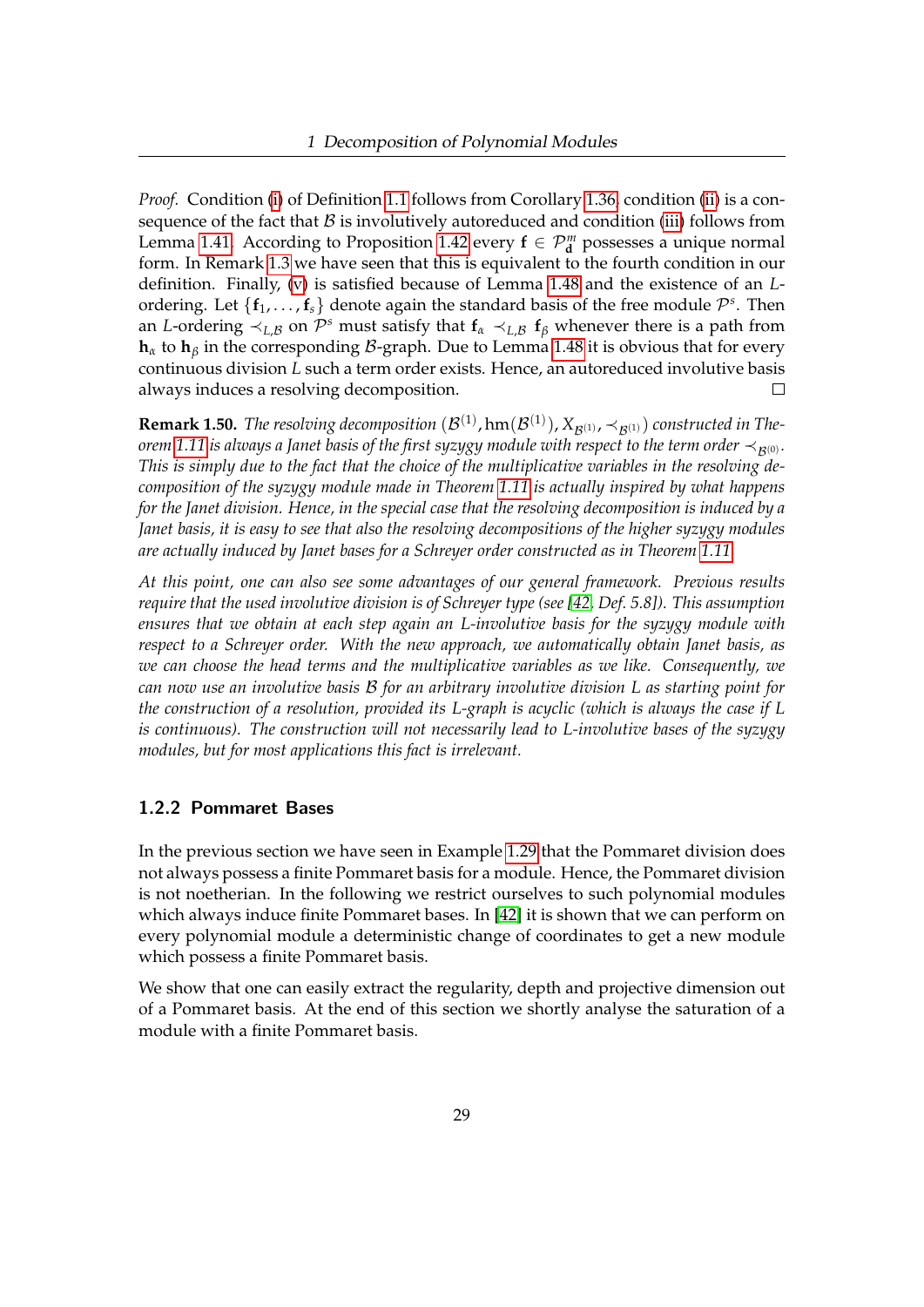*Proof.* Condition (i) of Definition 1.1 follows from Corollary 1.36, condition (ii) is a consequence of the fact that $\mathcal{B}$ is involutively autoreduced and condition (iii) follows from Lemma 1.41. According to Proposition 1.42 every $\mathbf{f} \in \mathcal{P}^m_{\mathbf{d}}$ possesses a unique normal form. In Remark 1.3 we have seen that this is equivalent to the fourth condition in our definition. Finally, (v) is satisfied because of Lemma 1.48 and the existence of an $L$-ordering. Let $\{\mathbf{f}_1, \ldots, \mathbf{f}_s\}$ denote again the standard basis of the free module $\mathcal{P}^s$. Then an $L$-ordering $\prec_{L,\mathcal{B}}$ on $\mathcal{P}^s$ must satisfy that $\mathbf{f}_\alpha \prec_{L,\mathcal{B}} \mathbf{f}_\beta$ whenever there is a path from $\mathbf{h}_\alpha$ to $\mathbf{h}_\beta$ in the corresponding $\mathcal{B}$-graph. Due to Lemma 1.48 it is obvious that for every continuous division $L$ such a term order exists. Hence, an autoreduced involutive basis always induces a resolving decomposition. □

**Remark 1.50.** *The resolving decomposition $(\mathcal{B}^{(1)}, \mathrm{hm}(\mathcal{B}^{(1)}), X_{\mathcal{B}^{(1)}}, \prec_{\mathcal{B}^{(1)}})$ constructed in Theorem 1.11 is always a Janet basis of the first syzygy module with respect to the term order $\prec_{\mathcal{B}^{(0)}}$. This is simply due to the fact that the choice of the multiplicative variables in the resolving decomposition of the syzygy module made in Theorem 1.11 is actually inspired by what happens for the Janet division. Hence, in the special case that the resolving decomposition is induced by a Janet basis, it is easy to see that also the resolving decompositions of the higher syzygy modules are actually induced by Janet bases for a Schreyer order constructed as in Theorem 1.11.*

*At this point, one can also see some advantages of our general framework. Previous results require that the used involutive division is of Schreyer type (see [42, Def. 5.8]). This assumption ensures that we obtain at each step again an L-involutive basis for the syzygy module with respect to a Schreyer order. With the new approach, we automatically obtain Janet basis, as we can choose the head terms and the multiplicative variables as we like. Consequently, we can now use an involutive basis $\mathcal{B}$ for an arbitrary involutive division $L$ as starting point for the construction of a resolution, provided its L-graph is acyclic (which is always the case if L is continuous). The construction will not necessarily lead to L-involutive bases of the syzygy modules, but for most applications this fact is irrelevant.*

### 1.2.2 Pommaret Bases

In the previous section we have seen in Example 1.29 that the Pommaret division does not always possess a finite Pommaret basis for a module. Hence, the Pommaret division is not noetherian. In the following we restrict ourselves to such polynomial modules which always induce finite Pommaret bases. In [42] it is shown that we can perform on every polynomial module a deterministic change of coordinates to get a new module which possess a finite Pommaret basis.

We show that one can easily extract the regularity, depth and projective dimension out of a Pommaret basis. At the end of this section we shortly analyse the saturation of a module with a finite Pommaret basis.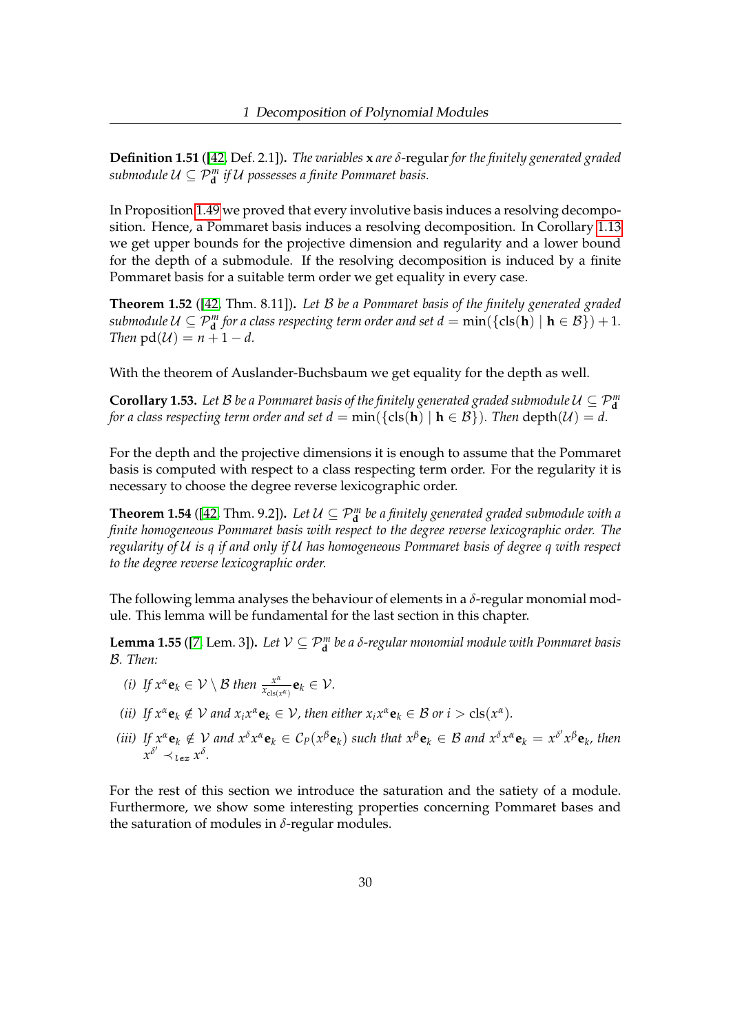**Definition 1.51** ([42, Def. 2.1])**.** *The variables* $\mathbf{x}$ *are* $\delta$-regular *for the finitely generated graded submodule* $\mathcal{U} \subseteq \mathcal{P}^m_{\mathbf{d}}$ *if* $\mathcal{U}$ *possesses a finite Pommaret basis.*

In Proposition 1.49 we proved that every involutive basis induces a resolving decomposition. Hence, a Pommaret basis induces a resolving decomposition. In Corollary 1.13 we get upper bounds for the projective dimension and regularity and a lower bound for the depth of a submodule. If the resolving decomposition is induced by a finite Pommaret basis for a suitable term order we get equality in every case.

**Theorem 1.52** ([42, Thm. 8.11])**.** *Let* $\mathcal{B}$ *be a Pommaret basis of the finitely generated graded submodule* $\mathcal{U} \subseteq \mathcal{P}^m_{\mathbf{d}}$ *for a class respecting term order and set* $d = \min(\{\mathrm{cls}(\mathbf{h}) \mid \mathbf{h} \in \mathcal{B}\}) + 1$*. Then* $\mathrm{pd}(\mathcal{U}) = n + 1 - d$*.*

With the theorem of Auslander-Buchsbaum we get equality for the depth as well.

**Corollary 1.53.** *Let* $\mathcal{B}$ *be a Pommaret basis of the finitely generated graded submodule* $\mathcal{U} \subseteq \mathcal{P}^m_{\mathbf{d}}$ *for a class respecting term order and set* $d = \min(\{\mathrm{cls}(\mathbf{h}) \mid \mathbf{h} \in \mathcal{B}\})$*. Then* $\mathrm{depth}(\mathcal{U}) = d$*.*

For the depth and the projective dimensions it is enough to assume that the Pommaret basis is computed with respect to a class respecting term order. For the regularity it is necessary to choose the degree reverse lexicographic order.

**Theorem 1.54** ([42, Thm. 9.2])**.** *Let* $\mathcal{U} \subseteq \mathcal{P}^m_{\mathbf{d}}$ *be a finitely generated graded submodule with a finite homogeneous Pommaret basis with respect to the degree reverse lexicographic order. The regularity of* $\mathcal{U}$ *is* $q$ *if and only if* $\mathcal{U}$ *has homogeneous Pommaret basis of degree* $q$ *with respect to the degree reverse lexicographic order.*

The following lemma analyses the behaviour of elements in a $\delta$-regular monomial module. This lemma will be fundamental for the last section in this chapter.

**Lemma 1.55** ([7, Lem. 3])**.** *Let* $\mathcal{V} \subseteq \mathcal{P}^m_{\mathbf{d}}$ *be a* $\delta$*-regular monomial module with Pommaret basis* $\mathcal{B}$*. Then:*

*(i) If* $x^\alpha \mathbf{e}_k \in \mathcal{V} \setminus \mathcal{B}$ *then* $\frac{x^\alpha}{x_{\mathrm{cls}(x^\alpha)}} \mathbf{e}_k \in \mathcal{V}$*.*

*(ii) If* $x^\alpha \mathbf{e}_k \notin \mathcal{V}$ *and* $x_i x^\alpha \mathbf{e}_k \in \mathcal{V}$*, then either* $x_i x^\alpha \mathbf{e}_k \in \mathcal{B}$ *or* $i > \mathrm{cls}(x^\alpha)$*.*

*(iii) If* $x^\alpha \mathbf{e}_k \notin \mathcal{V}$ *and* $x^\delta x^\alpha \mathbf{e}_k \in \mathcal{C}_P(x^\beta \mathbf{e}_k)$ *such that* $x^\beta \mathbf{e}_k \in \mathcal{B}$ *and* $x^\delta x^\alpha \mathbf{e}_k = x^{\delta'} x^\beta \mathbf{e}_k$*, then* $x^{\delta'} \prec_{lex} x^\delta$*.*

For the rest of this section we introduce the saturation and the satiety of a module. Furthermore, we show some interesting properties concerning Pommaret bases and the saturation of modules in $\delta$-regular modules.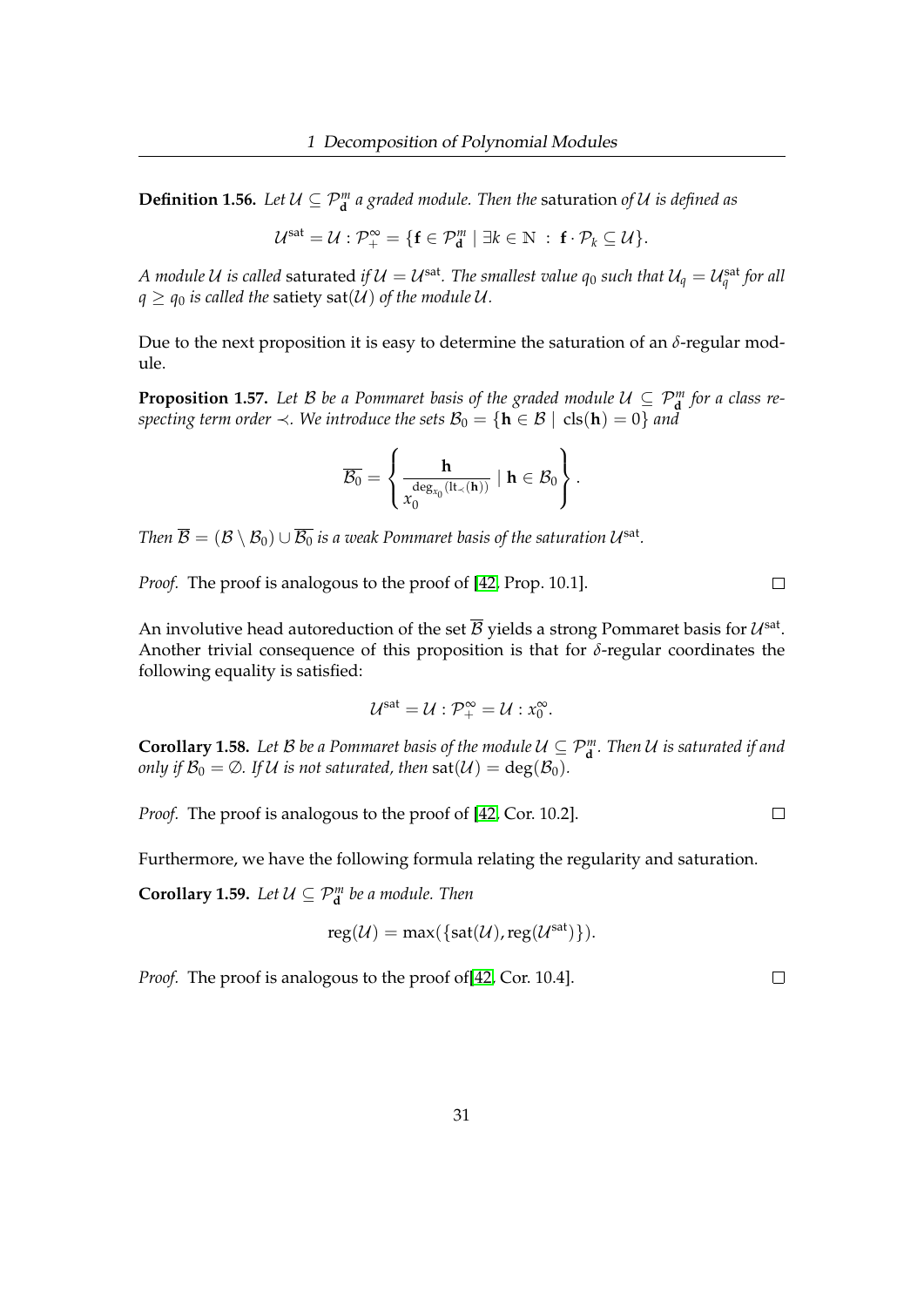**Definition 1.56.** *Let $\mathcal{U} \subseteq \mathcal{P}^m_{\mathbf{d}}$ a graded module. Then the* saturation *of $\mathcal{U}$ is defined as*

$$\mathcal{U}^{\mathrm{sat}} = \mathcal{U} : \mathcal{P}_+^\infty = \{\mathbf{f} \in \mathcal{P}^m_{\mathbf{d}} \mid \exists k \in \mathbb{N} \ : \ \mathbf{f} \cdot \mathcal{P}_k \subseteq \mathcal{U}\}.$$

*A module $\mathcal{U}$ is called* saturated *if $\mathcal{U} = \mathcal{U}^{\mathrm{sat}}$. The smallest value $q_0$ such that $\mathcal{U}_q = \mathcal{U}^{\mathrm{sat}}_q$ for all $q \geq q_0$ is called the* satiety $\mathrm{sat}(\mathcal{U})$ *of the module $\mathcal{U}$.*

Due to the next proposition it is easy to determine the saturation of an $\delta$-regular module.

**Proposition 1.57.** *Let $\mathcal{B}$ be a Pommaret basis of the graded module $\mathcal{U} \subseteq \mathcal{P}^m_{\mathbf{d}}$ for a class respecting term order $\prec$. We introduce the sets $\mathcal{B}_0 = \{\mathbf{h} \in \mathcal{B} \mid \mathrm{cls}(\mathbf{h}) = 0\}$ and*

$$\overline{\mathcal{B}_0} = \left\{ \frac{\mathbf{h}}{x_0^{\deg_{x_0}(\mathrm{lt}_\prec(\mathbf{h}))}} \mid \mathbf{h} \in \mathcal{B}_0 \right\}.$$

*Then $\overline{\mathcal{B}} = (\mathcal{B} \setminus \mathcal{B}_0) \cup \overline{\mathcal{B}_0}$ is a weak Pommaret basis of the saturation $\mathcal{U}^{\mathrm{sat}}$.*

*Proof.* The proof is analogous to the proof of [42, Prop. 10.1]. □

An involutive head autoreduction of the set $\overline{\mathcal{B}}$ yields a strong Pommaret basis for $\mathcal{U}^{\mathrm{sat}}$. Another trivial consequence of this proposition is that for $\delta$-regular coordinates the following equality is satisfied:

$$\mathcal{U}^{\mathrm{sat}} = \mathcal{U} : \mathcal{P}_+^\infty = \mathcal{U} : x_0^\infty.$$

**Corollary 1.58.** *Let $\mathcal{B}$ be a Pommaret basis of the module $\mathcal{U} \subseteq \mathcal{P}^m_{\mathbf{d}}$. Then $\mathcal{U}$ is saturated if and only if $\mathcal{B}_0 = \emptyset$. If $\mathcal{U}$ is not saturated, then $\mathrm{sat}(\mathcal{U}) = \deg(\mathcal{B}_0)$.*

*Proof.* The proof is analogous to the proof of [42, Cor. 10.2]. □

Furthermore, we have the following formula relating the regularity and saturation.

**Corollary 1.59.** *Let $\mathcal{U} \subseteq \mathcal{P}^m_{\mathbf{d}}$ be a module. Then*

$$\mathrm{reg}(\mathcal{U}) = \max(\{\mathrm{sat}(\mathcal{U}), \mathrm{reg}(\mathcal{U}^{\mathrm{sat}})\}).$$

*Proof.* The proof is analogous to the proof of[42, Cor. 10.4]. □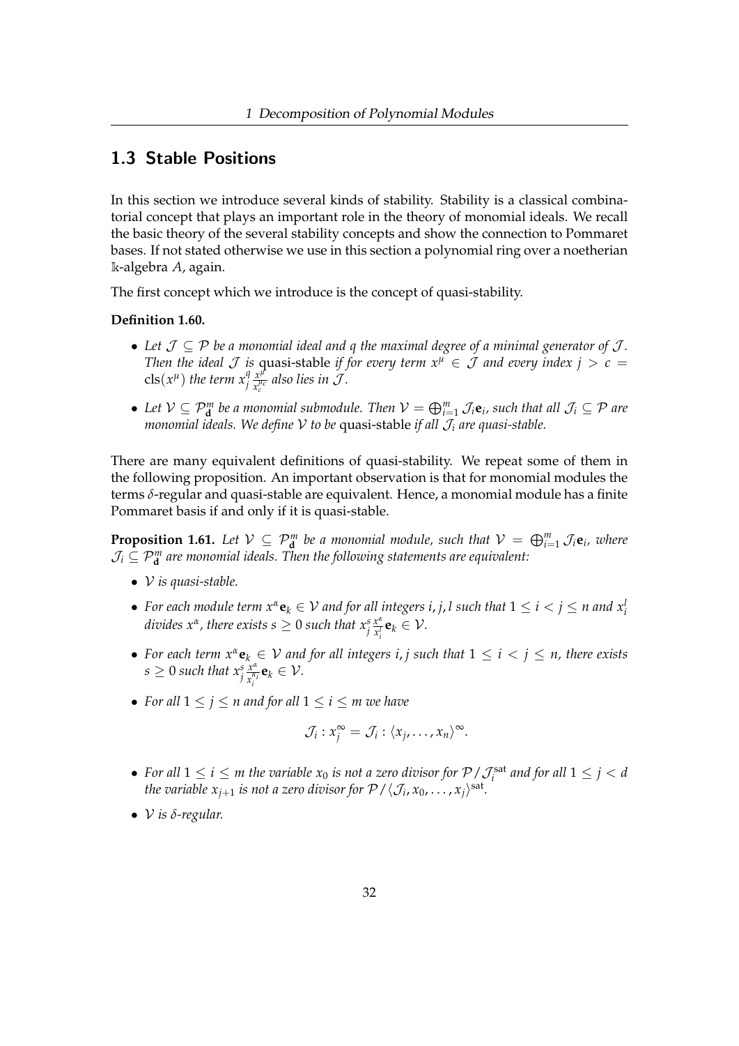## 1.3 Stable Positions

In this section we introduce several kinds of stability. Stability is a classical combinatorial concept that plays an important role in the theory of monomial ideals. We recall the basic theory of the several stability concepts and show the connection to Pommaret bases. If not stated otherwise we use in this section a polynomial ring over a noetherian $\Bbbk$-algebra $A$, again.

The first concept which we introduce is the concept of quasi-stability.

**Definition 1.60.**

- *Let $\mathcal{J} \subseteq \mathcal{P}$ be a monomial ideal and $q$ the maximal degree of a minimal generator of $\mathcal{J}$. Then the ideal $\mathcal{J}$ is* quasi-stable *if for every term $x^\mu \in \mathcal{J}$ and every index $j > c = \operatorname{cls}(x^\mu)$ the term $x_j^q \frac{x^\mu}{x_c^{\mu_c}}$ also lies in $\mathcal{J}$.*
- *Let $\mathcal{V} \subseteq \mathcal{P}_{\mathbf{d}}^m$ be a monomial submodule. Then $\mathcal{V} = \bigoplus_{i=1}^m \mathcal{J}_i \mathbf{e}_i$, such that all $\mathcal{J}_i \subseteq \mathcal{P}$ are monomial ideals. We define $\mathcal{V}$ to be* quasi-stable *if all $\mathcal{J}_i$ are quasi-stable.*

There are many equivalent definitions of quasi-stability. We repeat some of them in the following proposition. An important observation is that for monomial modules the terms $\delta$-regular and quasi-stable are equivalent. Hence, a monomial module has a finite Pommaret basis if and only if it is quasi-stable.

**Proposition 1.61.** *Let $\mathcal{V} \subseteq \mathcal{P}_{\mathbf{d}}^m$ be a monomial module, such that $\mathcal{V} = \bigoplus_{i=1}^m \mathcal{J}_i \mathbf{e}_i$, where $\mathcal{J}_i \subseteq \mathcal{P}_{\mathbf{d}}^m$ are monomial ideals. Then the following statements are equivalent:*

- *$\mathcal{V}$ is quasi-stable.*
- *For each module term $x^\alpha \mathbf{e}_k \in \mathcal{V}$ and for all integers $i, j, l$ such that $1 \leq i < j \leq n$ and $x_i^l$ divides $x^\alpha$, there exists $s \geq 0$ such that $x_j^s \frac{x^\alpha}{x_i^l} \mathbf{e}_k \in \mathcal{V}$.*
- *For each term $x^\alpha \mathbf{e}_k \in \mathcal{V}$ and for all integers $i, j$ such that $1 \leq i < j \leq n$, there exists $s \geq 0$ such that $x_j^s \frac{x^\alpha}{x_i^{\alpha_i}} \mathbf{e}_k \in \mathcal{V}$.*
- *For all $1 \leq j \leq n$ and for all $1 \leq i \leq m$ we have*

$$\mathcal{J}_i : x_j^\infty = \mathcal{J}_i : \langle x_j, \ldots, x_n \rangle^\infty.$$

- *For all $1 \leq i \leq m$ the variable $x_0$ is not a zero divisor for $\mathcal{P}/\mathcal{J}_i^{\mathrm{sat}}$ and for all $1 \leq j < d$ the variable $x_{j+1}$ is not a zero divisor for $\mathcal{P}/\langle \mathcal{J}_i, x_0, \ldots, x_j \rangle^{\mathrm{sat}}$.*
- *$\mathcal{V}$ is $\delta$-regular.*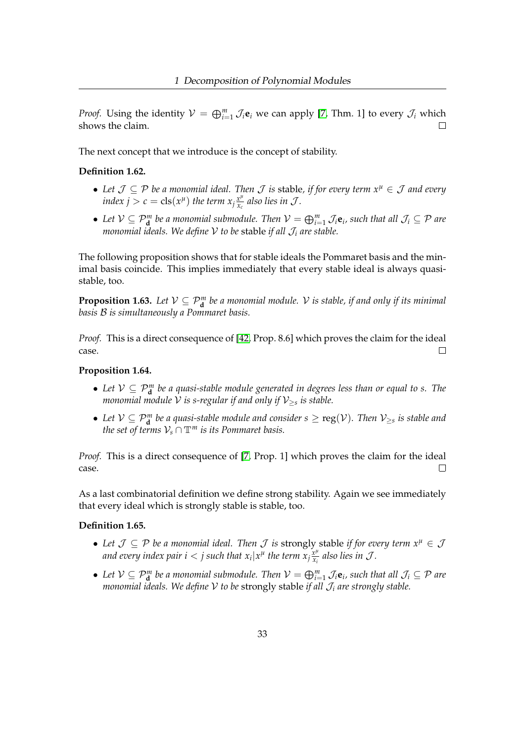*Proof.* Using the identity $\mathcal{V} = \bigoplus_{i=1}^m \mathcal{J}_i \mathbf{e}_i$ we can apply [7, Thm. 1] to every $\mathcal{J}_i$ which shows the claim. □

The next concept that we introduce is the concept of stability.

**Definition 1.62.**

- *Let $\mathcal{J} \subseteq \mathcal{P}$ be a monomial ideal. Then $\mathcal{J}$ is* stable*, if for every term $x^\mu \in \mathcal{J}$ and every index $j > c = \operatorname{cls}(x^\mu)$ the term $x_j \frac{x^\mu}{x_c}$ also lies in $\mathcal{J}$.*
- *Let $\mathcal{V} \subseteq \mathcal{P}_{\mathbf{d}}^m$ be a monomial submodule. Then $\mathcal{V} = \bigoplus_{i=1}^m \mathcal{J}_i \mathbf{e}_i$, such that all $\mathcal{J}_i \subseteq \mathcal{P}$ are monomial ideals. We define $\mathcal{V}$ to be* stable *if all $\mathcal{J}_i$ are stable.*

The following proposition shows that for stable ideals the Pommaret basis and the minimal basis coincide. This implies immediately that every stable ideal is always quasi-stable, too.

**Proposition 1.63.** *Let $\mathcal{V} \subseteq \mathcal{P}_{\mathbf{d}}^m$ be a monomial module. $\mathcal{V}$ is stable, if and only if its minimal basis $\mathcal{B}$ is simultaneously a Pommaret basis.*

*Proof.* This is a direct consequence of [42, Prop. 8.6] which proves the claim for the ideal case. □

**Proposition 1.64.**

- *Let $\mathcal{V} \subseteq \mathcal{P}_{\mathbf{d}}^m$ be a quasi-stable module generated in degrees less than or equal to $s$. The monomial module $\mathcal{V}$ is $s$-regular if and only if $\mathcal{V}_{\geq s}$ is stable.*
- *Let $\mathcal{V} \subseteq \mathcal{P}_{\mathbf{d}}^m$ be a quasi-stable module and consider $s \geq \operatorname{reg}(\mathcal{V})$. Then $\mathcal{V}_{\geq s}$ is stable and the set of terms $\mathcal{V}_s \cap \mathbb{T}^m$ is its Pommaret basis.*

*Proof.* This is a direct consequence of [7, Prop. 1] which proves the claim for the ideal case. □

As a last combinatorial definition we define strong stability. Again we see immediately that every ideal which is strongly stable is stable, too.

**Definition 1.65.**

- *Let $\mathcal{J} \subseteq \mathcal{P}$ be a monomial ideal. Then $\mathcal{J}$ is* strongly stable *if for every term $x^\mu \in \mathcal{J}$ and every index pair $i < j$ such that $x_i | x^\mu$ the term $x_j \frac{x^\mu}{x_i}$ also lies in $\mathcal{J}$.*
- *Let $\mathcal{V} \subseteq \mathcal{P}_{\mathbf{d}}^m$ be a monomial submodule. Then $\mathcal{V} = \bigoplus_{i=1}^m \mathcal{J}_i \mathbf{e}_i$, such that all $\mathcal{J}_i \subseteq \mathcal{P}$ are monomial ideals. We define $\mathcal{V}$ to be* strongly stable *if all $\mathcal{J}_i$ are strongly stable.*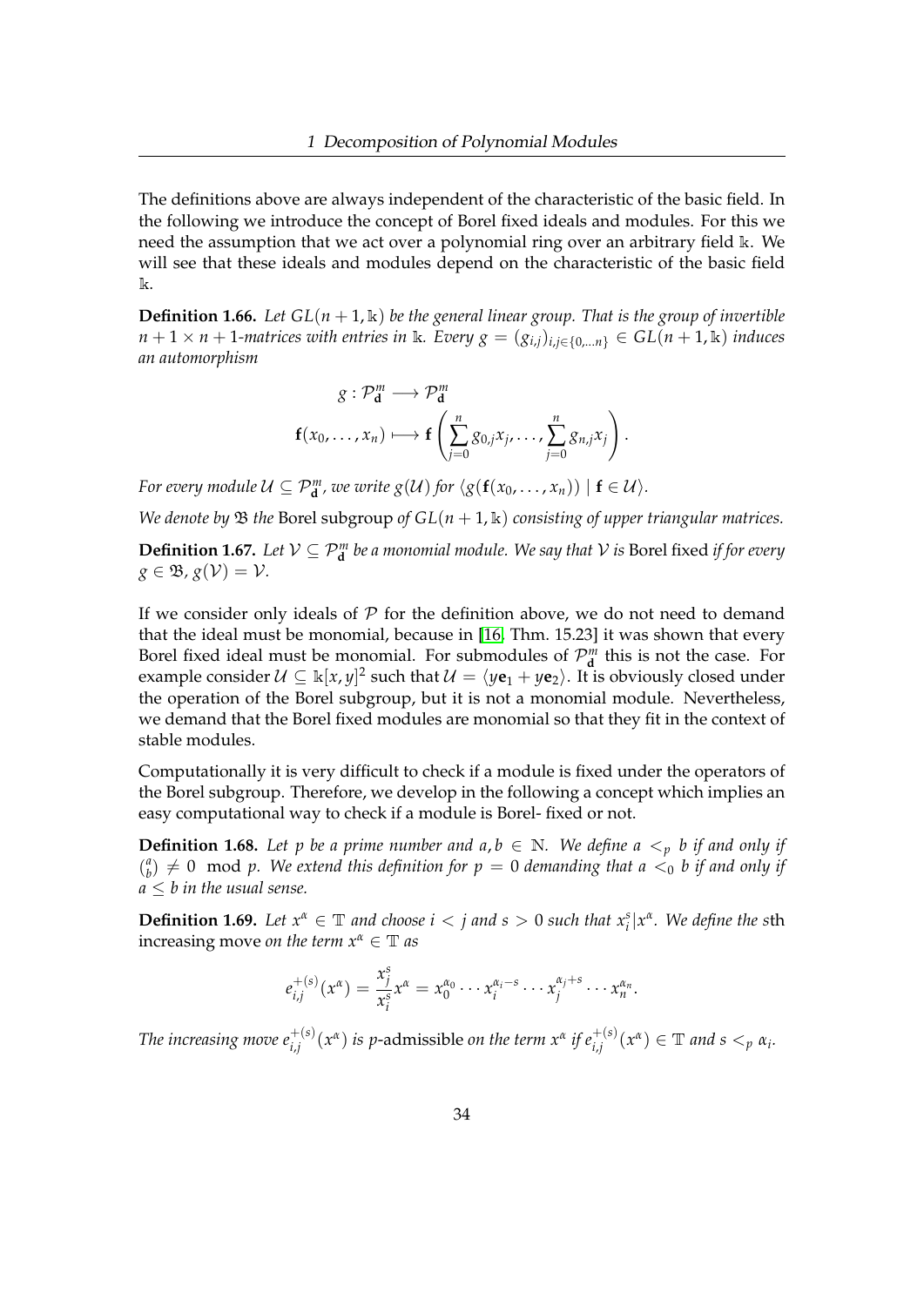The definitions above are always independent of the characteristic of the basic field. In the following we introduce the concept of Borel fixed ideals and modules. For this we need the assumption that we act over a polynomial ring over an arbitrary field $\Bbbk$. We will see that these ideals and modules depend on the characteristic of the basic field $\Bbbk$.

**Definition 1.66.** *Let $GL(n+1, \Bbbk)$ be the general linear group. That is the group of invertible $n+1 \times n+1$-matrices with entries in $\Bbbk$. Every $g = (g_{i,j})_{i,j \in \{0,\ldots n\}} \in GL(n+1, \Bbbk)$ induces an automorphism*

$$
\begin{aligned}
g : \mathcal{P}^m_{\mathbf{d}} &\longrightarrow \mathcal{P}^m_{\mathbf{d}} \\
\mathbf{f}(x_0, \ldots, x_n) &\longmapsto \mathbf{f}\left(\sum_{j=0}^{n} g_{0,j} x_j, \ldots, \sum_{j=0}^{n} g_{n,j} x_j\right).
\end{aligned}
$$

*For every module $\mathcal{U} \subseteq \mathcal{P}^m_{\mathbf{d}}$, we write $g(\mathcal{U})$ for $\langle g(\mathbf{f}(x_0, \ldots, x_n)) \mid \mathbf{f} \in \mathcal{U} \rangle$.*

*We denote by $\mathfrak{B}$ the* Borel subgroup *of $GL(n+1, \Bbbk)$ consisting of upper triangular matrices.*

**Definition 1.67.** *Let $\mathcal{V} \subseteq \mathcal{P}^m_{\mathbf{d}}$ be a monomial module. We say that $\mathcal{V}$ is* Borel fixed *if for every $g \in \mathfrak{B}$, $g(\mathcal{V}) = \mathcal{V}$.*

If we consider only ideals of $\mathcal{P}$ for the definition above, we do not need to demand that the ideal must be monomial, because in [16, Thm. 15.23] it was shown that every Borel fixed ideal must be monomial. For submodules of $\mathcal{P}^m_{\mathbf{d}}$ this is not the case. For example consider $\mathcal{U} \subseteq \Bbbk[x, y]^2$ such that $\mathcal{U} = \langle y\mathbf{e}_1 + y\mathbf{e}_2 \rangle$. It is obviously closed under the operation of the Borel subgroup, but it is not a monomial module. Nevertheless, we demand that the Borel fixed modules are monomial so that they fit in the context of stable modules.

Computationally it is very difficult to check if a module is fixed under the operators of the Borel subgroup. Therefore, we develop in the following a concept which implies an easy computational way to check if a module is Borel- fixed or not.

**Definition 1.68.** *Let $p$ be a prime number and $a, b \in \mathbb{N}$. We define $a <_p b$ if and only if $\binom{a}{b} \neq 0 \mod p$. We extend this definition for $p = 0$ demanding that $a <_0 b$ if and only if $a \leq b$ in the usual sense.*

**Definition 1.69.** *Let $x^\alpha \in \mathbb{T}$ and choose $i < j$ and $s > 0$ such that $x_i^s | x^\alpha$. We define the $s$th* increasing move *on the term $x^\alpha \in \mathbb{T}$ as*

$$
e^{+(s)}_{i,j}(x^\alpha) = \frac{x_j^s}{x_i^s} x^\alpha = x_0^{\alpha_0} \cdots x_i^{\alpha_i - s} \cdots x_j^{\alpha_j + s} \cdots x_n^{\alpha_n}.
$$

*The increasing move $e^{+(s)}_{i,j}(x^\alpha)$ is $p$-*admissible *on the term $x^\alpha$ if $e^{+(s)}_{i,j}(x^\alpha) \in \mathbb{T}$ and $s <_p \alpha_i$.*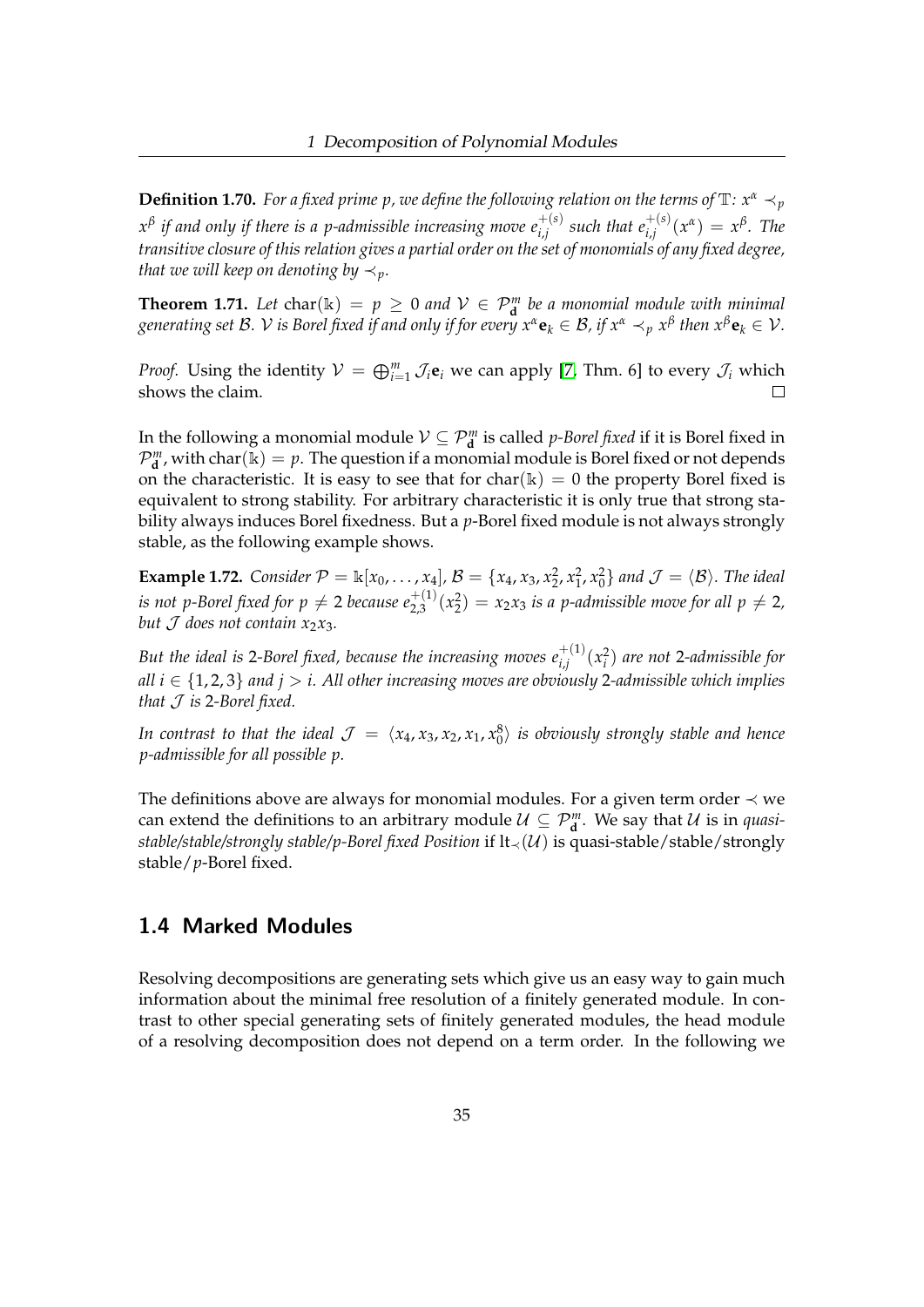**Definition 1.70.** *For a fixed prime $p$, we define the following relation on the terms of $\mathbb{T}$: $x^\alpha \prec_p x^\beta$ if and only if there is a $p$-admissible increasing move $e_{i,j}^{+(s)}$ such that $e_{i,j}^{+(s)}(x^\alpha) = x^\beta$. The transitive closure of this relation gives a partial order on the set of monomials of any fixed degree, that we will keep on denoting by $\prec_p$.*

**Theorem 1.71.** *Let $\operatorname{char}(\mathbb{k}) = p \geq 0$ and $\mathcal{V} \in \mathcal{P}_{\mathbf{d}}^m$ be a monomial module with minimal generating set $\mathcal{B}$. $\mathcal{V}$ is Borel fixed if and only if for every $x^\alpha \mathbf{e}_k \in \mathcal{B}$, if $x^\alpha \prec_p x^\beta$ then $x^\beta \mathbf{e}_k \in \mathcal{V}$.*

*Proof.* Using the identity $\mathcal{V} = \bigoplus_{i=1}^m \mathcal{J}_i \mathbf{e}_i$ we can apply [7, Thm. 6] to every $\mathcal{J}_i$ which shows the claim. □

In the following a monomial module $\mathcal{V} \subseteq \mathcal{P}_{\mathbf{d}}^m$ is called *p-Borel fixed* if it is Borel fixed in $\mathcal{P}_{\mathbf{d}}^m$, with $\operatorname{char}(\mathbb{k}) = p$. The question if a monomial module is Borel fixed or not depends on the characteristic. It is easy to see that for $\operatorname{char}(\mathbb{k}) = 0$ the property Borel fixed is equivalent to strong stability. For arbitrary characteristic it is only true that strong stability always induces Borel fixedness. But a $p$-Borel fixed module is not always strongly stable, as the following example shows.

**Example 1.72.** *Consider $\mathcal{P} = \mathbb{k}[x_0, \ldots, x_4]$, $\mathcal{B} = \{x_4, x_3, x_2^2, x_1^2, x_0^2\}$ and $\mathcal{J} = \langle \mathcal{B} \rangle$. The ideal is not $p$-Borel fixed for $p \neq 2$ because $e_{2,3}^{+(1)}(x_2^2) = x_2 x_3$ is a $p$-admissible move for all $p \neq 2$, but $\mathcal{J}$ does not contain $x_2 x_3$.*

*But the ideal is 2-Borel fixed, because the increasing moves $e_{i,j}^{+(1)}(x_i^2)$ are not 2-admissible for all $i \in \{1, 2, 3\}$ and $j > i$. All other increasing moves are obviously 2-admissible which implies that $\mathcal{J}$ is 2-Borel fixed.*

*In contrast to that the ideal $\mathcal{J} = \langle x_4, x_3, x_2, x_1, x_0^8 \rangle$ is obviously strongly stable and hence $p$-admissible for all possible $p$.*

The definitions above are always for monomial modules. For a given term order $\prec$ we can extend the definitions to an arbitrary module $\mathcal{U} \subseteq \mathcal{P}_{\mathbf{d}}^m$. We say that $\mathcal{U}$ is in *quasi-stable/stable/strongly stable/p-Borel fixed Position* if $\operatorname{lt}_\prec(\mathcal{U})$ is quasi-stable/stable/strongly stable/$p$-Borel fixed.

## 1.4 Marked Modules

Resolving decompositions are generating sets which give us an easy way to gain much information about the minimal free resolution of a finitely generated module. In contrast to other special generating sets of finitely generated modules, the head module of a resolving decomposition does not depend on a term order. In the following we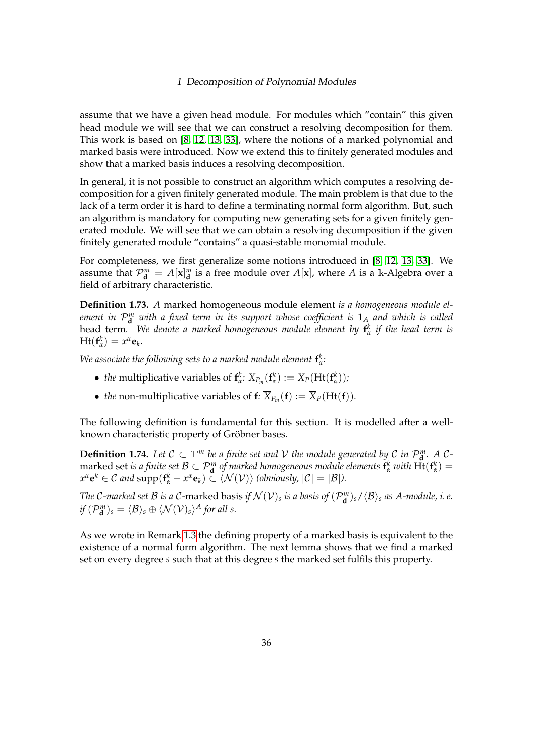assume that we have a given head module. For modules which "contain" this given head module we will see that we can construct a resolving decomposition for them. This work is based on [8, 12, 13, 33], where the notions of a marked polynomial and marked basis were introduced. Now we extend this to finitely generated modules and show that a marked basis induces a resolving decomposition.

In general, it is not possible to construct an algorithm which computes a resolving decomposition for a given finitely generated module. The main problem is that due to the lack of a term order it is hard to define a terminating normal form algorithm. But, such an algorithm is mandatory for computing new generating sets for a given finitely generated module. We will see that we can obtain a resolving decomposition if the given finitely generated module "contains" a quasi-stable monomial module.

For completeness, we first generalize some notions introduced in [8, 12, 13, 33]. We assume that $\mathcal{P}^m_{\mathbf{d}} = A[\mathbf{x}]^m_{\mathbf{d}}$ is a free module over $A[\mathbf{x}]$, where $A$ is a $\Bbbk$-Algebra over a field of arbitrary characteristic.

**Definition 1.73.** *A* marked homogeneous module element *is a homogeneous module element in $\mathcal{P}^m_{\mathbf{d}}$ with a fixed term in its support whose coefficient is $1_A$ and which is called* head term*. We denote a marked homogeneous module element by $\mathbf{f}^k_\alpha$ if the head term is $\mathrm{Ht}(\mathbf{f}^k_\alpha) = x^\alpha \mathbf{e}_k$.*

*We associate the following sets to a marked module element $\mathbf{f}^k_\alpha$:*

- *the* multiplicative variables of $\mathbf{f}^k_\alpha$*: $X_{P_m}(\mathbf{f}^k_\alpha) := X_P(\mathrm{Ht}(\mathbf{f}^k_\alpha))$;*
- *the* non-multiplicative variables of $\mathbf{f}$*: $\overline{X}_{P_m}(\mathbf{f}) := \overline{X}_P(\mathrm{Ht}(\mathbf{f}))$.*

The following definition is fundamental for this section. It is modelled after a well-known characteristic property of Gröbner bases.

**Definition 1.74.** *Let $\mathcal{C} \subset \mathbb{T}^m$ be a finite set and $\mathcal{V}$ the module generated by $\mathcal{C}$ in $\mathcal{P}^m_{\mathbf{d}}$. A $\mathcal{C}$-*marked set *is a finite set $\mathcal{B} \subset \mathcal{P}^m_{\mathbf{d}}$ of marked homogeneous module elements $\mathbf{f}^k_\alpha$ with $\mathrm{Ht}(\mathbf{f}^k_\alpha) = x^\alpha \mathbf{e}^k \in \mathcal{C}$ and $\mathrm{supp}(\mathbf{f}^k_\alpha - x^\alpha \mathbf{e}_k) \subset \langle \mathcal{N}(\mathcal{V}) \rangle$ (obviously, $|\mathcal{C}| = |\mathcal{B}|$).*

*The $\mathcal{C}$-marked set $\mathcal{B}$ is a $\mathcal{C}$-*marked basis *if $\mathcal{N}(\mathcal{V})_s$ is a basis of $(\mathcal{P}^m_{\mathbf{d}})_s / \langle \mathcal{B} \rangle_s$ as $A$-module, i. e. if $(\mathcal{P}^m_{\mathbf{d}})_s = \langle \mathcal{B} \rangle_s \oplus \langle \mathcal{N}(\mathcal{V})_s \rangle^A$ for all $s$.*

As we wrote in Remark 1.3 the defining property of a marked basis is equivalent to the existence of a normal form algorithm. The next lemma shows that we find a marked set on every degree $s$ such that at this degree $s$ the marked set fulfils this property.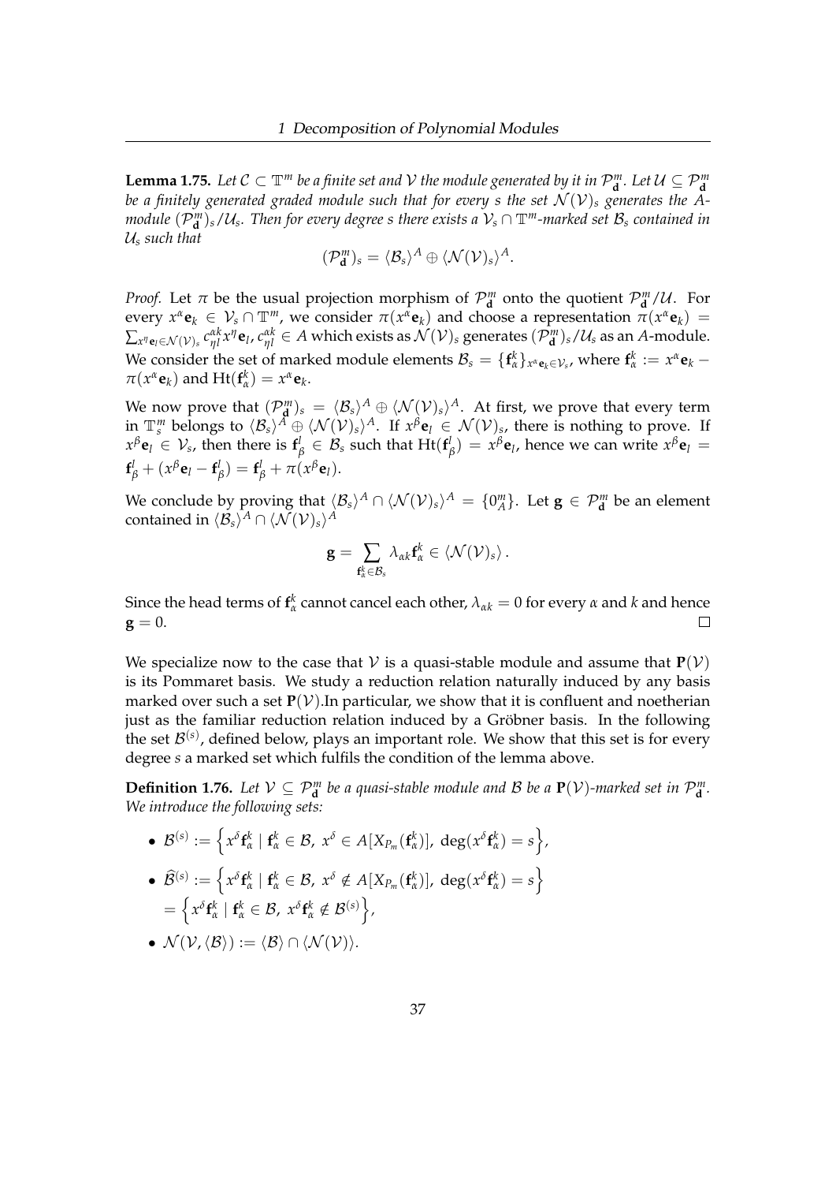**Lemma 1.75.** *Let $\mathcal{C} \subset \mathbb{T}^m$ be a finite set and $\mathcal{V}$ the module generated by it in $\mathcal{P}^m_{\mathbf{d}}$. Let $\mathcal{U} \subseteq \mathcal{P}^m_{\mathbf{d}}$ be a finitely generated graded module such that for every $s$ the set $\mathcal{N}(\mathcal{V})_s$ generates the $A$-module $(\mathcal{P}^m_{\mathbf{d}})_s/\mathcal{U}_s$. Then for every degree $s$ there exists a $\mathcal{V}_s \cap \mathbb{T}^m$-marked set $\mathcal{B}_s$ contained in $\mathcal{U}_s$ such that*

$$(\mathcal{P}^m_{\mathbf{d}})_s = \langle \mathcal{B}_s \rangle^A \oplus \langle \mathcal{N}(\mathcal{V})_s \rangle^A.$$

*Proof.* Let $\pi$ be the usual projection morphism of $\mathcal{P}^m_{\mathbf{d}}$ onto the quotient $\mathcal{P}^m_{\mathbf{d}}/\mathcal{U}$. For every $x^\alpha \mathbf{e}_k \in \mathcal{V}_s \cap \mathbb{T}^m$, we consider $\pi(x^\alpha \mathbf{e}_k)$ and choose a representation $\pi(x^\alpha \mathbf{e}_k) = \sum_{x^\eta \mathbf{e}_l \in \mathcal{N}(\mathcal{V})_s} c^{\alpha k}_{\eta l} x^\eta \mathbf{e}_l$, $c^{\alpha k}_{\eta l} \in A$ which exists as $\mathcal{N}(\mathcal{V})_s$ generates $(\mathcal{P}^m_{\mathbf{d}})_s/\mathcal{U}_s$ as an $A$-module. We consider the set of marked module elements $\mathcal{B}_s = \{\mathbf{f}^k_\alpha\}_{x^\alpha \mathbf{e}_k \in \mathcal{V}_s}$, where $\mathbf{f}^k_\alpha := x^\alpha \mathbf{e}_k - \pi(x^\alpha \mathbf{e}_k)$ and $\operatorname{Ht}(\mathbf{f}^k_\alpha) = x^\alpha \mathbf{e}_k$.

We now prove that $(\mathcal{P}^m_{\mathbf{d}})_s = \langle \mathcal{B}_s \rangle^A \oplus \langle \mathcal{N}(\mathcal{V})_s \rangle^A$. At first, we prove that every term in $\mathbb{T}^m_s$ belongs to $\langle \mathcal{B}_s \rangle^A \oplus \langle \mathcal{N}(\mathcal{V})_s \rangle^A$. If $x^\beta \mathbf{e}_l \in \mathcal{N}(\mathcal{V})_s$, there is nothing to prove. If $x^\beta \mathbf{e}_l \in \mathcal{V}_s$, then there is $\mathbf{f}^l_\beta \in \mathcal{B}_s$ such that $\operatorname{Ht}(\mathbf{f}^l_\beta) = x^\beta \mathbf{e}_l$, hence we can write $x^\beta \mathbf{e}_l = \mathbf{f}^l_\beta + (x^\beta \mathbf{e}_l - \mathbf{f}^l_\beta) = \mathbf{f}^l_\beta + \pi(x^\beta \mathbf{e}_l)$.

We conclude by proving that $\langle \mathcal{B}_s \rangle^A \cap \langle \mathcal{N}(\mathcal{V})_s \rangle^A = \{0^m_A\}$. Let $\mathbf{g} \in \mathcal{P}^m_{\mathbf{d}}$ be an element contained in $\langle \mathcal{B}_s \rangle^A \cap \langle \mathcal{N}(\mathcal{V})_s \rangle^A$

$$\mathbf{g} = \sum_{\mathbf{f}^k_\alpha \in \mathcal{B}_s} \lambda_{\alpha k} \mathbf{f}^k_\alpha \in \langle \mathcal{N}(\mathcal{V})_s \rangle .$$

Since the head terms of $\mathbf{f}^k_\alpha$ cannot cancel each other, $\lambda_{\alpha k} = 0$ for every $\alpha$ and $k$ and hence $\mathbf{g} = 0$. $\square$

We specialize now to the case that $\mathcal{V}$ is a quasi-stable module and assume that $\mathbf{P}(\mathcal{V})$ is its Pommaret basis. We study a reduction relation naturally induced by any basis marked over such a set $\mathbf{P}(\mathcal{V})$.In particular, we show that it is confluent and noetherian just as the familiar reduction relation induced by a Gröbner basis. In the following the set $\mathcal{B}^{(s)}$, defined below, plays an important role. We show that this set is for every degree $s$ a marked set which fulfils the condition of the lemma above.

**Definition 1.76.** *Let $\mathcal{V} \subseteq \mathcal{P}^m_{\mathbf{d}}$ be a quasi-stable module and $\mathcal{B}$ be a $\mathbf{P}(\mathcal{V})$-marked set in $\mathcal{P}^m_{\mathbf{d}}$. We introduce the following sets:*

- $\mathcal{B}^{(s)} := \left\{ x^\delta \mathbf{f}^k_\alpha \mid \mathbf{f}^k_\alpha \in \mathcal{B},\ x^\delta \in A[X_{P_m}(\mathbf{f}^k_\alpha)],\ \deg(x^\delta \mathbf{f}^k_\alpha) = s \right\}$,
- $\widehat{\mathcal{B}}^{(s)} := \left\{ x^\delta \mathbf{f}^k_\alpha \mid \mathbf{f}^k_\alpha \in \mathcal{B},\ x^\delta \notin A[X_{P_m}(\mathbf{f}^k_\alpha)],\ \deg(x^\delta \mathbf{f}^k_\alpha) = s \right\}$
  $= \left\{ x^\delta \mathbf{f}^k_\alpha \mid \mathbf{f}^k_\alpha \in \mathcal{B},\ x^\delta \mathbf{f}^k_\alpha \notin \mathcal{B}^{(s)} \right\}$,
- $\mathcal{N}(\mathcal{V}, \langle \mathcal{B} \rangle) := \langle \mathcal{B} \rangle \cap \langle \mathcal{N}(\mathcal{V}) \rangle$.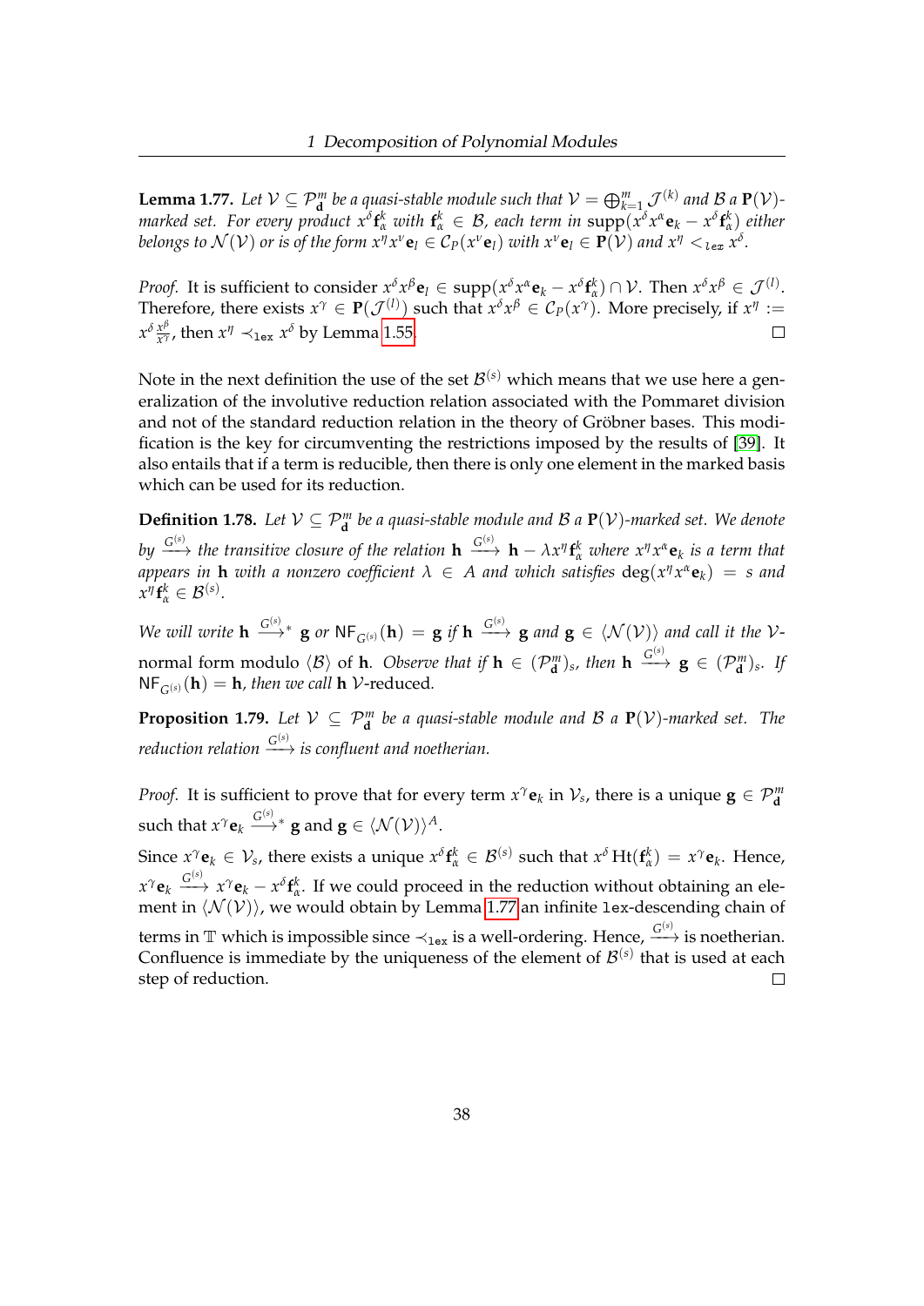**Lemma 1.77.** *Let $\mathcal{V} \subseteq \mathcal{P}^m_{\mathbf{d}}$ be a quasi-stable module such that $\mathcal{V} = \bigoplus_{k=1}^m \mathcal{J}^{(k)}$ and $\mathcal{B}$ a $\mathbf{P}(\mathcal{V})$-marked set. For every product $x^\delta \mathbf{f}^k_\alpha$ with $\mathbf{f}^k_\alpha \in \mathcal{B}$, each term in $\mathrm{supp}(x^\delta x^\alpha \mathbf{e}_k - x^\delta \mathbf{f}^k_\alpha)$ either belongs to $\mathcal{N}(\mathcal{V})$ or is of the form $x^\eta x^\nu \mathbf{e}_l \in \mathcal{C}_P(x^\nu \mathbf{e}_l)$ with $x^\nu \mathbf{e}_l \in \mathbf{P}(\mathcal{V})$ and $x^\eta <_{\mathtt{lex}} x^\delta$.*

*Proof.* It is sufficient to consider $x^\delta x^\beta \mathbf{e}_l \in \mathrm{supp}(x^\delta x^\alpha \mathbf{e}_k - x^\delta \mathbf{f}^k_\alpha) \cap \mathcal{V}$. Then $x^\delta x^\beta \in \mathcal{J}^{(l)}$. Therefore, there exists $x^\gamma \in \mathbf{P}(\mathcal{J}^{(l)})$ such that $x^\delta x^\beta \in \mathcal{C}_P(x^\gamma)$. More precisely, if $x^\eta := x^\delta \frac{x^\beta}{x^\gamma}$, then $x^\eta \prec_{\mathtt{lex}} x^\delta$ by Lemma 1.55. □

Note in the next definition the use of the set $\mathcal{B}^{(s)}$ which means that we use here a generalization of the involutive reduction relation associated with the Pommaret division and not of the standard reduction relation in the theory of Gröbner bases. This modification is the key for circumventing the restrictions imposed by the results of [39]. It also entails that if a term is reducible, then there is only one element in the marked basis which can be used for its reduction.

**Definition 1.78.** *Let $\mathcal{V} \subseteq \mathcal{P}^m_{\mathbf{d}}$ be a quasi-stable module and $\mathcal{B}$ a $\mathbf{P}(\mathcal{V})$-marked set. We denote by $\xrightarrow{G^{(s)}}$ the transitive closure of the relation $\mathbf{h} \xrightarrow{G^{(s)}} \mathbf{h} - \lambda x^\eta \mathbf{f}^k_\alpha$ where $x^\eta x^\alpha \mathbf{e}_k$ is a term that appears in $\mathbf{h}$ with a nonzero coefficient $\lambda \in A$ and which satisfies $\deg(x^\eta x^\alpha \mathbf{e}_k) = s$ and $x^\eta \mathbf{f}^k_\alpha \in \mathcal{B}^{(s)}$.*

*We will write $\mathbf{h} \xrightarrow{G^{(s)}}_* \mathbf{g}$ or $\mathsf{NF}_{G^{(s)}}(\mathbf{h}) = \mathbf{g}$ if $\mathbf{h} \xrightarrow{G^{(s)}} \mathbf{g}$ and $\mathbf{g} \in \langle \mathcal{N}(\mathcal{V})\rangle$ and call it the $\mathcal{V}$-normal form modulo $\langle \mathcal{B}\rangle$ of $\mathbf{h}$. Observe that if $\mathbf{h} \in (\mathcal{P}^m_{\mathbf{d}})_s$, then $\mathbf{h} \xrightarrow{G^{(s)}} \mathbf{g} \in (\mathcal{P}^m_{\mathbf{d}})_s$. If $\mathsf{NF}_{G^{(s)}}(\mathbf{h}) = \mathbf{h}$, then we call $\mathbf{h}$ $\mathcal{V}$-reduced.*

**Proposition 1.79.** *Let $\mathcal{V} \subseteq \mathcal{P}^m_{\mathbf{d}}$ be a quasi-stable module and $\mathcal{B}$ a $\mathbf{P}(\mathcal{V})$-marked set. The reduction relation $\xrightarrow{G^{(s)}}$ is confluent and noetherian.*

*Proof.* It is sufficient to prove that for every term $x^\gamma \mathbf{e}_k$ in $\mathcal{V}_s$, there is a unique $\mathbf{g} \in \mathcal{P}^m_{\mathbf{d}}$ such that $x^\gamma \mathbf{e}_k \xrightarrow{G^{(s)}}_* \mathbf{g}$ and $\mathbf{g} \in \langle \mathcal{N}(\mathcal{V})\rangle^A$.

Since $x^\gamma \mathbf{e}_k \in \mathcal{V}_s$, there exists a unique $x^\delta \mathbf{f}^k_\alpha \in \mathcal{B}^{(s)}$ such that $x^\delta\,\mathrm{Ht}(\mathbf{f}^k_\alpha) = x^\gamma \mathbf{e}_k$. Hence, $x^\gamma \mathbf{e}_k \xrightarrow{G^{(s)}} x^\gamma \mathbf{e}_k - x^\delta \mathbf{f}^k_\alpha$. If we could proceed in the reduction without obtaining an element in $\langle \mathcal{N}(\mathcal{V})\rangle$, we would obtain by Lemma 1.77 an infinite lex-descending chain of terms in $\mathbb{T}$ which is impossible since $\prec_{\mathtt{lex}}$ is a well-ordering. Hence, $\xrightarrow{G^{(s)}}$ is noetherian. Confluence is immediate by the uniqueness of the element of $\mathcal{B}^{(s)}$ that is used at each step of reduction. □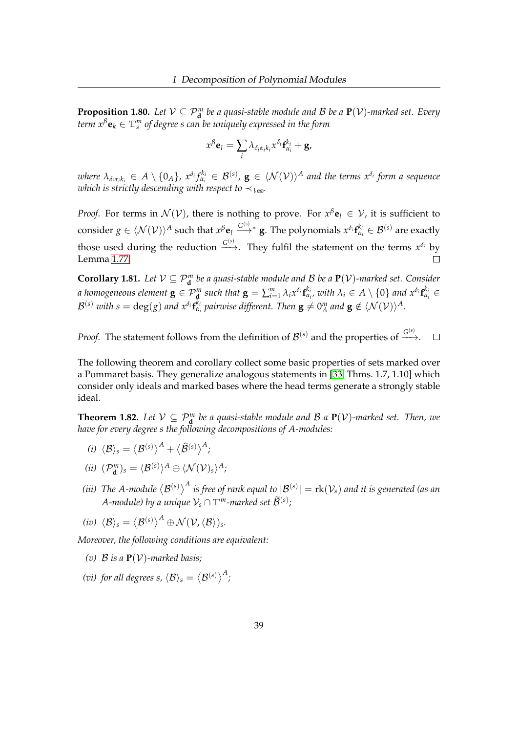**Proposition 1.80.** *Let $\mathcal{V} \subseteq \mathcal{P}^m_{\mathbf{d}}$ be a quasi-stable module and $\mathcal{B}$ be a $\mathbf{P}(\mathcal{V})$-marked set. Every term $x^\beta \mathbf{e}_k \in \mathbb{T}^m_s$ of degree $s$ can be uniquely expressed in the form*

$$x^\beta \mathbf{e}_l = \sum_i \lambda_{\delta_i \alpha_i k_i} x^{\delta_i} \mathbf{f}^{k_i}_{\alpha_i} + \mathbf{g},$$

*where $\lambda_{\delta_i \alpha_i k_i} \in A \setminus \{0_A\}$, $x^{\delta_i} f^{k_i}_{\alpha_i} \in \mathcal{B}^{(s)}$, $\mathbf{g} \in \langle \mathcal{N}(\mathcal{V}) \rangle^A$ and the terms $x^{\delta_i}$ form a sequence which is strictly descending with respect to $\prec_{\texttt{lex}}$.*

*Proof.* For terms in $\mathcal{N}(\mathcal{V})$, there is nothing to prove. For $x^\beta \mathbf{e}_l \in \mathcal{V}$, it is sufficient to consider $g \in \langle \mathcal{N}(\mathcal{V}) \rangle^A$ such that $x^\beta \mathbf{e}_l \xrightarrow{G^{(s)}}_* \mathbf{g}$. The polynomials $x^{\delta_i} \mathbf{f}^{k_i}_{\alpha_i} \in \mathcal{B}^{(s)}$ are exactly those used during the reduction $\xrightarrow{G^{(s)}}$. They fulfil the statement on the terms $x^{\delta_i}$ by Lemma 1.77. □

**Corollary 1.81.** *Let $\mathcal{V} \subseteq \mathcal{P}^m_{\mathbf{d}}$ be a quasi-stable module and $\mathcal{B}$ be a $\mathbf{P}(\mathcal{V})$-marked set. Consider a homogeneous element $\mathbf{g} \in \mathcal{P}^m_{\mathbf{d}}$ such that $\mathbf{g} = \sum_{i=1}^m \lambda_i x^{\delta_i} \mathbf{f}^{k_i}_{\alpha_i}$, with $\lambda_i \in A \setminus \{0\}$ and $x^{\delta_i} \mathbf{f}^{k_i}_{\alpha_i} \in \mathcal{B}^{(s)}$ with $s = \deg(g)$ and $x^{\delta_i} \mathbf{f}^{k_i}_{\alpha_i}$ pairwise different. Then $\mathbf{g} \neq 0^m_A$ and $\mathbf{g} \notin \langle \mathcal{N}(\mathcal{V}) \rangle^A$.*

*Proof.* The statement follows from the definition of $\mathcal{B}^{(s)}$ and the properties of $\xrightarrow{G^{(s)}}$. □

The following theorem and corollary collect some basic properties of sets marked over a Pommaret basis. They generalize analogous statements in [33, Thms. 1.7, 1.10] which consider only ideals and marked bases where the head terms generate a strongly stable ideal.

**Theorem 1.82.** *Let $\mathcal{V} \subseteq \mathcal{P}^m_{\mathbf{d}}$ be a quasi-stable module and $\mathcal{B}$ a $\mathbf{P}(\mathcal{V})$-marked set. Then, we have for every degree $s$ the following decompositions of $A$-modules:*

*(i)* $\langle \mathcal{B} \rangle_s = \left\langle \mathcal{B}^{(s)} \right\rangle^A + \left\langle \widehat{\mathcal{B}}^{(s)} \right\rangle^A$;

*(ii)* $(\mathcal{P}^m_{\mathbf{d}})_s = \langle \mathcal{B}^{(s)} \rangle^A \oplus \langle \mathcal{N}(\mathcal{V})_s \rangle^A$;

*(iii) The $A$-module $\left\langle \mathcal{B}^{(s)} \right\rangle^A$ is free of rank equal to $|\mathcal{B}^{(s)}| = \mathrm{rk}(\mathcal{V}_s)$ and it is generated (as an $A$-module) by a unique $\mathcal{V}_s \cap \mathbb{T}^m$-marked set $\widetilde{\mathcal{B}}^{(s)}$;*

*(iv)* $\langle \mathcal{B} \rangle_s = \left\langle \mathcal{B}^{(s)} \right\rangle^A \oplus \mathcal{N}(\mathcal{V}, \langle \mathcal{B} \rangle)_s$.

*Moreover, the following conditions are equivalent:*

*(v) $\mathcal{B}$ is a $\mathbf{P}(\mathcal{V})$-marked basis;*

*(vi) for all degrees $s$, $\langle \mathcal{B} \rangle_s = \left\langle \mathcal{B}^{(s)} \right\rangle^A$;*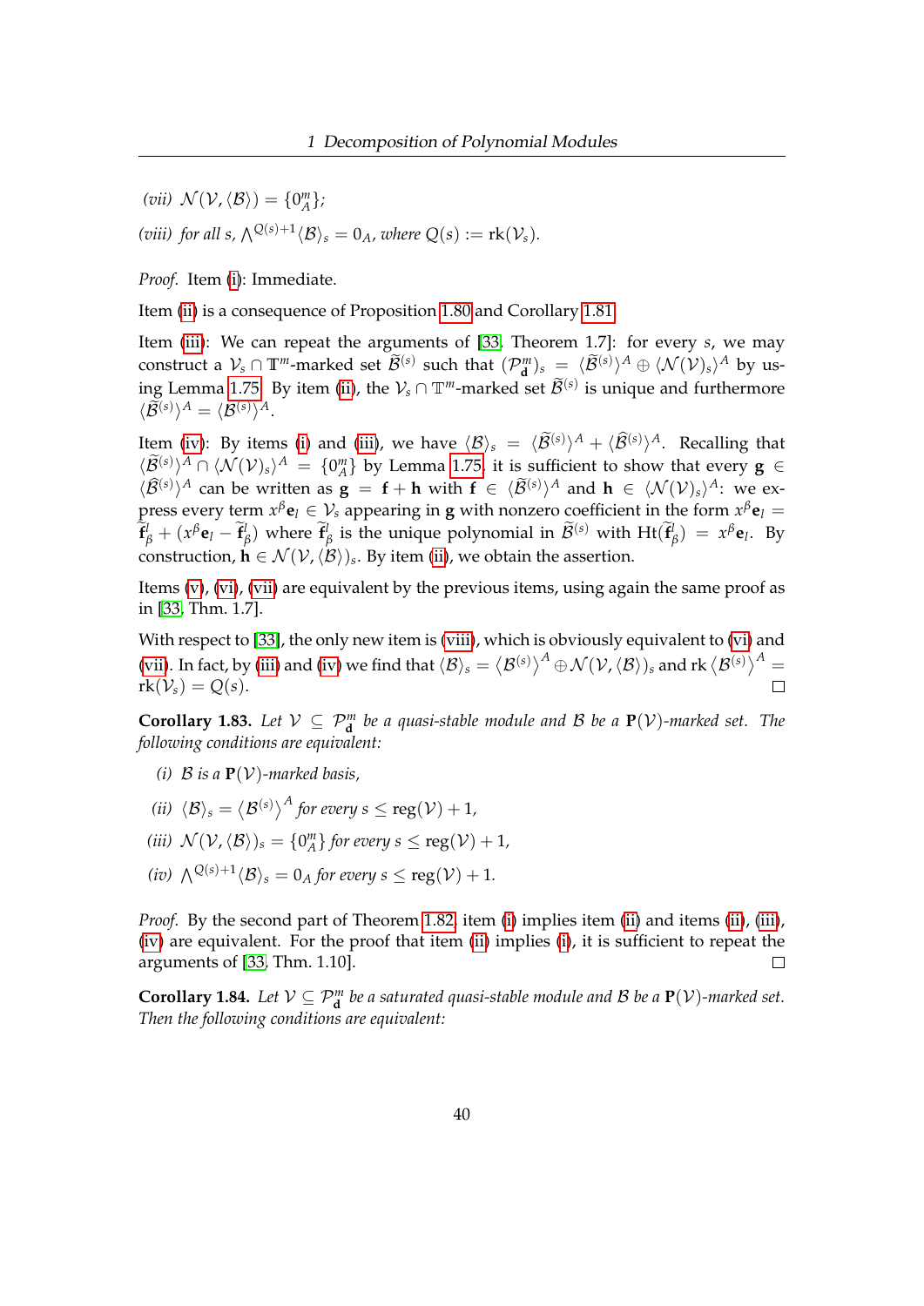*(vii)* $\mathcal{N}(\mathcal{V}, \langle \mathcal{B} \rangle) = \{0^m_A\}$;

*(viii)* *for all* $s$, $\bigwedge^{Q(s)+1} \langle \mathcal{B} \rangle_s = 0_A$, *where* $Q(s) := \mathrm{rk}(\mathcal{V}_s)$.

*Proof.* Item (i): Immediate.

Item (ii) is a consequence of Proposition 1.80 and Corollary 1.81.

Item (iii): We can repeat the arguments of [33, Theorem 1.7]: for every $s$, we may construct a $\mathcal{V}_s \cap \mathbb{T}^m$-marked set $\widetilde{\mathcal{B}}^{(s)}$ such that $(\mathcal{P}^m_{\mathbf{d}})_s = \langle \widetilde{\mathcal{B}}^{(s)} \rangle^A \oplus \langle \mathcal{N}(\mathcal{V})_s \rangle^A$ by using Lemma 1.75. By item (ii), the $\mathcal{V}_s \cap \mathbb{T}^m$-marked set $\widetilde{\mathcal{B}}^{(s)}$ is unique and furthermore $\langle \widetilde{\mathcal{B}}^{(s)} \rangle^A = \langle \mathcal{B}^{(s)} \rangle^A$.

Item (iv): By items (i) and (iii), we have $\langle \mathcal{B} \rangle_s = \langle \widetilde{\mathcal{B}}^{(s)} \rangle^A + \langle \widehat{\mathcal{B}}^{(s)} \rangle^A$. Recalling that $\langle \widetilde{\mathcal{B}}^{(s)} \rangle^A \cap \langle \mathcal{N}(\mathcal{V})_s \rangle^A = \{0^m_A\}$ by Lemma 1.75, it is sufficient to show that every $\mathbf{g} \in \langle \widehat{\mathcal{B}}^{(s)} \rangle^A$ can be written as $\mathbf{g} = \mathbf{f} + \mathbf{h}$ with $\mathbf{f} \in \langle \widetilde{\mathcal{B}}^{(s)} \rangle^A$ and $\mathbf{h} \in \langle \mathcal{N}(\mathcal{V})_s \rangle^A$: we express every term $x^\beta \mathbf{e}_l \in \mathcal{V}_s$ appearing in $\mathbf{g}$ with nonzero coefficient in the form $x^\beta \mathbf{e}_l = \widetilde{\mathbf{f}}^l_\beta + (x^\beta \mathbf{e}_l - \widetilde{\mathbf{f}}^l_\beta)$ where $\widetilde{\mathbf{f}}^l_\beta$ is the unique polynomial in $\widetilde{\mathcal{B}}^{(s)}$ with $\mathrm{Ht}(\widetilde{\mathbf{f}}^l_\beta) = x^\beta \mathbf{e}_l$. By construction, $\mathbf{h} \in \mathcal{N}(\mathcal{V}, \langle \mathcal{B} \rangle)_s$. By item (ii), we obtain the assertion.

Items (v), (vi), (vii) are equivalent by the previous items, using again the same proof as in [33, Thm. 1.7].

With respect to [33], the only new item is (viii), which is obviously equivalent to (vi) and (vii). In fact, by (iii) and (iv) we find that $\langle \mathcal{B} \rangle_s = \langle \mathcal{B}^{(s)} \rangle^A \oplus \mathcal{N}(\mathcal{V}, \langle \mathcal{B} \rangle)_s$ and $\mathrm{rk} \langle \mathcal{B}^{(s)} \rangle^A = \mathrm{rk}(\mathcal{V}_s) = Q(s)$. □

**Corollary 1.83.** *Let $\mathcal{V} \subseteq \mathcal{P}^m_{\mathbf{d}}$ be a quasi-stable module and $\mathcal{B}$ be a $\mathbf{P}(\mathcal{V})$-marked set. The following conditions are equivalent:*

*(i)* $\mathcal{B}$ *is a* $\mathbf{P}(\mathcal{V})$*-marked basis,*

*(ii)* $\langle \mathcal{B} \rangle_s = \langle \mathcal{B}^{(s)} \rangle^A$ *for every* $s \leq \mathrm{reg}(\mathcal{V}) + 1$,

*(iii)* $\mathcal{N}(\mathcal{V}, \langle \mathcal{B} \rangle)_s = \{0^m_A\}$ *for every* $s \leq \mathrm{reg}(\mathcal{V}) + 1$,

*(iv)* $\bigwedge^{Q(s)+1} \langle \mathcal{B} \rangle_s = 0_A$ *for every* $s \leq \mathrm{reg}(\mathcal{V}) + 1$.

*Proof.* By the second part of Theorem 1.82, item (i) implies item (ii) and items (ii), (iii), (iv) are equivalent. For the proof that item (ii) implies (i), it is sufficient to repeat the arguments of [33, Thm. 1.10]. □

**Corollary 1.84.** *Let $\mathcal{V} \subseteq \mathcal{P}^m_{\mathbf{d}}$ be a saturated quasi-stable module and $\mathcal{B}$ be a $\mathbf{P}(\mathcal{V})$-marked set. Then the following conditions are equivalent:*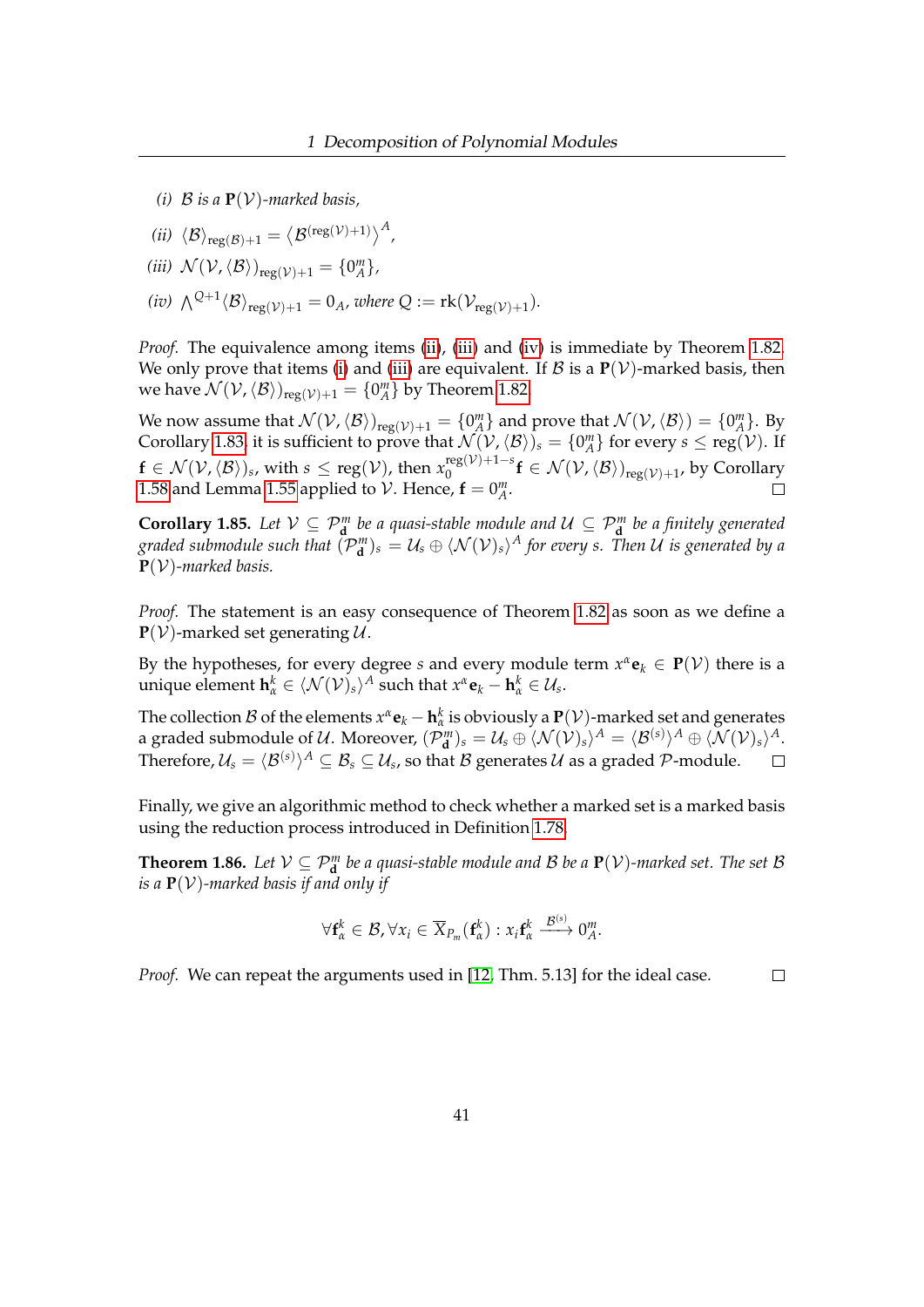*(i)* $\mathcal{B}$ *is a* $\mathbf{P}(\mathcal{V})$*-marked basis,*

*(ii)* $\langle \mathcal{B} \rangle_{\mathrm{reg}(\mathcal{B})+1} = \left\langle \mathcal{B}^{(\mathrm{reg}(\mathcal{V})+1)} \right\rangle^{A}$,

*(iii)* $\mathcal{N}(\mathcal{V}, \langle \mathcal{B} \rangle)_{\mathrm{reg}(\mathcal{V})+1} = \{0_A^m\}$,

*(iv)* $\bigwedge^{Q+1} \langle \mathcal{B} \rangle_{\mathrm{reg}(\mathcal{V})+1} = 0_A$*, where* $Q := \mathrm{rk}(\mathcal{V}_{\mathrm{reg}(\mathcal{V})+1})$.

*Proof.* The equivalence among items (ii), (iii) and (iv) is immediate by Theorem 1.82. We only prove that items (i) and (iii) are equivalent. If $\mathcal{B}$ is a $\mathbf{P}(\mathcal{V})$-marked basis, then we have $\mathcal{N}(\mathcal{V}, \langle \mathcal{B} \rangle)_{\mathrm{reg}(\mathcal{V})+1} = \{0_A^m\}$ by Theorem 1.82.

We now assume that $\mathcal{N}(\mathcal{V}, \langle \mathcal{B} \rangle)_{\mathrm{reg}(\mathcal{V})+1} = \{0_A^m\}$ and prove that $\mathcal{N}(\mathcal{V}, \langle \mathcal{B} \rangle) = \{0_A^m\}$. By Corollary 1.83, it is sufficient to prove that $\mathcal{N}(\mathcal{V}, \langle \mathcal{B} \rangle)_s = \{0_A^m\}$ for every $s \leq \mathrm{reg}(\mathcal{V})$. If $\mathbf{f} \in \mathcal{N}(\mathcal{V}, \langle \mathcal{B} \rangle)_s$, with $s \leq \mathrm{reg}(\mathcal{V})$, then $x_0^{\mathrm{reg}(\mathcal{V})+1-s}\mathbf{f} \in \mathcal{N}(\mathcal{V}, \langle \mathcal{B} \rangle)_{\mathrm{reg}(\mathcal{V})+1}$, by Corollary 1.58 and Lemma 1.55 applied to $\mathcal{V}$. Hence, $\mathbf{f} = 0_A^m$. □

**Corollary 1.85.** *Let* $\mathcal{V} \subseteq \mathcal{P}_{\mathbf{d}}^m$ *be a quasi-stable module and* $\mathcal{U} \subseteq \mathcal{P}_{\mathbf{d}}^m$ *be a finitely generated graded submodule such that* $(\mathcal{P}_{\mathbf{d}}^m)_s = \mathcal{U}_s \oplus \langle \mathcal{N}(\mathcal{V})_s \rangle^A$ *for every* $s$*. Then* $\mathcal{U}$ *is generated by a* $\mathbf{P}(\mathcal{V})$*-marked basis.*

*Proof.* The statement is an easy consequence of Theorem 1.82 as soon as we define a $\mathbf{P}(\mathcal{V})$-marked set generating $\mathcal{U}$.

By the hypotheses, for every degree $s$ and every module term $x^\alpha \mathbf{e}_k \in \mathbf{P}(\mathcal{V})$ there is a unique element $\mathbf{h}_\alpha^k \in \langle \mathcal{N}(\mathcal{V})_s \rangle^A$ such that $x^\alpha \mathbf{e}_k - \mathbf{h}_\alpha^k \in \mathcal{U}_s$.

The collection $\mathcal{B}$ of the elements $x^\alpha \mathbf{e}_k - \mathbf{h}_\alpha^k$ is obviously a $\mathbf{P}(\mathcal{V})$-marked set and generates a graded submodule of $\mathcal{U}$. Moreover, $(\mathcal{P}_{\mathbf{d}}^m)_s = \mathcal{U}_s \oplus \langle \mathcal{N}(\mathcal{V})_s \rangle^A = \langle \mathcal{B}^{(s)} \rangle^A \oplus \langle \mathcal{N}(\mathcal{V})_s \rangle^A$. Therefore, $\mathcal{U}_s = \langle \mathcal{B}^{(s)} \rangle^A \subseteq \mathcal{B}_s \subseteq \mathcal{U}_s$, so that $\mathcal{B}$ generates $\mathcal{U}$ as a graded $\mathcal{P}$-module. □

Finally, we give an algorithmic method to check whether a marked set is a marked basis using the reduction process introduced in Definition 1.78.

**Theorem 1.86.** *Let* $\mathcal{V} \subseteq \mathcal{P}_{\mathbf{d}}^m$ *be a quasi-stable module and* $\mathcal{B}$ *be a* $\mathbf{P}(\mathcal{V})$*-marked set. The set* $\mathcal{B}$ *is a* $\mathbf{P}(\mathcal{V})$*-marked basis if and only if*

$$\forall \mathbf{f}_\alpha^k \in \mathcal{B}, \forall x_i \in \overline{X}_{P_m}(\mathbf{f}_\alpha^k) : x_i \mathbf{f}_\alpha^k \xrightarrow{\mathcal{B}^{(s)}} 0_A^m.$$

*Proof.* We can repeat the arguments used in [12, Thm. 5.13] for the ideal case. □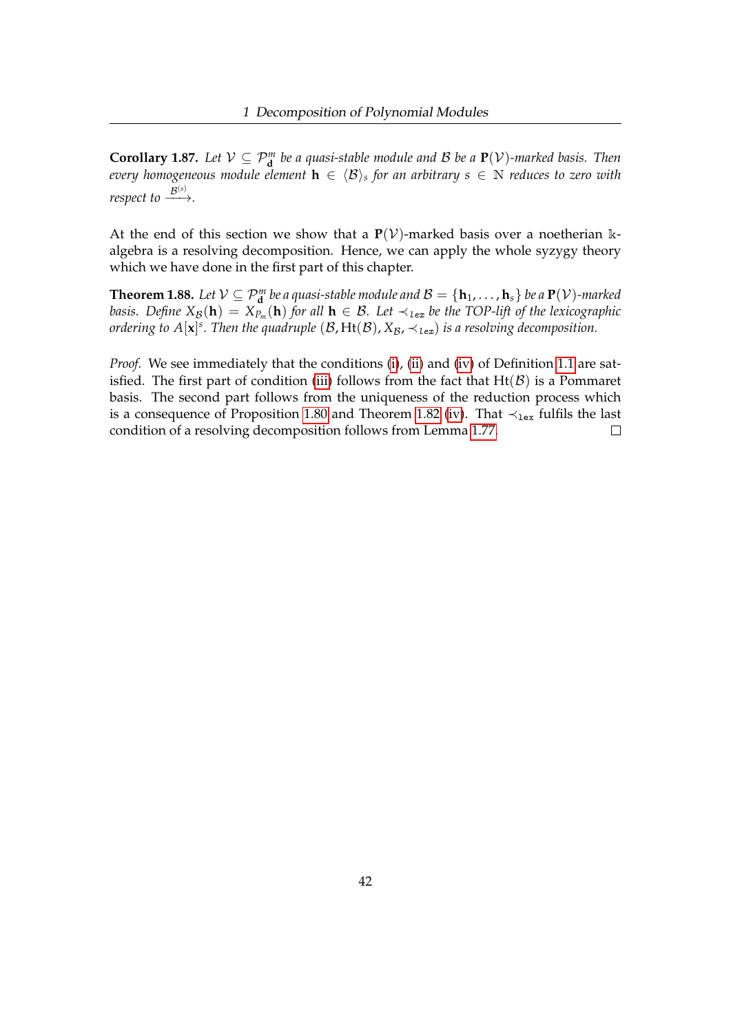**Corollary 1.87.** *Let $\mathcal{V} \subseteq \mathcal{P}^m_{\mathbf{d}}$ be a quasi-stable module and $\mathcal{B}$ be a $\mathbf{P}(\mathcal{V})$-marked basis. Then every homogeneous module element $\mathbf{h} \in \langle \mathcal{B} \rangle_s$ for an arbitrary $s \in \mathbb{N}$ reduces to zero with respect to $\xrightarrow{\mathcal{B}^{(s)}}$.*

At the end of this section we show that a $\mathbf{P}(\mathcal{V})$-marked basis over a noetherian $\Bbbk$-algebra is a resolving decomposition. Hence, we can apply the whole syzygy theory which we have done in the first part of this chapter.

**Theorem 1.88.** *Let $\mathcal{V} \subseteq \mathcal{P}^m_{\mathbf{d}}$ be a quasi-stable module and $\mathcal{B} = \{\mathbf{h}_1, \ldots, \mathbf{h}_s\}$ be a $\mathbf{P}(\mathcal{V})$-marked basis. Define $X_{\mathcal{B}}(\mathbf{h}) = X_{P_m}(\mathbf{h})$ for all $\mathbf{h} \in \mathcal{B}$. Let $\prec_{lex}$ be the TOP-lift of the lexicographic ordering to $A[\mathbf{x}]^s$. Then the quadruple $(\mathcal{B}, \mathrm{Ht}(\mathcal{B}), X_{\mathcal{B}}, \prec_{lex})$ is a resolving decomposition.*

*Proof.* We see immediately that the conditions (i), (ii) and (iv) of Definition 1.1 are satisfied. The first part of condition (iii) follows from the fact that $\mathrm{Ht}(\mathcal{B})$ is a Pommaret basis. The second part follows from the uniqueness of the reduction process which is a consequence of Proposition 1.80 and Theorem 1.82 (iv). That $\prec_{\mathtt{lex}}$ fulfils the last condition of a resolving decomposition follows from Lemma 1.77. □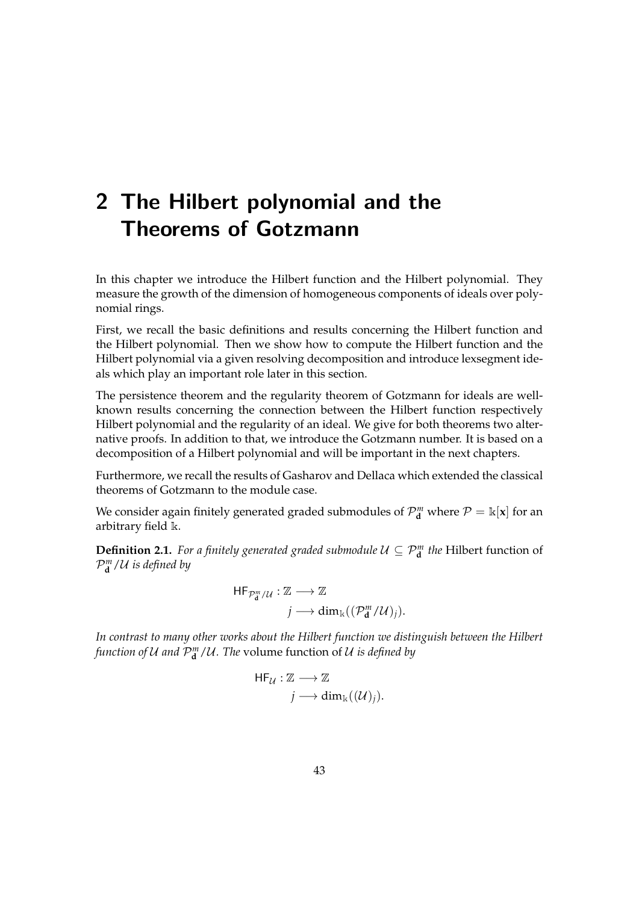# 2 The Hilbert polynomial and the Theorems of Gotzmann

In this chapter we introduce the Hilbert function and the Hilbert polynomial. They measure the growth of the dimension of homogeneous components of ideals over polynomial rings.

First, we recall the basic definitions and results concerning the Hilbert function and the Hilbert polynomial. Then we show how to compute the Hilbert function and the Hilbert polynomial via a given resolving decomposition and introduce lexsegment ideals which play an important role later in this section.

The persistence theorem and the regularity theorem of Gotzmann for ideals are well-known results concerning the connection between the Hilbert function respectively Hilbert polynomial and the regularity of an ideal. We give for both theorems two alternative proofs. In addition to that, we introduce the Gotzmann number. It is based on a decomposition of a Hilbert polynomial and will be important in the next chapters.

Furthermore, we recall the results of Gasharov and Dellaca which extended the classical theorems of Gotzmann to the module case.

We consider again finitely generated graded submodules of $\mathcal{P}^m_{\mathbf{d}}$ where $\mathcal{P} = \mathbb{k}[\mathbf{x}]$ for an arbitrary field $\mathbb{k}$.

**Definition 2.1.** *For a finitely generated graded submodule $\mathcal{U} \subseteq \mathcal{P}^m_{\mathbf{d}}$ the* Hilbert function of *$\mathcal{P}^m_{\mathbf{d}}/\mathcal{U}$ is defined by*

$$\begin{aligned}\mathsf{HF}_{\mathcal{P}^m_{\mathbf{d}}/\mathcal{U}} : \mathbb{Z} &\longrightarrow \mathbb{Z}\\ j &\longrightarrow \dim_{\mathbb{k}}((\mathcal{P}^m_{\mathbf{d}}/\mathcal{U})_j).\end{aligned}$$

*In contrast to many other works about the Hilbert function we distinguish between the Hilbert function of $\mathcal{U}$ and $\mathcal{P}^m_{\mathbf{d}}/\mathcal{U}$. The* volume function of *$\mathcal{U}$ is defined by*

$$\begin{aligned}\mathsf{HF}_{\mathcal{U}} : \mathbb{Z} &\longrightarrow \mathbb{Z}\\ j &\longrightarrow \dim_{\mathbb{k}}((\mathcal{U})_j).\end{aligned}$$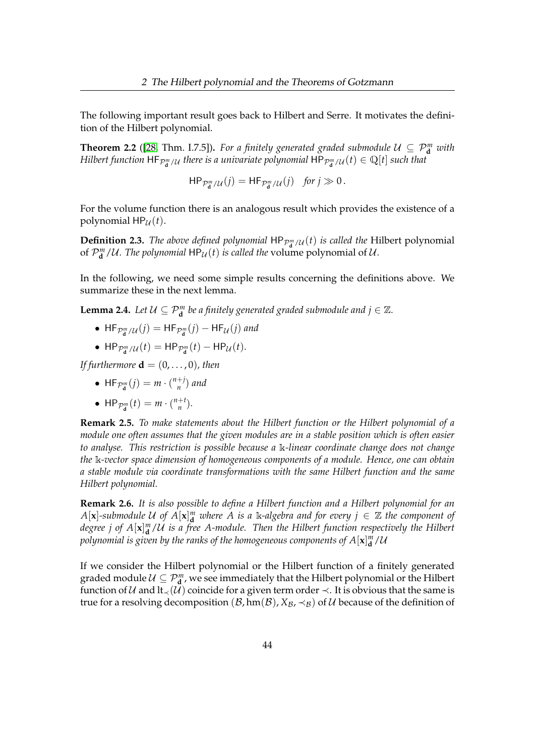The following important result goes back to Hilbert and Serre. It motivates the definition of the Hilbert polynomial.

**Theorem 2.2** ([28, Thm. I.7.5])**.** *For a finitely generated graded submodule $\mathcal{U} \subseteq \mathcal{P}^m_{\mathbf{d}}$ with Hilbert function $\mathsf{HF}_{\mathcal{P}^m_{\mathbf{d}}/\mathcal{U}}$ there is a univariate polynomial $\mathsf{HP}_{\mathcal{P}^m_{\mathbf{d}}/\mathcal{U}}(t) \in \mathbb{Q}[t]$ such that*

$$\mathsf{HP}_{\mathcal{P}^m_{\mathbf{d}}/\mathcal{U}}(j) = \mathsf{HF}_{\mathcal{P}^m_{\mathbf{d}}/\mathcal{U}}(j) \quad \textit{for } j \gg 0\,.$$

For the volume function there is an analogous result which provides the existence of a polynomial $\mathsf{HP}_{\mathcal{U}}(t)$.

**Definition 2.3.** *The above defined polynomial $\mathsf{HP}_{\mathcal{P}^m_{\mathbf{d}}/\mathcal{U}}(t)$ is called the* Hilbert polynomial of $\mathcal{P}^m_{\mathbf{d}}/\mathcal{U}$. *The polynomial $\mathsf{HP}_{\mathcal{U}}(t)$ is called the* volume polynomial of $\mathcal{U}$.

In the following, we need some simple results concerning the definitions above. We summarize these in the next lemma.

**Lemma 2.4.** *Let $\mathcal{U} \subseteq \mathcal{P}^m_{\mathbf{d}}$ be a finitely generated graded submodule and $j \in \mathbb{Z}$.*

- $\mathsf{HF}_{\mathcal{P}^m_{\mathbf{d}}/\mathcal{U}}(j) = \mathsf{HF}_{\mathcal{P}^m_{\mathbf{d}}}(j) - \mathsf{HF}_{\mathcal{U}}(j)$ *and*
- $\mathsf{HP}_{\mathcal{P}^m_{\mathbf{d}}/\mathcal{U}}(t) = \mathsf{HP}_{\mathcal{P}^m_{\mathbf{d}}}(t) - \mathsf{HP}_{\mathcal{U}}(t)$.

*If furthermore $\mathbf{d} = (0, \ldots, 0)$, then*

- $\mathsf{HF}_{\mathcal{P}^m_{\mathbf{d}}}(j) = m \cdot \binom{n+j}{n}$ *and*
- $\mathsf{HP}_{\mathcal{P}^m_{\mathbf{d}}}(t) = m \cdot \binom{n+t}{n}$.

**Remark 2.5.** *To make statements about the Hilbert function or the Hilbert polynomial of a module one often assumes that the given modules are in a stable position which is often easier to analyse. This restriction is possible because a $\Bbbk$-linear coordinate change does not change the $\Bbbk$-vector space dimension of homogeneous components of a module. Hence, one can obtain a stable module via coordinate transformations with the same Hilbert function and the same Hilbert polynomial.*

**Remark 2.6.** *It is also possible to define a Hilbert function and a Hilbert polynomial for an $A[\mathbf{x}]$-submodule $\mathcal{U}$ of $A[\mathbf{x}]^m_{\mathbf{d}}$ where $A$ is a $\Bbbk$-algebra and for every $j \in \mathbb{Z}$ the component of degree $j$ of $A[\mathbf{x}]^m_{\mathbf{d}}/\mathcal{U}$ is a free $A$-module. Then the Hilbert function respectively the Hilbert polynomial is given by the ranks of the homogeneous components of $A[\mathbf{x}]^m_{\mathbf{d}}/\mathcal{U}$*

If we consider the Hilbert polynomial or the Hilbert function of a finitely generated graded module $\mathcal{U} \subseteq \mathcal{P}^m_{\mathbf{d}}$, we see immediately that the Hilbert polynomial or the Hilbert function of $\mathcal{U}$ and $\operatorname{lt}_{\prec}(\mathcal{U})$ coincide for a given term order $\prec$. It is obvious that the same is true for a resolving decomposition $(\mathcal{B}, \operatorname{hm}(\mathcal{B}), X_{\mathcal{B}}, \prec_{\mathcal{B}})$ of $\mathcal{U}$ because of the definition of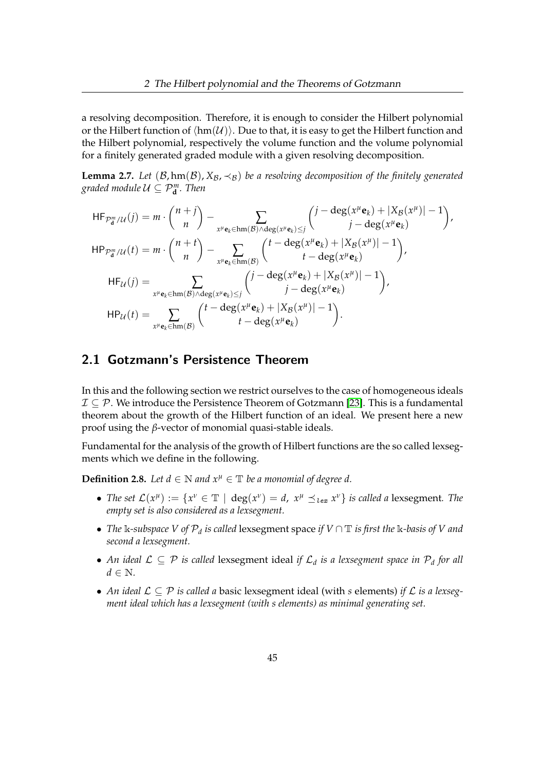a resolving decomposition. Therefore, it is enough to consider the Hilbert polynomial or the Hilbert function of $\langle \mathrm{hm}(\mathcal{U}) \rangle$. Due to that, it is easy to get the Hilbert function and the Hilbert polynomial, respectively the volume function and the volume polynomial for a finitely generated graded module with a given resolving decomposition.

**Lemma 2.7.** *Let $(\mathcal{B}, \mathrm{hm}(\mathcal{B}), X_{\mathcal{B}}, \prec_{\mathcal{B}})$ be a resolving decomposition of the finitely generated graded module $\mathcal{U} \subseteq \mathcal{P}^m_{\mathbf{d}}$. Then*

$$
\begin{aligned}
\mathsf{HF}_{\mathcal{P}^m_{\mathbf{d}}/\mathcal{U}}(j) &= m \cdot \binom{n+j}{n} - \sum_{x^\mu \mathbf{e}_k \in \mathrm{hm}(\mathcal{B}) \wedge \deg(x^\mu \mathbf{e}_k) \leq j} \binom{j - \deg(x^\mu \mathbf{e}_k) + |X_{\mathcal{B}}(x^\mu)| - 1}{j - \deg(x^\mu \mathbf{e}_k)}, \\
\mathsf{HP}_{\mathcal{P}^m_{\mathbf{d}}/\mathcal{U}}(t) &= m \cdot \binom{n+t}{n} - \sum_{x^\mu \mathbf{e}_k \in \mathrm{hm}(\mathcal{B})} \binom{t - \deg(x^\mu \mathbf{e}_k) + |X_{\mathcal{B}}(x^\mu)| - 1}{t - \deg(x^\mu \mathbf{e}_k)}, \\
\mathsf{HF}_{\mathcal{U}}(j) &= \sum_{x^\mu \mathbf{e}_k \in \mathrm{hm}(\mathcal{B}) \wedge \deg(x^\mu \mathbf{e}_k) \leq j} \binom{j - \deg(x^\mu \mathbf{e}_k) + |X_{\mathcal{B}}(x^\mu)| - 1}{j - \deg(x^\mu \mathbf{e}_k)}, \\
\mathsf{HP}_{\mathcal{U}}(t) &= \sum_{x^\mu \mathbf{e}_k \in \mathrm{hm}(\mathcal{B})} \binom{t - \deg(x^\mu \mathbf{e}_k) + |X_{\mathcal{B}}(x^\mu)| - 1}{t - \deg(x^\mu \mathbf{e}_k)}.
\end{aligned}
$$

## 2.1 Gotzmann's Persistence Theorem

In this and the following section we restrict ourselves to the case of homogeneous ideals $\mathcal{I} \subseteq \mathcal{P}$. We introduce the Persistence Theorem of Gotzmann [23]. This is a fundamental theorem about the growth of the Hilbert function of an ideal. We present here a new proof using the $\beta$-vector of monomial quasi-stable ideals.

Fundamental for the analysis of the growth of Hilbert functions are the so called lexsegments which we define in the following.

**Definition 2.8.** *Let $d \in \mathbb{N}$ and $x^\mu \in \mathbb{T}$ be a monomial of degree $d$.*

- *The set $\mathcal{L}(x^\mu) := \{x^\nu \in \mathbb{T} \mid \deg(x^\nu) = d,\ x^\mu \preceq_{lex} x^\nu\}$ is called a* lexsegment*. The empty set is also considered as a lexsegment.*
- *The $\Bbbk$-subspace $V$ of $\mathcal{P}_d$ is called* lexsegment space *if $V \cap \mathbb{T}$ is first the $\Bbbk$-basis of $V$ and second a lexsegment.*
- *An ideal $\mathcal{L} \subseteq \mathcal{P}$ is called* lexsegment ideal *if $\mathcal{L}_d$ is a lexsegment space in $\mathcal{P}_d$ for all $d \in \mathbb{N}$.*
- *An ideal $\mathcal{L} \subseteq \mathcal{P}$ is called a* basic lexsegment ideal (with *s* elements) *if $\mathcal{L}$ is a lexsegment ideal which has a lexsegment (with $s$ elements) as minimal generating set.*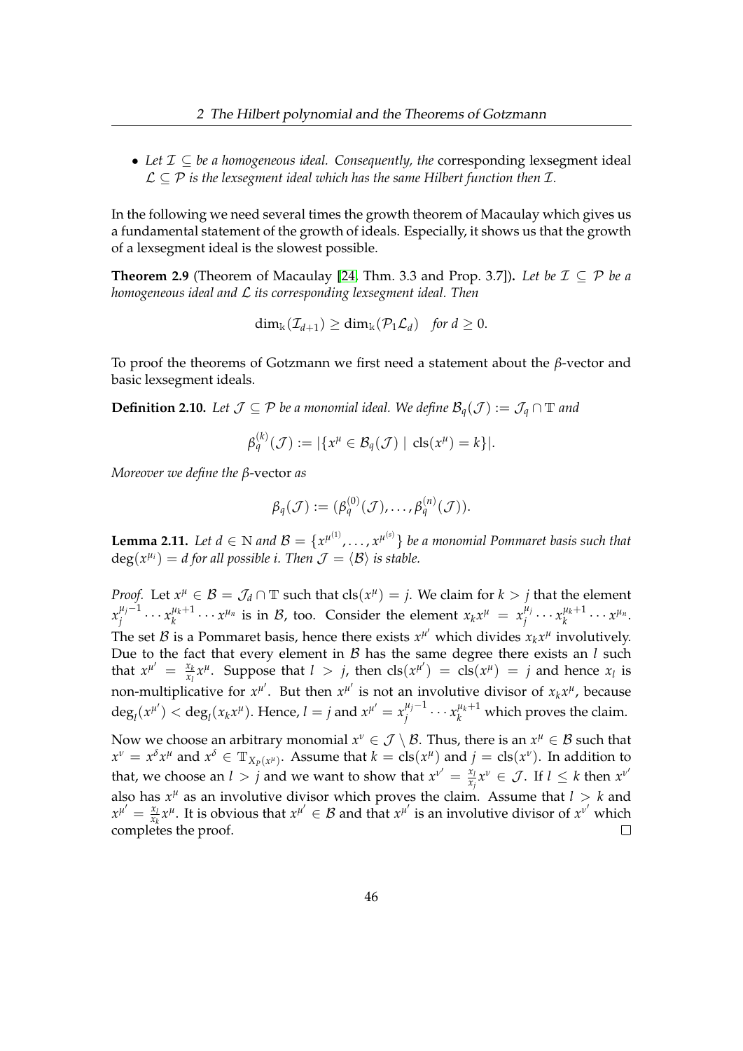- *Let $\mathcal{I} \subseteq$ be a homogeneous ideal. Consequently, the* corresponding lexsegment ideal *$\mathcal{L} \subseteq \mathcal{P}$ is the lexsegment ideal which has the same Hilbert function then $\mathcal{I}$.*

In the following we need several times the growth theorem of Macaulay which gives us a fundamental statement of the growth of ideals. Especially, it shows us that the growth of a lexsegment ideal is the slowest possible.

**Theorem 2.9** (Theorem of Macaulay [24, Thm. 3.3 and Prop. 3.7])**.** *Let be $\mathcal{I} \subseteq \mathcal{P}$ be a homogeneous ideal and $\mathcal{L}$ its corresponding lexsegment ideal. Then*

$$\dim_{\mathbb{k}}(\mathcal{I}_{d+1}) \geq \dim_{\mathbb{k}}(\mathcal{P}_1 \mathcal{L}_d) \quad \textit{for } d \geq 0.$$

To proof the theorems of Gotzmann we first need a statement about the $\beta$-vector and basic lexsegment ideals.

**Definition 2.10.** *Let $\mathcal{J} \subseteq \mathcal{P}$ be a monomial ideal. We define $\mathcal{B}_q(\mathcal{J}) := \mathcal{J}_q \cap \mathbb{T}$ and*

$$\beta_q^{(k)}(\mathcal{J}) := |\{x^\mu \in \mathcal{B}_q(\mathcal{J}) \mid \operatorname{cls}(x^\mu) = k\}|.$$

*Moreover we define the $\beta$-*vector *as*

$$\beta_q(\mathcal{J}) := (\beta_q^{(0)}(\mathcal{J}), \ldots, \beta_q^{(n)}(\mathcal{J})).$$

**Lemma 2.11.** *Let $d \in \mathbb{N}$ and $\mathcal{B} = \{x^{\mu^{(1)}}, \ldots, x^{\mu^{(s)}}\}$ be a monomial Pommaret basis such that $\deg(x^{\mu_i}) = d$ for all possible $i$. Then $\mathcal{J} = \langle \mathcal{B} \rangle$ is stable.*

*Proof.* Let $x^\mu \in \mathcal{B} = \mathcal{J}_d \cap \mathbb{T}$ such that $\operatorname{cls}(x^\mu) = j$. We claim for $k > j$ that the element $x_j^{\mu_j - 1} \cdots x_k^{\mu_k + 1} \cdots x^{\mu_n}$ is in $\mathcal{B}$, too. Consider the element $x_k x^\mu = x_j^{\mu_j} \cdots x_k^{\mu_k+1} \cdots x^{\mu_n}$. The set $\mathcal{B}$ is a Pommaret basis, hence there exists $x^{\mu'}$ which divides $x_k x^\mu$ involutively. Due to the fact that every element in $\mathcal{B}$ has the same degree there exists an $l$ such that $x^{\mu'} = \frac{x_k}{x_l} x^\mu$. Suppose that $l > j$, then $\operatorname{cls}(x^{\mu'}) = \operatorname{cls}(x^\mu) = j$ and hence $x_l$ is non-multiplicative for $x^{\mu'}$. But then $x^{\mu'}$ is not an involutive divisor of $x_k x^\mu$, because $\deg_l(x^{\mu'}) < \deg_l(x_k x^\mu)$. Hence, $l = j$ and $x^{\mu'} = x_j^{\mu_j - 1} \cdots x_k^{\mu_k+1}$ which proves the claim.

Now we choose an arbitrary monomial $x^\nu \in \mathcal{J} \setminus \mathcal{B}$. Thus, there is an $x^\mu \in \mathcal{B}$ such that $x^\nu = x^\delta x^\mu$ and $x^\delta \in \mathbb{T}_{X_P(x^\mu)}$. Assume that $k = \operatorname{cls}(x^\mu)$ and $j = \operatorname{cls}(x^\nu)$. In addition to that, we choose an $l > j$ and we want to show that $x^{\nu'} = \frac{x_l}{x_j} x^\nu \in \mathcal{J}$. If $l \leq k$ then $x^{\nu'}$ also has $x^\mu$ as an involutive divisor which proves the claim. Assume that $l > k$ and $x^{\mu'} = \frac{x_l}{x_k} x^\mu$. It is obvious that $x^{\mu'} \in \mathcal{B}$ and that $x^{\mu'}$ is an involutive divisor of $x^{\nu'}$ which completes the proof. $\square$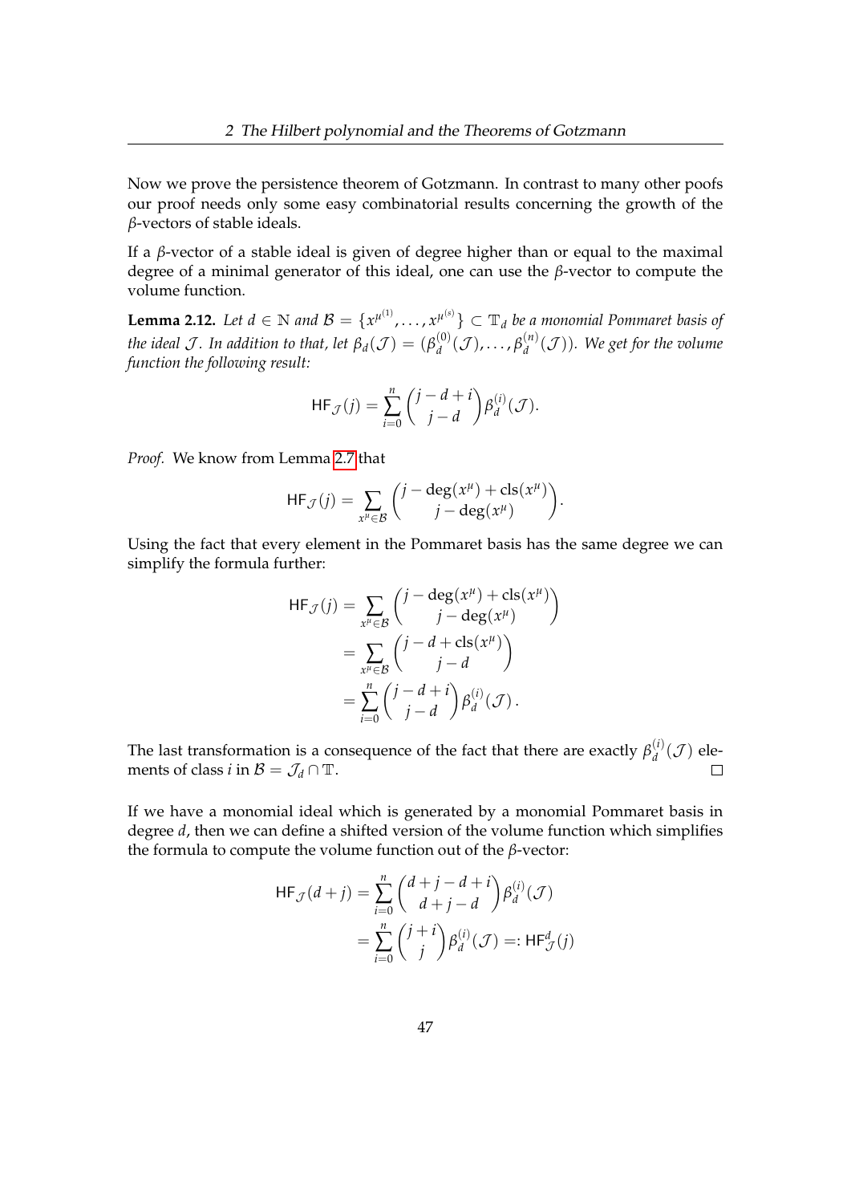Now we prove the persistence theorem of Gotzmann. In contrast to many other poofs our proof needs only some easy combinatorial results concerning the growth of the $\beta$-vectors of stable ideals.

If a $\beta$-vector of a stable ideal is given of degree higher than or equal to the maximal degree of a minimal generator of this ideal, one can use the $\beta$-vector to compute the volume function.

**Lemma 2.12.** *Let $d \in \mathbb{N}$ and $\mathcal{B} = \{x^{\mu^{(1)}}, \dots, x^{\mu^{(s)}}\} \subset \mathbb{T}_d$ be a monomial Pommaret basis of the ideal $\mathcal{J}$. In addition to that, let $\beta_d(\mathcal{J}) = (\beta_d^{(0)}(\mathcal{J}), \dots, \beta_d^{(n)}(\mathcal{J}))$. We get for the volume function the following result:*

$$\mathsf{HF}_{\mathcal{J}}(j) = \sum_{i=0}^{n} \binom{j-d+i}{j-d} \beta_d^{(i)}(\mathcal{J}).$$

*Proof.* We know from Lemma 2.7 that

$$\mathsf{HF}_{\mathcal{J}}(j) = \sum_{x^\mu \in \mathcal{B}} \binom{j - \deg(x^\mu) + \operatorname{cls}(x^\mu)}{j - \deg(x^\mu)}.$$

Using the fact that every element in the Pommaret basis has the same degree we can simplify the formula further:

$$\begin{aligned}
\mathsf{HF}_{\mathcal{J}}(j) &= \sum_{x^\mu \in \mathcal{B}} \binom{j - \deg(x^\mu) + \operatorname{cls}(x^\mu)}{j - \deg(x^\mu)} \\
&= \sum_{x^\mu \in \mathcal{B}} \binom{j - d + \operatorname{cls}(x^\mu)}{j - d} \\
&= \sum_{i=0}^{n} \binom{j-d+i}{j-d} \beta_d^{(i)}(\mathcal{J}).
\end{aligned}$$

The last transformation is a consequence of the fact that there are exactly $\beta_d^{(i)}(\mathcal{J})$ elements of class $i$ in $\mathcal{B} = \mathcal{J}_d \cap \mathbb{T}$. □

If we have a monomial ideal which is generated by a monomial Pommaret basis in degree $d$, then we can define a shifted version of the volume function which simplifies the formula to compute the volume function out of the $\beta$-vector:

$$\begin{aligned}
\mathsf{HF}_{\mathcal{J}}(d+j) &= \sum_{i=0}^{n} \binom{d+j-d+i}{d+j-d} \beta_d^{(i)}(\mathcal{J}) \\
&= \sum_{i=0}^{n} \binom{j+i}{j} \beta_d^{(i)}(\mathcal{J}) =: \mathsf{HF}^d_{\mathcal{J}}(j)
\end{aligned}$$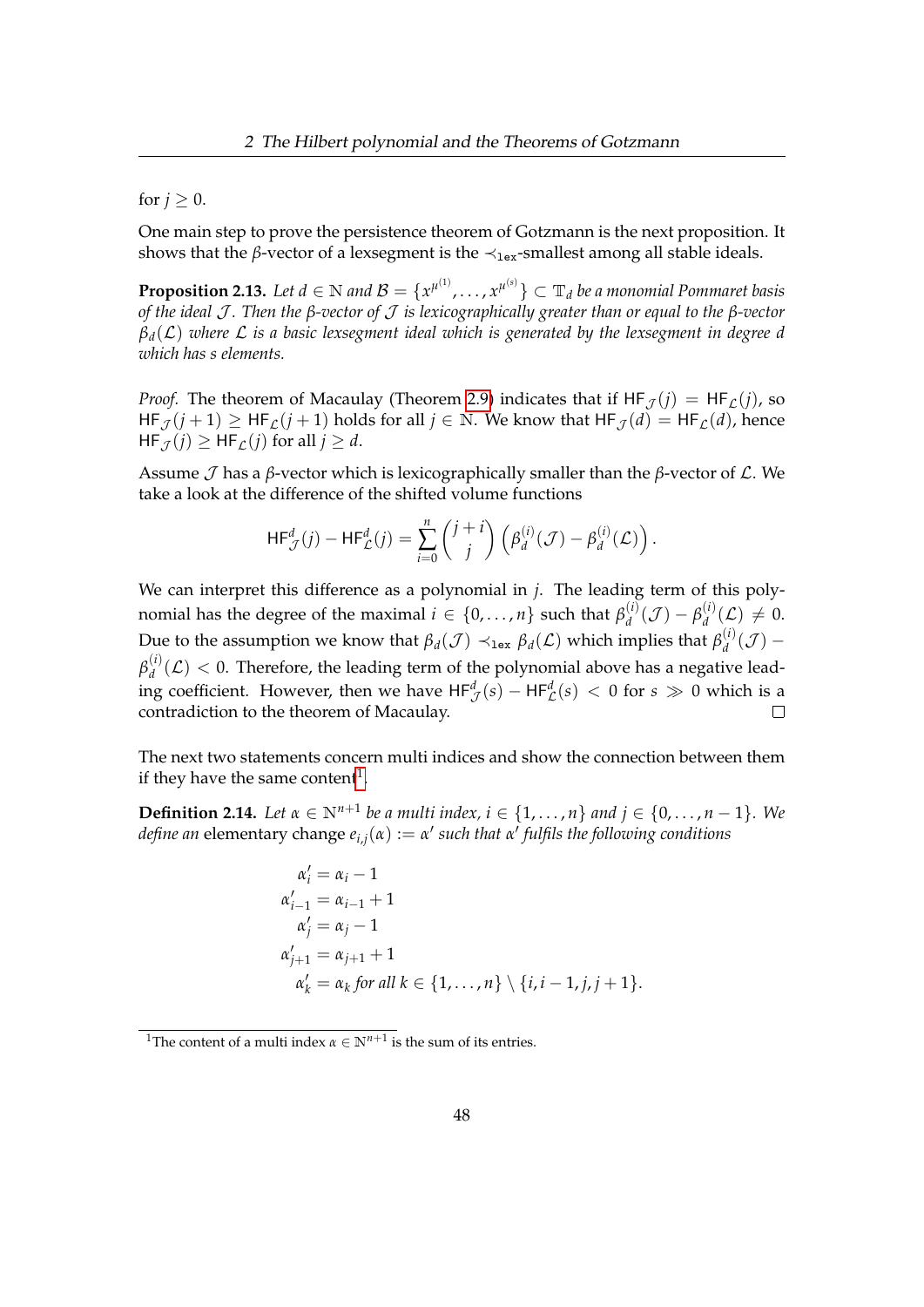for $j \geq 0$.

One main step to prove the persistence theorem of Gotzmann is the next proposition. It shows that the $\beta$-vector of a lexsegment is the $\prec_{\texttt{lex}}$-smallest among all stable ideals.

**Proposition 2.13.** *Let $d \in \mathbb{N}$ and $\mathcal{B} = \{x^{\mu^{(1)}}, \dots, x^{\mu^{(s)}}\} \subset \mathbb{T}_d$ be a monomial Pommaret basis of the ideal $\mathcal{J}$. Then the $\beta$-vector of $\mathcal{J}$ is lexicographically greater than or equal to the $\beta$-vector $\beta_d(\mathcal{L})$ where $\mathcal{L}$ is a basic lexsegment ideal which is generated by the lexsegment in degree $d$ which has $s$ elements.*

*Proof.* The theorem of Macaulay (Theorem 2.9) indicates that if $\mathsf{HF}_{\mathcal{J}}(j) = \mathsf{HF}_{\mathcal{L}}(j)$, so $\mathsf{HF}_{\mathcal{J}}(j+1) \geq \mathsf{HF}_{\mathcal{L}}(j+1)$ holds for all $j \in \mathbb{N}$. We know that $\mathsf{HF}_{\mathcal{J}}(d) = \mathsf{HF}_{\mathcal{L}}(d)$, hence $\mathsf{HF}_{\mathcal{J}}(j) \geq \mathsf{HF}_{\mathcal{L}}(j)$ for all $j \geq d$.

Assume $\mathcal{J}$ has a $\beta$-vector which is lexicographically smaller than the $\beta$-vector of $\mathcal{L}$. We take a look at the difference of the shifted volume functions

$$\mathsf{HF}^d_{\mathcal{J}}(j) - \mathsf{HF}^d_{\mathcal{L}}(j) = \sum_{i=0}^{n} \binom{j+i}{j} \left(\beta_d^{(i)}(\mathcal{J}) - \beta_d^{(i)}(\mathcal{L})\right).$$

We can interpret this difference as a polynomial in $j$. The leading term of this polynomial has the degree of the maximal $i \in \{0, \dots, n\}$ such that $\beta_d^{(i)}(\mathcal{J}) - \beta_d^{(i)}(\mathcal{L}) \neq 0$. Due to the assumption we know that $\beta_d(\mathcal{J}) \prec_{\texttt{lex}} \beta_d(\mathcal{L})$ which implies that $\beta_d^{(i)}(\mathcal{J}) - \beta_d^{(i)}(\mathcal{L}) < 0$. Therefore, the leading term of the polynomial above has a negative leading coefficient. However, then we have $\mathsf{HF}^d_{\mathcal{J}}(s) - \mathsf{HF}^d_{\mathcal{L}}(s) < 0$ for $s \gg 0$ which is a contradiction to the theorem of Macaulay. $\square$

The next two statements concern multi indices and show the connection between them if they have the same content[1].

**Definition 2.14.** *Let $\alpha \in \mathbb{N}^{n+1}$ be a multi index, $i \in \{1, \dots, n\}$ and $j \in \{0, \dots, n-1\}$. We define an* elementary change *$e_{i,j}(\alpha) := \alpha'$ such that $\alpha'$ fulfils the following conditions*

$$\begin{aligned}
\alpha'_i &= \alpha_i - 1 \\
\alpha'_{i-1} &= \alpha_{i-1} + 1 \\
\alpha'_j &= \alpha_j - 1 \\
\alpha'_{j+1} &= \alpha_{j+1} + 1 \\
\alpha'_k &= \alpha_k \text{ for all } k \in \{1, \dots, n\} \setminus \{i, i-1, j, j+1\}.
\end{aligned}$$

[1] The content of a multi index $\alpha \in \mathbb{N}^{n+1}$ is the sum of its entries.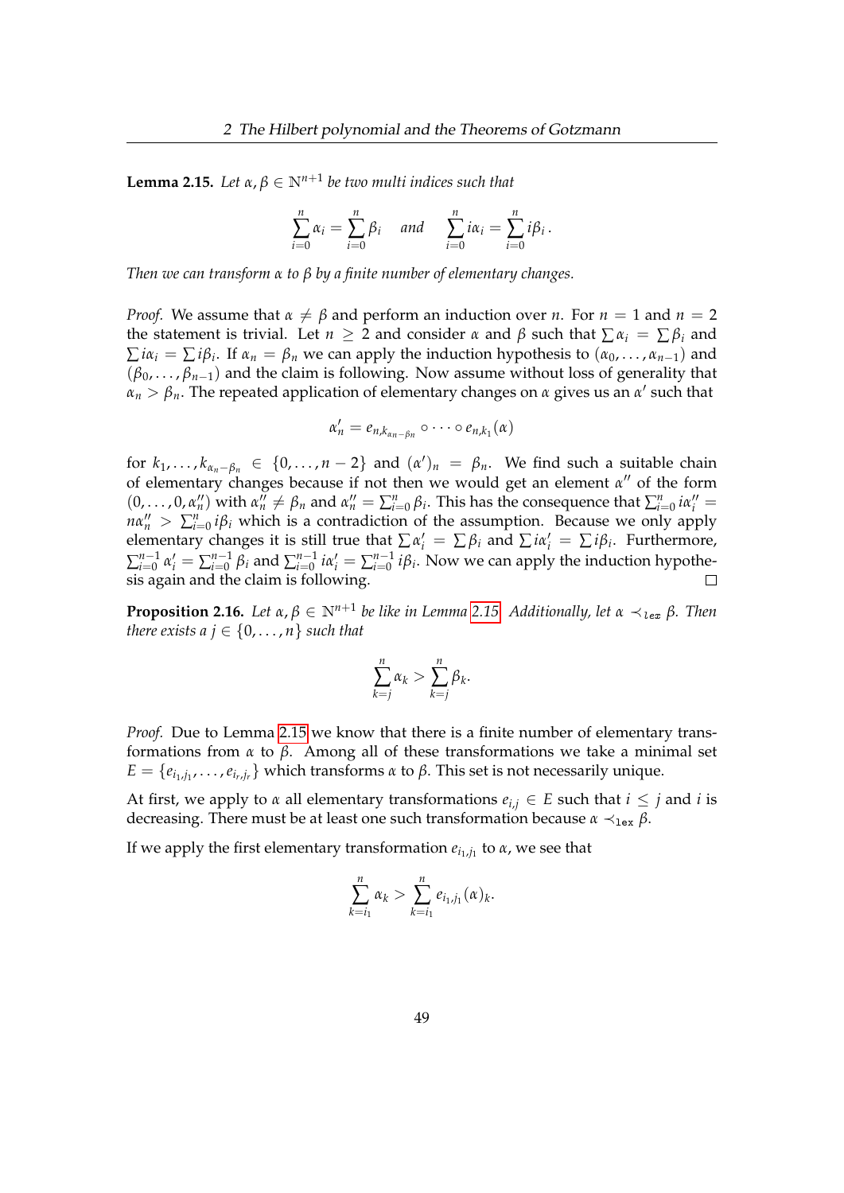**Lemma 2.15.** *Let $\alpha, \beta \in \mathbb{N}^{n+1}$ be two multi indices such that*

$$\sum_{i=0}^{n} \alpha_i = \sum_{i=0}^{n} \beta_i \quad \text{and} \quad \sum_{i=0}^{n} i\alpha_i = \sum_{i=0}^{n} i\beta_i\,.$$

*Then we can transform $\alpha$ to $\beta$ by a finite number of elementary changes.*

*Proof.* We assume that $\alpha \neq \beta$ and perform an induction over $n$. For $n = 1$ and $n = 2$ the statement is trivial. Let $n \geq 2$ and consider $\alpha$ and $\beta$ such that $\sum \alpha_i = \sum \beta_i$ and $\sum i\alpha_i = \sum i\beta_i$. If $\alpha_n = \beta_n$ we can apply the induction hypothesis to $(\alpha_0, \ldots, \alpha_{n-1})$ and $(\beta_0, \ldots, \beta_{n-1})$ and the claim is following. Now assume without loss of generality that $\alpha_n > \beta_n$. The repeated application of elementary changes on $\alpha$ gives us an $\alpha'$ such that

$$\alpha'_n = e_{n,k_{\alpha_n - \beta_n}} \circ \cdots \circ e_{n,k_1}(\alpha)$$

for $k_1, \ldots, k_{\alpha_n - \beta_n} \in \{0, \ldots, n-2\}$ and $(\alpha')_n = \beta_n$. We find such a suitable chain of elementary changes because if not then we would get an element $\alpha''$ of the form $(0, \ldots, 0, \alpha''_n)$ with $\alpha''_n \neq \beta_n$ and $\alpha''_n = \sum_{i=0}^{n} \beta_i$. This has the consequence that $\sum_{i=0}^{n} i\alpha''_i = n\alpha''_n > \sum_{i=0}^{n} i\beta_i$ which is a contradiction of the assumption. Because we only apply elementary changes it is still true that $\sum \alpha'_i = \sum \beta_i$ and $\sum i\alpha'_i = \sum i\beta_i$. Furthermore, $\sum_{i=0}^{n-1} \alpha'_i = \sum_{i=0}^{n-1} \beta_i$ and $\sum_{i=0}^{n-1} i\alpha'_i = \sum_{i=0}^{n-1} i\beta_i$. Now we can apply the induction hypothesis again and the claim is following. $\square$

**Proposition 2.16.** *Let $\alpha, \beta \in \mathbb{N}^{n+1}$ be like in Lemma 2.15. Additionally, let $\alpha \prec_{lex} \beta$. Then there exists a $j \in \{0, \ldots, n\}$ such that*

$$\sum_{k=j}^{n} \alpha_k > \sum_{k=j}^{n} \beta_k.$$

*Proof.* Due to Lemma 2.15 we know that there is a finite number of elementary transformations from $\alpha$ to $\beta$. Among all of these transformations we take a minimal set $E = \{e_{i_1,j_1}, \ldots, e_{i_r,j_r}\}$ which transforms $\alpha$ to $\beta$. This set is not necessarily unique.

At first, we apply to $\alpha$ all elementary transformations $e_{i,j} \in E$ such that $i \leq j$ and $i$ is decreasing. There must be at least one such transformation because $\alpha \prec_{\texttt{lex}} \beta$.

If we apply the first elementary transformation $e_{i_1,j_1}$ to $\alpha$, we see that

$$\sum_{k=i_1}^{n} \alpha_k > \sum_{k=i_1}^{n} e_{i_1,j_1}(\alpha)_k.$$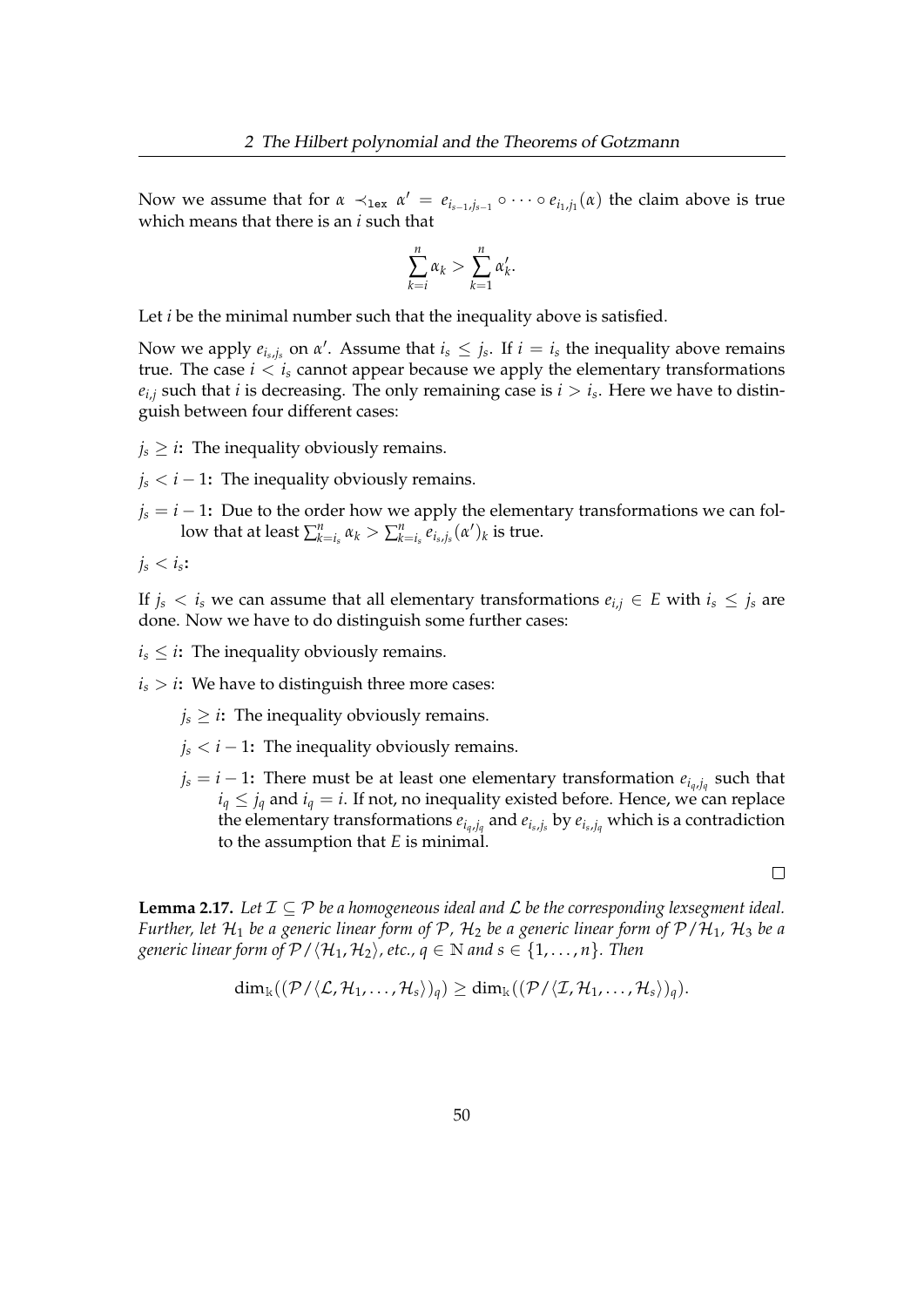Now we assume that for $\alpha \prec_{\texttt{lex}} \alpha' = e_{i_{s-1},j_{s-1}} \circ \cdots \circ e_{i_1,j_1}(\alpha)$ the claim above is true which means that there is an $i$ such that

$$\sum_{k=i}^{n} \alpha_k > \sum_{k=1}^{n} \alpha'_k.$$

Let $i$ be the minimal number such that the inequality above is satisfied.

Now we apply $e_{i_s,j_s}$ on $\alpha'$. Assume that $i_s \leq j_s$. If $i = i_s$ the inequality above remains true. The case $i < i_s$ cannot appear because we apply the elementary transformations $e_{i,j}$ such that $i$ is decreasing. The only remaining case is $i > i_s$. Here we have to distinguish between four different cases:

**$j_s \geq i$:** The inequality obviously remains.

**$j_s < i - 1$:** The inequality obviously remains.

**$j_s = i - 1$:** Due to the order how we apply the elementary transformations we can follow that at least $\sum_{k=i_s}^{n} \alpha_k > \sum_{k=i_s}^{n} e_{i_s,j_s}(\alpha')_k$ is true.

**$j_s < i_s$:**

If $j_s < i_s$ we can assume that all elementary transformations $e_{i,j} \in E$ with $i_s \leq j_s$ are done. Now we have to do distinguish some further cases:

**$i_s \leq i$:** The inequality obviously remains.

**$i_s > i$:** We have to distinguish three more cases:

- **$j_s \geq i$:** The inequality obviously remains.
- **$j_s < i - 1$:** The inequality obviously remains.
- **$j_s = i - 1$:** There must be at least one elementary transformation $e_{i_q,j_q}$ such that $i_q \leq j_q$ and $i_q = i$. If not, no inequality existed before. Hence, we can replace the elementary transformations $e_{i_q,j_q}$ and $e_{i_s,j_s}$ by $e_{i_s,j_q}$ which is a contradiction to the assumption that $E$ is minimal.

□

**Lemma 2.17.** *Let $\mathcal{I} \subseteq \mathcal{P}$ be a homogeneous ideal and $\mathcal{L}$ be the corresponding lexsegment ideal. Further, let $\mathcal{H}_1$ be a generic linear form of $\mathcal{P}$, $\mathcal{H}_2$ be a generic linear form of $\mathcal{P}/\mathcal{H}_1$, $\mathcal{H}_3$ be a generic linear form of $\mathcal{P}/\langle \mathcal{H}_1, \mathcal{H}_2 \rangle$, etc., $q \in \mathbb{N}$ and $s \in \{1, \ldots, n\}$. Then*

$$\dim_{\mathbb{k}}((\mathcal{P}/\langle \mathcal{L}, \mathcal{H}_1, \ldots, \mathcal{H}_s \rangle)_q) \geq \dim_{\mathbb{k}}((\mathcal{P}/\langle \mathcal{I}, \mathcal{H}_1, \ldots, \mathcal{H}_s \rangle)_q).$$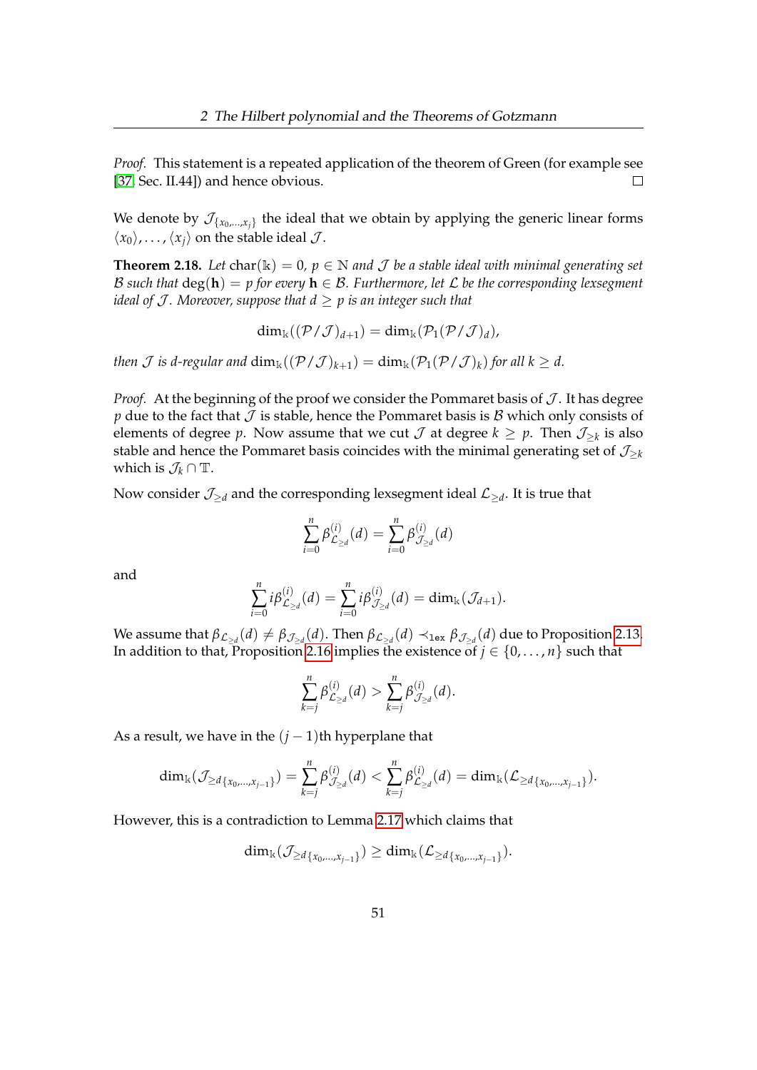*Proof.* This statement is a repeated application of the theorem of Green (for example see [37, Sec. II.44]) and hence obvious. □

We denote by $\mathcal{J}_{\{x_0,\dots,x_j\}}$ the ideal that we obtain by applying the generic linear forms $\langle x_0\rangle,\dots,\langle x_j\rangle$ on the stable ideal $\mathcal{J}$.

**Theorem 2.18.** *Let* $\operatorname{char}(\mathbb{k}) = 0$*,* $p \in \mathbb{N}$ *and* $\mathcal{J}$ *be a stable ideal with minimal generating set* $\mathcal{B}$ *such that* $\deg(\mathbf{h}) = p$ *for every* $\mathbf{h} \in \mathcal{B}$*. Furthermore, let* $\mathcal{L}$ *be the corresponding lexsegment ideal of* $\mathcal{J}$*. Moreover, suppose that* $d \geq p$ *is an integer such that*

$$\dim_{\mathbb{k}}((\mathcal{P}/\mathcal{J})_{d+1}) = \dim_{\mathbb{k}}(\mathcal{P}_1(\mathcal{P}/\mathcal{J})_d),$$

*then* $\mathcal{J}$ *is d-regular and* $\dim_{\mathbb{k}}((\mathcal{P}/\mathcal{J})_{k+1}) = \dim_{\mathbb{k}}(\mathcal{P}_1(\mathcal{P}/\mathcal{J})_k)$ *for all* $k \geq d$*.*

*Proof.* At the beginning of the proof we consider the Pommaret basis of $\mathcal{J}$. It has degree $p$ due to the fact that $\mathcal{J}$ is stable, hence the Pommaret basis is $\mathcal{B}$ which only consists of elements of degree $p$. Now assume that we cut $\mathcal{J}$ at degree $k \geq p$. Then $\mathcal{J}_{\geq k}$ is also stable and hence the Pommaret basis coincides with the minimal generating set of $\mathcal{J}_{\geq k}$ which is $\mathcal{J}_k \cap \mathbb{T}$.

Now consider $\mathcal{J}_{\geq d}$ and the corresponding lexsegment ideal $\mathcal{L}_{\geq d}$. It is true that

$$\sum_{i=0}^{n} \beta^{(i)}_{\mathcal{L}_{\geq d}}(d) = \sum_{i=0}^{n} \beta^{(i)}_{\mathcal{J}_{\geq d}}(d)$$

and

$$\sum_{i=0}^{n} i\beta^{(i)}_{\mathcal{L}_{\geq d}}(d) = \sum_{i=0}^{n} i\beta^{(i)}_{\mathcal{J}_{\geq d}}(d) = \dim_{\mathbb{k}}(\mathcal{J}_{d+1}).$$

We assume that $\beta_{\mathcal{L}_{\geq d}}(d) \neq \beta_{\mathcal{J}_{\geq d}}(d)$. Then $\beta_{\mathcal{L}_{\geq d}}(d) \prec_{\texttt{lex}} \beta_{\mathcal{J}_{\geq d}}(d)$ due to Proposition 2.13. In addition to that, Proposition 2.16 implies the existence of $j \in \{0,\dots,n\}$ such that

$$\sum_{k=j}^{n} \beta^{(i)}_{\mathcal{L}_{\geq d}}(d) > \sum_{k=j}^{n} \beta^{(i)}_{\mathcal{J}_{\geq d}}(d).$$

As a result, we have in the $(j-1)$th hyperplane that

$$\dim_{\mathbb{k}}(\mathcal{J}_{\geq d\{x_0,\dots,x_{j-1}\}}) = \sum_{k=j}^{n} \beta^{(i)}_{\mathcal{J}_{\geq d}}(d) < \sum_{k=j}^{n} \beta^{(i)}_{\mathcal{L}_{\geq d}}(d) = \dim_{\mathbb{k}}(\mathcal{L}_{\geq d\{x_0,\dots,x_{j-1}\}}).$$

However, this is a contradiction to Lemma 2.17 which claims that

$$\dim_{\mathbb{k}}(\mathcal{J}_{\geq d\{x_0,\dots,x_{j-1}\}}) \geq \dim_{\mathbb{k}}(\mathcal{L}_{\geq d\{x_0,\dots,x_{j-1}\}}).$$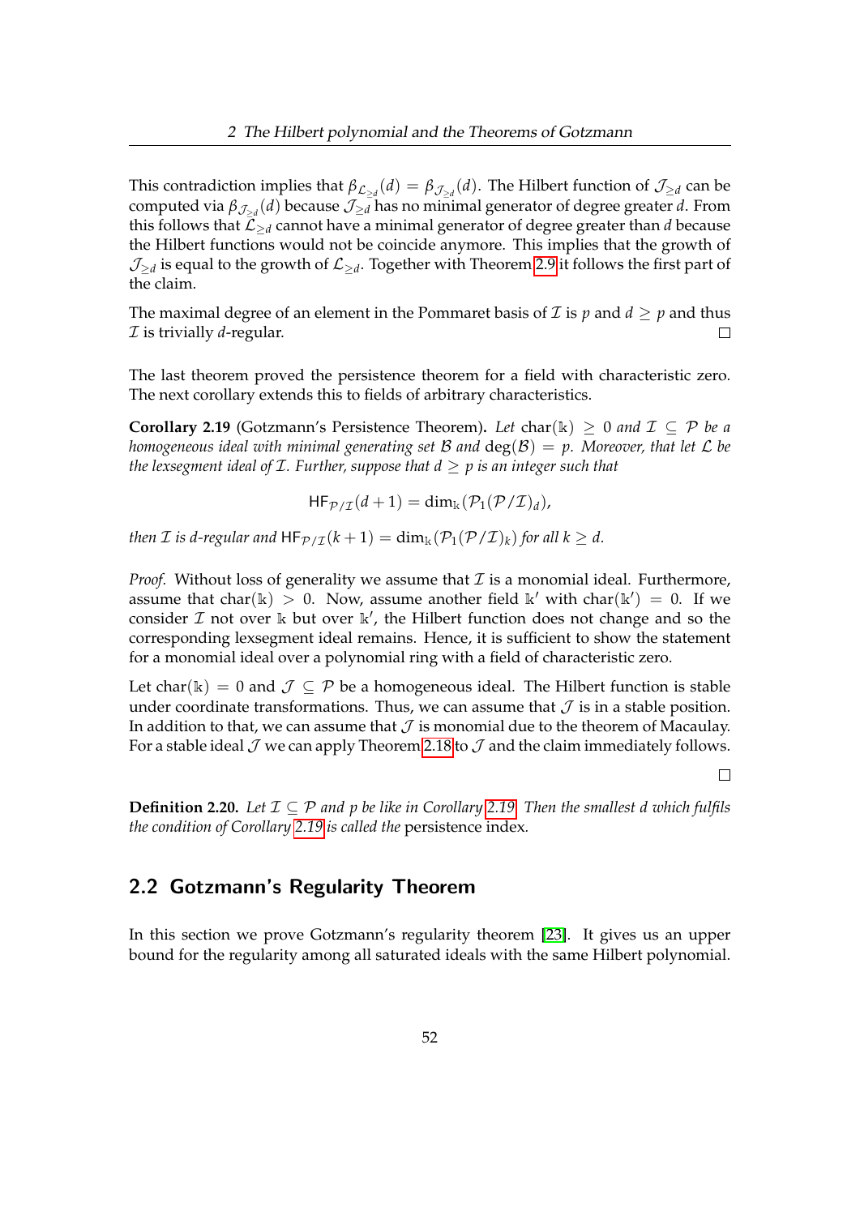This contradiction implies that $\beta_{\mathcal{L}_{\geq d}}(d) = \beta_{\mathcal{J}_{\geq d}}(d)$. The Hilbert function of $\mathcal{J}_{\geq d}$ can be computed via $\beta_{\mathcal{J}_{\geq d}}(d)$ because $\mathcal{J}_{\geq d}$ has no minimal generator of degree greater $d$. From this follows that $\mathcal{L}_{\geq d}$ cannot have a minimal generator of degree greater than $d$ because the Hilbert functions would not be coincide anymore. This implies that the growth of $\mathcal{J}_{\geq d}$ is equal to the growth of $\mathcal{L}_{\geq d}$. Together with Theorem 2.9 it follows the first part of the claim.

The maximal degree of an element in the Pommaret basis of $\mathcal{I}$ is $p$ and $d \geq p$ and thus $\mathcal{I}$ is trivially $d$-regular. □

The last theorem proved the persistence theorem for a field with characteristic zero. The next corollary extends this to fields of arbitrary characteristics.

**Corollary 2.19** (Gotzmann's Persistence Theorem)**.** *Let* $\operatorname{char}(\mathbb{k}) \geq 0$ *and* $\mathcal{I} \subseteq \mathcal{P}$ *be a homogeneous ideal with minimal generating set* $\mathcal{B}$ *and* $\deg(\mathcal{B}) = p$*. Moreover, that let* $\mathcal{L}$ *be the lexsegment ideal of* $\mathcal{I}$*. Further, suppose that* $d \geq p$ *is an integer such that*

$$\mathsf{HF}_{\mathcal{P}/\mathcal{I}}(d+1) = \dim_{\mathbb{k}}(\mathcal{P}_1(\mathcal{P}/\mathcal{I})_d),$$

*then* $\mathcal{I}$ *is* $d$*-regular and* $\mathsf{HF}_{\mathcal{P}/\mathcal{I}}(k+1) = \dim_{\mathbb{k}}(\mathcal{P}_1(\mathcal{P}/\mathcal{I})_k)$ *for all* $k \geq d$*.*

*Proof.* Without loss of generality we assume that $\mathcal{I}$ is a monomial ideal. Furthermore, assume that $\operatorname{char}(\mathbb{k}) > 0$. Now, assume another field $\mathbb{k}'$ with $\operatorname{char}(\mathbb{k}') = 0$. If we consider $\mathcal{I}$ not over $\mathbb{k}$ but over $\mathbb{k}'$, the Hilbert function does not change and so the corresponding lexsegment ideal remains. Hence, it is sufficient to show the statement for a monomial ideal over a polynomial ring with a field of characteristic zero.

Let $\operatorname{char}(\mathbb{k}) = 0$ and $\mathcal{J} \subseteq \mathcal{P}$ be a homogeneous ideal. The Hilbert function is stable under coordinate transformations. Thus, we can assume that $\mathcal{J}$ is in a stable position. In addition to that, we can assume that $\mathcal{J}$ is monomial due to the theorem of Macaulay. For a stable ideal $\mathcal{J}$ we can apply Theorem 2.18 to $\mathcal{J}$ and the claim immediately follows.

□

**Definition 2.20.** *Let* $\mathcal{I} \subseteq \mathcal{P}$ *and* $p$ *be like in Corollary 2.19. Then the smallest* $d$ *which fulfils the condition of Corollary 2.19 is called the* persistence index*.*

## 2.2 Gotzmann's Regularity Theorem

In this section we prove Gotzmann's regularity theorem [23]. It gives us an upper bound for the regularity among all saturated ideals with the same Hilbert polynomial.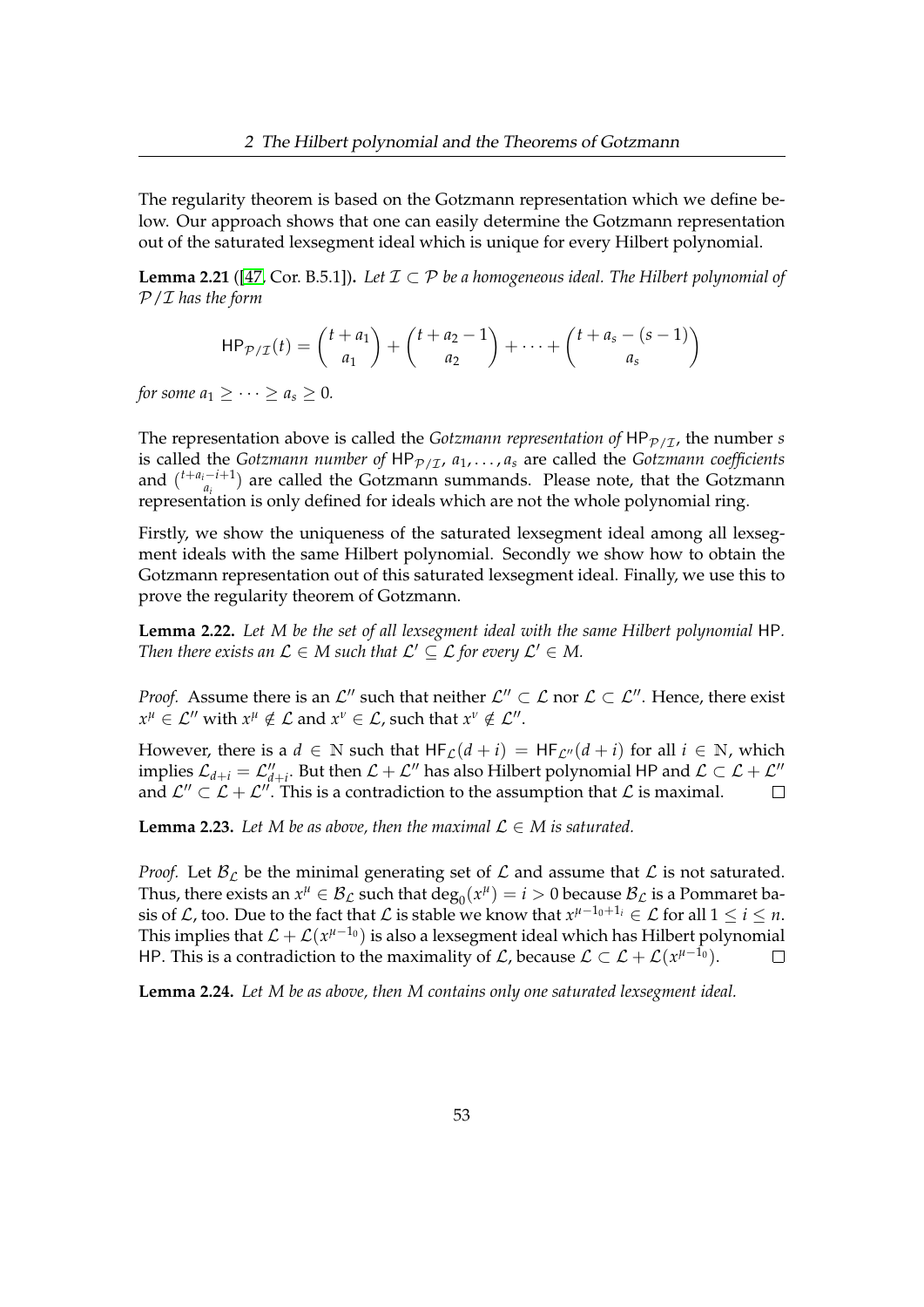The regularity theorem is based on the Gotzmann representation which we define below. Our approach shows that one can easily determine the Gotzmann representation out of the saturated lexsegment ideal which is unique for every Hilbert polynomial.

**Lemma 2.21** ([47, Cor. B.5.1])**.** *Let $\mathcal{I} \subset \mathcal{P}$ be a homogeneous ideal. The Hilbert polynomial of $\mathcal{P}/\mathcal{I}$ has the form*

$$\mathsf{HP}_{\mathcal{P}/\mathcal{I}}(t) = \binom{t+a_1}{a_1} + \binom{t+a_2-1}{a_2} + \cdots + \binom{t+a_s-(s-1)}{a_s}$$

*for some $a_1 \geq \cdots \geq a_s \geq 0$.*

The representation above is called the *Gotzmann representation of* $\mathsf{HP}_{\mathcal{P}/\mathcal{I}}$, the number $s$ is called the *Gotzmann number of* $\mathsf{HP}_{\mathcal{P}/\mathcal{I}}$, $a_1, \ldots, a_s$ are called the *Gotzmann coefficients* and $\binom{t+a_i-i+1}{a_i}$ are called the Gotzmann summands. Please note, that the Gotzmann representation is only defined for ideals which are not the whole polynomial ring.

Firstly, we show the uniqueness of the saturated lexsegment ideal among all lexsegment ideals with the same Hilbert polynomial. Secondly we show how to obtain the Gotzmann representation out of this saturated lexsegment ideal. Finally, we use this to prove the regularity theorem of Gotzmann.

**Lemma 2.22.** *Let $M$ be the set of all lexsegment ideal with the same Hilbert polynomial* $\mathsf{HP}$*. Then there exists an $\mathcal{L} \in M$ such that $\mathcal{L}' \subseteq \mathcal{L}$ for every $\mathcal{L}' \in M$.*

*Proof.* Assume there is an $\mathcal{L}''$ such that neither $\mathcal{L}'' \subset \mathcal{L}$ nor $\mathcal{L} \subset \mathcal{L}''$. Hence, there exist $x^\mu \in \mathcal{L}''$ with $x^\mu \notin \mathcal{L}$ and $x^\nu \in \mathcal{L}$, such that $x^\nu \notin \mathcal{L}''$.

However, there is a $d \in \mathbb{N}$ such that $\mathsf{HF}_{\mathcal{L}}(d+i) = \mathsf{HF}_{\mathcal{L}''}(d+i)$ for all $i \in \mathbb{N}$, which implies $\mathcal{L}_{d+i} = \mathcal{L}''_{d+i}$. But then $\mathcal{L} + \mathcal{L}''$ has also Hilbert polynomial $\mathsf{HP}$ and $\mathcal{L} \subset \mathcal{L} + \mathcal{L}''$ and $\mathcal{L}'' \subset \mathcal{L} + \mathcal{L}''$. This is a contradiction to the assumption that $\mathcal{L}$ is maximal. $\square$

**Lemma 2.23.** *Let $M$ be as above, then the maximal $\mathcal{L} \in M$ is saturated.*

*Proof.* Let $\mathcal{B}_{\mathcal{L}}$ be the minimal generating set of $\mathcal{L}$ and assume that $\mathcal{L}$ is not saturated. Thus, there exists an $x^\mu \in \mathcal{B}_{\mathcal{L}}$ such that $\deg_0(x^\mu) = i > 0$ because $\mathcal{B}_{\mathcal{L}}$ is a Pommaret basis of $\mathcal{L}$, too. Due to the fact that $\mathcal{L}$ is stable we know that $x^{\mu-1_0+1_i} \in \mathcal{L}$ for all $1 \leq i \leq n$. This implies that $\mathcal{L} + \mathcal{L}(x^{\mu-1_0})$ is also a lexsegment ideal which has Hilbert polynomial $\mathsf{HP}$. This is a contradiction to the maximality of $\mathcal{L}$, because $\mathcal{L} \subset \mathcal{L} + \mathcal{L}(x^{\mu-1_0})$. $\square$

**Lemma 2.24.** *Let $M$ be as above, then $M$ contains only one saturated lexsegment ideal.*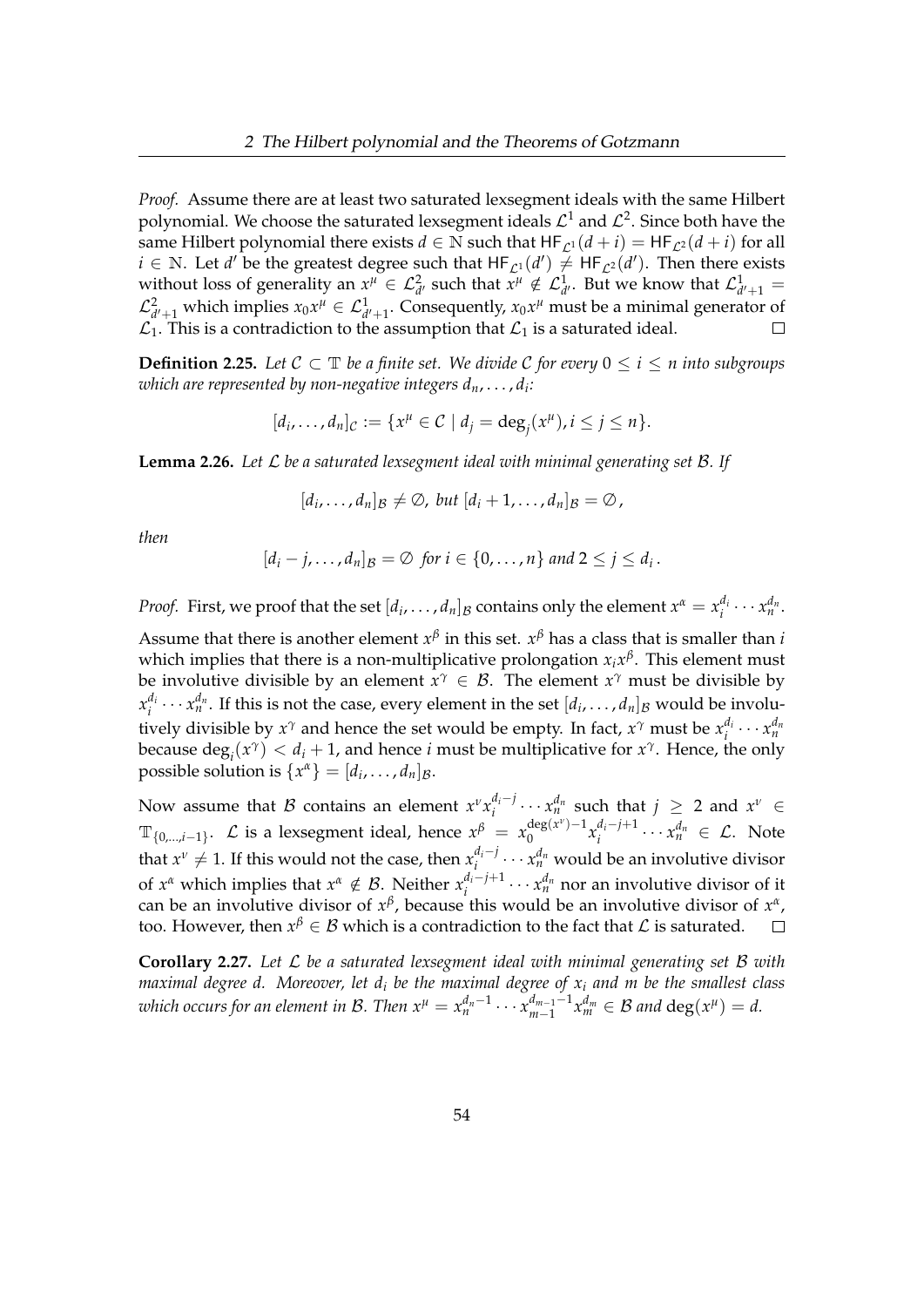*Proof.* Assume there are at least two saturated lexsegment ideals with the same Hilbert polynomial. We choose the saturated lexsegment ideals $\mathcal{L}^1$ and $\mathcal{L}^2$. Since both have the same Hilbert polynomial there exists $d \in \mathbb{N}$ such that $\mathsf{HF}_{\mathcal{L}^1}(d+i) = \mathsf{HF}_{\mathcal{L}^2}(d+i)$ for all $i \in \mathbb{N}$. Let $d'$ be the greatest degree such that $\mathsf{HF}_{\mathcal{L}^1}(d') \neq \mathsf{HF}_{\mathcal{L}^2}(d')$. Then there exists without loss of generality an $x^\mu \in \mathcal{L}^2_{d'}$ such that $x^\mu \notin \mathcal{L}^1_{d'}$. But we know that $\mathcal{L}^1_{d'+1} = \mathcal{L}^2_{d'+1}$ which implies $x_0 x^\mu \in \mathcal{L}^1_{d'+1}$. Consequently, $x_0 x^\mu$ must be a minimal generator of $\mathcal{L}_1$. This is a contradiction to the assumption that $\mathcal{L}_1$ is a saturated ideal. □

**Definition 2.25.** *Let $\mathcal{C} \subset \mathbb{T}$ be a finite set. We divide $\mathcal{C}$ for every $0 \leq i \leq n$ into subgroups which are represented by non-negative integers $d_n, \ldots, d_i$:*

$$[d_i, \ldots, d_n]_{\mathcal{C}} := \{x^\mu \in \mathcal{C} \mid d_j = \deg_j(x^\mu), i \leq j \leq n\}.$$

**Lemma 2.26.** *Let $\mathcal{L}$ be a saturated lexsegment ideal with minimal generating set $\mathcal{B}$. If*

$$[d_i, \ldots, d_n]_{\mathcal{B}} \neq \emptyset, \text{ but } [d_i + 1, \ldots, d_n]_{\mathcal{B}} = \emptyset,$$

*then*

$$[d_i - j, \ldots, d_n]_{\mathcal{B}} = \emptyset \text{ for } i \in \{0, \ldots, n\} \text{ and } 2 \leq j \leq d_i.$$

*Proof.* First, we proof that the set $[d_i, \ldots, d_n]_{\mathcal{B}}$ contains only the element $x^\alpha = x_i^{d_i} \cdots x_n^{d_n}$.

Assume that there is another element $x^\beta$ in this set. $x^\beta$ has a class that is smaller than $i$ which implies that there is a non-multiplicative prolongation $x_i x^\beta$. This element must be involutive divisible by an element $x^\gamma \in \mathcal{B}$. The element $x^\gamma$ must be divisible by $x_i^{d_i} \cdots x_n^{d_n}$. If this is not the case, every element in the set $[d_i, \ldots, d_n]_{\mathcal{B}}$ would be involutively divisible by $x^\gamma$ and hence the set would be empty. In fact, $x^\gamma$ must be $x_i^{d_i} \cdots x_n^{d_n}$ because $\deg_i(x^\gamma) < d_i + 1$, and hence $i$ must be multiplicative for $x^\gamma$. Hence, the only possible solution is $\{x^\alpha\} = [d_i, \ldots, d_n]_{\mathcal{B}}$.

Now assume that $\mathcal{B}$ contains an element $x^\nu x_i^{d_i - j} \cdots x_n^{d_n}$ such that $j \geq 2$ and $x^\nu \in \mathbb{T}_{\{0,\ldots,i-1\}}$. $\mathcal{L}$ is a lexsegment ideal, hence $x^\beta = x_0^{\deg(x^\nu)-1} x_i^{d_i - j + 1} \cdots x_n^{d_n} \in \mathcal{L}$. Note that $x^\nu \neq 1$. If this would not the case, then $x_i^{d_i - j} \cdots x_n^{d_n}$ would be an involutive divisor of $x^\alpha$ which implies that $x^\alpha \notin \mathcal{B}$. Neither $x_i^{d_i - j + 1} \cdots x_n^{d_n}$ nor an involutive divisor of it can be an involutive divisor of $x^\beta$, because this would be an involutive divisor of $x^\alpha$, too. However, then $x^\beta \in \mathcal{B}$ which is a contradiction to the fact that $\mathcal{L}$ is saturated. □

**Corollary 2.27.** *Let $\mathcal{L}$ be a saturated lexsegment ideal with minimal generating set $\mathcal{B}$ with maximal degree $d$. Moreover, let $d_i$ be the maximal degree of $x_i$ and $m$ be the smallest class which occurs for an element in $\mathcal{B}$. Then $x^\mu = x_n^{d_n - 1} \cdots x_{m-1}^{d_{m-1} - 1} x_m^{d_m} \in \mathcal{B}$ and $\deg(x^\mu) = d$.*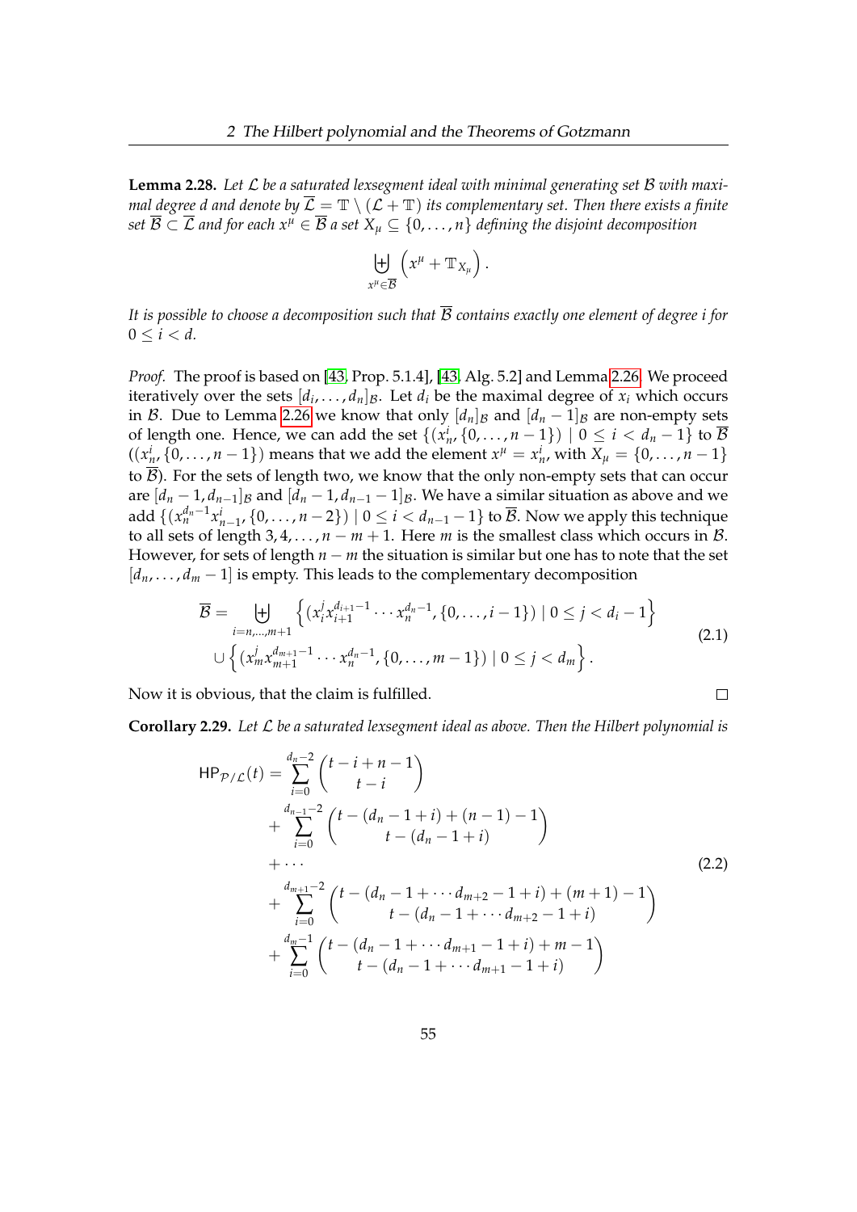**Lemma 2.28.** *Let $\mathcal{L}$ be a saturated lexsegment ideal with minimal generating set $\mathcal{B}$ with maximal degree $d$ and denote by $\overline{\mathcal{L}} = \mathbb{T} \setminus (\mathcal{L} + \mathbb{T})$ its complementary set. Then there exists a finite set $\overline{\mathcal{B}} \subset \overline{\mathcal{L}}$ and for each $x^\mu \in \overline{\mathcal{B}}$ a set $X_\mu \subseteq \{0, \ldots, n\}$ defining the disjoint decomposition*

$$\biguplus_{x^\mu \in \overline{\mathcal{B}}} \left( x^\mu + \mathbb{T}_{X_\mu} \right).$$

*It is possible to choose a decomposition such that $\overline{\mathcal{B}}$ contains exactly one element of degree $i$ for $0 \leq i < d$.*

*Proof.* The proof is based on [43, Prop. 5.1.4], [43, Alg. 5.2] and Lemma 2.26. We proceed iteratively over the sets $[d_i, \ldots, d_n]_{\mathcal{B}}$. Let $d_i$ be the maximal degree of $x_i$ which occurs in $\mathcal{B}$. Due to Lemma 2.26 we know that only $[d_n]_{\mathcal{B}}$ and $[d_n - 1]_{\mathcal{B}}$ are non-empty sets of length one. Hence, we can add the set $\{(x_n^i, \{0, \ldots, n-1\}) \mid 0 \leq i < d_n - 1\}$ to $\overline{\mathcal{B}}$ ($(x_n^i, \{0, \ldots, n-1\})$ means that we add the element $x^\mu = x_n^i$, with $X_\mu = \{0, \ldots, n-1\}$ to $\overline{\mathcal{B}}$). For the sets of length two, we know that the only non-empty sets that can occur are $[d_n - 1, d_{n-1}]_{\mathcal{B}}$ and $[d_n - 1, d_{n-1} - 1]_{\mathcal{B}}$. We have a similar situation as above and we add $\{(x_n^{d_n - 1} x_{n-1}^i, \{0, \ldots, n-2\}) \mid 0 \leq i < d_{n-1} - 1\}$ to $\overline{\mathcal{B}}$. Now we apply this technique to all sets of length $3, 4, \ldots, n - m + 1$. Here $m$ is the smallest class which occurs in $\mathcal{B}$. However, for sets of length $n - m$ the situation is similar but one has to note that the set $[d_n, \ldots, d_m - 1]$ is empty. This leads to the complementary decomposition

$$\begin{aligned}
\overline{\mathcal{B}} = & \biguplus_{i=n,\ldots,m+1} \left\{ (x_i^j x_{i+1}^{d_{i+1}-1} \cdots x_n^{d_n - 1}, \{0, \ldots, i-1\}) \mid 0 \leq j < d_i - 1 \right\} \\
& \cup \left\{ (x_m^j x_{m+1}^{d_{m+1}-1} \cdots x_n^{d_n - 1}, \{0, \ldots, m-1\}) \mid 0 \leq j < d_m \right\}.
\end{aligned} \tag{2.1}$$

Now it is obvious, that the claim is fulfilled. $\square$

**Corollary 2.29.** *Let $\mathcal{L}$ be a saturated lexsegment ideal as above. Then the Hilbert polynomial is*

$$\begin{aligned}
\mathsf{HP}_{\mathcal{P}/\mathcal{L}}(t) = & \sum_{i=0}^{d_n - 2} \binom{t - i + n - 1}{t - i} \\
& + \sum_{i=0}^{d_{n-1} - 2} \binom{t - (d_n - 1 + i) + (n-1) - 1}{t - (d_n - 1 + i)} \\
& + \cdots \\
& + \sum_{i=0}^{d_{m+1} - 2} \binom{t - (d_n - 1 + \cdots d_{m+2} - 1 + i) + (m+1) - 1}{t - (d_n - 1 + \cdots d_{m+2} - 1 + i)} \\
& + \sum_{i=0}^{d_m - 1} \binom{t - (d_n - 1 + \cdots d_{m+1} - 1 + i) + m - 1}{t - (d_n - 1 + \cdots d_{m+1} - 1 + i)}
\end{aligned} \tag{2.2}$$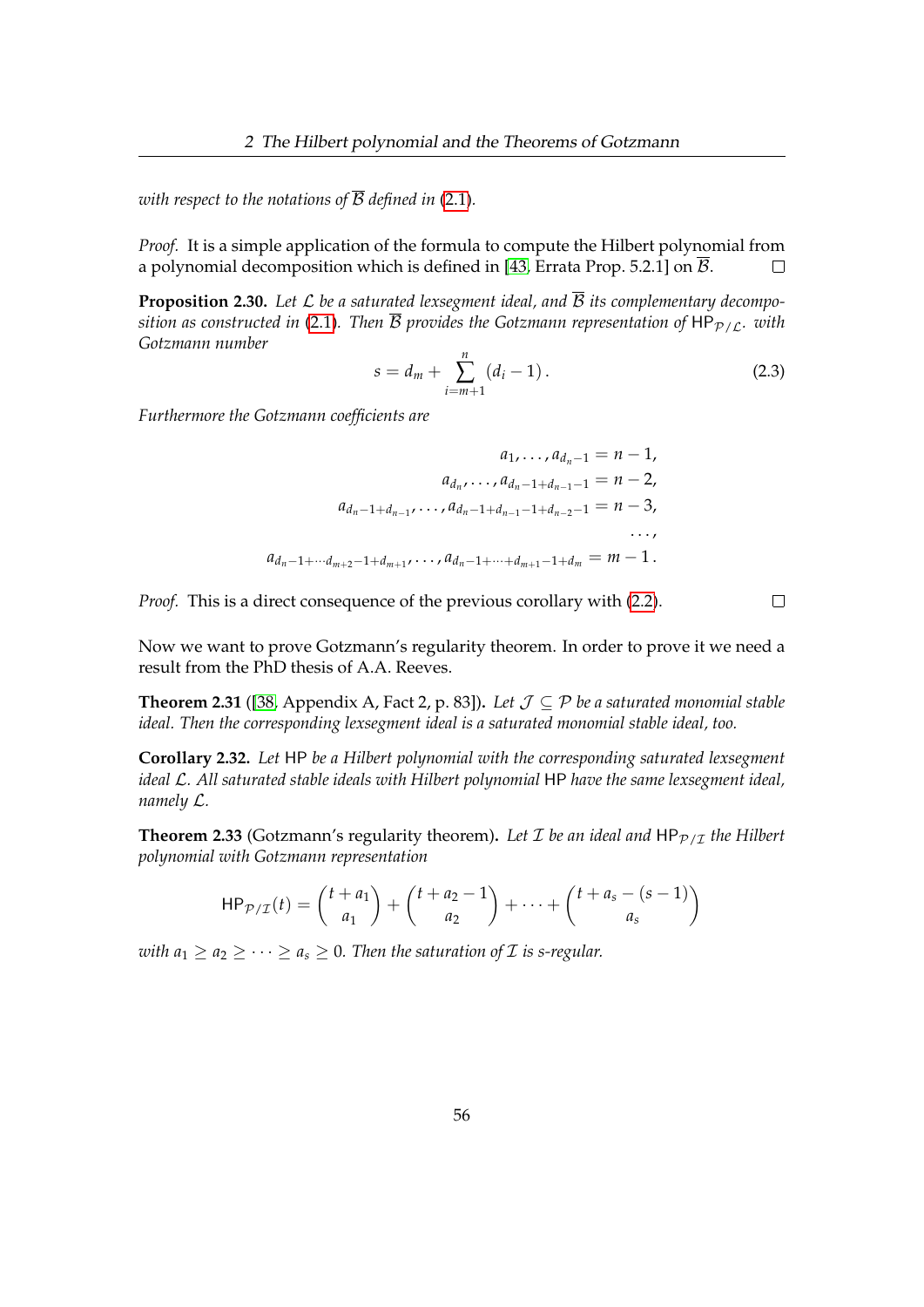*with respect to the notations of $\overline{\mathcal{B}}$ defined in (2.1).*

*Proof.* It is a simple application of the formula to compute the Hilbert polynomial from a polynomial decomposition which is defined in [43, Errata Prop. 5.2.1] on $\overline{\mathcal{B}}$. □

**Proposition 2.30.** *Let $\mathcal{L}$ be a saturated lexsegment ideal, and $\overline{\mathcal{B}}$ its complementary decomposition as constructed in (2.1). Then $\overline{\mathcal{B}}$ provides the Gotzmann representation of $\mathsf{HP}_{\mathcal{P}/\mathcal{L}}$. with Gotzmann number*

$$s = d_m + \sum_{i=m+1}^{n} (d_i - 1)\,. \tag{2.3}$$

*Furthermore the Gotzmann coefficients are*

$$\begin{aligned}
a_1, \ldots, a_{d_n - 1} &= n - 1, \\
a_{d_n}, \ldots, a_{d_n - 1 + d_{n-1} - 1} &= n - 2, \\
a_{d_n - 1 + d_{n-1}}, \ldots, a_{d_n - 1 + d_{n-1} - 1 + d_{n-2} - 1} &= n - 3, \\
&\ldots, \\
a_{d_n - 1 + \cdots d_{m+2} - 1 + d_{m+1}}, \ldots, a_{d_n - 1 + \cdots + d_{m+1} - 1 + d_m} &= m - 1\,.
\end{aligned}$$

*Proof.* This is a direct consequence of the previous corollary with (2.2). □

Now we want to prove Gotzmann's regularity theorem. In order to prove it we need a result from the PhD thesis of A.A. Reeves.

**Theorem 2.31** ([38, Appendix A, Fact 2, p. 83])**.** *Let $\mathcal{J} \subseteq \mathcal{P}$ be a saturated monomial stable ideal. Then the corresponding lexsegment ideal is a saturated monomial stable ideal, too.*

**Corollary 2.32.** *Let $\mathsf{HP}$ be a Hilbert polynomial with the corresponding saturated lexsegment ideal $\mathcal{L}$. All saturated stable ideals with Hilbert polynomial $\mathsf{HP}$ have the same lexsegment ideal, namely $\mathcal{L}$.*

**Theorem 2.33** (Gotzmann's regularity theorem)**.** *Let $\mathcal{I}$ be an ideal and $\mathsf{HP}_{\mathcal{P}/\mathcal{I}}$ the Hilbert polynomial with Gotzmann representation*

$$\mathsf{HP}_{\mathcal{P}/\mathcal{I}}(t) = \binom{t + a_1}{a_1} + \binom{t + a_2 - 1}{a_2} + \cdots + \binom{t + a_s - (s-1)}{a_s}$$

*with $a_1 \geq a_2 \geq \cdots \geq a_s \geq 0$. Then the saturation of $\mathcal{I}$ is $s$-regular.*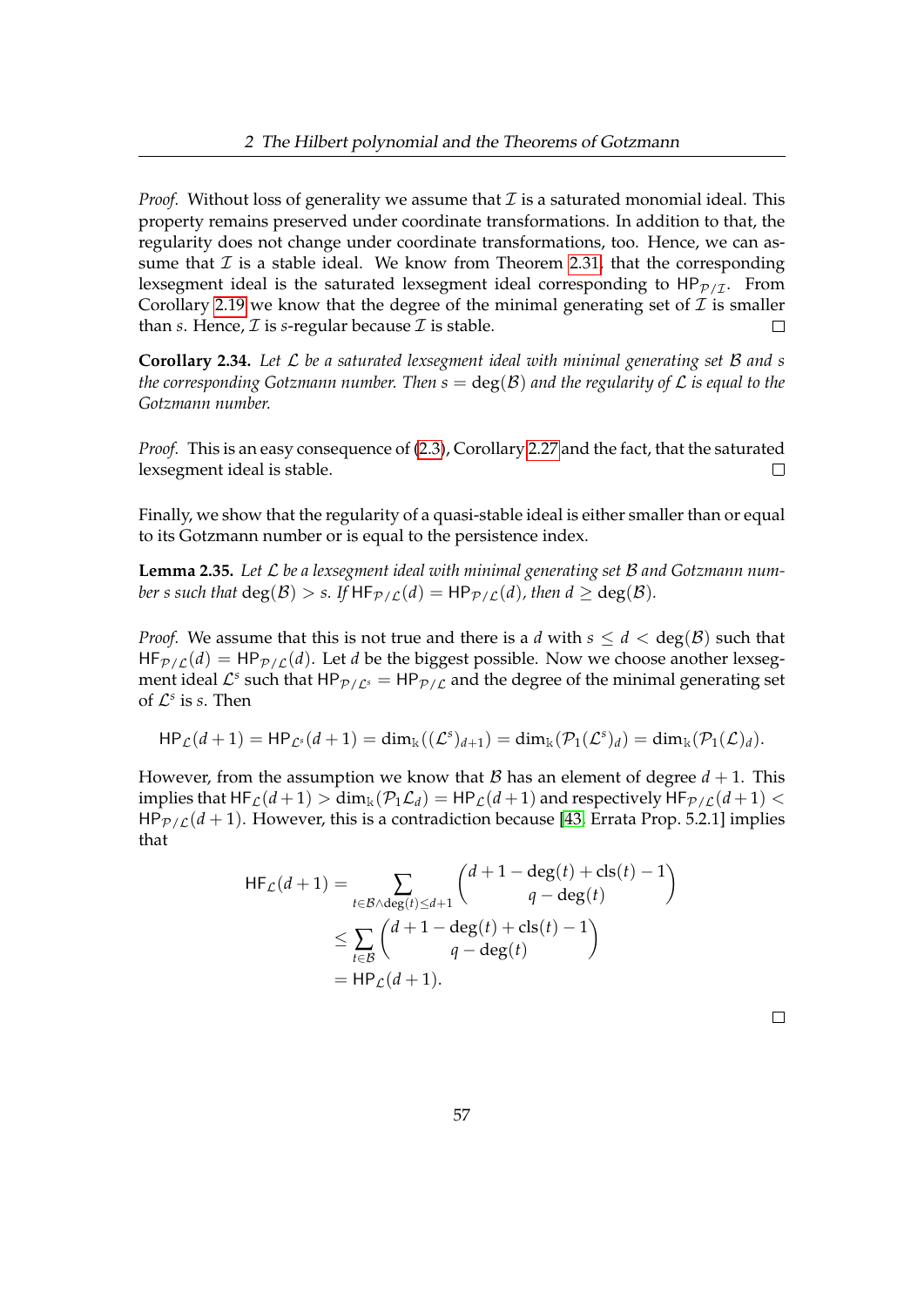*Proof.* Without loss of generality we assume that $\mathcal{I}$ is a saturated monomial ideal. This property remains preserved under coordinate transformations. In addition to that, the regularity does not change under coordinate transformations, too. Hence, we can assume that $\mathcal{I}$ is a stable ideal. We know from Theorem 2.31 that the corresponding lexsegment ideal is the saturated lexsegment ideal corresponding to $\mathsf{HP}_{\mathcal{P}/\mathcal{I}}$. From Corollary 2.19 we know that the degree of the minimal generating set of $\mathcal{I}$ is smaller than $s$. Hence, $\mathcal{I}$ is $s$-regular because $\mathcal{I}$ is stable. □

**Corollary 2.34.** *Let $\mathcal{L}$ be a saturated lexsegment ideal with minimal generating set $\mathcal{B}$ and $s$ the corresponding Gotzmann number. Then $s = \deg(\mathcal{B})$ and the regularity of $\mathcal{L}$ is equal to the Gotzmann number.*

*Proof.* This is an easy consequence of (2.3), Corollary 2.27 and the fact, that the saturated lexsegment ideal is stable. □

Finally, we show that the regularity of a quasi-stable ideal is either smaller than or equal to its Gotzmann number or is equal to the persistence index.

**Lemma 2.35.** *Let $\mathcal{L}$ be a lexsegment ideal with minimal generating set $\mathcal{B}$ and Gotzmann number $s$ such that $\deg(\mathcal{B}) > s$. If $\mathsf{HF}_{\mathcal{P}/\mathcal{L}}(d) = \mathsf{HP}_{\mathcal{P}/\mathcal{L}}(d)$, then $d \geq \deg(\mathcal{B})$.*

*Proof.* We assume that this is not true and there is a $d$ with $s \leq d < \deg(\mathcal{B})$ such that $\mathsf{HF}_{\mathcal{P}/\mathcal{L}}(d) = \mathsf{HP}_{\mathcal{P}/\mathcal{L}}(d)$. Let $d$ be the biggest possible. Now we choose another lexsegment ideal $\mathcal{L}^s$ such that $\mathsf{HP}_{\mathcal{P}/\mathcal{L}^s} = \mathsf{HP}_{\mathcal{P}/\mathcal{L}}$ and the degree of the minimal generating set of $\mathcal{L}^s$ is $s$. Then

$$\mathsf{HP}_{\mathcal{L}}(d+1) = \mathsf{HP}_{\mathcal{L}^s}(d+1) = \dim_{\Bbbk}((\mathcal{L}^s)_{d+1}) = \dim_{\Bbbk}(\mathcal{P}_1(\mathcal{L}^s)_d) = \dim_{\Bbbk}(\mathcal{P}_1(\mathcal{L})_d).$$

However, from the assumption we know that $\mathcal{B}$ has an element of degree $d+1$. This implies that $\mathsf{HF}_{\mathcal{L}}(d+1) > \dim_{\Bbbk}(\mathcal{P}_1\mathcal{L}_d) = \mathsf{HP}_{\mathcal{L}}(d+1)$ and respectively $\mathsf{HF}_{\mathcal{P}/\mathcal{L}}(d+1) < \mathsf{HP}_{\mathcal{P}/\mathcal{L}}(d+1)$. However, this is a contradiction because [43, Errata Prop. 5.2.1] implies that

$$\begin{aligned}
\mathsf{HF}_{\mathcal{L}}(d+1) &= \sum_{t \in \mathcal{B} \wedge \deg(t) \leq d+1} \binom{d+1-\deg(t)+\operatorname{cls}(t)-1}{q-\deg(t)} \\
&\leq \sum_{t \in \mathcal{B}} \binom{d+1-\deg(t)+\operatorname{cls}(t)-1}{q-\deg(t)} \\
&= \mathsf{HP}_{\mathcal{L}}(d+1).
\end{aligned}$$

□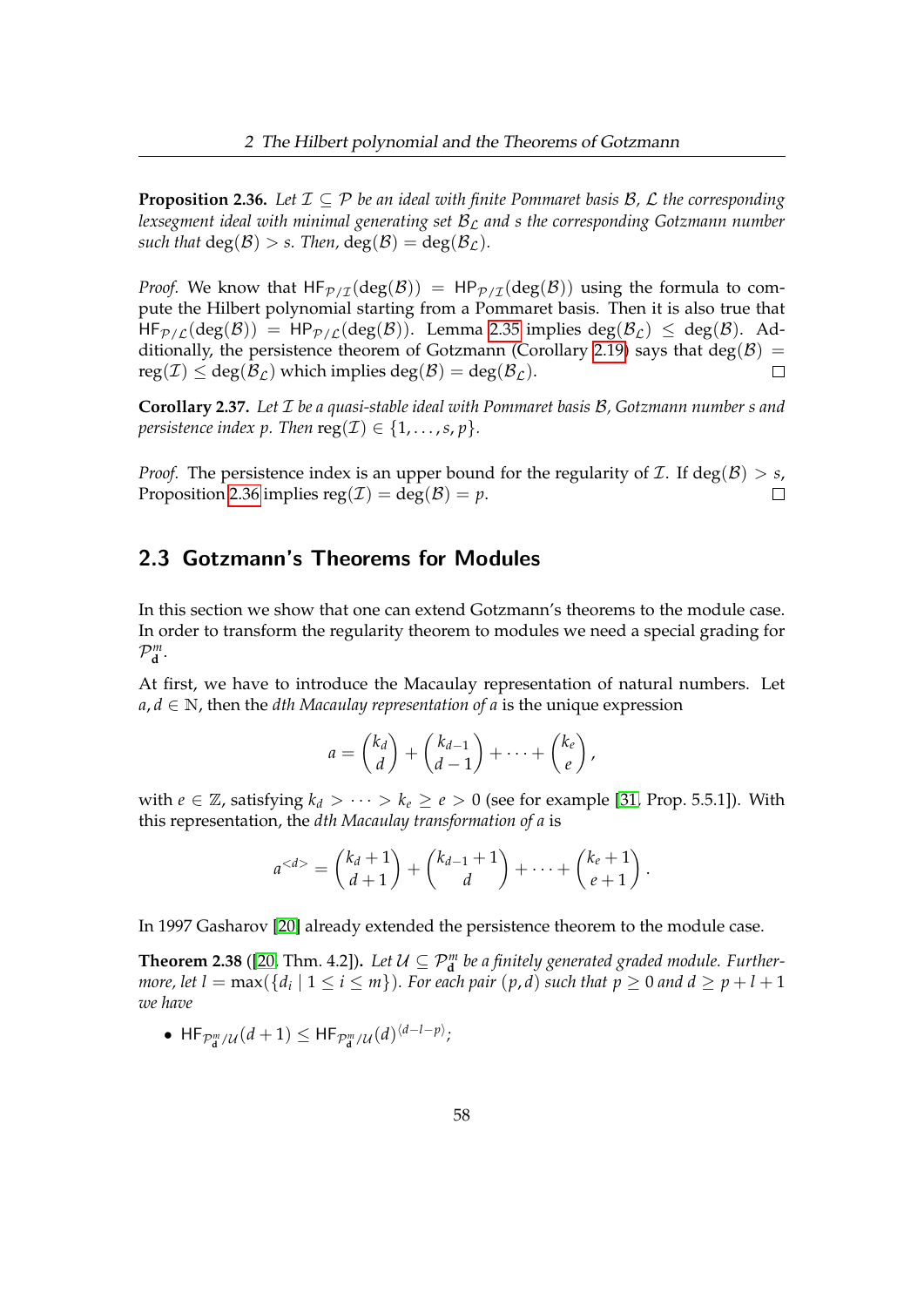**Proposition 2.36.** *Let $\mathcal{I} \subseteq \mathcal{P}$ be an ideal with finite Pommaret basis $\mathcal{B}$, $\mathcal{L}$ the corresponding lexsegment ideal with minimal generating set $\mathcal{B}_{\mathcal{L}}$ and $s$ the corresponding Gotzmann number such that $\deg(\mathcal{B}) > s$. Then, $\deg(\mathcal{B}) = \deg(\mathcal{B}_{\mathcal{L}})$.*

*Proof.* We know that $\mathsf{HF}_{\mathcal{P}/\mathcal{I}}(\deg(\mathcal{B})) = \mathsf{HP}_{\mathcal{P}/\mathcal{I}}(\deg(\mathcal{B}))$ using the formula to compute the Hilbert polynomial starting from a Pommaret basis. Then it is also true that $\mathsf{HF}_{\mathcal{P}/\mathcal{L}}(\deg(\mathcal{B})) = \mathsf{HP}_{\mathcal{P}/\mathcal{L}}(\deg(\mathcal{B}))$. Lemma 2.35 implies $\deg(\mathcal{B}_{\mathcal{L}}) \leq \deg(\mathcal{B})$. Additionally, the persistence theorem of Gotzmann (Corollary 2.19) says that $\deg(\mathcal{B}) = \operatorname{reg}(\mathcal{I}) \leq \deg(\mathcal{B}_{\mathcal{L}})$ which implies $\deg(\mathcal{B}) = \deg(\mathcal{B}_{\mathcal{L}})$. □

**Corollary 2.37.** *Let $\mathcal{I}$ be a quasi-stable ideal with Pommaret basis $\mathcal{B}$, Gotzmann number $s$ and persistence index $p$. Then $\operatorname{reg}(\mathcal{I}) \in \{1, \ldots, s, p\}$.*

*Proof.* The persistence index is an upper bound for the regularity of $\mathcal{I}$. If $\deg(\mathcal{B}) > s$, Proposition 2.36 implies $\operatorname{reg}(\mathcal{I}) = \deg(\mathcal{B}) = p$. □

## 2.3 Gotzmann's Theorems for Modules

In this section we show that one can extend Gotzmann's theorems to the module case. In order to transform the regularity theorem to modules we need a special grading for $\mathcal{P}^m_{\mathbf{d}}$.

At first, we have to introduce the Macaulay representation of natural numbers. Let $a, d \in \mathbb{N}$, then the *dth Macaulay representation of a* is the unique expression

$$a = \binom{k_d}{d} + \binom{k_{d-1}}{d-1} + \cdots + \binom{k_e}{e},$$

with $e \in \mathbb{Z}$, satisfying $k_d > \cdots > k_e \geq e > 0$ (see for example [31, Prop. 5.5.1]). With this representation, the *dth Macaulay transformation of a* is

$$a^{<d>} = \binom{k_d+1}{d+1} + \binom{k_{d-1}+1}{d} + \cdots + \binom{k_e+1}{e+1}.$$

In 1997 Gasharov [20] already extended the persistence theorem to the module case.

**Theorem 2.38** ([20, Thm. 4.2])**.** *Let $\mathcal{U} \subseteq \mathcal{P}^m_{\mathbf{d}}$ be a finitely generated graded module. Furthermore, let $l = \max(\{d_i \mid 1 \leq i \leq m\})$. For each pair $(p, d)$ such that $p \geq 0$ and $d \geq p + l + 1$ we have*

- $\mathsf{HF}_{\mathcal{P}^m_{\mathbf{d}}/\mathcal{U}}(d+1) \leq \mathsf{HF}_{\mathcal{P}^m_{\mathbf{d}}/\mathcal{U}}(d)^{\langle d-l-p \rangle}$;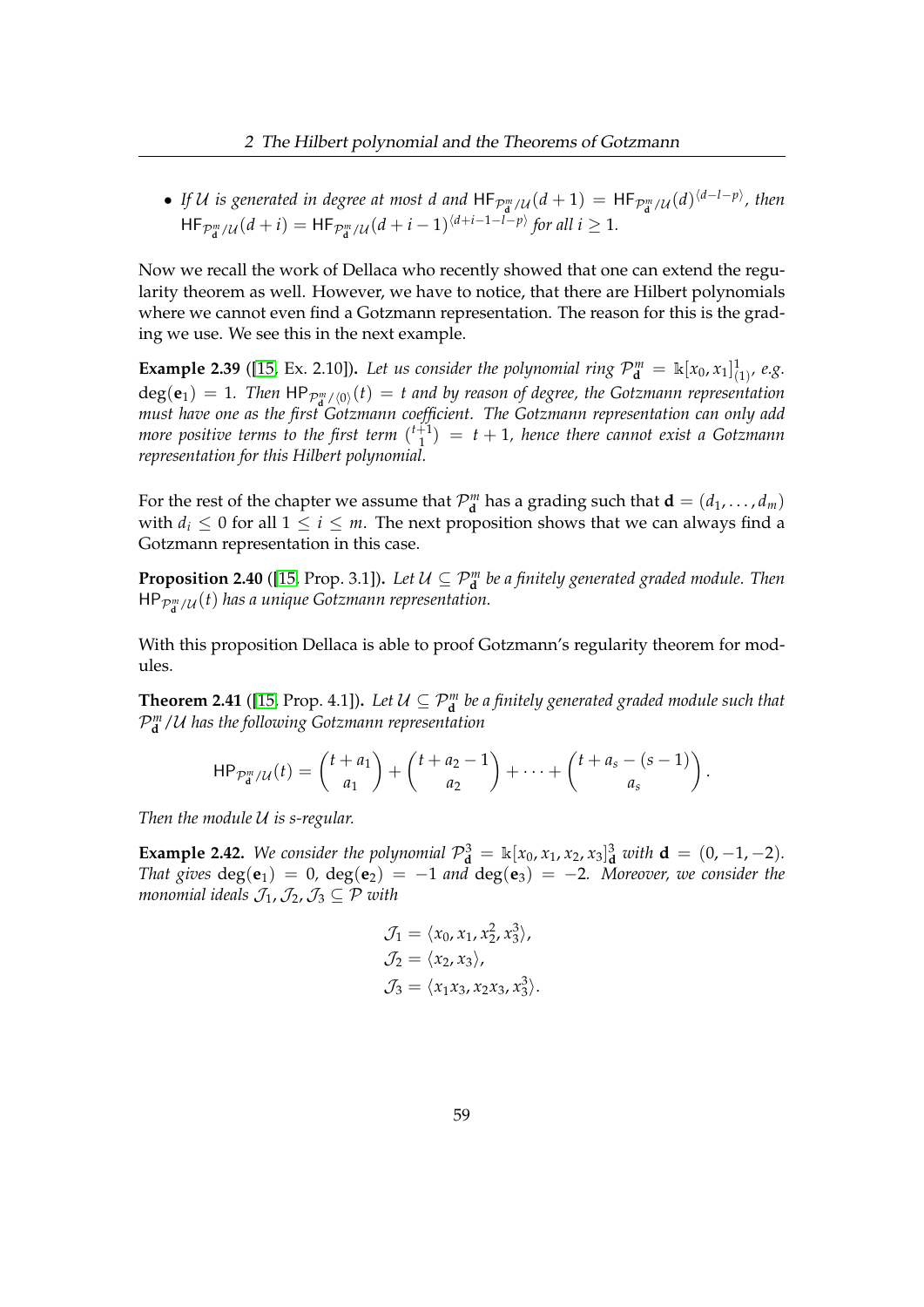- *If $\mathcal{U}$ is generated in degree at most $d$ and $\mathsf{HF}_{\mathcal{P}^m_{\mathbf{d}}/\mathcal{U}}(d+1) = \mathsf{HF}_{\mathcal{P}^m_{\mathbf{d}}/\mathcal{U}}(d)^{\langle d-l-p\rangle}$, then $\mathsf{HF}_{\mathcal{P}^m_{\mathbf{d}}/\mathcal{U}}(d+i) = \mathsf{HF}_{\mathcal{P}^m_{\mathbf{d}}/\mathcal{U}}(d+i-1)^{\langle d+i-1-l-p\rangle}$ for all $i \geq 1$.*

Now we recall the work of Dellaca who recently showed that one can extend the regularity theorem as well. However, we have to notice, that there are Hilbert polynomials where we cannot even find a Gotzmann representation. The reason for this is the grading we use. We see this in the next example.

**Example 2.39** ([15, Ex. 2.10])**.** *Let us consider the polynomial ring $\mathcal{P}^m_{\mathbf{d}} = \Bbbk[x_0, x_1]^1_{(1)}$, e.g. $\deg(\mathbf{e}_1) = 1$. Then $\mathsf{HP}_{\mathcal{P}^m_{\mathbf{d}}/\langle 0\rangle}(t) = t$ and by reason of degree, the Gotzmann representation must have one as the first Gotzmann coefficient. The Gotzmann representation can only add more positive terms to the first term $\binom{t+1}{1} = t+1$, hence there cannot exist a Gotzmann representation for this Hilbert polynomial.*

For the rest of the chapter we assume that $\mathcal{P}^m_{\mathbf{d}}$ has a grading such that $\mathbf{d} = (d_1, \ldots, d_m)$ with $d_i \leq 0$ for all $1 \leq i \leq m$. The next proposition shows that we can always find a Gotzmann representation in this case.

**Proposition 2.40** ([15, Prop. 3.1])**.** *Let $\mathcal{U} \subseteq \mathcal{P}^m_{\mathbf{d}}$ be a finitely generated graded module. Then $\mathsf{HP}_{\mathcal{P}^m_{\mathbf{d}}/\mathcal{U}}(t)$ has a unique Gotzmann representation.*

With this proposition Dellaca is able to proof Gotzmann's regularity theorem for modules.

**Theorem 2.41** ([15, Prop. 4.1])**.** *Let $\mathcal{U} \subseteq \mathcal{P}^m_{\mathbf{d}}$ be a finitely generated graded module such that $\mathcal{P}^m_{\mathbf{d}}/\mathcal{U}$ has the following Gotzmann representation*

$$\mathsf{HP}_{\mathcal{P}^m_{\mathbf{d}}/\mathcal{U}}(t) = \binom{t+a_1}{a_1} + \binom{t+a_2-1}{a_2} + \cdots + \binom{t+a_s-(s-1)}{a_s}.$$

*Then the module $\mathcal{U}$ is s-regular.*

**Example 2.42.** *We consider the polynomial $\mathcal{P}^3_{\mathbf{d}} = \Bbbk[x_0, x_1, x_2, x_3]^3_{\mathbf{d}}$ with $\mathbf{d} = (0, -1, -2)$. That gives $\deg(\mathbf{e}_1) = 0$, $\deg(\mathbf{e}_2) = -1$ and $\deg(\mathbf{e}_3) = -2$. Moreover, we consider the monomial ideals $\mathcal{J}_1, \mathcal{J}_2, \mathcal{J}_3 \subseteq \mathcal{P}$ with*

$$\begin{aligned}
\mathcal{J}_1 &= \langle x_0, x_1, x_2^2, x_3^3\rangle, \\
\mathcal{J}_2 &= \langle x_2, x_3\rangle, \\
\mathcal{J}_3 &= \langle x_1x_3, x_2x_3, x_3^3\rangle.
\end{aligned}$$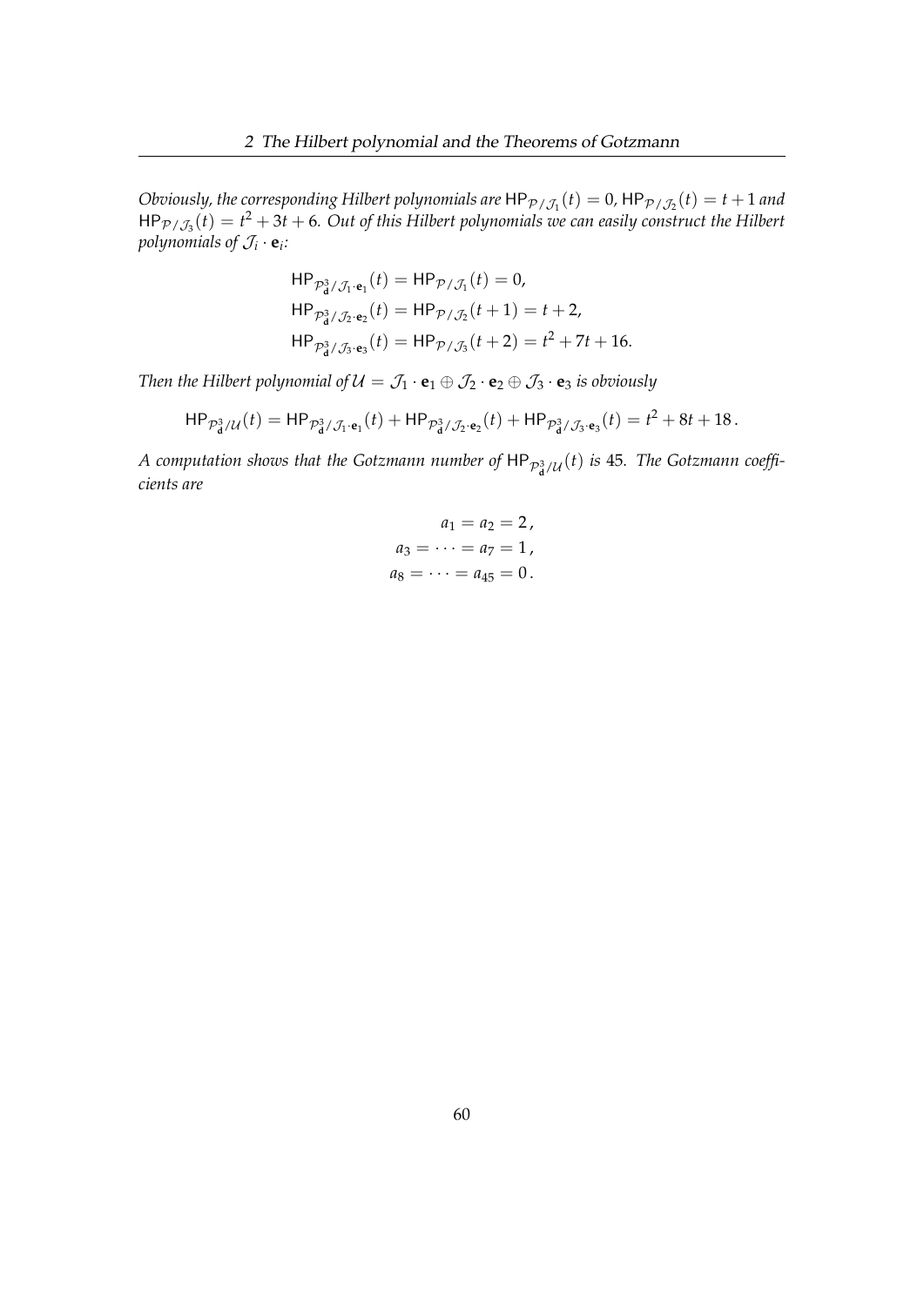*Obviously, the corresponding Hilbert polynomials are $\mathsf{HP}_{\mathcal{P}/\mathcal{J}_1}(t) = 0$, $\mathsf{HP}_{\mathcal{P}/\mathcal{J}_2}(t) = t+1$ and $\mathsf{HP}_{\mathcal{P}/\mathcal{J}_3}(t) = t^2 + 3t + 6$. Out of this Hilbert polynomials we can easily construct the Hilbert polynomials of $\mathcal{J}_i \cdot \mathbf{e}_i$:*

$$
\begin{aligned}
\mathsf{HP}_{\mathcal{P}^3_{\mathbf{d}}/\mathcal{J}_1\cdot\mathbf{e}_1}(t) &= \mathsf{HP}_{\mathcal{P}/\mathcal{J}_1}(t) = 0,\\
\mathsf{HP}_{\mathcal{P}^3_{\mathbf{d}}/\mathcal{J}_2\cdot\mathbf{e}_2}(t) &= \mathsf{HP}_{\mathcal{P}/\mathcal{J}_2}(t+1) = t+2,\\
\mathsf{HP}_{\mathcal{P}^3_{\mathbf{d}}/\mathcal{J}_3\cdot\mathbf{e}_3}(t) &= \mathsf{HP}_{\mathcal{P}/\mathcal{J}_3}(t+2) = t^2+7t+16.
\end{aligned}
$$

*Then the Hilbert polynomial of $\mathcal{U} = \mathcal{J}_1 \cdot \mathbf{e}_1 \oplus \mathcal{J}_2 \cdot \mathbf{e}_2 \oplus \mathcal{J}_3 \cdot \mathbf{e}_3$ is obviously*

$$
\mathsf{HP}_{\mathcal{P}^3_{\mathbf{d}}/\mathcal{U}}(t) = \mathsf{HP}_{\mathcal{P}^3_{\mathbf{d}}/\mathcal{J}_1\cdot\mathbf{e}_1}(t) + \mathsf{HP}_{\mathcal{P}^3_{\mathbf{d}}/\mathcal{J}_2\cdot\mathbf{e}_2}(t) + \mathsf{HP}_{\mathcal{P}^3_{\mathbf{d}}/\mathcal{J}_3\cdot\mathbf{e}_3}(t) = t^2 + 8t + 18\,.
$$

*A computation shows that the Gotzmann number of $\mathsf{HP}_{\mathcal{P}^3_{\mathbf{d}}/\mathcal{U}}(t)$ is 45. The Gotzmann coefficients are*

$$
\begin{aligned}
a_1 = a_2 &= 2\,,\\
a_3 = \cdots = a_7 &= 1\,,\\
a_8 = \cdots = a_{45} &= 0\,.
\end{aligned}
$$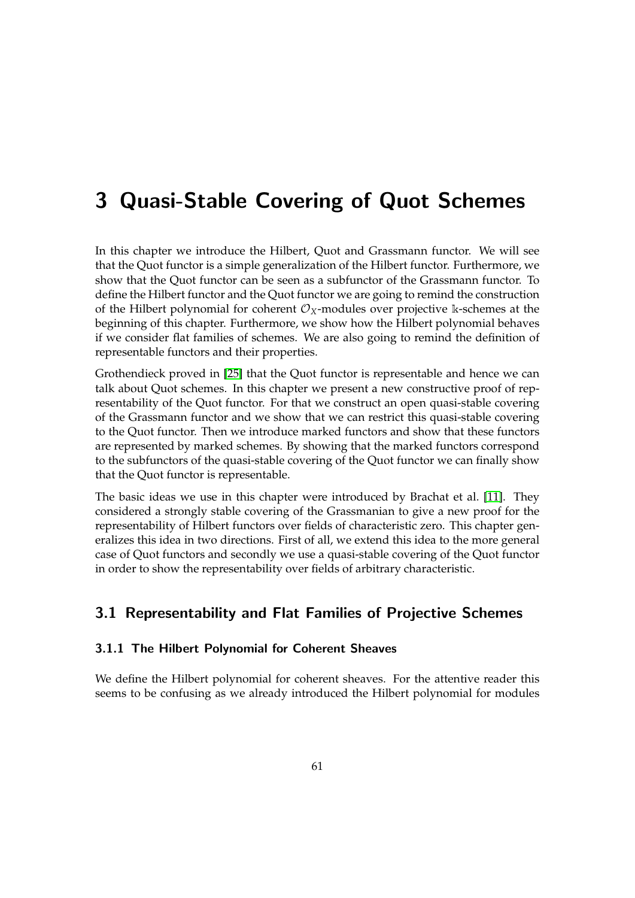# 3 Quasi-Stable Covering of Quot Schemes

In this chapter we introduce the Hilbert, Quot and Grassmann functor. We will see that the Quot functor is a simple generalization of the Hilbert functor. Furthermore, we show that the Quot functor can be seen as a subfunctor of the Grassmann functor. To define the Hilbert functor and the Quot functor we are going to remind the construction of the Hilbert polynomial for coherent $\mathcal{O}_X$-modules over projective $\Bbbk$-schemes at the beginning of this chapter. Furthermore, we show how the Hilbert polynomial behaves if we consider flat families of schemes. We are also going to remind the definition of representable functors and their properties.

Grothendieck proved in [25] that the Quot functor is representable and hence we can talk about Quot schemes. In this chapter we present a new constructive proof of representability of the Quot functor. For that we construct an open quasi-stable covering of the Grassmann functor and we show that we can restrict this quasi-stable covering to the Quot functor. Then we introduce marked functors and show that these functors are represented by marked schemes. By showing that the marked functors correspond to the subfunctors of the quasi-stable covering of the Quot functor we can finally show that the Quot functor is representable.

The basic ideas we use in this chapter were introduced by Brachat et al. [11]. They considered a strongly stable covering of the Grassmanian to give a new proof for the representability of Hilbert functors over fields of characteristic zero. This chapter generalizes this idea in two directions. First of all, we extend this idea to the more general case of Quot functors and secondly we use a quasi-stable covering of the Quot functor in order to show the representability over fields of arbitrary characteristic.

## 3.1 Representability and Flat Families of Projective Schemes

### 3.1.1 The Hilbert Polynomial for Coherent Sheaves

We define the Hilbert polynomial for coherent sheaves. For the attentive reader this seems to be confusing as we already introduced the Hilbert polynomial for modules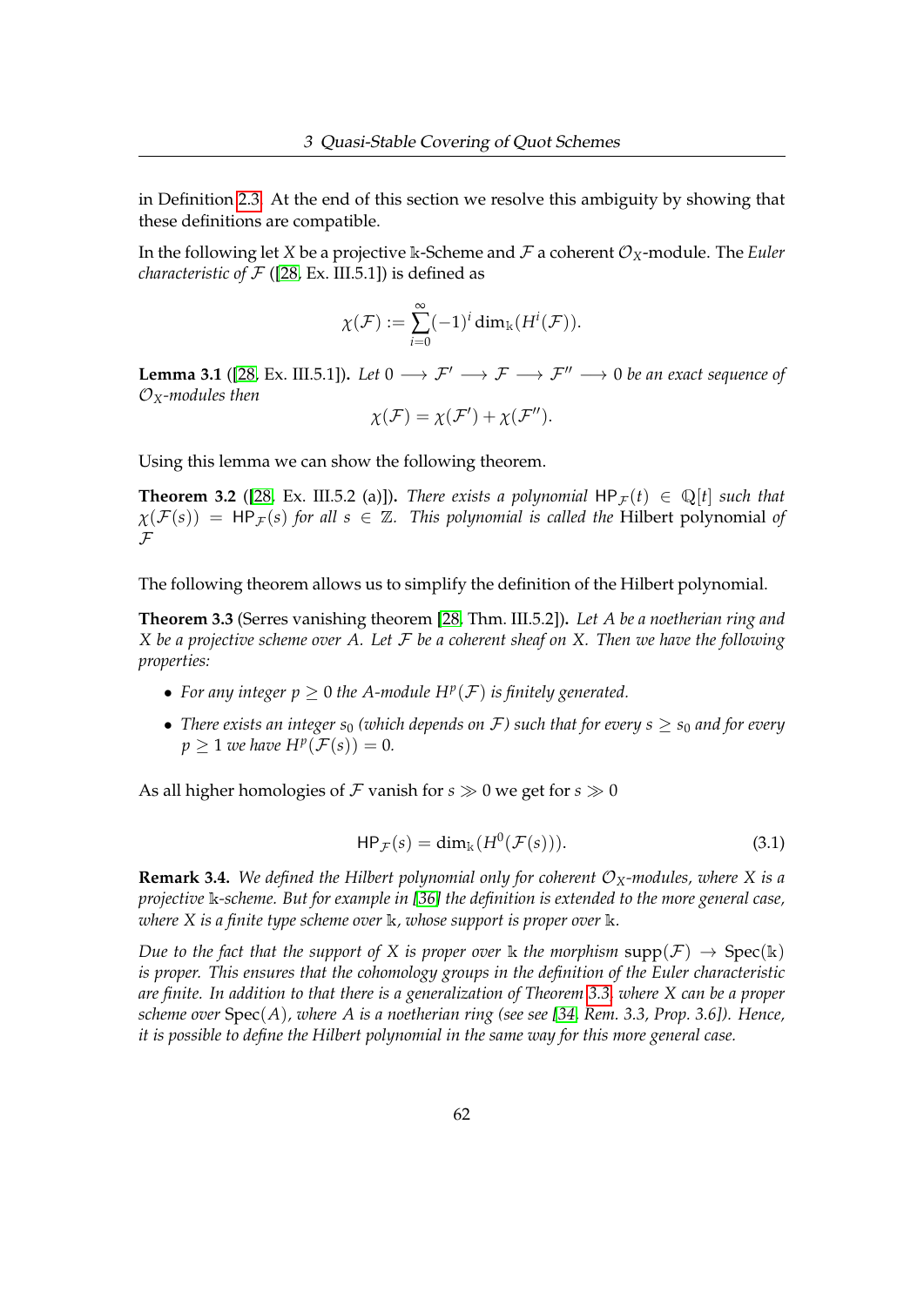in Definition 2.3. At the end of this section we resolve this ambiguity by showing that these definitions are compatible.

In the following let $X$ be a projective $\mathbb{k}$-Scheme and $\mathcal{F}$ a coherent $\mathcal{O}_X$-module. The *Euler characteristic of* $\mathcal{F}$ ([28, Ex. III.5.1]) is defined as

$$\chi(\mathcal{F}) := \sum_{i=0}^{\infty} (-1)^i \dim_{\mathbb{k}}(H^i(\mathcal{F})).$$

**Lemma 3.1** ([28, Ex. III.5.1]). *Let* $0 \longrightarrow \mathcal{F}' \longrightarrow \mathcal{F} \longrightarrow \mathcal{F}'' \longrightarrow 0$ *be an exact sequence of* $\mathcal{O}_X$*-modules then*

$$\chi(\mathcal{F}) = \chi(\mathcal{F}') + \chi(\mathcal{F}'').$$

Using this lemma we can show the following theorem.

**Theorem 3.2** ([28, Ex. III.5.2 (a)]). *There exists a polynomial* $\mathsf{HP}_{\mathcal{F}}(t) \in \mathbb{Q}[t]$ *such that* $\chi(\mathcal{F}(s)) = \mathsf{HP}_{\mathcal{F}}(s)$ *for all* $s \in \mathbb{Z}$*. This polynomial is called the* Hilbert polynomial *of* $\mathcal{F}$

The following theorem allows us to simplify the definition of the Hilbert polynomial.

**Theorem 3.3** (Serres vanishing theorem [28, Thm. III.5.2]). *Let $A$ be a noetherian ring and $X$ be a projective scheme over $A$. Let $\mathcal{F}$ be a coherent sheaf on $X$. Then we have the following properties:*

- *For any integer $p \geq 0$ the $A$-module $H^p(\mathcal{F})$ is finitely generated.*
- *There exists an integer $s_0$ (which depends on $\mathcal{F}$) such that for every $s \geq s_0$ and for every $p \geq 1$ we have $H^p(\mathcal{F}(s)) = 0$.*

As all higher homologies of $\mathcal{F}$ vanish for $s \gg 0$ we get for $s \gg 0$

$$\mathsf{HP}_{\mathcal{F}}(s) = \dim_{\mathbb{k}}(H^0(\mathcal{F}(s))). \tag{3.1}$$

**Remark 3.4.** *We defined the Hilbert polynomial only for coherent $\mathcal{O}_X$-modules, where $X$ is a projective $\mathbb{k}$-scheme. But for example in [36] the definition is extended to the more general case, where $X$ is a finite type scheme over $\mathbb{k}$, whose support is proper over $\mathbb{k}$.*

*Due to the fact that the support of $X$ is proper over $\mathbb{k}$ the morphism $\operatorname{supp}(\mathcal{F}) \to \operatorname{Spec}(\mathbb{k})$ is proper. This ensures that the cohomology groups in the definition of the Euler characteristic are finite. In addition to that there is a generalization of Theorem 3.3, where $X$ can be a proper scheme over $\operatorname{Spec}(A)$, where $A$ is a noetherian ring (see see [34, Rem. 3.3, Prop. 3.6]). Hence, it is possible to define the Hilbert polynomial in the same way for this more general case.*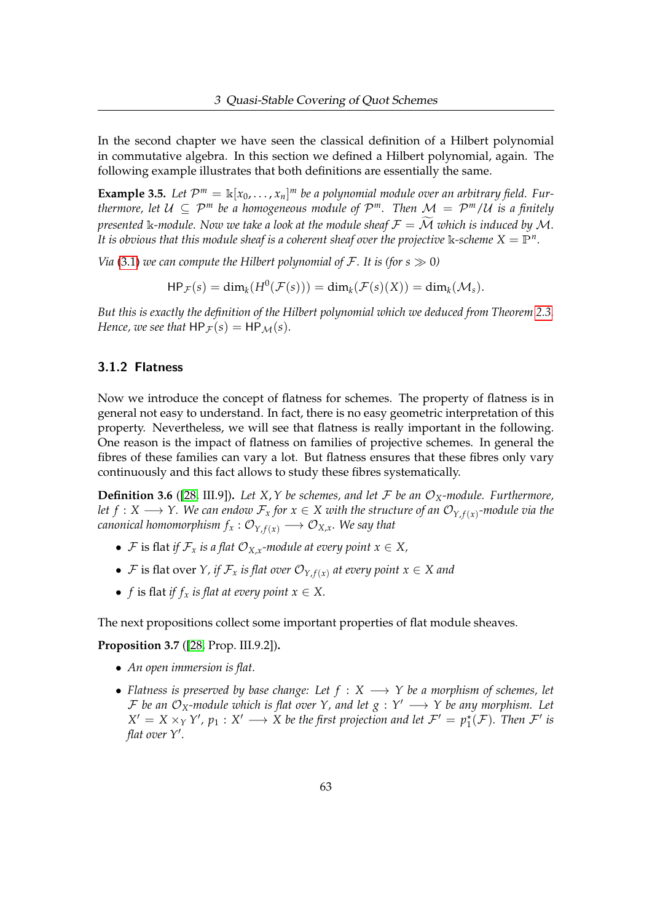In the second chapter we have seen the classical definition of a Hilbert polynomial in commutative algebra. In this section we defined a Hilbert polynomial, again. The following example illustrates that both definitions are essentially the same.

**Example 3.5.** *Let $\mathcal{P}^m = \Bbbk[x_0, \ldots, x_n]^m$ be a polynomial module over an arbitrary field. Furthermore, let $\mathcal{U} \subseteq \mathcal{P}^m$ be a homogeneous module of $\mathcal{P}^m$. Then $\mathcal{M} = \mathcal{P}^m/\mathcal{U}$ is a finitely presented $\Bbbk$-module. Now we take a look at the module sheaf $\mathcal{F} = \widetilde{\mathcal{M}}$ which is induced by $\mathcal{M}$. It is obvious that this module sheaf is a coherent sheaf over the projective $\Bbbk$-scheme $X = \mathbb{P}^n$.*

*Via (3.1) we can compute the Hilbert polynomial of $\mathcal{F}$. It is (for $s \gg 0$)*

$$\mathsf{HP}_{\mathcal{F}}(s) = \dim_k(H^0(\mathcal{F}(s))) = \dim_k(\mathcal{F}(s)(X)) = \dim_k(\mathcal{M}_s).$$

*But this is exactly the definition of the Hilbert polynomial which we deduced from Theorem 2.3. Hence, we see that $\mathsf{HP}_{\mathcal{F}}(s) = \mathsf{HP}_{\mathcal{M}}(s)$.*

### 3.1.2 Flatness

Now we introduce the concept of flatness for schemes. The property of flatness is in general not easy to understand. In fact, there is no easy geometric interpretation of this property. Nevertheless, we will see that flatness is really important in the following. One reason is the impact of flatness on families of projective schemes. In general the fibres of these families can vary a lot. But flatness ensures that these fibres only vary continuously and this fact allows to study these fibres systematically.

**Definition 3.6** ([28, III.9]). *Let $X, Y$ be schemes, and let $\mathcal{F}$ be an $\mathcal{O}_X$-module. Furthermore, let $f : X \longrightarrow Y$. We can endow $\mathcal{F}_x$ for $x \in X$ with the structure of an $\mathcal{O}_{Y,f(x)}$-module via the canonical homomorphism $f_x : \mathcal{O}_{Y,f(x)} \longrightarrow \mathcal{O}_{X,x}$. We say that*

- $\mathcal{F}$ is flat *if $\mathcal{F}_x$ is a flat $\mathcal{O}_{X,x}$-module at every point $x \in X$,*
- $\mathcal{F}$ is flat over $Y$, *if $\mathcal{F}_x$ is flat over $\mathcal{O}_{Y,f(x)}$ at every point $x \in X$ and*
- $f$ is flat *if $f_x$ is flat at every point $x \in X$.*

The next propositions collect some important properties of flat module sheaves.

**Proposition 3.7** ([28, Prop. III.9.2])**.**

- *An open immersion is flat.*
- *Flatness is preserved by base change: Let $f : X \longrightarrow Y$ be a morphism of schemes, let $\mathcal{F}$ be an $\mathcal{O}_X$-module which is flat over $Y$, and let $g : Y' \longrightarrow Y$ be any morphism. Let $X' = X \times_Y Y'$, $p_1 : X' \longrightarrow X$ be the first projection and let $\mathcal{F}' = p_1^\star(\mathcal{F})$. Then $\mathcal{F}'$ is flat over $Y'$.*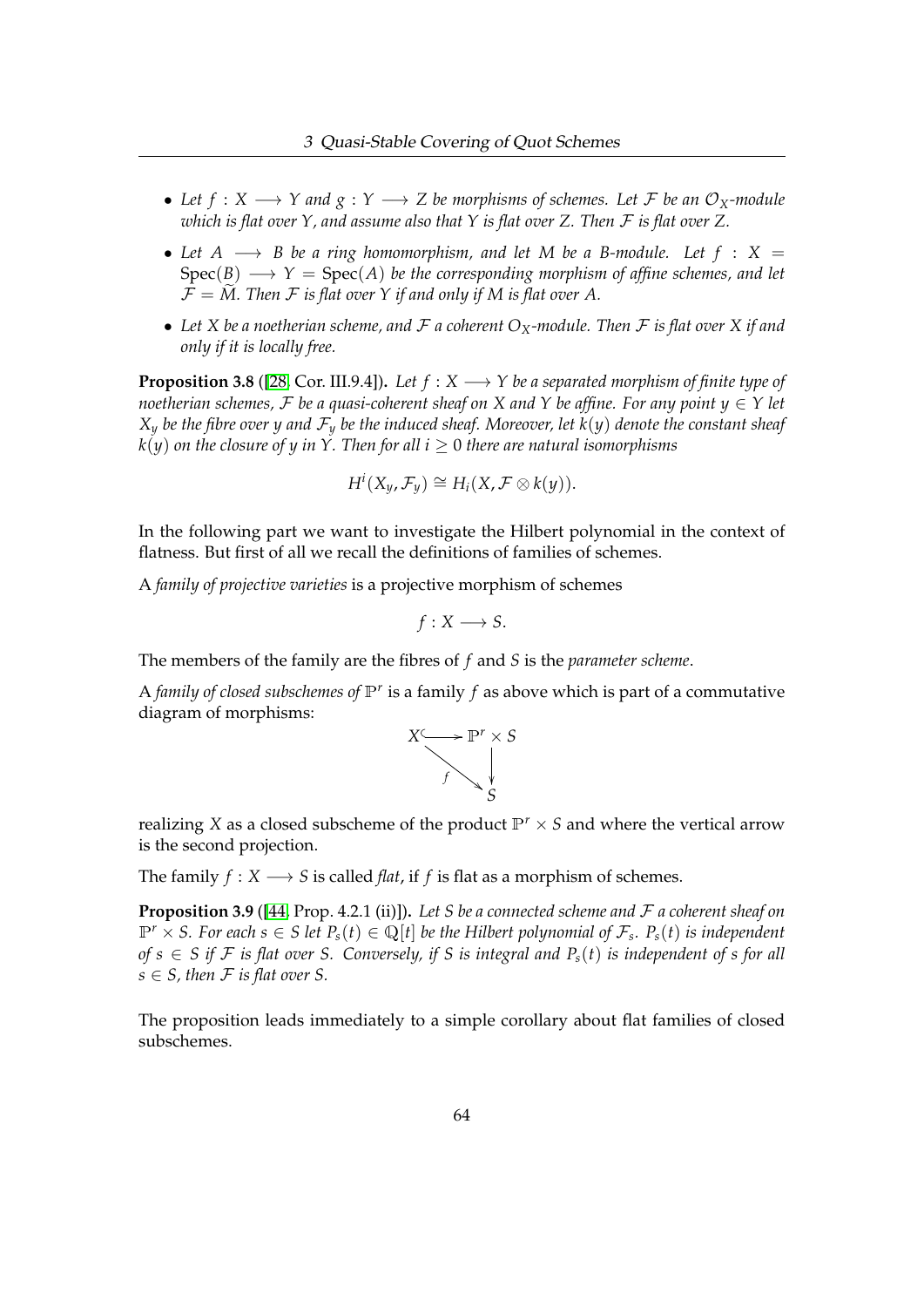- *Let $f : X \longrightarrow Y$ and $g : Y \longrightarrow Z$ be morphisms of schemes. Let $\mathcal{F}$ be an $\mathcal{O}_X$-module which is flat over $Y$, and assume also that $Y$ is flat over $Z$. Then $\mathcal{F}$ is flat over $Z$.*
- *Let $A \longrightarrow B$ be a ring homomorphism, and let $M$ be a $B$-module. Let $f : X = \mathrm{Spec}(B) \longrightarrow Y = \mathrm{Spec}(A)$ be the corresponding morphism of affine schemes, and let $\mathcal{F} = \widetilde{M}$. Then $\mathcal{F}$ is flat over $Y$ if and only if $M$ is flat over $A$.*
- *Let $X$ be a noetherian scheme, and $\mathcal{F}$ a coherent $O_X$-module. Then $\mathcal{F}$ is flat over $X$ if and only if it is locally free.*

**Proposition 3.8** ([28, Cor. III.9.4])**.** *Let $f : X \longrightarrow Y$ be a separated morphism of finite type of noetherian schemes, $\mathcal{F}$ be a quasi-coherent sheaf on $X$ and $Y$ be affine. For any point $y \in Y$ let $X_y$ be the fibre over $y$ and $\mathcal{F}_y$ be the induced sheaf. Moreover, let $k(y)$ denote the constant sheaf $k(y)$ on the closure of $y$ in $Y$. Then for all $i \geq 0$ there are natural isomorphisms*

$$H^i(X_y, \mathcal{F}_y) \cong H_i(X, \mathcal{F} \otimes k(y)).$$

In the following part we want to investigate the Hilbert polynomial in the context of flatness. But first of all we recall the definitions of families of schemes.

A *family of projective varieties* is a projective morphism of schemes

$$f : X \longrightarrow S.$$

The members of the family are the fibres of $f$ and $S$ is the *parameter scheme*.

A *family of closed subschemes of* $\mathbb{P}^r$ is a family $f$ as above which is part of a commutative diagram of morphisms:

$$\begin{array}{ccc} X & \hookrightarrow & \mathbb{P}^r \times S \\ & \searrow^{f} & \downarrow \\ & & S \end{array}$$

realizing $X$ as a closed subscheme of the product $\mathbb{P}^r \times S$ and where the vertical arrow is the second projection.

The family $f : X \longrightarrow S$ is called *flat*, if $f$ is flat as a morphism of schemes.

**Proposition 3.9** ([44, Prop. 4.2.1 (ii)])**.** *Let $S$ be a connected scheme and $\mathcal{F}$ a coherent sheaf on $\mathbb{P}^r \times S$. For each $s \in S$ let $P_s(t) \in \mathbb{Q}[t]$ be the Hilbert polynomial of $\mathcal{F}_s$. $P_s(t)$ is independent of $s \in S$ if $\mathcal{F}$ is flat over $S$. Conversely, if $S$ is integral and $P_s(t)$ is independent of $s$ for all $s \in S$, then $\mathcal{F}$ is flat over $S$.*

The proposition leads immediately to a simple corollary about flat families of closed subschemes.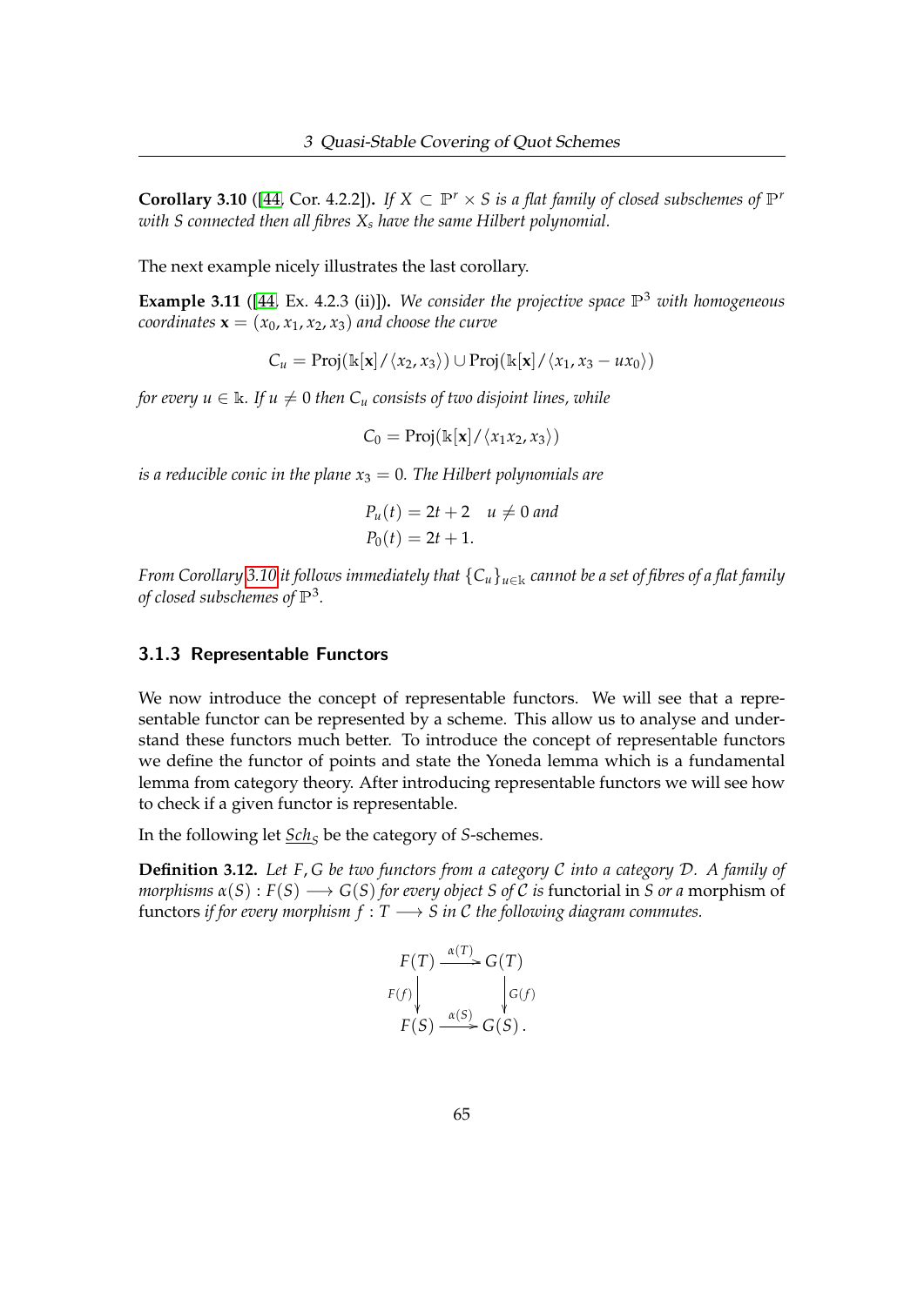**Corollary 3.10** ([44, Cor. 4.2.2])**.** *If $X \subset \mathbb{P}^r \times S$ is a flat family of closed subschemes of $\mathbb{P}^r$ with $S$ connected then all fibres $X_s$ have the same Hilbert polynomial.*

The next example nicely illustrates the last corollary.

**Example 3.11** ([44, Ex. 4.2.3 (ii)])**.** *We consider the projective space $\mathbb{P}^3$ with homogeneous coordinates $\mathbf{x} = (x_0, x_1, x_2, x_3)$ and choose the curve*

$$C_u = \operatorname{Proj}(\Bbbk[\mathbf{x}]/\langle x_2, x_3\rangle) \cup \operatorname{Proj}(\Bbbk[\mathbf{x}]/\langle x_1, x_3 - ux_0\rangle)$$

*for every $u \in \Bbbk$. If $u \neq 0$ then $C_u$ consists of two disjoint lines, while*

$$C_0 = \operatorname{Proj}(\Bbbk[\mathbf{x}]/\langle x_1x_2, x_3\rangle)$$

*is a reducible conic in the plane $x_3 = 0$. The Hilbert polynomials are*

$$P_u(t) = 2t + 2 \quad u \neq 0 \text{ and}$$
$$P_0(t) = 2t + 1.$$

*From Corollary 3.10 it follows immediately that $\{C_u\}_{u \in \Bbbk}$ cannot be a set of fibres of a flat family of closed subschemes of $\mathbb{P}^3$.*

### 3.1.3 Representable Functors

We now introduce the concept of representable functors. We will see that a representable functor can be represented by a scheme. This allow us to analyse and understand these functors much better. To introduce the concept of representable functors we define the functor of points and state the Yoneda lemma which is a fundamental lemma from category theory. After introducing representable functors we will see how to check if a given functor is representable.

In the following let $\underline{Sch}_S$ be the category of $S$-schemes.

**Definition 3.12.** *Let $F, G$ be two functors from a category $\mathcal{C}$ into a category $\mathcal{D}$. A family of morphisms $\alpha(S) : F(S) \longrightarrow G(S)$ for every object $S$ of $\mathcal{C}$ is* functorial *in $S$ or a* morphism of functors *if for every morphism $f : T \longrightarrow S$ in $\mathcal{C}$ the following diagram commutes.*

$$\begin{array}{ccc}
F(T) & \xrightarrow{\alpha(T)} & G(T) \\
{\scriptstyle F(f)}\downarrow & & \downarrow{\scriptstyle G(f)} \\
F(S) & \xrightarrow{\alpha(S)} & G(S).
\end{array}$$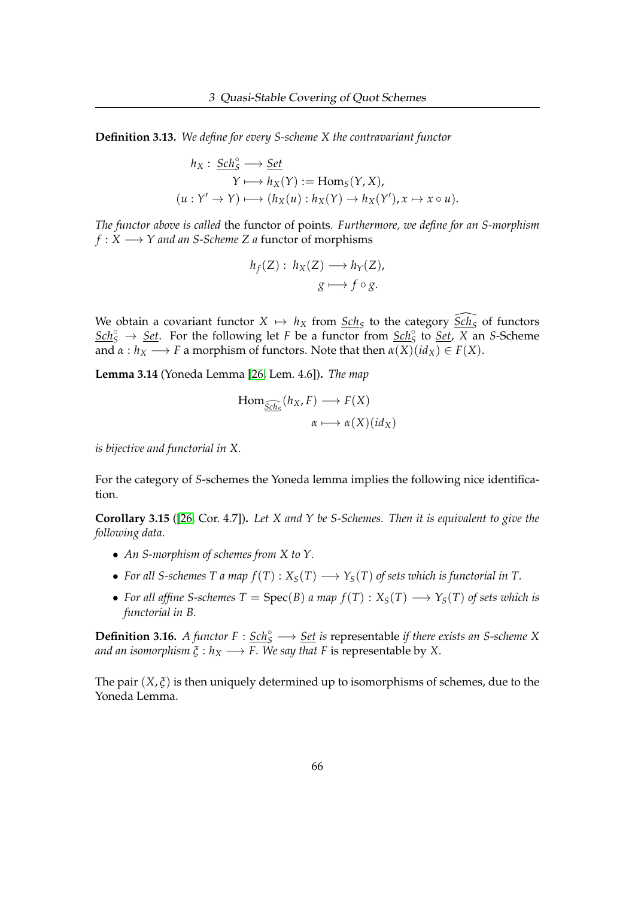**Definition 3.13.** *We define for every S-scheme X the contravariant functor*

$$
\begin{aligned}
h_X :\ \underline{Sch}_S^\circ &\longrightarrow \underline{Set} \\
Y &\longmapsto h_X(Y) := \mathrm{Hom}_S(Y, X), \\
(u : Y' \to Y) &\longmapsto (h_X(u) : h_X(Y) \to h_X(Y'), x \mapsto x \circ u).
\end{aligned}
$$

*The functor above is called* the functor of points*. Furthermore, we define for an S-morphism* $f : X \longrightarrow Y$ *and an S-Scheme Z a* functor of morphisms

$$
\begin{aligned}
h_f(Z) :\ h_X(Z) &\longrightarrow h_Y(Z), \\
g &\longmapsto f \circ g.
\end{aligned}
$$

We obtain a covariant functor $X \mapsto h_X$ from $\underline{Sch}_S$ to the category $\widehat{\underline{Sch}_S}$ of functors $\underline{Sch}_S^\circ \to \underline{Set}$. For the following let $F$ be a functor from $\underline{Sch}_S^\circ$ to $\underline{Set}$, $X$ an $S$-Scheme and $\alpha : h_X \longrightarrow F$ a morphism of functors. Note that then $\alpha(X)(id_X) \in F(X)$.

**Lemma 3.14** (Yoneda Lemma [26, Lem. 4.6])**.** *The map*

$$
\begin{aligned}
\mathrm{Hom}_{\widehat{\underline{Sch}_S}}(h_X, F) &\longrightarrow F(X) \\
\alpha &\longmapsto \alpha(X)(id_X)
\end{aligned}
$$

*is bijective and functorial in X.*

For the category of $S$-schemes the Yoneda lemma implies the following nice identification.

**Corollary 3.15** ([26, Cor. 4.7])**.** *Let X and Y be S-Schemes. Then it is equivalent to give the following data.*

- *An S-morphism of schemes from X to Y.*
- *For all S-schemes T a map* $f(T) : X_S(T) \longrightarrow Y_S(T)$ *of sets which is functorial in T.*
- *For all affine S-schemes* $T = \mathrm{Spec}(B)$ *a map* $f(T) : X_S(T) \longrightarrow Y_S(T)$ *of sets which is functorial in B.*

**Definition 3.16.** *A functor* $F : \underline{Sch}_S^\circ \longrightarrow \underline{Set}$ *is* representable *if there exists an S-scheme X and an isomorphism* $\xi : h_X \longrightarrow F$*. We say that F* is representable by *X.*

The pair $(X, \xi)$ is then uniquely determined up to isomorphisms of schemes, due to the Yoneda Lemma.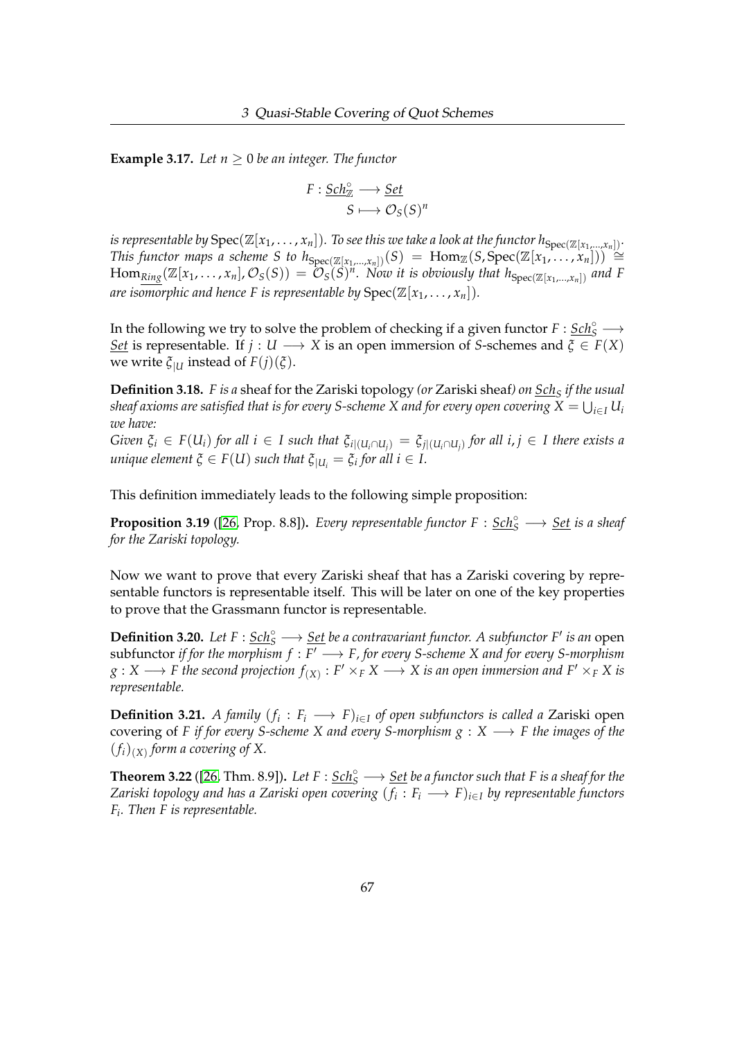**Example 3.17.** *Let $n \geq 0$ be an integer. The functor*

$$F : \underline{Sch}_{\mathbb{Z}}^{\circ} \longrightarrow \underline{Set}$$
$$S \longmapsto \mathcal{O}_S(S)^n$$

*is representable by $\operatorname{Spec}(\mathbb{Z}[x_1, \ldots, x_n])$. To see this we take a look at the functor $h_{\operatorname{Spec}(\mathbb{Z}[x_1,\ldots,x_n])}$. This functor maps a scheme $S$ to $h_{\operatorname{Spec}(\mathbb{Z}[x_1,\ldots,x_n])}(S) = \operatorname{Hom}_{\mathbb{Z}}(S, \operatorname{Spec}(\mathbb{Z}[x_1, \ldots, x_n])) \cong \operatorname{Hom}_{\underline{Ring}}(\mathbb{Z}[x_1, \ldots, x_n], \mathcal{O}_S(S)) = \mathcal{O}_S(S)^n$. Now it is obviously that $h_{\operatorname{Spec}(\mathbb{Z}[x_1,\ldots,x_n])}$ and $F$ are isomorphic and hence $F$ is representable by $\operatorname{Spec}(\mathbb{Z}[x_1, \ldots, x_n])$.*

In the following we try to solve the problem of checking if a given functor $F : \underline{Sch}_S^{\circ} \longrightarrow \underline{Set}$ is representable. If $j : U \longrightarrow X$ is an open immersion of $S$-schemes and $\xi \in F(X)$ we write $\xi_{|U}$ instead of $F(j)(\xi)$.

**Definition 3.18.** *$F$ is a* sheaf for the Zariski topology *(or* Zariski sheaf*) on $\underline{Sch}_S$ if the usual sheaf axioms are satisfied that is for every $S$-scheme $X$ and for every open covering $X = \bigcup_{i \in I} U_i$ we have:*

*Given $\xi_i \in F(U_i)$ for all $i \in I$ such that $\xi_{i|(U_i \cap U_j)} = \xi_{j|(U_i \cap U_j)}$ for all $i, j \in I$ there exists a unique element $\xi \in F(U)$ such that $\xi_{|U_i} = \xi_i$ for all $i \in I$.*

This definition immediately leads to the following simple proposition:

**Proposition 3.19** ([26, Prop. 8.8])**.** *Every representable functor $F : \underline{Sch}_S^{\circ} \longrightarrow \underline{Set}$ is a sheaf for the Zariski topology.*

Now we want to prove that every Zariski sheaf that has a Zariski covering by representable functors is representable itself. This will be later on one of the key properties to prove that the Grassmann functor is representable.

**Definition 3.20.** *Let $F : \underline{Sch}_S^{\circ} \longrightarrow \underline{Set}$ be a contravariant functor. A subfunctor $F'$ is an* open subfunctor *if for the morphism $f : F' \longrightarrow F$, for every $S$-scheme $X$ and for every $S$-morphism $g : X \longrightarrow F$ the second projection $f_{(X)} : F' \times_F X \longrightarrow X$ is an open immersion and $F' \times_F X$ is representable.*

**Definition 3.21.** *A family $(f_i : F_i \longrightarrow F)_{i \in I}$ of open subfunctors is called a* Zariski open covering of *$F$ if for every $S$-scheme $X$ and every $S$-morphism $g : X \longrightarrow F$ the images of the $(f_i)_{(X)}$ form a covering of $X$.*

**Theorem 3.22** ([26, Thm. 8.9])**.** *Let $F : \underline{Sch}_S^{\circ} \longrightarrow \underline{Set}$ be a functor such that $F$ is a sheaf for the Zariski topology and has a Zariski open covering $(f_i : F_i \longrightarrow F)_{i \in I}$ by representable functors $F_i$. Then $F$ is representable.*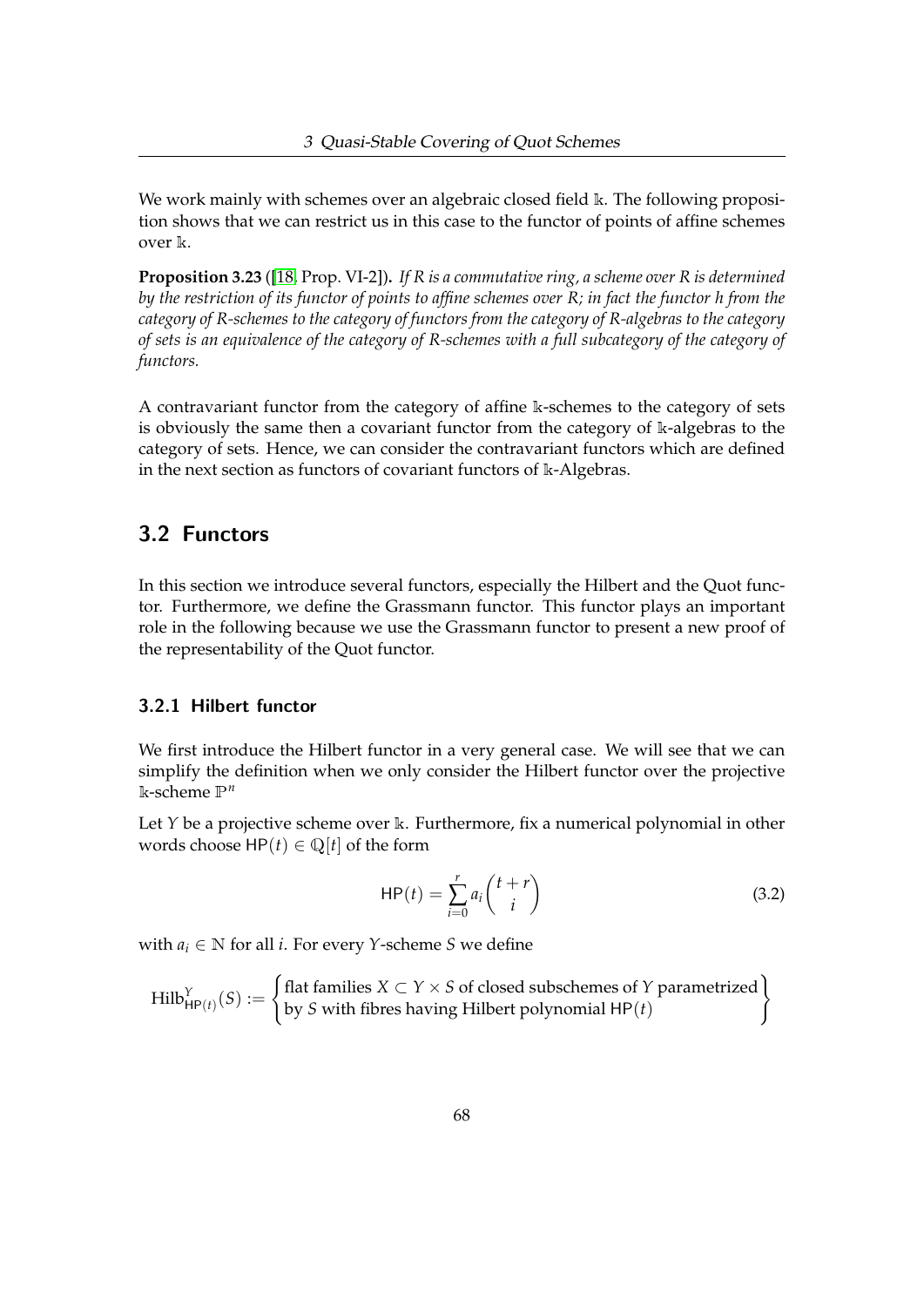We work mainly with schemes over an algebraic closed field $\Bbbk$. The following proposition shows that we can restrict us in this case to the functor of points of affine schemes over $\Bbbk$.

**Proposition 3.23** ([18, Prop. VI-2])**.** *If $R$ is a commutative ring, a scheme over $R$ is determined by the restriction of its functor of points to affine schemes over $R$; in fact the functor $h$ from the category of $R$-schemes to the category of functors from the category of $R$-algebras to the category of sets is an equivalence of the category of $R$-schemes with a full subcategory of the category of functors.*

A contravariant functor from the category of affine $\Bbbk$-schemes to the category of sets is obviously the same then a covariant functor from the category of $\Bbbk$-algebras to the category of sets. Hence, we can consider the contravariant functors which are defined in the next section as functors of covariant functors of $\Bbbk$-Algebras.

## 3.2 Functors

In this section we introduce several functors, especially the Hilbert and the Quot functor. Furthermore, we define the Grassmann functor. This functor plays an important role in the following because we use the Grassmann functor to present a new proof of the representability of the Quot functor.

### 3.2.1 Hilbert functor

We first introduce the Hilbert functor in a very general case. We will see that we can simplify the definition when we only consider the Hilbert functor over the projective $\Bbbk$-scheme $\mathbb{P}^n$

Let $Y$ be a projective scheme over $\Bbbk$. Furthermore, fix a numerical polynomial in other words choose $\mathsf{HP}(t) \in \mathbb{Q}[t]$ of the form

$$\mathsf{HP}(t) = \sum_{i=0}^{r} a_i \binom{t+r}{i} \tag{3.2}$$

with $a_i \in \mathbb{N}$ for all $i$. For every $Y$-scheme $S$ we define

$$\mathrm{Hilb}^{Y}_{\mathsf{HP}(t)}(S) := \left\{ \begin{array}{l} \text{flat families } X \subset Y \times S \text{ of closed subschemes of } Y \text{ parametrized} \\ \text{by } S \text{ with fibres having Hilbert polynomial } \mathsf{HP}(t) \end{array} \right\}$$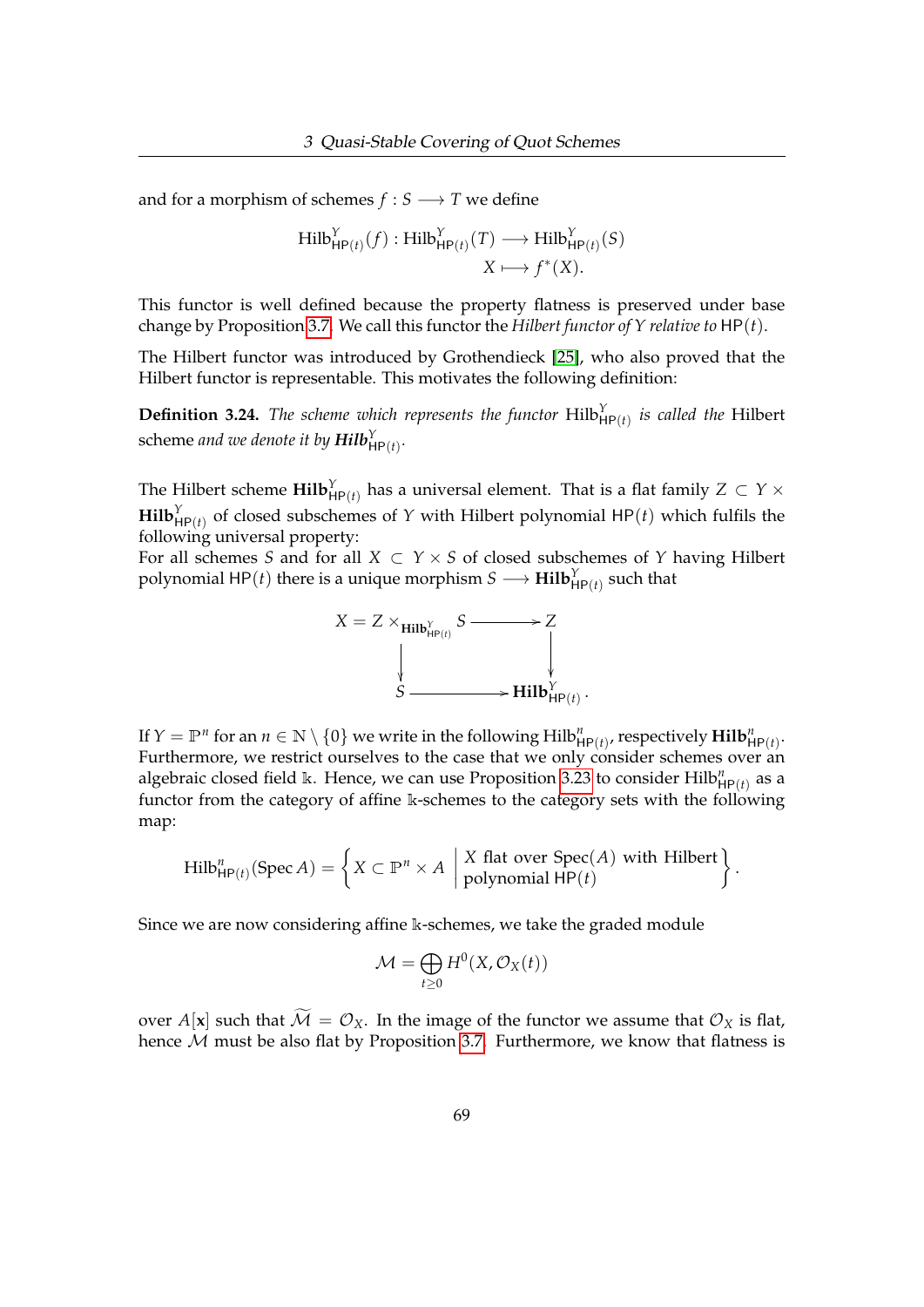and for a morphism of schemes $f : S \longrightarrow T$ we define

$$\begin{aligned} \mathrm{Hilb}^{Y}_{\mathsf{HP}(t)}(f) : \mathrm{Hilb}^{Y}_{\mathsf{HP}(t)}(T) &\longrightarrow \mathrm{Hilb}^{Y}_{\mathsf{HP}(t)}(S) \\ X &\longmapsto f^*(X). \end{aligned}$$

This functor is well defined because the property flatness is preserved under base change by Proposition 3.7. We call this functor the *Hilbert functor of $Y$ relative to* $\mathsf{HP}(t)$.

The Hilbert functor was introduced by Grothendieck [25], who also proved that the Hilbert functor is representable. This motivates the following definition:

**Definition 3.24.** *The scheme which represents the functor* $\mathrm{Hilb}^{Y}_{\mathsf{HP}(t)}$ *is called the* Hilbert scheme *and we denote it by* $\mathbf{Hilb}^{Y}_{\mathsf{HP}(t)}$.

The Hilbert scheme $\mathbf{Hilb}^{Y}_{\mathsf{HP}(t)}$ has a universal element. That is a flat family $Z \subset Y \times \mathbf{Hilb}^{Y}_{\mathsf{HP}(t)}$ of closed subschemes of $Y$ with Hilbert polynomial $\mathsf{HP}(t)$ which fulfils the following universal property:
For all schemes $S$ and for all $X \subset Y \times S$ of closed subschemes of $Y$ having Hilbert polynomial $\mathsf{HP}(t)$ there is a unique morphism $S \longrightarrow \mathbf{Hilb}^{Y}_{\mathsf{HP}(t)}$ such that

$$\begin{array}{ccc} X = Z \times_{\mathbf{Hilb}^{Y}_{\mathsf{HP}(t)}} S & \longrightarrow & Z \\ \big\downarrow & & \big\downarrow \\ S & \longrightarrow & \mathbf{Hilb}^{Y}_{\mathsf{HP}(t)} . \end{array}$$

If $Y = \mathbb{P}^n$ for an $n \in \mathbb{N} \setminus \{0\}$ we write in the following $\mathrm{Hilb}^{n}_{\mathsf{HP}(t)}$, respectively $\mathbf{Hilb}^{n}_{\mathsf{HP}(t)}$. Furthermore, we restrict ourselves to the case that we only consider schemes over an algebraic closed field $\mathbb{k}$. Hence, we can use Proposition 3.23 to consider $\mathrm{Hilb}^{n}_{\mathsf{HP}(t)}$ as a functor from the category of affine $\mathbb{k}$-schemes to the category sets with the following map:

$$\mathrm{Hilb}^{n}_{\mathsf{HP}(t)}(\operatorname{Spec} A) = \left\{ X \subset \mathbb{P}^n \times A \;\middle|\; \begin{array}{l} X \text{ flat over } \operatorname{Spec}(A) \text{ with Hilbert} \\ \text{polynomial } \mathsf{HP}(t) \end{array} \right\}.$$

Since we are now considering affine $\mathbb{k}$-schemes, we take the graded module

$$\mathcal{M} = \bigoplus_{t \geq 0} H^0(X, \mathcal{O}_X(t))$$

over $A[\mathbf{x}]$ such that $\widetilde{\mathcal{M}} = \mathcal{O}_X$. In the image of the functor we assume that $\mathcal{O}_X$ is flat, hence $\mathcal{M}$ must be also flat by Proposition 3.7. Furthermore, we know that flatness is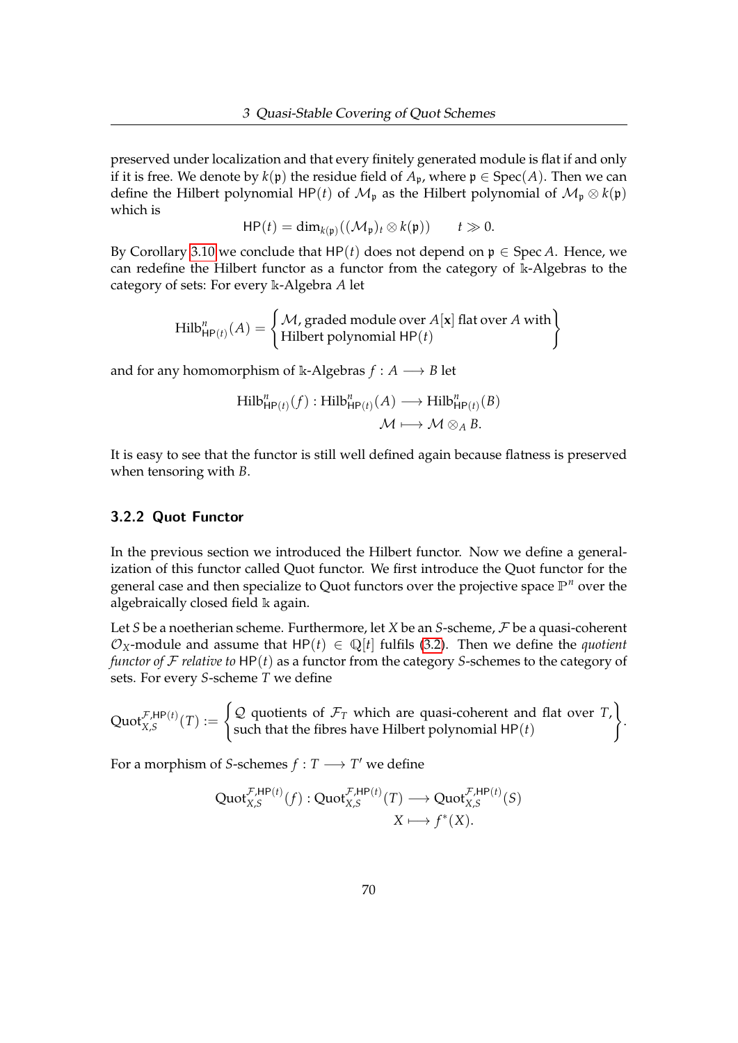preserved under localization and that every finitely generated module is flat if and only if it is free. We denote by $k(\mathfrak{p})$ the residue field of $A_{\mathfrak{p}}$, where $\mathfrak{p} \in \operatorname{Spec}(A)$. Then we can define the Hilbert polynomial $\mathsf{HP}(t)$ of $\mathcal{M}_{\mathfrak{p}}$ as the Hilbert polynomial of $\mathcal{M}_{\mathfrak{p}} \otimes k(\mathfrak{p})$ which is

$$\mathsf{HP}(t) = \dim_{k(\mathfrak{p})}((\mathcal{M}_{\mathfrak{p}})_t \otimes k(\mathfrak{p})) \qquad t \gg 0.$$

By Corollary 3.10 we conclude that $\mathsf{HP}(t)$ does not depend on $\mathfrak{p} \in \operatorname{Spec} A$. Hence, we can redefine the Hilbert functor as a functor from the category of $\mathbb{k}$-Algebras to the category of sets: For every $\mathbb{k}$-Algebra $A$ let

$$\operatorname{Hilb}^n_{\mathsf{HP}(t)}(A) = \left\{ \begin{matrix} \mathcal{M}\text{, graded module over } A[\mathbf{x}] \text{ flat over } A \text{ with} \\ \text{Hilbert polynomial } \mathsf{HP}(t) \end{matrix} \right\}$$

and for any homomorphism of $\mathbb{k}$-Algebras $f : A \longrightarrow B$ let

$$\begin{aligned} \operatorname{Hilb}^n_{\mathsf{HP}(t)}(f) : \operatorname{Hilb}^n_{\mathsf{HP}(t)}(A) &\longrightarrow \operatorname{Hilb}^n_{\mathsf{HP}(t)}(B) \\ \mathcal{M} &\longmapsto \mathcal{M} \otimes_A B. \end{aligned}$$

It is easy to see that the functor is still well defined again because flatness is preserved when tensoring with $B$.

### 3.2.2 Quot Functor

In the previous section we introduced the Hilbert functor. Now we define a generalization of this functor called Quot functor. We first introduce the Quot functor for the general case and then specialize to Quot functors over the projective space $\mathbb{P}^n$ over the algebraically closed field $\mathbb{k}$ again.

Let $S$ be a noetherian scheme. Furthermore, let $X$ be an $S$-scheme, $\mathcal{F}$ be a quasi-coherent $\mathcal{O}_X$-module and assume that $\mathsf{HP}(t) \in \mathbb{Q}[t]$ fulfils (3.2). Then we define the *quotient functor of $\mathcal{F}$ relative to* $\mathsf{HP}(t)$ as a functor from the category $S$-schemes to the category of sets. For every $S$-scheme $T$ we define

$$\operatorname{Quot}^{\mathcal{F},\mathsf{HP}(t)}_{X,S}(T) := \left\{ \begin{matrix} \mathcal{Q} \text{ quotients of } \mathcal{F}_T \text{ which are quasi-coherent and flat over } T, \\ \text{such that the fibres have Hilbert polynomial } \mathsf{HP}(t) \end{matrix} \right\}.$$

For a morphism of $S$-schemes $f : T \longrightarrow T'$ we define

$$\begin{aligned} \operatorname{Quot}^{\mathcal{F},\mathsf{HP}(t)}_{X,S}(f) : \operatorname{Quot}^{\mathcal{F},\mathsf{HP}(t)}_{X,S}(T) &\longrightarrow \operatorname{Quot}^{\mathcal{F},\mathsf{HP}(t)}_{X,S}(S) \\ X &\longmapsto f^*(X). \end{aligned}$$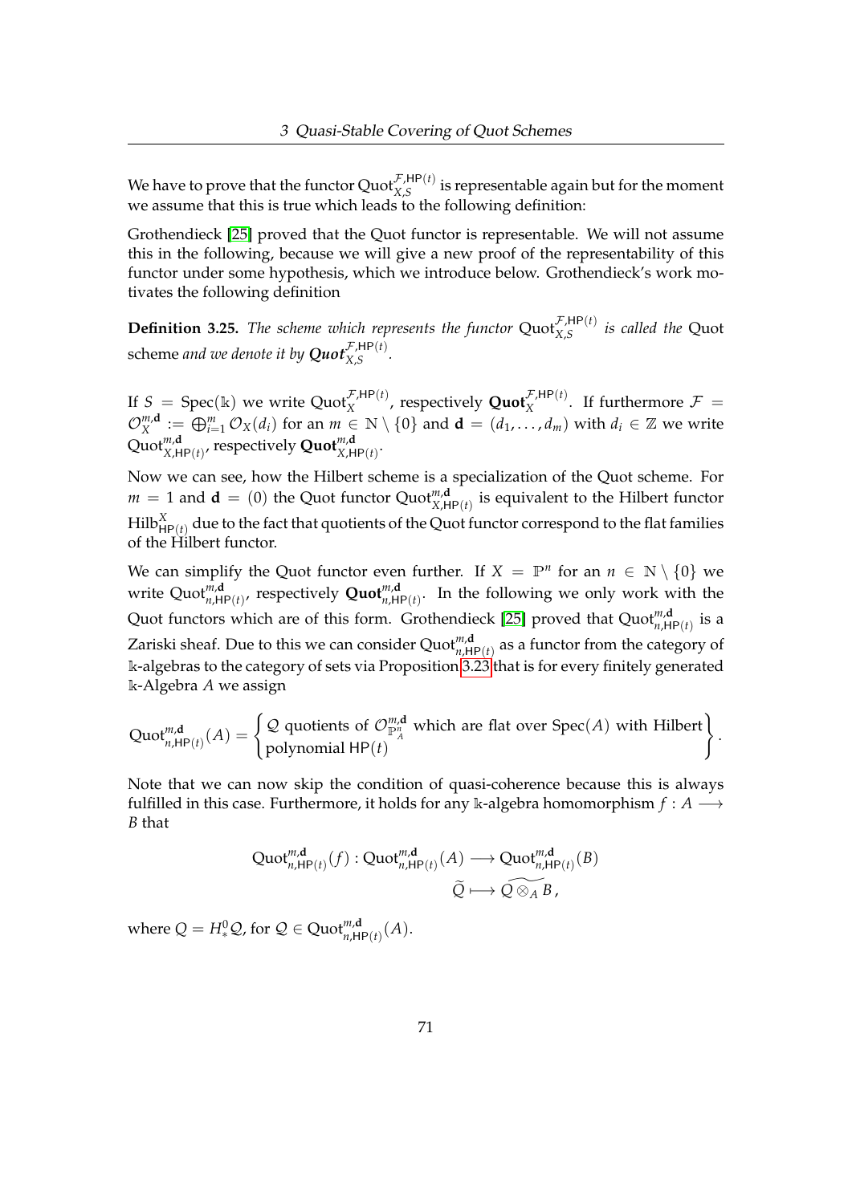We have to prove that the functor $\mathrm{Quot}_{X,S}^{\mathcal{F},\mathsf{HP}(t)}$ is representable again but for the moment we assume that this is true which leads to the following definition:

Grothendieck [25] proved that the Quot functor is representable. We will not assume this in the following, because we will give a new proof of the representability of this functor under some hypothesis, which we introduce below. Grothendieck's work motivates the following definition

**Definition 3.25.** *The scheme which represents the functor* $\mathrm{Quot}_{X,S}^{\mathcal{F},\mathsf{HP}(t)}$ *is called the* Quot scheme *and we denote it by* $\mathbf{Quot}_{X,S}^{\mathcal{F},\mathsf{HP}(t)}$.

If $S = \mathrm{Spec}(\Bbbk)$ we write $\mathrm{Quot}_{X}^{\mathcal{F},\mathsf{HP}(t)}$, respectively $\mathbf{Quot}_{X}^{\mathcal{F},\mathsf{HP}(t)}$. If furthermore $\mathcal{F} = \mathcal{O}_X^{m,\mathbf{d}} := \bigoplus_{i=1}^{m} \mathcal{O}_X(d_i)$ for an $m \in \mathbb{N} \setminus \{0\}$ and $\mathbf{d} = (d_1, \dots, d_m)$ with $d_i \in \mathbb{Z}$ we write $\mathrm{Quot}_{X,\mathsf{HP}(t)}^{m,\mathbf{d}}$, respectively $\mathbf{Quot}_{X,\mathsf{HP}(t)}^{m,\mathbf{d}}$.

Now we can see, how the Hilbert scheme is a specialization of the Quot scheme. For $m = 1$ and $\mathbf{d} = (0)$ the Quot functor $\mathrm{Quot}_{X,\mathsf{HP}(t)}^{m,\mathbf{d}}$ is equivalent to the Hilbert functor $\mathrm{Hilb}_{\mathsf{HP}(t)}^{X}$ due to the fact that quotients of the Quot functor correspond to the flat families of the Hilbert functor.

We can simplify the Quot functor even further. If $X = \mathbb{P}^n$ for an $n \in \mathbb{N} \setminus \{0\}$ we write $\mathrm{Quot}_{n,\mathsf{HP}(t)}^{m,\mathbf{d}}$, respectively $\mathbf{Quot}_{n,\mathsf{HP}(t)}^{m,\mathbf{d}}$. In the following we only work with the Quot functors which are of this form. Grothendieck [25] proved that $\mathrm{Quot}_{n,\mathsf{HP}(t)}^{m,\mathbf{d}}$ is a Zariski sheaf. Due to this we can consider $\mathrm{Quot}_{n,\mathsf{HP}(t)}^{m,\mathbf{d}}$ as a functor from the category of $\Bbbk$-algebras to the category of sets via Proposition 3.23 that is for every finitely generated $\Bbbk$-Algebra $A$ we assign

$$\mathrm{Quot}_{n,\mathsf{HP}(t)}^{m,\mathbf{d}}(A) = \left\{ \begin{matrix} \mathcal{Q} \text{ quotients of } \mathcal{O}_{\mathbb{P}_A^n}^{m,\mathbf{d}} \text{ which are flat over } \mathrm{Spec}(A) \text{ with Hilbert} \\ \text{polynomial } \mathsf{HP}(t) \end{matrix} \right\}.$$

Note that we can now skip the condition of quasi-coherence because this is always fulfilled in this case. Furthermore, it holds for any $\Bbbk$-algebra homomorphism $f : A \longrightarrow B$ that

$$\begin{aligned} \mathrm{Quot}_{n,\mathsf{HP}(t)}^{m,\mathbf{d}}(f) : \mathrm{Quot}_{n,\mathsf{HP}(t)}^{m,\mathbf{d}}(A) &\longrightarrow \mathrm{Quot}_{n,\mathsf{HP}(t)}^{m,\mathbf{d}}(B) \\ \widetilde{Q} &\longmapsto \widetilde{Q \otimes_A B}, \end{aligned}$$

where $Q = H_*^0 \mathcal{Q}$, for $\mathcal{Q} \in \mathrm{Quot}_{n,\mathsf{HP}(t)}^{m,\mathbf{d}}(A)$.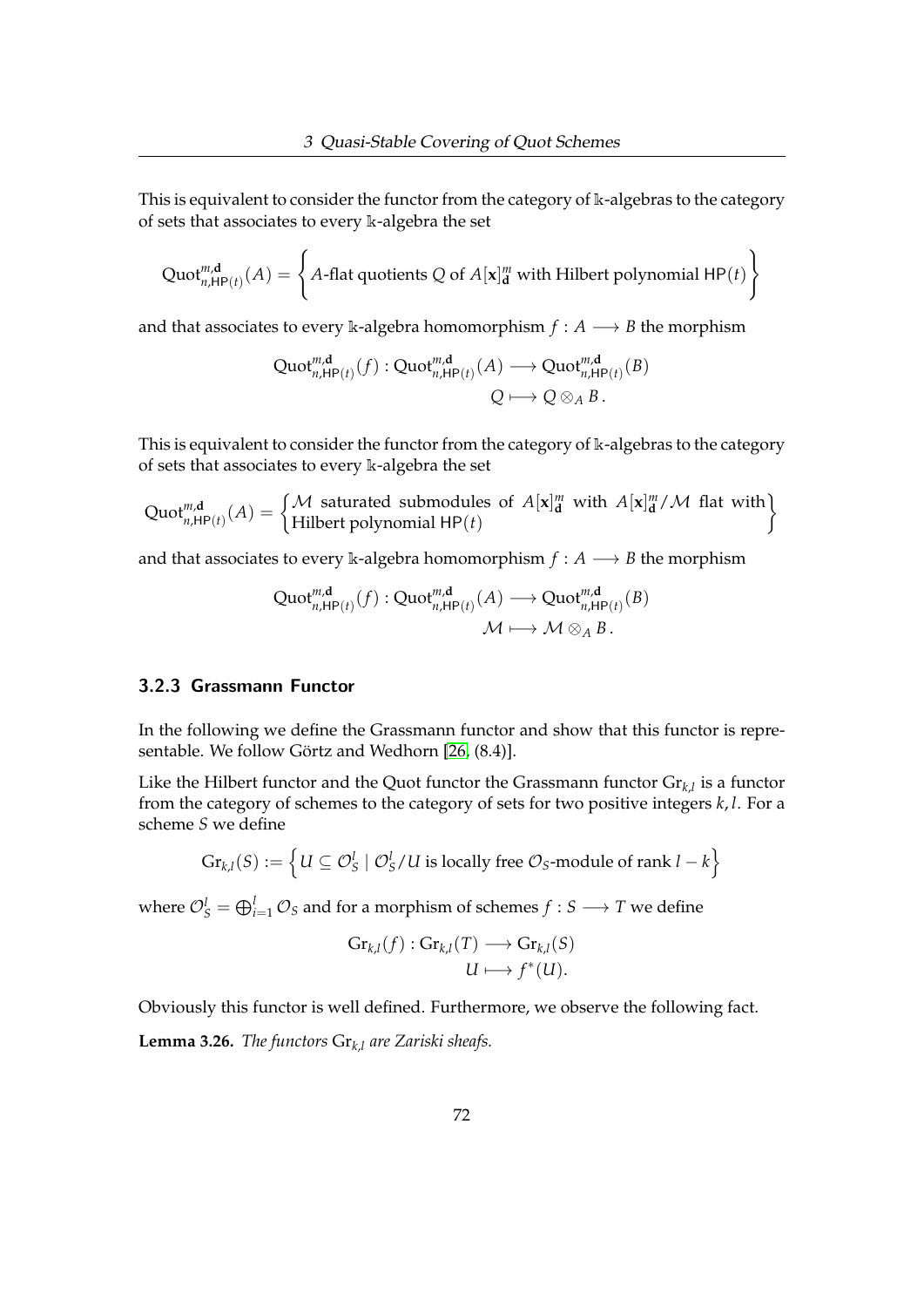This is equivalent to consider the functor from the category of $\Bbbk$-algebras to the category of sets that associates to every $\Bbbk$-algebra the set

$$\mathrm{Quot}^{m,\mathbf{d}}_{n,\mathsf{HP}(t)}(A) = \left\{ A\text{-flat quotients } Q \text{ of } A[\mathbf{x}]^m_{\mathbf{d}} \text{ with Hilbert polynomial } \mathsf{HP}(t) \right\}$$

and that associates to every $\Bbbk$-algebra homomorphism $f : A \longrightarrow B$ the morphism

$$\begin{aligned} \mathrm{Quot}^{m,\mathbf{d}}_{n,\mathsf{HP}(t)}(f) : \mathrm{Quot}^{m,\mathbf{d}}_{n,\mathsf{HP}(t)}(A) &\longrightarrow \mathrm{Quot}^{m,\mathbf{d}}_{n,\mathsf{HP}(t)}(B) \\ Q &\longmapsto Q \otimes_A B\,. \end{aligned}$$

This is equivalent to consider the functor from the category of $\Bbbk$-algebras to the category of sets that associates to every $\Bbbk$-algebra the set

$$\mathrm{Quot}^{m,\mathbf{d}}_{n,\mathsf{HP}(t)}(A) = \left\{ \begin{matrix} \mathcal{M} \text{ saturated submodules of } A[\mathbf{x}]^m_{\mathbf{d}} \text{ with } A[\mathbf{x}]^m_{\mathbf{d}}/\mathcal{M} \text{ flat with} \\ \text{Hilbert polynomial } \mathsf{HP}(t) \end{matrix} \right\}$$

and that associates to every $\Bbbk$-algebra homomorphism $f : A \longrightarrow B$ the morphism

$$\begin{aligned} \mathrm{Quot}^{m,\mathbf{d}}_{n,\mathsf{HP}(t)}(f) : \mathrm{Quot}^{m,\mathbf{d}}_{n,\mathsf{HP}(t)}(A) &\longrightarrow \mathrm{Quot}^{m,\mathbf{d}}_{n,\mathsf{HP}(t)}(B) \\ \mathcal{M} &\longmapsto \mathcal{M} \otimes_A B\,. \end{aligned}$$

### 3.2.3 Grassmann Functor

In the following we define the Grassmann functor and show that this functor is representable. We follow Görtz and Wedhorn [26, (8.4)].

Like the Hilbert functor and the Quot functor the Grassmann functor $\mathrm{Gr}_{k,l}$ is a functor from the category of schemes to the category of sets for two positive integers $k, l$. For a scheme $S$ we define

$$\mathrm{Gr}_{k,l}(S) := \left\{ U \subseteq \mathcal{O}^l_S \mid \mathcal{O}^l_S/U \text{ is locally free } \mathcal{O}_S\text{-module of rank } l-k \right\}$$

where $\mathcal{O}^l_S = \bigoplus_{i=1}^l \mathcal{O}_S$ and for a morphism of schemes $f : S \longrightarrow T$ we define

$$\begin{aligned} \mathrm{Gr}_{k,l}(f) : \mathrm{Gr}_{k,l}(T) &\longrightarrow \mathrm{Gr}_{k,l}(S) \\ U &\longmapsto f^*(U). \end{aligned}$$

Obviously this functor is well defined. Furthermore, we observe the following fact.

**Lemma 3.26.** *The functors* $\mathrm{Gr}_{k,l}$ *are Zariski sheafs.*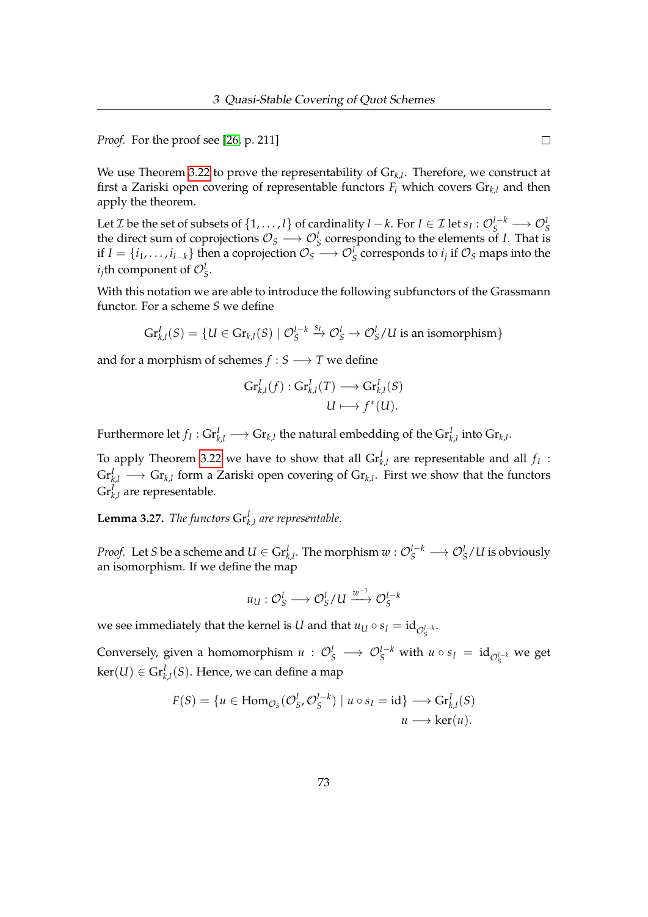*Proof.* For the proof see [26, p. 211] □

We use Theorem 3.22 to prove the representability of $\mathrm{Gr}_{k,l}$. Therefore, we construct at first a Zariski open covering of representable functors $F_i$ which covers $\mathrm{Gr}_{k,l}$ and then apply the theorem.

Let $\mathcal{I}$ be the set of subsets of $\{1,\ldots,l\}$ of cardinality $l-k$. For $I \in \mathcal{I}$ let $s_I : \mathcal{O}_S^{l-k} \longrightarrow \mathcal{O}_S^l$ the direct sum of coprojections $\mathcal{O}_S \longrightarrow \mathcal{O}_S^l$ corresponding to the elements of $I$. That is if $I = \{i_1,\ldots,i_{l-k}\}$ then a coprojection $\mathcal{O}_S \longrightarrow \mathcal{O}_S^l$ corresponds to $i_j$ if $\mathcal{O}_S$ maps into the $i_j$th component of $\mathcal{O}_S^l$.

With this notation we are able to introduce the following subfunctors of the Grassmann functor. For a scheme $S$ we define

$$\mathrm{Gr}_{k,l}^I(S) = \{U \in \mathrm{Gr}_{k,l}(S) \mid \mathcal{O}_S^{l-k} \xrightarrow{s_I} \mathcal{O}_S^l \to \mathcal{O}_S^l/U \text{ is an isomorphism}\}$$

and for a morphism of schemes $f : S \longrightarrow T$ we define

$$\begin{aligned} \mathrm{Gr}_{k,l}^I(f) : \mathrm{Gr}_{k,l}^I(T) &\longrightarrow \mathrm{Gr}_{k,l}^I(S) \\ U &\longmapsto f^*(U). \end{aligned}$$

Furthermore let $f_I : \mathrm{Gr}_{k,l}^I \longrightarrow \mathrm{Gr}_{k,l}$ the natural embedding of the $\mathrm{Gr}_{k,l}^I$ into $\mathrm{Gr}_{k,l}$.

To apply Theorem 3.22 we have to show that all $\mathrm{Gr}_{k,l}^I$ are representable and all $f_I$ : $\mathrm{Gr}_{k,l}^I \longrightarrow \mathrm{Gr}_{k,l}$ form a Zariski open covering of $\mathrm{Gr}_{k,l}$. First we show that the functors $\mathrm{Gr}_{k,l}^I$ are representable.

**Lemma 3.27.** *The functors $\mathrm{Gr}_{k,l}^I$ are representable.*

*Proof.* Let $S$ be a scheme and $U \in \mathrm{Gr}_{k,l}^I$. The morphism $w : \mathcal{O}_S^{l-k} \longrightarrow \mathcal{O}_S^l/U$ is obviously an isomorphism. If we define the map

$$u_U : \mathcal{O}_S^l \longrightarrow \mathcal{O}_S^l/U \xrightarrow{w^{-1}} \mathcal{O}_S^{l-k}$$

we see immediately that the kernel is $U$ and that $u_U \circ s_I = \mathrm{id}_{\mathcal{O}_S^{l-k}}$.

Conversely, given a homomorphism $u : \mathcal{O}_S^l \longrightarrow \mathcal{O}_S^{l-k}$ with $u \circ s_I = \mathrm{id}_{\mathcal{O}_S^{l-k}}$ we get $\ker(U) \in \mathrm{Gr}_{k,l}^I(S)$. Hence, we can define a map

$$\begin{aligned} F(S) = \{u \in \mathrm{Hom}_{\mathcal{O}_S}(\mathcal{O}_S^l, \mathcal{O}_S^{l-k}) \mid u \circ s_I = \mathrm{id}\} &\longrightarrow \mathrm{Gr}_{k,l}^I(S) \\ u &\longrightarrow \ker(u). \end{aligned}$$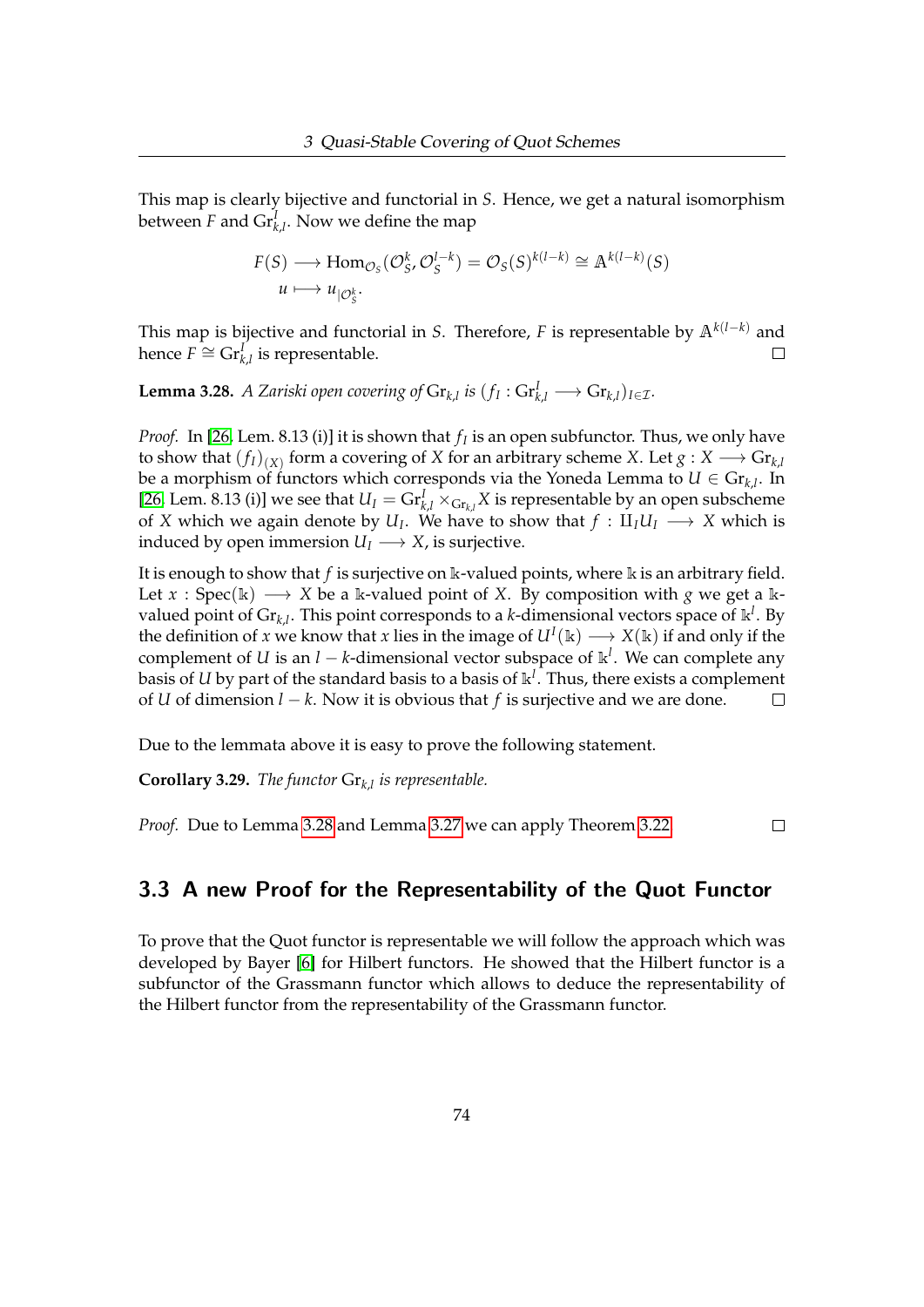This map is clearly bijective and functorial in $S$. Hence, we get a natural isomorphism between $F$ and $\mathrm{Gr}^I_{k,l}$. Now we define the map

$$
\begin{aligned}
F(S) &\longrightarrow \mathrm{Hom}_{\mathcal{O}_S}(\mathcal{O}_S^k, \mathcal{O}_S^{l-k}) = \mathcal{O}_S(S)^{k(l-k)} \cong \mathbb{A}^{k(l-k)}(S) \\
u &\longmapsto u_{|\mathcal{O}_S^k}.
\end{aligned}
$$

This map is bijective and functorial in $S$. Therefore, $F$ is representable by $\mathbb{A}^{k(l-k)}$ and hence $F \cong \mathrm{Gr}^I_{k,l}$ is representable. □

**Lemma 3.28.** *A Zariski open covering of* $\mathrm{Gr}_{k,l}$ *is* $(f_I : \mathrm{Gr}^I_{k,l} \longrightarrow \mathrm{Gr}_{k,l})_{I \in \mathcal{I}}$.

*Proof.* In [26, Lem. 8.13 (i)] it is shown that $f_I$ is an open subfunctor. Thus, we only have to show that $(f_I)_{(X)}$ form a covering of $X$ for an arbitrary scheme $X$. Let $g : X \longrightarrow \mathrm{Gr}_{k,l}$ be a morphism of functors which corresponds via the Yoneda Lemma to $U \in \mathrm{Gr}_{k,l}$. In [26, Lem. 8.13 (i)] we see that $U_I = \mathrm{Gr}^I_{k,l} \times_{\mathrm{Gr}_{k,l}} X$ is representable by an open subscheme of $X$ which we again denote by $U_I$. We have to show that $f : \amalg_I U_I \longrightarrow X$ which is induced by open immersion $U_I \longrightarrow X$, is surjective.

It is enough to show that $f$ is surjective on $\Bbbk$-valued points, where $\Bbbk$ is an arbitrary field. Let $x : \mathrm{Spec}(\Bbbk) \longrightarrow X$ be a $\Bbbk$-valued point of $X$. By composition with $g$ we get a $\Bbbk$-valued point of $\mathrm{Gr}_{k,l}$. This point corresponds to a $k$-dimensional vectors space of $\Bbbk^l$. By the definition of $x$ we know that $x$ lies in the image of $U^I(\Bbbk) \longrightarrow X(\Bbbk)$ if and only if the complement of $U$ is an $l-k$-dimensional vector subspace of $\Bbbk^l$. We can complete any basis of $U$ by part of the standard basis to a basis of $\Bbbk^l$. Thus, there exists a complement of $U$ of dimension $l-k$. Now it is obvious that $f$ is surjective and we are done. □

Due to the lemmata above it is easy to prove the following statement.

**Corollary 3.29.** *The functor* $\mathrm{Gr}_{k,l}$ *is representable.*

*Proof.* Due to Lemma 3.28 and Lemma 3.27 we can apply Theorem 3.22. □

## 3.3 A new Proof for the Representability of the Quot Functor

To prove that the Quot functor is representable we will follow the approach which was developed by Bayer [6] for Hilbert functors. He showed that the Hilbert functor is a subfunctor of the Grassmann functor which allows to deduce the representability of the Hilbert functor from the representability of the Grassmann functor.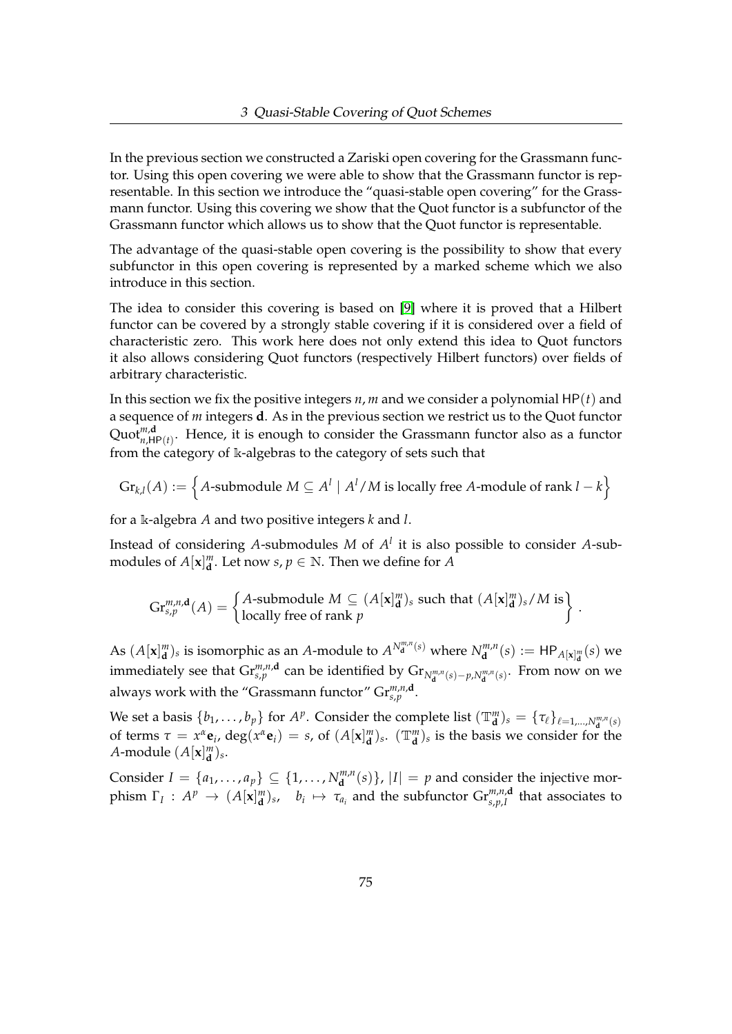In the previous section we constructed a Zariski open covering for the Grassmann functor. Using this open covering we were able to show that the Grassmann functor is representable. In this section we introduce the "quasi-stable open covering" for the Grassmann functor. Using this covering we show that the Quot functor is a subfunctor of the Grassmann functor which allows us to show that the Quot functor is representable.

The advantage of the quasi-stable open covering is the possibility to show that every subfunctor in this open covering is represented by a marked scheme which we also introduce in this section.

The idea to consider this covering is based on [9] where it is proved that a Hilbert functor can be covered by a strongly stable covering if it is considered over a field of characteristic zero. This work here does not only extend this idea to Quot functors it also allows considering Quot functors (respectively Hilbert functors) over fields of arbitrary characteristic.

In this section we fix the positive integers $n, m$ and we consider a polynomial $\mathsf{HP}(t)$ and a sequence of $m$ integers $\mathbf{d}$. As in the previous section we restrict us to the Quot functor $\mathrm{Quot}^{m,\mathbf{d}}_{n,\mathsf{HP}(t)}$. Hence, it is enough to consider the Grassmann functor also as a functor from the category of $\Bbbk$-algebras to the category of sets such that

$$\mathrm{Gr}_{k,l}(A) := \left\{ A\text{-submodule } M \subseteq A^l \mid A^l/M \text{ is locally free } A\text{-module of rank } l-k \right\}$$

for a $\Bbbk$-algebra $A$ and two positive integers $k$ and $l$.

Instead of considering $A$-submodules $M$ of $A^l$ it is also possible to consider $A$-submodules of $A[\mathbf{x}]^m_{\mathbf{d}}$. Let now $s, p \in \mathbb{N}$. Then we define for $A$

$$\mathrm{Gr}^{m,n,\mathbf{d}}_{s,p}(A) = \begin{Bmatrix} A\text{-submodule } M \subseteq (A[\mathbf{x}]^m_{\mathbf{d}})_s \text{ such that } (A[\mathbf{x}]^m_{\mathbf{d}})_s/M \text{ is} \\ \text{locally free of rank } p \end{Bmatrix}.$$

As $(A[\mathbf{x}]^m_{\mathbf{d}})_s$ is isomorphic as an $A$-module to $A^{N^{m,n}_{\mathbf{d}}(s)}$ where $N^{m,n}_{\mathbf{d}}(s) := \mathsf{HP}_{A[\mathbf{x}]^m_{\mathbf{d}}}(s)$ we immediately see that $\mathrm{Gr}^{m,n,\mathbf{d}}_{s,p}$ can be identified by $\mathrm{Gr}_{N^{m,n}_{\mathbf{d}}(s)-p,N^{m,n}_{\mathbf{d}}(s)}$. From now on we always work with the "Grassmann functor" $\mathrm{Gr}^{m,n,\mathbf{d}}_{s,p}$.

We set a basis $\{b_1, \dots, b_p\}$ for $A^p$. Consider the complete list $(\mathbb{T}^m_{\mathbf{d}})_s = \{\tau_\ell\}_{\ell=1,\dots,N^{m,n}_{\mathbf{d}}(s)}$ of terms $\tau = x^\alpha \mathbf{e}_i$, $\deg(x^\alpha \mathbf{e}_i) = s$, of $(A[\mathbf{x}]^m_{\mathbf{d}})_s$. $(\mathbb{T}^m_{\mathbf{d}})_s$ is the basis we consider for the $A$-module $(A[\mathbf{x}]^m_{\mathbf{d}})_s$.

Consider $I = \{a_1, \dots, a_p\} \subseteq \{1, \dots, N^{m,n}_{\mathbf{d}}(s)\}$, $|I| = p$ and consider the injective morphism $\Gamma_I : A^p \to (A[\mathbf{x}]^m_{\mathbf{d}})_s, \quad b_i \mapsto \tau_{a_i}$ and the subfunctor $\mathrm{Gr}^{m,n,\mathbf{d}}_{s,p,I}$ that associates to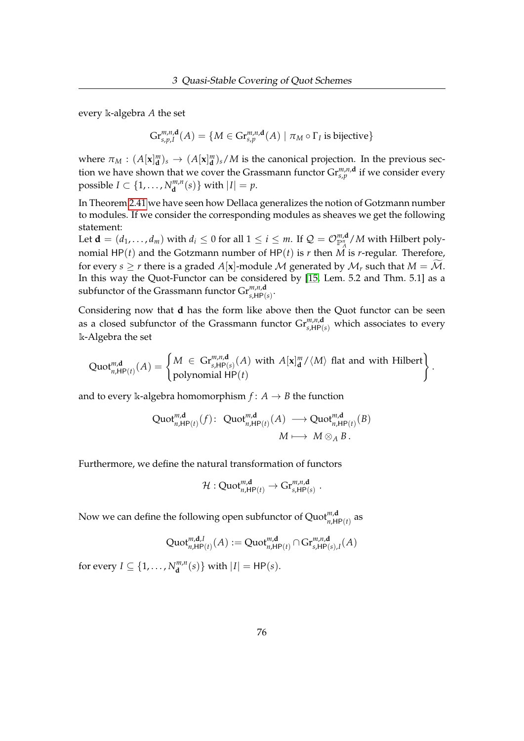every $\Bbbk$-algebra $A$ the set

$$\mathrm{Gr}^{m,n,\mathbf{d}}_{s,p,I}(A) = \{M \in \mathrm{Gr}^{m,n,\mathbf{d}}_{s,p}(A) \mid \pi_M \circ \Gamma_I \text{ is bijective}\}$$

where $\pi_M : (A[\mathbf{x}]^m_{\mathbf{d}})_s \to (A[\mathbf{x}]^m_{\mathbf{d}})_s / M$ is the canonical projection. In the previous section we have shown that we cover the Grassmann functor $\mathrm{Gr}^{m,n,\mathbf{d}}_{s,p}$ if we consider every possible $I \subset \{1, \dots, N^{m,n}_{\mathbf{d}}(s)\}$ with $|I| = p$.

In Theorem 2.41 we have seen how Dellaca generalizes the notion of Gotzmann number to modules. If we consider the corresponding modules as sheaves we get the following statement:
Let $\mathbf{d} = (d_1, \dots, d_m)$ with $d_i \leq 0$ for all $1 \leq i \leq m$. If $\mathcal{Q} = \mathcal{O}^{m,\mathbf{d}}_{\mathbb{P}^n_A}/M$ with Hilbert polynomial $\mathsf{HP}(t)$ and the Gotzmann number of $\mathsf{HP}(t)$ is $r$ then $M$ is $r$-regular. Therefore, for every $s \geq r$ there is a graded $A[\mathbf{x}]$-module $\mathcal{M}$ generated by $\mathcal{M}_r$ such that $M = \widetilde{\mathcal{M}}$. In this way the Quot-Functor can be considered by [15, Lem. 5.2 and Thm. 5.1] as a subfunctor of the Grassmann functor $\mathrm{Gr}^{m,n,\mathbf{d}}_{s,\mathsf{HP}(s)}$.

Considering now that $\mathbf{d}$ has the form like above then the Quot functor can be seen as a closed subfunctor of the Grassmann functor $\mathrm{Gr}^{m,n,\mathbf{d}}_{s,\mathsf{HP}(s)}$ which associates to every $\Bbbk$-Algebra the set

$$\mathrm{Quot}^{m,\mathbf{d}}_{n,\mathsf{HP}(t)}(A) = \left\{ \begin{matrix} M \in \mathrm{Gr}^{m,n,\mathbf{d}}_{s,\mathsf{HP}(s)}(A) \text{ with } A[\mathbf{x}]^m_{\mathbf{d}}/\langle M \rangle \text{ flat and with Hilbert} \\ \text{polynomial } \mathsf{HP}(t) \end{matrix} \right\}.$$

and to every $\Bbbk$-algebra homomorphism $f\colon A \to B$ the function

$$\begin{aligned} \mathrm{Quot}^{m,\mathbf{d}}_{n,\mathsf{HP}(t)}(f)\colon\ \mathrm{Quot}^{m,\mathbf{d}}_{n,\mathsf{HP}(t)}(A) &\longrightarrow \mathrm{Quot}^{m,\mathbf{d}}_{n,\mathsf{HP}(t)}(B) \\ M &\longmapsto M \otimes_A B\,. \end{aligned}$$

Furthermore, we define the natural transformation of functors

$$\mathcal{H} : \mathrm{Quot}^{m,\mathbf{d}}_{n,\mathsf{HP}(t)} \to \mathrm{Gr}^{m,n,\mathbf{d}}_{s,\mathsf{HP}(s)}\ .$$

Now we can define the following open subfunctor of $\mathrm{Quot}^{m,\mathbf{d}}_{n,\mathsf{HP}(t)}$ as

$$\mathrm{Quot}^{m,\mathbf{d},I}_{n,\mathsf{HP}(t)}(A) := \mathrm{Quot}^{m,\mathbf{d}}_{n,\mathsf{HP}(t)} \cap \mathrm{Gr}^{m,n,\mathbf{d}}_{s,\mathsf{HP}(s),I}(A)$$

for every $I \subseteq \{1, \dots, N^{m,n}_{\mathbf{d}}(s)\}$ with $|I| = \mathsf{HP}(s)$.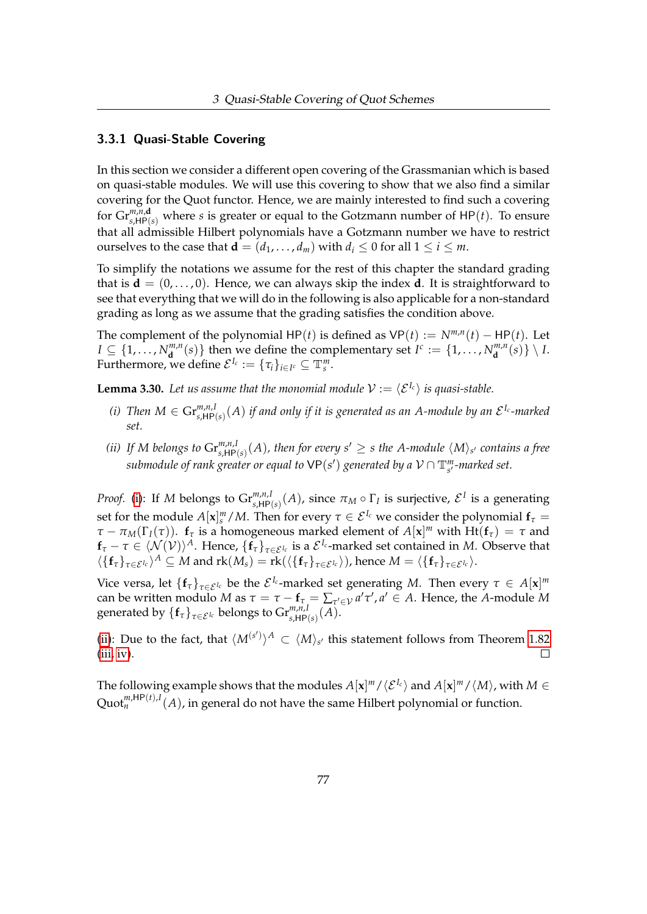### 3.3.1 Quasi-Stable Covering

In this section we consider a different open covering of the Grassmanian which is based on quasi-stable modules. We will use this covering to show that we also find a similar covering for the Quot functor. Hence, we are mainly interested to find such a covering for $\mathrm{Gr}^{m,n,\mathbf{d}}_{s,\mathsf{HP}(s)}$ where $s$ is greater or equal to the Gotzmann number of $\mathsf{HP}(t)$. To ensure that all admissible Hilbert polynomials have a Gotzmann number we have to restrict ourselves to the case that $\mathbf{d} = (d_1, \dots, d_m)$ with $d_i \leq 0$ for all $1 \leq i \leq m$.

To simplify the notations we assume for the rest of this chapter the standard grading that is $\mathbf{d} = (0, \dots, 0)$. Hence, we can always skip the index $\mathbf{d}$. It is straightforward to see that everything that we will do in the following is also applicable for a non-standard grading as long as we assume that the grading satisfies the condition above.

The complement of the polynomial $\mathsf{HP}(t)$ is defined as $\mathsf{VP}(t) := N^{m,n}(t) - \mathsf{HP}(t)$. Let $I \subseteq \{1, \dots, N^{m,n}_{\mathbf{d}}(s)\}$ then we define the complementary set $I^c := \{1, \dots, N^{m,n}_{\mathbf{d}}(s)\} \setminus I$. Furthermore, we define $\mathcal{E}^{I_c} := \{\tau_i\}_{i \in I^c} \subseteq \mathbb{T}^m_s$.

**Lemma 3.30.** *Let us assume that the monomial module $\mathcal{V} := \langle \mathcal{E}^{I_c} \rangle$ is quasi-stable.*

*(i) Then $M \in \mathrm{Gr}^{m,n,I}_{s,\mathsf{HP}(s)}(A)$ if and only if it is generated as an $A$-module by an $\mathcal{E}^{I_c}$-marked set.*

*(ii) If $M$ belongs to $\mathrm{Gr}^{m,n,I}_{s,\mathsf{HP}(s)}(A)$, then for every $s' \geq s$ the $A$-module $\langle M \rangle_{s'}$ contains a free submodule of rank greater or equal to $\mathsf{VP}(s')$ generated by a $\mathcal{V} \cap \mathbb{T}^m_{s'}$-marked set.*

*Proof.* (i): If $M$ belongs to $\mathrm{Gr}^{m,n,I}_{s,\mathsf{HP}(s)}(A)$, since $\pi_M \circ \Gamma_I$ is surjective, $\mathcal{E}^I$ is a generating set for the module $A[\mathbf{x}]^m_s / M$. Then for every $\tau \in \mathcal{E}^{I_c}$ we consider the polynomial $\mathbf{f}_\tau = \tau - \pi_M(\Gamma_I(\tau))$. $\mathbf{f}_\tau$ is a homogeneous marked element of $A[\mathbf{x}]^m$ with $\mathrm{Ht}(\mathbf{f}_\tau) = \tau$ and $\mathbf{f}_\tau - \tau \in \langle \mathcal{N}(\mathcal{V}) \rangle^A$. Hence, $\{\mathbf{f}_\tau\}_{\tau \in \mathcal{E}^{I_c}}$ is a $\mathcal{E}^{I_c}$-marked set contained in $M$. Observe that $\langle \{\mathbf{f}_\tau\}_{\tau \in \mathcal{E}^{I_c}} \rangle^A \subseteq M$ and $\mathrm{rk}(M_s) = \mathrm{rk}(\langle \{\mathbf{f}_\tau\}_{\tau \in \mathcal{E}^{I_c}} \rangle)$, hence $M = \langle \{\mathbf{f}_\tau\}_{\tau \in \mathcal{E}^{I_c}} \rangle$.

Vice versa, let $\{\mathbf{f}_\tau\}_{\tau \in \mathcal{E}^{I_c}}$ be the $\mathcal{E}^{I_c}$-marked set generating $M$. Then every $\tau \in A[\mathbf{x}]^m$ can be written modulo $M$ as $\tau = \tau - \mathbf{f}_\tau = \sum_{\tau' \in \mathcal{V}} a' \tau', a' \in A$. Hence, the $A$-module $M$ generated by $\{\mathbf{f}_\tau\}_{\tau \in \mathcal{E}^{I_c}}$ belongs to $\mathrm{Gr}^{m,n,I}_{s,\mathsf{HP}(s)}(A)$.

(ii): Due to the fact, that $\langle M^{(s')} \rangle^A \subset \langle M \rangle_{s'}$ this statement follows from Theorem 1.82 (iii, iv). $\square$

The following example shows that the modules $A[\mathbf{x}]^m / \langle \mathcal{E}^{I_c} \rangle$ and $A[\mathbf{x}]^m / \langle M \rangle$, with $M \in \mathrm{Quot}^{m,\mathsf{HP}(t),I}_n(A)$, in general do not have the same Hilbert polynomial or function.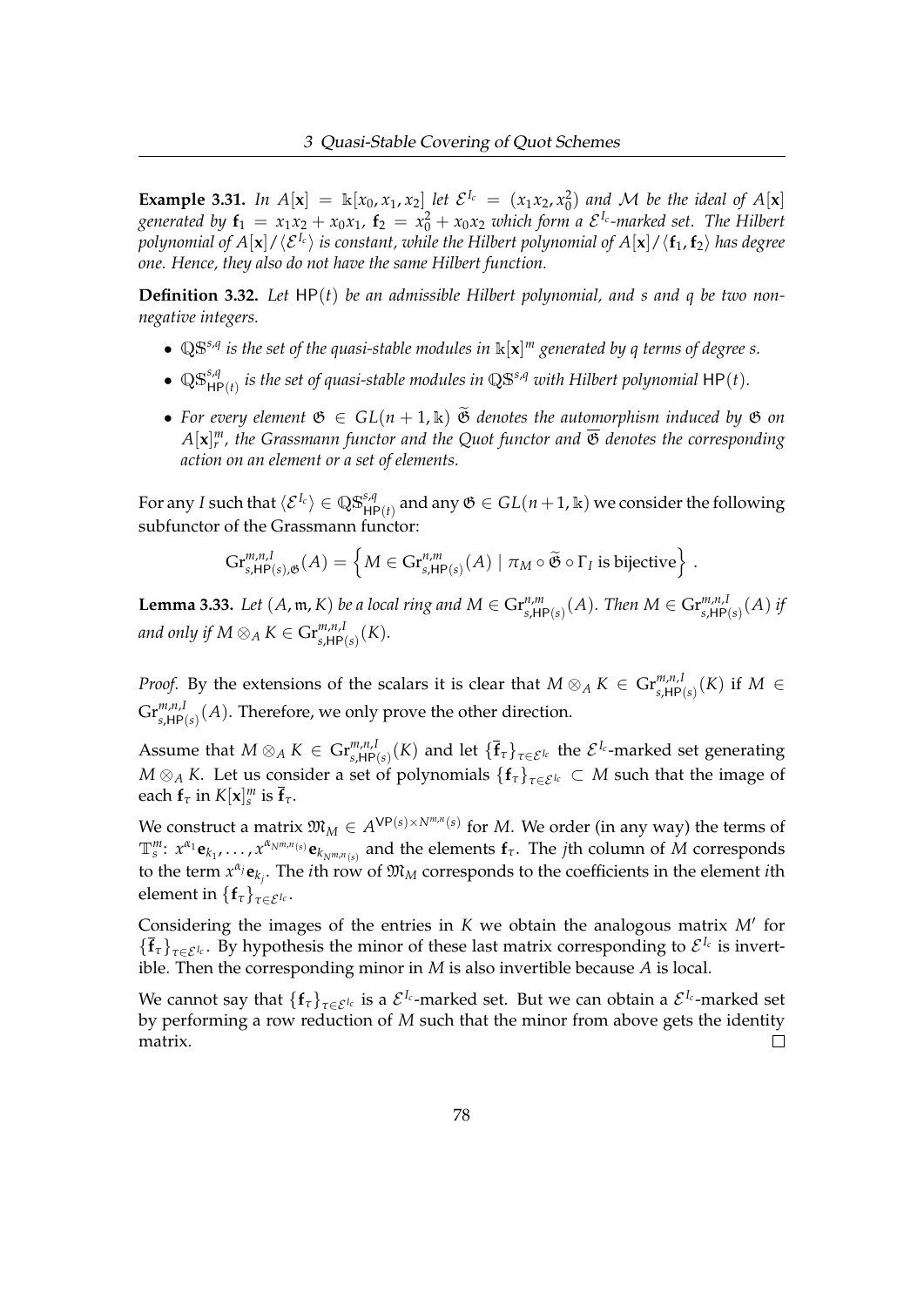**Example 3.31.** *In $A[\mathbf{x}] = \mathbb{k}[x_0, x_1, x_2]$ let $\mathcal{E}^{I_c} = (x_1x_2, x_0^2)$ and $\mathcal{M}$ be the ideal of $A[\mathbf{x}]$ generated by $\mathbf{f}_1 = x_1x_2 + x_0x_1$, $\mathbf{f}_2 = x_0^2 + x_0x_2$ which form a $\mathcal{E}^{I_c}$-marked set. The Hilbert polynomial of $A[\mathbf{x}]/\langle \mathcal{E}^{I_c}\rangle$ is constant, while the Hilbert polynomial of $A[\mathbf{x}]/\langle \mathbf{f}_1, \mathbf{f}_2\rangle$ has degree one. Hence, they also do not have the same Hilbert function.*

**Definition 3.32.** *Let $\mathsf{HP}(t)$ be an admissible Hilbert polynomial, and $s$ and $q$ be two non-negative integers.*

- *$\mathbb{QS}^{s,q}$ is the set of the quasi-stable modules in $\mathbb{k}[\mathbf{x}]^m$ generated by $q$ terms of degree $s$.*
- *$\mathbb{QS}^{s,q}_{\mathsf{HP}(t)}$ is the set of quasi-stable modules in $\mathbb{QS}^{s,q}$ with Hilbert polynomial $\mathsf{HP}(t)$.*
- *For every element $\mathfrak{G} \in GL(n+1, \mathbb{k})$ $\widetilde{\mathfrak{G}}$ denotes the automorphism induced by $\mathfrak{G}$ on $A[\mathbf{x}]^m_r$, the Grassmann functor and the Quot functor and $\overline{\mathfrak{G}}$ denotes the corresponding action on an element or a set of elements.*

For any $I$ such that $\langle \mathcal{E}^{I_c}\rangle \in \mathbb{QS}^{s,q}_{\mathsf{HP}(t)}$ and any $\mathfrak{G} \in GL(n+1, \mathbb{k})$ we consider the following subfunctor of the Grassmann functor:

$$\mathrm{Gr}^{m,n,I}_{s,\mathsf{HP}(s),\mathfrak{G}}(A) = \left\{ M \in \mathrm{Gr}^{n,m}_{s,\mathsf{HP}(s)}(A) \mid \pi_M \circ \widetilde{\mathfrak{G}} \circ \Gamma_I \text{ is bijective} \right\}.$$

**Lemma 3.33.** *Let $(A, \mathfrak{m}, K)$ be a local ring and $M \in \mathrm{Gr}^{n,m}_{s,\mathsf{HP}(s)}(A)$. Then $M \in \mathrm{Gr}^{m,n,I}_{s,\mathsf{HP}(s)}(A)$ if and only if $M \otimes_A K \in \mathrm{Gr}^{m,n,I}_{s,\mathsf{HP}(s)}(K)$.*

*Proof.* By the extensions of the scalars it is clear that $M \otimes_A K \in \mathrm{Gr}^{m,n,I}_{s,\mathsf{HP}(s)}(K)$ if $M \in \mathrm{Gr}^{m,n,I}_{s,\mathsf{HP}(s)}(A)$. Therefore, we only prove the other direction.

Assume that $M \otimes_A K \in \mathrm{Gr}^{m,n,I}_{s,\mathsf{HP}(s)}(K)$ and let $\{\bar{\mathbf{f}}_\tau\}_{\tau \in \mathcal{E}^{I_c}}$ the $\mathcal{E}^{I_c}$-marked set generating $M \otimes_A K$. Let us consider a set of polynomials $\{\mathbf{f}_\tau\}_{\tau \in \mathcal{E}^{I_c}} \subset M$ such that the image of each $\mathbf{f}_\tau$ in $K[\mathbf{x}]^m_s$ is $\bar{\mathbf{f}}_\tau$.

We construct a matrix $\mathfrak{M}_M \in A^{\mathsf{VP}(s) \times N^{m,n}(s)}$ for $M$. We order (in any way) the terms of $\mathbb{T}^m_s$: $x^{\alpha_1}\mathbf{e}_{k_1}, \ldots, x^{\alpha_{N^{m,n}(s)}}\mathbf{e}_{k_{N^{m,n}(s)}}$ and the elements $\mathbf{f}_\tau$. The $j$th column of $M$ corresponds to the term $x^{\alpha_j}\mathbf{e}_{k_j}$. The $i$th row of $\mathfrak{M}_M$ corresponds to the coefficients in the element $i$th element in $\{\mathbf{f}_\tau\}_{\tau \in \mathcal{E}^{I_c}}$.

Considering the images of the entries in $K$ we obtain the analogous matrix $M'$ for $\{\bar{\mathbf{f}}_\tau\}_{\tau \in \mathcal{E}^{I_c}}$. By hypothesis the minor of these last matrix corresponding to $\mathcal{E}^{I_c}$ is invertible. Then the corresponding minor in $M$ is also invertible because $A$ is local.

We cannot say that $\{\mathbf{f}_\tau\}_{\tau \in \mathcal{E}^{I_c}}$ is a $\mathcal{E}^{I_c}$-marked set. But we can obtain a $\mathcal{E}^{I_c}$-marked set by performing a row reduction of $M$ such that the minor from above gets the identity matrix. $\square$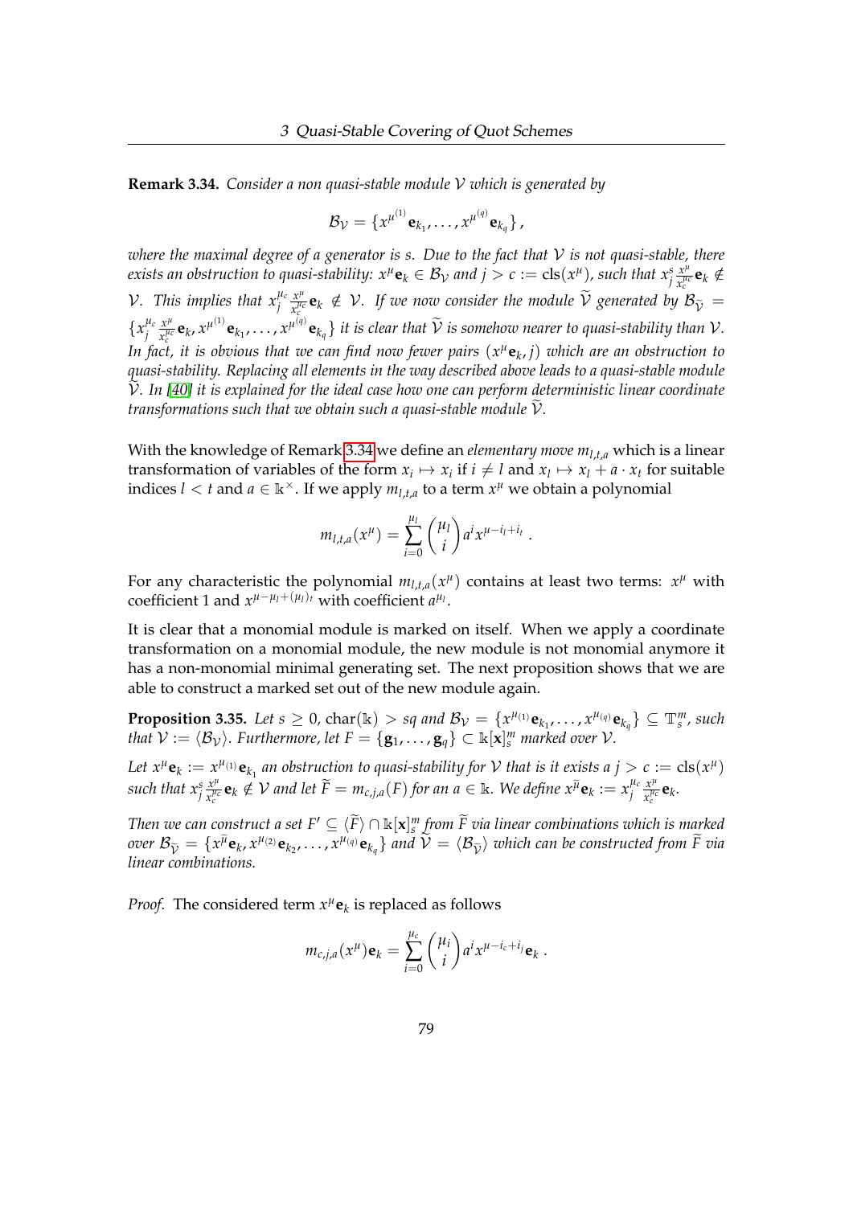**Remark 3.34.** *Consider a non quasi-stable module $\mathcal{V}$ which is generated by*

$$\mathcal{B}_{\mathcal{V}} = \{x^{\mu^{(1)}}\mathbf{e}_{k_1}, \dots, x^{\mu^{(q)}}\mathbf{e}_{k_q}\},$$

*where the maximal degree of a generator is $s$. Due to the fact that $\mathcal{V}$ is not quasi-stable, there exists an obstruction to quasi-stability: $x^\mu \mathbf{e}_k \in \mathcal{B}_{\mathcal{V}}$ and $j > c := \operatorname{cls}(x^\mu)$, such that $x_j^s \frac{x^\mu}{x_c^{\mu_c}}\mathbf{e}_k \notin \mathcal{V}$. This implies that $x_j^{\mu_c} \frac{x^\mu}{x_c^{\mu_c}}\mathbf{e}_k \notin \mathcal{V}$. If we now consider the module $\widetilde{\mathcal{V}}$ generated by $\mathcal{B}_{\widetilde{\mathcal{V}}} = \{x_j^{\mu_c} \frac{x^\mu}{x_c^{\mu_c}}\mathbf{e}_k, x^{\mu^{(1)}}\mathbf{e}_{k_1}, \dots, x^{\mu^{(q)}}\mathbf{e}_{k_q}\}$ it is clear that $\widetilde{\mathcal{V}}$ is somehow nearer to quasi-stability than $\mathcal{V}$. In fact, it is obvious that we can find now fewer pairs $(x^\mu \mathbf{e}_k, j)$ which are an obstruction to quasi-stability. Replacing all elements in the way described above leads to a quasi-stable module $\widetilde{\mathcal{V}}$. In [40] it is explained for the ideal case how one can perform deterministic linear coordinate transformations such that we obtain such a quasi-stable module $\widetilde{\mathcal{V}}$.*

With the knowledge of Remark 3.34 we define an *elementary move* $m_{l,t,a}$ which is a linear transformation of variables of the form $x_i \mapsto x_i$ if $i \neq l$ and $x_l \mapsto x_l + a \cdot x_t$ for suitable indices $l < t$ and $a \in \Bbbk^\times$. If we apply $m_{l,t,a}$ to a term $x^\mu$ we obtain a polynomial

$$m_{l,t,a}(x^\mu) = \sum_{i=0}^{\mu_l} \binom{\mu_l}{i} a^i x^{\mu - i_l + i_t}.$$

For any characteristic the polynomial $m_{l,t,a}(x^\mu)$ contains at least two terms: $x^\mu$ with coefficient 1 and $x^{\mu - \mu_l + (\mu_l)_t}$ with coefficient $a^{\mu_l}$.

It is clear that a monomial module is marked on itself. When we apply a coordinate transformation on a monomial module, the new module is not monomial anymore it has a non-monomial minimal generating set. The next proposition shows that we are able to construct a marked set out of the new module again.

**Proposition 3.35.** *Let $s \geq 0$, $\operatorname{char}(\Bbbk) > sq$ and $\mathcal{B}_{\mathcal{V}} = \{x^{\mu_{(1)}}\mathbf{e}_{k_1}, \dots, x^{\mu_{(q)}}\mathbf{e}_{k_q}\} \subseteq \mathbb{T}_s^m$, such that $\mathcal{V} := \langle \mathcal{B}_{\mathcal{V}} \rangle$. Furthermore, let $F = \{\mathbf{g}_1, \dots, \mathbf{g}_q\} \subset \Bbbk[\mathbf{x}]_s^m$ marked over $\mathcal{V}$.*

*Let $x^\mu \mathbf{e}_k := x^{\mu_{(1)}}\mathbf{e}_{k_1}$ an obstruction to quasi-stability for $\mathcal{V}$ that is it exists a $j > c := \operatorname{cls}(x^\mu)$ such that $x_j^s \frac{x^\mu}{x_c^{\mu_c}}\mathbf{e}_k \notin \mathcal{V}$ and let $\widetilde{F} = m_{c,j,a}(F)$ for an $a \in \Bbbk$. We define $x^{\widetilde{\mu}}\mathbf{e}_k := x_j^{\mu_c} \frac{x^\mu}{x_c^{\mu_c}}\mathbf{e}_k$.*

*Then we can construct a set $F' \subseteq \langle \widetilde{F} \rangle \cap \Bbbk[\mathbf{x}]_s^m$ from $\widetilde{F}$ via linear combinations which is marked over $\mathcal{B}_{\widetilde{\mathcal{V}}} = \{x^{\widetilde{\mu}}\mathbf{e}_k, x^{\mu_{(2)}}\mathbf{e}_{k_2}, \dots, x^{\mu_{(q)}}\mathbf{e}_{k_q}\}$ and $\widetilde{\mathcal{V}} = \langle \mathcal{B}_{\widetilde{\mathcal{V}}} \rangle$ which can be constructed from $\widetilde{F}$ via linear combinations.*

*Proof.* The considered term $x^\mu \mathbf{e}_k$ is replaced as follows

$$m_{c,j,a}(x^\mu)\mathbf{e}_k = \sum_{i=0}^{\mu_c} \binom{\mu_i}{i} a^i x^{\mu - i_c + i_j}\mathbf{e}_k.$$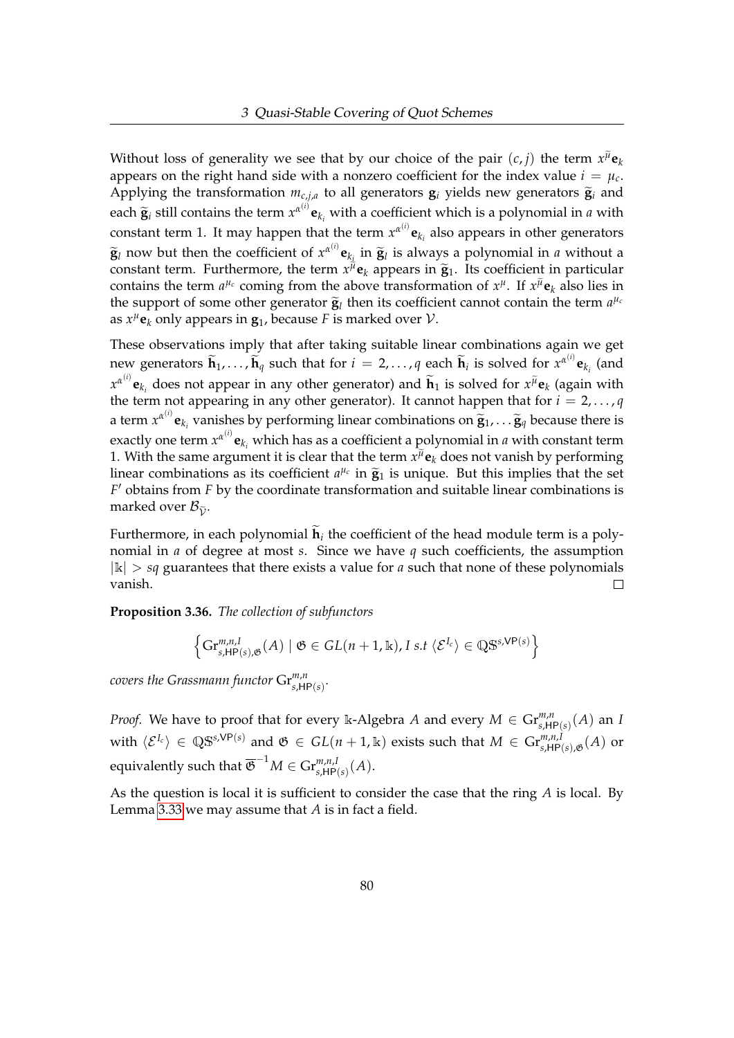Without loss of generality we see that by our choice of the pair $(c, j)$ the term $x^{\overline{\mu}}\mathbf{e}_k$ appears on the right hand side with a nonzero coefficient for the index value $i = \mu_c$. Applying the transformation $m_{c,j,a}$ to all generators $\mathbf{g}_i$ yields new generators $\widetilde{\mathbf{g}}_i$ and each $\widetilde{\mathbf{g}}_i$ still contains the term $x^{\alpha^{(i)}}\mathbf{e}_{k_i}$ with a coefficient which is a polynomial in $a$ with constant term 1. It may happen that the term $x^{\alpha^{(i)}}\mathbf{e}_{k_i}$ also appears in other generators $\widetilde{\mathbf{g}}_l$ now but then the coefficient of $x^{\alpha^{(i)}}\mathbf{e}_{k_i}$ in $\widetilde{\mathbf{g}}_l$ is always a polynomial in $a$ without a constant term. Furthermore, the term $x^{\overline{\mu}}\mathbf{e}_k$ appears in $\widetilde{\mathbf{g}}_1$. Its coefficient in particular contains the term $a^{\mu_c}$ coming from the above transformation of $x^{\mu}$. If $x^{\overline{\mu}}\mathbf{e}_k$ also lies in the support of some other generator $\widetilde{\mathbf{g}}_l$ then its coefficient cannot contain the term $a^{\mu_c}$ as $x^{\mu}\mathbf{e}_k$ only appears in $\mathbf{g}_1$, because $F$ is marked over $\mathcal{V}$.

These observations imply that after taking suitable linear combinations again we get new generators $\widetilde{\mathbf{h}}_1, \dots, \widetilde{\mathbf{h}}_q$ such that for $i = 2, \dots, q$ each $\widetilde{\mathbf{h}}_i$ is solved for $x^{\alpha^{(i)}}\mathbf{e}_{k_i}$ (and $x^{\alpha^{(i)}}\mathbf{e}_{k_i}$ does not appear in any other generator) and $\widetilde{\mathbf{h}}_1$ is solved for $x^{\overline{\mu}}\mathbf{e}_k$ (again with the term not appearing in any other generator). It cannot happen that for $i = 2, \dots, q$ a term $x^{\alpha^{(i)}}\mathbf{e}_{k_i}$ vanishes by performing linear combinations on $\widetilde{\mathbf{g}}_1, \dots \widetilde{\mathbf{g}}_q$ because there is exactly one term $x^{\alpha^{(i)}}\mathbf{e}_{k_i}$ which has as a coefficient a polynomial in $a$ with constant term 1. With the same argument it is clear that the term $x^{\overline{\mu}}\mathbf{e}_k$ does not vanish by performing linear combinations as its coefficient $a^{\mu_c}$ in $\widetilde{\mathbf{g}}_1$ is unique. But this implies that the set $F'$ obtains from $F$ by the coordinate transformation and suitable linear combinations is marked over $\mathcal{B}_{\widetilde{\mathcal{V}}}$.

Furthermore, in each polynomial $\widetilde{\mathbf{h}}_i$ the coefficient of the head module term is a polynomial in $a$ of degree at most $s$. Since we have $q$ such coefficients, the assumption $|\mathbb{k}| > sq$ guarantees that there exists a value for $a$ such that none of these polynomials vanish. $\square$

**Proposition 3.36.** *The collection of subfunctors*

$$\left\{ \mathrm{Gr}^{m,n,I}_{s,\mathsf{HP}(s),\mathfrak{G}}(A) \mid \mathfrak{G} \in GL(n+1, \mathbb{k}), I \text{ s.t } \langle \mathcal{E}^{I_c} \rangle \in \mathbb{QS}^{s,\mathsf{VP}(s)} \right\}$$

*covers the Grassmann functor* $\mathrm{Gr}^{m,n}_{s,\mathsf{HP}(s)}$.

*Proof.* We have to proof that for every $\mathbb{k}$-Algebra $A$ and every $M \in \mathrm{Gr}^{m,n}_{s,\mathsf{HP}(s)}(A)$ an $I$ with $\langle \mathcal{E}^{I_c} \rangle \in \mathbb{QS}^{s,\mathsf{VP}(s)}$ and $\mathfrak{G} \in GL(n+1, \mathbb{k})$ exists such that $M \in \mathrm{Gr}^{m,n,I}_{s,\mathsf{HP}(s),\mathfrak{G}}(A)$ or equivalently such that $\overline{\mathfrak{G}}^{-1}M \in \mathrm{Gr}^{m,n,I}_{s,\mathsf{HP}(s)}(A)$.

As the question is local it is sufficient to consider the case that the ring $A$ is local. By Lemma 3.33 we may assume that $A$ is in fact a field.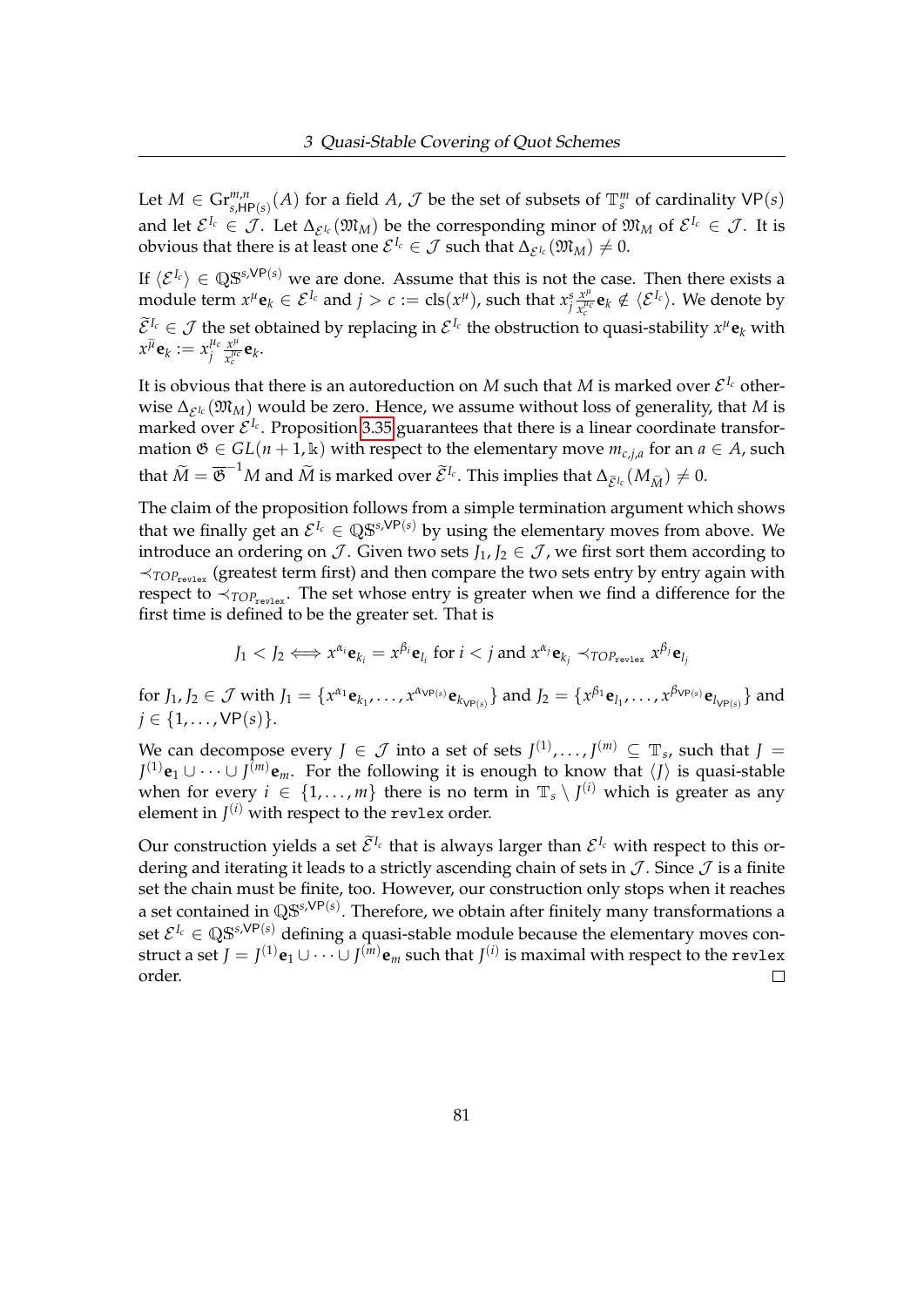Let $M \in \mathrm{Gr}^{m,n}_{s,\mathsf{HP}(s)}(A)$ for a field $A$, $\mathcal{J}$ be the set of subsets of $\mathbb{T}^m_s$ of cardinality $\mathsf{VP}(s)$ and let $\mathcal{E}^{I_c} \in \mathcal{J}$. Let $\Delta_{\mathcal{E}^{I_c}}(\mathfrak{M}_M)$ be the corresponding minor of $\mathfrak{M}_M$ of $\mathcal{E}^{I_c} \in \mathcal{J}$. It is obvious that there is at least one $\mathcal{E}^{I_c} \in \mathcal{J}$ such that $\Delta_{\mathcal{E}^{I_c}}(\mathfrak{M}_M) \neq 0$.

If $\langle \mathcal{E}^{I_c} \rangle \in \mathbb{QS}^{s,\mathsf{VP}(s)}$ we are done. Assume that this is not the case. Then there exists a module term $x^\mu \mathbf{e}_k \in \mathcal{E}^{I_c}$ and $j > c := \mathrm{cls}(x^\mu)$, such that $x_j^s \frac{x^\mu}{x_c^{\mu_c}} \mathbf{e}_k \notin \langle \mathcal{E}^{I_c} \rangle$. We denote by $\widetilde{\mathcal{E}}^{I_c} \in \mathcal{J}$ the set obtained by replacing in $\mathcal{E}^{I_c}$ the obstruction to quasi-stability $x^\mu \mathbf{e}_k$ with $x^{\widetilde{\mu}} \mathbf{e}_k := x_j^{\mu_c} \frac{x^\mu}{x_c^{\mu_c}} \mathbf{e}_k$.

It is obvious that there is an autoreduction on $M$ such that $M$ is marked over $\mathcal{E}^{I_c}$ otherwise $\Delta_{\mathcal{E}^{I_c}}(\mathfrak{M}_M)$ would be zero. Hence, we assume without loss of generality, that $M$ is marked over $\mathcal{E}^{I_c}$. Proposition 3.35 guarantees that there is a linear coordinate transformation $\mathfrak{G} \in GL(n+1, \mathbb{k})$ with respect to the elementary move $m_{c,j,a}$ for an $a \in A$, such that $\widetilde{M} = \overline{\mathfrak{G}}^{-1} M$ and $\widetilde{M}$ is marked over $\widetilde{\mathcal{E}}^{I_c}$. This implies that $\Delta_{\widetilde{\mathcal{E}}^{I_c}}(M_{\widetilde{M}}) \neq 0$.

The claim of the proposition follows from a simple termination argument which shows that we finally get an $\mathcal{E}^{I_c} \in \mathbb{QS}^{s,\mathsf{VP}(s)}$ by using the elementary moves from above. We introduce an ordering on $\mathcal{J}$. Given two sets $J_1, J_2 \in \mathcal{J}$, we first sort them according to $\prec_{TOP_{\mathtt{revlex}}}$ (greatest term first) and then compare the two sets entry by entry again with respect to $\prec_{TOP_{\mathtt{revlex}}}$. The set whose entry is greater when we find a difference for the first time is defined to be the greater set. That is

$$J_1 < J_2 \iff x^{\alpha_i} \mathbf{e}_{k_i} = x^{\beta_i} \mathbf{e}_{l_i} \text{ for } i < j \text{ and } x^{\alpha_j} \mathbf{e}_{k_j} \prec_{TOP_{\mathtt{revlex}}} x^{\beta_j} \mathbf{e}_{l_j}$$

for $J_1, J_2 \in \mathcal{J}$ with $J_1 = \{x^{\alpha_1} \mathbf{e}_{k_1}, \ldots, x^{\alpha_{\mathsf{VP}(s)}} \mathbf{e}_{k_{\mathsf{VP}(s)}}\}$ and $J_2 = \{x^{\beta_1} \mathbf{e}_{l_1}, \ldots, x^{\beta_{\mathsf{VP}(s)}} \mathbf{e}_{l_{\mathsf{VP}(s)}}\}$ and $j \in \{1, \ldots, \mathsf{VP}(s)\}$.

We can decompose every $J \in \mathcal{J}$ into a set of sets $J^{(1)}, \ldots, J^{(m)} \subseteq \mathbb{T}_s$, such that $J = J^{(1)} \mathbf{e}_1 \cup \cdots \cup J^{(m)} \mathbf{e}_m$. For the following it is enough to know that $\langle J \rangle$ is quasi-stable when for every $i \in \{1, \ldots, m\}$ there is no term in $\mathbb{T}_s \setminus J^{(i)}$ which is greater as any element in $J^{(i)}$ with respect to the `revlex` order.

Our construction yields a set $\widetilde{\mathcal{E}}^{I_c}$ that is always larger than $\mathcal{E}^{I_c}$ with respect to this ordering and iterating it leads to a strictly ascending chain of sets in $\mathcal{J}$. Since $\mathcal{J}$ is a finite set the chain must be finite, too. However, our construction only stops when it reaches a set contained in $\mathbb{QS}^{s,\mathsf{VP}(s)}$. Therefore, we obtain after finitely many transformations a set $\mathcal{E}^{I_c} \in \mathbb{QS}^{s,\mathsf{VP}(s)}$ defining a quasi-stable module because the elementary moves construct a set $J = J^{(1)} \mathbf{e}_1 \cup \cdots \cup J^{(m)} \mathbf{e}_m$ such that $J^{(i)}$ is maximal with respect to the `revlex` order. □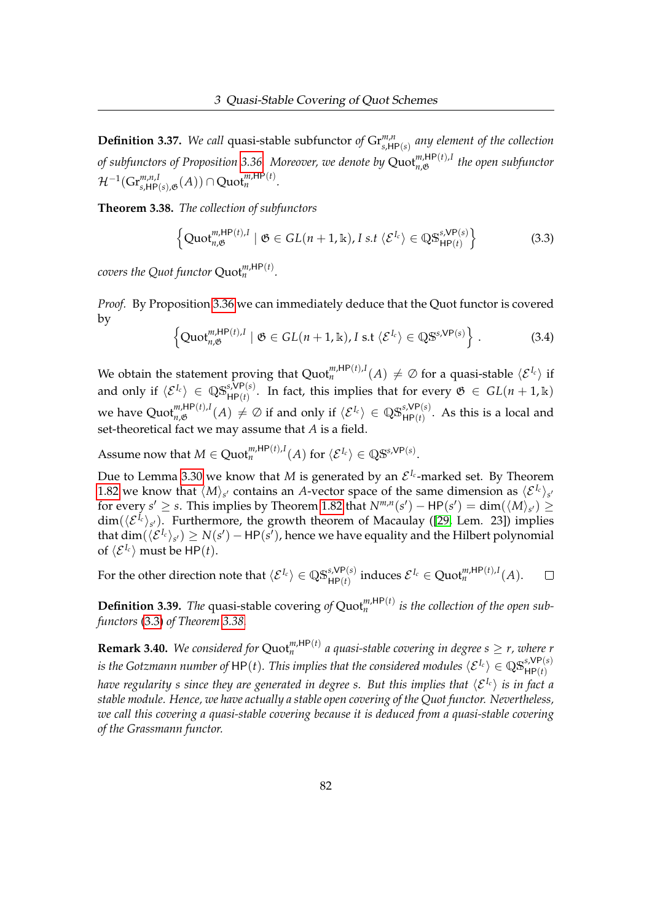**Definition 3.37.** *We call* quasi-stable subfunctor *of* $\mathrm{Gr}^{m,n}_{s,\mathsf{HP}(s)}$ *any element of the collection of subfunctors of Proposition 3.36. Moreover, we denote by* $\mathrm{Quot}^{m,\mathsf{HP}(t),I}_{n,\mathfrak{G}}$ *the open subfunctor* $\mathcal{H}^{-1}(\mathrm{Gr}^{m,n,I}_{s,\mathsf{HP}(s),\mathfrak{G}}(A)) \cap \mathrm{Quot}^{m,\mathsf{HP}(t)}_{n}$.

**Theorem 3.38.** *The collection of subfunctors*

$$\left\{ \mathrm{Quot}^{m,\mathsf{HP}(t),I}_{n,\mathfrak{G}} \mid \mathfrak{G} \in GL(n+1,\Bbbk),\, I \text{ s.t } \langle \mathcal{E}^{I_c} \rangle \in \mathbb{QS}^{s,\mathsf{VP}(s)}_{\mathsf{HP}(t)} \right\} \tag{3.3}$$

*covers the Quot functor* $\mathrm{Quot}^{m,\mathsf{HP}(t)}_{n}$.

*Proof.* By Proposition 3.36 we can immediately deduce that the Quot functor is covered by

$$\left\{ \mathrm{Quot}^{m,\mathsf{HP}(t),I}_{n,\mathfrak{G}} \mid \mathfrak{G} \in GL(n+1,\Bbbk),\, I \text{ s.t } \langle \mathcal{E}^{I_c} \rangle \in \mathbb{QS}^{s,\mathsf{VP}(s)} \right\}. \tag{3.4}$$

We obtain the statement proving that $\mathrm{Quot}^{m,\mathsf{HP}(t),I}_{n}(A) \neq \emptyset$ for a quasi-stable $\langle \mathcal{E}^{I_c} \rangle$ if and only if $\langle \mathcal{E}^{I_c} \rangle \in \mathbb{QS}^{s,\mathsf{VP}(s)}_{\mathsf{HP}(t)}$. In fact, this implies that for every $\mathfrak{G} \in GL(n+1,\Bbbk)$ we have $\mathrm{Quot}^{m,\mathsf{HP}(t),I}_{n,\mathfrak{G}}(A) \neq \emptyset$ if and only if $\langle \mathcal{E}^{I_c} \rangle \in \mathbb{QS}^{s,\mathsf{VP}(s)}_{\mathsf{HP}(t)}$. As this is a local and set-theoretical fact we may assume that $A$ is a field.

Assume now that $M \in \mathrm{Quot}^{m,\mathsf{HP}(t),I}_{n}(A)$ for $\langle \mathcal{E}^{I_c} \rangle \in \mathbb{QS}^{s,\mathsf{VP}(s)}$.

Due to Lemma 3.30 we know that $M$ is generated by an $\mathcal{E}^{I_c}$-marked set. By Theorem 1.82 we know that $\langle M \rangle_{s'}$ contains an $A$-vector space of the same dimension as $\langle \mathcal{E}^{I_c} \rangle_{s'}$ for every $s' \geq s$. This implies by Theorem 1.82 that $N^{m,n}(s') - \mathsf{HP}(s') = \dim(\langle M \rangle_{s'}) \geq \dim(\langle \mathcal{E}^{I_c} \rangle_{s'})$. Furthermore, the growth theorem of Macaulay ([29, Lem. 23]) implies that $\dim(\langle \mathcal{E}^{I_c} \rangle_{s'}) \geq N(s') - \mathsf{HP}(s')$, hence we have equality and the Hilbert polynomial of $\langle \mathcal{E}^{I_c} \rangle$ must be $\mathsf{HP}(t)$.

For the other direction note that $\langle \mathcal{E}^{I_c} \rangle \in \mathbb{QS}^{s,\mathsf{VP}(s)}_{\mathsf{HP}(t)}$ induces $\mathcal{E}^{I_c} \in \mathrm{Quot}^{m,\mathsf{HP}(t),I}_{n}(A)$. $\square$

**Definition 3.39.** *The* quasi-stable covering *of* $\mathrm{Quot}^{m,\mathsf{HP}(t)}_{n}$ *is the collection of the open subfunctors (3.3) of Theorem 3.38.*

**Remark 3.40.** *We considered for* $\mathrm{Quot}^{m,\mathsf{HP}(t)}_{n}$ *a quasi-stable covering in degree* $s \geq r$*, where* $r$ *is the Gotzmann number of* $\mathsf{HP}(t)$*. This implies that the considered modules* $\langle \mathcal{E}^{I_c} \rangle \in \mathbb{QS}^{s,\mathsf{VP}(s)}_{\mathsf{HP}(t)}$ *have regularity* $s$ *since they are generated in degree* $s$*. But this implies that* $\langle \mathcal{E}^{I_c} \rangle$ *is in fact a stable module. Hence, we have actually a stable open covering of the Quot functor. Nevertheless, we call this covering a quasi-stable covering because it is deduced from a quasi-stable covering of the Grassmann functor.*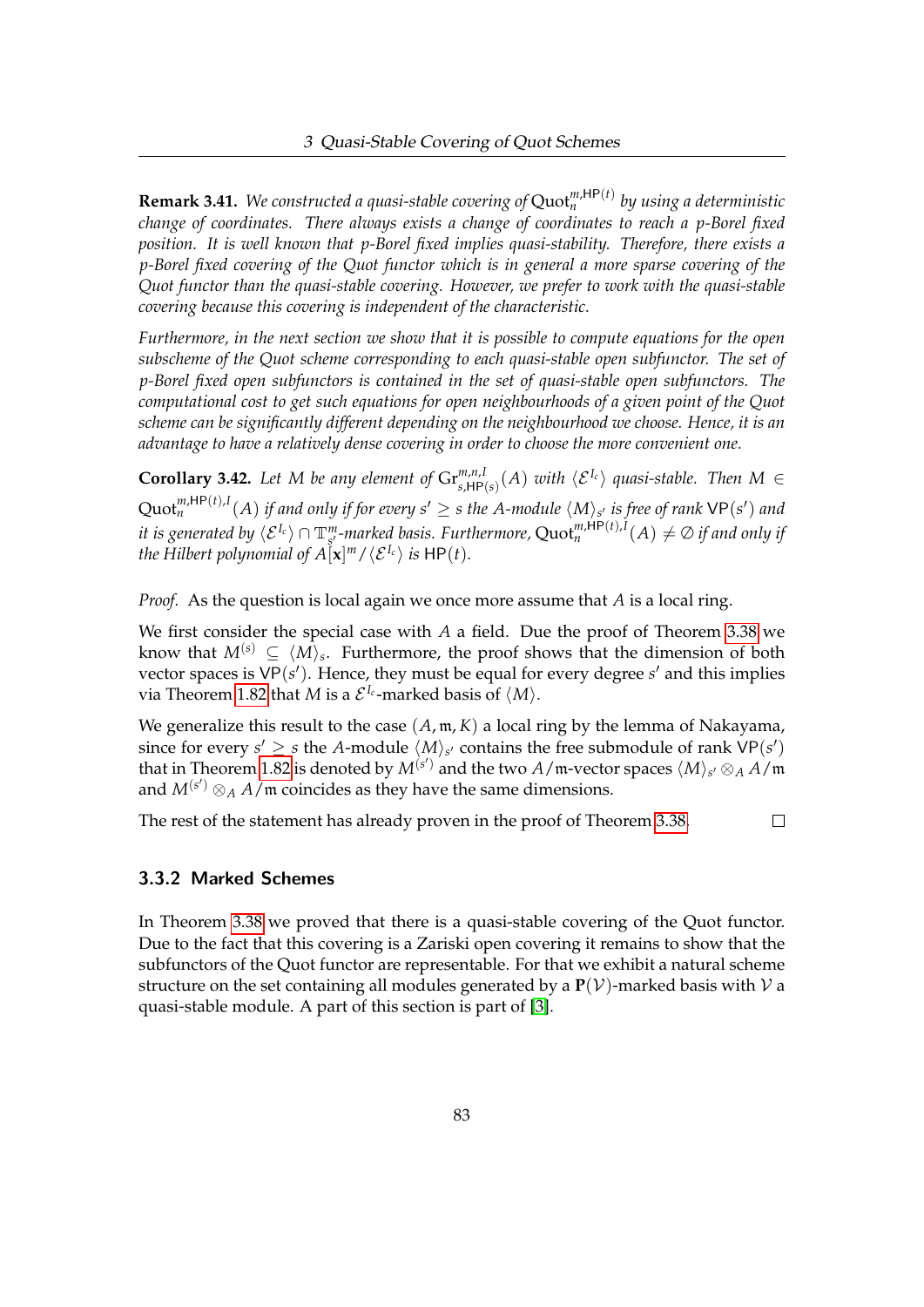**Remark 3.41.** *We constructed a quasi-stable covering of $\mathrm{Quot}_n^{m,\mathsf{HP}(t)}$ by using a deterministic change of coordinates. There always exists a change of coordinates to reach a p-Borel fixed position. It is well known that p-Borel fixed implies quasi-stability. Therefore, there exists a p-Borel fixed covering of the Quot functor which is in general a more sparse covering of the Quot functor than the quasi-stable covering. However, we prefer to work with the quasi-stable covering because this covering is independent of the characteristic.*

*Furthermore, in the next section we show that it is possible to compute equations for the open subscheme of the Quot scheme corresponding to each quasi-stable open subfunctor. The set of p-Borel fixed open subfunctors is contained in the set of quasi-stable open subfunctors. The computational cost to get such equations for open neighbourhoods of a given point of the Quot scheme can be significantly different depending on the neighbourhood we choose. Hence, it is an advantage to have a relatively dense covering in order to choose the more convenient one.*

**Corollary 3.42.** *Let $M$ be any element of $\mathrm{Gr}_{s,\mathsf{HP}(s)}^{m,n,I}(A)$ with $\langle \mathcal{E}^{I_c} \rangle$ quasi-stable. Then $M \in \mathrm{Quot}_n^{m,\mathsf{HP}(t),I}(A)$ if and only if for every $s' \geq s$ the $A$-module $\langle M \rangle_{s'}$ is free of rank $\mathsf{VP}(s')$ and it is generated by $\langle \mathcal{E}^{I_c} \rangle \cap \mathbb{T}_{s'}^m$-marked basis. Furthermore, $\mathrm{Quot}_n^{m,\mathsf{HP}(t),I}(A) \neq \emptyset$ if and only if the Hilbert polynomial of $A[\mathbf{x}]^m / \langle \mathcal{E}^{I_c} \rangle$ is $\mathsf{HP}(t)$.*

*Proof.* As the question is local again we once more assume that $A$ is a local ring.

We first consider the special case with $A$ a field. Due the proof of Theorem 3.38 we know that $M^{(s)} \subseteq \langle M \rangle_s$. Furthermore, the proof shows that the dimension of both vector spaces is $\mathsf{VP}(s')$. Hence, they must be equal for every degree $s'$ and this implies via Theorem 1.82 that $M$ is a $\mathcal{E}^{I_c}$-marked basis of $\langle M \rangle$.

We generalize this result to the case $(A, \mathfrak{m}, K)$ a local ring by the lemma of Nakayama, since for every $s' \geq s$ the $A$-module $\langle M \rangle_{s'}$ contains the free submodule of rank $\mathsf{VP}(s')$ that in Theorem 1.82 is denoted by $M^{(s')}$ and the two $A/\mathfrak{m}$-vector spaces $\langle M \rangle_{s'} \otimes_A A/\mathfrak{m}$ and $M^{(s')} \otimes_A A/\mathfrak{m}$ coincides as they have the same dimensions.

The rest of the statement has already proven in the proof of Theorem 3.38. □

### 3.3.2 Marked Schemes

In Theorem 3.38 we proved that there is a quasi-stable covering of the Quot functor. Due to the fact that this covering is a Zariski open covering it remains to show that the subfunctors of the Quot functor are representable. For that we exhibit a natural scheme structure on the set containing all modules generated by a $\mathbf{P}(\mathcal{V})$-marked basis with $\mathcal{V}$ a quasi-stable module. A part of this section is part of [3].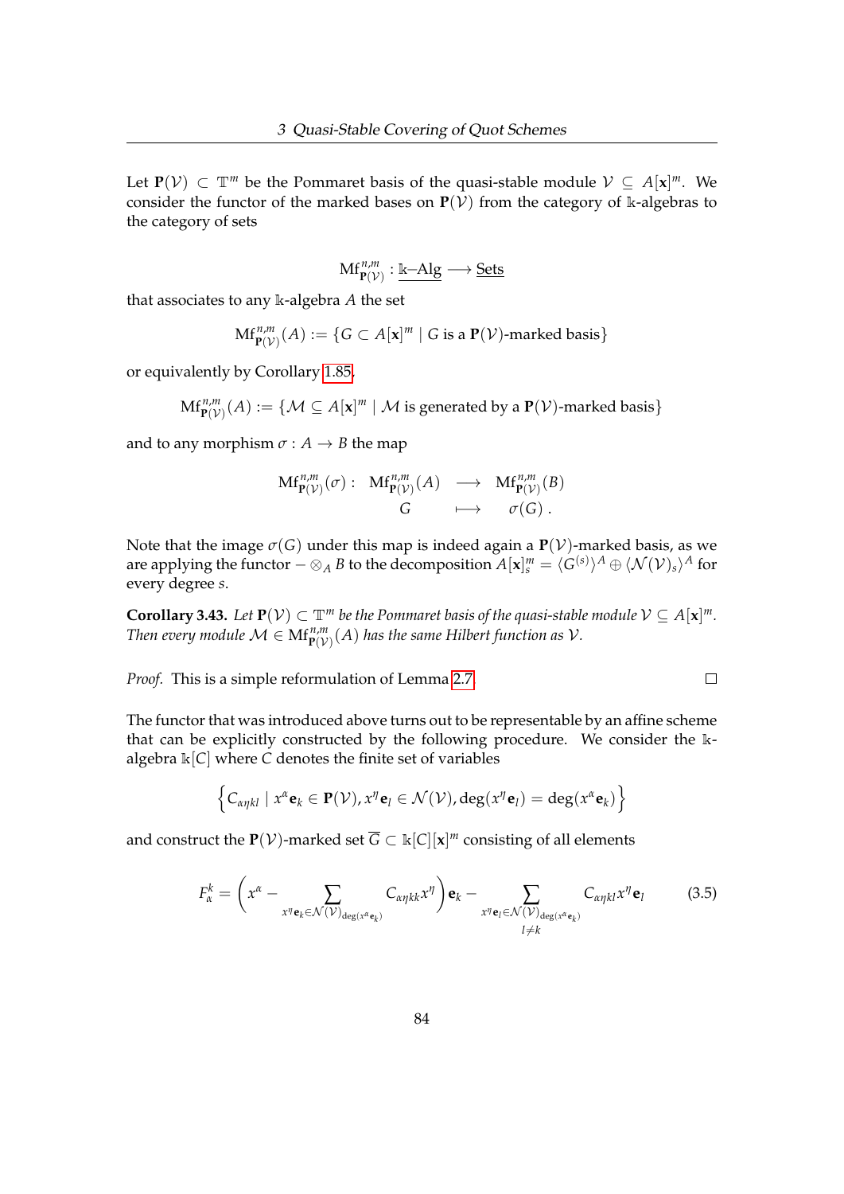Let $\mathbf{P}(\mathcal{V}) \subset \mathbb{T}^m$ be the Pommaret basis of the quasi-stable module $\mathcal{V} \subseteq A[\mathbf{x}]^m$. We consider the functor of the marked bases on $\mathbf{P}(\mathcal{V})$ from the category of $\Bbbk$-algebras to the category of sets

$$\mathrm{Mf}^{n,m}_{\mathbf{P}(\mathcal{V})} : \underline{\Bbbk\text{–Alg}} \longrightarrow \underline{\text{Sets}}$$

that associates to any $\Bbbk$-algebra $A$ the set

$$\mathrm{Mf}^{n,m}_{\mathbf{P}(\mathcal{V})}(A) := \{G \subset A[\mathbf{x}]^m \mid G \text{ is a } \mathbf{P}(\mathcal{V})\text{-marked basis}\}$$

or equivalently by Corollary 1.85,

$$\mathrm{Mf}^{n,m}_{\mathbf{P}(\mathcal{V})}(A) := \{\mathcal{M} \subseteq A[\mathbf{x}]^m \mid \mathcal{M} \text{ is generated by a } \mathbf{P}(\mathcal{V})\text{-marked basis}\}$$

and to any morphism $\sigma : A \to B$ the map

$$\begin{array}{rccc} \mathrm{Mf}^{n,m}_{\mathbf{P}(\mathcal{V})}(\sigma): & \mathrm{Mf}^{n,m}_{\mathbf{P}(\mathcal{V})}(A) & \longrightarrow & \mathrm{Mf}^{n,m}_{\mathbf{P}(\mathcal{V})}(B) \\ & G & \longmapsto & \sigma(G)\,. \end{array}$$

Note that the image $\sigma(G)$ under this map is indeed again a $\mathbf{P}(\mathcal{V})$-marked basis, as we are applying the functor $-\otimes_A B$ to the decomposition $A[\mathbf{x}]^m_s = \langle G^{(s)}\rangle^A \oplus \langle \mathcal{N}(\mathcal{V})_s\rangle^A$ for every degree $s$.

**Corollary 3.43.** *Let $\mathbf{P}(\mathcal{V}) \subset \mathbb{T}^m$ be the Pommaret basis of the quasi-stable module $\mathcal{V} \subseteq A[\mathbf{x}]^m$. Then every module $\mathcal{M} \in \mathrm{Mf}^{n,m}_{\mathbf{P}(\mathcal{V})}(A)$ has the same Hilbert function as $\mathcal{V}$.*

*Proof.* This is a simple reformulation of Lemma 2.7. □

The functor that was introduced above turns out to be representable by an affine scheme that can be explicitly constructed by the following procedure. We consider the $\Bbbk$-algebra $\Bbbk[C]$ where $C$ denotes the finite set of variables

$$\left\{ C_{\alpha\eta kl} \mid x^\alpha \mathbf{e}_k \in \mathbf{P}(\mathcal{V}), x^\eta \mathbf{e}_l \in \mathcal{N}(\mathcal{V}), \deg(x^\eta \mathbf{e}_l) = \deg(x^\alpha \mathbf{e}_k) \right\}$$

and construct the $\mathbf{P}(\mathcal{V})$-marked set $\overline{G} \subset \Bbbk[C][\mathbf{x}]^m$ consisting of all elements

$$F^k_\alpha = \left( x^\alpha - \sum_{x^\eta \mathbf{e}_k \in \mathcal{N}(\mathcal{V})_{\deg(x^\alpha \mathbf{e}_k)}} C_{\alpha\eta kk} x^\eta \right) \mathbf{e}_k - \sum_{\substack{x^\eta \mathbf{e}_l \in \mathcal{N}(\mathcal{V})_{\deg(x^\alpha \mathbf{e}_k)} \\ l \neq k}} C_{\alpha\eta kl} x^\eta \mathbf{e}_l \tag{3.5}$$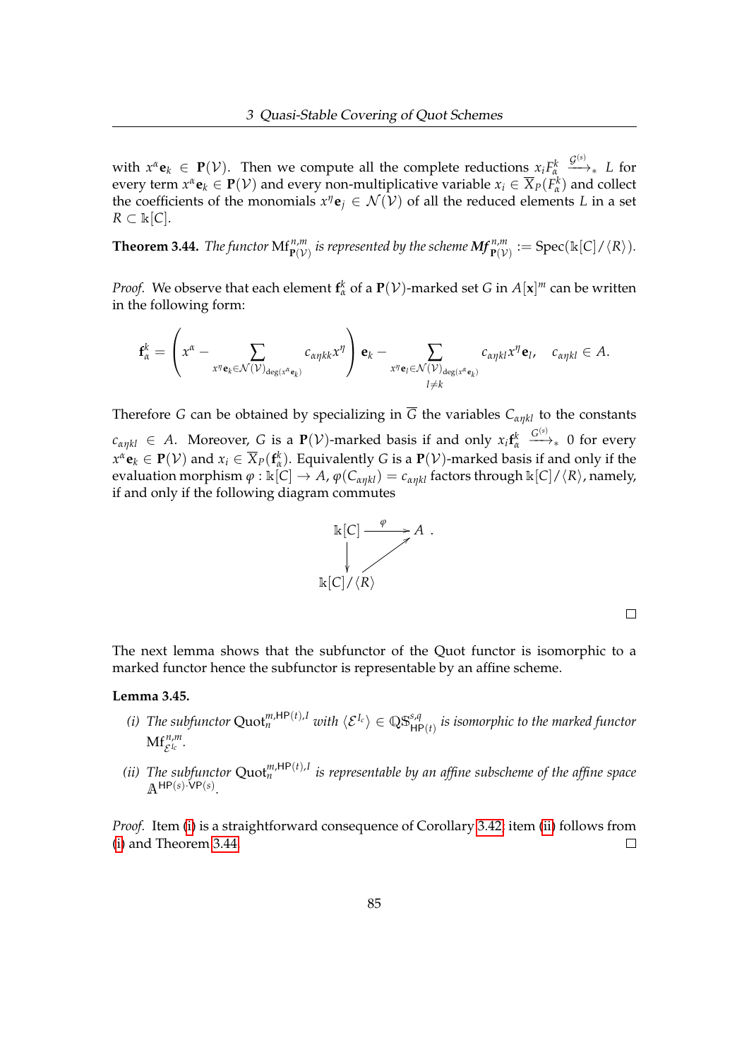with $x^\alpha \mathbf{e}_k \in \mathbf{P}(\mathcal{V})$. Then we compute all the complete reductions $x_i F^k_\alpha \xrightarrow{\mathcal{G}^{(s)}}_* L$ for every term $x^\alpha \mathbf{e}_k \in \mathbf{P}(\mathcal{V})$ and every non-multiplicative variable $x_i \in \overline{X}_P(F^k_\alpha)$ and collect the coefficients of the monomials $x^\eta \mathbf{e}_j \in \mathcal{N}(\mathcal{V})$ of all the reduced elements $L$ in a set $R \subset \mathbb{k}[C]$.

**Theorem 3.44.** *The functor* $\mathrm{Mf}^{n,m}_{\mathbf{P}(\mathcal{V})}$ *is represented by the scheme* $\boldsymbol{Mf}^{n,m}_{\mathbf{P}(\mathcal{V})} := \mathrm{Spec}(\mathbb{k}[C]/\langle R\rangle)$.

*Proof.* We observe that each element $\mathbf{f}^k_\alpha$ of a $\mathbf{P}(\mathcal{V})$-marked set $G$ in $A[\mathbf{x}]^m$ can be written in the following form:

$$\mathbf{f}^k_\alpha = \left( x^\alpha - \sum_{x^\eta \mathbf{e}_k \in \mathcal{N}(\mathcal{V})_{\deg(x^\alpha \mathbf{e}_k)}} c_{\alpha\eta kk} x^\eta \right) \mathbf{e}_k - \sum_{\substack{x^\eta \mathbf{e}_l \in \mathcal{N}(\mathcal{V})_{\deg(x^\alpha \mathbf{e}_k)} \\ l \neq k}} c_{\alpha\eta kl} x^\eta \mathbf{e}_l, \quad c_{\alpha\eta kl} \in A.$$

Therefore $G$ can be obtained by specializing in $\overline{G}$ the variables $C_{\alpha\eta kl}$ to the constants $c_{\alpha\eta kl} \in A$. Moreover, $G$ is a $\mathbf{P}(\mathcal{V})$-marked basis if and only $x_i \mathbf{f}^k_\alpha \xrightarrow{G^{(s)}}_* 0$ for every $x^\alpha \mathbf{e}_k \in \mathbf{P}(\mathcal{V})$ and $x_i \in \overline{X}_P(\mathbf{f}^k_\alpha)$. Equivalently $G$ is a $\mathbf{P}(\mathcal{V})$-marked basis if and only if the evaluation morphism $\varphi : \mathbb{k}[C] \to A$, $\varphi(C_{\alpha\eta kl}) = c_{\alpha\eta kl}$ factors through $\mathbb{k}[C]/\langle R\rangle$, namely, if and only if the following diagram commutes

$$\begin{array}{ccc} \mathbb{k}[C] & \xrightarrow{\varphi} & A \\ \downarrow & \nearrow & \\ \mathbb{k}[C]/\langle R\rangle & & \end{array}$$

□

The next lemma shows that the subfunctor of the Quot functor is isomorphic to a marked functor hence the subfunctor is representable by an affine scheme.

**Lemma 3.45.**

*(i) The subfunctor* $\mathrm{Quot}^{m,\mathsf{HP}(t),I}_n$ *with* $\langle \mathcal{E}^{I_c}\rangle \in \mathbb{QS}^{s,q}_{\mathsf{HP}(t)}$ *is isomorphic to the marked functor* $\mathrm{Mf}^{n,m}_{\mathcal{E}^{I_c}}$.

*(ii) The subfunctor* $\mathrm{Quot}^{m,\mathsf{HP}(t),I}_n$ *is representable by an affine subscheme of the affine space* $\mathbb{A}^{\mathsf{HP}(s)\cdot\mathsf{VP}(s)}$.

*Proof.* Item (i) is a straightforward consequence of Corollary 3.42; item (ii) follows from (i) and Theorem 3.44. □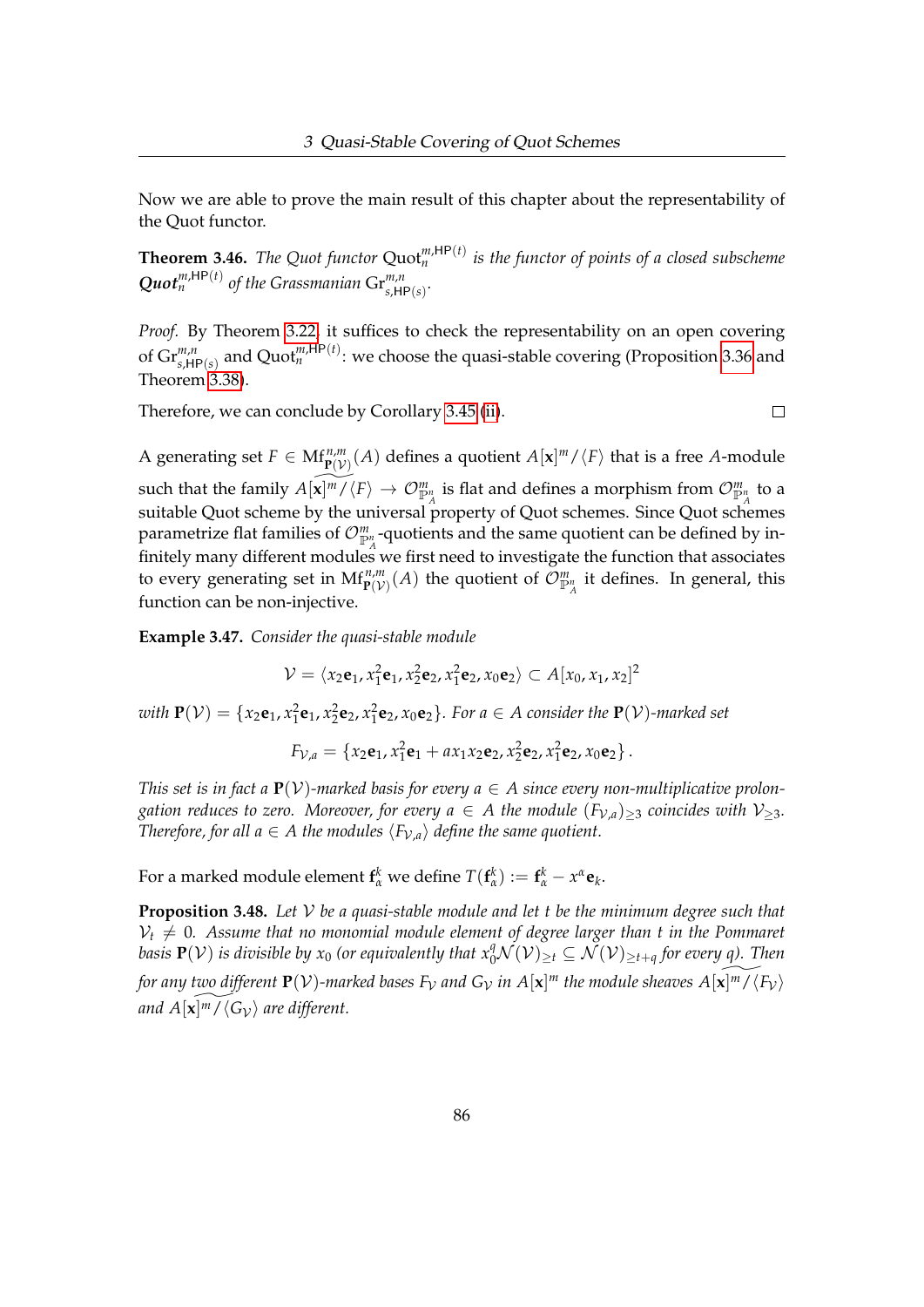Now we are able to prove the main result of this chapter about the representability of the Quot functor.

**Theorem 3.46.** *The Quot functor $\mathrm{Quot}_n^{m,\mathsf{HP}(t)}$ is the functor of points of a closed subscheme $\mathbf{Quot}_n^{m,\mathsf{HP}(t)}$ of the Grassmanian $\mathrm{Gr}_{s,\mathsf{HP}(s)}^{m,n}$.*

*Proof.* By Theorem 3.22, it suffices to check the representability on an open covering of $\mathrm{Gr}_{s,\mathsf{HP}(s)}^{m,n}$ and $\mathrm{Quot}_n^{m,\mathsf{HP}(t)}$: we choose the quasi-stable covering (Proposition 3.36 and Theorem 3.38).

Therefore, we can conclude by Corollary 3.45 (ii). ☐

A generating set $F \in \mathrm{Mf}_{\mathbf{P}(\mathcal{V})}^{n,m}(A)$ defines a quotient $A[\mathbf{x}]^m/\langle F\rangle$ that is a free $A$-module such that the family $\widetilde{A[\mathbf{x}]^m/\langle F\rangle} \to \mathcal{O}_{\mathbb{P}_A^n}^m$ is flat and defines a morphism from $\mathcal{O}_{\mathbb{P}_A^n}^m$ to a suitable Quot scheme by the universal property of Quot schemes. Since Quot schemes parametrize flat families of $\mathcal{O}_{\mathbb{P}_A^n}^m$-quotients and the same quotient can be defined by infinitely many different modules we first need to investigate the function that associates to every generating set in $\mathrm{Mf}_{\mathbf{P}(\mathcal{V})}^{n,m}(A)$ the quotient of $\mathcal{O}_{\mathbb{P}_A^n}^m$ it defines. In general, this function can be non-injective.

**Example 3.47.** *Consider the quasi-stable module*

$$\mathcal{V} = \langle x_2\mathbf{e}_1, x_1^2\mathbf{e}_1, x_2^2\mathbf{e}_2, x_1^2\mathbf{e}_2, x_0\mathbf{e}_2\rangle \subset A[x_0,x_1,x_2]^2$$

*with $\mathbf{P}(\mathcal{V}) = \{x_2\mathbf{e}_1, x_1^2\mathbf{e}_1, x_2^2\mathbf{e}_2, x_1^2\mathbf{e}_2, x_0\mathbf{e}_2\}$. For $a \in A$ consider the $\mathbf{P}(\mathcal{V})$-marked set*

$$F_{\mathcal{V},a} = \{x_2\mathbf{e}_1, x_1^2\mathbf{e}_1 + ax_1x_2\mathbf{e}_2, x_2^2\mathbf{e}_2, x_1^2\mathbf{e}_2, x_0\mathbf{e}_2\}\,.$$

*This set is in fact a $\mathbf{P}(\mathcal{V})$-marked basis for every $a \in A$ since every non-multiplicative prolongation reduces to zero. Moreover, for every $a \in A$ the module $(F_{\mathcal{V},a})_{\geq 3}$ coincides with $\mathcal{V}_{\geq 3}$. Therefore, for all $a \in A$ the modules $\langle F_{\mathcal{V},a}\rangle$ define the same quotient.*

For a marked module element $\mathbf{f}_\alpha^k$ we define $T(\mathbf{f}_\alpha^k) := \mathbf{f}_\alpha^k - x^\alpha\mathbf{e}_k$.

**Proposition 3.48.** *Let $\mathcal{V}$ be a quasi-stable module and let $t$ be the minimum degree such that $\mathcal{V}_t \neq 0$. Assume that no monomial module element of degree larger than $t$ in the Pommaret basis $\mathbf{P}(\mathcal{V})$ is divisible by $x_0$ (or equivalently that $x_0^q\mathcal{N}(\mathcal{V})_{\geq t} \subseteq \mathcal{N}(\mathcal{V})_{\geq t+q}$ for every $q$). Then for any two different $\mathbf{P}(\mathcal{V})$-marked bases $F_\mathcal{V}$ and $G_\mathcal{V}$ in $A[\mathbf{x}]^m$ the module sheaves $\widetilde{A[\mathbf{x}]^m/\langle F_\mathcal{V}\rangle}$ and $\widetilde{A[\mathbf{x}]^m/\langle G_\mathcal{V}\rangle}$ are different.*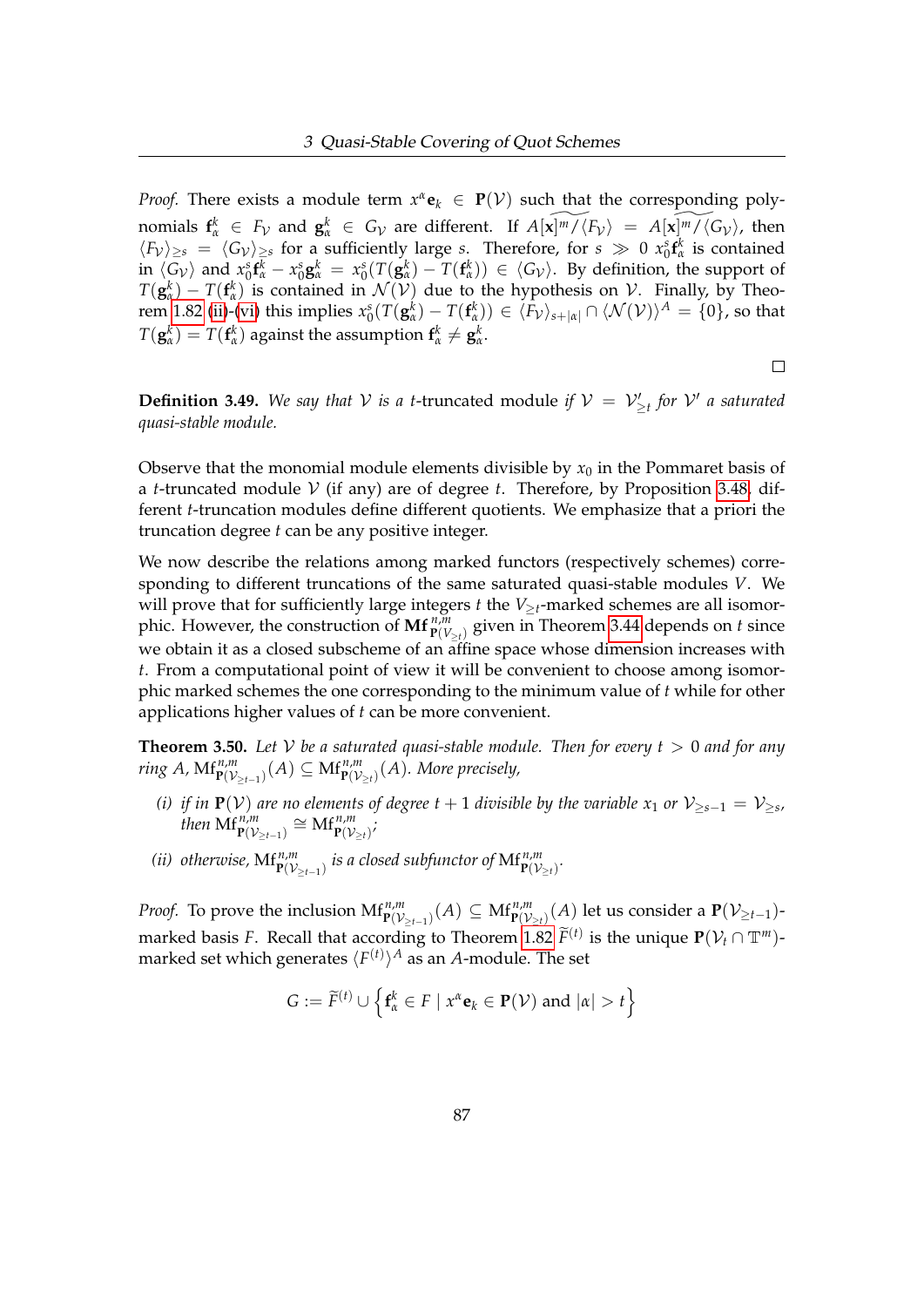*Proof.* There exists a module term $x^\alpha \mathbf{e}_k \in \mathbf{P}(\mathcal{V})$ such that the corresponding polynomials $\mathbf{f}^k_\alpha \in F_\mathcal{V}$ and $\mathbf{g}^k_\alpha \in G_\mathcal{V}$ are different. If $\widetilde{A[\mathbf{x}]^m/\langle F_\mathcal{V}\rangle} = \widetilde{A[\mathbf{x}]^m/\langle G_\mathcal{V}\rangle}$, then $\langle F_\mathcal{V}\rangle_{\geq s} = \langle G_\mathcal{V}\rangle_{\geq s}$ for a sufficiently large $s$. Therefore, for $s \gg 0$ $x_0^s \mathbf{f}^k_\alpha$ is contained in $\langle G_\mathcal{V}\rangle$ and $x_0^s\mathbf{f}^k_\alpha - x_0^s\mathbf{g}^k_\alpha = x_0^s(T(\mathbf{g}^k_\alpha) - T(\mathbf{f}^k_\alpha)) \in \langle G_\mathcal{V}\rangle$. By definition, the support of $T(\mathbf{g}^k_\alpha) - T(\mathbf{f}^k_\alpha)$ is contained in $\mathcal{N}(\mathcal{V})$ due to the hypothesis on $\mathcal{V}$. Finally, by Theorem 1.82 (ii)-(vi) this implies $x_0^s(T(\mathbf{g}^k_\alpha) - T(\mathbf{f}^k_\alpha)) \in \langle F_\mathcal{V}\rangle_{s+|\alpha|} \cap \langle \mathcal{N}(\mathcal{V})\rangle^A = \{0\}$, so that $T(\mathbf{g}^k_\alpha) = T(\mathbf{f}^k_\alpha)$ against the assumption $\mathbf{f}^k_\alpha \neq \mathbf{g}^k_\alpha$. ∎

**Definition 3.49.** *We say that $\mathcal{V}$ is a $t$-*truncated module *if $\mathcal{V} = \mathcal{V}'_{\geq t}$ for $\mathcal{V}'$ a saturated quasi-stable module.*

Observe that the monomial module elements divisible by $x_0$ in the Pommaret basis of a $t$-truncated module $\mathcal{V}$ (if any) are of degree $t$. Therefore, by Proposition 3.48, different $t$-truncation modules define different quotients. We emphasize that a priori the truncation degree $t$ can be any positive integer.

We now describe the relations among marked functors (respectively schemes) corresponding to different truncations of the same saturated quasi-stable modules $V$. We will prove that for sufficiently large integers $t$ the $V_{\geq t}$-marked schemes are all isomorphic. However, the construction of $\mathbf{Mf}^{n,m}_{\mathbf{P}(\mathcal{V}_{\geq t})}$ given in Theorem 3.44 depends on $t$ since we obtain it as a closed subscheme of an affine space whose dimension increases with $t$. From a computational point of view it will be convenient to choose among isomorphic marked schemes the one corresponding to the minimum value of $t$ while for other applications higher values of $t$ can be more convenient.

**Theorem 3.50.** *Let $\mathcal{V}$ be a saturated quasi-stable module. Then for every $t > 0$ and for any ring $A$, $\mathrm{Mf}^{n,m}_{\mathbf{P}(\mathcal{V}_{\geq t-1})}(A) \subseteq \mathrm{Mf}^{n,m}_{\mathbf{P}(\mathcal{V}_{\geq t})}(A)$. More precisely,*

*(i) if in $\mathbf{P}(\mathcal{V})$ are no elements of degree $t+1$ divisible by the variable $x_1$ or $\mathcal{V}_{\geq s-1} = \mathcal{V}_{\geq s}$, then $\mathrm{Mf}^{n,m}_{\mathbf{P}(\mathcal{V}_{\geq t-1})} \cong \mathrm{Mf}^{n,m}_{\mathbf{P}(\mathcal{V}_{\geq t})}$;*

*(ii) otherwise, $\mathrm{Mf}^{n,m}_{\mathbf{P}(\mathcal{V}_{\geq t-1})}$ is a closed subfunctor of $\mathrm{Mf}^{n,m}_{\mathbf{P}(\mathcal{V}_{\geq t})}$.*

*Proof.* To prove the inclusion $\mathrm{Mf}^{n,m}_{\mathbf{P}(\mathcal{V}_{\geq t-1})}(A) \subseteq \mathrm{Mf}^{n,m}_{\mathbf{P}(\mathcal{V}_{\geq t})}(A)$ let us consider a $\mathbf{P}(\mathcal{V}_{\geq t-1})$-marked basis $F$. Recall that according to Theorem 1.82 $\widetilde{F}^{(t)}$ is the unique $\mathbf{P}(\mathcal{V}_t \cap \mathbb{T}^m)$-marked set which generates $\langle F^{(t)}\rangle^A$ as an $A$-module. The set

$$G := \widetilde{F}^{(t)} \cup \left\{ \mathbf{f}^k_\alpha \in F \mid x^\alpha \mathbf{e}_k \in \mathbf{P}(\mathcal{V}) \text{ and } |\alpha| > t \right\}$$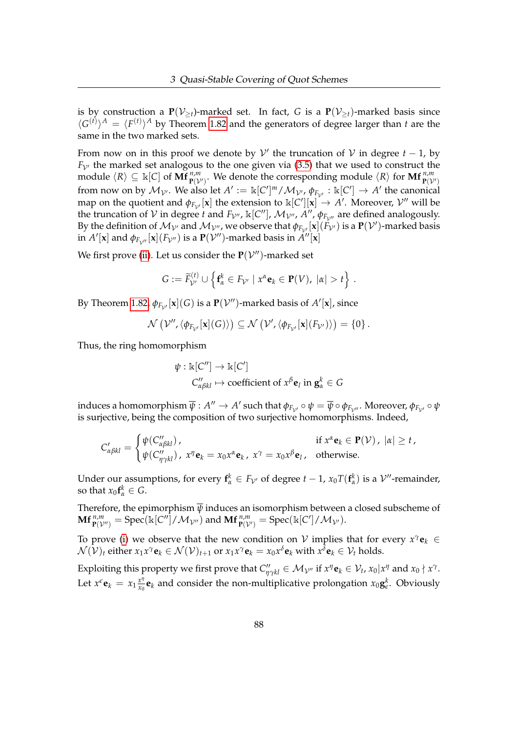is by construction a $\mathbf{P}(\mathcal{V}_{\geq t})$-marked set. In fact, $G$ is a $\mathbf{P}(\mathcal{V}_{\geq t})$-marked basis since $\langle G^{(t)}\rangle^A = \langle F^{(t)}\rangle^A$ by Theorem 1.82 and the generators of degree larger than $t$ are the same in the two marked sets.

From now on in this proof we denote by $\mathcal{V}'$ the truncation of $\mathcal{V}$ in degree $t-1$, by $F_{\mathcal{V}'}$ the marked set analogous to the one given via (3.5) that we used to construct the module $\langle R\rangle \subseteq \Bbbk[C]$ of $\mathbf{Mf}^{n,m}_{\mathbf{P}(\mathcal{V}')}$. We denote the corresponding module $\langle R\rangle$ for $\mathbf{Mf}^{n,m}_{\mathbf{P}(\mathcal{V}')}$ from now on by $\mathcal{M}_{\mathcal{V}'}$. We also let $A' := \Bbbk[C']^m/\mathcal{M}_{\mathcal{V}'}$, $\phi_{F_{\mathcal{V}'}} : \Bbbk[C'] \to A'$ the canonical map on the quotient and $\phi_{F_{\mathcal{V}'}}[\mathbf{x}]$ the extension to $\Bbbk[C'][\mathbf{x}] \to A'$. Moreover, $\mathcal{V}''$ will be the truncation of $\mathcal{V}$ in degree $t$ and $F_{\mathcal{V}''}$, $\Bbbk[C'']$, $\mathcal{M}_{\mathcal{V}''}$, $A''$, $\phi_{F_{\mathcal{V}''}}$ are defined analogously. By the definition of $\mathcal{M}_{\mathcal{V}'}$ and $\mathcal{M}_{\mathcal{V}''}$, we observe that $\phi_{F_{\mathcal{V}'}}[\mathbf{x}](F_{\mathcal{V}'})$ is a $\mathbf{P}(\mathcal{V}')$-marked basis in $A'[\mathbf{x}]$ and $\phi_{F_{\mathcal{V}''}}[\mathbf{x}](F_{\mathcal{V}''})$ is a $\mathbf{P}(\mathcal{V}'')$-marked basis in $A''[\mathbf{x}]$

We first prove (ii). Let us consider the $\mathbf{P}(\mathcal{V}'')$-marked set

$$G := \widetilde{F}^{(t)}_{\mathcal{V}'} \cup \left\{ \mathbf{f}^k_\alpha \in F_{\mathcal{V}'} \mid x^\alpha \mathbf{e}_k \in \mathbf{P}(V),\ |\alpha| > t \right\}.$$

By Theorem 1.82, $\phi_{F_{\mathcal{V}'}}[\mathbf{x}](G)$ is a $\mathbf{P}(\mathcal{V}'')$-marked basis of $A'[\mathbf{x}]$, since

$$\mathcal{N}\left(\mathcal{V}'', \langle \phi_{F_{\mathcal{V}'}}[\mathbf{x}](G)\rangle\right) \subseteq \mathcal{N}\left(\mathcal{V}', \langle \phi_{F_{\mathcal{V}'}}[\mathbf{x}](F_{\mathcal{V}'})\rangle\right) = \{0\}.$$

Thus, the ring homomorphism

$$\begin{aligned} \psi : \Bbbk[C''] &\to \Bbbk[C'] \\ C''_{\alpha\beta kl} &\mapsto \text{coefficient of } x^\beta \mathbf{e}_l \text{ in } \mathbf{g}^k_\alpha \in G \end{aligned}$$

induces a homomorphism $\overline{\psi} : A'' \to A'$ such that $\phi_{F_{\mathcal{V}'}} \circ \psi = \overline{\psi} \circ \phi_{F_{\mathcal{V}''}}$. Moreover, $\phi_{F_{\mathcal{V}'}} \circ \psi$ is surjective, being the composition of two surjective homomorphisms. Indeed,

$$C'_{\alpha\beta kl} = \begin{cases} \psi(C''_{\alpha\beta kl}), & \text{if } x^\alpha \mathbf{e}_k \in \mathbf{P}(\mathcal{V}),\ |\alpha| \geq t, \\ \psi(C''_{\eta\gamma kl}),\ x^\eta \mathbf{e}_k = x_0 x^\alpha \mathbf{e}_k,\ x^\gamma = x_0 x^\beta \mathbf{e}_l, & \text{otherwise.} \end{cases}$$

Under our assumptions, for every $\mathbf{f}^k_\alpha \in F_{\mathcal{V}'}$ of degree $t-1$, $x_0 T(\mathbf{f}^k_\alpha)$ is a $\mathcal{V}''$-remainder, so that $x_0 \mathbf{f}^k_\alpha \in G$.

Therefore, the epimorphism $\overline{\psi}$ induces an isomorphism between a closed subscheme of $\mathbf{Mf}^{n,m}_{\mathbf{P}(\mathcal{V}'')} = \operatorname{Spec}(\Bbbk[C'']/\mathcal{M}_{\mathcal{V}''})$ and $\mathbf{Mf}^{n,m}_{\mathbf{P}(\mathcal{V}')} = \operatorname{Spec}(\Bbbk[C']/\mathcal{M}_{\mathcal{V}'})$.

To prove (i) we observe that the new condition on $\mathcal{V}$ implies that for every $x^\gamma \mathbf{e}_k \in \mathcal{N}(\mathcal{V})_t$ either $x_1 x^\gamma \mathbf{e}_k \in \mathcal{N}(\mathcal{V})_{t+1}$ or $x_1 x^\gamma \mathbf{e}_k = x_0 x^\delta \mathbf{e}_k$ with $x^\delta \mathbf{e}_k \in \mathcal{V}_t$ holds.

Exploiting this property we first prove that $C''_{\eta\gamma kl} \in \mathcal{M}_{\mathcal{V}''}$ if $x^\eta \mathbf{e}_k \in \mathcal{V}_t$, $x_0 | x^\eta$ and $x_0 \nmid x^\gamma$. Let $x^\epsilon \mathbf{e}_k = x_1 \frac{x^\eta}{x_0} \mathbf{e}_k$ and consider the non-multiplicative prolongation $x_0 \mathbf{g}^k_\epsilon$. Obviously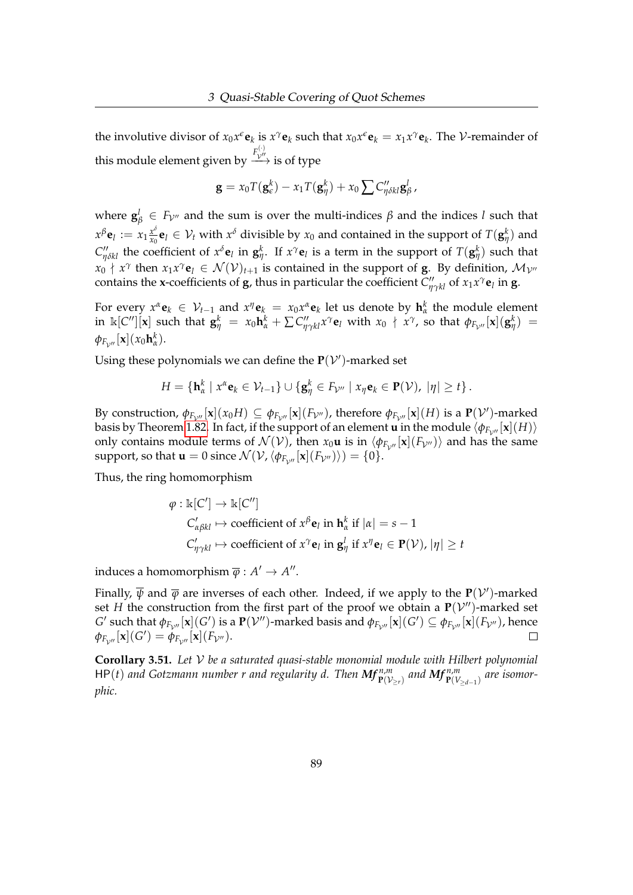the involutive divisor of $x_0 x^\epsilon \mathbf{e}_k$ is $x^\gamma \mathbf{e}_k$ such that $x_0 x^\epsilon \mathbf{e}_k = x_1 x^\gamma \mathbf{e}_k$. The $\mathcal{V}$-remainder of this module element given by $\xrightarrow{F^{(\cdot)}_{\mathcal{V}''}}$ is of type

$$\mathbf{g} = x_0 T(\mathbf{g}^k_\epsilon) - x_1 T(\mathbf{g}^k_\eta) + x_0 \sum C''_{\eta\delta kl} \mathbf{g}^l_\beta,$$

where $\mathbf{g}^l_\beta \in F_{\mathcal{V}''}$ and the sum is over the multi-indices $\beta$ and the indices $l$ such that $x^\beta \mathbf{e}_l := x_1 \frac{x^\delta}{x_0} \mathbf{e}_l \in \mathcal{V}_t$ with $x^\delta$ divisible by $x_0$ and contained in the support of $T(\mathbf{g}^k_\eta)$ and $C''_{\eta\delta kl}$ the coefficient of $x^\delta \mathbf{e}_l$ in $\mathbf{g}^k_\eta$. If $x^\gamma \mathbf{e}_l$ is a term in the support of $T(\mathbf{g}^k_\eta)$ such that $x_0 \nmid x^\gamma$ then $x_1 x^\gamma \mathbf{e}_l \in \mathcal{N}(\mathcal{V})_{t+1}$ is contained in the support of $\mathbf{g}$. By definition, $\mathcal{M}_{\mathcal{V}''}$ contains the $\mathbf{x}$-coefficients of $\mathbf{g}$, thus in particular the coefficient $C''_{\eta\gamma kl}$ of $x_1 x^\gamma \mathbf{e}_l$ in $\mathbf{g}$.

For every $x^\alpha \mathbf{e}_k \in \mathcal{V}_{t-1}$ and $x^\eta \mathbf{e}_k = x_0 x^\alpha \mathbf{e}_k$ let us denote by $\mathbf{h}^k_\alpha$ the module element in $\Bbbk[C''][\mathbf{x}]$ such that $\mathbf{g}^k_\eta = x_0 \mathbf{h}^k_\alpha + \sum C''_{\eta\gamma kl} x^\gamma \mathbf{e}_l$ with $x_0 \nmid x^\gamma$, so that $\phi_{F_{\mathcal{V}''}}[\mathbf{x}](\mathbf{g}^k_\eta) = \phi_{F_{\mathcal{V}''}}[\mathbf{x}](x_0 \mathbf{h}^k_\alpha)$.

Using these polynomials we can define the $\mathbf{P}(\mathcal{V}')$-marked set

$$H = \{\mathbf{h}^k_\alpha \mid x^\alpha \mathbf{e}_k \in \mathcal{V}_{t-1}\} \cup \{\mathbf{g}^k_\eta \in F_{\mathcal{V}''} \mid x_\eta \mathbf{e}_k \in \mathbf{P}(\mathcal{V}),\ |\eta| \geq t\}.$$

By construction, $\phi_{F_{\mathcal{V}''}}[\mathbf{x}](x_0 H) \subseteq \phi_{F_{\mathcal{V}''}}[\mathbf{x}](F_{\mathcal{V}''})$, therefore $\phi_{F_{\mathcal{V}''}}[\mathbf{x}](H)$ is a $\mathbf{P}(\mathcal{V}')$-marked basis by Theorem 1.82. In fact, if the support of an element $\mathbf{u}$ in the module $\langle \phi_{F_{\mathcal{V}''}}[\mathbf{x}](H) \rangle$ only contains module terms of $\mathcal{N}(\mathcal{V})$, then $x_0 \mathbf{u}$ is in $\langle \phi_{F_{\mathcal{V}''}}[\mathbf{x}](F_{\mathcal{V}''}) \rangle$ and has the same support, so that $\mathbf{u} = 0$ since $\mathcal{N}(\mathcal{V}, \langle \phi_{F_{\mathcal{V}''}}[\mathbf{x}](F_{\mathcal{V}''}) \rangle) = \{0\}$.

Thus, the ring homomorphism

$$\begin{aligned}
\varphi : \Bbbk[C'] &\to \Bbbk[C''] \\
C'_{\alpha\beta kl} &\mapsto \text{coefficient of } x^\beta \mathbf{e}_l \text{ in } \mathbf{h}^k_\alpha \text{ if } |\alpha| = s-1 \\
C'_{\eta\gamma kl} &\mapsto \text{coefficient of } x^\gamma \mathbf{e}_l \text{ in } \mathbf{g}^l_\eta \text{ if } x^\eta \mathbf{e}_l \in \mathbf{P}(\mathcal{V}),\ |\eta| \geq t
\end{aligned}$$

induces a homomorphism $\overline{\varphi} : A' \to A''$.

Finally, $\overline{\psi}$ and $\overline{\varphi}$ are inverses of each other. Indeed, if we apply to the $\mathbf{P}(\mathcal{V}')$-marked set $H$ the construction from the first part of the proof we obtain a $\mathbf{P}(\mathcal{V}'')$-marked set $G'$ such that $\phi_{F_{\mathcal{V}''}}[\mathbf{x}](G')$ is a $\mathbf{P}(\mathcal{V}'')$-marked basis and $\phi_{F_{\mathcal{V}''}}[\mathbf{x}](G') \subseteq \phi_{F_{\mathcal{V}''}}[\mathbf{x}](F_{\mathcal{V}''})$, hence $\phi_{F_{\mathcal{V}''}}[\mathbf{x}](G') = \phi_{F_{\mathcal{V}''}}[\mathbf{x}](F_{\mathcal{V}''})$. ◻

**Corollary 3.51.** *Let $\mathcal{V}$ be a saturated quasi-stable monomial module with Hilbert polynomial $\mathsf{HP}(t)$ and Gotzmann number $r$ and regularity $d$. Then $\boldsymbol{Mf}^{n,m}_{\mathbf{P}(\mathcal{V}_{\geq r})}$ and $\boldsymbol{Mf}^{n,m}_{\mathbf{P}(\mathcal{V}_{\geq d-1})}$ are isomorphic.*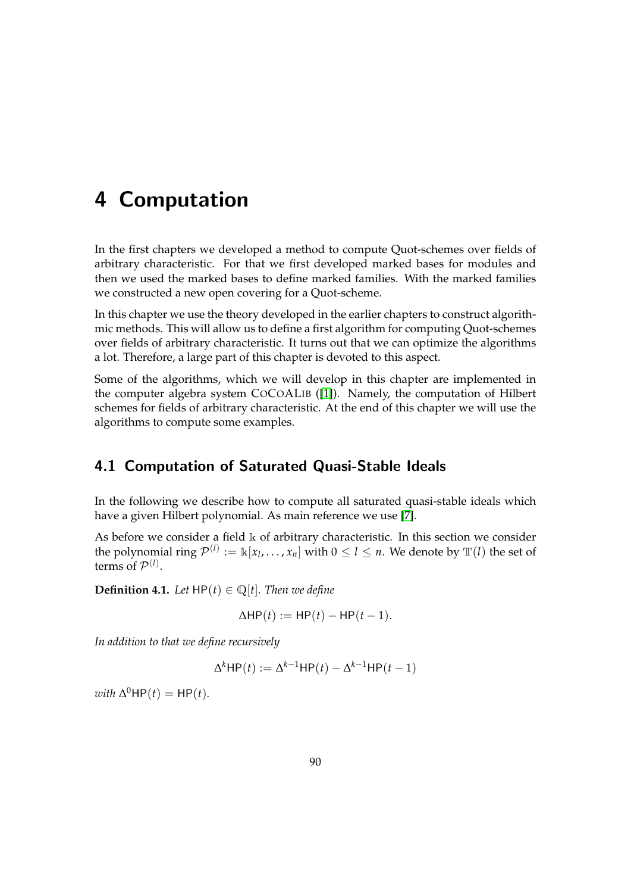# 4 Computation

In the first chapters we developed a method to compute Quot-schemes over fields of arbitrary characteristic. For that we first developed marked bases for modules and then we used the marked bases to define marked families. With the marked families we constructed a new open covering for a Quot-scheme.

In this chapter we use the theory developed in the earlier chapters to construct algorithmic methods. This will allow us to define a first algorithm for computing Quot-schemes over fields of arbitrary characteristic. It turns out that we can optimize the algorithms a lot. Therefore, a large part of this chapter is devoted to this aspect.

Some of the algorithms, which we will develop in this chapter are implemented in the computer algebra system CoCoALib ([1]). Namely, the computation of Hilbert schemes for fields of arbitrary characteristic. At the end of this chapter we will use the algorithms to compute some examples.

## 4.1 Computation of Saturated Quasi-Stable Ideals

In the following we describe how to compute all saturated quasi-stable ideals which have a given Hilbert polynomial. As main reference we use [7].

As before we consider a field $\mathbb{k}$ of arbitrary characteristic. In this section we consider the polynomial ring $\mathcal{P}^{(l)} := \mathbb{k}[x_l, \dots, x_n]$ with $0 \le l \le n$. We denote by $\mathbb{T}(l)$ the set of terms of $\mathcal{P}^{(l)}$.

**Definition 4.1.** *Let* $\mathsf{HP}(t) \in \mathbb{Q}[t]$. *Then we define*

$$\Delta\mathsf{HP}(t) := \mathsf{HP}(t) - \mathsf{HP}(t-1).$$

*In addition to that we define recursively*

$$\Delta^k\mathsf{HP}(t) := \Delta^{k-1}\mathsf{HP}(t) - \Delta^{k-1}\mathsf{HP}(t-1)$$

*with* $\Delta^0\mathsf{HP}(t) = \mathsf{HP}(t)$.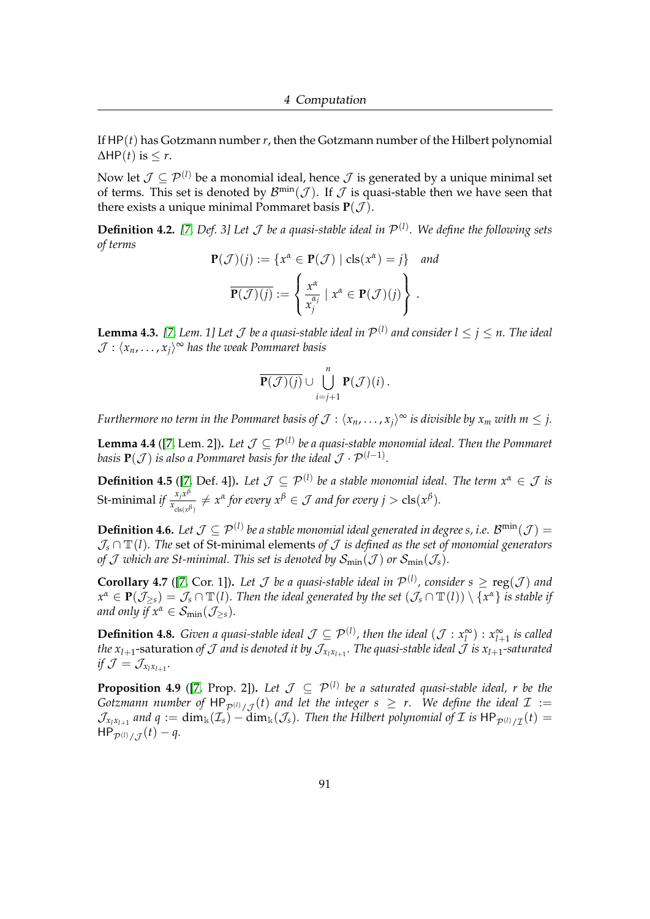If $\mathsf{HP}(t)$ has Gotzmann number $r$, then the Gotzmann number of the Hilbert polynomial $\Delta\mathsf{HP}(t)$ is $\leq r$.

Now let $\mathcal{J} \subseteq \mathcal{P}^{(l)}$ be a monomial ideal, hence $\mathcal{J}$ is generated by a unique minimal set of terms. This set is denoted by $\mathcal{B}^{\min}(\mathcal{J})$. If $\mathcal{J}$ is quasi-stable then we have seen that there exists a unique minimal Pommaret basis $\mathbf{P}(\mathcal{J})$.

**Definition 4.2.** *[7, Def. 3] Let $\mathcal{J}$ be a quasi-stable ideal in $\mathcal{P}^{(l)}$. We define the following sets of terms*

$$\mathbf{P}(\mathcal{J})(j) := \{x^\alpha \in \mathbf{P}(\mathcal{J}) \mid \operatorname{cls}(x^\alpha) = j\} \quad \textit{and}$$

$$\overline{\mathbf{P}(\mathcal{J})(j)} := \left\{ \frac{x^\alpha}{x_j^{\alpha_j}} \mid x^\alpha \in \mathbf{P}(\mathcal{J})(j) \right\}.$$

**Lemma 4.3.** *[7, Lem. 1] Let $\mathcal{J}$ be a quasi-stable ideal in $\mathcal{P}^{(l)}$ and consider $l \leq j \leq n$. The ideal $\mathcal{J} : \langle x_n, \ldots, x_j \rangle^\infty$ has the weak Pommaret basis*

$$\overline{\mathbf{P}(\mathcal{J})(j)} \cup \bigcup_{i=j+1}^{n} \mathbf{P}(\mathcal{J})(i).$$

*Furthermore no term in the Pommaret basis of $\mathcal{J} : \langle x_n, \ldots, x_j \rangle^\infty$ is divisible by $x_m$ with $m \leq j$.*

**Lemma 4.4** ([7, Lem. 2])**.** *Let $\mathcal{J} \subseteq \mathcal{P}^{(l)}$ be a quasi-stable monomial ideal. Then the Pommaret basis $\mathbf{P}(\mathcal{J})$ is also a Pommaret basis for the ideal $\mathcal{J} \cdot \mathcal{P}^{(l-1)}$.*

**Definition 4.5** ([7, Def. 4])**.** *Let $\mathcal{J} \subseteq \mathcal{P}^{(l)}$ be a stable monomial ideal. The term $x^\alpha \in \mathcal{J}$ is* St-minimal *if $\frac{x_j x^\beta}{x_{\operatorname{cls}(x^\beta)}} \neq x^\alpha$ for every $x^\beta \in \mathcal{J}$ and for every $j > \operatorname{cls}(x^\beta)$.*

**Definition 4.6.** *Let $\mathcal{J} \subseteq \mathcal{P}^{(l)}$ be a stable monomial ideal generated in degree $s$, i.e. $\mathcal{B}^{\min}(\mathcal{J}) = \mathcal{J}_s \cap \mathbb{T}(l)$. The* set of St-minimal elements *of $\mathcal{J}$ is defined as the set of monomial generators of $\mathcal{J}$ which are St-minimal. This set is denoted by $\mathcal{S}_{\min}(\mathcal{J})$ or $\mathcal{S}_{\min}(\mathcal{J}_s)$.*

**Corollary 4.7** ([7, Cor. 1])**.** *Let $\mathcal{J}$ be a quasi-stable ideal in $\mathcal{P}^{(l)}$, consider $s \geq \operatorname{reg}(\mathcal{J})$ and $x^\alpha \in \mathbf{P}(\mathcal{J}_{\geq s}) = \mathcal{J}_s \cap \mathbb{T}(l)$. Then the ideal generated by the set $(\mathcal{J}_s \cap \mathbb{T}(l)) \setminus \{x^\alpha\}$ is stable if and only if $x^\alpha \in \mathcal{S}_{\min}(\mathcal{J}_{\geq s})$.*

**Definition 4.8.** *Given a quasi-stable ideal $\mathcal{J} \subseteq \mathcal{P}^{(l)}$, then the ideal $(\mathcal{J} : x_l^\infty) : x_{l+1}^\infty$ is called the $x_{l+1}$*-saturation *of $\mathcal{J}$ and is denoted it by $\mathcal{J}_{x_l x_{l+1}}$. The quasi-stable ideal $\mathcal{J}$ is $x_{l+1}$-saturated if $\mathcal{J} = \mathcal{J}_{x_l x_{l+1}}$.*

**Proposition 4.9** ([7, Prop. 2])**.** *Let $\mathcal{J} \subseteq \mathcal{P}^{(l)}$ be a saturated quasi-stable ideal, $r$ be the Gotzmann number of $\mathsf{HP}_{\mathcal{P}^{(l)}/\mathcal{J}}(t)$ and let the integer $s \geq r$. We define the ideal $\mathcal{I} := \mathcal{J}_{x_l x_{l+1}}$ and $q := \dim_{\Bbbk}(\mathcal{I}_s) - \dim_{\Bbbk}(\mathcal{J}_s)$. Then the Hilbert polynomial of $\mathcal{I}$ is $\mathsf{HP}_{\mathcal{P}^{(l)}/\mathcal{I}}(t) = \mathsf{HP}_{\mathcal{P}^{(l)}/\mathcal{J}}(t) - q$.*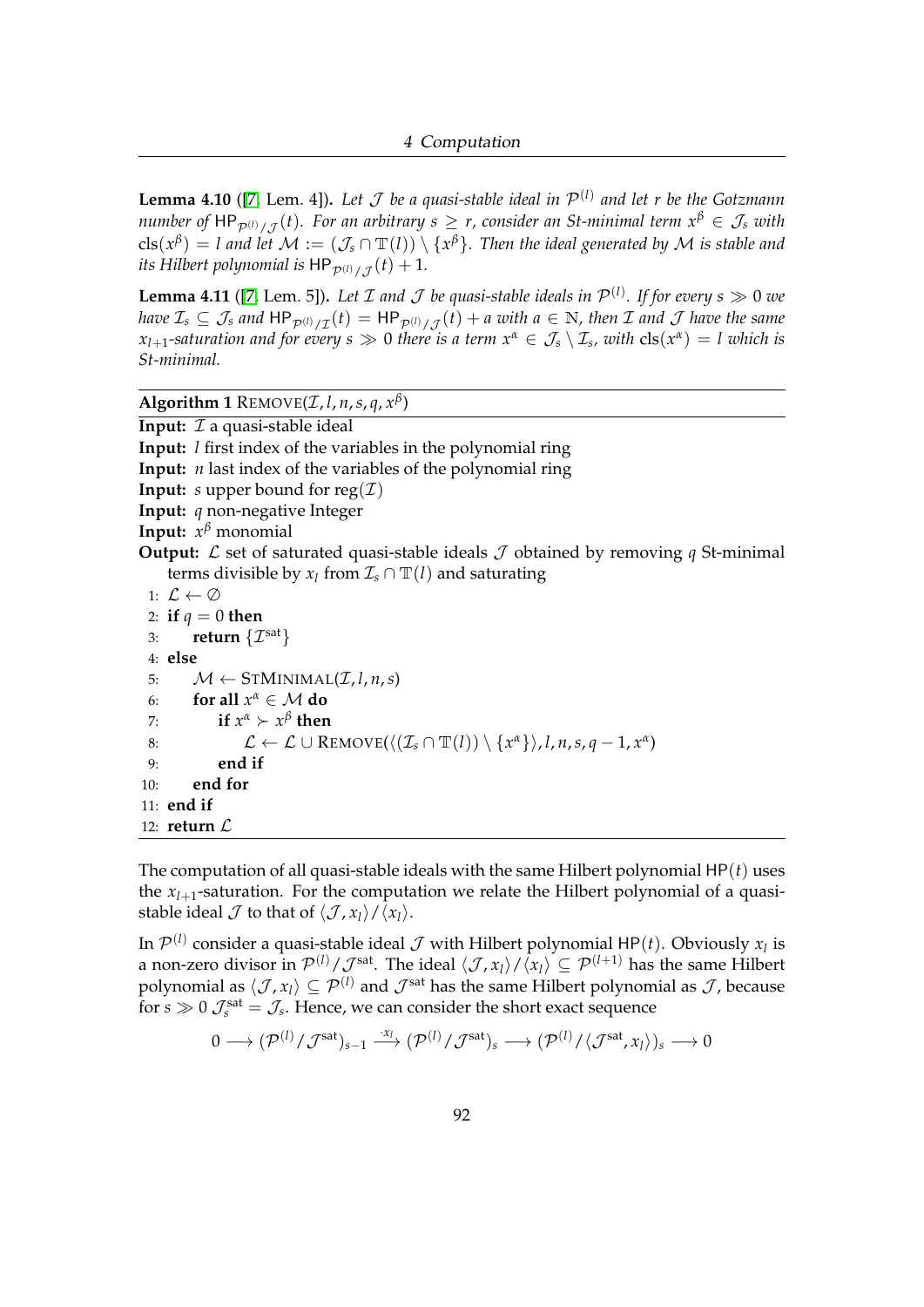**Lemma 4.10** ([7, Lem. 4])**.** *Let $\mathcal{J}$ be a quasi-stable ideal in $\mathcal{P}^{(l)}$ and let $r$ be the Gotzmann number of $\mathsf{HP}_{\mathcal{P}^{(l)}/\mathcal{J}}(t)$. For an arbitrary $s \geq r$, consider an St-minimal term $x^\beta \in \mathcal{J}_s$ with $\operatorname{cls}(x^\beta) = l$ and let $\mathcal{M} := (\mathcal{J}_s \cap \mathbb{T}(l)) \setminus \{x^\beta\}$. Then the ideal generated by $\mathcal{M}$ is stable and its Hilbert polynomial is $\mathsf{HP}_{\mathcal{P}^{(l)}/\mathcal{J}}(t) + 1$.*

**Lemma 4.11** ([7, Lem. 5])**.** *Let $\mathcal{I}$ and $\mathcal{J}$ be quasi-stable ideals in $\mathcal{P}^{(l)}$. If for every $s \gg 0$ we have $\mathcal{I}_s \subseteq \mathcal{J}_s$ and $\mathsf{HP}_{\mathcal{P}^{(l)}/\mathcal{I}}(t) = \mathsf{HP}_{\mathcal{P}^{(l)}/\mathcal{J}}(t) + a$ with $a \in \mathbb{N}$, then $\mathcal{I}$ and $\mathcal{J}$ have the same $x_{l+1}$-saturation and for every $s \gg 0$ there is a term $x^\alpha \in \mathcal{J}_s \setminus \mathcal{I}_s$, with $\operatorname{cls}(x^\alpha) = l$ which is St-minimal.*

**Algorithm 1** REMOVE($\mathcal{I}, l, n, s, q, x^\beta$)

**Input:** $\mathcal{I}$ a quasi-stable ideal
**Input:** $l$ first index of the variables in the polynomial ring
**Input:** $n$ last index of the variables of the polynomial ring
**Input:** $s$ upper bound for $\operatorname{reg}(\mathcal{I})$
**Input:** $q$ non-negative Integer
**Input:** $x^\beta$ monomial
**Output:** $\mathcal{L}$ set of saturated quasi-stable ideals $\mathcal{J}$ obtained by removing $q$ St-minimal terms divisible by $x_l$ from $\mathcal{I}_s \cap \mathbb{T}(l)$ and saturating

```
1: L ← ∅
2: if q = 0 then
3:     return {I^sat}
4: else
5:     M ← STMINIMAL(I, l, n, s)
6:     for all x^α ∈ M do
7:         if x^α ≻ x^β then
8:             L ← L ∪ REMOVE(⟨(I_s ∩ T(l)) \ {x^α}⟩, l, n, s, q − 1, x^α)
9:         end if
10:    end for
11: end if
12: return L
```

The computation of all quasi-stable ideals with the same Hilbert polynomial $\mathsf{HP}(t)$ uses the $x_{l+1}$-saturation. For the computation we relate the Hilbert polynomial of a quasi-stable ideal $\mathcal{J}$ to that of $\langle \mathcal{J}, x_l \rangle / \langle x_l \rangle$.

In $\mathcal{P}^{(l)}$ consider a quasi-stable ideal $\mathcal{J}$ with Hilbert polynomial $\mathsf{HP}(t)$. Obviously $x_l$ is a non-zero divisor in $\mathcal{P}^{(l)}/\mathcal{J}^{\text{sat}}$. The ideal $\langle \mathcal{J}, x_l \rangle / \langle x_l \rangle \subseteq \mathcal{P}^{(l+1)}$ has the same Hilbert polynomial as $\langle \mathcal{J}, x_l \rangle \subseteq \mathcal{P}^{(l)}$ and $\mathcal{J}^{\text{sat}}$ has the same Hilbert polynomial as $\mathcal{J}$, because for $s \gg 0$ $\mathcal{J}^{\text{sat}}_s = \mathcal{J}_s$. Hence, we can consider the short exact sequence

$$0 \longrightarrow (\mathcal{P}^{(l)}/\mathcal{J}^{\text{sat}})_{s-1} \xrightarrow{\cdot x_l} (\mathcal{P}^{(l)}/\mathcal{J}^{\text{sat}})_s \longrightarrow (\mathcal{P}^{(l)}/\langle \mathcal{J}^{\text{sat}}, x_l \rangle)_s \longrightarrow 0$$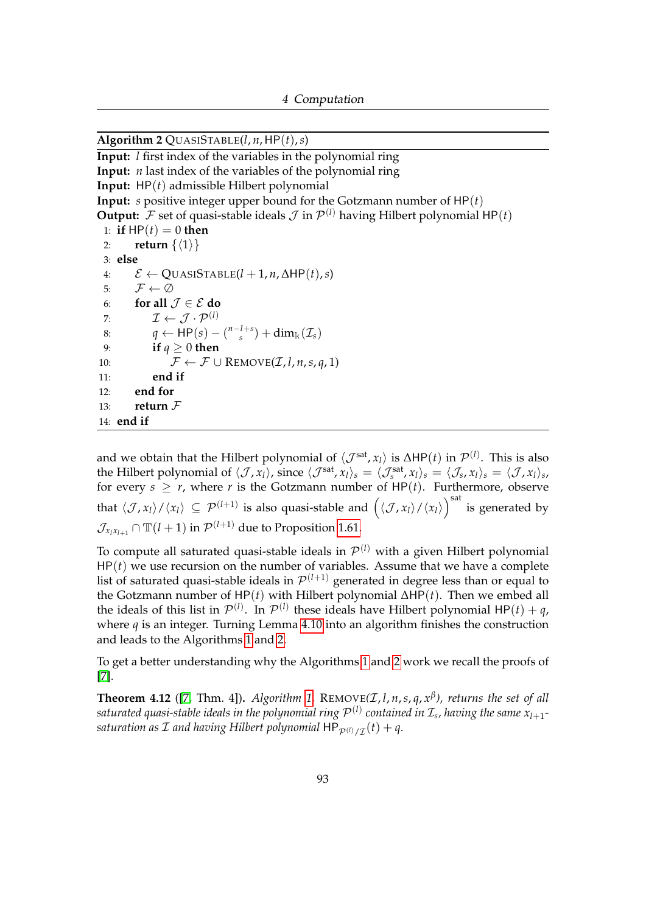**Algorithm 2** QUASISTABLE($l, n, \mathsf{HP}(t), s$)

**Input:** $l$ first index of the variables in the polynomial ring
**Input:** $n$ last index of the variables of the polynomial ring
**Input:** $\mathsf{HP}(t)$ admissible Hilbert polynomial
**Input:** $s$ positive integer upper bound for the Gotzmann number of $\mathsf{HP}(t)$
**Output:** $\mathcal{F}$ set of quasi-stable ideals $\mathcal{J}$ in $\mathcal{P}^{(l)}$ having Hilbert polynomial $\mathsf{HP}(t)$

```
 1: if HP(t) = 0 then
 2:     return {⟨1⟩}
 3: else
 4:     E ← QUASISTABLE(l+1, n, ΔHP(t), s)
 5:     F ← ∅
 6:     for all J ∈ E do
 7:         I ← J · P^(l)
 8:         q ← HP(s) − binom(n−l+s, s) + dim_k(I_s)
 9:         if q ≥ 0 then
10:             F ← F ∪ REMOVE(I, l, n, s, q, 1)
11:         end if
12:     end for
13:     return F
14: end if
```

and we obtain that the Hilbert polynomial of $\langle \mathcal{J}^{\text{sat}}, x_l \rangle$ is $\Delta\mathsf{HP}(t)$ in $\mathcal{P}^{(l)}$. This is also the Hilbert polynomial of $\langle \mathcal{J}, x_l \rangle$, since $\langle \mathcal{J}^{\text{sat}}, x_l \rangle_s = \langle \mathcal{J}_s^{\text{sat}}, x_l \rangle_s = \langle \mathcal{J}_s, x_l \rangle_s = \langle \mathcal{J}, x_l \rangle_s$, for every $s \geq r$, where $r$ is the Gotzmann number of $\mathsf{HP}(t)$. Furthermore, observe that $\langle \mathcal{J}, x_l \rangle / \langle x_l \rangle \subseteq \mathcal{P}^{(l+1)}$ is also quasi-stable and $\left( \langle \mathcal{J}, x_l \rangle / \langle x_l \rangle \right)^{\text{sat}}$ is generated by $\mathcal{J}_{x_l x_{l+1}} \cap \mathbb{T}(l+1)$ in $\mathcal{P}^{(l+1)}$ due to Proposition 1.61.

To compute all saturated quasi-stable ideals in $\mathcal{P}^{(l)}$ with a given Hilbert polynomial $\mathsf{HP}(t)$ we use recursion on the number of variables. Assume that we have a complete list of saturated quasi-stable ideals in $\mathcal{P}^{(l+1)}$ generated in degree less than or equal to the Gotzmann number of $\mathsf{HP}(t)$ with Hilbert polynomial $\Delta\mathsf{HP}(t)$. Then we embed all the ideals of this list in $\mathcal{P}^{(l)}$. In $\mathcal{P}^{(l)}$ these ideals have Hilbert polynomial $\mathsf{HP}(t) + q$, where $q$ is an integer. Turning Lemma 4.10 into an algorithm finishes the construction and leads to the Algorithms 1 and 2.

To get a better understanding why the Algorithms 1 and 2 work we recall the proofs of [7].

**Theorem 4.12** ([7, Thm. 4]). *Algorithm 1,* REMOVE($\mathcal{I}, l, n, s, q, x^\beta$)*, returns the set of all saturated quasi-stable ideals in the polynomial ring $\mathcal{P}^{(l)}$ contained in $\mathcal{I}_s$, having the same $x_{l+1}$-saturation as $\mathcal{I}$ and having Hilbert polynomial $\mathsf{HP}_{\mathcal{P}^{(l)}/\mathcal{I}}(t) + q$.*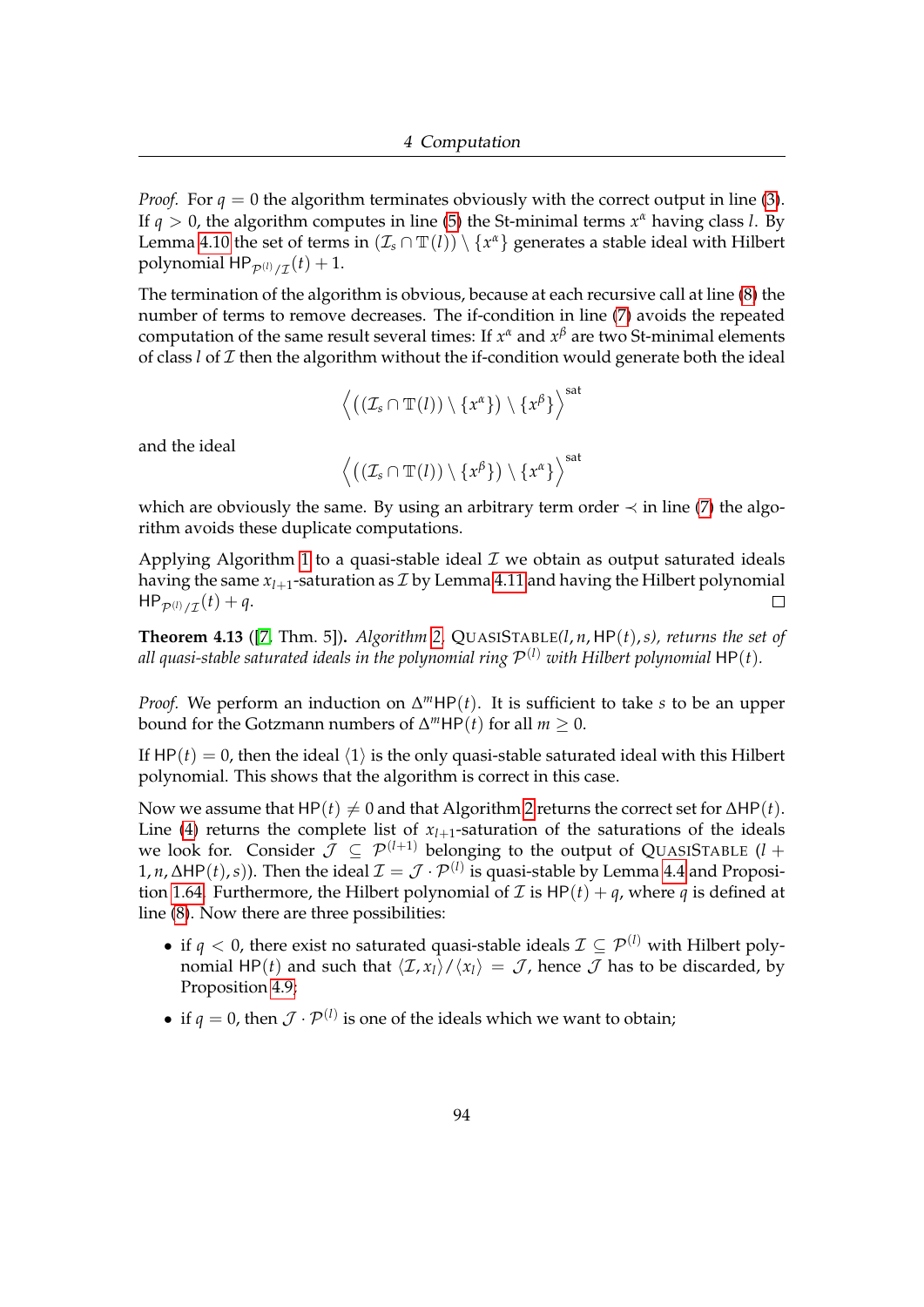*Proof.* For $q = 0$ the algorithm terminates obviously with the correct output in line (3). If $q > 0$, the algorithm computes in line (5) the St-minimal terms $x^\alpha$ having class $l$. By Lemma 4.10 the set of terms in $(\mathcal{I}_s \cap \mathbb{T}(l)) \setminus \{x^\alpha\}$ generates a stable ideal with Hilbert polynomial $\mathsf{HP}_{\mathcal{P}^{(l)}/\mathcal{I}}(t) + 1$.

The termination of the algorithm is obvious, because at each recursive call at line (8) the number of terms to remove decreases. The if-condition in line (7) avoids the repeated computation of the same result several times: If $x^\alpha$ and $x^\beta$ are two St-minimal elements of class $l$ of $\mathcal{I}$ then the algorithm without the if-condition would generate both the ideal

$$\left\langle \left( (\mathcal{I}_s \cap \mathbb{T}(l)) \setminus \{x^\alpha\} \right) \setminus \{x^\beta\} \right\rangle^{\mathrm{sat}}$$

and the ideal

$$\left\langle \left( (\mathcal{I}_s \cap \mathbb{T}(l)) \setminus \{x^\beta\} \right) \setminus \{x^\alpha\} \right\rangle^{\mathrm{sat}}$$

which are obviously the same. By using an arbitrary term order $\prec$ in line (7) the algorithm avoids these duplicate computations.

Applying Algorithm 1 to a quasi-stable ideal $\mathcal{I}$ we obtain as output saturated ideals having the same $x_{l+1}$-saturation as $\mathcal{I}$ by Lemma 4.11 and having the Hilbert polynomial $\mathsf{HP}_{\mathcal{P}^{(l)}/\mathcal{I}}(t) + q$. □

**Theorem 4.13** ([7, Thm. 5]). *Algorithm 2,* QuasiStable$(l, n, \mathsf{HP}(t), s)$*, returns the set of all quasi-stable saturated ideals in the polynomial ring $\mathcal{P}^{(l)}$ with Hilbert polynomial* $\mathsf{HP}(t)$*.*

*Proof.* We perform an induction on $\Delta^m \mathsf{HP}(t)$. It is sufficient to take $s$ to be an upper bound for the Gotzmann numbers of $\Delta^m \mathsf{HP}(t)$ for all $m \geq 0$.

If $\mathsf{HP}(t) = 0$, then the ideal $\langle 1 \rangle$ is the only quasi-stable saturated ideal with this Hilbert polynomial. This shows that the algorithm is correct in this case.

Now we assume that $\mathsf{HP}(t) \neq 0$ and that Algorithm 2 returns the correct set for $\Delta\mathsf{HP}(t)$. Line (4) returns the complete list of $x_{l+1}$-saturation of the saturations of the ideals we look for. Consider $\mathcal{J} \subseteq \mathcal{P}^{(l+1)}$ belonging to the output of QuasiStable $(l+1, n, \Delta\mathsf{HP}(t), s)$. Then the ideal $\mathcal{I} = \mathcal{J} \cdot \mathcal{P}^{(l)}$ is quasi-stable by Lemma 4.4 and Proposition 1.64. Furthermore, the Hilbert polynomial of $\mathcal{I}$ is $\mathsf{HP}(t) + q$, where $q$ is defined at line (8). Now there are three possibilities:

- if $q < 0$, there exist no saturated quasi-stable ideals $\mathcal{I} \subseteq \mathcal{P}^{(l)}$ with Hilbert polynomial $\mathsf{HP}(t)$ and such that $\langle \mathcal{I}, x_l \rangle / \langle x_l \rangle = \mathcal{J}$, hence $\mathcal{J}$ has to be discarded, by Proposition 4.9;
- if $q = 0$, then $\mathcal{J} \cdot \mathcal{P}^{(l)}$ is one of the ideals which we want to obtain;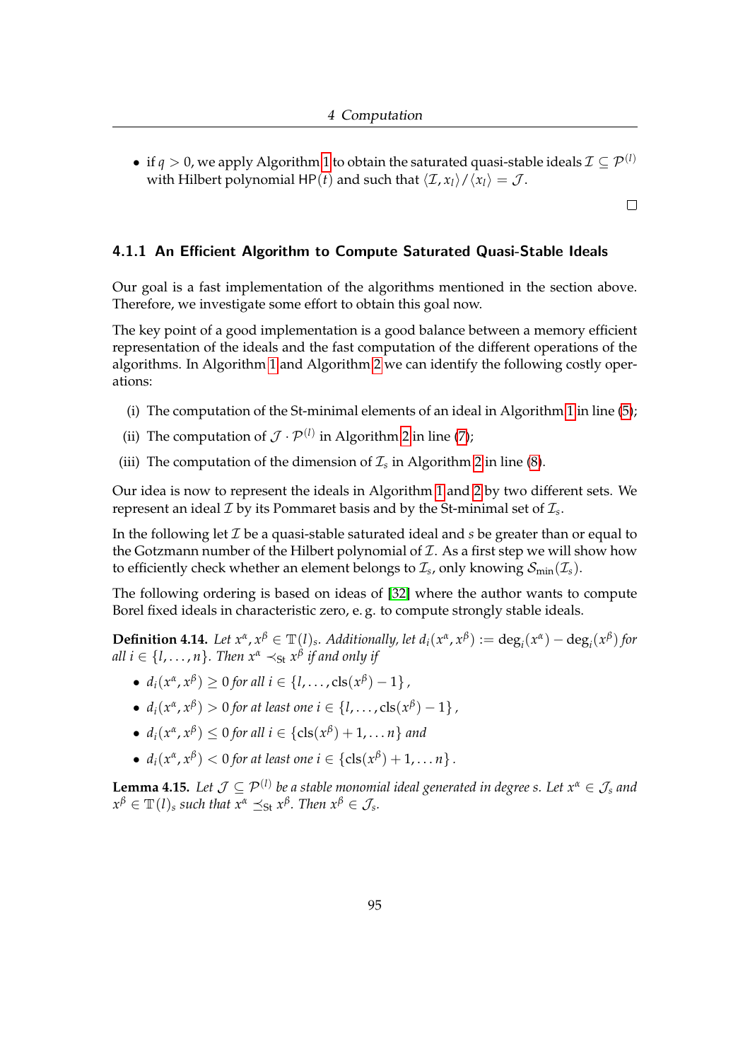- if $q > 0$, we apply Algorithm 1 to obtain the saturated quasi-stable ideals $\mathcal{I} \subseteq \mathcal{P}^{(l)}$ with Hilbert polynomial $\mathrm{HP}(t)$ and such that $\langle \mathcal{I}, x_l \rangle / \langle x_l \rangle = \mathcal{J}$.

□

### 4.1.1 An Efficient Algorithm to Compute Saturated Quasi-Stable Ideals

Our goal is a fast implementation of the algorithms mentioned in the section above. Therefore, we investigate some effort to obtain this goal now.

The key point of a good implementation is a good balance between a memory efficient representation of the ideals and the fast computation of the different operations of the algorithms. In Algorithm 1 and Algorithm 2 we can identify the following costly operations:

(i) The computation of the St-minimal elements of an ideal in Algorithm 1 in line (5);

(ii) The computation of $\mathcal{J} \cdot \mathcal{P}^{(l)}$ in Algorithm 2 in line (7);

(iii) The computation of the dimension of $\mathcal{I}_s$ in Algorithm 2 in line (8).

Our idea is now to represent the ideals in Algorithm 1 and 2 by two different sets. We represent an ideal $\mathcal{I}$ by its Pommaret basis and by the St-minimal set of $\mathcal{I}_s$.

In the following let $\mathcal{I}$ be a quasi-stable saturated ideal and $s$ be greater than or equal to the Gotzmann number of the Hilbert polynomial of $\mathcal{I}$. As a first step we will show how to efficiently check whether an element belongs to $\mathcal{I}_s$, only knowing $\mathcal{S}_{\min}(\mathcal{I}_s)$.

The following ordering is based on ideas of [32] where the author wants to compute Borel fixed ideals in characteristic zero, e. g. to compute strongly stable ideals.

**Definition 4.14.** *Let $x^\alpha, x^\beta \in \mathbb{T}(l)_s$. Additionally, let $d_i(x^\alpha, x^\beta) := \deg_i(x^\alpha) - \deg_i(x^\beta)$ for all $i \in \{l, \ldots, n\}$. Then $x^\alpha \prec_{\mathrm{St}} x^\beta$ if and only if*

- $d_i(x^\alpha, x^\beta) \geq 0$ *for all* $i \in \{l, \ldots, \mathrm{cls}(x^\beta) - 1\}$ ,
- $d_i(x^\alpha, x^\beta) > 0$ *for at least one* $i \in \{l, \ldots, \mathrm{cls}(x^\beta) - 1\}$ ,
- $d_i(x^\alpha, x^\beta) \leq 0$ *for all* $i \in \{\mathrm{cls}(x^\beta) + 1, \ldots n\}$ *and*
- $d_i(x^\alpha, x^\beta) < 0$ *for at least one* $i \in \{\mathrm{cls}(x^\beta) + 1, \ldots n\}$ .

**Lemma 4.15.** *Let $\mathcal{J} \subseteq \mathcal{P}^{(l)}$ be a stable monomial ideal generated in degree $s$. Let $x^\alpha \in \mathcal{J}_s$ and $x^\beta \in \mathbb{T}(l)_s$ such that $x^\alpha \preceq_{\mathrm{St}} x^\beta$. Then $x^\beta \in \mathcal{J}_s$.*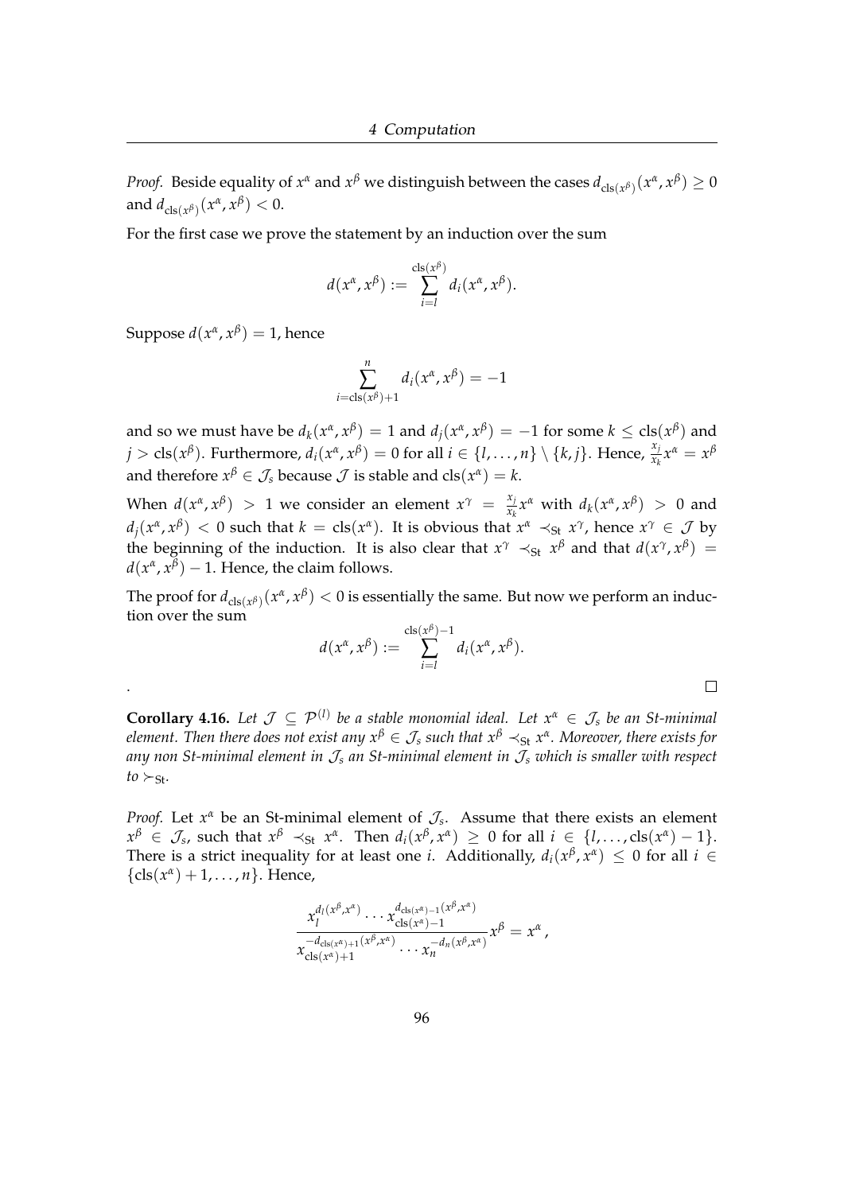*Proof.* Beside equality of $x^\alpha$ and $x^\beta$ we distinguish between the cases $d_{\mathrm{cls}(x^\beta)}(x^\alpha, x^\beta) \geq 0$ and $d_{\mathrm{cls}(x^\beta)}(x^\alpha, x^\beta) < 0$.

For the first case we prove the statement by an induction over the sum

$$d(x^\alpha, x^\beta) := \sum_{i=l}^{\mathrm{cls}(x^\beta)} d_i(x^\alpha, x^\beta).$$

Suppose $d(x^\alpha, x^\beta) = 1$, hence

$$\sum_{i=\mathrm{cls}(x^\beta)+1}^{n} d_i(x^\alpha, x^\beta) = -1$$

and so we must have be $d_k(x^\alpha, x^\beta) = 1$ and $d_j(x^\alpha, x^\beta) = -1$ for some $k \leq \mathrm{cls}(x^\beta)$ and $j > \mathrm{cls}(x^\beta)$. Furthermore, $d_i(x^\alpha, x^\beta) = 0$ for all $i \in \{l, \dots, n\} \setminus \{k, j\}$. Hence, $\frac{x_j}{x_k} x^\alpha = x^\beta$ and therefore $x^\beta \in \mathcal{J}_s$ because $\mathcal{J}$ is stable and $\mathrm{cls}(x^\alpha) = k$.

When $d(x^\alpha, x^\beta) > 1$ we consider an element $x^\gamma = \frac{x_j}{x_k} x^\alpha$ with $d_k(x^\alpha, x^\beta) > 0$ and $d_j(x^\alpha, x^\beta) < 0$ such that $k = \mathrm{cls}(x^\alpha)$. It is obvious that $x^\alpha \prec_{\mathrm{St}} x^\gamma$, hence $x^\gamma \in \mathcal{J}$ by the beginning of the induction. It is also clear that $x^\gamma \prec_{\mathrm{St}} x^\beta$ and that $d(x^\gamma, x^\beta) = d(x^\alpha, x^\beta) - 1$. Hence, the claim follows.

The proof for $d_{\mathrm{cls}(x^\beta)}(x^\alpha, x^\beta) < 0$ is essentially the same. But now we perform an induction over the sum

$$d(x^\alpha, x^\beta) := \sum_{i=l}^{\mathrm{cls}(x^\beta)-1} d_i(x^\alpha, x^\beta).$$

. □

**Corollary 4.16.** *Let $\mathcal{J} \subseteq \mathcal{P}^{(l)}$ be a stable monomial ideal. Let $x^\alpha \in \mathcal{J}_s$ be an St-minimal element. Then there does not exist any $x^\beta \in \mathcal{J}_s$ such that $x^\beta \prec_{\mathrm{St}} x^\alpha$. Moreover, there exists for any non St-minimal element in $\mathcal{J}_s$ an St-minimal element in $\mathcal{J}_s$ which is smaller with respect to $\succ_{\mathrm{St}}$.*

*Proof.* Let $x^\alpha$ be an St-minimal element of $\mathcal{J}_s$. Assume that there exists an element $x^\beta \in \mathcal{J}_s$, such that $x^\beta \prec_{\mathrm{St}} x^\alpha$. Then $d_i(x^\beta, x^\alpha) \geq 0$ for all $i \in \{l, \dots, \mathrm{cls}(x^\alpha) - 1\}$. There is a strict inequality for at least one $i$. Additionally, $d_i(x^\beta, x^\alpha) \leq 0$ for all $i \in \{\mathrm{cls}(x^\alpha) + 1, \dots, n\}$. Hence,

$$\frac{x_l^{d_l(x^\beta, x^\alpha)} \cdots x_{\mathrm{cls}(x^\alpha)-1}^{d_{\mathrm{cls}(x^\alpha)-1}(x^\beta, x^\alpha)}}{x_{\mathrm{cls}(x^\alpha)+1}^{-d_{\mathrm{cls}(x^\alpha)+1}(x^\beta, x^\alpha)} \cdots x_n^{-d_n(x^\beta, x^\alpha)}} x^\beta = x^\alpha,$$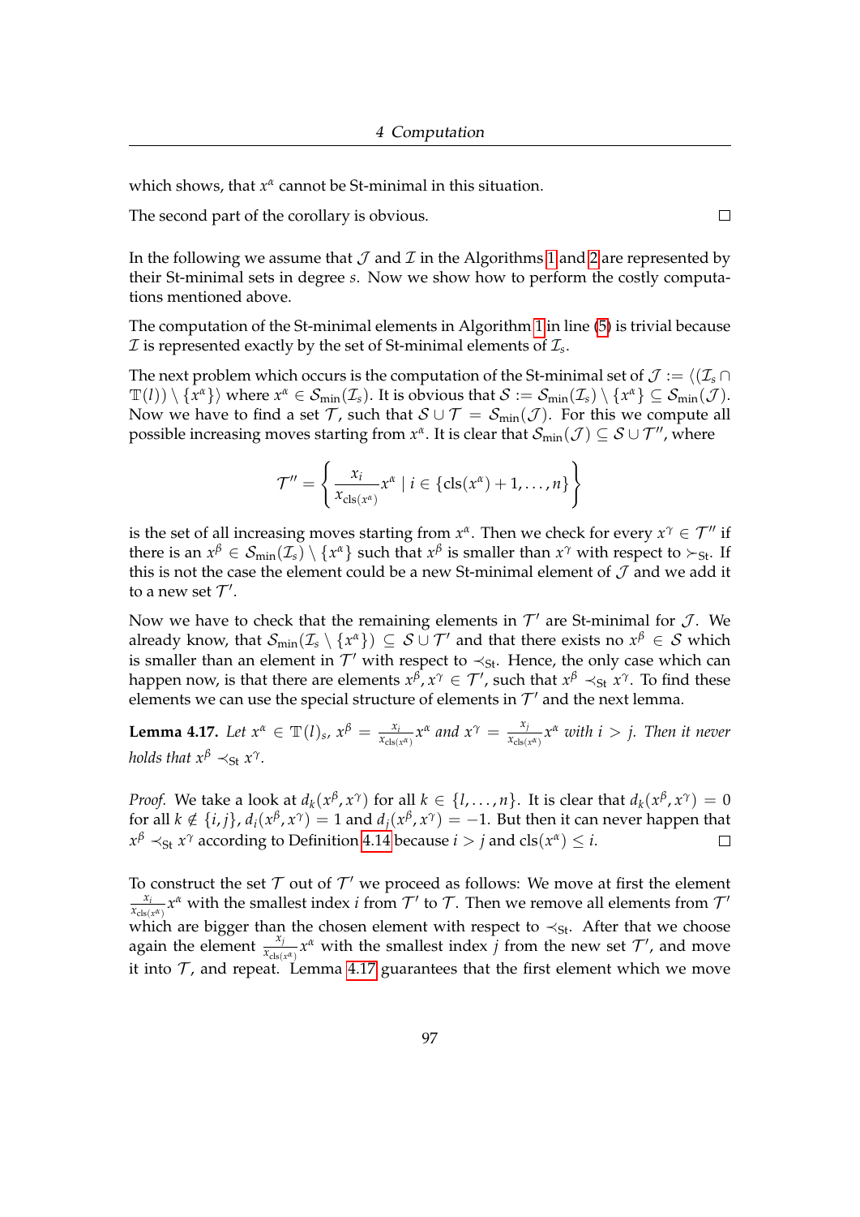which shows, that $x^\alpha$ cannot be St-minimal in this situation.

The second part of the corollary is obvious. □

In the following we assume that $\mathcal{J}$ and $\mathcal{I}$ in the Algorithms 1 and 2 are represented by their St-minimal sets in degree $s$. Now we show how to perform the costly computations mentioned above.

The computation of the St-minimal elements in Algorithm 1 in line (5) is trivial because $\mathcal{I}$ is represented exactly by the set of St-minimal elements of $\mathcal{I}_s$.

The next problem which occurs is the computation of the St-minimal set of $\mathcal{J} := \langle(\mathcal{I}_s \cap \mathbb{T}(l)) \setminus \{x^\alpha\}\rangle$ where $x^\alpha \in \mathcal{S}_{\min}(\mathcal{I}_s)$. It is obvious that $\mathcal{S} := \mathcal{S}_{\min}(\mathcal{I}_s) \setminus \{x^\alpha\} \subseteq \mathcal{S}_{\min}(\mathcal{J})$. Now we have to find a set $\mathcal{T}$, such that $\mathcal{S} \cup \mathcal{T} = \mathcal{S}_{\min}(\mathcal{J})$. For this we compute all possible increasing moves starting from $x^\alpha$. It is clear that $\mathcal{S}_{\min}(\mathcal{J}) \subseteq \mathcal{S} \cup \mathcal{T}''$, where

$$\mathcal{T}'' = \left\{ \frac{x_i}{x_{\mathrm{cls}(x^\alpha)}} x^\alpha \mid i \in \{\mathrm{cls}(x^\alpha)+1, \ldots, n\} \right\}$$

is the set of all increasing moves starting from $x^\alpha$. Then we check for every $x^\gamma \in \mathcal{T}''$ if there is an $x^\beta \in \mathcal{S}_{\min}(\mathcal{I}_s) \setminus \{x^\alpha\}$ such that $x^\beta$ is smaller than $x^\gamma$ with respect to $\succ_{\mathrm{St}}$. If this is not the case the element could be a new St-minimal element of $\mathcal{J}$ and we add it to a new set $\mathcal{T}'$.

Now we have to check that the remaining elements in $\mathcal{T}'$ are St-minimal for $\mathcal{J}$. We already know, that $\mathcal{S}_{\min}(\mathcal{I}_s \setminus \{x^\alpha\}) \subseteq \mathcal{S} \cup \mathcal{T}'$ and that there exists no $x^\beta \in \mathcal{S}$ which is smaller than an element in $\mathcal{T}'$ with respect to $\prec_{\mathrm{St}}$. Hence, the only case which can happen now, is that there are elements $x^\beta, x^\gamma \in \mathcal{T}'$, such that $x^\beta \prec_{\mathrm{St}} x^\gamma$. To find these elements we can use the special structure of elements in $\mathcal{T}'$ and the next lemma.

**Lemma 4.17.** *Let $x^\alpha \in \mathbb{T}(l)_s$, $x^\beta = \frac{x_i}{x_{\mathrm{cls}(x^\alpha)}} x^\alpha$ and $x^\gamma = \frac{x_j}{x_{\mathrm{cls}(x^\alpha)}} x^\alpha$ with $i > j$. Then it never holds that $x^\beta \prec_{\mathrm{St}} x^\gamma$.*

*Proof.* We take a look at $d_k(x^\beta, x^\gamma)$ for all $k \in \{l, \ldots, n\}$. It is clear that $d_k(x^\beta, x^\gamma) = 0$ for all $k \notin \{i, j\}$, $d_i(x^\beta, x^\gamma) = 1$ and $d_j(x^\beta, x^\gamma) = -1$. But then it can never happen that $x^\beta \prec_{\mathrm{St}} x^\gamma$ according to Definition 4.14 because $i > j$ and $\mathrm{cls}(x^\alpha) \leq i$. □

To construct the set $\mathcal{T}$ out of $\mathcal{T}'$ we proceed as follows: We move at first the element $\frac{x_i}{x_{\mathrm{cls}(x^\alpha)}} x^\alpha$ with the smallest index $i$ from $\mathcal{T}'$ to $\mathcal{T}$. Then we remove all elements from $\mathcal{T}'$ which are bigger than the chosen element with respect to $\prec_{\mathrm{St}}$. After that we choose again the element $\frac{x_j}{x_{\mathrm{cls}(x^\alpha)}} x^\alpha$ with the smallest index $j$ from the new set $\mathcal{T}'$, and move it into $\mathcal{T}$, and repeat. Lemma 4.17 guarantees that the first element which we move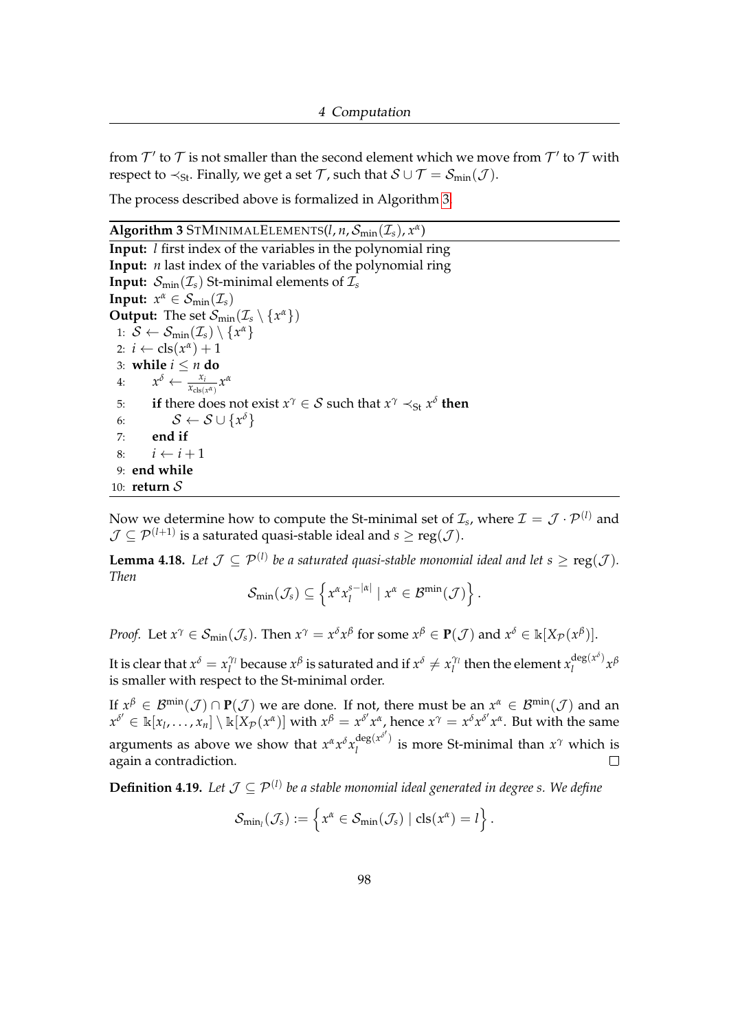from $\mathcal{T}'$ to $\mathcal{T}$ is not smaller than the second element which we move from $\mathcal{T}'$ to $\mathcal{T}$ with respect to $\prec_{\text{St}}$. Finally, we get a set $\mathcal{T}$, such that $\mathcal{S} \cup \mathcal{T} = \mathcal{S}_{\min}(\mathcal{J})$.

The process described above is formalized in Algorithm 3.

**Algorithm 3** STMINIMALELEMENTS($l, n, \mathcal{S}_{\min}(\mathcal{I}_s), x^\alpha$)

**Input:** $l$ first index of the variables in the polynomial ring
**Input:** $n$ last index of the variables of the polynomial ring
**Input:** $\mathcal{S}_{\min}(\mathcal{I}_s)$ St-minimal elements of $\mathcal{I}_s$
**Input:** $x^\alpha \in \mathcal{S}_{\min}(\mathcal{I}_s)$
**Output:** The set $\mathcal{S}_{\min}(\mathcal{I}_s \setminus \{x^\alpha\})$

```
1: S ← S_min(I_s) \ {x^α}
2: i ← cls(x^α) + 1
3: while i ≤ n do
4:     x^δ ← (x_i / x_{cls(x^α)}) x^α
5:     if there does not exist x^γ ∈ S such that x^γ ≺_St x^δ then
6:         S ← S ∪ {x^δ}
7:     end if
8:     i ← i + 1
9: end while
10: return S
```

Now we determine how to compute the St-minimal set of $\mathcal{I}_s$, where $\mathcal{I} = \mathcal{J} \cdot \mathcal{P}^{(l)}$ and $\mathcal{J} \subseteq \mathcal{P}^{(l+1)}$ is a saturated quasi-stable ideal and $s \geq \operatorname{reg}(\mathcal{J})$.

**Lemma 4.18.** *Let $\mathcal{J} \subseteq \mathcal{P}^{(l)}$ be a saturated quasi-stable monomial ideal and let $s \geq \operatorname{reg}(\mathcal{J})$. Then*

$$\mathcal{S}_{\min}(\mathcal{J}_s) \subseteq \left\{ x^\alpha x_l^{s-|\alpha|} \mid x^\alpha \in \mathcal{B}^{\min}(\mathcal{J}) \right\}.$$

*Proof.* Let $x^\gamma \in \mathcal{S}_{\min}(\mathcal{J}_s)$. Then $x^\gamma = x^\delta x^\beta$ for some $x^\beta \in \mathbf{P}(\mathcal{J})$ and $x^\delta \in \Bbbk[X_{\mathcal{P}}(x^\beta)]$.

It is clear that $x^\delta = x_l^{\gamma_l}$ because $x^\beta$ is saturated and if $x^\delta \neq x_l^{\gamma_l}$ then the element $x_l^{\deg(x^\delta)} x^\beta$ is smaller with respect to the St-minimal order.

If $x^\beta \in \mathcal{B}^{\min}(\mathcal{J}) \cap \mathbf{P}(\mathcal{J})$ we are done. If not, there must be an $x^\alpha \in \mathcal{B}^{\min}(\mathcal{J})$ and an $x^{\delta'} \in \Bbbk[x_l, \ldots, x_n] \setminus \Bbbk[X_{\mathcal{P}}(x^\alpha)]$ with $x^\beta = x^{\delta'} x^\alpha$, hence $x^\gamma = x^\delta x^{\delta'} x^\alpha$. But with the same arguments as above we show that $x^\alpha x^\delta x_l^{\deg(x^{\delta'})}$ is more St-minimal than $x^\gamma$ which is again a contradiction. $\square$

**Definition 4.19.** *Let $\mathcal{J} \subseteq \mathcal{P}^{(l)}$ be a stable monomial ideal generated in degree s. We define*

$$\mathcal{S}_{\min_l}(\mathcal{J}_s) := \left\{ x^\alpha \in \mathcal{S}_{\min}(\mathcal{J}_s) \mid \operatorname{cls}(x^\alpha) = l \right\}.$$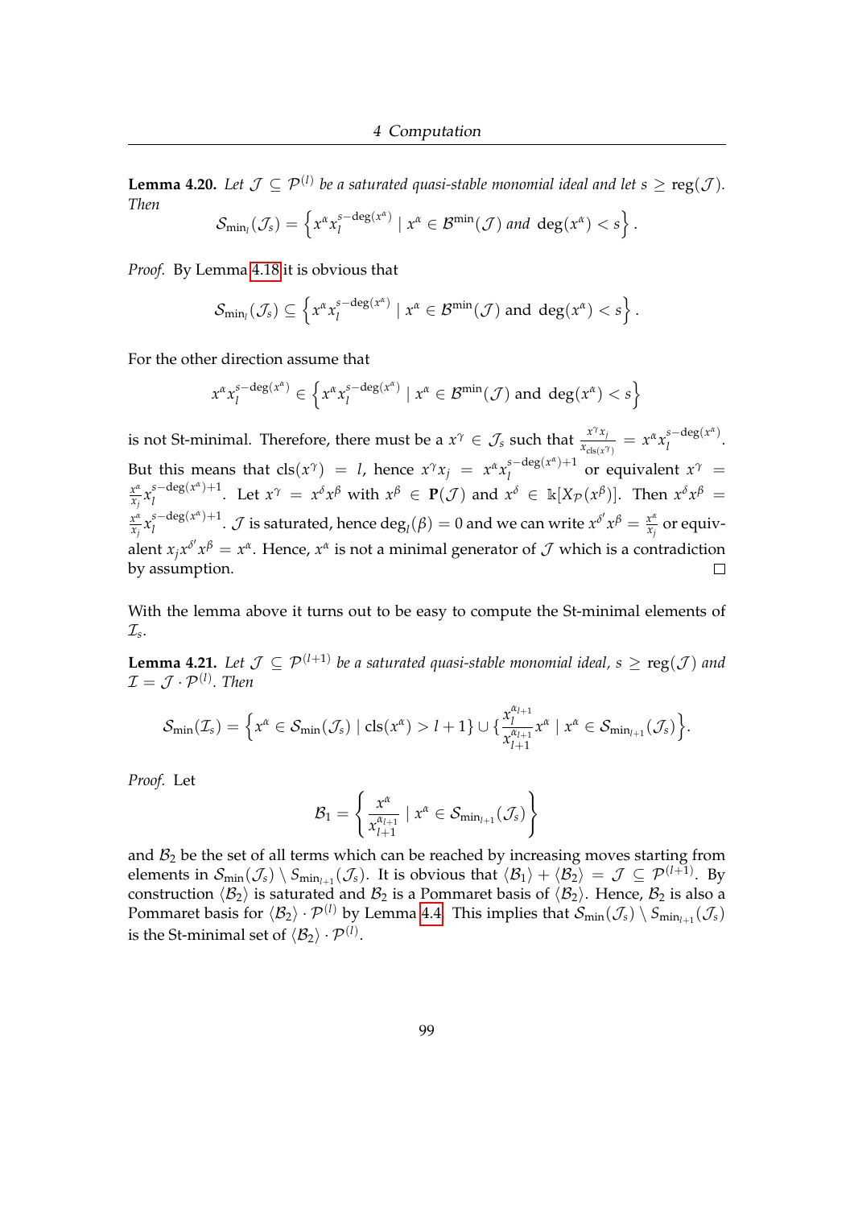**Lemma 4.20.** *Let $\mathcal{J} \subseteq \mathcal{P}^{(l)}$ be a saturated quasi-stable monomial ideal and let $s \geq \operatorname{reg}(\mathcal{J})$. Then*

$$\mathcal{S}_{\min_l}(\mathcal{J}_s) = \left\{ x^\alpha x_l^{s-\deg(x^\alpha)} \mid x^\alpha \in \mathcal{B}^{\min}(\mathcal{J}) \text{ and } \deg(x^\alpha) < s \right\}.$$

*Proof.* By Lemma 4.18 it is obvious that

$$\mathcal{S}_{\min_l}(\mathcal{J}_s) \subseteq \left\{ x^\alpha x_l^{s-\deg(x^\alpha)} \mid x^\alpha \in \mathcal{B}^{\min}(\mathcal{J}) \text{ and } \deg(x^\alpha) < s \right\}.$$

For the other direction assume that

$$x^\alpha x_l^{s-\deg(x^\alpha)} \in \left\{ x^\alpha x_l^{s-\deg(x^\alpha)} \mid x^\alpha \in \mathcal{B}^{\min}(\mathcal{J}) \text{ and } \deg(x^\alpha) < s \right\}$$

is not St-minimal. Therefore, there must be a $x^\gamma \in \mathcal{J}_s$ such that $\frac{x^\gamma x_j}{x_{\operatorname{cls}(x^\gamma)}} = x^\alpha x_l^{s-\deg(x^\alpha)}$. But this means that $\operatorname{cls}(x^\gamma) = l$, hence $x^\gamma x_j = x^\alpha x_l^{s-\deg(x^\alpha)+1}$ or equivalent $x^\gamma = \frac{x^\alpha}{x_j} x_l^{s-\deg(x^\alpha)+1}$. Let $x^\gamma = x^\delta x^\beta$ with $x^\beta \in \mathbf{P}(\mathcal{J})$ and $x^\delta \in \mathbb{k}[X_{\mathcal{P}}(x^\beta)]$. Then $x^\delta x^\beta = \frac{x^\alpha}{x_j} x_l^{s-\deg(x^\alpha)+1}$. $\mathcal{J}$ is saturated, hence $\deg_l(\beta) = 0$ and we can write $x^{\delta'} x^\beta = \frac{x^\alpha}{x_j}$ or equivalent $x_j x^{\delta'} x^\beta = x^\alpha$. Hence, $x^\alpha$ is not a minimal generator of $\mathcal{J}$ which is a contradiction by assumption. $\square$

With the lemma above it turns out to be easy to compute the St-minimal elements of $\mathcal{I}_s$.

**Lemma 4.21.** *Let $\mathcal{J} \subseteq \mathcal{P}^{(l+1)}$ be a saturated quasi-stable monomial ideal, $s \geq \operatorname{reg}(\mathcal{J})$ and $\mathcal{I} = \mathcal{J} \cdot \mathcal{P}^{(l)}$. Then*

$$\mathcal{S}_{\min}(\mathcal{I}_s) = \left\{ x^\alpha \in \mathcal{S}_{\min}(\mathcal{J}_s) \mid \operatorname{cls}(x^\alpha) > l+1 \right\} \cup \left\{ \frac{x_l^{\alpha_{l+1}}}{x_{l+1}^{\alpha_{l+1}}} x^\alpha \mid x^\alpha \in \mathcal{S}_{\min_{l+1}}(\mathcal{J}_s) \right\}.$$

*Proof.* Let

$$\mathcal{B}_1 = \left\{ \frac{x^\alpha}{x_{l+1}^{\alpha_{l+1}}} \mid x^\alpha \in \mathcal{S}_{\min_{l+1}}(\mathcal{J}_s) \right\}$$

and $\mathcal{B}_2$ be the set of all terms which can be reached by increasing moves starting from elements in $\mathcal{S}_{\min}(\mathcal{J}_s) \setminus \mathcal{S}_{\min_{l+1}}(\mathcal{J}_s)$. It is obvious that $\langle \mathcal{B}_1 \rangle + \langle \mathcal{B}_2 \rangle = \mathcal{J} \subseteq \mathcal{P}^{(l+1)}$. By construction $\langle \mathcal{B}_2 \rangle$ is saturated and $\mathcal{B}_2$ is a Pommaret basis of $\langle \mathcal{B}_2 \rangle$. Hence, $\mathcal{B}_2$ is also a Pommaret basis for $\langle \mathcal{B}_2 \rangle \cdot \mathcal{P}^{(l)}$ by Lemma 4.4. This implies that $\mathcal{S}_{\min}(\mathcal{J}_s) \setminus \mathcal{S}_{\min_{l+1}}(\mathcal{J}_s)$ is the St-minimal set of $\langle \mathcal{B}_2 \rangle \cdot \mathcal{P}^{(l)}$.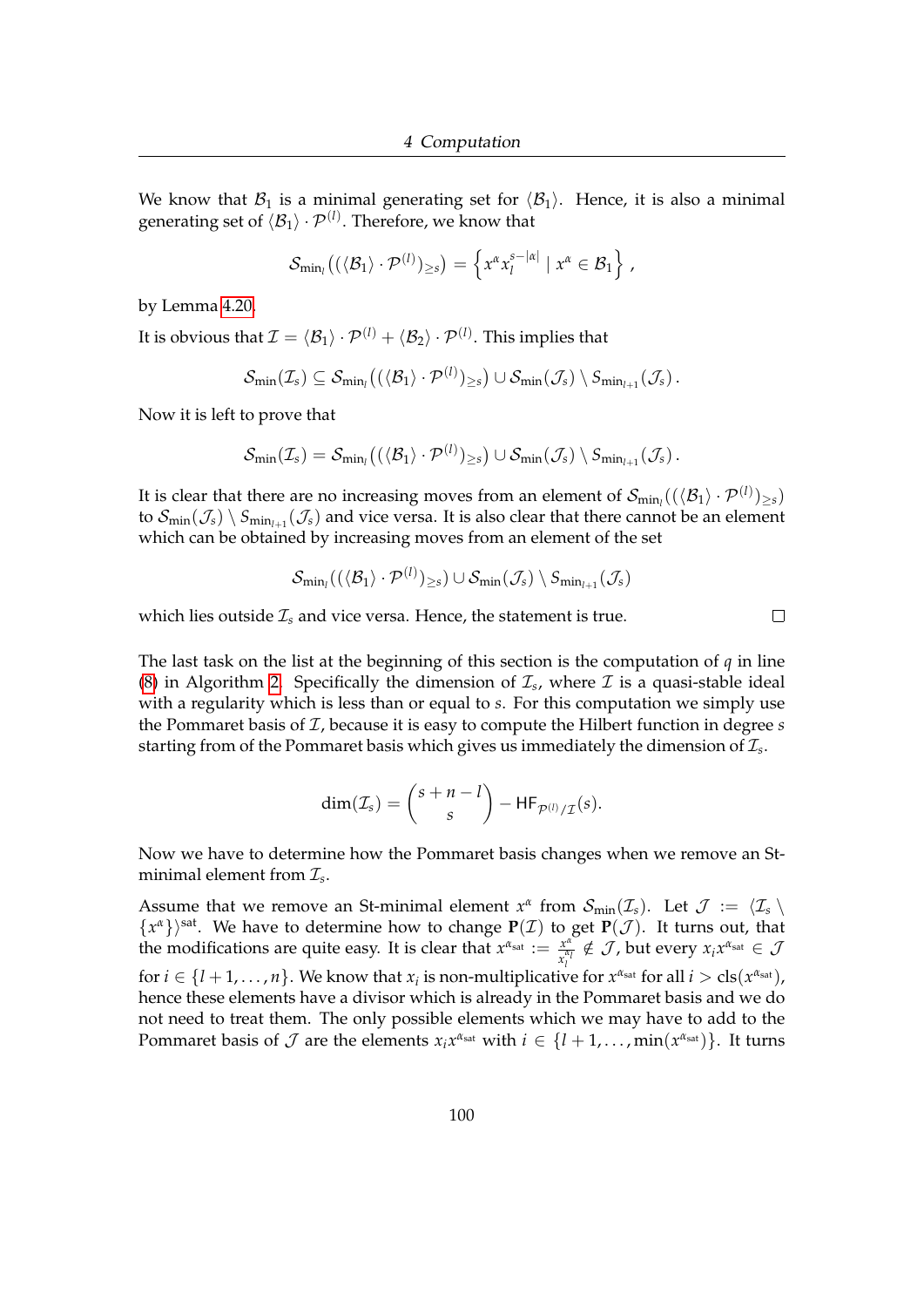We know that $\mathcal{B}_1$ is a minimal generating set for $\langle \mathcal{B}_1 \rangle$. Hence, it is also a minimal generating set of $\langle \mathcal{B}_1 \rangle \cdot \mathcal{P}^{(l)}$. Therefore, we know that

$$\mathcal{S}_{\min_l}\left( (\langle \mathcal{B}_1 \rangle \cdot \mathcal{P}^{(l)})_{\geq s} \right) = \left\{ x^\alpha x_l^{s-|\alpha|} \mid x^\alpha \in \mathcal{B}_1 \right\},$$

by Lemma 4.20.

It is obvious that $\mathcal{I} = \langle \mathcal{B}_1 \rangle \cdot \mathcal{P}^{(l)} + \langle \mathcal{B}_2 \rangle \cdot \mathcal{P}^{(l)}$. This implies that

$$\mathcal{S}_{\min}(\mathcal{I}_s) \subseteq \mathcal{S}_{\min_l}\left( (\langle \mathcal{B}_1 \rangle \cdot \mathcal{P}^{(l)})_{\geq s} \right) \cup \mathcal{S}_{\min}(\mathcal{J}_s) \setminus \mathcal{S}_{\min_{l+1}}(\mathcal{J}_s).$$

Now it is left to prove that

$$\mathcal{S}_{\min}(\mathcal{I}_s) = \mathcal{S}_{\min_l}\left( (\langle \mathcal{B}_1 \rangle \cdot \mathcal{P}^{(l)})_{\geq s} \right) \cup \mathcal{S}_{\min}(\mathcal{J}_s) \setminus \mathcal{S}_{\min_{l+1}}(\mathcal{J}_s).$$

It is clear that there are no increasing moves from an element of $\mathcal{S}_{\min_l}((\langle \mathcal{B}_1 \rangle \cdot \mathcal{P}^{(l)})_{\geq s})$ to $\mathcal{S}_{\min}(\mathcal{J}_s) \setminus \mathcal{S}_{\min_{l+1}}(\mathcal{J}_s)$ and vice versa. It is also clear that there cannot be an element which can be obtained by increasing moves from an element of the set

$$\mathcal{S}_{\min_l}((\langle \mathcal{B}_1 \rangle \cdot \mathcal{P}^{(l)})_{\geq s}) \cup \mathcal{S}_{\min}(\mathcal{J}_s) \setminus \mathcal{S}_{\min_{l+1}}(\mathcal{J}_s)$$

which lies outside $\mathcal{I}_s$ and vice versa. Hence, the statement is true. □

The last task on the list at the beginning of this section is the computation of $q$ in line (8) in Algorithm 2. Specifically the dimension of $\mathcal{I}_s$, where $\mathcal{I}$ is a quasi-stable ideal with a regularity which is less than or equal to $s$. For this computation we simply use the Pommaret basis of $\mathcal{I}$, because it is easy to compute the Hilbert function in degree $s$ starting from of the Pommaret basis which gives us immediately the dimension of $\mathcal{I}_s$.

$$\dim(\mathcal{I}_s) = \binom{s+n-l}{s} - \mathsf{HF}_{\mathcal{P}^{(l)}/\mathcal{I}}(s).$$

Now we have to determine how the Pommaret basis changes when we remove an St-minimal element from $\mathcal{I}_s$.

Assume that we remove an St-minimal element $x^\alpha$ from $\mathcal{S}_{\min}(\mathcal{I}_s)$. Let $\mathcal{J} := \langle \mathcal{I}_s \setminus \{x^\alpha\} \rangle^{\text{sat}}$. We have to determine how to change $\mathbf{P}(\mathcal{I})$ to get $\mathbf{P}(\mathcal{J})$. It turns out, that the modifications are quite easy. It is clear that $x^{\alpha_{\text{sat}}} := \frac{x^\alpha}{x_l^{\alpha_l}} \notin \mathcal{J}$, but every $x_i x^{\alpha_{\text{sat}}} \in \mathcal{J}$ for $i \in \{l+1, \dots, n\}$. We know that $x_i$ is non-multiplicative for $x^{\alpha_{\text{sat}}}$ for all $i > \text{cls}(x^{\alpha_{\text{sat}}})$, hence these elements have a divisor which is already in the Pommaret basis and we do not need to treat them. The only possible elements which we may have to add to the Pommaret basis of $\mathcal{J}$ are the elements $x_i x^{\alpha_{\text{sat}}}$ with $i \in \{l+1, \dots, \min(x^{\alpha_{\text{sat}}})\}$. It turns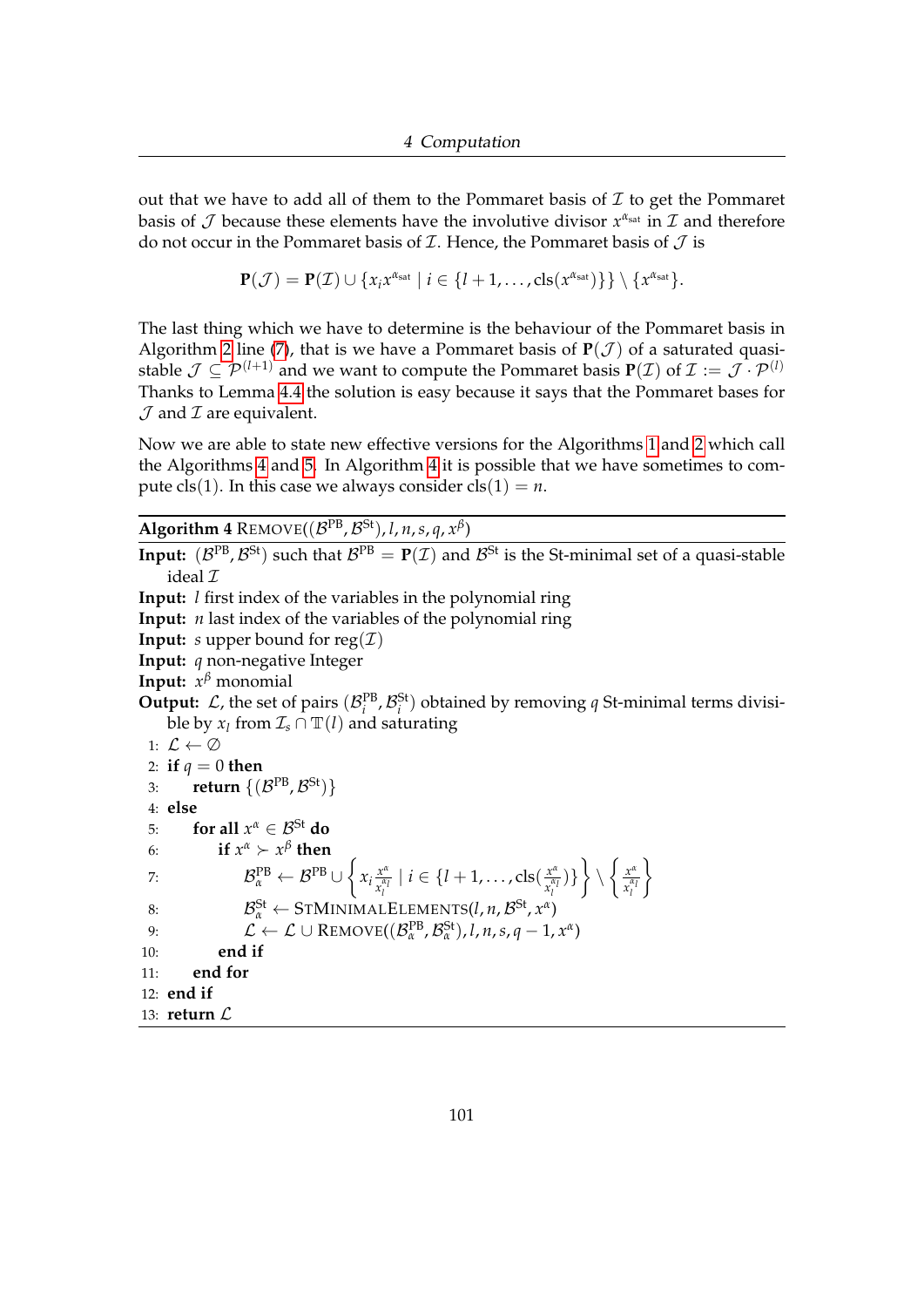out that we have to add all of them to the Pommaret basis of $\mathcal{I}$ to get the Pommaret basis of $\mathcal{J}$ because these elements have the involutive divisor $x^{\alpha_{\text{sat}}}$ in $\mathcal{I}$ and therefore do not occur in the Pommaret basis of $\mathcal{I}$. Hence, the Pommaret basis of $\mathcal{J}$ is

$$\mathbf{P}(\mathcal{J}) = \mathbf{P}(\mathcal{I}) \cup \{x_i x^{\alpha_{\text{sat}}} \mid i \in \{l+1, \ldots, \text{cls}(x^{\alpha_{\text{sat}}})\}\} \setminus \{x^{\alpha_{\text{sat}}}\}.$$

The last thing which we have to determine is the behaviour of the Pommaret basis in Algorithm 2 line (7), that is we have a Pommaret basis of $\mathbf{P}(\mathcal{J})$ of a saturated quasi-stable $\mathcal{J} \subseteq \mathcal{P}^{(l+1)}$ and we want to compute the Pommaret basis $\mathbf{P}(\mathcal{I})$ of $\mathcal{I} := \mathcal{J} \cdot \mathcal{P}^{(l)}$ Thanks to Lemma 4.4 the solution is easy because it says that the Pommaret bases for $\mathcal{J}$ and $\mathcal{I}$ are equivalent.

Now we are able to state new effective versions for the Algorithms 1 and 2 which call the Algorithms 4 and 5. In Algorithm 4 it is possible that we have sometimes to compute $\text{cls}(1)$. In this case we always consider $\text{cls}(1) = n$.

**Algorithm 4** REMOVE$((\mathcal{B}^{\text{PB}}, \mathcal{B}^{\text{St}}), l, n, s, q, x^{\beta})$

**Input:** $(\mathcal{B}^{\text{PB}}, \mathcal{B}^{\text{St}})$ such that $\mathcal{B}^{\text{PB}} = \mathbf{P}(\mathcal{I})$ and $\mathcal{B}^{\text{St}}$ is the St-minimal set of a quasi-stable ideal $\mathcal{I}$
**Input:** $l$ first index of the variables in the polynomial ring
**Input:** $n$ last index of the variables of the polynomial ring
**Input:** $s$ upper bound for $\text{reg}(\mathcal{I})$
**Input:** $q$ non-negative Integer
**Input:** $x^{\beta}$ monomial
**Output:** $\mathcal{L}$, the set of pairs $(\mathcal{B}_i^{\text{PB}}, \mathcal{B}_i^{\text{St}})$ obtained by removing $q$ St-minimal terms divisible by $x_l$ from $\mathcal{I}_s \cap \mathbb{T}(l)$ and saturating

```
1:  L ← ∅
2:  if q = 0 then
3:      return {(B^PB, B^St)}
4:  else
5:      for all x^α ∈ B^St do
6:          if x^α ≻ x^β then
7:              B_α^PB ← B^PB ∪ { x_i x^α/x_l^{α_l} | i ∈ {l+1, ..., cls(x^α/x_l^{α_l})} } \ { x^α/x_l^{α_l} }
8:              B_α^St ← STMINIMALELEMENTS(l, n, B^St, x^α)
9:              L ← L ∪ REMOVE((B_α^PB, B_α^St), l, n, s, q − 1, x^α)
10:         end if
11:     end for
12: end if
13: return L
```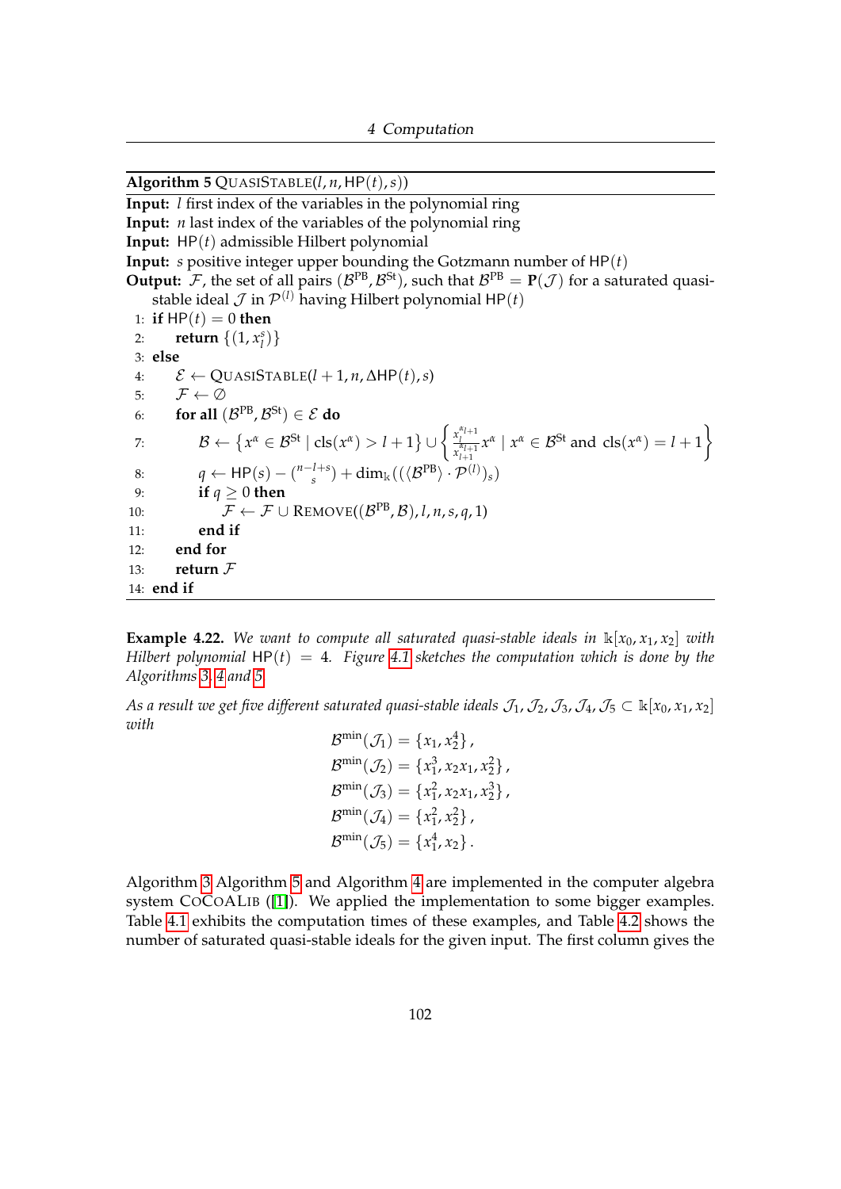**Algorithm 5** QUASISTABLE($l, n, \mathsf{HP}(t), s$))

**Input:** $l$ first index of the variables in the polynomial ring
**Input:** $n$ last index of the variables of the polynomial ring
**Input:** $\mathsf{HP}(t)$ admissible Hilbert polynomial
**Input:** $s$ positive integer upper bounding the Gotzmann number of $\mathsf{HP}(t)$
**Output:** $\mathcal{F}$, the set of all pairs $(\mathcal{B}^{\text{PB}}, \mathcal{B}^{\text{St}})$, such that $\mathcal{B}^{\text{PB}} = \mathbf{P}(\mathcal{J})$ for a saturated quasi-stable ideal $\mathcal{J}$ in $\mathcal{P}^{(l)}$ having Hilbert polynomial $\mathsf{HP}(t)$

```
1: if HP(t) = 0 then
2:     return {(1, x_l^s)}
3: else
4:     E ← QUASISTABLE(l+1, n, ΔHP(t), s)
5:     F ← ∅
6:     for all (B^PB, B^St) ∈ E do
7:         B ← {x^α ∈ B^St | cls(x^α) > l+1} ∪ { (x_l^{α_{l+1}} / x_{l+1}^{α_{l+1}}) x^α | x^α ∈ B^St and cls(x^α) = l+1 }
8:         q ← HP(s) − binom(n−l+s, s) + dim_k(((⟨B^PB⟩ · P^(l))_s)
9:         if q ≥ 0 then
10:            F ← F ∪ REMOVE((B^PB, B), l, n, s, q, 1)
11:        end if
12:    end for
13:    return F
14: end if
```

**Example 4.22.** *We want to compute all saturated quasi-stable ideals in $\Bbbk[x_0, x_1, x_2]$ with Hilbert polynomial $\mathsf{HP}(t) = 4$. Figure 4.1 sketches the computation which is done by the Algorithms 3, 4 and 5.*

*As a result we get five different saturated quasi-stable ideals $\mathcal{J}_1, \mathcal{J}_2, \mathcal{J}_3, \mathcal{J}_4, \mathcal{J}_5 \subset \Bbbk[x_0, x_1, x_2]$ with*

$$\mathcal{B}^{\min}(\mathcal{J}_1) = \{x_1, x_2^4\},$$
$$\mathcal{B}^{\min}(\mathcal{J}_2) = \{x_1^3, x_2x_1, x_2^2\},$$
$$\mathcal{B}^{\min}(\mathcal{J}_3) = \{x_1^2, x_2x_1, x_2^3\},$$
$$\mathcal{B}^{\min}(\mathcal{J}_4) = \{x_1^2, x_2^2\},$$
$$\mathcal{B}^{\min}(\mathcal{J}_5) = \{x_1^4, x_2\}.$$

Algorithm 3 Algorithm 5 and Algorithm 4 are implemented in the computer algebra system CoCoALib ([1]). We applied the implementation to some bigger examples. Table 4.1 exhibits the computation times of these examples, and Table 4.2 shows the number of saturated quasi-stable ideals for the given input. The first column gives the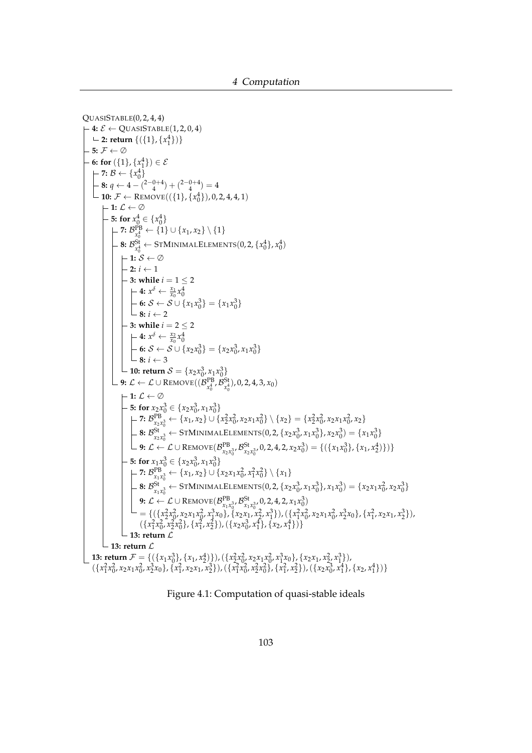QUASISTABLE$(0, 2, 4, 4)$

- **4:** $\mathcal{E} \leftarrow$ QUASISTABLE$(1, 2, 0, 4)$
  - **2: return** $\{(\{1\}, \{x_1^4\})\}$
- **5:** $\mathcal{F} \leftarrow \emptyset$
- **6: for** $(\{1\}, \{x_1^4\}) \in \mathcal{E}$
  - **7:** $\mathcal{B} \leftarrow \{x_0^4\}$
  - **8:** $q \leftarrow 4 - \binom{2-0+4}{4} + \binom{2-0+4}{4} = 4$
  - **10:** $\mathcal{F} \leftarrow$ REMOVE$((\{1\}, \{x_0^4\}), 0, 2, 4, 4, 1)$
    - **1:** $\mathcal{L} \leftarrow \emptyset$
    - **5: for** $x_0^4 \in \{x_0^4\}$
      - **7:** $\mathcal{B}^{\text{PB}}_{x_0^4} \leftarrow \{1\} \cup \{x_1, x_2\} \setminus \{1\}$
      - **8:** $\mathcal{B}^{\text{St}}_{x_0^4} \leftarrow$ STMINIMALELEMENTS$(0, 2, \{x_0^4\}, x_0^4)$
        - **1:** $\mathcal{S} \leftarrow \emptyset$
        - **2:** $i \leftarrow 1$
        - **3: while** $i = 1 \leq 2$
          - **4:** $x^\delta \leftarrow \frac{x_1}{x_0} x_0^4$
          - **6:** $\mathcal{S} \leftarrow \mathcal{S} \cup \{x_1 x_0^3\} = \{x_1 x_0^3\}$
          - **8:** $i \leftarrow 2$
        - **3: while** $i = 2 \leq 2$
          - **4:** $x^\delta \leftarrow \frac{x_2}{x_0} x_0^4$
          - **6:** $\mathcal{S} \leftarrow \mathcal{S} \cup \{x_2 x_0^3\} = \{x_2 x_0^3, x_1 x_0^3\}$
          - **8:** $i \leftarrow 3$
        - **10: return** $\mathcal{S} = \{x_2 x_0^3, x_1 x_0^3\}$
      - **9:** $\mathcal{L} \leftarrow \mathcal{L} \cup$ REMOVE$((\mathcal{B}^{\text{PB}}_{x_0^4}, \mathcal{B}^{\text{St}}_{x_0^4}), 0, 2, 4, 3, x_0)$
        - **1:** $\mathcal{L} \leftarrow \emptyset$
        - **5: for** $x_2 x_0^3 \in \{x_2 x_0^3, x_1 x_0^3\}$
          - **7:** $\mathcal{B}^{\text{PB}}_{x_2 x_0^3} \leftarrow \{x_1, x_2\} \cup \{x_2^2 x_0^2, x_2 x_1 x_0^2\} \setminus \{x_2\} = \{x_2^2 x_0^2, x_2 x_1 x_0^2, x_2\}$
          - **8:** $\mathcal{B}^{\text{St}}_{x_2 x_0^3} \leftarrow$ STMINIMALELEMENTS$(0, 2, \{x_2 x_0^3, x_1 x_0^3\}, x_2 x_0^3) = \{x_1 x_0^3\}$
          - **9:** $\mathcal{L} \leftarrow \mathcal{L} \cup$ REMOVE$(\mathcal{B}^{\text{PB}}_{x_2 x_0^3}, \mathcal{B}^{\text{St}}_{x_2 x_0^3}, 0, 2, 4, 2, x_2 x_0^3) = \{(\{x_1 x_0^3\}, \{x_1, x_2^4\})\}$
        - **5: for** $x_1 x_0^3 \in \{x_2 x_0^3, x_1 x_0^3\}$
          - **7:** $\mathcal{B}^{\text{PB}}_{x_1 x_0^3} \leftarrow \{x_1, x_2\} \cup \{x_2 x_1 x_0^2, x_1^2 x_0^2\} \setminus \{x_1\}$
          - **8:** $\mathcal{B}^{\text{St}}_{x_1 x_0^3} \leftarrow$ STMINIMALELEMENTS$(0, 2, \{x_2 x_0^3, x_1 x_0^3\}, x_1 x_0^3) = \{x_2 x_1 x_0^2, x_2 x_0^3\}$
          - **9:** $\mathcal{L} \leftarrow \mathcal{L} \cup$ REMOVE$(\mathcal{B}^{\text{PB}}_{x_1 x_0^3}, \mathcal{B}^{\text{St}}_{x_1 x_0^3}, 0, 2, 4, 2, x_1 x_0^3)$
            $= \{(\{x_2^2 x_0^2, x_2 x_1 x_0^2, x_1^3 x_0\}, \{x_2 x_1, x_2^2, x_1^3\}), (\{x_1^2 x_0^2, x_2 x_1 x_0^2, x_2^3 x_0\}, \{x_1^2, x_2 x_1, x_2^3\}),$
            $(\{x_1^2 x_0^2, x_2^2 x_0^2\}, \{x_1^2, x_2^2\}), (\{x_2 x_0^3, x_1^4\}, \{x_2, x_1^4\})\}$
        - **13: return** $\mathcal{L}$
    - **13: return** $\mathcal{L}$
- **13: return** $\mathcal{F} = \{(\{x_1 x_0^3\}, \{x_1, x_2^4\})\}), (\{x_2^2 x_0^2, x_2 x_1 x_0^2, x_1^3 x_0\}, \{x_2 x_1, x_2^2, x_1^3\}),$
  $(\{x_1^2 x_0^2, x_2 x_1 x_0^2, x_2^3 x_0\}, \{x_1^2, x_2 x_1, x_2^3\}), (\{x_1^2 x_0^2, x_2^2 x_0^2\}, \{x_1^2, x_2^2\}), (\{x_2 x_0^3, x_1^4\}, \{x_2, x_1^4\})\}$

Figure 4.1: Computation of quasi-stable ideals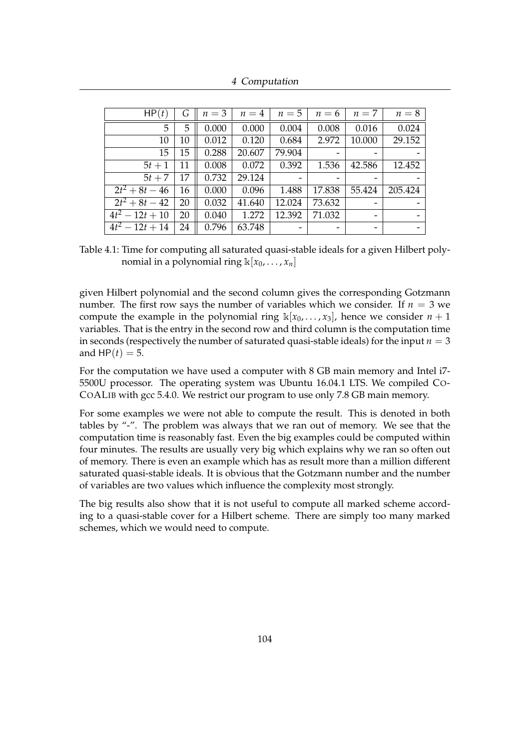| $\mathsf{HP}(t)$ | $G$ | $n=3$ | $n=4$ | $n=5$ | $n=6$ | $n=7$ | $n=8$ |
|---|---|---|---|---|---|---|---|
| 5 | 5 | 0.000 | 0.000 | 0.004 | 0.008 | 0.016 | 0.024 |
| 10 | 10 | 0.012 | 0.120 | 0.684 | 2.972 | 10.000 | 29.152 |
| 15 | 15 | 0.288 | 20.607 | 79.904 | - | - | - |
| $5t+1$ | 11 | 0.008 | 0.072 | 0.392 | 1.536 | 42.586 | 12.452 |
| $5t+7$ | 17 | 0.732 | 29.124 | - | - | - | - |
| $2t^2+8t-46$ | 16 | 0.000 | 0.096 | 1.488 | 17.838 | 55.424 | 205.424 |
| $2t^2+8t-42$ | 20 | 0.032 | 41.640 | 12.024 | 73.632 | - | - |
| $4t^2-12t+10$ | 20 | 0.040 | 1.272 | 12.392 | 71.032 | - | - |
| $4t^2-12t+14$ | 24 | 0.796 | 63.748 | - | - | - | - |

Table 4.1: Time for computing all saturated quasi-stable ideals for a given Hilbert polynomial in a polynomial ring $\Bbbk[x_0, \dots, x_n]$

given Hilbert polynomial and the second column gives the corresponding Gotzmann number. The first row says the number of variables which we consider. If $n = 3$ we compute the example in the polynomial ring $\Bbbk[x_0, \dots, x_3]$, hence we consider $n+1$ variables. That is the entry in the second row and third column is the computation time in seconds (respectively the number of saturated quasi-stable ideals) for the input $n = 3$ and $\mathsf{HP}(t) = 5$.

For the computation we have used a computer with 8 GB main memory and Intel i7-5500U processor. The operating system was Ubuntu 16.04.1 LTS. We compiled CoCoALib with gcc 5.4.0. We restrict our program to use only 7.8 GB main memory.

For some examples we were not able to compute the result. This is denoted in both tables by "-". The problem was always that we ran out of memory. We see that the computation time is reasonably fast. Even the big examples could be computed within four minutes. The results are usually very big which explains why we ran so often out of memory. There is even an example which has as result more than a million different saturated quasi-stable ideals. It is obvious that the Gotzmann number and the number of variables are two values which influence the complexity most strongly.

The big results also show that it is not useful to compute all marked scheme according to a quasi-stable cover for a Hilbert scheme. There are simply too many marked schemes, which we would need to compute.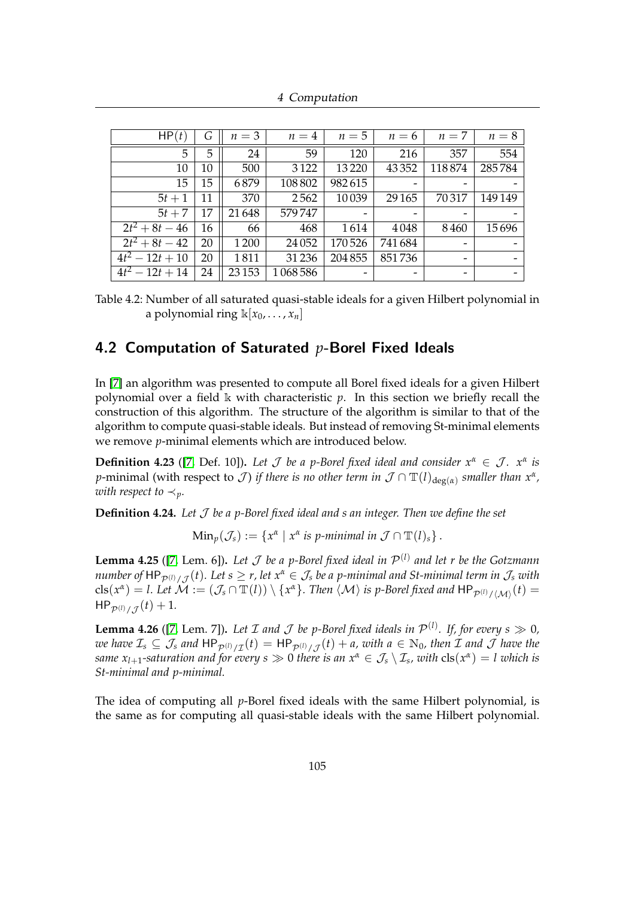| $\mathsf{HP}(t)$ | $G$ | $n=3$ | $n=4$ | $n=5$ | $n=6$ | $n=7$ | $n=8$ |
|---|---|---|---|---|---|---|---|
| 5 | 5 | 24 | 59 | 120 | 216 | 357 | 554 |
| 10 | 10 | 500 | 3 122 | 13 220 | 43 352 | 118 874 | 285 784 |
| 15 | 15 | 6 879 | 108 802 | 982 615 | - | - | - |
| $5t+1$ | 11 | 370 | 2 562 | 10 039 | 29 165 | 70 317 | 149 149 |
| $5t+7$ | 17 | 21 648 | 579 747 | - | - | - | - |
| $2t^2+8t-46$ | 16 | 66 | 468 | 1 614 | 4 048 | 8 460 | 15 696 |
| $2t^2+8t-42$ | 20 | 1 200 | 24 052 | 170 526 | 741 684 | - | - |
| $4t^2-12t+10$ | 20 | 1 811 | 31 236 | 204 855 | 851 736 | - | - |
| $4t^2-12t+14$ | 24 | 23 153 | 1 068 586 | - | - | - | - |

Table 4.2: Number of all saturated quasi-stable ideals for a given Hilbert polynomial in a polynomial ring $\Bbbk[x_0, \ldots, x_n]$

## 4.2 Computation of Saturated $p$-Borel Fixed Ideals

In [7] an algorithm was presented to compute all Borel fixed ideals for a given Hilbert polynomial over a field $\Bbbk$ with characteristic $p$. In this section we briefly recall the construction of this algorithm. The structure of the algorithm is similar to that of the algorithm to compute quasi-stable ideals. But instead of removing St-minimal elements we remove $p$-minimal elements which are introduced below.

**Definition 4.23** ([7, Def. 10]). *Let $\mathcal{J}$ be a $p$-Borel fixed ideal and consider $x^\alpha \in \mathcal{J}$. $x^\alpha$ is* $p$-minimal *(with respect to $\mathcal{J}$) if there is no other term in $\mathcal{J} \cap \mathbb{T}(l)_{\deg(\alpha)}$ smaller than $x^\alpha$, with respect to $\prec_p$.*

**Definition 4.24.** *Let $\mathcal{J}$ be a $p$-Borel fixed ideal and $s$ an integer. Then we define the set*

$$\mathrm{Min}_p(\mathcal{J}_s) := \{x^\alpha \mid x^\alpha \text{ is } p\text{-minimal in } \mathcal{J} \cap \mathbb{T}(l)_s\}.$$

**Lemma 4.25** ([7, Lem. 6]). *Let $\mathcal{J}$ be a $p$-Borel fixed ideal in $\mathcal{P}^{(l)}$ and let $r$ be the Gotzmann number of $\mathsf{HP}_{\mathcal{P}^{(l)}/\mathcal{J}}(t)$. Let $s \geq r$, let $x^\alpha \in \mathcal{J}_s$ be a $p$-minimal and St-minimal term in $\mathcal{J}_s$ with $\mathrm{cls}(x^\alpha) = l$. Let $\mathcal{M} := (\mathcal{J}_s \cap \mathbb{T}(l)) \setminus \{x^\alpha\}$. Then $\langle \mathcal{M} \rangle$ is $p$-Borel fixed and $\mathsf{HP}_{\mathcal{P}^{(l)}/\langle \mathcal{M} \rangle}(t) = \mathsf{HP}_{\mathcal{P}^{(l)}/\mathcal{J}}(t) + 1$.*

**Lemma 4.26** ([7, Lem. 7]). *Let $\mathcal{I}$ and $\mathcal{J}$ be $p$-Borel fixed ideals in $\mathcal{P}^{(l)}$. If, for every $s \gg 0$, we have $\mathcal{I}_s \subseteq \mathcal{J}_s$ and $\mathsf{HP}_{\mathcal{P}^{(l)}/\mathcal{I}}(t) = \mathsf{HP}_{\mathcal{P}^{(l)}/\mathcal{J}}(t) + a$, with $a \in \mathbb{N}_0$, then $\mathcal{I}$ and $\mathcal{J}$ have the same $x_{l+1}$-saturation and for every $s \gg 0$ there is an $x^\alpha \in \mathcal{J}_s \setminus \mathcal{I}_s$, with $\mathrm{cls}(x^\alpha) = l$ which is St-minimal and $p$-minimal.*

The idea of computing all $p$-Borel fixed ideals with the same Hilbert polynomial, is the same as for computing all quasi-stable ideals with the same Hilbert polynomial.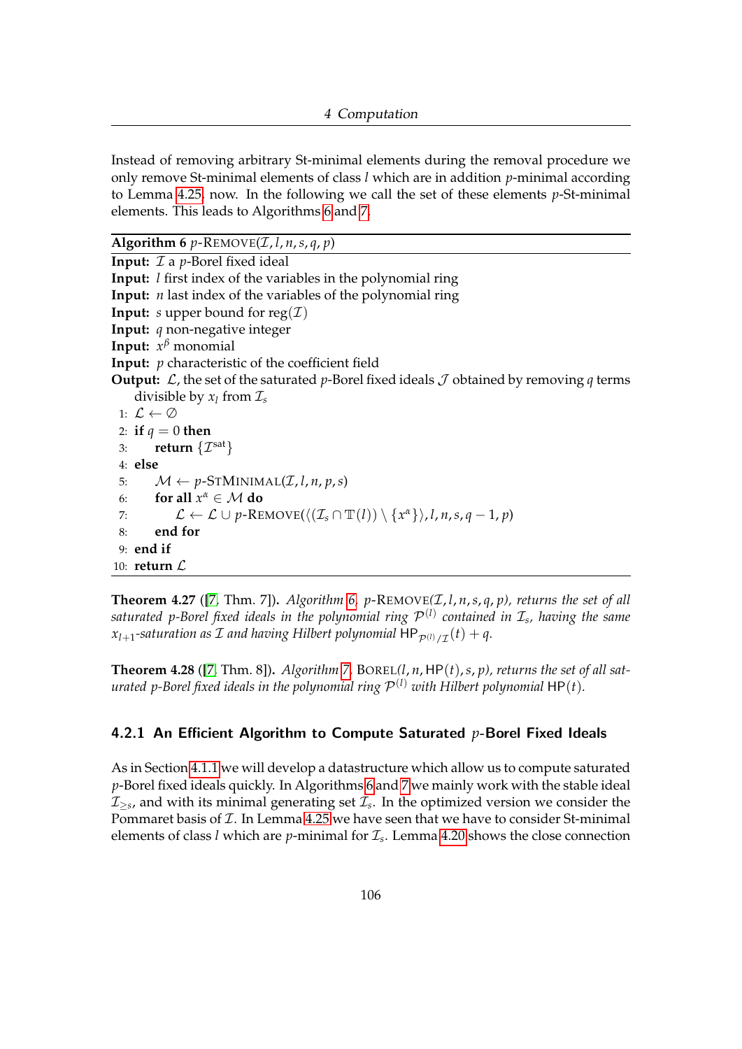Instead of removing arbitrary St-minimal elements during the removal procedure we only remove St-minimal elements of class $l$ which are in addition $p$-minimal according to Lemma 4.25, now. In the following we call the set of these elements $p$-St-minimal elements. This leads to Algorithms 6 and 7.

**Algorithm 6** $p$-REMOVE$(\mathcal{I}, l, n, s, q, p)$

**Input:** $\mathcal{I}$ a $p$-Borel fixed ideal
**Input:** $l$ first index of the variables in the polynomial ring
**Input:** $n$ last index of the variables of the polynomial ring
**Input:** $s$ upper bound for $\operatorname{reg}(\mathcal{I})$
**Input:** $q$ non-negative integer
**Input:** $x^\beta$ monomial
**Input:** $p$ characteristic of the coefficient field
**Output:** $\mathcal{L}$, the set of the saturated $p$-Borel fixed ideals $\mathcal{J}$ obtained by removing $q$ terms divisible by $x_l$ from $\mathcal{I}_s$

```
1: L ← ∅
2: if q = 0 then
3:     return {I^sat}
4: else
5:     M ← p-STMINIMAL(I, l, n, p, s)
6:     for all x^α ∈ M do
7:         L ← L ∪ p-REMOVE(⟨(I_s ∩ T(l)) \ {x^α}⟩, l, n, s, q − 1, p)
8:     end for
9: end if
10: return L
```

**Theorem 4.27** ([7, Thm. 7]). *Algorithm 6, $p$-REMOVE$(\mathcal{I}, l, n, s, q, p)$, returns the set of all saturated $p$-Borel fixed ideals in the polynomial ring $\mathcal{P}^{(l)}$ contained in $\mathcal{I}_s$, having the same $x_{l+1}$-saturation as $\mathcal{I}$ and having Hilbert polynomial $\mathsf{HP}_{\mathcal{P}^{(l)}/\mathcal{I}}(t) + q$.*

**Theorem 4.28** ([7, Thm. 8]). *Algorithm 7, BOREL$(l, n, \mathsf{HP}(t), s, p)$, returns the set of all saturated $p$-Borel fixed ideals in the polynomial ring $\mathcal{P}^{(l)}$ with Hilbert polynomial $\mathsf{HP}(t)$.*

### 4.2.1 An Efficient Algorithm to Compute Saturated $p$-Borel Fixed Ideals

As in Section 4.1.1 we will develop a datastructure which allow us to compute saturated $p$-Borel fixed ideals quickly. In Algorithms 6 and 7 we mainly work with the stable ideal $\mathcal{I}_{\geq s}$, and with its minimal generating set $\mathcal{I}_s$. In the optimized version we consider the Pommaret basis of $\mathcal{I}$. In Lemma 4.25 we have seen that we have to consider St-minimal elements of class $l$ which are $p$-minimal for $\mathcal{I}_s$. Lemma 4.20 shows the close connection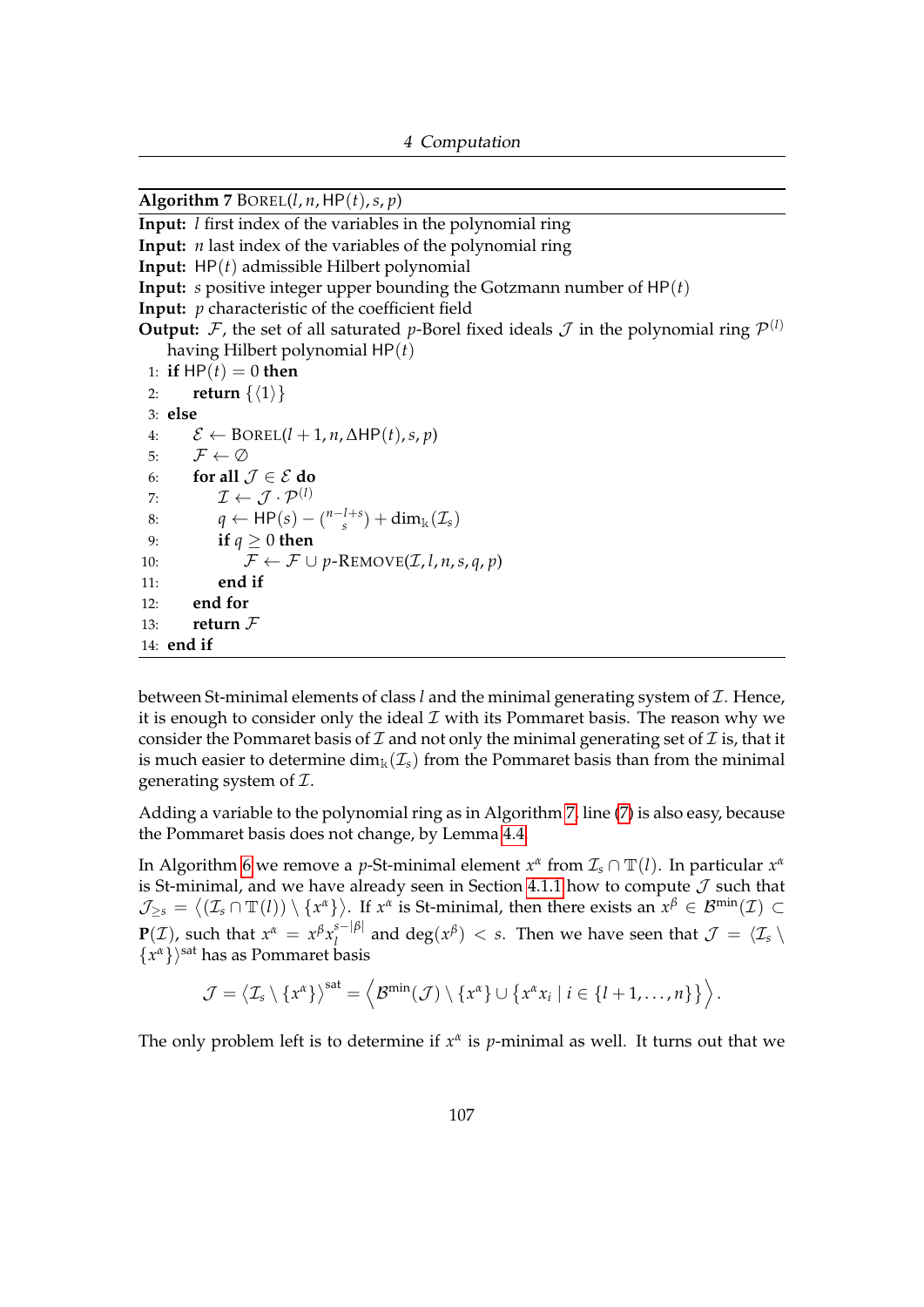**Algorithm 7** BOREL($l, n, \mathsf{HP}(t), s, p$)

**Input:** $l$ first index of the variables in the polynomial ring
**Input:** $n$ last index of the variables of the polynomial ring
**Input:** $\mathsf{HP}(t)$ admissible Hilbert polynomial
**Input:** $s$ positive integer upper bounding the Gotzmann number of $\mathsf{HP}(t)$
**Input:** $p$ characteristic of the coefficient field
**Output:** $\mathcal{F}$, the set of all saturated $p$-Borel fixed ideals $\mathcal{J}$ in the polynomial ring $\mathcal{P}^{(l)}$ having Hilbert polynomial $\mathsf{HP}(t)$

```
1:  if HP(t) = 0 then
2:      return {⟨1⟩}
3:  else
4:      E ← BOREL(l+1, n, ΔHP(t), s, p)
5:      F ← ∅
6:      for all J ∈ E do
7:          I ← J · P^(l)
8:          q ← HP(s) − binom(n−l+s, s) + dim_k(I_s)
9:          if q ≥ 0 then
10:             F ← F ∪ p-REMOVE(I, l, n, s, q, p)
11:         end if
12:     end for
13:     return F
14: end if
```

between St-minimal elements of class $l$ and the minimal generating system of $\mathcal{I}$. Hence, it is enough to consider only the ideal $\mathcal{I}$ with its Pommaret basis. The reason why we consider the Pommaret basis of $\mathcal{I}$ and not only the minimal generating set of $\mathcal{I}$ is, that it is much easier to determine $\dim_{\Bbbk}(\mathcal{I}_s)$ from the Pommaret basis than from the minimal generating system of $\mathcal{I}$.

Adding a variable to the polynomial ring as in Algorithm 7, line (7) is also easy, because the Pommaret basis does not change, by Lemma 4.4.

In Algorithm 6 we remove a $p$-St-minimal element $x^\alpha$ from $\mathcal{I}_s \cap \mathbb{T}(l)$. In particular $x^\alpha$ is St-minimal, and we have already seen in Section 4.1.1 how to compute $\mathcal{J}$ such that $\mathcal{J}_{\geq s} = \langle (\mathcal{I}_s \cap \mathbb{T}(l)) \setminus \{x^\alpha\} \rangle$. If $x^\alpha$ is St-minimal, then there exists an $x^\beta \in \mathcal{B}^{\min}(\mathcal{I}) \subset \mathbf{P}(\mathcal{I})$, such that $x^\alpha = x^\beta x_l^{s-|\beta|}$ and $\deg(x^\beta) < s$. Then we have seen that $\mathcal{J} = \langle \mathcal{I}_s \setminus \{x^\alpha\} \rangle^{\text{sat}}$ has as Pommaret basis

$$\mathcal{J} = \langle \mathcal{I}_s \setminus \{x^\alpha\} \rangle^{\text{sat}} = \left\langle \mathcal{B}^{\min}(\mathcal{J}) \setminus \{x^\alpha\} \cup \{x^\alpha x_i \mid i \in \{l+1, \ldots, n\}\} \right\rangle.$$

The only problem left is to determine if $x^\alpha$ is $p$-minimal as well. It turns out that we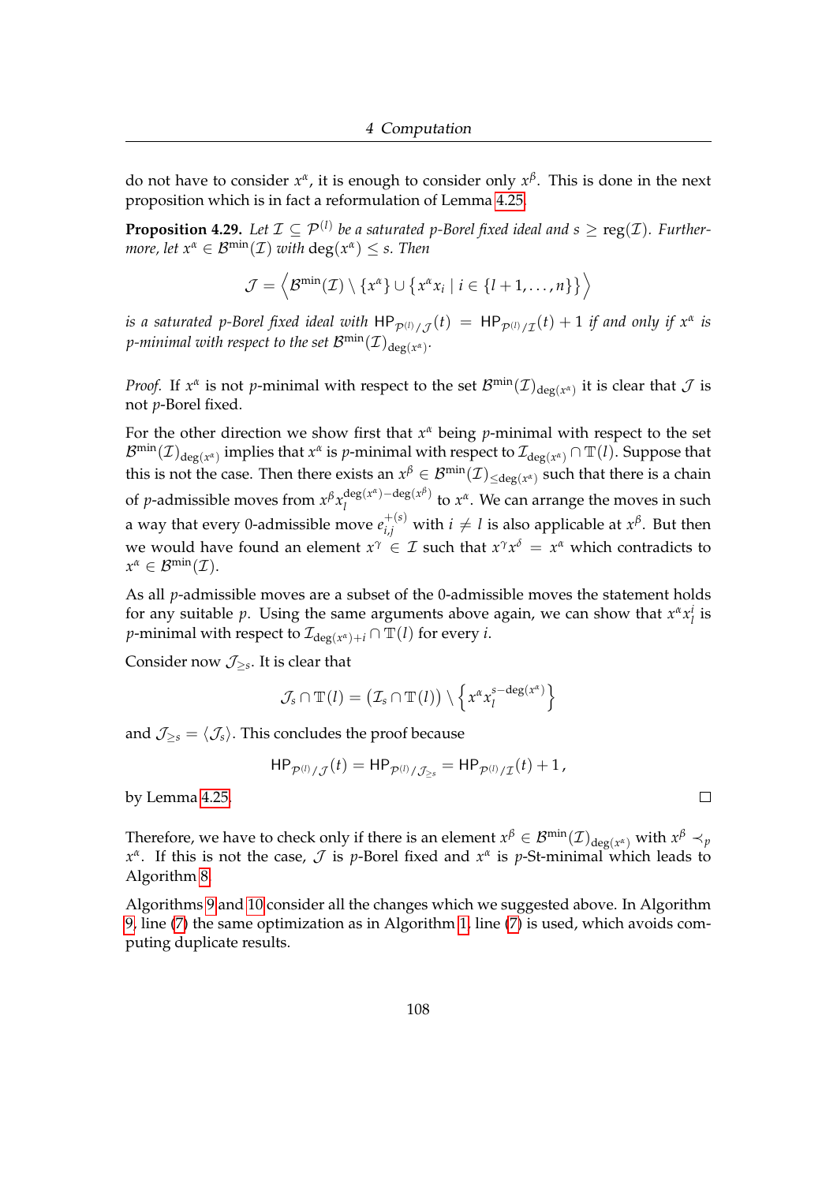do not have to consider $x^\alpha$, it is enough to consider only $x^\beta$. This is done in the next proposition which is in fact a reformulation of Lemma 4.25.

**Proposition 4.29.** *Let $\mathcal{I} \subseteq \mathcal{P}^{(l)}$ be a saturated $p$-Borel fixed ideal and $s \geq \operatorname{reg}(\mathcal{I})$. Furthermore, let $x^\alpha \in \mathcal{B}^{\min}(\mathcal{I})$ with $\deg(x^\alpha) \leq s$. Then*

$$\mathcal{J} = \left\langle \mathcal{B}^{\min}(\mathcal{I}) \setminus \{x^\alpha\} \cup \left\{ x^\alpha x_i \mid i \in \{l+1, \ldots, n\} \right\} \right\rangle$$

*is a saturated $p$-Borel fixed ideal with $\mathsf{HP}_{\mathcal{P}^{(l)}/\mathcal{J}}(t) = \mathsf{HP}_{\mathcal{P}^{(l)}/\mathcal{I}}(t) + 1$ if and only if $x^\alpha$ is $p$-minimal with respect to the set $\mathcal{B}^{\min}(\mathcal{I})_{\deg(x^\alpha)}$.*

*Proof.* If $x^\alpha$ is not $p$-minimal with respect to the set $\mathcal{B}^{\min}(\mathcal{I})_{\deg(x^\alpha)}$ it is clear that $\mathcal{J}$ is not $p$-Borel fixed.

For the other direction we show first that $x^\alpha$ being $p$-minimal with respect to the set $\mathcal{B}^{\min}(\mathcal{I})_{\deg(x^\alpha)}$ implies that $x^\alpha$ is $p$-minimal with respect to $\mathcal{I}_{\deg(x^\alpha)} \cap \mathbb{T}(l)$. Suppose that this is not the case. Then there exists an $x^\beta \in \mathcal{B}^{\min}(\mathcal{I})_{\leq \deg(x^\alpha)}$ such that there is a chain of $p$-admissible moves from $x^\beta x_l^{\deg(x^\alpha)-\deg(x^\beta)}$ to $x^\alpha$. We can arrange the moves in such a way that every 0-admissible move $e_{i,j}^{+(s)}$ with $i \neq l$ is also applicable at $x^\beta$. But then we would have found an element $x^\gamma \in \mathcal{I}$ such that $x^\gamma x^\delta = x^\alpha$ which contradicts to $x^\alpha \in \mathcal{B}^{\min}(\mathcal{I})$.

As all $p$-admissible moves are a subset of the 0-admissible moves the statement holds for any suitable $p$. Using the same arguments above again, we can show that $x^\alpha x_l^i$ is $p$-minimal with respect to $\mathcal{I}_{\deg(x^\alpha)+i} \cap \mathbb{T}(l)$ for every $i$.

Consider now $\mathcal{J}_{\geq s}$. It is clear that

$$\mathcal{J}_s \cap \mathbb{T}(l) = \left(\mathcal{I}_s \cap \mathbb{T}(l)\right) \setminus \left\{ x^\alpha x_l^{s-\deg(x^\alpha)} \right\}$$

and $\mathcal{J}_{\geq s} = \langle \mathcal{J}_s \rangle$. This concludes the proof because

$$\mathsf{HP}_{\mathcal{P}^{(l)}/\mathcal{J}}(t) = \mathsf{HP}_{\mathcal{P}^{(l)}/\mathcal{J}_{\geq s}} = \mathsf{HP}_{\mathcal{P}^{(l)}/\mathcal{I}}(t) + 1\,,$$

by Lemma 4.25. □

Therefore, we have to check only if there is an element $x^\beta \in \mathcal{B}^{\min}(\mathcal{I})_{\deg(x^\alpha)}$ with $x^\beta \prec_p x^\alpha$. If this is not the case, $\mathcal{J}$ is $p$-Borel fixed and $x^\alpha$ is $p$-St-minimal which leads to Algorithm 8.

Algorithms 9 and 10 consider all the changes which we suggested above. In Algorithm 9, line (7) the same optimization as in Algorithm 1, line (7) is used, which avoids computing duplicate results.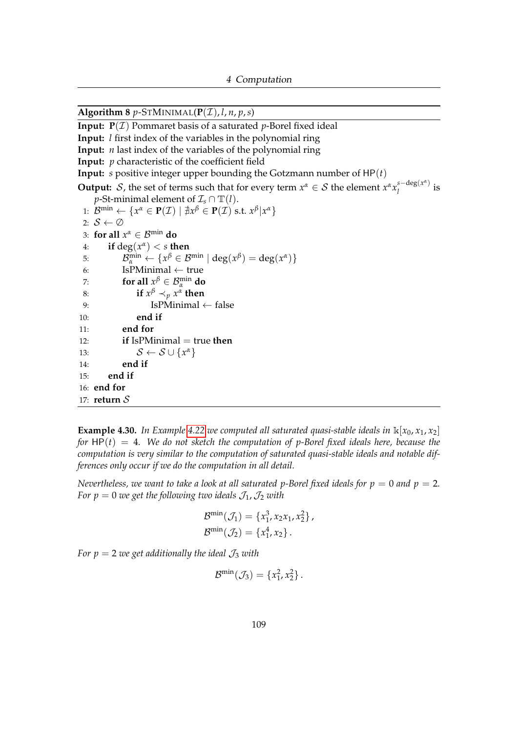**Algorithm 8** $p$-STMINIMAL($\mathbf{P}(\mathcal{I}), l, n, p, s$)

**Input:** $\mathbf{P}(\mathcal{I})$ Pommaret basis of a saturated $p$-Borel fixed ideal
**Input:** $l$ first index of the variables in the polynomial ring
**Input:** $n$ last index of the variables of the polynomial ring
**Input:** $p$ characteristic of the coefficient field
**Input:** $s$ positive integer upper bounding the Gotzmann number of $\mathsf{HP}(t)$
**Output:** $\mathcal{S}$, the set of terms such that for every term $x^\alpha \in \mathcal{S}$ the element $x^\alpha x_l^{s-\deg(x^\alpha)}$ is $p$-St-minimal element of $\mathcal{I}_s \cap \mathbb{T}(l)$.

```
 1: B^min ← {x^α ∈ P(I) | ∄x^β ∈ P(I) s.t. x^β | x^α}
 2: S ← ∅
 3: for all x^α ∈ B^min do
 4:     if deg(x^α) < s then
 5:         B_α^min ← {x^β ∈ B^min | deg(x^β) = deg(x^α)}
 6:         IsPMinimal ← true
 7:         for all x^β ∈ B_α^min do
 8:             if x^β ≺_p x^α then
 9:                 IsPMinimal ← false
10:             end if
11:         end for
12:         if IsPMinimal = true then
13:             S ← S ∪ {x^α}
14:         end if
15:     end if
16: end for
17: return S
```

**Example 4.30.** *In Example 4.22 we computed all saturated quasi-stable ideals in $\Bbbk[x_0, x_1, x_2]$ for $\mathsf{HP}(t) = 4$. We do not sketch the computation of $p$-Borel fixed ideals here, because the computation is very similar to the computation of saturated quasi-stable ideals and notable differences only occur if we do the computation in all detail.*

*Nevertheless, we want to take a look at all saturated $p$-Borel fixed ideals for $p = 0$ and $p = 2$. For $p = 0$ we get the following two ideals $\mathcal{J}_1, \mathcal{J}_2$ with*

$$\mathcal{B}^{\min}(\mathcal{J}_1) = \{x_1^3, x_2 x_1, x_2^2\},$$
$$\mathcal{B}^{\min}(\mathcal{J}_2) = \{x_1^4, x_2\}.$$

*For $p = 2$ we get additionally the ideal $\mathcal{J}_3$ with*

$$\mathcal{B}^{\min}(\mathcal{J}_3) = \{x_1^2, x_2^2\}.$$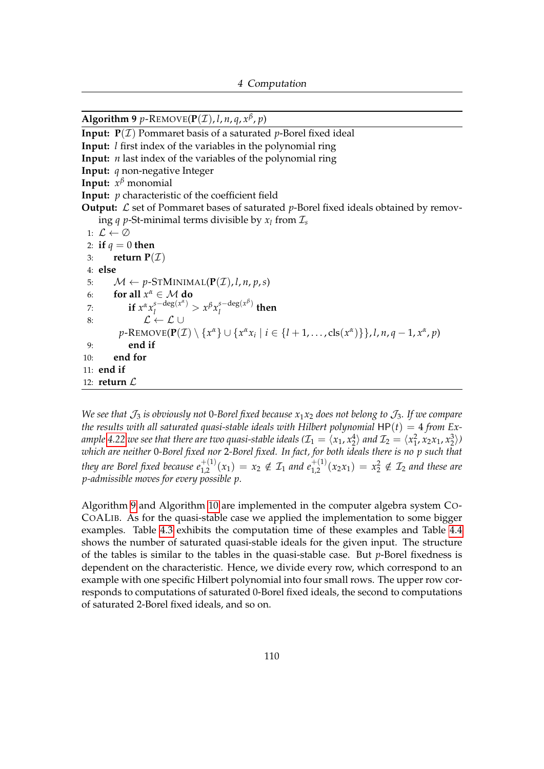**Algorithm 9** $p$-REMOVE($\mathbf{P}(\mathcal{I}), l, n, q, x^\beta, p$)

```
Input: P(I) Pommaret basis of a saturated p-Borel fixed ideal
Input: l first index of the variables in the polynomial ring
Input: n last index of the variables of the polynomial ring
Input: q non-negative Integer
Input: x^β monomial
Input: p characteristic of the coefficient field
Output: L set of Pommaret bases of saturated p-Borel fixed ideals obtained by removing q p-St-minimal terms divisible by x_l from I_s
 1: L ← ∅
 2: if q = 0 then
 3:     return P(I)
 4: else
 5:     M ← p-STMINIMAL(P(I), l, n, p, s)
 6:     for all x^α ∈ M do
 7:         if x^α x_l^{s−deg(x^α)} > x^β x_l^{s−deg(x^β)} then
 8:             L ← L ∪
                p-REMOVE(P(I) \ {x^α} ∪ {x^α x_i | i ∈ {l+1, ..., cls(x^α)}}, l, n, q−1, x^α, p)
 9:         end if
10:     end for
11: end if
12: return L
```

*We see that $\mathcal{J}_3$ is obviously not 0-Borel fixed because $x_1x_2$ does not belong to $\mathcal{J}_3$. If we compare the results with all saturated quasi-stable ideals with Hilbert polynomial $\mathsf{HP}(t) = 4$ from Example 4.22 we see that there are two quasi-stable ideals ($\mathcal{I}_1 = \langle x_1, x_2^4\rangle$ and $\mathcal{I}_2 = \langle x_1^2, x_2x_1, x_2^3\rangle$) which are neither 0-Borel fixed nor 2-Borel fixed. In fact, for both ideals there is no $p$ such that they are Borel fixed because $e^{+(1)}_{1,2}(x_1) = x_2 \notin \mathcal{I}_1$ and $e^{+(1)}_{1,2}(x_2x_1) = x_2^2 \notin \mathcal{I}_2$ and these are $p$-admissible moves for every possible $p$.*

Algorithm 9 and Algorithm 10 are implemented in the computer algebra system CoCoALib. As for the quasi-stable case we applied the implementation to some bigger examples. Table 4.3 exhibits the computation time of these examples and Table 4.4 shows the number of saturated quasi-stable ideals for the given input. The structure of the tables is similar to the tables in the quasi-stable case. But $p$-Borel fixedness is dependent on the characteristic. Hence, we divide every row, which correspond to an example with one specific Hilbert polynomial into four small rows. The upper row corresponds to computations of saturated 0-Borel fixed ideals, the second to computations of saturated 2-Borel fixed ideals, and so on.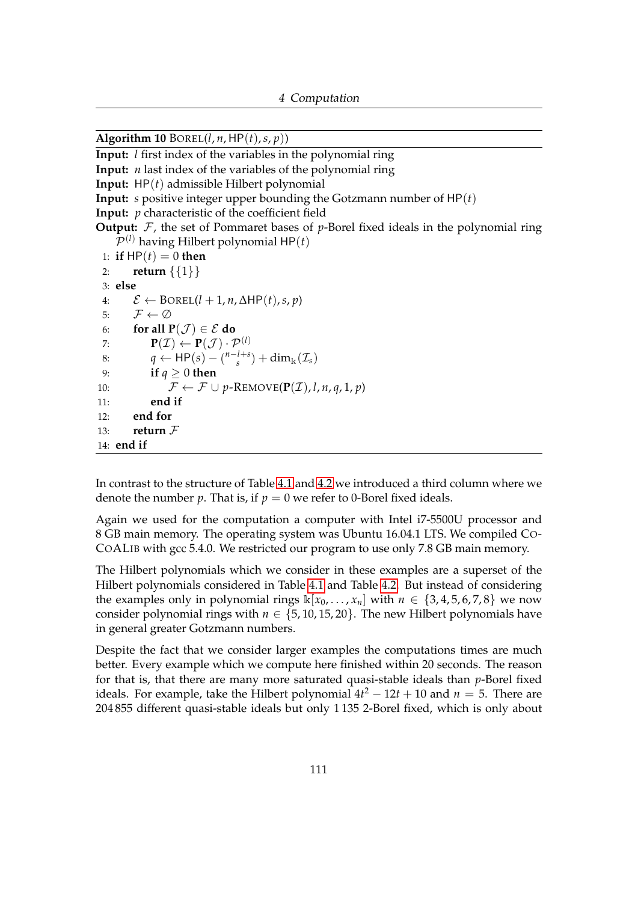**Algorithm 10** Borel$(l, n, \mathsf{HP}(t), s, p)$

**Input:** $l$ first index of the variables in the polynomial ring
**Input:** $n$ last index of the variables of the polynomial ring
**Input:** $\mathsf{HP}(t)$ admissible Hilbert polynomial
**Input:** $s$ positive integer upper bounding the Gotzmann number of $\mathsf{HP}(t)$
**Input:** $p$ characteristic of the coefficient field
**Output:** $\mathcal{F}$, the set of Pommaret bases of $p$-Borel fixed ideals in the polynomial ring $\mathcal{P}^{(l)}$ having Hilbert polynomial $\mathsf{HP}(t)$

```
1:  if HP(t) = 0 then
2:      return {{1}}
3:  else
4:      E ← Borel(l + 1, n, ΔHP(t), s, p)
5:      F ← ∅
6:      for all P(J) ∈ E do
7:          P(I) ← P(J) · P^(l)
8:          q ← HP(s) − binom(n−l+s, s) + dim_k(I_s)
9:          if q ≥ 0 then
10:             F ← F ∪ p-Remove(P(I), l, n, q, 1, p)
11:         end if
12:     end for
13:     return F
14: end if
```

In contrast to the structure of Table 4.1 and 4.2 we introduced a third column where we denote the number $p$. That is, if $p = 0$ we refer to 0-Borel fixed ideals.

Again we used for the computation a computer with Intel i7-5500U processor and 8 GB main memory. The operating system was Ubuntu 16.04.1 LTS. We compiled CoCoALib with gcc 5.4.0. We restricted our program to use only 7.8 GB main memory.

The Hilbert polynomials which we consider in these examples are a superset of the Hilbert polynomials considered in Table 4.1 and Table 4.2. But instead of considering the examples only in polynomial rings $\mathbb{k}[x_0, \ldots, x_n]$ with $n \in \{3, 4, 5, 6, 7, 8\}$ we now consider polynomial rings with $n \in \{5, 10, 15, 20\}$. The new Hilbert polynomials have in general greater Gotzmann numbers.

Despite the fact that we consider larger examples the computations times are much better. Every example which we compute here finished within 20 seconds. The reason for that is, that there are many more saturated quasi-stable ideals than $p$-Borel fixed ideals. For example, take the Hilbert polynomial $4t^2 - 12t + 10$ and $n = 5$. There are 204 855 different quasi-stable ideals but only 1 135 2-Borel fixed, which is only about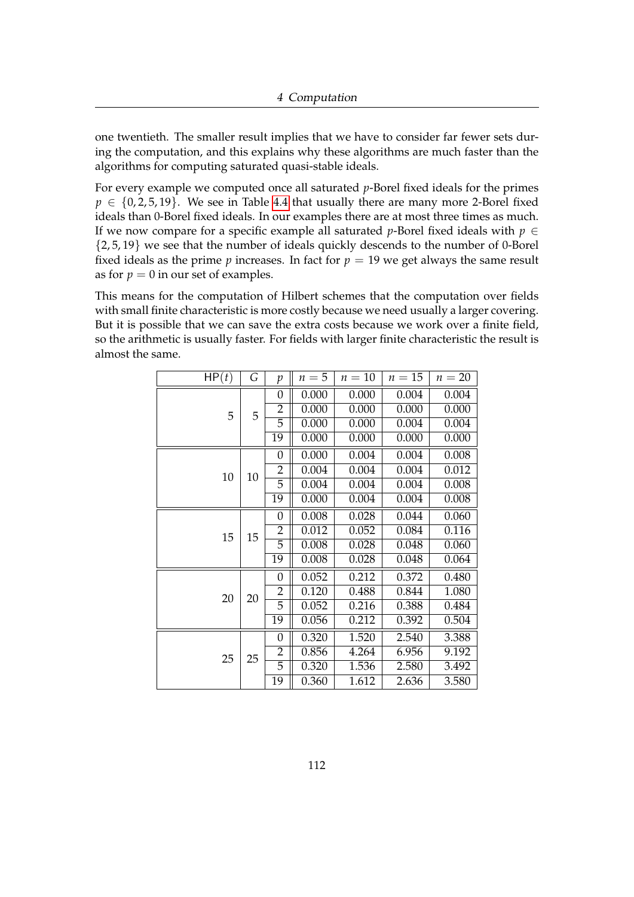one twentieth. The smaller result implies that we have to consider far fewer sets during the computation, and this explains why these algorithms are much faster than the algorithms for computing saturated quasi-stable ideals.

For every example we computed once all saturated $p$-Borel fixed ideals for the primes $p \in \{0, 2, 5, 19\}$. We see in Table 4.4 that usually there are many more 2-Borel fixed ideals than 0-Borel fixed ideals. In our examples there are at most three times as much. If we now compare for a specific example all saturated $p$-Borel fixed ideals with $p \in \{2, 5, 19\}$ we see that the number of ideals quickly descends to the number of 0-Borel fixed ideals as the prime $p$ increases. In fact for $p = 19$ we get always the same result as for $p = 0$ in our set of examples.

This means for the computation of Hilbert schemes that the computation over fields with small finite characteristic is more costly because we need usually a larger covering. But it is possible that we can save the extra costs because we work over a finite field, so the arithmetic is usually faster. For fields with larger finite characteristic the result is almost the same.

| $\mathrm{HP}(t)$ | $G$ | $p$ | $n = 5$ | $n = 10$ | $n = 15$ | $n = 20$ |
|---|---|---|---|---|---|---|
| 5 | 5 | 0 | 0.000 | 0.000 | 0.004 | 0.004 |
| | | 2 | 0.000 | 0.000 | 0.000 | 0.000 |
| | | 5 | 0.000 | 0.000 | 0.004 | 0.004 |
| | | 19 | 0.000 | 0.000 | 0.000 | 0.000 |
| 10 | 10 | 0 | 0.000 | 0.004 | 0.004 | 0.008 |
| | | 2 | 0.004 | 0.004 | 0.004 | 0.012 |
| | | 5 | 0.004 | 0.004 | 0.004 | 0.008 |
| | | 19 | 0.000 | 0.004 | 0.004 | 0.008 |
| 15 | 15 | 0 | 0.008 | 0.028 | 0.044 | 0.060 |
| | | 2 | 0.012 | 0.052 | 0.084 | 0.116 |
| | | 5 | 0.008 | 0.028 | 0.048 | 0.060 |
| | | 19 | 0.008 | 0.028 | 0.048 | 0.064 |
| 20 | 20 | 0 | 0.052 | 0.212 | 0.372 | 0.480 |
| | | 2 | 0.120 | 0.488 | 0.844 | 1.080 |
| | | 5 | 0.052 | 0.216 | 0.388 | 0.484 |
| | | 19 | 0.056 | 0.212 | 0.392 | 0.504 |
| 25 | 25 | 0 | 0.320 | 1.520 | 2.540 | 3.388 |
| | | 2 | 0.856 | 4.264 | 6.956 | 9.192 |
| | | 5 | 0.320 | 1.536 | 2.580 | 3.492 |
| | | 19 | 0.360 | 1.612 | 2.636 | 3.580 |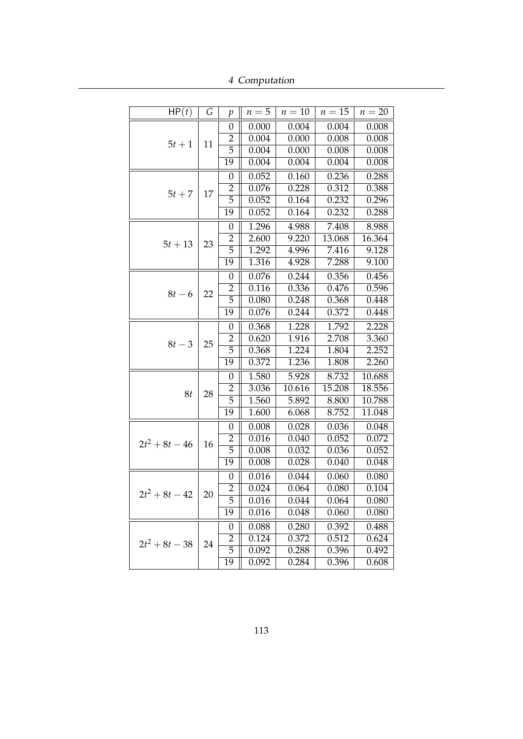| $\mathsf{HP}(t)$ | $G$ | $p$ | $n = 5$ | $n = 10$ | $n = 15$ | $n = 20$ |
|---|---|---|---|---|---|---|
| $5t + 1$ | 11 | 0 | 0.000 | 0.004 | 0.004 | 0.008 |
| | | 2 | 0.004 | 0.000 | 0.008 | 0.008 |
| | | 5 | 0.004 | 0.000 | 0.008 | 0.008 |
| | | 19 | 0.004 | 0.004 | 0.004 | 0.008 |
| $5t + 7$ | 17 | 0 | 0.052 | 0.160 | 0.236 | 0.288 |
| | | 2 | 0.076 | 0.228 | 0.312 | 0.388 |
| | | 5 | 0.052 | 0.164 | 0.232 | 0.296 |
| | | 19 | 0.052 | 0.164 | 0.232 | 0.288 |
| $5t + 13$ | 23 | 0 | 1.296 | 4.988 | 7.408 | 8.988 |
| | | 2 | 2.600 | 9.220 | 13.068 | 16.364 |
| | | 5 | 1.292 | 4.996 | 7.416 | 9.128 |
| | | 19 | 1.316 | 4.928 | 7.288 | 9.100 |
| $8t - 6$ | 22 | 0 | 0.076 | 0.244 | 0.356 | 0.456 |
| | | 2 | 0.116 | 0.336 | 0.476 | 0.596 |
| | | 5 | 0.080 | 0.248 | 0.368 | 0.448 |
| | | 19 | 0.076 | 0.244 | 0.372 | 0.448 |
| $8t - 3$ | 25 | 0 | 0.368 | 1.228 | 1.792 | 2.228 |
| | | 2 | 0.620 | 1.916 | 2.708 | 3.360 |
| | | 5 | 0.368 | 1.224 | 1.804 | 2.252 |
| | | 19 | 0.372 | 1.236 | 1.808 | 2.260 |
| $8t$ | 28 | 0 | 1.580 | 5.928 | 8.732 | 10.688 |
| | | 2 | 3.036 | 10.616 | 15.208 | 18.556 |
| | | 5 | 1.560 | 5.892 | 8.800 | 10.788 |
| | | 19 | 1.600 | 6.068 | 8.752 | 11.048 |
| $2t^2 + 8t - 46$ | 16 | 0 | 0.008 | 0.028 | 0.036 | 0.048 |
| | | 2 | 0.016 | 0.040 | 0.052 | 0.072 |
| | | 5 | 0.008 | 0.032 | 0.036 | 0.052 |
| | | 19 | 0.008 | 0.028 | 0.040 | 0.048 |
| $2t^2 + 8t - 42$ | 20 | 0 | 0.016 | 0.044 | 0.060 | 0.080 |
| | | 2 | 0.024 | 0.064 | 0.080 | 0.104 |
| | | 5 | 0.016 | 0.044 | 0.064 | 0.080 |
| | | 19 | 0.016 | 0.048 | 0.060 | 0.080 |
| $2t^2 + 8t - 38$ | 24 | 0 | 0.088 | 0.280 | 0.392 | 0.488 |
| | | 2 | 0.124 | 0.372 | 0.512 | 0.624 |
| | | 5 | 0.092 | 0.288 | 0.396 | 0.492 |
| | | 19 | 0.092 | 0.284 | 0.396 | 0.608 |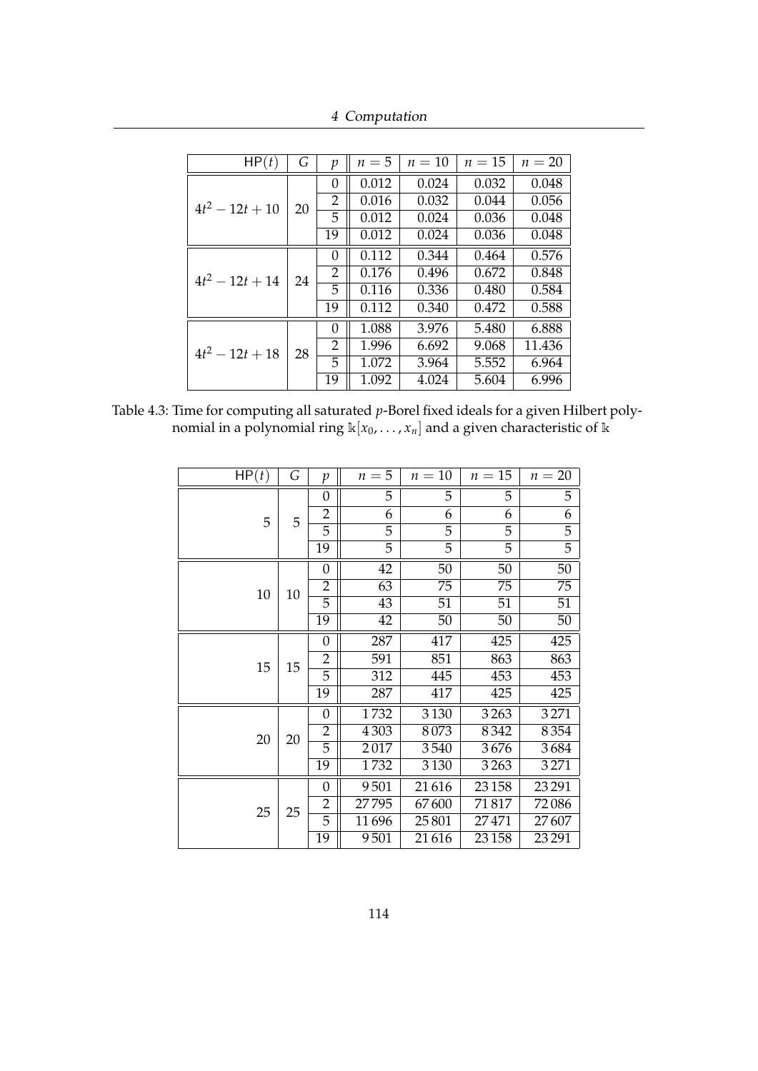| $\mathsf{HP}(t)$ | $G$ | $p$ | $n=5$ | $n=10$ | $n=15$ | $n=20$ |
|---|---|---|---|---|---|---|
| $4t^2-12t+10$ | 20 | 0 | 0.012 | 0.024 | 0.032 | 0.048 |
| | | 2 | 0.016 | 0.032 | 0.044 | 0.056 |
| | | 5 | 0.012 | 0.024 | 0.036 | 0.048 |
| | | 19 | 0.012 | 0.024 | 0.036 | 0.048 |
| $4t^2-12t+14$ | 24 | 0 | 0.112 | 0.344 | 0.464 | 0.576 |
| | | 2 | 0.176 | 0.496 | 0.672 | 0.848 |
| | | 5 | 0.116 | 0.336 | 0.480 | 0.584 |
| | | 19 | 0.112 | 0.340 | 0.472 | 0.588 |
| $4t^2-12t+18$ | 28 | 0 | 1.088 | 3.976 | 5.480 | 6.888 |
| | | 2 | 1.996 | 6.692 | 9.068 | 11.436 |
| | | 5 | 1.072 | 3.964 | 5.552 | 6.964 |
| | | 19 | 1.092 | 4.024 | 5.604 | 6.996 |

Table 4.3: Time for computing all saturated $p$-Borel fixed ideals for a given Hilbert polynomial in a polynomial ring $\mathbb{k}[x_0,\dots,x_n]$ and a given characteristic of $\mathbb{k}$

| $\mathsf{HP}(t)$ | $G$ | $p$ | $n=5$ | $n=10$ | $n=15$ | $n=20$ |
|---|---|---|---|---|---|---|
| 5 | 5 | 0 | 5 | 5 | 5 | 5 |
| | | 2 | 6 | 6 | 6 | 6 |
| | | 5 | 5 | 5 | 5 | 5 |
| | | 19 | 5 | 5 | 5 | 5 |
| 10 | 10 | 0 | 42 | 50 | 50 | 50 |
| | | 2 | 63 | 75 | 75 | 75 |
| | | 5 | 43 | 51 | 51 | 51 |
| | | 19 | 42 | 50 | 50 | 50 |
| 15 | 15 | 0 | 287 | 417 | 425 | 425 |
| | | 2 | 591 | 851 | 863 | 863 |
| | | 5 | 312 | 445 | 453 | 453 |
| | | 19 | 287 | 417 | 425 | 425 |
| 20 | 20 | 0 | 1732 | 3130 | 3263 | 3271 |
| | | 2 | 4303 | 8073 | 8342 | 8354 |
| | | 5 | 2017 | 3540 | 3676 | 3684 |
| | | 19 | 1732 | 3130 | 3263 | 3271 |
| 25 | 25 | 0 | 9501 | 21616 | 23158 | 23291 |
| | | 2 | 27795 | 67600 | 71817 | 72086 |
| | | 5 | 11696 | 25801 | 27471 | 27607 |
| | | 19 | 9501 | 21616 | 23158 | 23291 |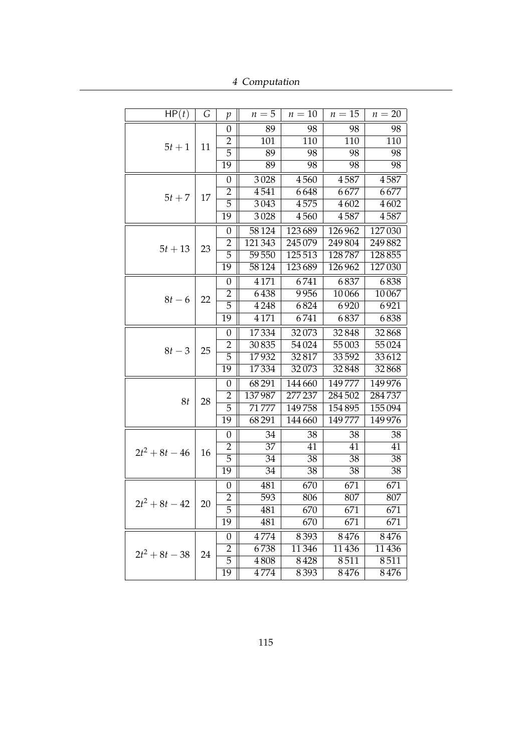| $\mathsf{HP}(t)$ | $G$ | $p$ | $n=5$ | $n=10$ | $n=15$ | $n=20$ |
|---|---|---|---|---|---|---|
| $5t+1$ | 11 | 0 | 89 | 98 | 98 | 98 |
| | | 2 | 101 | 110 | 110 | 110 |
| | | 5 | 89 | 98 | 98 | 98 |
| | | 19 | 89 | 98 | 98 | 98 |
| $5t+7$ | 17 | 0 | 3028 | 4560 | 4587 | 4587 |
| | | 2 | 4541 | 6648 | 6677 | 6677 |
| | | 5 | 3043 | 4575 | 4602 | 4602 |
| | | 19 | 3028 | 4560 | 4587 | 4587 |
| $5t+13$ | 23 | 0 | 58124 | 123689 | 126962 | 127030 |
| | | 2 | 121343 | 245079 | 249804 | 249882 |
| | | 5 | 59550 | 125513 | 128787 | 128855 |
| | | 19 | 58124 | 123689 | 126962 | 127030 |
| $8t-6$ | 22 | 0 | 4171 | 6741 | 6837 | 6838 |
| | | 2 | 6438 | 9956 | 10066 | 10067 |
| | | 5 | 4248 | 6824 | 6920 | 6921 |
| | | 19 | 4171 | 6741 | 6837 | 6838 |
| $8t-3$ | 25 | 0 | 17334 | 32073 | 32848 | 32868 |
| | | 2 | 30835 | 54024 | 55003 | 55024 |
| | | 5 | 17932 | 32817 | 33592 | 33612 |
| | | 19 | 17334 | 32073 | 32848 | 32868 |
| $8t$ | 28 | 0 | 68291 | 144660 | 149777 | 149976 |
| | | 2 | 137987 | 277237 | 284502 | 284737 |
| | | 5 | 71777 | 149758 | 154895 | 155094 |
| | | 19 | 68291 | 144660 | 149777 | 149976 |
| $2t^2+8t-46$ | 16 | 0 | 34 | 38 | 38 | 38 |
| | | 2 | 37 | 41 | 41 | 41 |
| | | 5 | 34 | 38 | 38 | 38 |
| | | 19 | 34 | 38 | 38 | 38 |
| $2t^2+8t-42$ | 20 | 0 | 481 | 670 | 671 | 671 |
| | | 2 | 593 | 806 | 807 | 807 |
| | | 5 | 481 | 670 | 671 | 671 |
| | | 19 | 481 | 670 | 671 | 671 |
| $2t^2+8t-38$ | 24 | 0 | 4774 | 8393 | 8476 | 8476 |
| | | 2 | 6738 | 11346 | 11436 | 11436 |
| | | 5 | 4808 | 8428 | 8511 | 8511 |
| | | 19 | 4774 | 8393 | 8476 | 8476 |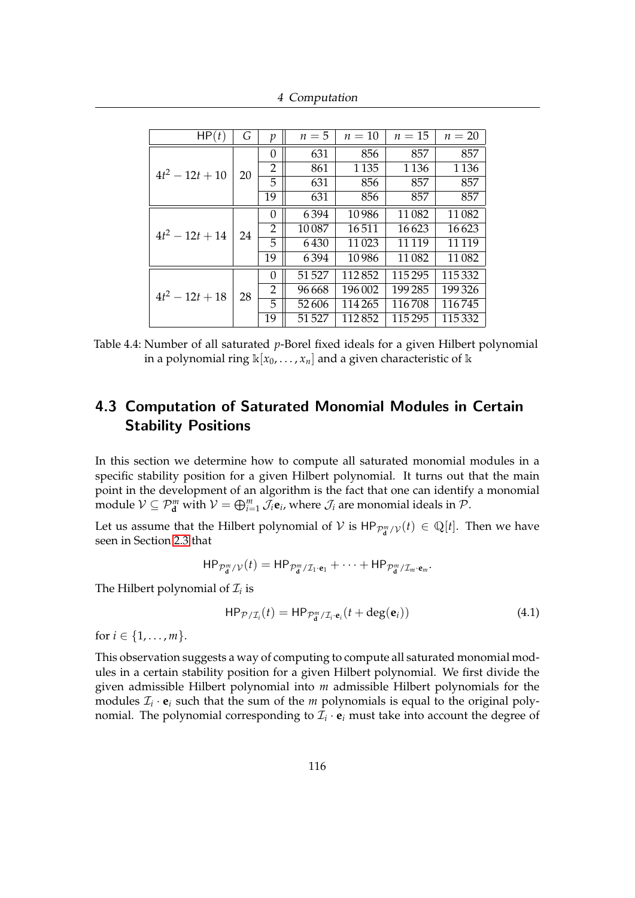| HP$(t)$ | $G$ | $p$ | $n=5$ | $n=10$ | $n=15$ | $n=20$ |
|---|---|---|---|---|---|---|
| $4t^2-12t+10$ | 20 | 0 | 631 | 856 | 857 | 857 |
| | | 2 | 861 | 1 135 | 1 136 | 1 136 |
| | | 5 | 631 | 856 | 857 | 857 |
| | | 19 | 631 | 856 | 857 | 857 |
| $4t^2-12t+14$ | 24 | 0 | 6 394 | 10 986 | 11 082 | 11 082 |
| | | 2 | 10 087 | 16 511 | 16 623 | 16 623 |
| | | 5 | 6 430 | 11 023 | 11 119 | 11 119 |
| | | 19 | 6 394 | 10 986 | 11 082 | 11 082 |
| $4t^2-12t+18$ | 28 | 0 | 51 527 | 112 852 | 115 295 | 115 332 |
| | | 2 | 96 668 | 196 002 | 199 285 | 199 326 |
| | | 5 | 52 606 | 114 265 | 116 708 | 116 745 |
| | | 19 | 51 527 | 112 852 | 115 295 | 115 332 |

Table 4.4: Number of all saturated $p$-Borel fixed ideals for a given Hilbert polynomial in a polynomial ring $\Bbbk[x_0, \ldots, x_n]$ and a given characteristic of $\Bbbk$

## 4.3 Computation of Saturated Monomial Modules in Certain Stability Positions

In this section we determine how to compute all saturated monomial modules in a specific stability position for a given Hilbert polynomial. It turns out that the main point in the development of an algorithm is the fact that one can identify a monomial module $\mathcal{V} \subseteq \mathcal{P}^m_{\mathbf{d}}$ with $\mathcal{V} = \bigoplus_{i=1}^m \mathcal{J}_i \mathbf{e}_i$, where $\mathcal{J}_i$ are monomial ideals in $\mathcal{P}$.

Let us assume that the Hilbert polynomial of $\mathcal{V}$ is $\mathsf{HP}_{\mathcal{P}^m_{\mathbf{d}}/\mathcal{V}}(t) \in \mathbb{Q}[t]$. Then we have seen in Section 2.3 that

$$\mathsf{HP}_{\mathcal{P}^m_{\mathbf{d}}/\mathcal{V}}(t) = \mathsf{HP}_{\mathcal{P}^m_{\mathbf{d}}/\mathcal{I}_1 \cdot \mathbf{e}_1} + \cdots + \mathsf{HP}_{\mathcal{P}^m_{\mathbf{d}}/\mathcal{I}_m \cdot \mathbf{e}_m}.$$

The Hilbert polynomial of $\mathcal{I}_i$ is

$$\mathsf{HP}_{\mathcal{P}/\mathcal{I}_i}(t) = \mathsf{HP}_{\mathcal{P}^m_{\mathbf{d}}/\mathcal{I}_i \cdot \mathbf{e}_i}(t + \deg(\mathbf{e}_i)) \tag{4.1}$$

for $i \in \{1, \ldots, m\}$.

This observation suggests a way of computing to compute all saturated monomial modules in a certain stability position for a given Hilbert polynomial. We first divide the given admissible Hilbert polynomial into $m$ admissible Hilbert polynomials for the modules $\mathcal{I}_i \cdot \mathbf{e}_i$ such that the sum of the $m$ polynomials is equal to the original polynomial. The polynomial corresponding to $\mathcal{I}_i \cdot \mathbf{e}_i$ must take into account the degree of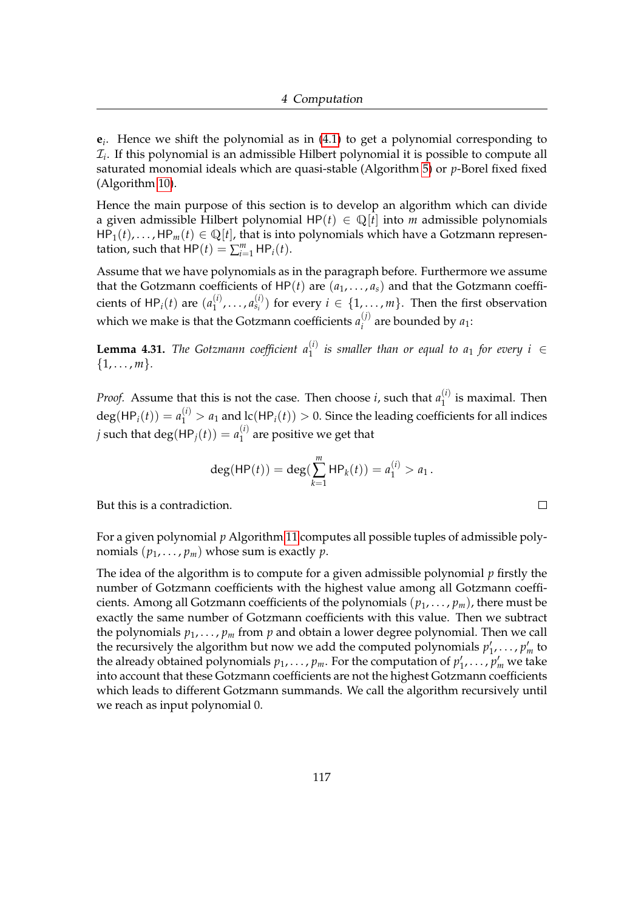$\mathbf{e}_i$. Hence we shift the polynomial as in (4.1) to get a polynomial corresponding to $\mathcal{I}_i$. If this polynomial is an admissible Hilbert polynomial it is possible to compute all saturated monomial ideals which are quasi-stable (Algorithm 5) or $p$-Borel fixed fixed (Algorithm 10).

Hence the main purpose of this section is to develop an algorithm which can divide a given admissible Hilbert polynomial $\mathsf{HP}(t) \in \mathbb{Q}[t]$ into $m$ admissible polynomials $\mathsf{HP}_1(t), \ldots, \mathsf{HP}_m(t) \in \mathbb{Q}[t]$, that is into polynomials which have a Gotzmann representation, such that $\mathsf{HP}(t) = \sum_{i=1}^{m} \mathsf{HP}_i(t)$.

Assume that we have polynomials as in the paragraph before. Furthermore we assume that the Gotzmann coefficients of $\mathsf{HP}(t)$ are $(a_1, \ldots, a_s)$ and that the Gotzmann coefficients of $\mathsf{HP}_i(t)$ are $(a_1^{(i)}, \ldots, a_{s_i}^{(i)})$ for every $i \in \{1, \ldots, m\}$. Then the first observation which we make is that the Gotzmann coefficients $a_i^{(j)}$ are bounded by $a_1$:

**Lemma 4.31.** *The Gotzmann coefficient $a_1^{(i)}$ is smaller than or equal to $a_1$ for every $i \in \{1, \ldots, m\}$.*

*Proof.* Assume that this is not the case. Then choose $i$, such that $a_1^{(i)}$ is maximal. Then $\deg(\mathsf{HP}_i(t)) = a_1^{(i)} > a_1$ and $\mathrm{lc}(\mathsf{HP}_i(t)) > 0$. Since the leading coefficients for all indices $j$ such that $\deg(\mathsf{HP}_j(t)) = a_1^{(i)}$ are positive we get that

$$\deg(\mathsf{HP}(t)) = \deg(\sum_{k=1}^{m} \mathsf{HP}_k(t)) = a_1^{(i)} > a_1 .$$

But this is a contradiction. $\square$

For a given polynomial $p$ Algorithm 11 computes all possible tuples of admissible polynomials $(p_1, \ldots, p_m)$ whose sum is exactly $p$.

The idea of the algorithm is to compute for a given admissible polynomial $p$ firstly the number of Gotzmann coefficients with the highest value among all Gotzmann coefficients. Among all Gotzmann coefficients of the polynomials $(p_1, \ldots, p_m)$, there must be exactly the same number of Gotzmann coefficients with this value. Then we subtract the polynomials $p_1, \ldots, p_m$ from $p$ and obtain a lower degree polynomial. Then we call the recursively the algorithm but now we add the computed polynomials $p'_1, \ldots, p'_m$ to the already obtained polynomials $p_1, \ldots, p_m$. For the computation of $p'_1, \ldots, p'_m$ we take into account that these Gotzmann coefficients are not the highest Gotzmann coefficients which leads to different Gotzmann summands. We call the algorithm recursively until we reach as input polynomial 0.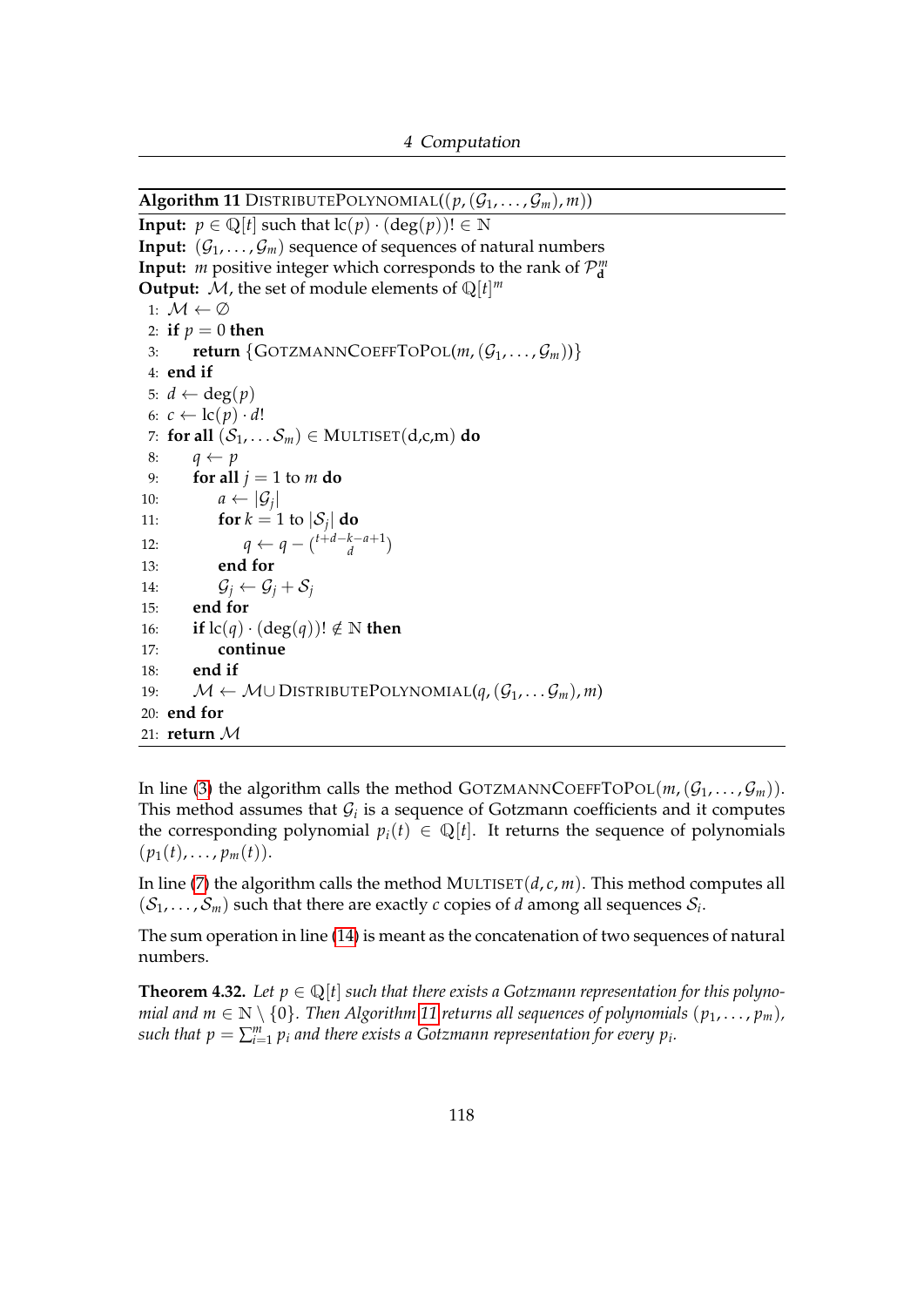**Algorithm 11** DistributePolynomial($(p, (\mathcal{G}_1, \ldots, \mathcal{G}_m), m)$)

**Input:** $p \in \mathbb{Q}[t]$ such that $\mathrm{lc}(p) \cdot (\deg(p))! \in \mathbb{N}$
**Input:** $(\mathcal{G}_1, \ldots, \mathcal{G}_m)$ sequence of sequences of natural numbers
**Input:** $m$ positive integer which corresponds to the rank of $\mathcal{P}^m_{\mathbf{d}}$
**Output:** $\mathcal{M}$, the set of module elements of $\mathbb{Q}[t]^m$

```
1:  M ← ∅
2:  if p = 0 then
3:      return {GotzmannCoeffToPol(m, (G_1, ..., G_m))}
4:  end if
5:  d ← deg(p)
6:  c ← lc(p) · d!
7:  for all (S_1, ... S_m) ∈ Multiset(d,c,m) do
8:      q ← p
9:      for all j = 1 to m do
10:         a ← |G_j|
11:         for k = 1 to |S_j| do
12:             q ← q − binom(t+d−k−a+1, d)
13:         end for
14:         G_j ← G_j + S_j
15:     end for
16:     if lc(q) · (deg(q))! ∉ ℕ then
17:         continue
18:     end if
19:     M ← M ∪ DistributePolynomial(q, (G_1, ... G_m), m)
20: end for
21: return M
```

In line (3) the algorithm calls the method GotzmannCoeffToPol$(m, (\mathcal{G}_1, \ldots, \mathcal{G}_m))$. This method assumes that $\mathcal{G}_i$ is a sequence of Gotzmann coefficients and it computes the corresponding polynomial $p_i(t) \in \mathbb{Q}[t]$. It returns the sequence of polynomials $(p_1(t), \ldots, p_m(t))$.

In line (7) the algorithm calls the method Multiset$(d, c, m)$. This method computes all $(\mathcal{S}_1, \ldots, \mathcal{S}_m)$ such that there are exactly $c$ copies of $d$ among all sequences $\mathcal{S}_i$.

The sum operation in line (14) is meant as the concatenation of two sequences of natural numbers.

**Theorem 4.32.** *Let $p \in \mathbb{Q}[t]$ such that there exists a Gotzmann representation for this polynomial and $m \in \mathbb{N} \setminus \{0\}$. Then Algorithm 11 returns all sequences of polynomials $(p_1, \ldots, p_m)$, such that $p = \sum_{i=1}^{m} p_i$ and there exists a Gotzmann representation for every $p_i$.*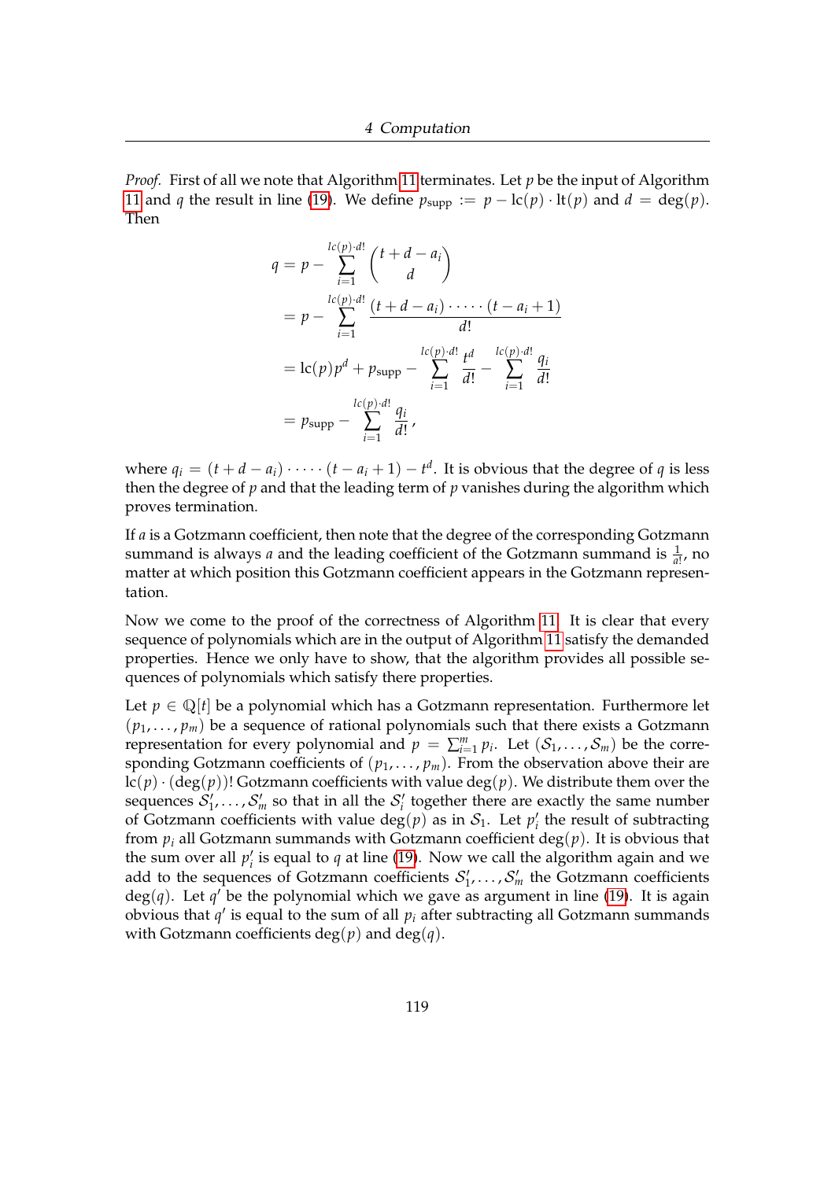*Proof.* First of all we note that Algorithm 11 terminates. Let $p$ be the input of Algorithm 11 and $q$ the result in line (19). We define $p_{\text{supp}} := p - \text{lc}(p) \cdot \text{lt}(p)$ and $d = \deg(p)$. Then

$$
\begin{aligned}
q &= p - \sum_{i=1}^{lc(p) \cdot d!} \binom{t+d-a_i}{d} \\
&= p - \sum_{i=1}^{lc(p) \cdot d!} \frac{(t+d-a_i) \cdot \dots \cdot (t-a_i+1)}{d!} \\
&= \text{lc}(p) p^d + p_{\text{supp}} - \sum_{i=1}^{lc(p) \cdot d!} \frac{t^d}{d!} - \sum_{i=1}^{lc(p) \cdot d!} \frac{q_i}{d!} \\
&= p_{\text{supp}} - \sum_{i=1}^{lc(p) \cdot d!} \frac{q_i}{d!},
\end{aligned}
$$

where $q_i = (t+d-a_i) \cdot \dots \cdot (t-a_i+1) - t^d$. It is obvious that the degree of $q$ is less then the degree of $p$ and that the leading term of $p$ vanishes during the algorithm which proves termination.

If $a$ is a Gotzmann coefficient, then note that the degree of the corresponding Gotzmann summand is always $a$ and the leading coefficient of the Gotzmann summand is $\frac{1}{a!}$, no matter at which position this Gotzmann coefficient appears in the Gotzmann representation.

Now we come to the proof of the correctness of Algorithm 11. It is clear that every sequence of polynomials which are in the output of Algorithm 11 satisfy the demanded properties. Hence we only have to show, that the algorithm provides all possible sequences of polynomials which satisfy there properties.

Let $p \in \mathbb{Q}[t]$ be a polynomial which has a Gotzmann representation. Furthermore let $(p_1, \dots, p_m)$ be a sequence of rational polynomials such that there exists a Gotzmann representation for every polynomial and $p = \sum_{i=1}^{m} p_i$. Let $(\mathcal{S}_1, \dots, \mathcal{S}_m)$ be the corresponding Gotzmann coefficients of $(p_1, \dots, p_m)$. From the observation above their are $\text{lc}(p) \cdot (\deg(p))!$ Gotzmann coefficients with value $\deg(p)$. We distribute them over the sequences $\mathcal{S}'_1, \dots, \mathcal{S}'_m$ so that in all the $\mathcal{S}'_i$ together there are exactly the same number of Gotzmann coefficients with value $\deg(p)$ as in $\mathcal{S}_1$. Let $p'_i$ the result of subtracting from $p_i$ all Gotzmann summands with Gotzmann coefficient $\deg(p)$. It is obvious that the sum over all $p'_i$ is equal to $q$ at line (19). Now we call the algorithm again and we add to the sequences of Gotzmann coefficients $\mathcal{S}'_1, \dots, \mathcal{S}'_m$ the Gotzmann coefficients $\deg(q)$. Let $q'$ be the polynomial which we gave as argument in line (19). It is again obvious that $q'$ is equal to the sum of all $p_i$ after subtracting all Gotzmann summands with Gotzmann coefficients $\deg(p)$ and $\deg(q)$.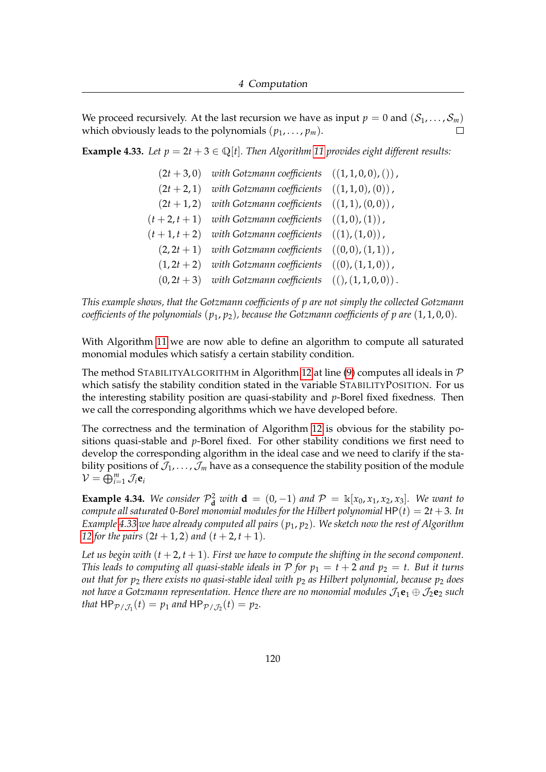We proceed recursively. At the last recursion we have as input $p = 0$ and $(\mathcal{S}_1, \dots, \mathcal{S}_m)$ which obviously leads to the polynomials $(p_1, \dots, p_m)$. $\square$

**Example 4.33.** *Let $p = 2t + 3 \in \mathbb{Q}[t]$. Then Algorithm 11 provides eight different results:*

$$
\begin{aligned}
(2t+3, 0) &\quad \textit{with Gotzmann coefficients} \quad ((1,1,0,0),()), \\
(2t+2, 1) &\quad \textit{with Gotzmann coefficients} \quad ((1,1,0),(0)), \\
(2t+1, 2) &\quad \textit{with Gotzmann coefficients} \quad ((1,1),(0,0)), \\
(t+2, t+1) &\quad \textit{with Gotzmann coefficients} \quad ((1,0),(1)), \\
(t+1, t+2) &\quad \textit{with Gotzmann coefficients} \quad ((1),(1,0)), \\
(2, 2t+1) &\quad \textit{with Gotzmann coefficients} \quad ((0,0),(1,1)), \\
(1, 2t+2) &\quad \textit{with Gotzmann coefficients} \quad ((0),(1,1,0)), \\
(0, 2t+3) &\quad \textit{with Gotzmann coefficients} \quad ((),(1,1,0,0)).
\end{aligned}
$$

*This example shows, that the Gotzmann coefficients of $p$ are not simply the collected Gotzmann coefficients of the polynomials $(p_1, p_2)$, because the Gotzmann coefficients of $p$ are $(1,1,0,0)$.*

With Algorithm 11 we are now able to define an algorithm to compute all saturated monomial modules which satisfy a certain stability condition.

The method StabilityAlgorithm in Algorithm 12 at line (9) computes all ideals in $\mathcal{P}$ which satisfy the stability condition stated in the variable StabilityPosition. For us the interesting stability position are quasi-stability and $p$-Borel fixed fixedness. Then we call the corresponding algorithms which we have developed before.

The correctness and the termination of Algorithm 12 is obvious for the stability positions quasi-stable and $p$-Borel fixed. For other stability conditions we first need to develop the corresponding algorithm in the ideal case and we need to clarify if the stability positions of $\mathcal{J}_1, \dots, \mathcal{J}_m$ have as a consequence the stability position of the module $\mathcal{V} = \bigoplus_{i=1}^m \mathcal{J}_i \mathbf{e}_i$

**Example 4.34.** *We consider $\mathcal{P}^2_{\mathbf{d}}$ with $\mathbf{d} = (0, -1)$ and $\mathcal{P} = \Bbbk[x_0, x_1, x_2, x_3]$. We want to compute all saturated 0-Borel monomial modules for the Hilbert polynomial $\mathsf{HP}(t) = 2t + 3$. In Example 4.33 we have already computed all pairs $(p_1, p_2)$. We sketch now the rest of Algorithm 12 for the pairs $(2t+1, 2)$ and $(t+2, t+1)$.*

*Let us begin with $(t+2, t+1)$. First we have to compute the shifting in the second component. This leads to computing all quasi-stable ideals in $\mathcal{P}$ for $p_1 = t + 2$ and $p_2 = t$. But it turns out that for $p_2$ there exists no quasi-stable ideal with $p_2$ as Hilbert polynomial, because $p_2$ does not have a Gotzmann representation. Hence there are no monomial modules $\mathcal{J}_1 \mathbf{e}_1 \oplus \mathcal{J}_2 \mathbf{e}_2$ such that $\mathsf{HP}_{\mathcal{P}/\mathcal{J}_1}(t) = p_1$ and $\mathsf{HP}_{\mathcal{P}/\mathcal{J}_2}(t) = p_2$.*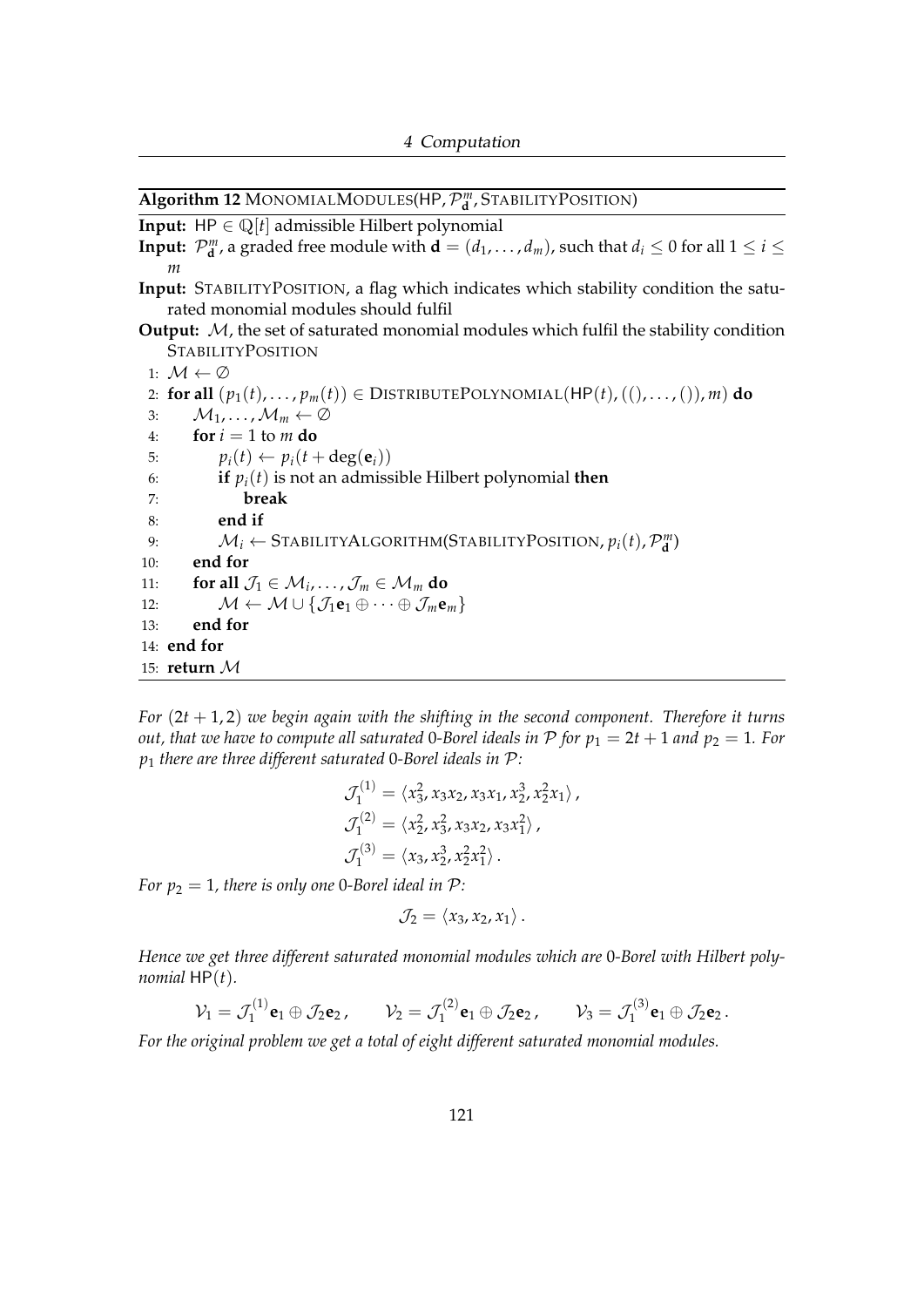**Algorithm 12** MonomialModules(HP, $\mathcal{P}^m_{\mathbf{d}}$, StabilityPosition)

**Input:** $\mathsf{HP} \in \mathbb{Q}[t]$ admissible Hilbert polynomial

**Input:** $\mathcal{P}^m_{\mathbf{d}}$, a graded free module with $\mathbf{d} = (d_1, \ldots, d_m)$, such that $d_i \leq 0$ for all $1 \leq i \leq m$

**Input:** StabilityPosition, a flag which indicates which stability condition the saturated monomial modules should fulfil

**Output:** $\mathcal{M}$, the set of saturated monomial modules which fulfil the stability condition StabilityPosition

```
1:  M ← ∅
2:  for all (p_1(t), ..., p_m(t)) ∈ DistributePolynomial(HP(t), ((), ..., ()), m) do
3:      M_1, ..., M_m ← ∅
4:      for i = 1 to m do
5:          p_i(t) ← p_i(t + deg(e_i))
6:          if p_i(t) is not an admissible Hilbert polynomial then
7:              break
8:          end if
9:          M_i ← StabilityAlgorithm(StabilityPosition, p_i(t), P^m_d)
10:     end for
11:     for all J_1 ∈ M_i, ..., J_m ∈ M_m do
12:         M ← M ∪ {J_1 e_1 ⊕ ··· ⊕ J_m e_m}
13:     end for
14: end for
15: return M
```

*For $(2t+1, 2)$ we begin again with the shifting in the second component. Therefore it turns out, that we have to compute all saturated 0-Borel ideals in $\mathcal{P}$ for $p_1 = 2t + 1$ and $p_2 = 1$. For $p_1$ there are three different saturated 0-Borel ideals in $\mathcal{P}$:*

$$\mathcal{J}_1^{(1)} = \langle x_3^2, x_3x_2, x_3x_1, x_2^3, x_2^2x_1 \rangle \,,$$
$$\mathcal{J}_1^{(2)} = \langle x_2^2, x_3^2, x_3x_2, x_3x_1^2 \rangle \,,$$
$$\mathcal{J}_1^{(3)} = \langle x_3, x_2^3, x_2^2x_1^2 \rangle \,.$$

*For $p_2 = 1$, there is only one 0-Borel ideal in $\mathcal{P}$:*

$$\mathcal{J}_2 = \langle x_3, x_2, x_1 \rangle \,.$$

*Hence we get three different saturated monomial modules which are 0-Borel with Hilbert polynomial $\mathsf{HP}(t)$.*

$$\mathcal{V}_1 = \mathcal{J}_1^{(1)}\mathbf{e}_1 \oplus \mathcal{J}_2\mathbf{e}_2 \,, \qquad \mathcal{V}_2 = \mathcal{J}_1^{(2)}\mathbf{e}_1 \oplus \mathcal{J}_2\mathbf{e}_2 \,, \qquad \mathcal{V}_3 = \mathcal{J}_1^{(3)}\mathbf{e}_1 \oplus \mathcal{J}_2\mathbf{e}_2 \,.$$

*For the original problem we get a total of eight different saturated monomial modules.*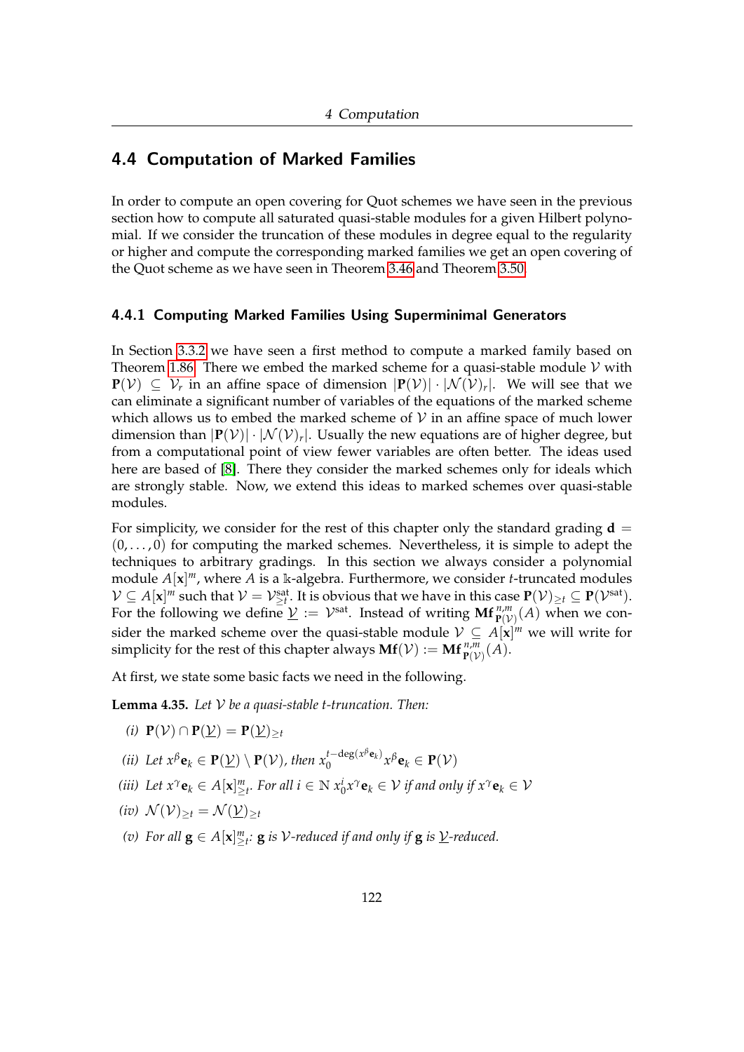## 4.4 Computation of Marked Families

In order to compute an open covering for Quot schemes we have seen in the previous section how to compute all saturated quasi-stable modules for a given Hilbert polynomial. If we consider the truncation of these modules in degree equal to the regularity or higher and compute the corresponding marked families we get an open covering of the Quot scheme as we have seen in Theorem 3.46 and Theorem 3.50.

### 4.4.1 Computing Marked Families Using Superminimal Generators

In Section 3.3.2 we have seen a first method to compute a marked family based on Theorem 1.86. There we embed the marked scheme for a quasi-stable module $\mathcal{V}$ with $\mathbf{P}(\mathcal{V}) \subseteq \mathcal{V}_r$ in an affine space of dimension $|\mathbf{P}(\mathcal{V})| \cdot |\mathcal{N}(\mathcal{V})_r|$. We will see that we can eliminate a significant number of variables of the equations of the marked scheme which allows us to embed the marked scheme of $\mathcal{V}$ in an affine space of much lower dimension than $|\mathbf{P}(\mathcal{V})| \cdot |\mathcal{N}(\mathcal{V})_r|$. Usually the new equations are of higher degree, but from a computational point of view fewer variables are often better. The ideas used here are based of [8]. There they consider the marked schemes only for ideals which are strongly stable. Now, we extend this ideas to marked schemes over quasi-stable modules.

For simplicity, we consider for the rest of this chapter only the standard grading $\mathbf{d} = (0, \dots, 0)$ for computing the marked schemes. Nevertheless, it is simple to adept the techniques to arbitrary gradings. In this section we always consider a polynomial module $A[\mathbf{x}]^m$, where $A$ is a $\Bbbk$-algebra. Furthermore, we consider $t$-truncated modules $\mathcal{V} \subseteq A[\mathbf{x}]^m$ such that $\mathcal{V} = \mathcal{V}^{\text{sat}}_{\geq t}$. It is obvious that we have in this case $\mathbf{P}(\mathcal{V})_{\geq t} \subseteq \mathbf{P}(\mathcal{V}^{\text{sat}})$. For the following we define $\underline{\mathcal{V}} := \mathcal{V}^{\text{sat}}$. Instead of writing $\mathbf{Mf}^{n,m}_{\mathbf{P}(\mathcal{V})}(A)$ when we consider the marked scheme over the quasi-stable module $\mathcal{V} \subseteq A[\mathbf{x}]^m$ we will write for simplicity for the rest of this chapter always $\mathbf{Mf}(\mathcal{V}) := \mathbf{Mf}^{n,m}_{\mathbf{P}(\mathcal{V})}(A)$.

At first, we state some basic facts we need in the following.

**Lemma 4.35.** *Let $\mathcal{V}$ be a quasi-stable $t$-truncation. Then:*

*(i)* $\mathbf{P}(\mathcal{V}) \cap \mathbf{P}(\underline{\mathcal{V}}) = \mathbf{P}(\underline{\mathcal{V}})_{\geq t}$

*(ii) Let $x^\beta \mathbf{e}_k \in \mathbf{P}(\underline{\mathcal{V}}) \setminus \mathbf{P}(\mathcal{V})$, then $x_0^{t-\deg(x^\beta \mathbf{e}_k)} x^\beta \mathbf{e}_k \in \mathbf{P}(\mathcal{V})$*

*(iii) Let $x^\gamma \mathbf{e}_k \in A[\mathbf{x}]^m_{\geq t}$. For all $i \in \mathbb{N}$ $x_0^i x^\gamma \mathbf{e}_k \in \mathcal{V}$ if and only if $x^\gamma \mathbf{e}_k \in \mathcal{V}$*

*(iv)* $\mathcal{N}(\mathcal{V})_{\geq t} = \mathcal{N}(\underline{\mathcal{V}})_{\geq t}$

*(v) For all $\mathbf{g} \in A[\mathbf{x}]^m_{\geq t}$: $\mathbf{g}$ is $\mathcal{V}$-reduced if and only if $\mathbf{g}$ is $\underline{\mathcal{V}}$-reduced.*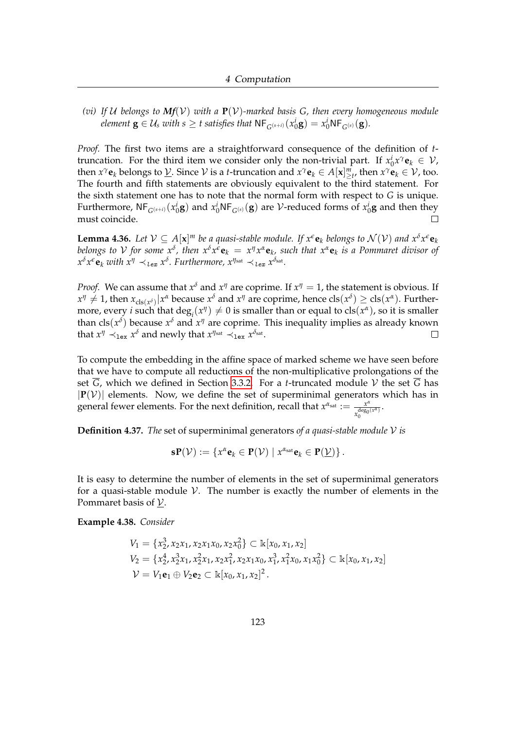*(vi) If $\mathcal{U}$ belongs to $\boldsymbol{Mf}(\mathcal{V})$ with a $\mathbf{P}(\mathcal{V})$-marked basis $G$, then every homogeneous module element $\mathbf{g} \in \mathcal{U}_s$ with $s \geq t$ satisfies that $\mathsf{NF}_{G^{(s+i)}}(x_0^i \mathbf{g}) = x_0^i \mathsf{NF}_{G^{(s)}}(\mathbf{g})$.*

*Proof.* The first two items are a straightforward consequence of the definition of $t$-truncation. For the third item we consider only the non-trivial part. If $x_0^i x^\gamma \mathbf{e}_k \in \mathcal{V}$, then $x^\gamma \mathbf{e}_k$ belongs to $\underline{\mathcal{V}}$. Since $\mathcal{V}$ is a $t$-truncation and $x^\gamma \mathbf{e}_k \in A[\mathbf{x}]^m_{\geq t}$, then $x^\gamma \mathbf{e}_k \in \mathcal{V}$, too. The fourth and fifth statements are obviously equivalent to the third statement. For the sixth statement one has to note that the normal form with respect to $G$ is unique. Furthermore, $\mathsf{NF}_{G^{(s+i)}}(x_0^i \mathbf{g})$ and $x_0^i \mathsf{NF}_{G^{(s)}}(\mathbf{g})$ are $\mathcal{V}$-reduced forms of $x_0^i \mathbf{g}$ and then they must coincide. □

**Lemma 4.36.** *Let $\mathcal{V} \subseteq A[\mathbf{x}]^m$ be a quasi-stable module. If $x^\epsilon \mathbf{e}_k$ belongs to $\mathcal{N}(\mathcal{V})$ and $x^\delta x^\epsilon \mathbf{e}_k$ belongs to $\mathcal{V}$ for some $x^\delta$, then $x^\delta x^\epsilon \mathbf{e}_k = x^\eta x^\alpha \mathbf{e}_k$, such that $x^\alpha \mathbf{e}_k$ is a Pommaret divisor of $x^\delta x^\epsilon \mathbf{e}_k$ with $x^\eta \prec_{lex} x^\delta$. Furthermore, $x^{\eta_{\text{sat}}} \prec_{lex} x^{\delta_{\text{sat}}}$.*

*Proof.* We can assume that $x^\delta$ and $x^\eta$ are coprime. If $x^\eta = 1$, the statement is obvious. If $x^\eta \neq 1$, then $x_{\text{cls}(x^\delta)} | x^\alpha$ because $x^\delta$ and $x^\eta$ are coprime, hence $\text{cls}(x^\delta) \geq \text{cls}(x^\alpha)$. Furthermore, every $i$ such that $\deg_i(x^\eta) \neq 0$ is smaller than or equal to $\text{cls}(x^\alpha)$, so it is smaller than $\text{cls}(x^\delta)$ because $x^\delta$ and $x^\eta$ are coprime. This inequality implies as already known that $x^\eta \prec_{\texttt{lex}} x^\delta$ and newly that $x^{\eta_{\text{sat}}} \prec_{\texttt{lex}} x^{\delta_{\text{sat}}}$. □

To compute the embedding in the affine space of marked scheme we have seen before that we have to compute all reductions of the non-multiplicative prolongations of the set $\overline{G}$, which we defined in Section 3.3.2. For a $t$-truncated module $\mathcal{V}$ the set $\overline{G}$ has $|\mathbf{P}(\mathcal{V})|$ elements. Now, we define the set of superminimal generators which has in general fewer elements. For the next definition, recall that $x^{\alpha_{\text{sat}}} := \frac{x^\alpha}{x_0^{\deg_0(x^\alpha)}}$.

**Definition 4.37.** *The* set of superminimal generators *of a quasi-stable module $\mathcal{V}$ is*

$$\mathbf{sP}(\mathcal{V}) := \left\{ x^\alpha \mathbf{e}_k \in \mathbf{P}(\mathcal{V}) \mid x^{\alpha_{\text{sat}}} \mathbf{e}_k \in \mathbf{P}(\underline{\mathcal{V}}) \right\}.$$

It is easy to determine the number of elements in the set of superminimal generators for a quasi-stable module $\mathcal{V}$. The number is exactly the number of elements in the Pommaret basis of $\underline{\mathcal{V}}$.

**Example 4.38.** *Consider*

$$\begin{aligned}
V_1 &= \{x_2^3, x_2 x_1, x_2 x_1 x_0, x_2 x_0^2\} \subset \Bbbk[x_0, x_1, x_2] \\
V_2 &= \{x_2^4, x_2^3 x_1, x_2^2 x_1, x_2 x_1^2, x_2 x_1 x_0, x_1^3, x_1^2 x_0, x_1 x_0^2\} \subset \Bbbk[x_0, x_1, x_2] \\
\mathcal{V} &= V_1 \mathbf{e}_1 \oplus V_2 \mathbf{e}_2 \subset \Bbbk[x_0, x_1, x_2]^2.
\end{aligned}$$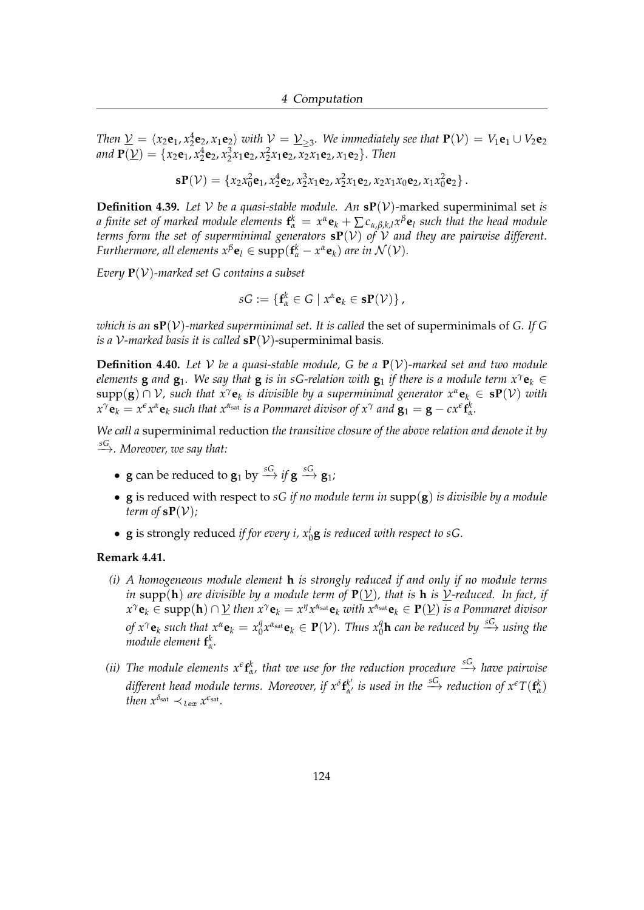*Then $\underline{\mathcal{V}} = \langle x_2\mathbf{e}_1, x_2^4\mathbf{e}_2, x_1\mathbf{e}_2\rangle$ with $\mathcal{V} = \underline{\mathcal{V}}_{\geq 3}$. We immediately see that $\mathbf{P}(\mathcal{V}) = V_1\mathbf{e}_1 \cup V_2\mathbf{e}_2$ and $\mathbf{P}(\underline{\mathcal{V}}) = \{x_2\mathbf{e}_1, x_2^4\mathbf{e}_2, x_2^3x_1\mathbf{e}_2, x_2^2x_1\mathbf{e}_2, x_2x_1\mathbf{e}_2, x_1\mathbf{e}_2\}$. Then*

$$\mathbf{sP}(\mathcal{V}) = \{x_2x_0^2\mathbf{e}_1, x_2^4\mathbf{e}_2, x_2^3x_1\mathbf{e}_2, x_2^2x_1\mathbf{e}_2, x_2x_1x_0\mathbf{e}_2, x_1x_0^2\mathbf{e}_2\}.$$

**Definition 4.39.** *Let $\mathcal{V}$ be a quasi-stable module. An* $\mathbf{sP}(\mathcal{V})$-marked superminimal set *is a finite set of marked module elements $\mathbf{f}_\alpha^k = x^\alpha\mathbf{e}_k + \sum c_{\alpha,\beta,k,l}x^\beta\mathbf{e}_l$ such that the head module terms form the set of superminimal generators $\mathbf{sP}(\mathcal{V})$ of $\mathcal{V}$ and they are pairwise different. Furthermore, all elements $x^\beta\mathbf{e}_l \in \operatorname{supp}(\mathbf{f}_\alpha^k - x^\alpha\mathbf{e}_k)$ are in $\mathcal{N}(\mathcal{V})$.*

*Every $\mathbf{P}(\mathcal{V})$-marked set $G$ contains a subset*

$$sG := \{\mathbf{f}_\alpha^k \in G \mid x^\alpha\mathbf{e}_k \in \mathbf{sP}(\mathcal{V})\},$$

*which is an $\mathbf{sP}(\mathcal{V})$-marked superminimal set. It is called* the set of superminimals *of $G$. If $G$ is a $\mathcal{V}$-marked basis it is called* $\mathbf{sP}(\mathcal{V})$-superminimal basis.

**Definition 4.40.** *Let $\mathcal{V}$ be a quasi-stable module, $G$ be a $\mathbf{P}(\mathcal{V})$-marked set and two module elements $\mathbf{g}$ and $\mathbf{g}_1$. We say that $\mathbf{g}$ is in $sG$-relation with $\mathbf{g}_1$ if there is a module term $x^\gamma\mathbf{e}_k \in \operatorname{supp}(\mathbf{g}) \cap \mathcal{V}$, such that $x^\gamma\mathbf{e}_k$ is divisible by a superminimal generator $x^\alpha\mathbf{e}_k \in \mathbf{sP}(\mathcal{V})$ with $x^\gamma\mathbf{e}_k = x^\epsilon x^\alpha\mathbf{e}_k$ such that $x^{\alpha_{\text{sat}}}$ is a Pommaret divisor of $x^\gamma$ and $\mathbf{g}_1 = \mathbf{g} - cx^\epsilon\mathbf{f}_\alpha^k$.*

*We call a* superminimal reduction *the transitive closure of the above relation and denote it by $\xrightarrow{sG}$. Moreover, we say that:*

- $\mathbf{g}$ can be reduced to $\mathbf{g}_1$ by $\xrightarrow{sG}$ *if $\mathbf{g} \xrightarrow{sG} \mathbf{g}_1$;*
- $\mathbf{g}$ is reduced with respect to *$sG$ if no module term in $\operatorname{supp}(\mathbf{g})$ is divisible by a module term of $\mathbf{sP}(\mathcal{V})$;*
- $\mathbf{g}$ is strongly reduced *if for every $i$, $x_0^i\mathbf{g}$ is reduced with respect to $sG$.*

**Remark 4.41.**

*(i) A homogeneous module element $\mathbf{h}$ is strongly reduced if and only if no module terms in $\operatorname{supp}(\mathbf{h})$ are divisible by a module term of $\mathbf{P}(\underline{\mathcal{V}})$, that is $\mathbf{h}$ is $\underline{\mathcal{V}}$-reduced. In fact, if $x^\gamma\mathbf{e}_k \in \operatorname{supp}(\mathbf{h}) \cap \underline{\mathcal{V}}$ then $x^\gamma\mathbf{e}_k = x^\eta x^{\alpha_{\text{sat}}}\mathbf{e}_k$ with $x^{\alpha_{\text{sat}}}\mathbf{e}_k \in \mathbf{P}(\underline{\mathcal{V}})$ is a Pommaret divisor of $x^\gamma\mathbf{e}_k$ such that $x^\alpha\mathbf{e}_k = x_0^q x^{\alpha_{\text{sat}}}\mathbf{e}_k \in \mathbf{P}(\mathcal{V})$. Thus $x_0^q\mathbf{h}$ can be reduced by $\xrightarrow{sG}$ using the module element $\mathbf{f}_\alpha^k$.*

*(ii) The module elements $x^\epsilon\mathbf{f}_\alpha^k$, that we use for the reduction procedure $\xrightarrow{sG}$ have pairwise different head module terms. Moreover, if $x^\delta\mathbf{f}_{\alpha'}^{k'}$ is used in the $\xrightarrow{sG}$ reduction of $x^\epsilon T(\mathbf{f}_\alpha^k)$ then $x^{\delta_{\text{sat}}} \prec_{lex} x^{\epsilon_{\text{sat}}}$.*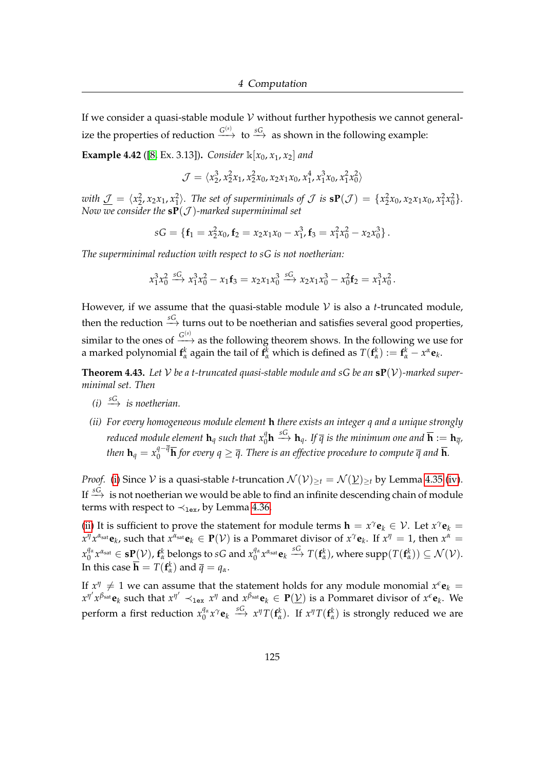If we consider a quasi-stable module $\mathcal{V}$ without further hypothesis we cannot generalize the properties of reduction $\xrightarrow{G^{(s)}}$ to $\xrightarrow{sG}$ as shown in the following example:

**Example 4.42** ([8, Ex. 3.13]). *Consider $\Bbbk[x_0, x_1, x_2]$ and*

$$\mathcal{J} = \langle x_2^3, x_2^2 x_1, x_2^2 x_0, x_2 x_1 x_0, x_1^4, x_1^3 x_0, x_1^2 x_0^2 \rangle$$

*with $\underline{\mathcal{J}} = \langle x_2^2, x_2 x_1, x_1^2 \rangle$. The set of superminimals of $\mathcal{J}$ is $\mathbf{sP}(\mathcal{J}) = \{x_2^2 x_0, x_2 x_1 x_0, x_1^2 x_0^2\}$. Now we consider the $\mathbf{sP}(\mathcal{J})$-marked superminimal set*

$$sG = \{\mathbf{f}_1 = x_2^2 x_0, \mathbf{f}_2 = x_2 x_1 x_0 - x_1^3, \mathbf{f}_3 = x_1^2 x_0^2 - x_2 x_0^3\}.$$

*The superminimal reduction with respect to $sG$ is not noetherian:*

$$x_1^3 x_0^2 \xrightarrow{sG} x_1^3 x_0^2 - x_1 \mathbf{f}_3 = x_2 x_1 x_0^3 \xrightarrow{sG} x_2 x_1 x_0^3 - x_0^2 \mathbf{f}_2 = x_1^3 x_0^2.$$

However, if we assume that the quasi-stable module $\mathcal{V}$ is also a $t$-truncated module, then the reduction $\xrightarrow{sG}$ turns out to be noetherian and satisfies several good properties, similar to the ones of $\xrightarrow{G^{(s)}}$ as the following theorem shows. In the following we use for a marked polynomial $\mathbf{f}_\alpha^k$ again the tail of $\mathbf{f}_\alpha^k$ which is defined as $T(\mathbf{f}_\alpha^k) := \mathbf{f}_\alpha^k - x^\alpha \mathbf{e}_k$.

**Theorem 4.43.** *Let $\mathcal{V}$ be a $t$-truncated quasi-stable module and $sG$ be an $\mathbf{sP}(\mathcal{V})$-marked superminimal set. Then*

*(i) $\xrightarrow{sG}$ is noetherian.*

*(ii) For every homogeneous module element $\mathbf{h}$ there exists an integer $q$ and a unique strongly reduced module element $\mathbf{h}_q$ such that $x_0^q \mathbf{h} \xrightarrow{sG} \mathbf{h}_q$. If $\overline{q}$ is the minimum one and $\overline{\mathbf{h}} := \mathbf{h}_{\overline{q}}$, then $\mathbf{h}_q = x_0^{q-\overline{q}} \overline{\mathbf{h}}$ for every $q \geq \overline{q}$. There is an effective procedure to compute $\overline{q}$ and $\overline{\mathbf{h}}$.*

*Proof.* (i) Since $\mathcal{V}$ is a quasi-stable $t$-truncation $\mathcal{N}(\mathcal{V})_{\geq t} = \mathcal{N}(\underline{\mathcal{V}})_{\geq t}$ by Lemma 4.35 (iv). If $\xrightarrow{sG}$ is not noetherian we would be able to find an infinite descending chain of module terms with respect to $\prec_{\texttt{lex}}$, by Lemma 4.36.

(ii) It is sufficient to prove the statement for module terms $\mathbf{h} = x^\gamma \mathbf{e}_k \in \mathcal{V}$. Let $x^\gamma \mathbf{e}_k = x^\eta x^{\alpha_{\text{sat}}} \mathbf{e}_k$, such that $x^{\alpha_{\text{sat}}} \mathbf{e}_k \in \mathbf{P}(\mathcal{V})$ is a Pommaret divisor of $x^\gamma \mathbf{e}_k$. If $x^\eta = 1$, then $x^\alpha = x_0^{q_\alpha} x^{\alpha_{\text{sat}}} \in \mathbf{sP}(\mathcal{V})$, $\mathbf{f}_\alpha^k$ belongs to $sG$ and $x_0^{q_\alpha} x^{\alpha_{\text{sat}}} \mathbf{e}_k \xrightarrow{sG} T(\mathbf{f}_\alpha^k)$, where $\operatorname{supp}(T(\mathbf{f}_\alpha^k)) \subseteq \mathcal{N}(\mathcal{V})$. In this case $\overline{\mathbf{h}} = T(\mathbf{f}_\alpha^k)$ and $\overline{q} = q_\alpha$.

If $x^\eta \neq 1$ we can assume that the statement holds for any module monomial $x^\epsilon \mathbf{e}_k = x^{\eta'} x^{\beta_{\text{sat}}} \mathbf{e}_k$ such that $x^{\eta'} \prec_{\texttt{lex}} x^\eta$ and $x^{\beta_{\text{sat}}} \mathbf{e}_k \in \mathbf{P}(\underline{\mathcal{V}})$ is a Pommaret divisor of $x^\epsilon \mathbf{e}_k$. We perform a first reduction $x_0^{q_\alpha} x^\gamma \mathbf{e}_k \xrightarrow{sG} x^\eta T(\mathbf{f}_\alpha^k)$. If $x^\eta T(\mathbf{f}_\alpha^k)$ is strongly reduced we are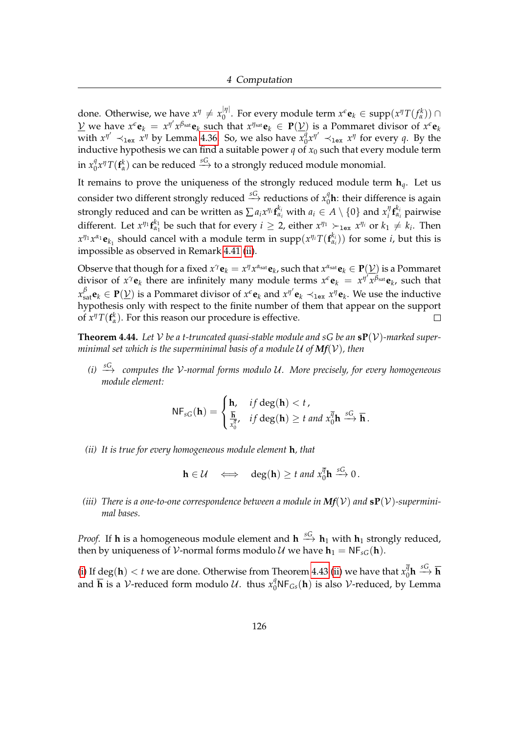done. Otherwise, we have $x^\eta \neq x_0^{|\eta|}$. For every module term $x^\epsilon \mathbf{e}_k \in \mathrm{supp}(x^\eta T(f_\alpha^k)) \cap \underline{\mathcal{V}}$ we have $x^\epsilon \mathbf{e}_k = x^{\eta'} x^{\beta_{\mathrm{sat}}} \mathbf{e}_k$ such that $x^{\eta_{\mathrm{sat}}} \mathbf{e}_k \in \mathbf{P}(\underline{\mathcal{V}})$ is a Pommaret divisor of $x^\epsilon \mathbf{e}_k$ with $x^{\eta'} \prec_{\mathtt{lex}} x^\eta$ by Lemma 4.36. So, we also have $x_0^q x^{\eta'} \prec_{\mathtt{lex}} x^\eta$ for every $q$. By the inductive hypothesis we can find a suitable power $q$ of $x_0$ such that every module term in $x_0^q x^\eta T(\mathbf{f}_\alpha^k)$ can be reduced $\xrightarrow{sG}$ to a strongly reduced module monomial.

It remains to prove the uniqueness of the strongly reduced module term $\mathbf{h}_q$. Let us consider two different strongly reduced $\xrightarrow{sG}$ reductions of $x_0^q \mathbf{h}$: their difference is again strongly reduced and can be written as $\sum a_i x^{\eta_i} \mathbf{f}_{\alpha_i}^{k_i}$ with $a_i \in A \setminus \{0\}$ and $x_i^\eta \mathbf{f}_{\alpha_i}^{k_i}$ pairwise different. Let $x^{\eta_1} \mathbf{f}_{\alpha_1}^{k_1}$ be such that for every $i \geq 2$, either $x^{\eta_1} \succ_{\mathtt{lex}} x^{\eta_i}$ or $k_1 \neq k_i$. Then $x^{\eta_1} x^{\alpha_1} \mathbf{e}_{k_1}$ should cancel with a module term in $\mathrm{supp}(x^{\eta_i} T(\mathbf{f}_{\alpha_i}^{k_i}))$ for some $i$, but this is impossible as observed in Remark 4.41 (ii).

Observe that though for a fixed $x^\gamma \mathbf{e}_k = x^\eta x^{\alpha_{\mathrm{sat}}} \mathbf{e}_k$, such that $x^{\alpha_{\mathrm{sat}}} \mathbf{e}_k \in \mathbf{P}(\underline{\mathcal{V}})$ is a Pommaret divisor of $x^\gamma \mathbf{e}_k$ there are infinitely many module terms $x^\epsilon \mathbf{e}_k = x^{\eta'} x^{\beta_{\mathrm{sat}}} \mathbf{e}_k$, such that $x_{\mathrm{sat}}^\beta \mathbf{e}_k \in \mathbf{P}(\underline{\mathcal{V}})$ is a Pommaret divisor of $x^\epsilon \mathbf{e}_k$ and $x^{\eta'} \mathbf{e}_k \prec_{\mathtt{lex}} x^\eta \mathbf{e}_k$. We use the inductive hypothesis only with respect to the finite number of them that appear on the support of $x^\eta T(\mathbf{f}_\alpha^k)$. For this reason our procedure is effective. □

**Theorem 4.44.** *Let $\mathcal{V}$ be a $t$-truncated quasi-stable module and $sG$ be an $\mathbf{sP}(\mathcal{V})$-marked superminimal set which is the superminimal basis of a module $\mathcal{U}$ of $\boldsymbol{Mf}(\mathcal{V})$, then*

*(i) $\xrightarrow{sG}$ computes the $\mathcal{V}$-normal forms modulo $\mathcal{U}$. More precisely, for every homogeneous module element:*

$$\mathsf{NF}_{sG}(\mathbf{h}) = \begin{cases} \mathbf{h}, & \text{if } \deg(\mathbf{h}) < t\,, \\ \frac{\overline{\mathbf{h}}}{x_0^{\overline{q}}}, & \text{if } \deg(\mathbf{h}) \geq t \text{ and } x_0^{\overline{q}}\mathbf{h} \xrightarrow{sG} \overline{\mathbf{h}}\,. \end{cases}$$

*(ii) It is true for every homogeneous module element $\mathbf{h}$, that*

$$\mathbf{h} \in \mathcal{U} \quad \Longleftrightarrow \quad \deg(\mathbf{h}) \geq t \text{ and } x_0^{\overline{q}}\mathbf{h} \xrightarrow{sG} 0\,.$$

*(iii) There is a one-to-one correspondence between a module in $\boldsymbol{Mf}(\mathcal{V})$ and $\mathbf{sP}(\mathcal{V})$-superminimal bases.*

*Proof.* If $\mathbf{h}$ is a homogeneous module element and $\mathbf{h} \xrightarrow{sG} \mathbf{h}_1$ with $\mathbf{h}_1$ strongly reduced, then by uniqueness of $\mathcal{V}$-normal forms modulo $\mathcal{U}$ we have $\mathbf{h}_1 = \mathsf{NF}_{sG}(\mathbf{h})$.

(i) If $\deg(\mathbf{h}) < t$ we are done. Otherwise from Theorem 4.43 (ii) we have that $x_0^{\overline{q}}\mathbf{h} \xrightarrow{sG} \overline{\mathbf{h}}$ and $\overline{\mathbf{h}}$ is a $\mathcal{V}$-reduced form modulo $\mathcal{U}$. thus $x_0^q \mathsf{NF}_{Gs}(\mathbf{h})$ is also $\mathcal{V}$-reduced, by Lemma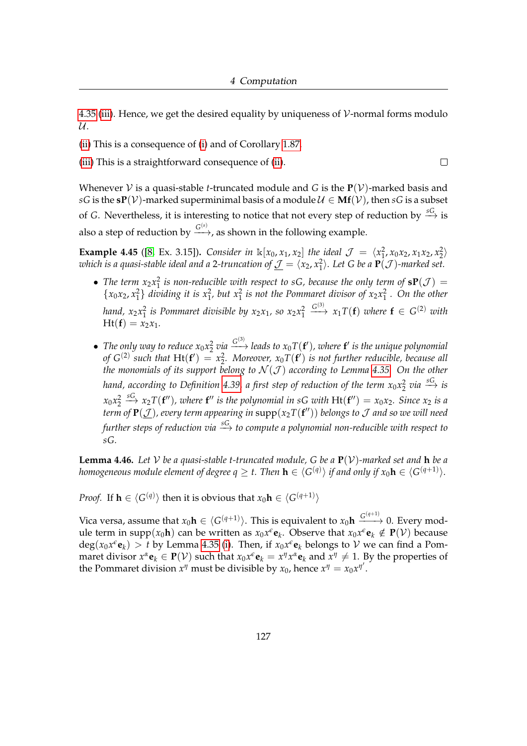4.35 (iii). Hence, we get the desired equality by uniqueness of $\mathcal{V}$-normal forms modulo $\mathcal{U}$.

(ii) This is a consequence of (i) and of Corollary 1.87.

(iii) This is a straightforward consequence of (ii). $\square$

Whenever $\mathcal{V}$ is a quasi-stable $t$-truncated module and $G$ is the $\mathbf{P}(\mathcal{V})$-marked basis and $sG$ is the $\mathbf{sP}(\mathcal{V})$-marked superminimal basis of a module $\mathcal{U} \in \mathbf{Mf}(\mathcal{V})$, then $sG$ is a subset of $G$. Nevertheless, it is interesting to notice that not every step of reduction by $\xrightarrow{sG}$ is also a step of reduction by $\xrightarrow{G^{(s)}}$, as shown in the following example.

**Example 4.45** ([8, Ex. 3.15]). *Consider in $\Bbbk[x_0, x_1, x_2]$ the ideal $\mathcal{J} = \langle x_1^2, x_0x_2, x_1x_2, x_2^2\rangle$ which is a quasi-stable ideal and a 2-truncation of $\underline{\mathcal{J}} = \langle x_2, x_1^2\rangle$. Let $G$ be a $\mathbf{P}(\mathcal{J})$-marked set.*

- *The term $x_2x_1^2$ is non-reducible with respect to $sG$, because the only term of $\mathbf{sP}(\mathcal{J}) = \{x_0x_2, x_1^2\}$ dividing it is $x_1^2$, but $x_1^2$ is not the Pommaret divisor of $x_2x_1^2$. On the other hand, $x_2x_1^2$ is Pommaret divisible by $x_2x_1$, so $x_2x_1^2 \xrightarrow{G^{(3)}} x_1T(\mathbf{f})$ where $\mathbf{f} \in G^{(2)}$ with $\mathrm{Ht}(\mathbf{f}) = x_2x_1$.*
- *The only way to reduce $x_0x_2^2$ via $\xrightarrow{G^{(3)}}$ leads to $x_0T(\mathbf{f}')$, where $\mathbf{f}'$ is the unique polynomial of $G^{(2)}$ such that $\mathrm{Ht}(\mathbf{f}') = x_2^2$. Moreover, $x_0T(\mathbf{f}')$ is not further reducible, because all the monomials of its support belong to $\mathcal{N}(\mathcal{J})$ according to Lemma 4.35. On the other hand, according to Definition 4.39, a first step of reduction of the term $x_0x_2^2$ via $\xrightarrow{sG}$ is $x_0x_2^2 \xrightarrow{sG} x_2T(\mathbf{f}'')$, where $\mathbf{f}''$ is the polynomial in $sG$ with $\mathrm{Ht}(\mathbf{f}'') = x_0x_2$. Since $x_2$ is a term of $\mathbf{P}(\underline{\mathcal{J}})$, every term appearing in $\mathrm{supp}(x_2T(\mathbf{f}''))$ belongs to $\mathcal{J}$ and so we will need further steps of reduction via $\xrightarrow{sG}$ to compute a polynomial non-reducible with respect to $sG$.*

**Lemma 4.46.** *Let $\mathcal{V}$ be a quasi-stable $t$-truncated module, $G$ be a $\mathbf{P}(\mathcal{V})$-marked set and $\mathbf{h}$ be a homogeneous module element of degree $q \geq t$. Then $\mathbf{h} \in \langle G^{(q)}\rangle$ if and only if $x_0\mathbf{h} \in \langle G^{(q+1)}\rangle$.*

*Proof.* If $\mathbf{h} \in \langle G^{(q)}\rangle$ then it is obvious that $x_0\mathbf{h} \in \langle G^{(q+1)}\rangle$

Vica versa, assume that $x_0\mathbf{h} \in \langle G^{(q+1)}\rangle$. This is equivalent to $x_0\mathbf{h} \xrightarrow{G^{(q+1)}} 0$. Every module term in $\mathrm{supp}(x_0\mathbf{h})$ can be written as $x_0x^{\epsilon}\mathbf{e}_k$. Observe that $x_0x^{\epsilon}\mathbf{e}_k \notin \mathbf{P}(\mathcal{V})$ because $\deg(x_0x^{\epsilon}\mathbf{e}_k) > t$ by Lemma 4.35 (i). Then, if $x_0x^{\epsilon}\mathbf{e}_k$ belongs to $\mathcal{V}$ we can find a Pommaret divisor $x^{\alpha}\mathbf{e}_k \in \mathbf{P}(\mathcal{V})$ such that $x_0x^{\epsilon}\mathbf{e}_k = x^{\eta}x^{\alpha}\mathbf{e}_k$ and $x^{\eta} \neq 1$. By the properties of the Pommaret division $x^{\eta}$ must be divisible by $x_0$, hence $x^{\eta} = x_0x^{\eta'}$.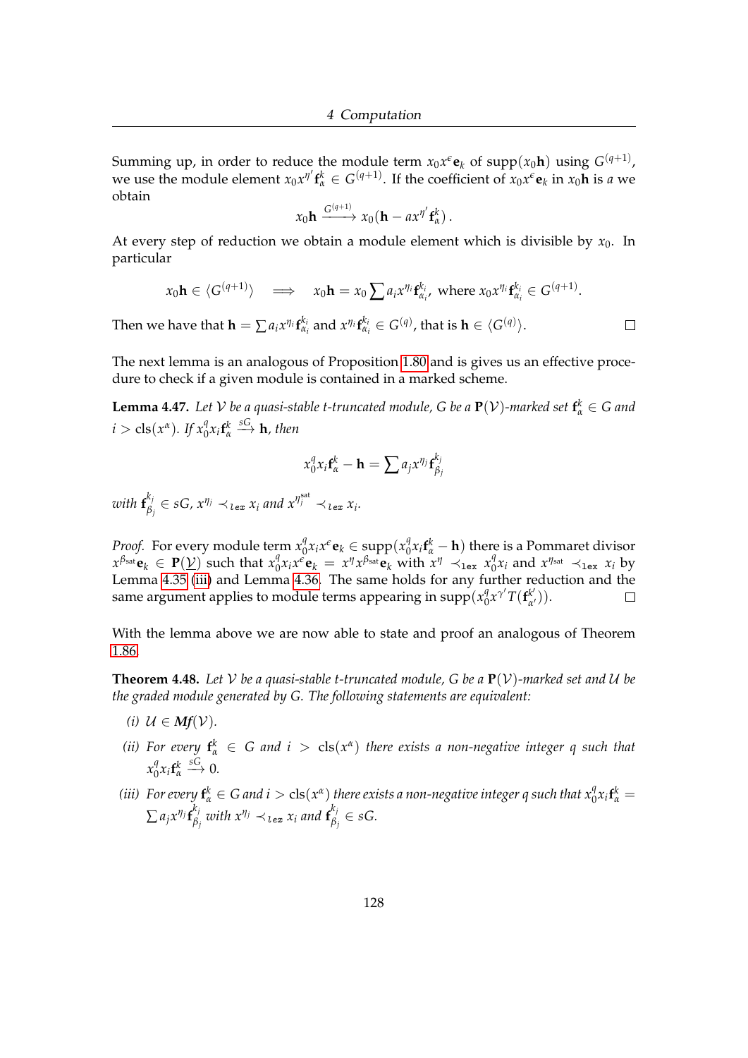Summing up, in order to reduce the module term $x_0 x^{\epsilon}\mathbf{e}_k$ of $\mathrm{supp}(x_0\mathbf{h})$ using $G^{(q+1)}$, we use the module element $x_0 x^{\eta'}\mathbf{f}^k_\alpha \in G^{(q+1)}$. If the coefficient of $x_0 x^{\epsilon}\mathbf{e}_k$ in $x_0\mathbf{h}$ is $a$ we obtain

$$x_0\mathbf{h} \xrightarrow{G^{(q+1)}} x_0(\mathbf{h} - a x^{\eta'}\mathbf{f}^k_\alpha)\,.$$

At every step of reduction we obtain a module element which is divisible by $x_0$. In particular

$$x_0\mathbf{h} \in \langle G^{(q+1)}\rangle \quad \Longrightarrow \quad x_0\mathbf{h} = x_0 \sum a_i x^{\eta_i}\mathbf{f}^{k_i}_{\alpha_i}, \text{ where } x_0 x^{\eta_i}\mathbf{f}^{k_i}_{\alpha_i} \in G^{(q+1)}.$$

Then we have that $\mathbf{h} = \sum a_i x^{\eta_i}\mathbf{f}^{k_i}_{\alpha_i}$ and $x^{\eta_i}\mathbf{f}^{k_i}_{\alpha_i} \in G^{(q)}$, that is $\mathbf{h} \in \langle G^{(q)}\rangle$. □

The next lemma is an analogous of Proposition 1.80 and is gives us an effective procedure to check if a given module is contained in a marked scheme.

**Lemma 4.47.** *Let $\mathcal{V}$ be a quasi-stable t-truncated module, $G$ be a $\mathbf{P}(\mathcal{V})$-marked set $\mathbf{f}^k_\alpha \in G$ and $i > \mathrm{cls}(x^\alpha)$. If $x_0^q x_i \mathbf{f}^k_\alpha \xrightarrow{sG} \mathbf{h}$, then*

$$x_0^q x_i \mathbf{f}^k_\alpha - \mathbf{h} = \sum a_j x^{\eta_j}\mathbf{f}^{k_j}_{\beta_j}$$

*with $\mathbf{f}^{k_j}_{\beta_j} \in sG$, $x^{\eta_j} \prec_{\mathtt{lex}} x_i$ and $x^{\eta_j^{\mathrm{sat}}} \prec_{\mathtt{lex}} x_i$.*

*Proof.* For every module term $x_0^q x_i x^{\epsilon}\mathbf{e}_k \in \mathrm{supp}(x_0^q x_i \mathbf{f}^k_\alpha - \mathbf{h})$ there is a Pommaret divisor $x^{\beta_{\mathrm{sat}}}\mathbf{e}_k \in \mathbf{P}(\underline{\mathcal{V}})$ such that $x_0^q x_i x^{\epsilon}\mathbf{e}_k = x^{\eta} x^{\beta_{\mathrm{sat}}}\mathbf{e}_k$ with $x^{\eta} \prec_{\mathtt{lex}} x_0^q x_i$ and $x^{\eta_{\mathrm{sat}}} \prec_{\mathtt{lex}} x_i$ by Lemma 4.35 (iii) and Lemma 4.36. The same holds for any further reduction and the same argument applies to module terms appearing in $\mathrm{supp}(x_0^q x^{\gamma'} T(\mathbf{f}^{k'}_{\alpha'}))$. □

With the lemma above we are now able to state and proof an analogous of Theorem 1.86.

**Theorem 4.48.** *Let $\mathcal{V}$ be a quasi-stable t-truncated module, $G$ be a $\mathbf{P}(\mathcal{V})$-marked set and $\mathcal{U}$ be the graded module generated by $G$. The following statements are equivalent:*

*(i) $\mathcal{U} \in \boldsymbol{Mf}(\mathcal{V})$.*

*(ii) For every $\mathbf{f}^k_\alpha \in G$ and $i > \mathrm{cls}(x^\alpha)$ there exists a non-negative integer $q$ such that $x_0^q x_i \mathbf{f}^k_\alpha \xrightarrow{sG} 0$.*

*(iii) For every $\mathbf{f}^k_\alpha \in G$ and $i > \mathrm{cls}(x^\alpha)$ there exists a non-negative integer $q$ such that $x_0^q x_i \mathbf{f}^k_\alpha = \sum a_j x^{\eta_j}\mathbf{f}^{k_j}_{\beta_j}$ with $x^{\eta_j} \prec_{\mathtt{lex}} x_i$ and $\mathbf{f}^{k_j}_{\beta_j} \in sG$.*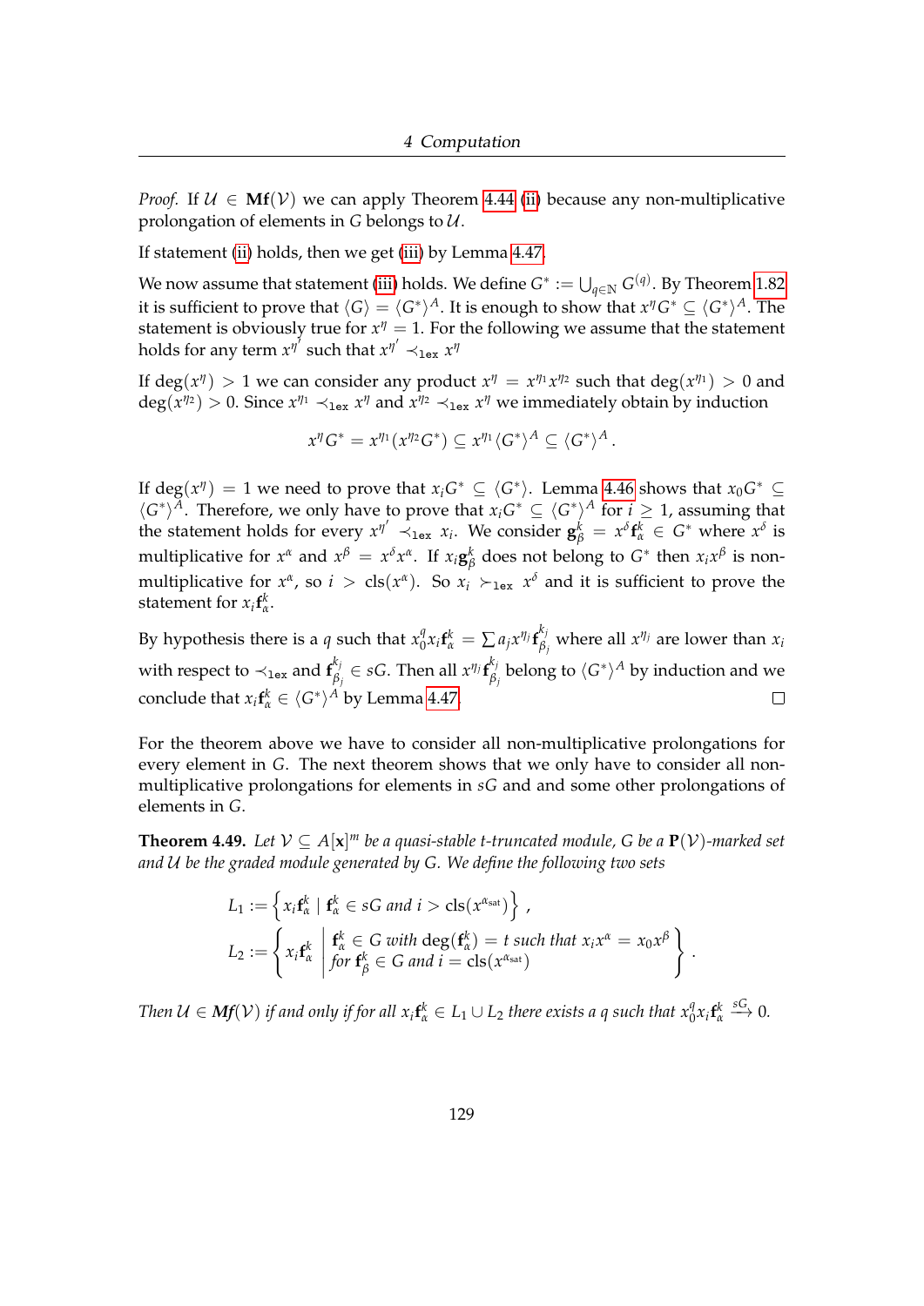*Proof.* If $\mathcal{U} \in \mathbf{Mf}(\mathcal{V})$ we can apply Theorem 4.44 (ii) because any non-multiplicative prolongation of elements in $G$ belongs to $\mathcal{U}$.

If statement (ii) holds, then we get (iii) by Lemma 4.47.

We now assume that statement (iii) holds. We define $G^* := \bigcup_{q \in \mathbb{N}} G^{(q)}$. By Theorem 1.82 it is sufficient to prove that $\langle G \rangle = \langle G^* \rangle^A$. It is enough to show that $x^\eta G^* \subseteq \langle G^* \rangle^A$. The statement is obviously true for $x^\eta = 1$. For the following we assume that the statement holds for any term $x^{\eta'}$ such that $x^{\eta'} \prec_{\texttt{lex}} x^\eta$

If $\deg(x^\eta) > 1$ we can consider any product $x^\eta = x^{\eta_1} x^{\eta_2}$ such that $\deg(x^{\eta_1}) > 0$ and $\deg(x^{\eta_2}) > 0$. Since $x^{\eta_1} \prec_{\texttt{lex}} x^\eta$ and $x^{\eta_2} \prec_{\texttt{lex}} x^\eta$ we immediately obtain by induction

$$x^\eta G^* = x^{\eta_1}(x^{\eta_2} G^*) \subseteq x^{\eta_1} \langle G^* \rangle^A \subseteq \langle G^* \rangle^A .$$

If $\deg(x^\eta) = 1$ we need to prove that $x_i G^* \subseteq \langle G^* \rangle$. Lemma 4.46 shows that $x_0 G^* \subseteq \langle G^* \rangle^A$. Therefore, we only have to prove that $x_i G^* \subseteq \langle G^* \rangle^A$ for $i \geq 1$, assuming that the statement holds for every $x^{\eta'} \prec_{\texttt{lex}} x_i$. We consider $\mathbf{g}^k_\beta = x^\delta \mathbf{f}^k_\alpha \in G^*$ where $x^\delta$ is multiplicative for $x^\alpha$ and $x^\beta = x^\delta x^\alpha$. If $x_i \mathbf{g}^k_\beta$ does not belong to $G^*$ then $x_i x^\beta$ is non-multiplicative for $x^\alpha$, so $i > \operatorname{cls}(x^\alpha)$. So $x_i \succ_{\texttt{lex}} x^\delta$ and it is sufficient to prove the statement for $x_i \mathbf{f}^k_\alpha$.

By hypothesis there is a $q$ such that $x_0^q x_i \mathbf{f}^k_\alpha = \sum a_j x^{\eta_j} \mathbf{f}^{k_j}_{\beta_j}$ where all $x^{\eta_j}$ are lower than $x_i$ with respect to $\prec_{\texttt{lex}}$ and $\mathbf{f}^{k_j}_{\beta_j} \in sG$. Then all $x^{\eta_j} \mathbf{f}^{k_j}_{\beta_j}$ belong to $\langle G^* \rangle^A$ by induction and we conclude that $x_i \mathbf{f}^k_\alpha \in \langle G^* \rangle^A$ by Lemma 4.47. $\square$

For the theorem above we have to consider all non-multiplicative prolongations for every element in $G$. The next theorem shows that we only have to consider all non-multiplicative prolongations for elements in $sG$ and and some other prolongations of elements in $G$.

**Theorem 4.49.** *Let $\mathcal{V} \subseteq A[\mathbf{x}]^m$ be a quasi-stable $t$-truncated module, $G$ be a $\mathbf{P}(\mathcal{V})$-marked set and $\mathcal{U}$ be the graded module generated by $G$. We define the following two sets*

$$L_1 := \left\{ x_i \mathbf{f}^k_\alpha \mid \mathbf{f}^k_\alpha \in sG \text{ and } i > \operatorname{cls}(x^{\alpha_{\text{sat}}}) \right\} ,$$

$$L_2 := \left\{ x_i \mathbf{f}^k_\alpha \;\middle|\; \begin{array}{l} \mathbf{f}^k_\alpha \in G \text{ with } \deg(\mathbf{f}^k_\alpha) = t \text{ such that } x_i x^\alpha = x_0 x^\beta \\ \text{for } \mathbf{f}^k_\beta \in G \text{ and } i = \operatorname{cls}(x^{\alpha_{\text{sat}}}) \end{array} \right\} .$$

*Then $\mathcal{U} \in \mathbf{Mf}(\mathcal{V})$ if and only if for all $x_i \mathbf{f}^k_\alpha \in L_1 \cup L_2$ there exists a $q$ such that $x_0^q x_i \mathbf{f}^k_\alpha \xrightarrow{sG} 0$.*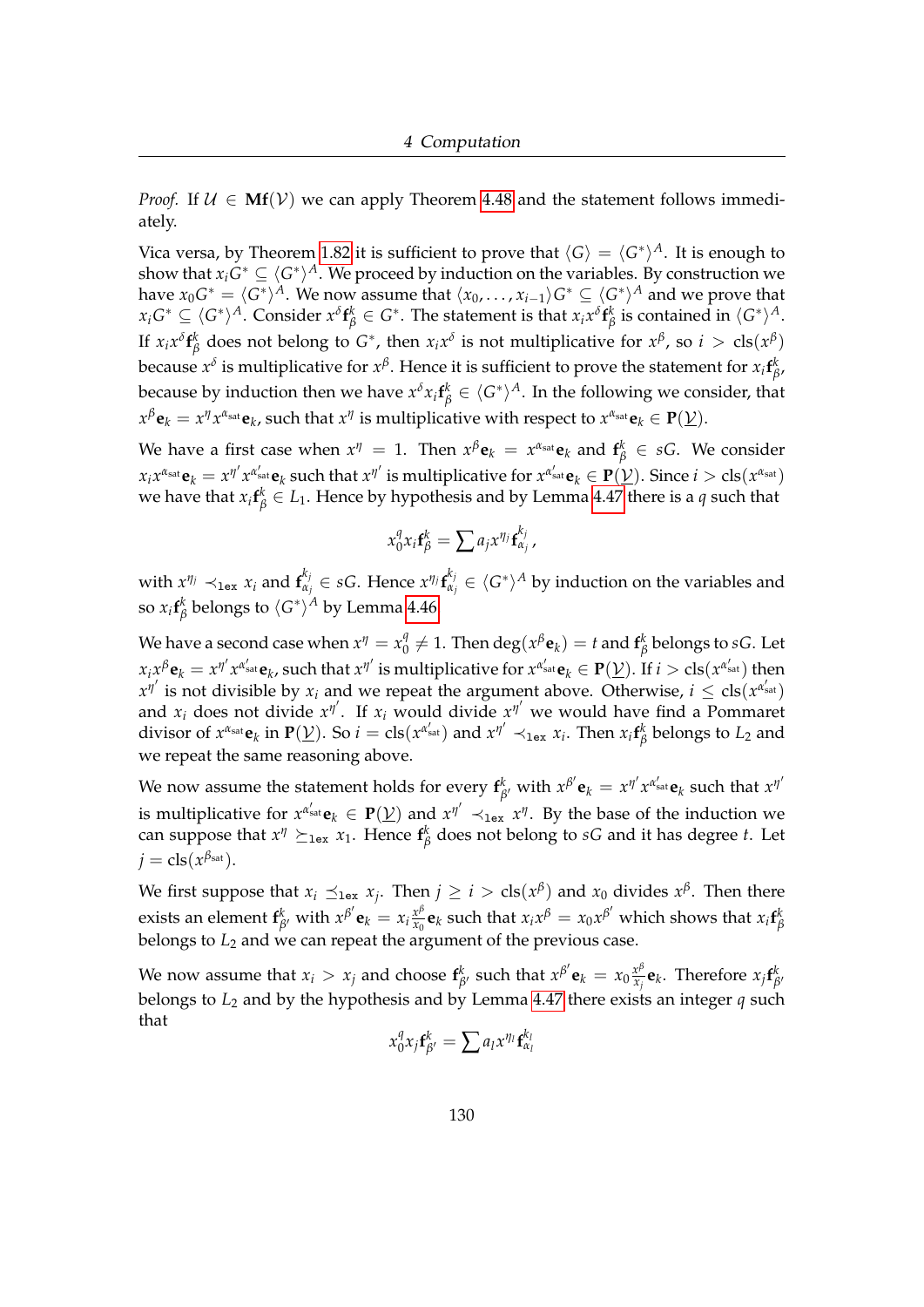*Proof.* If $\mathcal{U} \in \mathbf{Mf}(\mathcal{V})$ we can apply Theorem 4.48 and the statement follows immediately.

Vica versa, by Theorem 1.82 it is sufficient to prove that $\langle G \rangle = \langle G^* \rangle^A$. It is enough to show that $x_i G^* \subseteq \langle G^* \rangle^A$. We proceed by induction on the variables. By construction we have $x_0 G^* = \langle G^* \rangle^A$. We now assume that $\langle x_0, \ldots, x_{i-1} \rangle G^* \subseteq \langle G^* \rangle^A$ and we prove that $x_i G^* \subseteq \langle G^* \rangle^A$. Consider $x^\delta \mathbf{f}^k_\beta \in G^*$. The statement is that $x_i x^\delta \mathbf{f}^k_\beta$ is contained in $\langle G^* \rangle^A$. If $x_i x^\delta \mathbf{f}^k_\beta$ does not belong to $G^*$, then $x_i x^\delta$ is not multiplicative for $x^\beta$, so $i > \operatorname{cls}(x^\beta)$ because $x^\delta$ is multiplicative for $x^\beta$. Hence it is sufficient to prove the statement for $x_i \mathbf{f}^k_\beta$, because by induction then we have $x^\delta x_i \mathbf{f}^k_\beta \in \langle G^* \rangle^A$. In the following we consider, that $x^\beta \mathbf{e}_k = x^\eta x^{\alpha_{\text{sat}}} \mathbf{e}_k$, such that $x^\eta$ is multiplicative with respect to $x^{\alpha_{\text{sat}}} \mathbf{e}_k \in \mathbf{P}(\underline{\mathcal{V}})$.

We have a first case when $x^\eta = 1$. Then $x^\beta \mathbf{e}_k = x^{\alpha_{\text{sat}}} \mathbf{e}_k$ and $\mathbf{f}^k_\beta \in sG$. We consider $x_i x^{\alpha_{\text{sat}}} \mathbf{e}_k = x^{\eta'} x^{\alpha'_{\text{sat}}} \mathbf{e}_k$ such that $x^{\eta'}$ is multiplicative for $x^{\alpha'_{\text{sat}}} \mathbf{e}_k \in \mathbf{P}(\underline{\mathcal{V}})$. Since $i > \operatorname{cls}(x^{\alpha_{\text{sat}}})$ we have that $x_i \mathbf{f}^k_\beta \in L_1$. Hence by hypothesis and by Lemma 4.47 there is a $q$ such that

$$x_0^q x_i \mathbf{f}^k_\beta = \sum a_j x^{\eta_j} \mathbf{f}^{k_j}_{\alpha_j},$$

with $x^{\eta_j} \prec_{\texttt{lex}} x_i$ and $\mathbf{f}^{k_j}_{\alpha_j} \in sG$. Hence $x^{\eta_j} \mathbf{f}^{k_j}_{\alpha_j} \in \langle G^* \rangle^A$ by induction on the variables and so $x_i \mathbf{f}^k_\beta$ belongs to $\langle G^* \rangle^A$ by Lemma 4.46.

We have a second case when $x^\eta = x_0^q \neq 1$. Then $\deg(x^\beta \mathbf{e}_k) = t$ and $\mathbf{f}^k_\beta$ belongs to $sG$. Let $x_i x^\beta \mathbf{e}_k = x^{\eta'} x^{\alpha'_{\text{sat}}} \mathbf{e}_k$, such that $x^{\eta'}$ is multiplicative for $x^{\alpha'_{\text{sat}}} \mathbf{e}_k \in \mathbf{P}(\underline{\mathcal{V}})$. If $i > \operatorname{cls}(x^{\alpha'_{\text{sat}}})$ then $x^{\eta'}$ is not divisible by $x_i$ and we repeat the argument above. Otherwise, $i \leq \operatorname{cls}(x^{\alpha'_{\text{sat}}})$ and $x_i$ does not divide $x^{\eta'}$. If $x_i$ would divide $x^{\eta'}$ we would have find a Pommaret divisor of $x^{\alpha_{\text{sat}}} \mathbf{e}_k$ in $\mathbf{P}(\underline{\mathcal{V}})$. So $i = \operatorname{cls}(x^{\alpha'_{\text{sat}}})$ and $x^{\eta'} \prec_{\texttt{lex}} x_i$. Then $x_i \mathbf{f}^k_\beta$ belongs to $L_2$ and we repeat the same reasoning above.

We now assume the statement holds for every $\mathbf{f}^k_{\beta'}$ with $x^{\beta'} \mathbf{e}_k = x^{\eta'} x^{\alpha'_{\text{sat}}} \mathbf{e}_k$ such that $x^{\eta'}$ is multiplicative for $x^{\alpha'_{\text{sat}}} \mathbf{e}_k \in \mathbf{P}(\underline{\mathcal{V}})$ and $x^{\eta'} \prec_{\texttt{lex}} x^\eta$. By the base of the induction we can suppose that $x^\eta \succeq_{\texttt{lex}} x_1$. Hence $\mathbf{f}^k_\beta$ does not belong to $sG$ and it has degree $t$. Let $j = \operatorname{cls}(x^{\beta_{\text{sat}}})$.

We first suppose that $x_i \preceq_{\texttt{lex}} x_j$. Then $j \geq i > \operatorname{cls}(x^\beta)$ and $x_0$ divides $x^\beta$. Then there exists an element $\mathbf{f}^k_{\beta'}$ with $x^{\beta'} \mathbf{e}_k = x_i \frac{x^\beta}{x_0} \mathbf{e}_k$ such that $x_i x^\beta = x_0 x^{\beta'}$ which shows that $x_i \mathbf{f}^k_\beta$ belongs to $L_2$ and we can repeat the argument of the previous case.

We now assume that $x_i > x_j$ and choose $\mathbf{f}^k_{\beta'}$ such that $x^{\beta'} \mathbf{e}_k = x_0 \frac{x^\beta}{x_j} \mathbf{e}_k$. Therefore $x_j \mathbf{f}^k_{\beta'}$ belongs to $L_2$ and by the hypothesis and by Lemma 4.47 there exists an integer $q$ such that

$$x_0^q x_j \mathbf{f}^k_{\beta'} = \sum a_l x^{\eta_l} \mathbf{f}^{k_l}_{\alpha_l}$$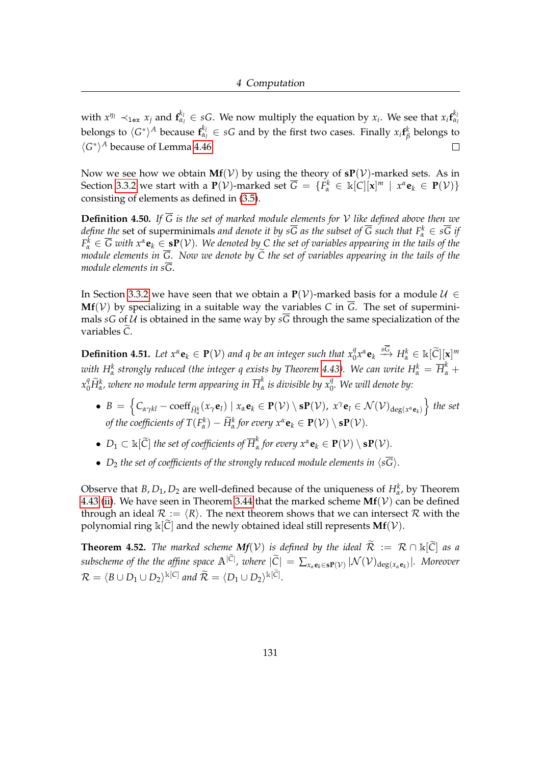with $x^{\eta_l} \prec_{\texttt{lex}} x_j$ and $\mathbf{f}^{k_l}_{\alpha_l} \in sG$. We now multiply the equation by $x_i$. We see that $x_i\mathbf{f}^{k_l}_{\alpha_l}$ belongs to $\langle G^* \rangle^A$ because $\mathbf{f}^{k_l}_{\alpha_l} \in sG$ and by the first two cases. Finally $x_i\mathbf{f}^{k}_{\beta}$ belongs to $\langle G^* \rangle^A$ because of Lemma 4.46. □

Now we see how we obtain $\mathbf{Mf}(\mathcal{V})$ by using the theory of $\mathbf{sP}(\mathcal{V})$-marked sets. As in Section 3.3.2 we start with a $\mathbf{P}(\mathcal{V})$-marked set $\overline{G} = \{F^k_\alpha \in \Bbbk[C][\mathbf{x}]^m \mid x^\alpha \mathbf{e}_k \in \mathbf{P}(\mathcal{V})\}$ consisting of elements as defined in (3.5).

**Definition 4.50.** *If $\overline{G}$ is the set of marked module elements for $\mathcal{V}$ like defined above then we define the* set of superminimals *and denote it by $s\overline{G}$ as the subset of $\overline{G}$ such that $F^k_\alpha \in s\overline{G}$ if $F^k_\alpha \in \overline{G}$ with $x^\alpha \mathbf{e}_k \in \mathbf{sP}(\mathcal{V})$. We denoted by $C$ the set of variables appearing in the tails of the module elements in $\overline{G}$. Now we denote by $\widetilde{C}$ the set of variables appearing in the tails of the module elements in $s\overline{G}$.*

In Section 3.3.2 we have seen that we obtain a $\mathbf{P}(\mathcal{V})$-marked basis for a module $\mathcal{U} \in \mathbf{Mf}(\mathcal{V})$ by specializing in a suitable way the variables $C$ in $\overline{G}$. The set of superminimals $sG$ of $\mathcal{U}$ is obtained in the same way by $s\overline{G}$ through the same specialization of the variables $\widetilde{C}$.

**Definition 4.51.** *Let $x^\alpha \mathbf{e}_k \in \mathbf{P}(\mathcal{V})$ and $q$ be an integer such that $x_0^q x^\alpha \mathbf{e}_k \xrightarrow{s\overline{G}} H^k_\alpha \in \Bbbk[\widetilde{C}][\mathbf{x}]^m$ with $H^k_\alpha$ strongly reduced (the integer $q$ exists by Theorem 4.43). We can write $H^k_\alpha = \overline{H}^k_\alpha + x_0^q \widetilde{H}^k_\alpha$, where no module term appearing in $\overline{H}^k_\alpha$ is divisible by $x_0^q$. We will denote by:*

- $B = \left\{ C_{\alpha\gamma kl} - \mathrm{coeff}_{\widetilde{H}^k_\alpha}(x_\gamma \mathbf{e}_l) \mid x_\alpha \mathbf{e}_k \in \mathbf{P}(\mathcal{V}) \setminus \mathbf{sP}(\mathcal{V}),\ x^\gamma \mathbf{e}_l \in \mathcal{N}(\mathcal{V})_{\deg(x^\alpha \mathbf{e}_k)} \right\}$ *the set of the coefficients of $T(F^k_\alpha) - \widetilde{H}^k_\alpha$ for every $x^\alpha \mathbf{e}_k \in \mathbf{P}(\mathcal{V}) \setminus \mathbf{sP}(\mathcal{V})$.*
- *$D_1 \subset \Bbbk[\widetilde{C}]$ the set of coefficients of $\overline{H}^k_\alpha$ for every $x^\alpha \mathbf{e}_k \in \mathbf{P}(\mathcal{V}) \setminus \mathbf{sP}(\mathcal{V})$.*
- *$D_2$ the set of coefficients of the strongly reduced module elements in $\langle s\overline{G} \rangle$.*

Observe that $B, D_1, D_2$ are well-defined because of the uniqueness of $H^k_\alpha$, by Theorem 4.43 (ii). We have seen in Theorem 3.44 that the marked scheme $\mathbf{Mf}(\mathcal{V})$ can be defined through an ideal $\mathcal{R} := \langle R \rangle$. The next theorem shows that we can intersect $\mathcal{R}$ with the polynomial ring $\Bbbk[\widetilde{C}]$ and the newly obtained ideal still represents $\mathbf{Mf}(\mathcal{V})$.

**Theorem 4.52.** *The marked scheme $\mathbf{Mf}(\mathcal{V})$ is defined by the ideal $\widetilde{\mathcal{R}} := \mathcal{R} \cap \Bbbk[\widetilde{C}]$ as a subscheme of the the affine space $\mathbb{A}^{|\widetilde{C}|}$, where $|\widetilde{C}| = \sum_{x_\alpha \mathbf{e}_k \in \mathbf{sP}(\mathcal{V})} |\mathcal{N}(\mathcal{V})_{\deg(x_\alpha \mathbf{e}_k)}|$. Moreover $\mathcal{R} = \langle B \cup D_1 \cup D_2 \rangle^{\Bbbk[C]}$ and $\widetilde{\mathcal{R}} = \langle D_1 \cup D_2 \rangle^{\Bbbk[\widetilde{C}]}$.*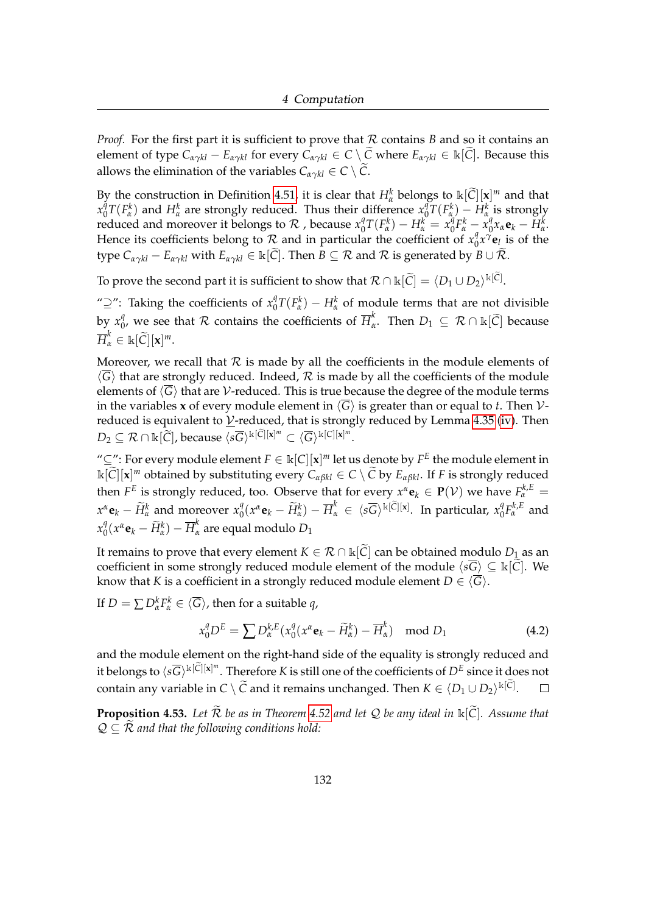*Proof.* For the first part it is sufficient to prove that $\mathcal{R}$ contains $B$ and so it contains an element of type $C_{\alpha\gamma kl} - E_{\alpha\gamma kl}$ for every $C_{\alpha\gamma kl} \in C \setminus \widetilde{C}$ where $E_{\alpha\gamma kl} \in \Bbbk[\widetilde{C}]$. Because this allows the elimination of the variables $C_{\alpha\gamma kl} \in C \setminus \widetilde{C}$.

By the construction in Definition 4.51, it is clear that $H^k_\alpha$ belongs to $\Bbbk[\widetilde{C}][\mathbf{x}]^m$ and that $x_0^q T(F^k_\alpha)$ and $H^k_\alpha$ are strongly reduced. Thus their difference $x_0^q T(F^k_\alpha) - H^k_\alpha$ is strongly reduced and moreover it belongs to $\mathcal{R}$ , because $x_0^q T(F^k_\alpha) - H^k_\alpha = x_0^q F^k_\alpha - x_0^q x_\alpha \mathbf{e}_k - H^k_\alpha$. Hence its coefficients belong to $\mathcal{R}$ and in particular the coefficient of $x_0^q x^\gamma \mathbf{e}_l$ is of the type $C_{\alpha\gamma kl} - E_{\alpha\gamma kl}$ with $E_{\alpha\gamma kl} \in \Bbbk[\widetilde{C}]$. Then $B \subseteq \mathcal{R}$ and $\mathcal{R}$ is generated by $B \cup \widetilde{\mathcal{R}}$.

To prove the second part it is sufficient to show that $\mathcal{R} \cap \Bbbk[\widetilde{C}] = \langle D_1 \cup D_2 \rangle^{\Bbbk[\widetilde{C}]}$.

"$\supseteq$": Taking the coefficients of $x_0^q T(F^k_\alpha) - H^k_\alpha$ of module terms that are not divisible by $x_0^q$, we see that $\mathcal{R}$ contains the coefficients of $\overline{H}^k_\alpha$. Then $D_1 \subseteq \mathcal{R} \cap \Bbbk[\widetilde{C}]$ because $\overline{H}^k_\alpha \in \Bbbk[\widetilde{C}][\mathbf{x}]^m$.

Moreover, we recall that $\mathcal{R}$ is made by all the coefficients in the module elements of $\langle \overline{G} \rangle$ that are strongly reduced. Indeed, $\mathcal{R}$ is made by all the coefficients of the module elements of $\langle \overline{G} \rangle$ that are $\mathcal{V}$-reduced. This is true because the degree of the module terms in the variables $\mathbf{x}$ of every module element in $\langle \overline{G} \rangle$ is greater than or equal to $t$. Then $\mathcal{V}$-reduced is equivalent to $\underline{\mathcal{V}}$-reduced, that is strongly reduced by Lemma 4.35 (iv). Then $D_2 \subseteq \mathcal{R} \cap \Bbbk[\widetilde{C}]$, because $\langle s\overline{G} \rangle^{\Bbbk[\widetilde{C}][\mathbf{x}]^m} \subset \langle \overline{G} \rangle^{\Bbbk[C][\mathbf{x}]^m}$.

"$\subseteq$": For every module element $F \in \Bbbk[C][\mathbf{x}]^m$ let us denote by $F^E$ the module element in $\Bbbk[\widetilde{C}][\mathbf{x}]^m$ obtained by substituting every $C_{\alpha\beta kl} \in C \setminus \widetilde{C}$ by $E_{\alpha\beta kl}$. If $F$ is strongly reduced then $F^E$ is strongly reduced, too. Observe that for every $x^\alpha \mathbf{e}_k \in \mathbf{P}(\mathcal{V})$ we have $F^{k,E}_\alpha = x^\alpha \mathbf{e}_k - \widetilde{H}^k_\alpha$ and moreover $x_0^q(x^\alpha \mathbf{e}_k - \widetilde{H}^k_\alpha) - \overline{H}^k_\alpha \in \langle s\overline{G} \rangle^{\Bbbk[\widetilde{C}][\mathbf{x}]}$. In particular, $x_0^q F^{k,E}_\alpha$ and $x_0^q(x^\alpha \mathbf{e}_k - \widetilde{H}^k_\alpha) - \overline{H}^k_\alpha$ are equal modulo $D_1$

It remains to prove that every element $K \in \mathcal{R} \cap \Bbbk[\widetilde{C}]$ can be obtained modulo $D_1$ as an coefficient in some strongly reduced module element of the module $\langle s\overline{G} \rangle \subseteq \Bbbk[\widetilde{C}]$. We know that $K$ is a coefficient in a strongly reduced module element $D \in \langle \overline{G} \rangle$.

If $D = \sum D^k_\alpha F^k_\alpha \in \langle \overline{G} \rangle$, then for a suitable $q$,

$$x_0^q D^E = \sum D^{k,E}_\alpha (x_0^q(x^\alpha \mathbf{e}_k - \widetilde{H}^k_\alpha) - \overline{H}^k_\alpha) \mod D_1 \tag{4.2}$$

and the module element on the right-hand side of the equality is strongly reduced and it belongs to $\langle s\overline{G} \rangle^{\Bbbk[\widetilde{C}][\mathbf{x}]^m}$. Therefore $K$ is still one of the coefficients of $D^E$ since it does not contain any variable in $C \setminus \widetilde{C}$ and it remains unchanged. Then $K \in \langle D_1 \cup D_2 \rangle^{\Bbbk[\widetilde{C}]}$. □

**Proposition 4.53.** *Let $\widetilde{\mathcal{R}}$ be as in Theorem 4.52 and let $\mathcal{Q}$ be any ideal in $\Bbbk[\widetilde{C}]$. Assume that $\mathcal{Q} \subseteq \widetilde{\mathcal{R}}$ and that the following conditions hold:*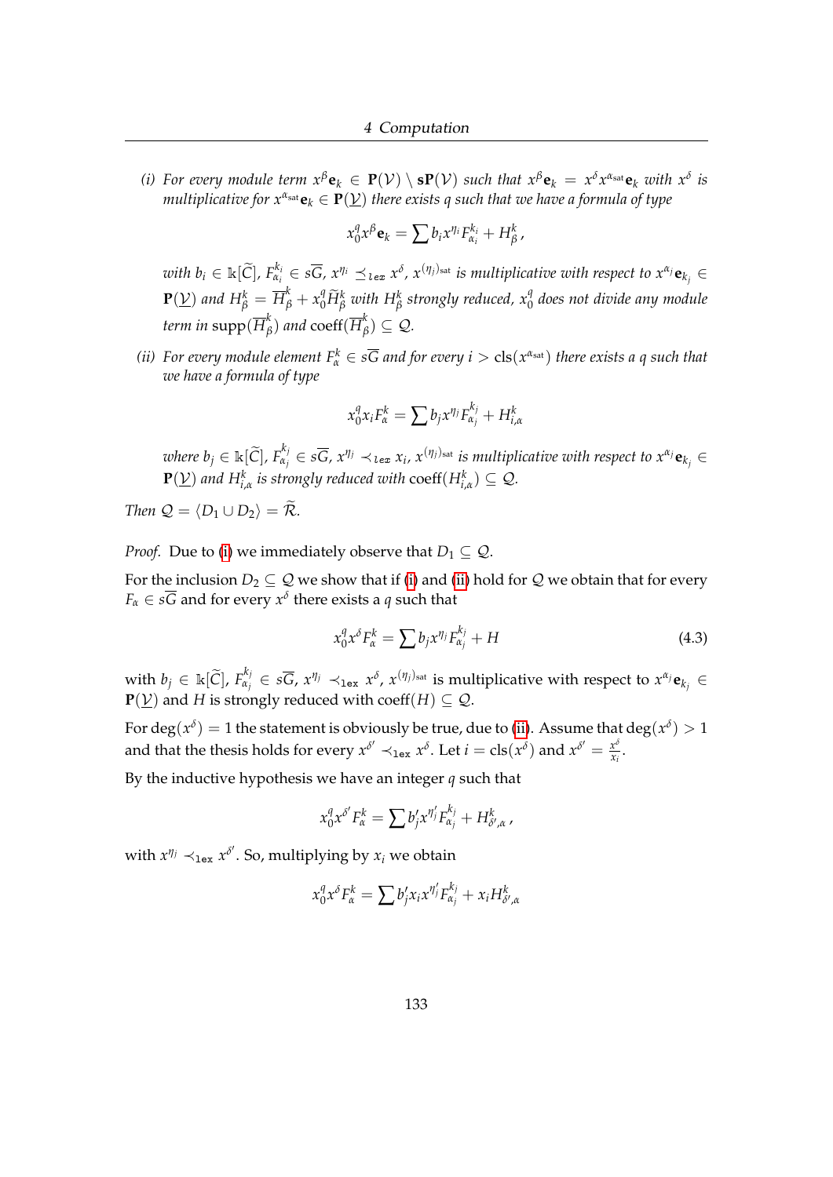*(i) For every module term $x^\beta \mathbf{e}_k \in \mathbf{P}(\mathcal{V}) \setminus \mathbf{sP}(\mathcal{V})$ such that $x^\beta \mathbf{e}_k = x^\delta x^{\alpha_{\text{sat}}} \mathbf{e}_k$ with $x^\delta$ is multiplicative for $x^{\alpha_{\text{sat}}} \mathbf{e}_k \in \mathbf{P}(\underline{\mathcal{V}})$ there exists $q$ such that we have a formula of type*

$$x_0^q x^\beta \mathbf{e}_k = \sum b_i x^{\eta_i} F_{\alpha_i}^{k_i} + H_\beta^k,$$

*with $b_i \in \Bbbk[\widetilde{C}]$, $F_{\alpha_i}^{k_i} \in s\overline{G}$, $x^{\eta_i} \preceq_{lex} x^\delta$, $x^{(\eta_i)_{\text{sat}}}$ is multiplicative with respect to $x^{\alpha_j} \mathbf{e}_{k_j} \in \mathbf{P}(\underline{\mathcal{V}})$ and $H_\beta^k = \overline{H}_\beta^k + x_0^q \widetilde{H}_\beta^k$ with $H_\beta^k$ strongly reduced, $x_0^q$ does not divide any module term in $\operatorname{supp}(\overline{H}_\beta^k)$ and $\operatorname{coeff}(\overline{H}_\beta^k) \subseteq \mathcal{Q}$.*

*(ii) For every module element $F_\alpha^k \in s\overline{G}$ and for every $i > \operatorname{cls}(x^{\alpha_{\text{sat}}})$ there exists a $q$ such that we have a formula of type*

$$x_0^q x_i F_\alpha^k = \sum b_j x^{\eta_j} F_{\alpha_j}^{k_j} + H_{i,\alpha}^k$$

*where $b_j \in \Bbbk[\widetilde{C}]$, $F_{\alpha_j}^{k_j} \in s\overline{G}$, $x^{\eta_j} \prec_{lex} x_i$, $x^{(\eta_j)_{\text{sat}}}$ is multiplicative with respect to $x^{\alpha_j} \mathbf{e}_{k_j} \in \mathbf{P}(\underline{\mathcal{V}})$ and $H_{i,\alpha}^k$ is strongly reduced with $\operatorname{coeff}(H_{i,\alpha}^k) \subseteq \mathcal{Q}$.*

*Then $\mathcal{Q} = \langle D_1 \cup D_2 \rangle = \widetilde{\mathcal{R}}$.*

*Proof.* Due to (i) we immediately observe that $D_1 \subseteq \mathcal{Q}$.

For the inclusion $D_2 \subseteq \mathcal{Q}$ we show that if (i) and (ii) hold for $\mathcal{Q}$ we obtain that for every $F_\alpha \in s\overline{G}$ and for every $x^\delta$ there exists a $q$ such that

$$x_0^q x^\delta F_\alpha^k = \sum b_j x^{\eta_j} F_{\alpha_j}^{k_j} + H \tag{4.3}$$

with $b_j \in \Bbbk[\widetilde{C}]$, $F_{\alpha_j}^{k_j} \in s\overline{G}$, $x^{\eta_j} \prec_{\mathtt{lex}} x^\delta$, $x^{(\eta_j)_{\text{sat}}}$ is multiplicative with respect to $x^{\alpha_j} \mathbf{e}_{k_j} \in \mathbf{P}(\underline{\mathcal{V}})$ and $H$ is strongly reduced with $\operatorname{coeff}(H) \subseteq \mathcal{Q}$.

For $\deg(x^\delta) = 1$ the statement is obviously be true, due to (ii). Assume that $\deg(x^\delta) > 1$ and that the thesis holds for every $x^{\delta'} \prec_{\mathtt{lex}} x^\delta$. Let $i = \operatorname{cls}(x^\delta)$ and $x^{\delta'} = \frac{x^\delta}{x_i}$.

By the inductive hypothesis we have an integer $q$ such that

$$x_0^q x^{\delta'} F_\alpha^k = \sum b'_j x^{\eta'_j} F_{\alpha_j}^{k_j} + H_{\delta',\alpha}^k,$$

with $x^{\eta_j} \prec_{\mathtt{lex}} x^{\delta'}$. So, multiplying by $x_i$ we obtain

$$x_0^q x^\delta F_\alpha^k = \sum b'_j x_i x^{\eta'_j} F_{\alpha_j}^{k_j} + x_i H_{\delta',\alpha}^k$$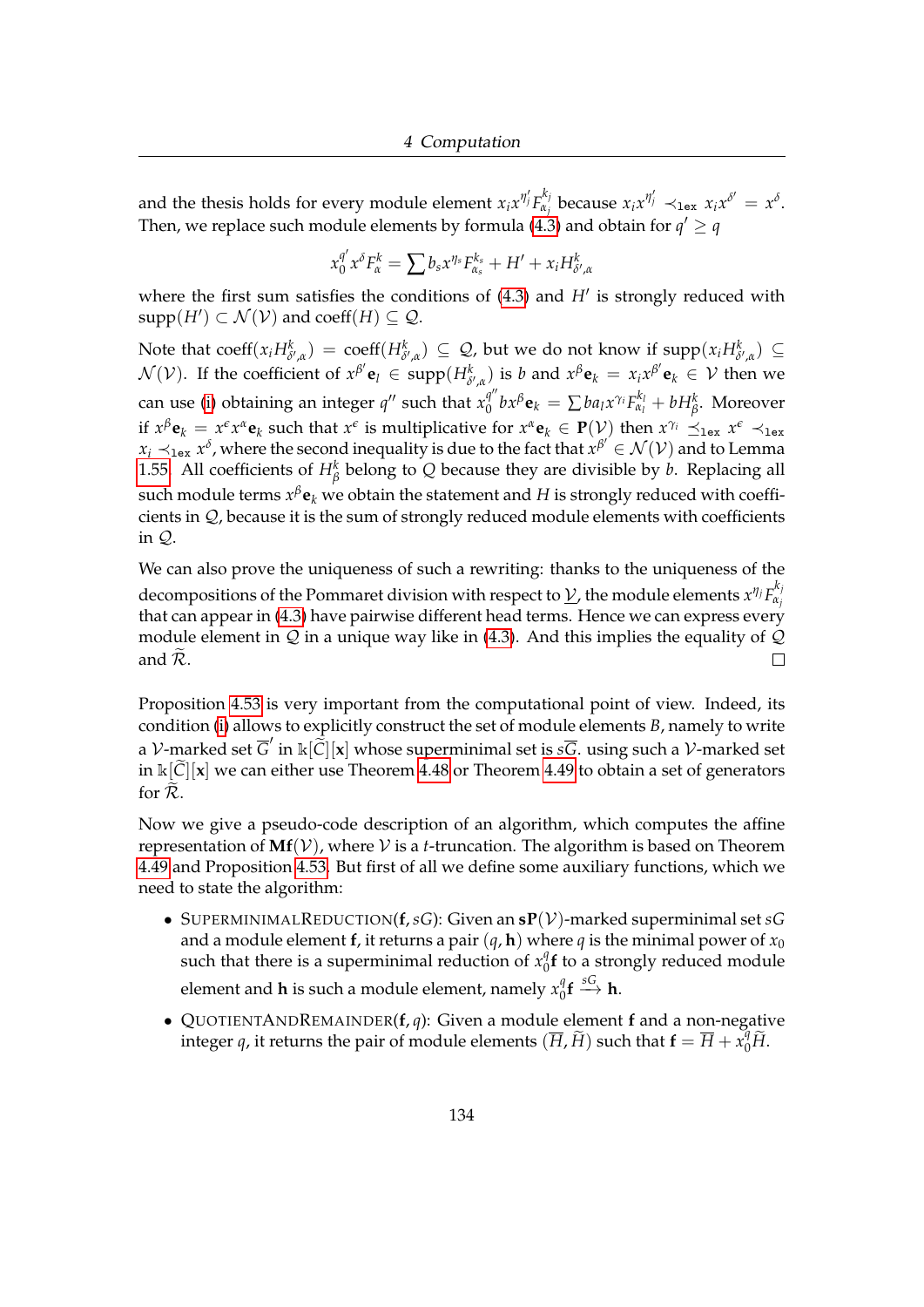and the thesis holds for every module element $x_i x^{\eta'_j} F^{k_j}_{\alpha_j}$ because $x_i x^{\eta'_j} \prec_{\texttt{lex}} x_i x^{\delta'} = x^{\delta}$. Then, we replace such module elements by formula (4.3) and obtain for $q' \geq q$

$$x_0^{q'} x^{\delta} F^k_{\alpha} = \sum b_s x^{\eta_s} F^{k_s}_{\alpha_s} + H' + x_i H^k_{\delta',\alpha}$$

where the first sum satisfies the conditions of (4.3) and $H'$ is strongly reduced with $\mathrm{supp}(H') \subset \mathcal{N}(\mathcal{V})$ and $\mathrm{coeff}(H) \subseteq \mathcal{Q}$.

Note that $\mathrm{coeff}(x_i H^k_{\delta',\alpha}) = \mathrm{coeff}(H^k_{\delta',\alpha}) \subseteq \mathcal{Q}$, but we do not know if $\mathrm{supp}(x_i H^k_{\delta',\alpha}) \subseteq \mathcal{N}(\mathcal{V})$. If the coefficient of $x^{\beta'}\mathbf{e}_l \in \mathrm{supp}(H^k_{\delta',\alpha})$ is $b$ and $x^{\beta}\mathbf{e}_k = x_i x^{\beta'}\mathbf{e}_k \in \mathcal{V}$ then we can use (i) obtaining an integer $q''$ such that $x_0^{q''} b x^{\beta}\mathbf{e}_k = \sum b a_l x^{\gamma_i} F^{k_l}_{\alpha_l} + b H^k_{\beta}$. Moreover if $x^{\beta}\mathbf{e}_k = x^{\epsilon} x^{\alpha}\mathbf{e}_k$ such that $x^{\epsilon}$ is multiplicative for $x^{\alpha}\mathbf{e}_k \in \mathbf{P}(\mathcal{V})$ then $x^{\gamma_i} \preceq_{\texttt{lex}} x^{\epsilon} \prec_{\texttt{lex}} x_i \prec_{\texttt{lex}} x^{\delta}$, where the second inequality is due to the fact that $x^{\beta'} \in \mathcal{N}(\mathcal{V})$ and to Lemma 1.55. All coefficients of $H^k_{\beta}$ belong to $Q$ because they are divisible by $b$. Replacing all such module terms $x^{\beta}\mathbf{e}_k$ we obtain the statement and $H$ is strongly reduced with coefficients in $\mathcal{Q}$, because it is the sum of strongly reduced module elements with coefficients in $\mathcal{Q}$.

We can also prove the uniqueness of such a rewriting: thanks to the uniqueness of the decompositions of the Pommaret division with respect to $\underline{\mathcal{V}}$, the module elements $x^{\eta_j} F^{k_j}_{\alpha_j}$ that can appear in (4.3) have pairwise different head terms. Hence we can express every module element in $\mathcal{Q}$ in a unique way like in (4.3). And this implies the equality of $\mathcal{Q}$ and $\widetilde{\mathcal{R}}$. ☐

Proposition 4.53 is very important from the computational point of view. Indeed, its condition (i) allows to explicitly construct the set of module elements $B$, namely to write a $\mathcal{V}$-marked set $\overline{G}'$ in $\Bbbk[\widetilde{C}][\mathbf{x}]$ whose superminimal set is $s\overline{G}$. using such a $\mathcal{V}$-marked set in $\Bbbk[\widetilde{C}][\mathbf{x}]$ we can either use Theorem 4.48 or Theorem 4.49 to obtain a set of generators for $\widetilde{\mathcal{R}}$.

Now we give a pseudo-code description of an algorithm, which computes the affine representation of $\mathbf{Mf}(\mathcal{V})$, where $\mathcal{V}$ is a $t$-truncation. The algorithm is based on Theorem 4.49 and Proposition 4.53. But first of all we define some auxiliary functions, which we need to state the algorithm:

- SUPERMINIMALREDUCTION($\mathbf{f}, sG$): Given an $\mathbf{sP}(\mathcal{V})$-marked superminimal set $sG$ and a module element $\mathbf{f}$, it returns a pair $(q, \mathbf{h})$ where $q$ is the minimal power of $x_0$ such that there is a superminimal reduction of $x_0^q\mathbf{f}$ to a strongly reduced module element and $\mathbf{h}$ is such a module element, namely $x_0^q\mathbf{f} \xrightarrow{sG} \mathbf{h}$.
- QUOTIENTANDREMAINDER($\mathbf{f}, q$): Given a module element $\mathbf{f}$ and a non-negative integer $q$, it returns the pair of module elements $(\overline{H}, \widetilde{H})$ such that $\mathbf{f} = \overline{H} + x_0^q\widetilde{H}$.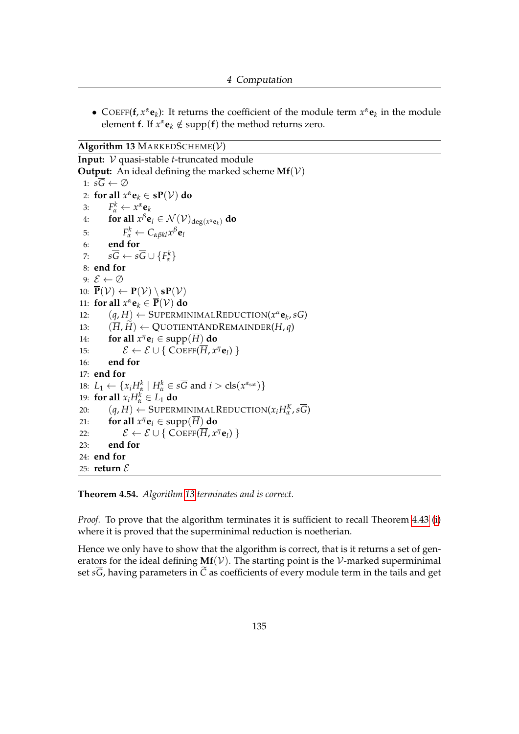- COEFF($\mathbf{f}, x^\alpha \mathbf{e}_k$): It returns the coefficient of the module term $x^\alpha \mathbf{e}_k$ in the module element $\mathbf{f}$. If $x^\alpha \mathbf{e}_k \notin \text{supp}(\mathbf{f})$ the method returns zero.

**Algorithm 13** MARKEDSCHEME($\mathcal{V}$)

```
Input: V quasi-stable t-truncated module
Output: An ideal defining the marked scheme Mf(V)
 1: sG ← ∅
 2: for all x^α e_k ∈ sP(V) do
 3:     F^k_α ← x^α e_k
 4:     for all x^β e_l ∈ N(V)_deg(x^α e_k) do
 5:         F^k_α ← C_αβkl x^β e_l
 6:     end for
 7:     sG ← sG ∪ {F^k_α}
 8: end for
 9: E ← ∅
10: P̄(V) ← P(V) \ sP(V)
11: for all x^α e_k ∈ P̄(V) do
12:     (q, H) ← SUPERMINIMALREDUCTION(x^α e_k, sG)
13:     (H̄, H̃) ← QUOTIENTANDREMAINDER(H, q)
14:     for all x^η e_l ∈ supp(H̄) do
15:         E ← E ∪ { COEFF(H̄, x^η e_l) }
16:     end for
17: end for
18: L_1 ← {x_i H^k_α | H^k_α ∈ sG and i > cls(x^α_sat)}
19: for all x_i H^k_α ∈ L_1 do
20:     (q, H) ← SUPERMINIMALREDUCTION(x_i H^K_α, sG)
21:     for all x^η e_l ∈ supp(H̄) do
22:         E ← E ∪ { COEFF(H̄, x^η e_l) }
23:     end for
24: end for
25: return E
```

**Theorem 4.54.** *Algorithm 13 terminates and is correct.*

*Proof.* To prove that the algorithm terminates it is sufficient to recall Theorem 4.43 (i) where it is proved that the superminimal reduction is noetherian.

Hence we only have to show that the algorithm is correct, that is it returns a set of generators for the ideal defining $\mathbf{Mf}(\mathcal{V})$. The starting point is the $\mathcal{V}$-marked superminimal set $s\overline{G}$, having parameters in $\widetilde{C}$ as coefficients of every module term in the tails and get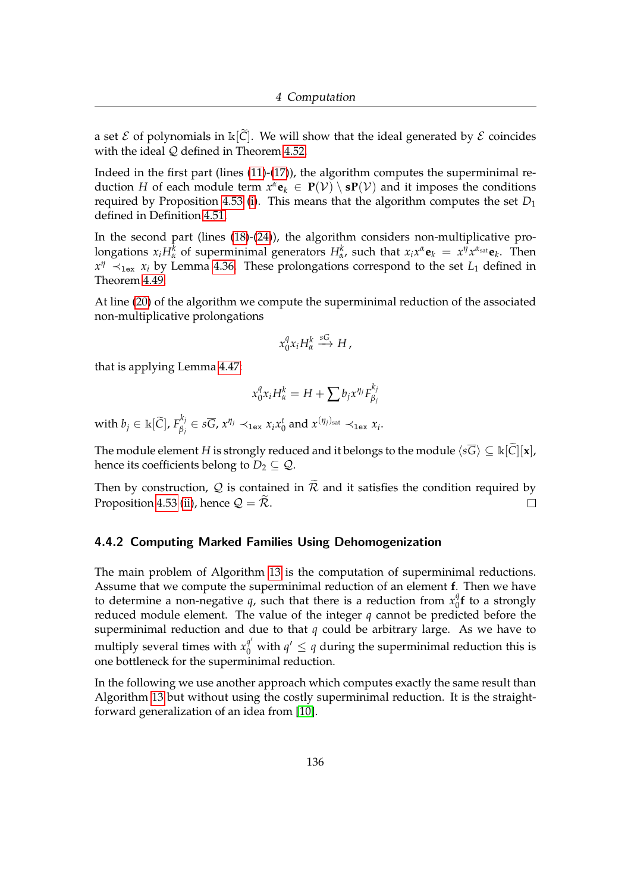a set $\mathcal{E}$ of polynomials in $\Bbbk[\widetilde{C}]$. We will show that the ideal generated by $\mathcal{E}$ coincides with the ideal $\mathcal{Q}$ defined in Theorem 4.52.

Indeed in the first part (lines (11)-(17)), the algorithm computes the superminimal reduction $H$ of each module term $x^{\alpha}\mathbf{e}_k \in \mathbf{P}(\mathcal{V}) \setminus \mathbf{sP}(\mathcal{V})$ and it imposes the conditions required by Proposition 4.53 (i). This means that the algorithm computes the set $D_1$ defined in Definition 4.51.

In the second part (lines (18)-(24)), the algorithm considers non-multiplicative prolongations $x_i H^k_{\alpha}$ of superminimal generators $H^k_{\alpha}$, such that $x_i x^{\alpha}\mathbf{e}_k = x^{\eta}x^{\alpha_{\text{sat}}}\mathbf{e}_k$. Then $x^{\eta} \prec_{\texttt{lex}} x_i$ by Lemma 4.36. These prolongations correspond to the set $L_1$ defined in Theorem 4.49.

At line (20) of the algorithm we compute the superminimal reduction of the associated non-multiplicative prolongations

$$x_0^q x_i H^k_{\alpha} \xrightarrow{sG} H\,,$$

that is applying Lemma 4.47:

$$x_0^q x_i H^k_{\alpha} = H + \sum b_j x^{\eta_j} F^{k_j}_{\beta_j}$$

with $b_j \in \Bbbk[\widetilde{C}]$, $F^{k_j}_{\beta_j} \in s\overline{G}$, $x^{\eta_j} \prec_{\texttt{lex}} x_i x_0^t$ and $x^{(\eta_j)_{\text{sat}}} \prec_{\texttt{lex}} x_i$.

The module element $H$ is strongly reduced and it belongs to the module $\langle s\overline{G} \rangle \subseteq \Bbbk[\widetilde{C}][\mathbf{x}]$, hence its coefficients belong to $D_2 \subseteq \mathcal{Q}$.

Then by construction, $\mathcal{Q}$ is contained in $\widetilde{\mathcal{R}}$ and it satisfies the condition required by Proposition 4.53 (ii), hence $\mathcal{Q} = \widetilde{\mathcal{R}}$. □

### 4.4.2 Computing Marked Families Using Dehomogenization

The main problem of Algorithm 13 is the computation of superminimal reductions. Assume that we compute the superminimal reduction of an element $\mathbf{f}$. Then we have to determine a non-negative $q$, such that there is a reduction from $x_0^q\mathbf{f}$ to a strongly reduced module element. The value of the integer $q$ cannot be predicted before the superminimal reduction and due to that $q$ could be arbitrary large. As we have to multiply several times with $x_0^{q'}$ with $q' \leq q$ during the superminimal reduction this is one bottleneck for the superminimal reduction.

In the following we use another approach which computes exactly the same result than Algorithm 13 but without using the costly superminimal reduction. It is the straightforward generalization of an idea from [10].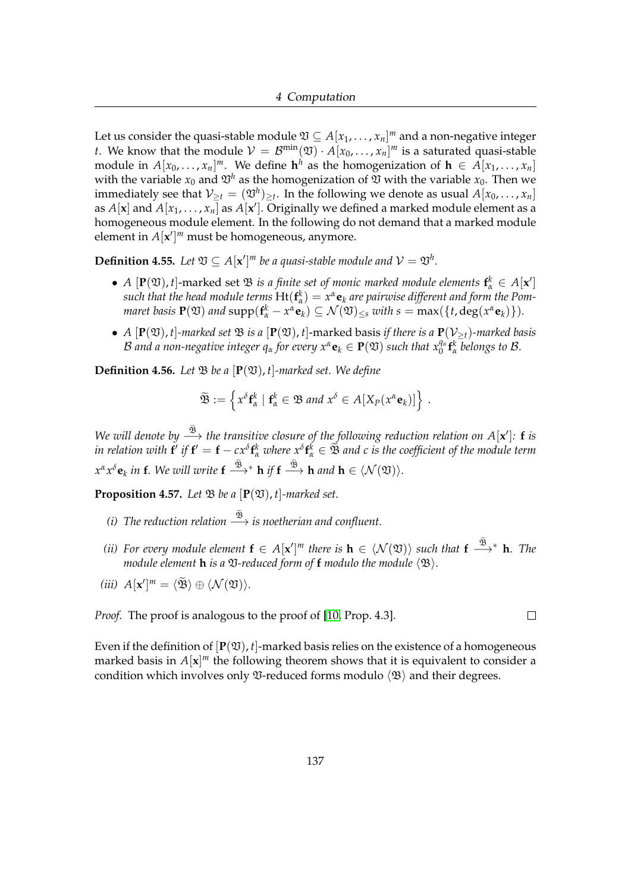Let us consider the quasi-stable module $\mathfrak{V} \subseteq A[x_1, \ldots, x_n]^m$ and a non-negative integer $t$. We know that the module $\mathcal{V} = \mathcal{B}^{\min}(\mathfrak{V}) \cdot A[x_0, \ldots, x_n]^m$ is a saturated quasi-stable module in $A[x_0, \ldots, x_n]^m$. We define $\mathbf{h}^h$ as the homogenization of $\mathbf{h} \in A[x_1, \ldots, x_n]$ with the variable $x_0$ and $\mathfrak{V}^h$ as the homogenization of $\mathfrak{V}$ with the variable $x_0$. Then we immediately see that $\mathcal{V}_{\geq t} = (\mathfrak{V}^h)_{\geq t}$. In the following we denote as usual $A[x_0, \ldots, x_n]$ as $A[\mathbf{x}]$ and $A[x_1, \ldots, x_n]$ as $A[\mathbf{x}']$. Originally we defined a marked module element as a homogeneous module element. In the following do not demand that a marked module element in $A[\mathbf{x}']^m$ must be homogeneous, anymore.

**Definition 4.55.** *Let $\mathfrak{V} \subseteq A[\mathbf{x}']^m$ be a quasi-stable module and $\mathcal{V} = \mathfrak{V}^h$.*

- *A $[\mathbf{P}(\mathfrak{V}), t]$-marked set $\mathfrak{B}$ is a finite set of monic marked module elements $\mathbf{f}^k_\alpha \in A[\mathbf{x}']$ such that the head module terms $\operatorname{Ht}(\mathbf{f}^k_\alpha) = x^\alpha \mathbf{e}_k$ are pairwise different and form the Pommaret basis $\mathbf{P}(\mathfrak{V})$ and $\operatorname{supp}(\mathbf{f}^k_\alpha - x^\alpha \mathbf{e}_k) \subseteq \mathcal{N}(\mathfrak{V})_{\leq s}$ with $s = \max(\{t, \deg(x^\alpha \mathbf{e}_k)\})$.*
- *A $[\mathbf{P}(\mathfrak{V}), t]$-marked set $\mathfrak{B}$ is a* $[\mathbf{P}(\mathfrak{V}), t]$-marked basis *if there is a $\mathbf{P}(\mathcal{V}_{\geq t})$-marked basis $\mathcal{B}$ and a non-negative integer $q_\alpha$ for every $x^\alpha \mathbf{e}_k \in \mathbf{P}(\mathfrak{V})$ such that $x_0^{q_\alpha} \mathbf{f}^k_\alpha$ belongs to $\mathcal{B}$.*

**Definition 4.56.** *Let $\mathfrak{B}$ be a $[\mathbf{P}(\mathfrak{V}), t]$-marked set. We define*

$$\widetilde{\mathfrak{B}} := \left\{ x^\delta \mathbf{f}^k_\alpha \mid \mathbf{f}^k_\alpha \in \mathfrak{B} \text{ and } x^\delta \in A[X_P(x^\alpha \mathbf{e}_k)] \right\} .$$

*We will denote by $\xrightarrow{\widetilde{\mathfrak{B}}}$ the transitive closure of the following reduction relation on $A[\mathbf{x}']$: $\mathbf{f}$ is in relation with $\mathbf{f}'$ if $\mathbf{f}' = \mathbf{f} - c x^\delta \mathbf{f}^k_\alpha$ where $x^\delta \mathbf{f}^k_\alpha \in \widetilde{\mathfrak{B}}$ and $c$ is the coefficient of the module term $x^\alpha x^\delta \mathbf{e}_k$ in $\mathbf{f}$. We will write $\mathbf{f} \xrightarrow{\widetilde{\mathfrak{B}}}{}^* \mathbf{h}$ if $\mathbf{f} \xrightarrow{\widetilde{\mathfrak{B}}} \mathbf{h}$ and $\mathbf{h} \in \langle \mathcal{N}(\mathfrak{V}) \rangle$.*

**Proposition 4.57.** *Let $\mathfrak{B}$ be a $[\mathbf{P}(\mathfrak{V}), t]$-marked set.*

*(i) The reduction relation $\xrightarrow{\widetilde{\mathfrak{B}}}$ is noetherian and confluent.*

*(ii) For every module element $\mathbf{f} \in A[\mathbf{x}']^m$ there is $\mathbf{h} \in \langle \mathcal{N}(\mathfrak{V}) \rangle$ such that $\mathbf{f} \xrightarrow{\widetilde{\mathfrak{B}}}{}^* \mathbf{h}$. The module element $\mathbf{h}$ is a $\mathfrak{V}$-reduced form of $\mathbf{f}$ modulo the module $\langle \mathfrak{B} \rangle$.*

*(iii) $A[\mathbf{x}']^m = \langle \widetilde{\mathfrak{B}} \rangle \oplus \langle \mathcal{N}(\mathfrak{V}) \rangle$.*

*Proof.* The proof is analogous to the proof of [10, Prop. 4.3]. □

Even if the definition of $[\mathbf{P}(\mathfrak{V}), t]$-marked basis relies on the existence of a homogeneous marked basis in $A[\mathbf{x}]^m$ the following theorem shows that it is equivalent to consider a condition which involves only $\mathfrak{V}$-reduced forms modulo $\langle \mathfrak{B} \rangle$ and their degrees.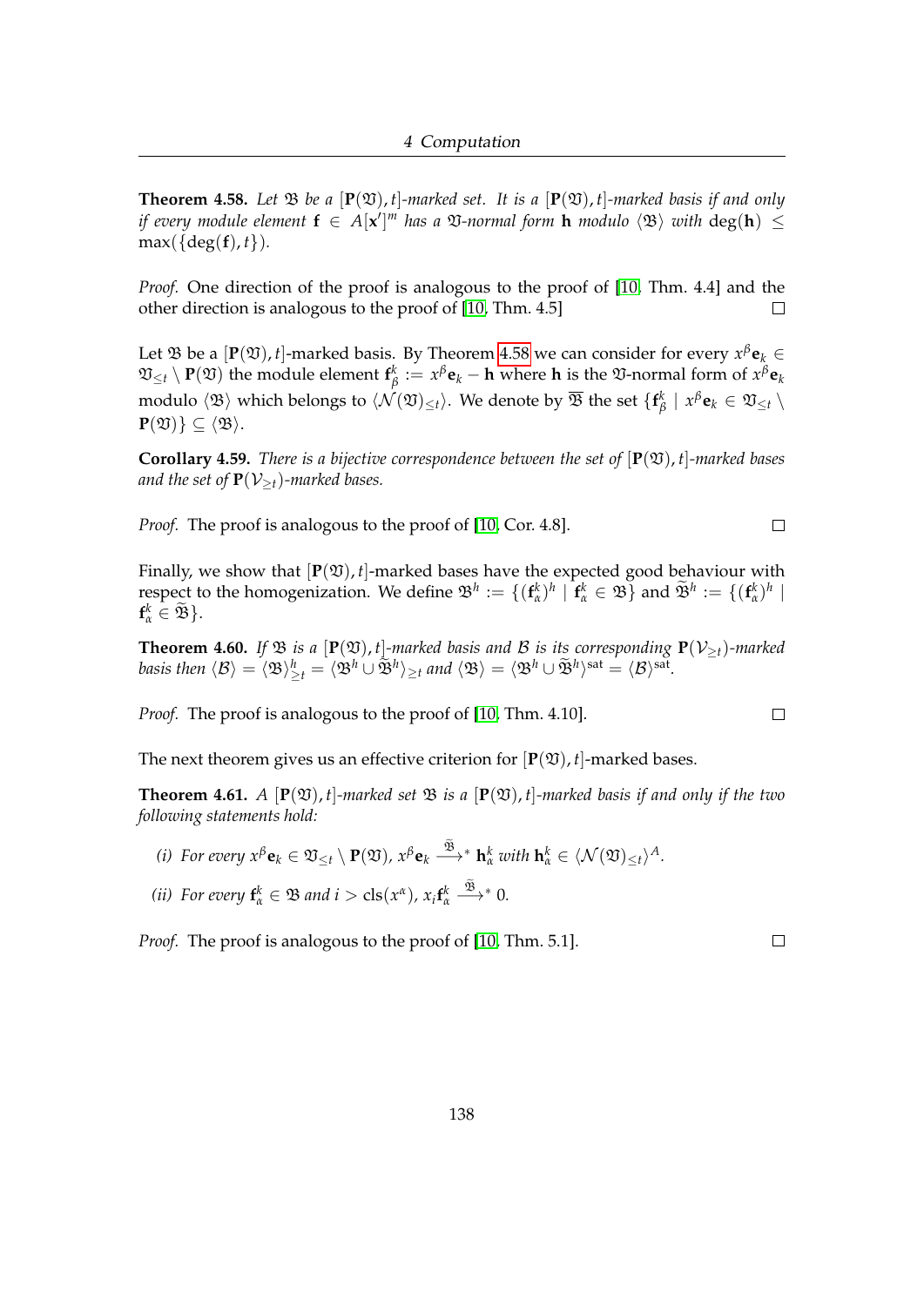**Theorem 4.58.** *Let $\mathfrak{B}$ be a $[\mathbf{P}(\mathfrak{V}), t]$-marked set. It is a $[\mathbf{P}(\mathfrak{V}), t]$-marked basis if and only if every module element $\mathbf{f} \in A[\mathbf{x}']^m$ has a $\mathfrak{V}$-normal form $\mathbf{h}$ modulo $\langle \mathfrak{B} \rangle$ with $\deg(\mathbf{h}) \leq \max(\{\deg(\mathbf{f}), t\})$.*

*Proof.* One direction of the proof is analogous to the proof of [10, Thm. 4.4] and the other direction is analogous to the proof of [10, Thm. 4.5] $\square$

Let $\mathfrak{B}$ be a $[\mathbf{P}(\mathfrak{V}), t]$-marked basis. By Theorem 4.58 we can consider for every $x^\beta \mathbf{e}_k \in \mathfrak{V}_{\leq t} \setminus \mathbf{P}(\mathfrak{V})$ the module element $\mathbf{f}^k_\beta := x^\beta \mathbf{e}_k - \mathbf{h}$ where $\mathbf{h}$ is the $\mathfrak{V}$-normal form of $x^\beta \mathbf{e}_k$ modulo $\langle \mathfrak{B} \rangle$ which belongs to $\langle \mathcal{N}(\mathfrak{V})_{\leq t} \rangle$. We denote by $\widetilde{\mathfrak{B}}$ the set $\{\mathbf{f}^k_\beta \mid x^\beta \mathbf{e}_k \in \mathfrak{V}_{\leq t} \setminus \mathbf{P}(\mathfrak{V})\} \subseteq \langle \mathfrak{B} \rangle$.

**Corollary 4.59.** *There is a bijective correspondence between the set of $[\mathbf{P}(\mathfrak{V}), t]$-marked bases and the set of $\mathbf{P}(\mathcal{V}_{\geq t})$-marked bases.*

*Proof.* The proof is analogous to the proof of [10, Cor. 4.8]. $\square$

Finally, we show that $[\mathbf{P}(\mathfrak{V}), t]$-marked bases have the expected good behaviour with respect to the homogenization. We define $\mathfrak{B}^h := \{(\mathbf{f}^k_\alpha)^h \mid \mathbf{f}^k_\alpha \in \mathfrak{B}\}$ and $\widetilde{\mathfrak{B}}^h := \{(\mathbf{f}^k_\alpha)^h \mid \mathbf{f}^k_\alpha \in \widetilde{\mathfrak{B}}\}$.

**Theorem 4.60.** *If $\mathfrak{B}$ is a $[\mathbf{P}(\mathfrak{V}), t]$-marked basis and $\mathcal{B}$ is its corresponding $\mathbf{P}(\mathcal{V}_{\geq t})$-marked basis then $\langle \mathcal{B} \rangle = \langle \mathfrak{B} \rangle^h_{\geq t} = \langle \mathfrak{B}^h \cup \widetilde{\mathfrak{B}}^h \rangle_{\geq t}$ and $\langle \mathfrak{B} \rangle = \langle \mathfrak{B}^h \cup \widetilde{\mathfrak{B}}^h \rangle^{\mathrm{sat}} = \langle \mathcal{B} \rangle^{\mathrm{sat}}$.*

*Proof.* The proof is analogous to the proof of [10, Thm. 4.10]. $\square$

The next theorem gives us an effective criterion for $[\mathbf{P}(\mathfrak{V}), t]$-marked bases.

**Theorem 4.61.** *A $[\mathbf{P}(\mathfrak{V}), t]$-marked set $\mathfrak{B}$ is a $[\mathbf{P}(\mathfrak{V}), t]$-marked basis if and only if the two following statements hold:*

*(i) For every $x^\beta \mathbf{e}_k \in \mathfrak{V}_{\leq t} \setminus \mathbf{P}(\mathfrak{V})$, $x^\beta \mathbf{e}_k \xrightarrow{\widetilde{\mathfrak{B}}}_* \mathbf{h}^k_\alpha$ with $\mathbf{h}^k_\alpha \in \langle \mathcal{N}(\mathfrak{V})_{\leq t} \rangle^A$.*

*(ii) For every $\mathbf{f}^k_\alpha \in \mathfrak{B}$ and $i > \mathrm{cls}(x^\alpha)$, $x_i \mathbf{f}^k_\alpha \xrightarrow{\widetilde{\mathfrak{B}}}_* 0$.*

*Proof.* The proof is analogous to the proof of [10, Thm. 5.1]. $\square$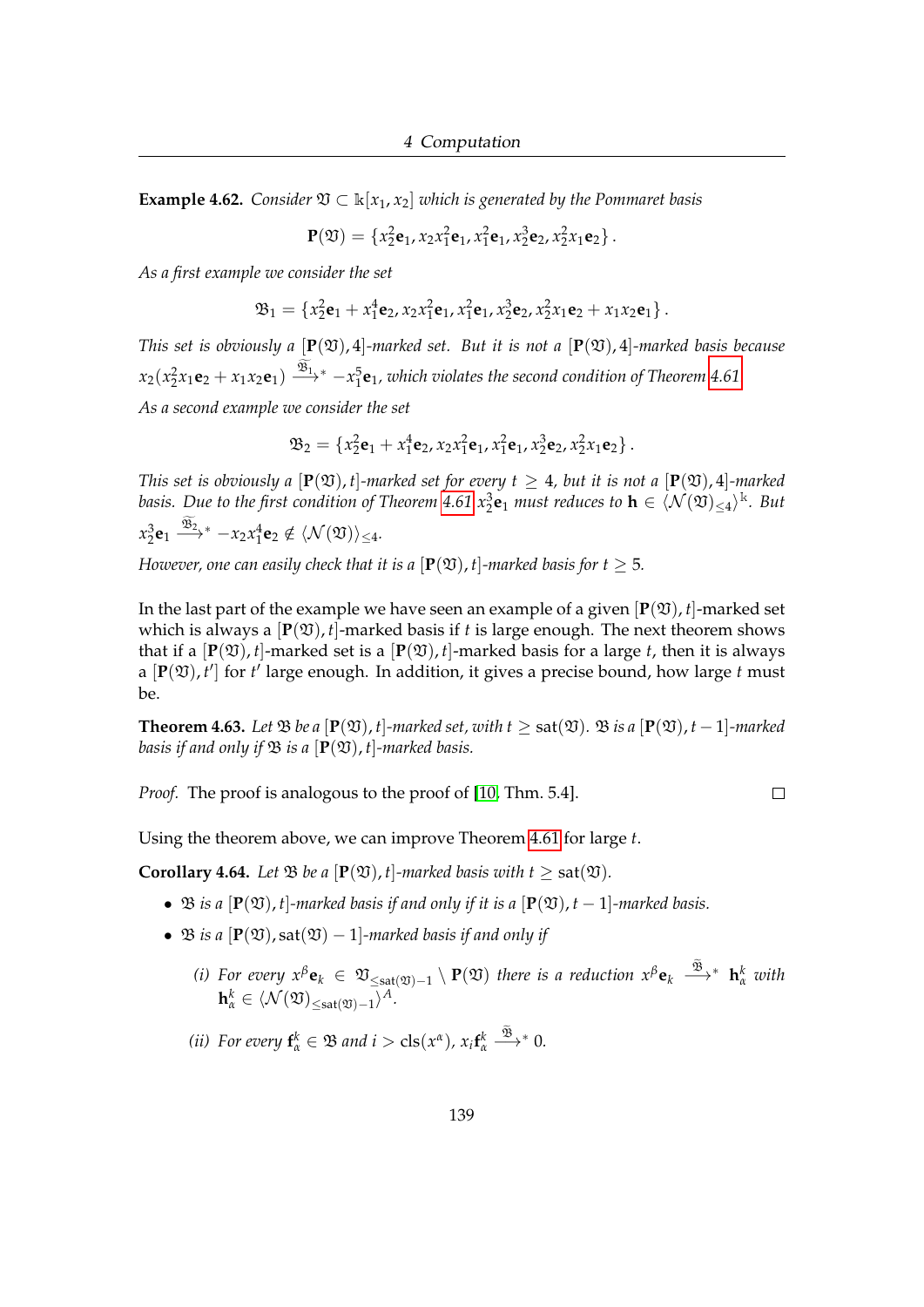**Example 4.62.** *Consider $\mathfrak{V} \subset \mathbb{k}[x_1, x_2]$ which is generated by the Pommaret basis*

$$\mathbf{P}(\mathfrak{V}) = \{x_2^2\mathbf{e}_1, x_2x_1^2\mathbf{e}_1, x_1^2\mathbf{e}_1, x_2^3\mathbf{e}_2, x_2^2x_1\mathbf{e}_2\}.$$

*As a first example we consider the set*

$$\mathfrak{B}_1 = \{x_2^2\mathbf{e}_1 + x_1^4\mathbf{e}_2, x_2x_1^2\mathbf{e}_1, x_1^2\mathbf{e}_1, x_2^3\mathbf{e}_2, x_2^2x_1\mathbf{e}_2 + x_1x_2\mathbf{e}_1\}.$$

*This set is obviously a $[\mathbf{P}(\mathfrak{V}), 4]$-marked set. But it is not a $[\mathbf{P}(\mathfrak{V}), 4]$-marked basis because $x_2(x_2^2x_1\mathbf{e}_2 + x_1x_2\mathbf{e}_1) \xrightarrow{\widetilde{\mathfrak{B}}_1}{}_* -x_1^5\mathbf{e}_1$, which violates the second condition of Theorem 4.61.*

*As a second example we consider the set*

$$\mathfrak{B}_2 = \{x_2^2\mathbf{e}_1 + x_1^4\mathbf{e}_2, x_2x_1^2\mathbf{e}_1, x_1^2\mathbf{e}_1, x_2^3\mathbf{e}_2, x_2^2x_1\mathbf{e}_2\}.$$

*This set is obviously a $[\mathbf{P}(\mathfrak{V}), t]$-marked set for every $t \geq 4$, but it is not a $[\mathbf{P}(\mathfrak{V}), 4]$-marked basis. Due to the first condition of Theorem 4.61 $x_2^3\mathbf{e}_1$ must reduces to $\mathbf{h} \in \langle \mathcal{N}(\mathfrak{V})_{\leq 4}\rangle^{\mathbb{k}}$. But $x_2^3\mathbf{e}_1 \xrightarrow{\widetilde{\mathfrak{B}}_2}{}_* -x_2x_1^4\mathbf{e}_2 \notin \langle \mathcal{N}(\mathfrak{V})\rangle_{\leq 4}$.*

*However, one can easily check that it is a $[\mathbf{P}(\mathfrak{V}), t]$-marked basis for $t \geq 5$.*

In the last part of the example we have seen an example of a given $[\mathbf{P}(\mathfrak{V}), t]$-marked set which is always a $[\mathbf{P}(\mathfrak{V}), t]$-marked basis if $t$ is large enough. The next theorem shows that if a $[\mathbf{P}(\mathfrak{V}), t]$-marked set is a $[\mathbf{P}(\mathfrak{V}), t]$-marked basis for a large $t$, then it is always a $[\mathbf{P}(\mathfrak{V}), t']$ for $t'$ large enough. In addition, it gives a precise bound, how large $t$ must be.

**Theorem 4.63.** *Let $\mathfrak{B}$ be a $[\mathbf{P}(\mathfrak{V}), t]$-marked set, with $t \geq \operatorname{sat}(\mathfrak{V})$. $\mathfrak{B}$ is a $[\mathbf{P}(\mathfrak{V}), t-1]$-marked basis if and only if $\mathfrak{B}$ is a $[\mathbf{P}(\mathfrak{V}), t]$-marked basis.*

*Proof.* The proof is analogous to the proof of [10, Thm. 5.4]. □

Using the theorem above, we can improve Theorem 4.61 for large $t$.

**Corollary 4.64.** *Let $\mathfrak{B}$ be a $[\mathbf{P}(\mathfrak{V}), t]$-marked basis with $t \geq \operatorname{sat}(\mathfrak{V})$.*

- *$\mathfrak{B}$ is a $[\mathbf{P}(\mathfrak{V}), t]$-marked basis if and only if it is a $[\mathbf{P}(\mathfrak{V}), t-1]$-marked basis.*
- *$\mathfrak{B}$ is a $[\mathbf{P}(\mathfrak{V}), \operatorname{sat}(\mathfrak{V}) - 1]$-marked basis if and only if*

  *(i) For every $x^\beta\mathbf{e}_k \in \mathfrak{V}_{\leq \operatorname{sat}(\mathfrak{V})-1} \setminus \mathbf{P}(\mathfrak{V})$ there is a reduction $x^\beta\mathbf{e}_k \xrightarrow{\widetilde{\mathfrak{B}}}{}_* \mathbf{h}_\alpha^k$ with $\mathbf{h}_\alpha^k \in \langle \mathcal{N}(\mathfrak{V})_{\leq \operatorname{sat}(\mathfrak{V})-1}\rangle^A$.*

  *(ii) For every $\mathbf{f}_\alpha^k \in \mathfrak{B}$ and $i > \operatorname{cls}(x^\alpha)$, $x_i\mathbf{f}_\alpha^k \xrightarrow{\widetilde{\mathfrak{B}}}{}_* 0$.*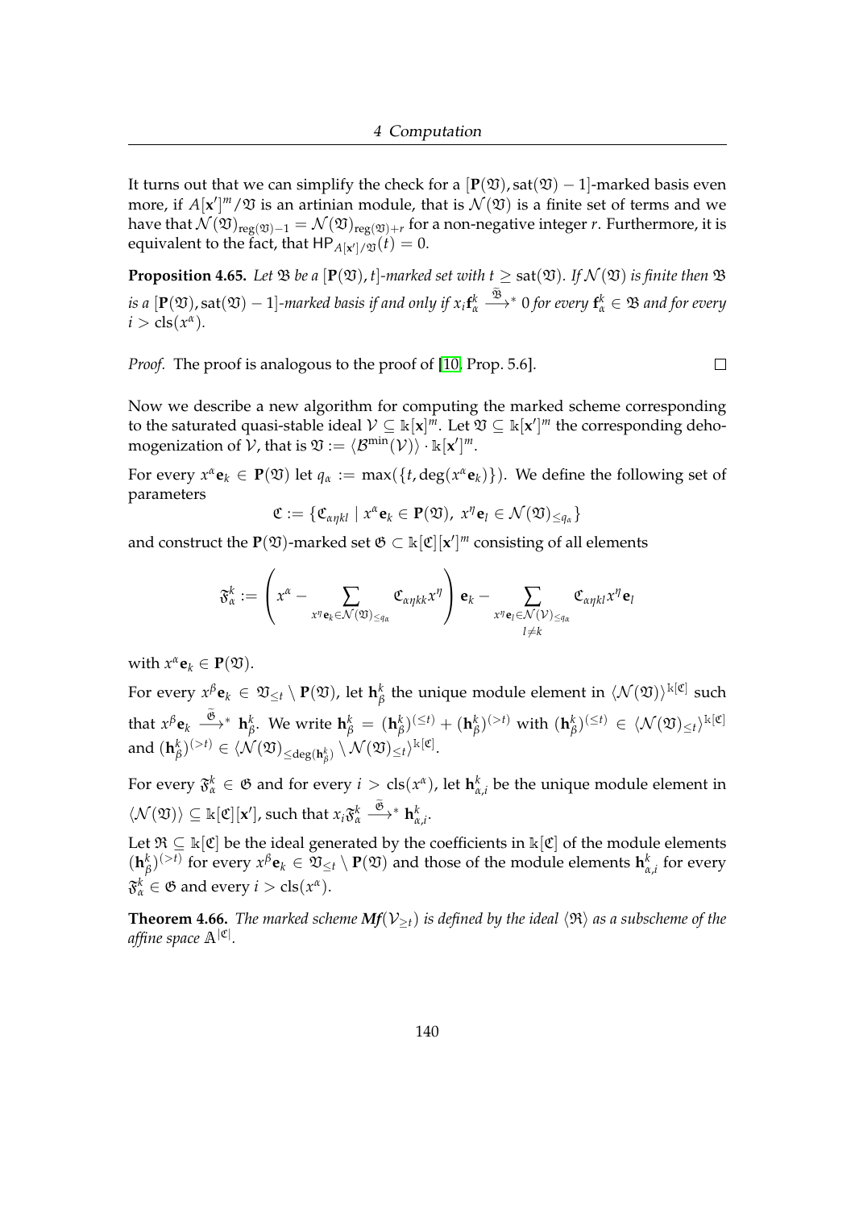It turns out that we can simplify the check for a $[\mathbf{P}(\mathfrak{V}), \mathrm{sat}(\mathfrak{V}) - 1]$-marked basis even more, if $A[\mathbf{x}']^m/\mathfrak{V}$ is an artinian module, that is $\mathcal{N}(\mathfrak{V})$ is a finite set of terms and we have that $\mathcal{N}(\mathfrak{V})_{\mathrm{reg}(\mathfrak{V})-1} = \mathcal{N}(\mathfrak{V})_{\mathrm{reg}(\mathfrak{V})+r}$ for a non-negative integer $r$. Furthermore, it is equivalent to the fact, that $\mathsf{HP}_{A[\mathbf{x}']/\mathfrak{V}}(t) = 0$.

**Proposition 4.65.** *Let $\mathfrak{B}$ be a $[\mathbf{P}(\mathfrak{V}), t]$-marked set with $t \geq \mathrm{sat}(\mathfrak{V})$. If $\mathcal{N}(\mathfrak{V})$ is finite then $\mathfrak{B}$ is a $[\mathbf{P}(\mathfrak{V}), \mathrm{sat}(\mathfrak{V}) - 1]$-marked basis if and only if $x_i \mathbf{f}^k_\alpha \xrightarrow{\widetilde{\mathfrak{B}}}{}^* 0$ for every $\mathbf{f}^k_\alpha \in \mathfrak{B}$ and for every $i > \mathrm{cls}(x^\alpha)$.*

*Proof.* The proof is analogous to the proof of [10, Prop. 5.6]. □

Now we describe a new algorithm for computing the marked scheme corresponding to the saturated quasi-stable ideal $\mathcal{V} \subseteq \Bbbk[\mathbf{x}]^m$. Let $\mathfrak{V} \subseteq \Bbbk[\mathbf{x}']^m$ the corresponding dehomogenization of $\mathcal{V}$, that is $\mathfrak{V} := \langle \mathcal{B}^{\min}(\mathcal{V}) \rangle \cdot \Bbbk[\mathbf{x}']^m$.

For every $x^\alpha \mathbf{e}_k \in \mathbf{P}(\mathfrak{V})$ let $q_\alpha := \max(\{t, \deg(x^\alpha \mathbf{e}_k)\})$. We define the following set of parameters

$$\mathfrak{C} := \{\mathfrak{C}_{\alpha\eta kl} \mid x^\alpha \mathbf{e}_k \in \mathbf{P}(\mathfrak{V}),\ x^\eta \mathbf{e}_l \in \mathcal{N}(\mathfrak{V})_{\leq q_\alpha}\}$$

and construct the $\mathbf{P}(\mathfrak{V})$-marked set $\mathfrak{G} \subset \Bbbk[\mathfrak{C}][\mathbf{x}']^m$ consisting of all elements

$$\mathfrak{F}^k_\alpha := \left( x^\alpha - \sum_{x^\eta \mathbf{e}_k \in \mathcal{N}(\mathfrak{V})_{\leq q_\alpha}} \mathfrak{C}_{\alpha\eta kk} x^\eta \right) \mathbf{e}_k - \sum_{\substack{x^\eta \mathbf{e}_l \in \mathcal{N}(\mathcal{V})_{\leq q_\alpha} \\ l \neq k}} \mathfrak{C}_{\alpha\eta kl} x^\eta \mathbf{e}_l$$

with $x^\alpha \mathbf{e}_k \in \mathbf{P}(\mathfrak{V})$.

For every $x^\beta \mathbf{e}_k \in \mathfrak{V}_{\leq t} \setminus \mathbf{P}(\mathfrak{V})$, let $\mathbf{h}^k_\beta$ the unique module element in $\langle \mathcal{N}(\mathfrak{V}) \rangle^{\Bbbk[\mathfrak{C}]}$ such that $x^\beta \mathbf{e}_k \xrightarrow{\widetilde{\mathfrak{G}}}{}^* \mathbf{h}^k_\beta$. We write $\mathbf{h}^k_\beta = (\mathbf{h}^k_\beta)^{(\leq t)} + (\mathbf{h}^k_\beta)^{(>t)}$ with $(\mathbf{h}^k_\beta)^{(\leq t)} \in \langle \mathcal{N}(\mathfrak{V})_{\leq t} \rangle^{\Bbbk[\mathfrak{C}]}$ and $(\mathbf{h}^k_\beta)^{(>t)} \in \langle \mathcal{N}(\mathfrak{V})_{\leq \deg(\mathbf{h}^k_\beta)} \setminus \mathcal{N}(\mathfrak{V})_{\leq t} \rangle^{\Bbbk[\mathfrak{C}]}$.

For every $\mathfrak{F}^k_\alpha \in \mathfrak{G}$ and for every $i > \mathrm{cls}(x^\alpha)$, let $\mathbf{h}^k_{\alpha,i}$ be the unique module element in $\langle \mathcal{N}(\mathfrak{V}) \rangle \subseteq \Bbbk[\mathfrak{C}][\mathbf{x}']$, such that $x_i \mathfrak{F}^k_\alpha \xrightarrow{\widetilde{\mathfrak{G}}}{}^* \mathbf{h}^k_{\alpha,i}$.

Let $\mathfrak{R} \subseteq \Bbbk[\mathfrak{C}]$ be the ideal generated by the coefficients in $\Bbbk[\mathfrak{C}]$ of the module elements $(\mathbf{h}^k_\beta)^{(>t)}$ for every $x^\beta \mathbf{e}_k \in \mathfrak{V}_{\leq t} \setminus \mathbf{P}(\mathfrak{V})$ and those of the module elements $\mathbf{h}^k_{\alpha,i}$ for every $\mathfrak{F}^k_\alpha \in \mathfrak{G}$ and every $i > \mathrm{cls}(x^\alpha)$.

**Theorem 4.66.** *The marked scheme $\boldsymbol{Mf}(\mathcal{V}_{\geq t})$ is defined by the ideal $\langle \mathfrak{R} \rangle$ as a subscheme of the affine space $\mathbb{A}^{|\mathfrak{C}|}$.*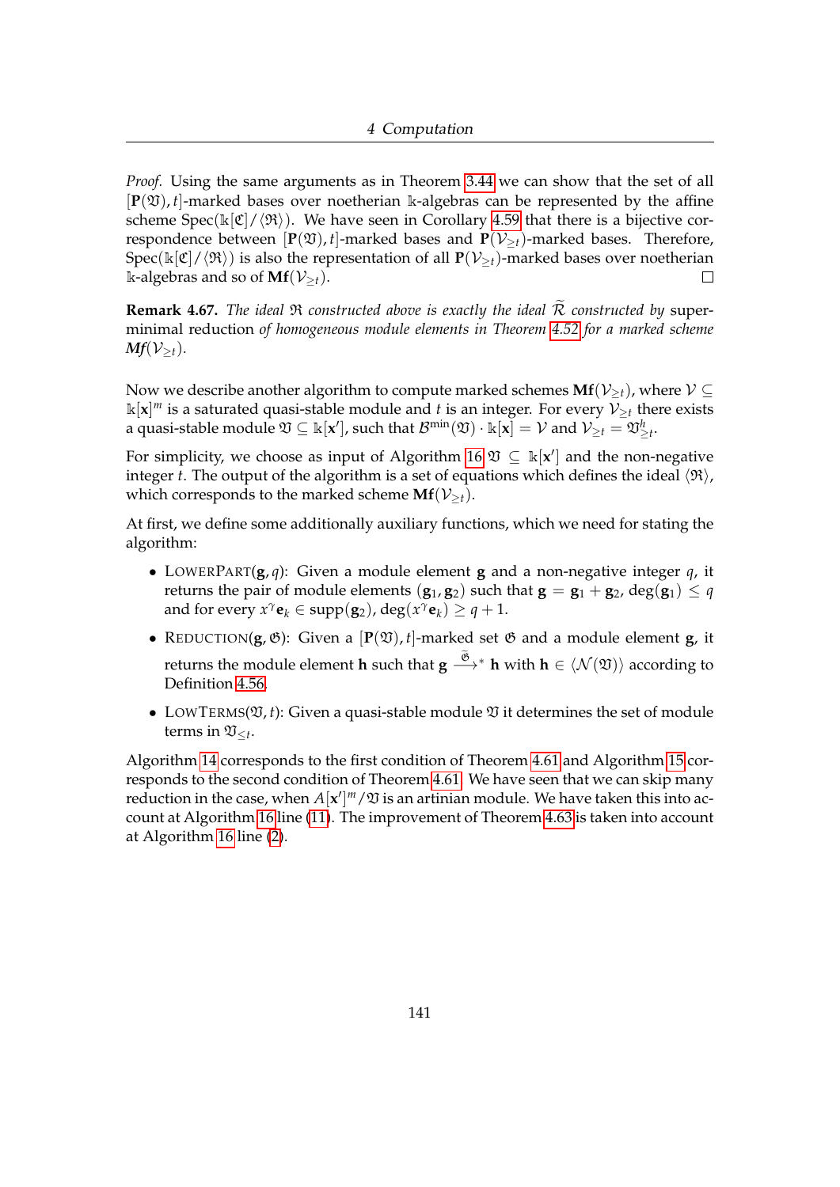*Proof.* Using the same arguments as in Theorem 3.44 we can show that the set of all $[\mathbf{P}(\mathfrak{V}), t]$-marked bases over noetherian $\Bbbk$-algebras can be represented by the affine scheme $\operatorname{Spec}(\Bbbk[\mathfrak{C}]/\langle\mathfrak{R}\rangle)$. We have seen in Corollary 4.59 that there is a bijective correspondence between $[\mathbf{P}(\mathfrak{V}), t]$-marked bases and $\mathbf{P}(\mathcal{V}_{\geq t})$-marked bases. Therefore, $\operatorname{Spec}(\Bbbk[\mathfrak{C}]/\langle\mathfrak{R}\rangle)$ is also the representation of all $\mathbf{P}(\mathcal{V}_{\geq t})$-marked bases over noetherian $\Bbbk$-algebras and so of $\mathbf{Mf}(\mathcal{V}_{\geq t})$. □

**Remark 4.67.** *The ideal $\mathfrak{R}$ constructed above is exactly the ideal $\widetilde{\mathcal{R}}$ constructed by* super-minimal reduction *of homogeneous module elements in Theorem 4.52 for a marked scheme $\mathbf{Mf}(\mathcal{V}_{\geq t})$.*

Now we describe another algorithm to compute marked schemes $\mathbf{Mf}(\mathcal{V}_{\geq t})$, where $\mathcal{V} \subseteq \Bbbk[\mathbf{x}]^m$ is a saturated quasi-stable module and $t$ is an integer. For every $\mathcal{V}_{\geq t}$ there exists a quasi-stable module $\mathfrak{V} \subseteq \Bbbk[\mathbf{x}']$, such that $\mathcal{B}^{\min}(\mathfrak{V}) \cdot \Bbbk[\mathbf{x}] = \mathcal{V}$ and $\mathcal{V}_{\geq t} = \mathfrak{V}^h_{\geq t}$.

For simplicity, we choose as input of Algorithm 16 $\mathfrak{V} \subseteq \Bbbk[\mathbf{x}']$ and the non-negative integer $t$. The output of the algorithm is a set of equations which defines the ideal $\langle\mathfrak{R}\rangle$, which corresponds to the marked scheme $\mathbf{Mf}(\mathcal{V}_{\geq t})$.

At first, we define some additionally auxiliary functions, which we need for stating the algorithm:

- LowerPart$(\mathbf{g}, q)$: Given a module element $\mathbf{g}$ and a non-negative integer $q$, it returns the pair of module elements $(\mathbf{g}_1, \mathbf{g}_2)$ such that $\mathbf{g} = \mathbf{g}_1 + \mathbf{g}_2$, $\deg(\mathbf{g}_1) \leq q$ and for every $x^\gamma \mathbf{e}_k \in \operatorname{supp}(\mathbf{g}_2)$, $\deg(x^\gamma \mathbf{e}_k) \geq q + 1$.
- Reduction$(\mathbf{g}, \mathfrak{G})$: Given a $[\mathbf{P}(\mathfrak{V}), t]$-marked set $\mathfrak{G}$ and a module element $\mathbf{g}$, it returns the module element $\mathbf{h}$ such that $\mathbf{g} \xrightarrow{\tilde{\mathfrak{G}}}_* \mathbf{h}$ with $\mathbf{h} \in \langle\mathcal{N}(\mathfrak{V})\rangle$ according to Definition 4.56.
- LowTerms$(\mathfrak{V}, t)$: Given a quasi-stable module $\mathfrak{V}$ it determines the set of module terms in $\mathfrak{V}_{\leq t}$.

Algorithm 14 corresponds to the first condition of Theorem 4.61 and Algorithm 15 corresponds to the second condition of Theorem 4.61. We have seen that we can skip many reduction in the case, when $A[\mathbf{x}']^m/\mathfrak{V}$ is an artinian module. We have taken this into account at Algorithm 16 line (11). The improvement of Theorem 4.63 is taken into account at Algorithm 16 line (2).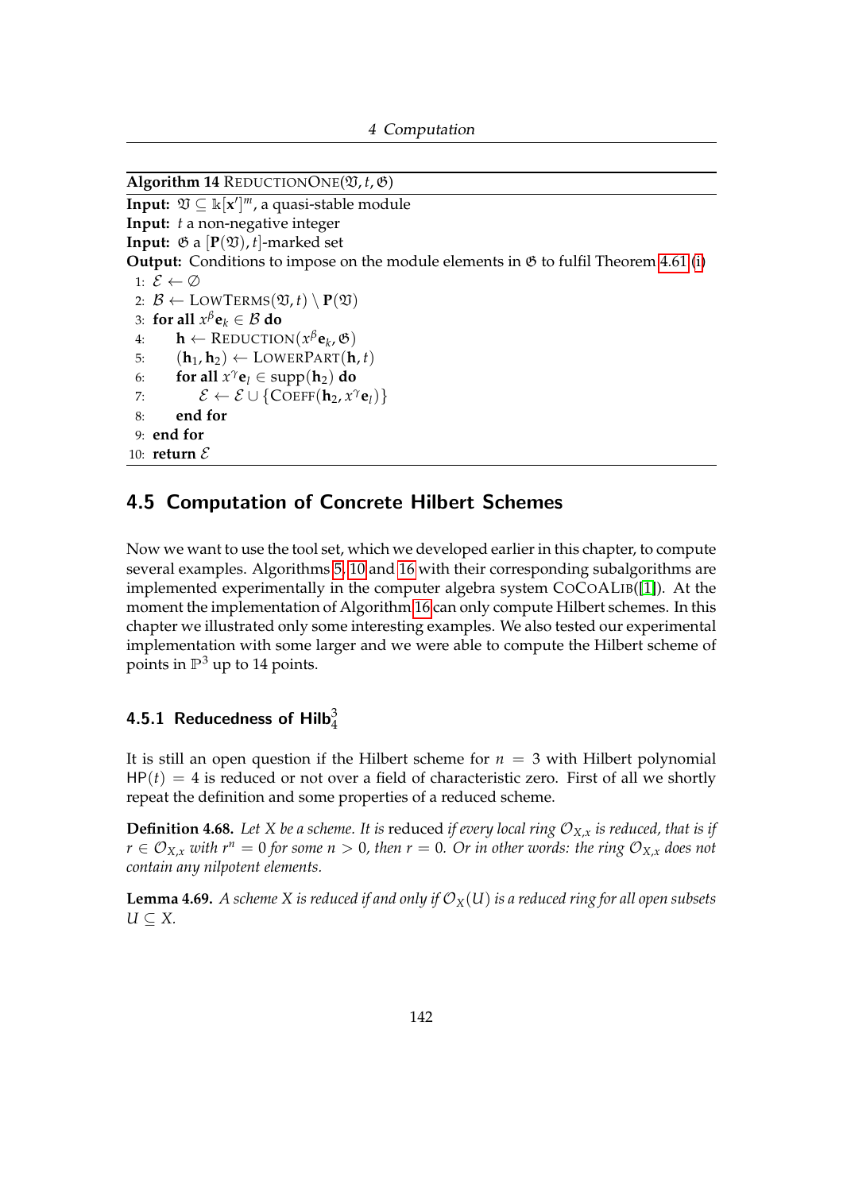**Algorithm 14** REDUCTIONONE($\mathfrak{V}, t, \mathfrak{G}$)

**Input:** $\mathfrak{V} \subseteq \Bbbk[\mathbf{x}']^m$, a quasi-stable module
**Input:** $t$ a non-negative integer
**Input:** $\mathfrak{G}$ a $[\mathbf{P}(\mathfrak{V}), t]$-marked set
**Output:** Conditions to impose on the module elements in $\mathfrak{G}$ to fulfil Theorem 4.61 (i)

```
1: E ← ∅
2: B ← LowTerms(V, t) \ P(V)
3: for all x^β e_k ∈ B do
4:     h ← Reduction(x^β e_k, G)
5:     (h_1, h_2) ← LowerPart(h, t)
6:     for all x^γ e_l ∈ supp(h_2) do
7:         E ← E ∪ {Coeff(h_2, x^γ e_l)}
8:     end for
9: end for
10: return E
```

## 4.5 Computation of Concrete Hilbert Schemes

Now we want to use the tool set, which we developed earlier in this chapter, to compute several examples. Algorithms 5, 10 and 16 with their corresponding subalgorithms are implemented experimentally in the computer algebra system CoCoALib([1]). At the moment the implementation of Algorithm 16 can only compute Hilbert schemes. In this chapter we illustrated only some interesting examples. We also tested our experimental implementation with some larger and we were able to compute the Hilbert scheme of points in $\mathbb{P}^3$ up to 14 points.

### 4.5.1 Reducedness of $\mathsf{Hilb}^3_4$

It is still an open question if the Hilbert scheme for $n = 3$ with Hilbert polynomial $\mathsf{HP}(t) = 4$ is reduced or not over a field of characteristic zero. First of all we shortly repeat the definition and some properties of a reduced scheme.

**Definition 4.68.** *Let $X$ be a scheme. It is* reduced *if every local ring $\mathcal{O}_{X,x}$ is reduced, that is if $r \in \mathcal{O}_{X,x}$ with $r^n = 0$ for some $n > 0$, then $r = 0$. Or in other words: the ring $\mathcal{O}_{X,x}$ does not contain any nilpotent elements.*

**Lemma 4.69.** *A scheme $X$ is reduced if and only if $\mathcal{O}_X(U)$ is a reduced ring for all open subsets $U \subseteq X$.*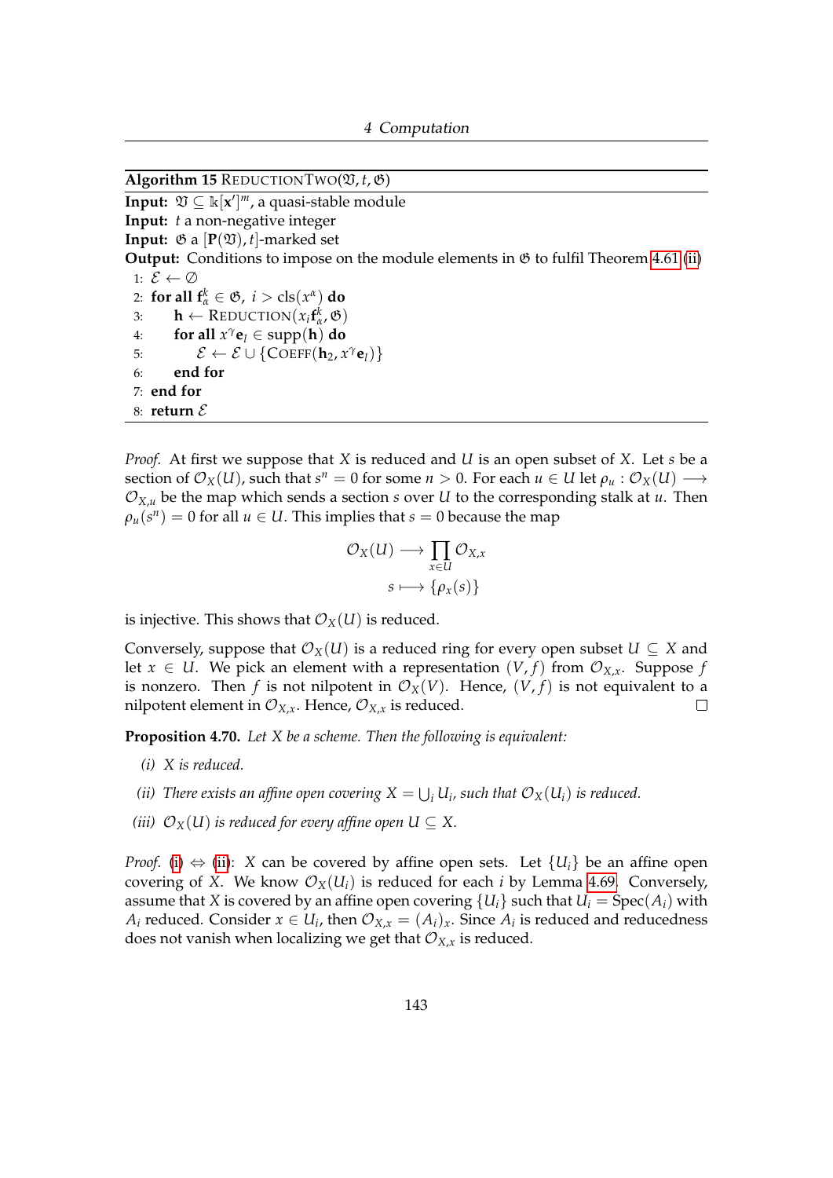**Algorithm 15** REDUCTIONTWO($\mathfrak{V}, t, \mathfrak{G}$)

**Input:** $\mathfrak{V} \subseteq \Bbbk[\mathbf{x}']^m$, a quasi-stable module
**Input:** $t$ a non-negative integer
**Input:** $\mathfrak{G}$ a $[\mathbf{P}(\mathfrak{V}), t]$-marked set
**Output:** Conditions to impose on the module elements in $\mathfrak{G}$ to fulfil Theorem 4.61 (ii)

```
1: ℰ ← ∅
2: for all f_α^k ∈ 𝔊, i > cls(x^α) do
3:     h ← REDUCTION(x_i f_α^k, 𝔊)
4:     for all x^γ e_l ∈ supp(h) do
5:         ℰ ← ℰ ∪ {COEFF(h_2, x^γ e_l)}
6:     end for
7: end for
8: return ℰ
```

*Proof.* At first we suppose that $X$ is reduced and $U$ is an open subset of $X$. Let $s$ be a section of $\mathcal{O}_X(U)$, such that $s^n = 0$ for some $n > 0$. For each $u \in U$ let $\rho_u : \mathcal{O}_X(U) \longrightarrow \mathcal{O}_{X,u}$ be the map which sends a section $s$ over $U$ to the corresponding stalk at $u$. Then $\rho_u(s^n) = 0$ for all $u \in U$. This implies that $s = 0$ because the map

$$\begin{aligned} \mathcal{O}_X(U) &\longrightarrow \prod_{x \in U} \mathcal{O}_{X,x} \\ s &\longmapsto \{\rho_x(s)\} \end{aligned}$$

is injective. This shows that $\mathcal{O}_X(U)$ is reduced.

Conversely, suppose that $\mathcal{O}_X(U)$ is a reduced ring for every open subset $U \subseteq X$ and let $x \in U$. We pick an element with a representation $(V, f)$ from $\mathcal{O}_{X,x}$. Suppose $f$ is nonzero. Then $f$ is not nilpotent in $\mathcal{O}_X(V)$. Hence, $(V, f)$ is not equivalent to a nilpotent element in $\mathcal{O}_{X,x}$. Hence, $\mathcal{O}_{X,x}$ is reduced. $\square$

**Proposition 4.70.** *Let $X$ be a scheme. Then the following is equivalent:*

*(i) $X$ is reduced.*

*(ii) There exists an affine open covering $X = \bigcup_i U_i$, such that $\mathcal{O}_X(U_i)$ is reduced.*

*(iii) $\mathcal{O}_X(U)$ is reduced for every affine open $U \subseteq X$.*

*Proof.* (i) $\Leftrightarrow$ (ii): $X$ can be covered by affine open sets. Let $\{U_i\}$ be an affine open covering of $X$. We know $\mathcal{O}_X(U_i)$ is reduced for each $i$ by Lemma 4.69. Conversely, assume that $X$ is covered by an affine open covering $\{U_i\}$ such that $U_i = \operatorname{Spec}(A_i)$ with $A_i$ reduced. Consider $x \in U_i$, then $\mathcal{O}_{X,x} = (A_i)_x$. Since $A_i$ is reduced and reducedness does not vanish when localizing we get that $\mathcal{O}_{X,x}$ is reduced.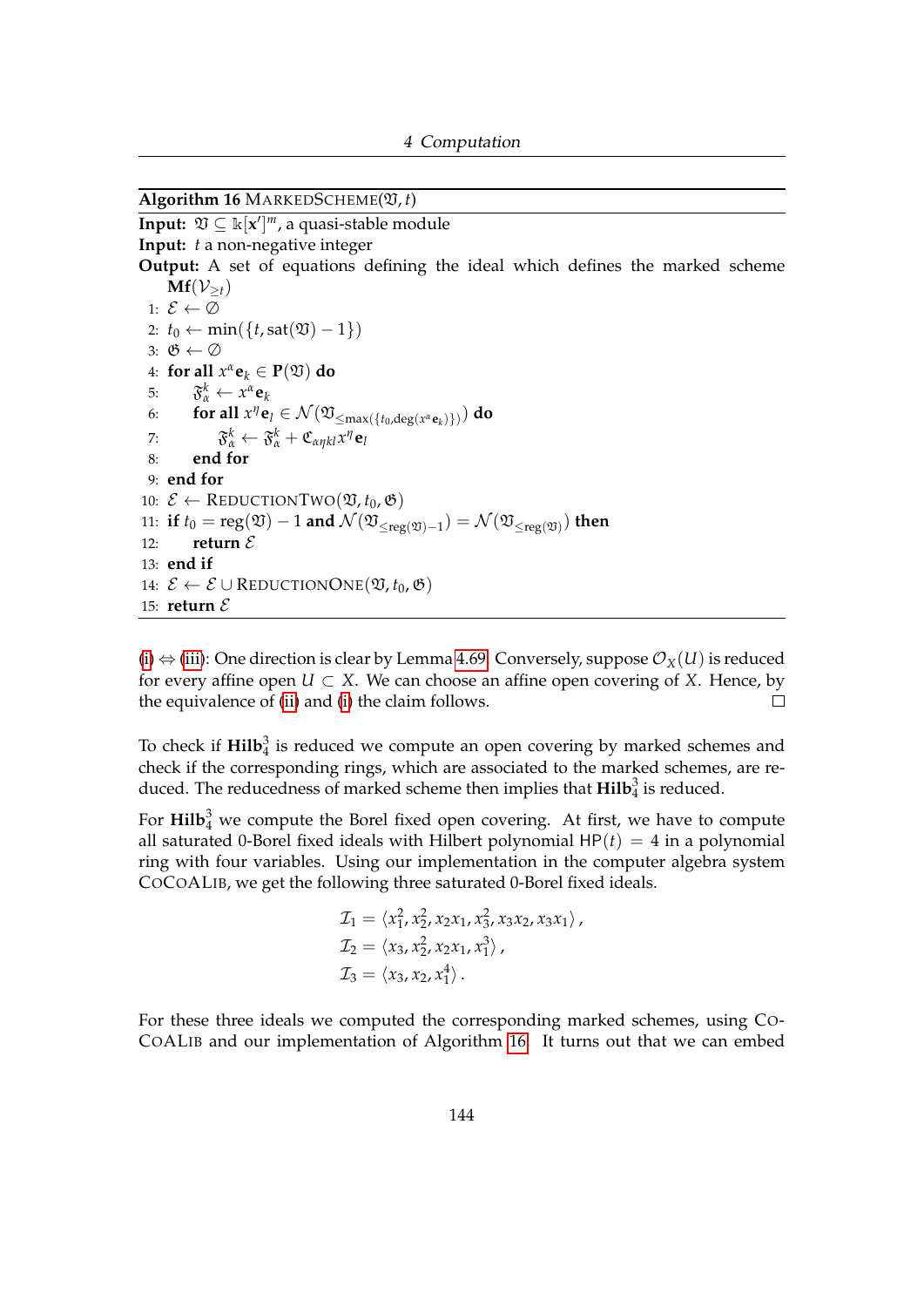**Algorithm 16** MARKEDSCHEME($\mathfrak{V}, t$)

**Input:** $\mathfrak{V} \subseteq \Bbbk[\mathbf{x}']^m$, a quasi-stable module
**Input:** $t$ a non-negative integer
**Output:** A set of equations defining the ideal which defines the marked scheme $\mathbf{Mf}(\mathcal{V}_{\geq t})$

```
1: 𝓔 ← ∅
2: t_0 ← min({t, sat(𝔙) − 1})
3: 𝔊 ← ∅
4: for all x^α e_k ∈ P(𝔙) do
5:     𝔉^k_α ← x^α e_k
6:     for all x^η e_l ∈ 𝒩(𝔙_{≤max({t_0, deg(x^α e_k)})}) do
7:         𝔉^k_α ← 𝔉^k_α + ℭ_{αηkl} x^η e_l
8:     end for
9: end for
10: 𝓔 ← REDUCTIONTWO(𝔙, t_0, 𝔊)
11: if t_0 = reg(𝔙) − 1 and 𝒩(𝔙_{≤reg(𝔙)−1}) = 𝒩(𝔙_{≤reg(𝔙)}) then
12:     return 𝓔
13: end if
14: 𝓔 ← 𝓔 ∪ REDUCTIONONE(𝔙, t_0, 𝔊)
15: return 𝓔
```

(i) $\Leftrightarrow$ (iii): One direction is clear by Lemma 4.69. Conversely, suppose $\mathcal{O}_X(U)$ is reduced for every affine open $U \subset X$. We can choose an affine open covering of $X$. Hence, by the equivalence of (ii) and (i) the claim follows. $\square$

To check if $\mathbf{Hilb}^3_4$ is reduced we compute an open covering by marked schemes and check if the corresponding rings, which are associated to the marked schemes, are reduced. The reducedness of marked scheme then implies that $\mathbf{Hilb}^3_4$ is reduced.

For $\mathbf{Hilb}^3_4$ we compute the Borel fixed open covering. At first, we have to compute all saturated 0-Borel fixed ideals with Hilbert polynomial $\mathsf{HP}(t) = 4$ in a polynomial ring with four variables. Using our implementation in the computer algebra system CoCoALib, we get the following three saturated 0-Borel fixed ideals.

$$\begin{aligned}
\mathcal{I}_1 &= \langle x_1^2, x_2^2, x_2x_1, x_3^2, x_3x_2, x_3x_1 \rangle, \\
\mathcal{I}_2 &= \langle x_3, x_2^2, x_2x_1, x_1^3 \rangle, \\
\mathcal{I}_3 &= \langle x_3, x_2, x_1^4 \rangle.
\end{aligned}$$

For these three ideals we computed the corresponding marked schemes, using CoCoALib and our implementation of Algorithm 16. It turns out that we can embed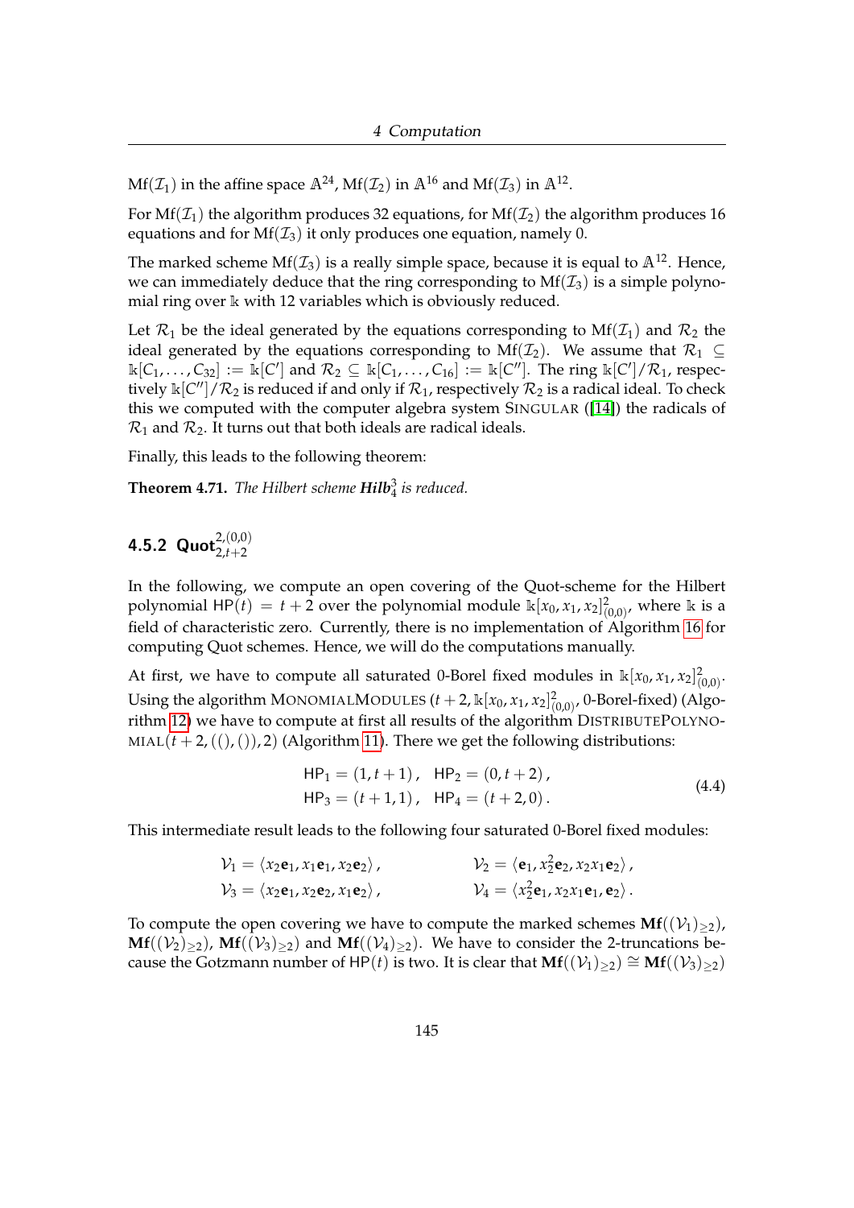$\mathrm{Mf}(\mathcal{I}_1)$ in the affine space $\mathbb{A}^{24}$, $\mathrm{Mf}(\mathcal{I}_2)$ in $\mathbb{A}^{16}$ and $\mathrm{Mf}(\mathcal{I}_3)$ in $\mathbb{A}^{12}$.

For $\mathrm{Mf}(\mathcal{I}_1)$ the algorithm produces 32 equations, for $\mathrm{Mf}(\mathcal{I}_2)$ the algorithm produces 16 equations and for $\mathrm{Mf}(\mathcal{I}_3)$ it only produces one equation, namely 0.

The marked scheme $\mathrm{Mf}(\mathcal{I}_3)$ is a really simple space, because it is equal to $\mathbb{A}^{12}$. Hence, we can immediately deduce that the ring corresponding to $\mathrm{Mf}(\mathcal{I}_3)$ is a simple polynomial ring over $\mathbb{k}$ with 12 variables which is obviously reduced.

Let $\mathcal{R}_1$ be the ideal generated by the equations corresponding to $\mathrm{Mf}(\mathcal{I}_1)$ and $\mathcal{R}_2$ the ideal generated by the equations corresponding to $\mathrm{Mf}(\mathcal{I}_2)$. We assume that $\mathcal{R}_1 \subseteq \mathbb{k}[C_1, \ldots, C_{32}] := \mathbb{k}[C']$ and $\mathcal{R}_2 \subseteq \mathbb{k}[C_1, \ldots, C_{16}] := \mathbb{k}[C'']$. The ring $\mathbb{k}[C']/\mathcal{R}_1$, respectively $\mathbb{k}[C'']/\mathcal{R}_2$ is reduced if and only if $\mathcal{R}_1$, respectively $\mathcal{R}_2$ is a radical ideal. To check this we computed with the computer algebra system SINGULAR ([14]) the radicals of $\mathcal{R}_1$ and $\mathcal{R}_2$. It turns out that both ideals are radical ideals.

Finally, this leads to the following theorem:

**Theorem 4.71.** *The Hilbert scheme $\mathbf{Hilb}_4^3$ is reduced.*

### 4.5.2 $\mathbf{Quot}_{2,t+2}^{2,(0,0)}$

In the following, we compute an open covering of the Quot-scheme for the Hilbert polynomial $\mathsf{HP}(t) = t + 2$ over the polynomial module $\mathbb{k}[x_0, x_1, x_2]^2_{(0,0)}$, where $\mathbb{k}$ is a field of characteristic zero. Currently, there is no implementation of Algorithm 16 for computing Quot schemes. Hence, we will do the computations manually.

At first, we have to compute all saturated 0-Borel fixed modules in $\mathbb{k}[x_0, x_1, x_2]^2_{(0,0)}$. Using the algorithm MONOMIALMODULES ($t+2, \mathbb{k}[x_0, x_1, x_2]^2_{(0,0)}$, 0-Borel-fixed) (Algorithm 12) we have to compute at first all results of the algorithm DISTRIBUTEPOLYNOMIAL($t+2, ((), ()), 2$) (Algorithm 11). There we get the following distributions:

$$
\begin{aligned}
&\mathsf{HP}_1 = (1, t+1), \quad \mathsf{HP}_2 = (0, t+2), \\
&\mathsf{HP}_3 = (t+1, 1), \quad \mathsf{HP}_4 = (t+2, 0).
\end{aligned}
\tag{4.4}
$$

This intermediate result leads to the following four saturated 0-Borel fixed modules:

$$
\begin{aligned}
\mathcal{V}_1 &= \langle x_2\mathbf{e}_1, x_1\mathbf{e}_1, x_2\mathbf{e}_2 \rangle, & \mathcal{V}_2 &= \langle \mathbf{e}_1, x_2^2\mathbf{e}_2, x_2x_1\mathbf{e}_2 \rangle, \\
\mathcal{V}_3 &= \langle x_2\mathbf{e}_1, x_2\mathbf{e}_2, x_1\mathbf{e}_2 \rangle, & \mathcal{V}_4 &= \langle x_2^2\mathbf{e}_1, x_2x_1\mathbf{e}_1, \mathbf{e}_2 \rangle.
\end{aligned}
$$

To compute the open covering we have to compute the marked schemes $\mathbf{Mf}((\mathcal{V}_1)_{\geq 2})$, $\mathbf{Mf}((\mathcal{V}_2)_{\geq 2})$, $\mathbf{Mf}((\mathcal{V}_3)_{\geq 2})$ and $\mathbf{Mf}((\mathcal{V}_4)_{\geq 2})$. We have to consider the 2-truncations because the Gotzmann number of $\mathsf{HP}(t)$ is two. It is clear that $\mathbf{Mf}((\mathcal{V}_1)_{\geq 2}) \cong \mathbf{Mf}((\mathcal{V}_3)_{\geq 2})$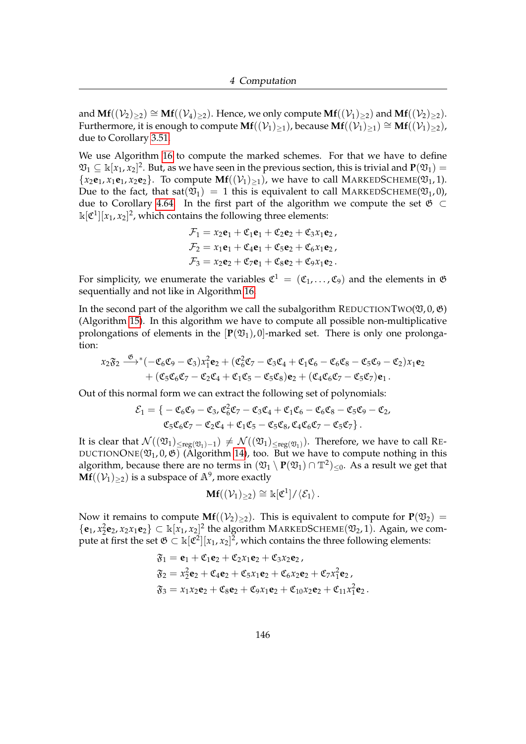and $\mathbf{Mf}((\mathcal{V}_2)_{\geq 2}) \cong \mathbf{Mf}((\mathcal{V}_4)_{\geq 2})$. Hence, we only compute $\mathbf{Mf}((\mathcal{V}_1)_{\geq 2})$ and $\mathbf{Mf}((\mathcal{V}_2)_{\geq 2})$. Furthermore, it is enough to compute $\mathbf{Mf}((\mathcal{V}_1)_{\geq 1})$, because $\mathbf{Mf}((\mathcal{V}_1)_{\geq 1}) \cong \mathbf{Mf}((\mathcal{V}_1)_{\geq 2})$, due to Corollary 3.51.

We use Algorithm 16 to compute the marked schemes. For that we have to define $\mathfrak{V}_1 \subseteq \mathbb{k}[x_1, x_2]^2$. But, as we have seen in the previous section, this is trivial and $\mathbf{P}(\mathfrak{V}_1) = \{x_2\mathbf{e}_1, x_1\mathbf{e}_1, x_2\mathbf{e}_2\}$. To compute $\mathbf{Mf}((\mathcal{V}_1)_{\geq 1})$, we have to call MARKEDSCHEME$(\mathfrak{V}_1, 1)$. Due to the fact, that $\operatorname{sat}(\mathfrak{V}_1) = 1$ this is equivalent to call MARKEDSCHEME$(\mathfrak{V}_1, 0)$, due to Corollary 4.64. In the first part of the algorithm we compute the set $\mathfrak{G} \subset \mathbb{k}[\mathfrak{C}^1][x_1, x_2]^2$, which contains the following three elements:

$$\mathcal{F}_1 = x_2\mathbf{e}_1 + \mathfrak{C}_1\mathbf{e}_1 + \mathfrak{C}_2\mathbf{e}_2 + \mathfrak{C}_3x_1\mathbf{e}_2\,,$$
$$\mathcal{F}_2 = x_1\mathbf{e}_1 + \mathfrak{C}_4\mathbf{e}_1 + \mathfrak{C}_5\mathbf{e}_2 + \mathfrak{C}_6x_1\mathbf{e}_2\,,$$
$$\mathcal{F}_3 = x_2\mathbf{e}_2 + \mathfrak{C}_7\mathbf{e}_1 + \mathfrak{C}_8\mathbf{e}_2 + \mathfrak{C}_9x_1\mathbf{e}_2\,.$$

For simplicity, we enumerate the variables $\mathfrak{C}^1 = (\mathfrak{C}_1, \dots, \mathfrak{C}_9)$ and the elements in $\mathfrak{G}$ sequentially and not like in Algorithm 16.

In the second part of the algorithm we call the subalgorithm REDUCTIONTWO$(\mathfrak{V}, 0, \mathfrak{G})$ (Algorithm 15). In this algorithm we have to compute all possible non-multiplicative prolongations of elements in the $[\mathbf{P}(\mathfrak{V}_1), 0]$-marked set. There is only one prolongation:

$$\begin{aligned} x_2\mathfrak{F}_2 \xrightarrow{\mathfrak{G}}{}^{*} &(-\mathfrak{C}_6\mathfrak{C}_9 - \mathfrak{C}_3)x_1^2\mathbf{e}_2 + (\mathfrak{C}_6^2\mathfrak{C}_7 - \mathfrak{C}_3\mathfrak{C}_4 + \mathfrak{C}_1\mathfrak{C}_6 - \mathfrak{C}_6\mathfrak{C}_8 - \mathfrak{C}_5\mathfrak{C}_9 - \mathfrak{C}_2)x_1\mathbf{e}_2 \\ &+ (\mathfrak{C}_5\mathfrak{C}_6\mathfrak{C}_7 - \mathfrak{C}_2\mathfrak{C}_4 + \mathfrak{C}_1\mathfrak{C}_5 - \mathfrak{C}_5\mathfrak{C}_8)\mathbf{e}_2 + (\mathfrak{C}_4\mathfrak{C}_6\mathfrak{C}_7 - \mathfrak{C}_5\mathfrak{C}_7)\mathbf{e}_1\,. \end{aligned}$$

Out of this normal form we can extract the following set of polynomials:

$$\begin{aligned} \mathcal{E}_1 = \{ &-\mathfrak{C}_6\mathfrak{C}_9 - \mathfrak{C}_3, \mathfrak{C}_6^2\mathfrak{C}_7 - \mathfrak{C}_3\mathfrak{C}_4 + \mathfrak{C}_1\mathfrak{C}_6 - \mathfrak{C}_6\mathfrak{C}_8 - \mathfrak{C}_5\mathfrak{C}_9 - \mathfrak{C}_2, \\ &\mathfrak{C}_5\mathfrak{C}_6\mathfrak{C}_7 - \mathfrak{C}_2\mathfrak{C}_4 + \mathfrak{C}_1\mathfrak{C}_5 - \mathfrak{C}_5\mathfrak{C}_8, \mathfrak{C}_4\mathfrak{C}_6\mathfrak{C}_7 - \mathfrak{C}_5\mathfrak{C}_7\}\,. \end{aligned}$$

It is clear that $\mathcal{N}((\mathfrak{V}_1)_{\leq \operatorname{reg}(\mathfrak{V}_1)-1}) \neq \mathcal{N}((\mathfrak{V}_1)_{\leq \operatorname{reg}(\mathfrak{V}_1)})$. Therefore, we have to call REDUCTIONONE$(\mathfrak{V}_1, 0, \mathfrak{G})$ (Algorithm 14), too. But we have to compute nothing in this algorithm, because there are no terms in $(\mathfrak{V}_1 \setminus \mathbf{P}(\mathfrak{V}_1) \cap \mathbb{T}^2)_{\leq 0}$. As a result we get that $\mathbf{Mf}((\mathcal{V}_1)_{\geq 2})$ is a subspace of $\mathbb{A}^9$, more exactly

$$\mathbf{Mf}((\mathcal{V}_1)_{\geq 2}) \cong \mathbb{k}[\mathfrak{C}^1]/\langle \mathcal{E}_1 \rangle\,.$$

Now it remains to compute $\mathbf{Mf}((\mathcal{V}_2)_{\geq 2})$. This is equivalent to compute for $\mathbf{P}(\mathfrak{V}_2) = \{\mathbf{e}_1, x_2^2\mathbf{e}_2, x_2x_1\mathbf{e}_2\} \subset \mathbb{k}[x_1, x_2]^2$ the algorithm MARKEDSCHEME$(\mathfrak{V}_2, 1)$. Again, we compute at first the set $\mathfrak{G} \subset \mathbb{k}[\mathfrak{C}^2][x_1, x_2]^2$, which contains the three following elements:

$$\mathfrak{F}_1 = \mathbf{e}_1 + \mathfrak{C}_1\mathbf{e}_2 + \mathfrak{C}_2x_1\mathbf{e}_2 + \mathfrak{C}_3x_2\mathbf{e}_2\,,$$
$$\mathfrak{F}_2 = x_2^2\mathbf{e}_2 + \mathfrak{C}_4\mathbf{e}_2 + \mathfrak{C}_5x_1\mathbf{e}_2 + \mathfrak{C}_6x_2\mathbf{e}_2 + \mathfrak{C}_7x_1^2\mathbf{e}_2\,,$$
$$\mathfrak{F}_3 = x_1x_2\mathbf{e}_2 + \mathfrak{C}_8\mathbf{e}_2 + \mathfrak{C}_9x_1\mathbf{e}_2 + \mathfrak{C}_{10}x_2\mathbf{e}_2 + \mathfrak{C}_{11}x_1^2\mathbf{e}_2\,.$$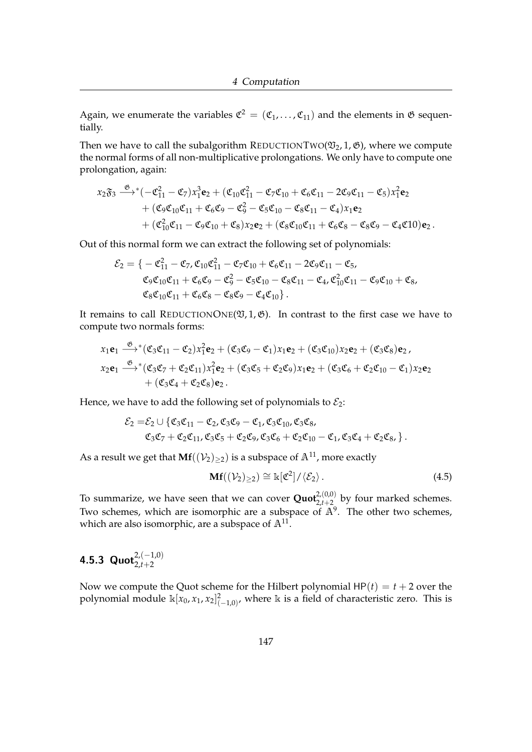Again, we enumerate the variables $\mathfrak{C}^2 = (\mathfrak{C}_1, \dots, \mathfrak{C}_{11})$ and the elements in $\mathfrak{G}$ sequentially.

Then we have to call the subalgorithm REDUCTIONTWO($\mathfrak{V}_2, 1, \mathfrak{G}$), where we compute the normal forms of all non-multiplicative prolongations. We only have to compute one prolongation, again:

$$
\begin{aligned}
x_2\mathfrak{F}_3 \xrightarrow{\mathfrak{G}}{}^* &(-\mathfrak{C}_{11}^2 - \mathfrak{C}_7)x_1^3\mathbf{e}_2 + (\mathfrak{C}_{10}\mathfrak{C}_{11}^2 - \mathfrak{C}_7\mathfrak{C}_{10} + \mathfrak{C}_6\mathfrak{C}_{11} - 2\mathfrak{C}_9\mathfrak{C}_{11} - \mathfrak{C}_5)x_1^2\mathbf{e}_2 \\
&+ (\mathfrak{C}_9\mathfrak{C}_{10}\mathfrak{C}_{11} + \mathfrak{C}_6\mathfrak{C}_9 - \mathfrak{C}_9^2 - \mathfrak{C}_5\mathfrak{C}_{10} - \mathfrak{C}_8\mathfrak{C}_{11} - \mathfrak{C}_4)x_1\mathbf{e}_2 \\
&+ (\mathfrak{C}_{10}^2\mathfrak{C}_{11} - \mathfrak{C}_9\mathfrak{C}_{10} + \mathfrak{C}_8)x_2\mathbf{e}_2 + (\mathfrak{C}_8\mathfrak{C}_{10}\mathfrak{C}_{11} + \mathfrak{C}_6\mathfrak{C}_8 - \mathfrak{C}_8\mathfrak{C}_9 - \mathfrak{C}_4\mathfrak{C}10)\mathbf{e}_2 .
\end{aligned}
$$

Out of this normal form we can extract the following set of polynomials:

$$
\begin{aligned}
\mathcal{E}_2 = \{ &-\mathfrak{C}_{11}^2 - \mathfrak{C}_7, \mathfrak{C}_{10}\mathfrak{C}_{11}^2 - \mathfrak{C}_7\mathfrak{C}_{10} + \mathfrak{C}_6\mathfrak{C}_{11} - 2\mathfrak{C}_9\mathfrak{C}_{11} - \mathfrak{C}_5, \\
&\mathfrak{C}_9\mathfrak{C}_{10}\mathfrak{C}_{11} + \mathfrak{C}_6\mathfrak{C}_9 - \mathfrak{C}_9^2 - \mathfrak{C}_5\mathfrak{C}_{10} - \mathfrak{C}_8\mathfrak{C}_{11} - \mathfrak{C}_4, \mathfrak{C}_{10}^2\mathfrak{C}_{11} - \mathfrak{C}_9\mathfrak{C}_{10} + \mathfrak{C}_8, \\
&\mathfrak{C}_8\mathfrak{C}_{10}\mathfrak{C}_{11} + \mathfrak{C}_6\mathfrak{C}_8 - \mathfrak{C}_8\mathfrak{C}_9 - \mathfrak{C}_4\mathfrak{C}_{10} \} .
\end{aligned}
$$

It remains to call REDUCTIONONE($\mathfrak{V}, 1, \mathfrak{G}$). In contrast to the first case we have to compute two normals forms:

$$
\begin{aligned}
x_1\mathbf{e}_1 &\xrightarrow{\mathfrak{G}}{}^* (\mathfrak{C}_3\mathfrak{C}_{11} - \mathfrak{C}_2)x_1^2\mathbf{e}_2 + (\mathfrak{C}_3\mathfrak{C}_9 - \mathfrak{C}_1)x_1\mathbf{e}_2 + (\mathfrak{C}_3\mathfrak{C}_{10})x_2\mathbf{e}_2 + (\mathfrak{C}_3\mathfrak{C}_8)\mathbf{e}_2 , \\
x_2\mathbf{e}_1 &\xrightarrow{\mathfrak{G}}{}^* (\mathfrak{C}_3\mathfrak{C}_7 + \mathfrak{C}_2\mathfrak{C}_{11})x_1^2\mathbf{e}_2 + (\mathfrak{C}_3\mathfrak{C}_5 + \mathfrak{C}_2\mathfrak{C}_9)x_1\mathbf{e}_2 + (\mathfrak{C}_3\mathfrak{C}_6 + \mathfrak{C}_2\mathfrak{C}_{10} - \mathfrak{C}_1)x_2\mathbf{e}_2 \\
&\quad + (\mathfrak{C}_3\mathfrak{C}_4 + \mathfrak{C}_2\mathfrak{C}_8)\mathbf{e}_2 .
\end{aligned}
$$

Hence, we have to add the following set of polynomials to $\mathcal{E}_2$:

$$
\begin{aligned}
\mathcal{E}_2 = &\mathcal{E}_2 \cup \{\mathfrak{C}_3\mathfrak{C}_{11} - \mathfrak{C}_2, \mathfrak{C}_3\mathfrak{C}_9 - \mathfrak{C}_1, \mathfrak{C}_3\mathfrak{C}_{10}, \mathfrak{C}_3\mathfrak{C}_8, \\
&\mathfrak{C}_3\mathfrak{C}_7 + \mathfrak{C}_2\mathfrak{C}_{11}, \mathfrak{C}_3\mathfrak{C}_5 + \mathfrak{C}_2\mathfrak{C}_9, \mathfrak{C}_3\mathfrak{C}_6 + \mathfrak{C}_2\mathfrak{C}_{10} - \mathfrak{C}_1, \mathfrak{C}_3\mathfrak{C}_4 + \mathfrak{C}_2\mathfrak{C}_8, \} .
\end{aligned}
$$

As a result we get that $\mathbf{Mf}((\mathcal{V}_2)_{\geq 2})$ is a subspace of $\mathbb{A}^{11}$, more exactly

$$
\mathbf{Mf}((\mathcal{V}_2)_{\geq 2}) \cong \Bbbk[\mathfrak{C}^2] / \langle \mathcal{E}_2 \rangle . \tag{4.5}
$$

To summarize, we have seen that we can cover $\mathbf{Quot}_{2,t+2}^{2,(0,0)}$ by four marked schemes. Two schemes, which are isomorphic are a subspace of $\mathbb{A}^9$. The other two schemes, which are also isomorphic, are a subspace of $\mathbb{A}^{11}$.

### 4.5.3 $\mathbf{Quot}_{2,t+2}^{2,(-1,0)}$

Now we compute the Quot scheme for the Hilbert polynomial $\mathsf{HP}(t) = t + 2$ over the polynomial module $\Bbbk[x_0, x_1, x_2]^2_{(-1,0)}$, where $\Bbbk$ is a field of characteristic zero. This is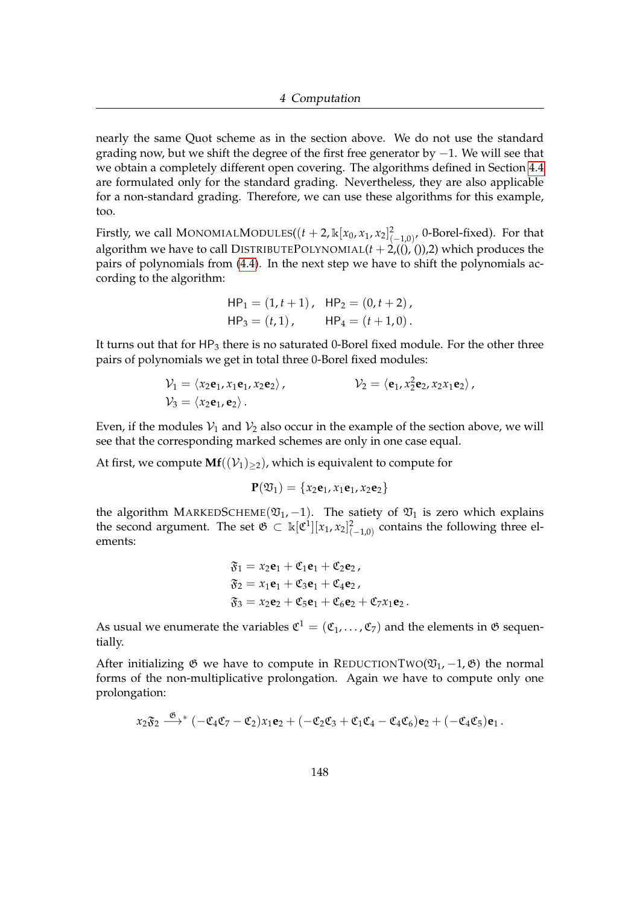nearly the same Quot scheme as in the section above. We do not use the standard grading now, but we shift the degree of the first free generator by $-1$. We will see that we obtain a completely different open covering. The algorithms defined in Section 4.4 are formulated only for the standard grading. Nevertheless, they are also applicable for a non-standard grading. Therefore, we can use these algorithms for this example, too.

Firstly, we call MonomialModules($(t+2, \Bbbk[x_0, x_1, x_2]^2_{(-1,0)}$, 0-Borel-fixed). For that algorithm we have to call DistributePolynomial($t+2$,((), ()),2) which produces the pairs of polynomials from (4.4). In the next step we have to shift the polynomials according to the algorithm:

$$
\begin{aligned}
\mathsf{HP}_1 &= (1, t+1)\,, \quad \mathsf{HP}_2 = (0, t+2)\,,\\
\mathsf{HP}_3 &= (t, 1)\,, \qquad \mathsf{HP}_4 = (t+1, 0)\,.
\end{aligned}
$$

It turns out that for $\mathsf{HP}_3$ there is no saturated 0-Borel fixed module. For the other three pairs of polynomials we get in total three 0-Borel fixed modules:

$$
\begin{aligned}
\mathcal{V}_1 &= \langle x_2\mathbf{e}_1, x_1\mathbf{e}_1, x_2\mathbf{e}_2\rangle\,, \qquad \mathcal{V}_2 = \langle \mathbf{e}_1, x_2^2\mathbf{e}_2, x_2x_1\mathbf{e}_2\rangle\,,\\
\mathcal{V}_3 &= \langle x_2\mathbf{e}_1, \mathbf{e}_2\rangle\,.
\end{aligned}
$$

Even, if the modules $\mathcal{V}_1$ and $\mathcal{V}_2$ also occur in the example of the section above, we will see that the corresponding marked schemes are only in one case equal.

At first, we compute $\mathbf{Mf}((\mathcal{V}_1)_{\geq 2})$, which is equivalent to compute for

$$
\mathbf{P}(\mathfrak{V}_1) = \{x_2\mathbf{e}_1, x_1\mathbf{e}_1, x_2\mathbf{e}_2\}
$$

the algorithm MarkedScheme($\mathfrak{V}_1, -1$). The satiety of $\mathfrak{V}_1$ is zero which explains the second argument. The set $\mathfrak{G} \subset \Bbbk[\mathfrak{C}^1][x_1, x_2]^2_{(-1,0)}$ contains the following three elements:

$$
\begin{aligned}
\mathfrak{F}_1 &= x_2\mathbf{e}_1 + \mathfrak{C}_1\mathbf{e}_1 + \mathfrak{C}_2\mathbf{e}_2\,,\\
\mathfrak{F}_2 &= x_1\mathbf{e}_1 + \mathfrak{C}_3\mathbf{e}_1 + \mathfrak{C}_4\mathbf{e}_2\,,\\
\mathfrak{F}_3 &= x_2\mathbf{e}_2 + \mathfrak{C}_5\mathbf{e}_1 + \mathfrak{C}_6\mathbf{e}_2 + \mathfrak{C}_7x_1\mathbf{e}_2\,.
\end{aligned}
$$

As usual we enumerate the variables $\mathfrak{C}^1 = (\mathfrak{C}_1, \ldots, \mathfrak{C}_7)$ and the elements in $\mathfrak{G}$ sequentially.

After initializing $\mathfrak{G}$ we have to compute in ReductionTwo($\mathfrak{V}_1, -1, \mathfrak{G}$) the normal forms of the non-multiplicative prolongation. Again we have to compute only one prolongation:

$$
x_2\mathfrak{F}_2 \xrightarrow{\mathfrak{G}}{}^{*} (-\mathfrak{C}_4\mathfrak{C}_7 - \mathfrak{C}_2)x_1\mathbf{e}_2 + (-\mathfrak{C}_2\mathfrak{C}_3 + \mathfrak{C}_1\mathfrak{C}_4 - \mathfrak{C}_4\mathfrak{C}_6)\mathbf{e}_2 + (-\mathfrak{C}_4\mathfrak{C}_5)\mathbf{e}_1\,.
$$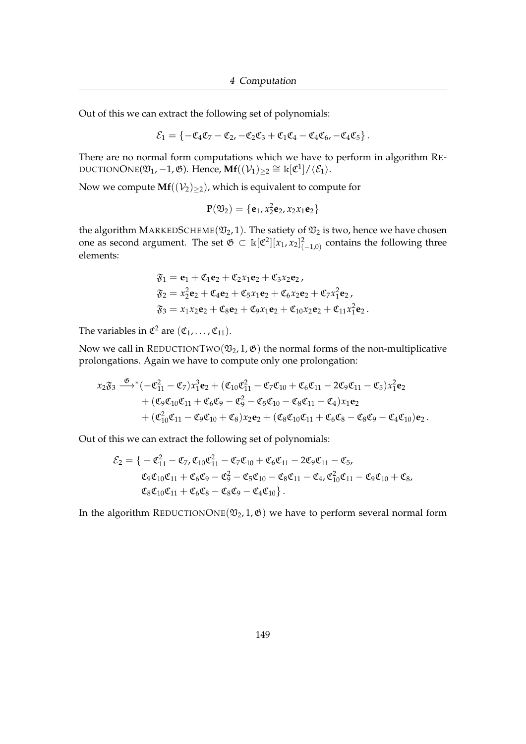Out of this we can extract the following set of polynomials:

$$\mathcal{E}_1 = \{-\mathfrak{C}_4\mathfrak{C}_7 - \mathfrak{C}_2, -\mathfrak{C}_2\mathfrak{C}_3 + \mathfrak{C}_1\mathfrak{C}_4 - \mathfrak{C}_4\mathfrak{C}_6, -\mathfrak{C}_4\mathfrak{C}_5\}\,.$$

There are no normal form computations which we have to perform in algorithm ReductionOne($\mathfrak{V}_1, -1, \mathfrak{G}$). Hence, $\mathbf{Mf}((\mathcal{V}_1)_{\geq 2} \cong \Bbbk[\mathfrak{C}^1]/\langle \mathcal{E}_1 \rangle$.

Now we compute $\mathbf{Mf}((\mathcal{V}_2)_{\geq 2})$, which is equivalent to compute for

$$\mathbf{P}(\mathfrak{V}_2) = \{\mathbf{e}_1, x_2^2\mathbf{e}_2, x_2x_1\mathbf{e}_2\}$$

the algorithm MarkedScheme($\mathfrak{V}_2, 1$). The satiety of $\mathfrak{V}_2$ is two, hence we have chosen one as second argument. The set $\mathfrak{G} \subset \Bbbk[\mathfrak{C}^2][x_1, x_2]^2_{(-1,0)}$ contains the following three elements:

$$\begin{aligned}
\mathfrak{F}_1 &= \mathbf{e}_1 + \mathfrak{C}_1\mathbf{e}_2 + \mathfrak{C}_2x_1\mathbf{e}_2 + \mathfrak{C}_3x_2\mathbf{e}_2\,,\\
\mathfrak{F}_2 &= x_2^2\mathbf{e}_2 + \mathfrak{C}_4\mathbf{e}_2 + \mathfrak{C}_5x_1\mathbf{e}_2 + \mathfrak{C}_6x_2\mathbf{e}_2 + \mathfrak{C}_7x_1^2\mathbf{e}_2\,,\\
\mathfrak{F}_3 &= x_1x_2\mathbf{e}_2 + \mathfrak{C}_8\mathbf{e}_2 + \mathfrak{C}_9x_1\mathbf{e}_2 + \mathfrak{C}_{10}x_2\mathbf{e}_2 + \mathfrak{C}_{11}x_1^2\mathbf{e}_2\,.
\end{aligned}$$

The variables in $\mathfrak{C}^2$ are $(\mathfrak{C}_1, \ldots, \mathfrak{C}_{11})$.

Now we call in ReductionTwo($\mathfrak{V}_2, 1, \mathfrak{G}$) the normal forms of the non-multiplicative prolongations. Again we have to compute only one prolongation:

$$\begin{aligned}
x_2\mathfrak{F}_3 \xrightarrow{\mathfrak{G}}{}^{*} &(-\mathfrak{C}_{11}^2 - \mathfrak{C}_7)x_1^3\mathbf{e}_2 + (\mathfrak{C}_{10}\mathfrak{C}_{11}^2 - \mathfrak{C}_7\mathfrak{C}_{10} + \mathfrak{C}_6\mathfrak{C}_{11} - 2\mathfrak{C}_9\mathfrak{C}_{11} - \mathfrak{C}_5)x_1^2\mathbf{e}_2\\
&+ (\mathfrak{C}_9\mathfrak{C}_{10}\mathfrak{C}_{11} + \mathfrak{C}_6\mathfrak{C}_9 - \mathfrak{C}_9^2 - \mathfrak{C}_5\mathfrak{C}_{10} - \mathfrak{C}_8\mathfrak{C}_{11} - \mathfrak{C}_4)x_1\mathbf{e}_2\\
&+ (\mathfrak{C}_{10}^2\mathfrak{C}_{11} - \mathfrak{C}_9\mathfrak{C}_{10} + \mathfrak{C}_8)x_2\mathbf{e}_2 + (\mathfrak{C}_8\mathfrak{C}_{10}\mathfrak{C}_{11} + \mathfrak{C}_6\mathfrak{C}_8 - \mathfrak{C}_8\mathfrak{C}_9 - \mathfrak{C}_4\mathfrak{C}_{10})\mathbf{e}_2\,.
\end{aligned}$$

Out of this we can extract the following set of polynomials:

$$\begin{aligned}
\mathcal{E}_2 = \{ &-\mathfrak{C}_{11}^2 - \mathfrak{C}_7, \mathfrak{C}_{10}\mathfrak{C}_{11}^2 - \mathfrak{C}_7\mathfrak{C}_{10} + \mathfrak{C}_6\mathfrak{C}_{11} - 2\mathfrak{C}_9\mathfrak{C}_{11} - \mathfrak{C}_5,\\
&\mathfrak{C}_9\mathfrak{C}_{10}\mathfrak{C}_{11} + \mathfrak{C}_6\mathfrak{C}_9 - \mathfrak{C}_9^2 - \mathfrak{C}_5\mathfrak{C}_{10} - \mathfrak{C}_8\mathfrak{C}_{11} - \mathfrak{C}_4, \mathfrak{C}_{10}^2\mathfrak{C}_{11} - \mathfrak{C}_9\mathfrak{C}_{10} + \mathfrak{C}_8,\\
&\mathfrak{C}_8\mathfrak{C}_{10}\mathfrak{C}_{11} + \mathfrak{C}_6\mathfrak{C}_8 - \mathfrak{C}_8\mathfrak{C}_9 - \mathfrak{C}_4\mathfrak{C}_{10}\}\,.
\end{aligned}$$

In the algorithm ReductionOne($\mathfrak{V}_2, 1, \mathfrak{G}$) we have to perform several normal form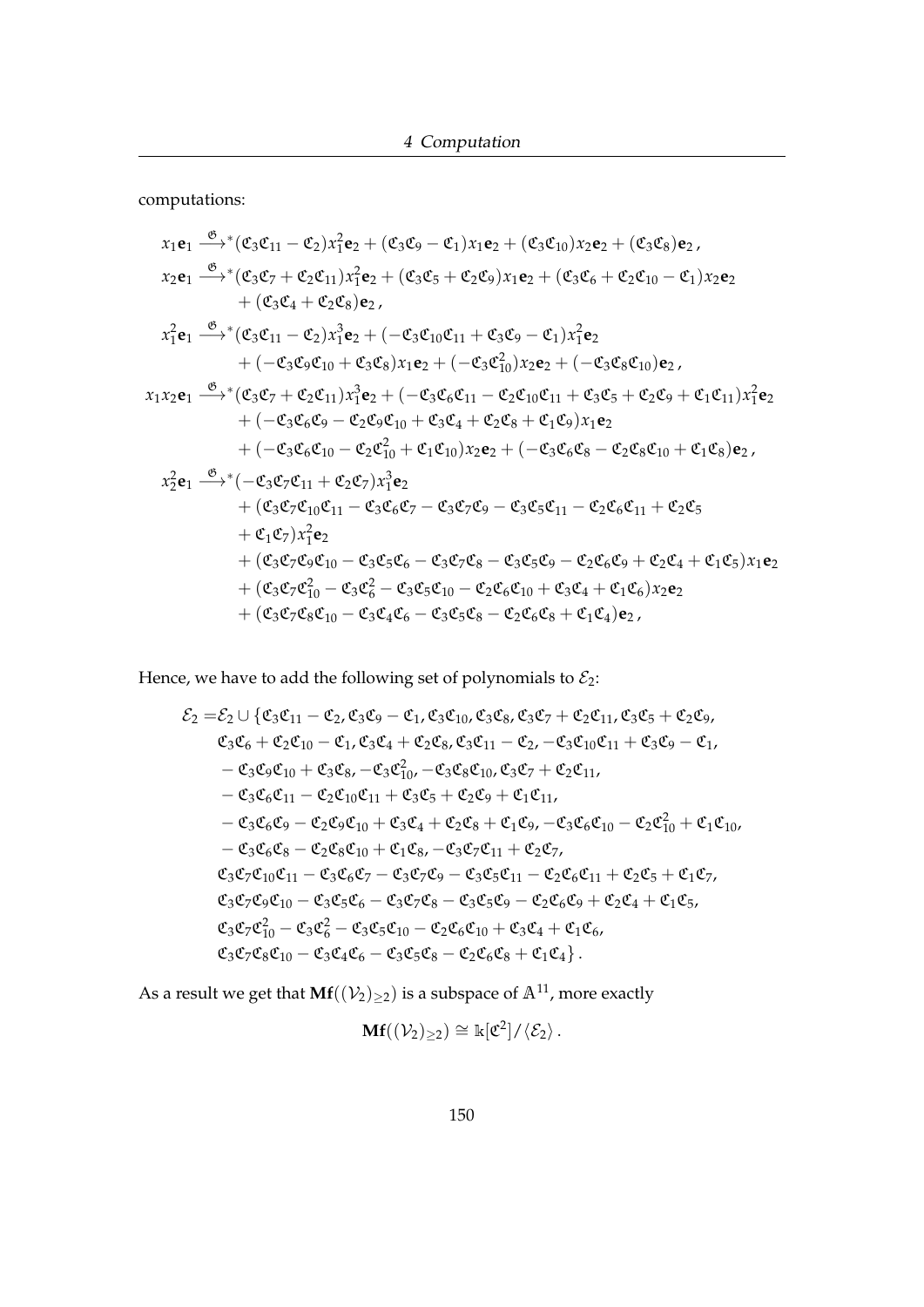computations:

$$
\begin{aligned}
x_1\mathbf{e}_1 &\xrightarrow{\mathfrak{G}}{}^{*} (\mathfrak{C}_3\mathfrak{C}_{11} - \mathfrak{C}_2)x_1^2\mathbf{e}_2 + (\mathfrak{C}_3\mathfrak{C}_9 - \mathfrak{C}_1)x_1\mathbf{e}_2 + (\mathfrak{C}_3\mathfrak{C}_{10})x_2\mathbf{e}_2 + (\mathfrak{C}_3\mathfrak{C}_8)\mathbf{e}_2\,,\\
x_2\mathbf{e}_1 &\xrightarrow{\mathfrak{G}}{}^{*} (\mathfrak{C}_3\mathfrak{C}_7 + \mathfrak{C}_2\mathfrak{C}_{11})x_1^2\mathbf{e}_2 + (\mathfrak{C}_3\mathfrak{C}_5 + \mathfrak{C}_2\mathfrak{C}_9)x_1\mathbf{e}_2 + (\mathfrak{C}_3\mathfrak{C}_6 + \mathfrak{C}_2\mathfrak{C}_{10} - \mathfrak{C}_1)x_2\mathbf{e}_2\\
&\quad + (\mathfrak{C}_3\mathfrak{C}_4 + \mathfrak{C}_2\mathfrak{C}_8)\mathbf{e}_2\,,\\
x_1^2\mathbf{e}_1 &\xrightarrow{\mathfrak{G}}{}^{*} (\mathfrak{C}_3\mathfrak{C}_{11} - \mathfrak{C}_2)x_1^3\mathbf{e}_2 + (-\mathfrak{C}_3\mathfrak{C}_{10}\mathfrak{C}_{11} + \mathfrak{C}_3\mathfrak{C}_9 - \mathfrak{C}_1)x_1^2\mathbf{e}_2\\
&\quad + (-\mathfrak{C}_3\mathfrak{C}_9\mathfrak{C}_{10} + \mathfrak{C}_3\mathfrak{C}_8)x_1\mathbf{e}_2 + (-\mathfrak{C}_3\mathfrak{C}_{10}^2)x_2\mathbf{e}_2 + (-\mathfrak{C}_3\mathfrak{C}_8\mathfrak{C}_{10})\mathbf{e}_2\,,\\
x_1x_2\mathbf{e}_1 &\xrightarrow{\mathfrak{G}}{}^{*} (\mathfrak{C}_3\mathfrak{C}_7 + \mathfrak{C}_2\mathfrak{C}_{11})x_1^3\mathbf{e}_2 + (-\mathfrak{C}_3\mathfrak{C}_6\mathfrak{C}_{11} - \mathfrak{C}_2\mathfrak{C}_{10}\mathfrak{C}_{11} + \mathfrak{C}_3\mathfrak{C}_5 + \mathfrak{C}_2\mathfrak{C}_9 + \mathfrak{C}_1\mathfrak{C}_{11})x_1^2\mathbf{e}_2\\
&\quad + (-\mathfrak{C}_3\mathfrak{C}_6\mathfrak{C}_9 - \mathfrak{C}_2\mathfrak{C}_9\mathfrak{C}_{10} + \mathfrak{C}_3\mathfrak{C}_4 + \mathfrak{C}_2\mathfrak{C}_8 + \mathfrak{C}_1\mathfrak{C}_9)x_1\mathbf{e}_2\\
&\quad + (-\mathfrak{C}_3\mathfrak{C}_6\mathfrak{C}_{10} - \mathfrak{C}_2\mathfrak{C}_{10}^2 + \mathfrak{C}_1\mathfrak{C}_{10})x_2\mathbf{e}_2 + (-\mathfrak{C}_3\mathfrak{C}_6\mathfrak{C}_8 - \mathfrak{C}_2\mathfrak{C}_8\mathfrak{C}_{10} + \mathfrak{C}_1\mathfrak{C}_8)\mathbf{e}_2\,,\\
x_2^2\mathbf{e}_1 &\xrightarrow{\mathfrak{G}}{}^{*} (-\mathfrak{C}_3\mathfrak{C}_7\mathfrak{C}_{11} + \mathfrak{C}_2\mathfrak{C}_7)x_1^3\mathbf{e}_2\\
&\quad + (\mathfrak{C}_3\mathfrak{C}_7\mathfrak{C}_{10}\mathfrak{C}_{11} - \mathfrak{C}_3\mathfrak{C}_6\mathfrak{C}_7 - \mathfrak{C}_3\mathfrak{C}_7\mathfrak{C}_9 - \mathfrak{C}_3\mathfrak{C}_5\mathfrak{C}_{11} - \mathfrak{C}_2\mathfrak{C}_6\mathfrak{C}_{11} + \mathfrak{C}_2\mathfrak{C}_5\\
&\quad + \mathfrak{C}_1\mathfrak{C}_7)x_1^2\mathbf{e}_2\\
&\quad + (\mathfrak{C}_3\mathfrak{C}_7\mathfrak{C}_9\mathfrak{C}_{10} - \mathfrak{C}_3\mathfrak{C}_5\mathfrak{C}_6 - \mathfrak{C}_3\mathfrak{C}_7\mathfrak{C}_8 - \mathfrak{C}_3\mathfrak{C}_5\mathfrak{C}_9 - \mathfrak{C}_2\mathfrak{C}_6\mathfrak{C}_9 + \mathfrak{C}_2\mathfrak{C}_4 + \mathfrak{C}_1\mathfrak{C}_5)x_1\mathbf{e}_2\\
&\quad + (\mathfrak{C}_3\mathfrak{C}_7\mathfrak{C}_{10}^2 - \mathfrak{C}_3\mathfrak{C}_6^2 - \mathfrak{C}_3\mathfrak{C}_5\mathfrak{C}_{10} - \mathfrak{C}_2\mathfrak{C}_6\mathfrak{C}_{10} + \mathfrak{C}_3\mathfrak{C}_4 + \mathfrak{C}_1\mathfrak{C}_6)x_2\mathbf{e}_2\\
&\quad + (\mathfrak{C}_3\mathfrak{C}_7\mathfrak{C}_8\mathfrak{C}_{10} - \mathfrak{C}_3\mathfrak{C}_4\mathfrak{C}_6 - \mathfrak{C}_3\mathfrak{C}_5\mathfrak{C}_8 - \mathfrak{C}_2\mathfrak{C}_6\mathfrak{C}_8 + \mathfrak{C}_1\mathfrak{C}_4)\mathbf{e}_2\,,
\end{aligned}
$$

Hence, we have to add the following set of polynomials to $\mathcal{E}_2$:

$$
\begin{aligned}
\mathcal{E}_2 = &\mathcal{E}_2 \cup \{\mathfrak{C}_3\mathfrak{C}_{11} - \mathfrak{C}_2, \mathfrak{C}_3\mathfrak{C}_9 - \mathfrak{C}_1, \mathfrak{C}_3\mathfrak{C}_{10}, \mathfrak{C}_3\mathfrak{C}_8, \mathfrak{C}_3\mathfrak{C}_7 + \mathfrak{C}_2\mathfrak{C}_{11}, \mathfrak{C}_3\mathfrak{C}_5 + \mathfrak{C}_2\mathfrak{C}_9,\\
&\mathfrak{C}_3\mathfrak{C}_6 + \mathfrak{C}_2\mathfrak{C}_{10} - \mathfrak{C}_1, \mathfrak{C}_3\mathfrak{C}_4 + \mathfrak{C}_2\mathfrak{C}_8, \mathfrak{C}_3\mathfrak{C}_{11} - \mathfrak{C}_2, -\mathfrak{C}_3\mathfrak{C}_{10}\mathfrak{C}_{11} + \mathfrak{C}_3\mathfrak{C}_9 - \mathfrak{C}_1,\\
&-\mathfrak{C}_3\mathfrak{C}_9\mathfrak{C}_{10} + \mathfrak{C}_3\mathfrak{C}_8, -\mathfrak{C}_3\mathfrak{C}_{10}^2, -\mathfrak{C}_3\mathfrak{C}_8\mathfrak{C}_{10}, \mathfrak{C}_3\mathfrak{C}_7 + \mathfrak{C}_2\mathfrak{C}_{11},\\
&-\mathfrak{C}_3\mathfrak{C}_6\mathfrak{C}_{11} - \mathfrak{C}_2\mathfrak{C}_{10}\mathfrak{C}_{11} + \mathfrak{C}_3\mathfrak{C}_5 + \mathfrak{C}_2\mathfrak{C}_9 + \mathfrak{C}_1\mathfrak{C}_{11},\\
&-\mathfrak{C}_3\mathfrak{C}_6\mathfrak{C}_9 - \mathfrak{C}_2\mathfrak{C}_9\mathfrak{C}_{10} + \mathfrak{C}_3\mathfrak{C}_4 + \mathfrak{C}_2\mathfrak{C}_8 + \mathfrak{C}_1\mathfrak{C}_9, -\mathfrak{C}_3\mathfrak{C}_6\mathfrak{C}_{10} - \mathfrak{C}_2\mathfrak{C}_{10}^2 + \mathfrak{C}_1\mathfrak{C}_{10},\\
&-\mathfrak{C}_3\mathfrak{C}_6\mathfrak{C}_8 - \mathfrak{C}_2\mathfrak{C}_8\mathfrak{C}_{10} + \mathfrak{C}_1\mathfrak{C}_8, -\mathfrak{C}_3\mathfrak{C}_7\mathfrak{C}_{11} + \mathfrak{C}_2\mathfrak{C}_7,\\
&\mathfrak{C}_3\mathfrak{C}_7\mathfrak{C}_{10}\mathfrak{C}_{11} - \mathfrak{C}_3\mathfrak{C}_6\mathfrak{C}_7 - \mathfrak{C}_3\mathfrak{C}_7\mathfrak{C}_9 - \mathfrak{C}_3\mathfrak{C}_5\mathfrak{C}_{11} - \mathfrak{C}_2\mathfrak{C}_6\mathfrak{C}_{11} + \mathfrak{C}_2\mathfrak{C}_5 + \mathfrak{C}_1\mathfrak{C}_7,\\
&\mathfrak{C}_3\mathfrak{C}_7\mathfrak{C}_9\mathfrak{C}_{10} - \mathfrak{C}_3\mathfrak{C}_5\mathfrak{C}_6 - \mathfrak{C}_3\mathfrak{C}_7\mathfrak{C}_8 - \mathfrak{C}_3\mathfrak{C}_5\mathfrak{C}_9 - \mathfrak{C}_2\mathfrak{C}_6\mathfrak{C}_9 + \mathfrak{C}_2\mathfrak{C}_4 + \mathfrak{C}_1\mathfrak{C}_5,\\
&\mathfrak{C}_3\mathfrak{C}_7\mathfrak{C}_{10}^2 - \mathfrak{C}_3\mathfrak{C}_6^2 - \mathfrak{C}_3\mathfrak{C}_5\mathfrak{C}_{10} - \mathfrak{C}_2\mathfrak{C}_6\mathfrak{C}_{10} + \mathfrak{C}_3\mathfrak{C}_4 + \mathfrak{C}_1\mathfrak{C}_6,\\
&\mathfrak{C}_3\mathfrak{C}_7\mathfrak{C}_8\mathfrak{C}_{10} - \mathfrak{C}_3\mathfrak{C}_4\mathfrak{C}_6 - \mathfrak{C}_3\mathfrak{C}_5\mathfrak{C}_8 - \mathfrak{C}_2\mathfrak{C}_6\mathfrak{C}_8 + \mathfrak{C}_1\mathfrak{C}_4\}\,.
\end{aligned}
$$

As a result we get that $\mathbf{Mf}((\mathcal{V}_2)_{\geq 2})$ is a subspace of $\mathbb{A}^{11}$, more exactly

$$
\mathbf{Mf}((\mathcal{V}_2)_{\geq 2}) \cong \mathbb{k}[\mathfrak{C}^2]/\langle \mathcal{E}_2 \rangle\,.
$$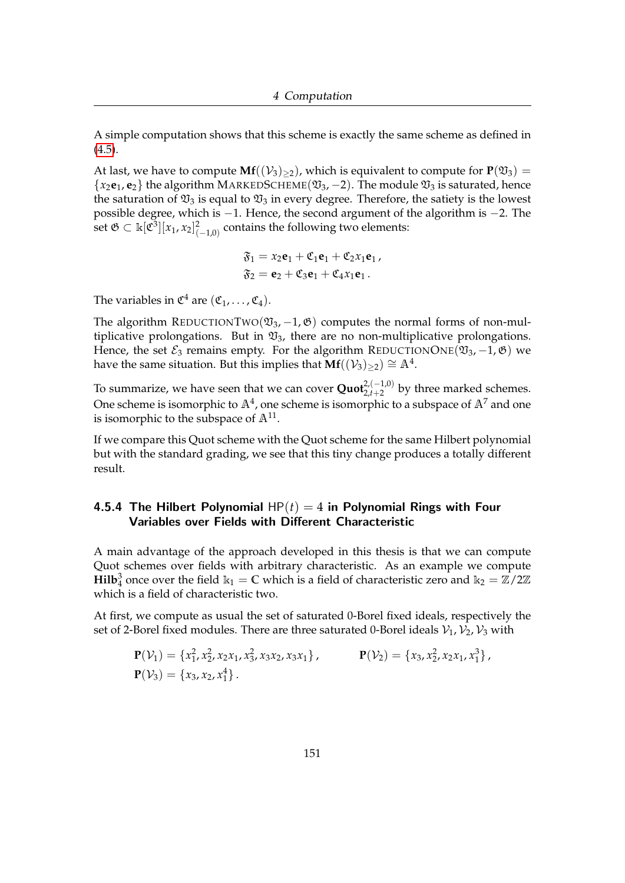A simple computation shows that this scheme is exactly the same scheme as defined in (4.5).

At last, we have to compute $\mathbf{Mf}((\mathcal{V}_3)_{\geq 2})$, which is equivalent to compute for $\mathbf{P}(\mathfrak{V}_3) = \{x_2\mathbf{e}_1, \mathbf{e}_2\}$ the algorithm MarkedScheme$(\mathfrak{V}_3, -2)$. The module $\mathfrak{V}_3$ is saturated, hence the saturation of $\mathfrak{V}_3$ is equal to $\mathfrak{V}_3$ in every degree. Therefore, the satiety is the lowest possible degree, which is $-1$. Hence, the second argument of the algorithm is $-2$. The set $\mathfrak{G} \subset \Bbbk[\mathfrak{C}^3][x_1, x_2]^2_{(-1,0)}$ contains the following two elements:

$$\mathfrak{F}_1 = x_2\mathbf{e}_1 + \mathfrak{C}_1\mathbf{e}_1 + \mathfrak{C}_2 x_1 \mathbf{e}_1\,,$$
$$\mathfrak{F}_2 = \mathbf{e}_2 + \mathfrak{C}_3\mathbf{e}_1 + \mathfrak{C}_4 x_1 \mathbf{e}_1\,.$$

The variables in $\mathfrak{C}^4$ are $(\mathfrak{C}_1, \ldots, \mathfrak{C}_4)$.

The algorithm ReductionTwo$(\mathfrak{V}_3, -1, \mathfrak{G})$ computes the normal forms of non-multiplicative prolongations. But in $\mathfrak{V}_3$, there are no non-multiplicative prolongations. Hence, the set $\mathcal{E}_3$ remains empty. For the algorithm ReductionOne$(\mathfrak{V}_3, -1, \mathfrak{G})$ we have the same situation. But this implies that $\mathbf{Mf}((\mathcal{V}_3)_{\geq 2}) \cong \mathbb{A}^4$.

To summarize, we have seen that we can cover $\mathbf{Quot}^{2,(-1,0)}_{2,t+2}$ by three marked schemes. One scheme is isomorphic to $\mathbb{A}^4$, one scheme is isomorphic to a subspace of $\mathbb{A}^7$ and one is isomorphic to the subspace of $\mathbb{A}^{11}$.

If we compare this Quot scheme with the Quot scheme for the same Hilbert polynomial but with the standard grading, we see that this tiny change produces a totally different result.

### 4.5.4 The Hilbert Polynomial $\mathsf{HP}(t) = 4$ in Polynomial Rings with Four Variables over Fields with Different Characteristic

A main advantage of the approach developed in this thesis is that we can compute Quot schemes over fields with arbitrary characteristic. As an example we compute $\mathbf{Hilb}^3_4$ once over the field $\Bbbk_1 = \mathbb{C}$ which is a field of characteristic zero and $\Bbbk_2 = \mathbb{Z}/2\mathbb{Z}$ which is a field of characteristic two.

At first, we compute as usual the set of saturated 0-Borel fixed ideals, respectively the set of 2-Borel fixed modules. There are three saturated 0-Borel ideals $\mathcal{V}_1, \mathcal{V}_2, \mathcal{V}_3$ with

$$\mathbf{P}(\mathcal{V}_1) = \{x_1^2, x_2^2, x_2x_1, x_3^2, x_3x_2, x_3x_1\}\,, \qquad \mathbf{P}(\mathcal{V}_2) = \{x_3, x_2^2, x_2x_1, x_1^3\}\,,$$
$$\mathbf{P}(\mathcal{V}_3) = \{x_3, x_2, x_1^4\}\,.$$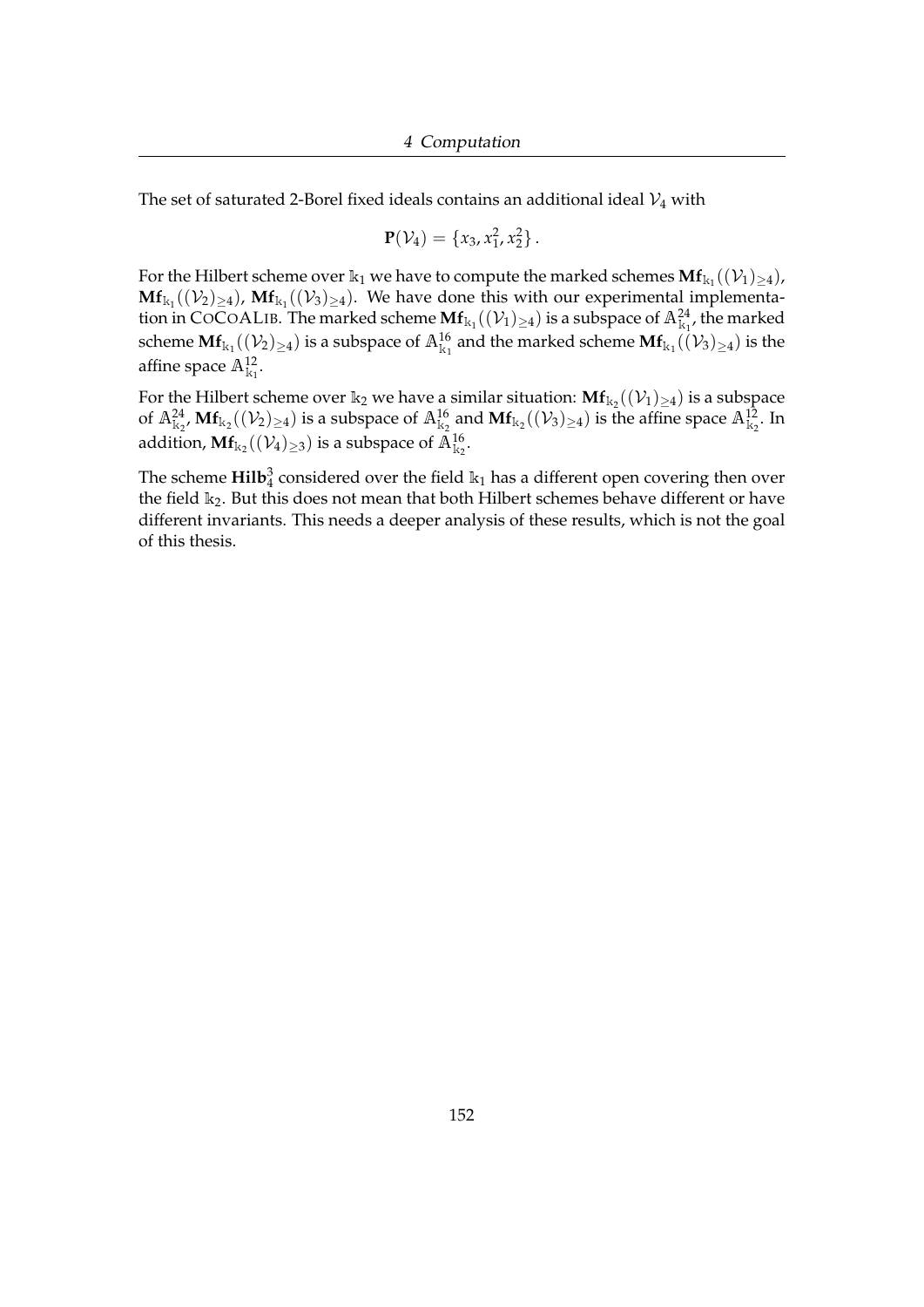The set of saturated 2-Borel fixed ideals contains an additional ideal $\mathcal{V}_4$ with

$$\mathbf{P}(\mathcal{V}_4) = \{x_3, x_1^2, x_2^2\}.$$

For the Hilbert scheme over $\Bbbk_1$ we have to compute the marked schemes $\mathbf{Mf}_{\Bbbk_1}((\mathcal{V}_1)_{\geq 4})$, $\mathbf{Mf}_{\Bbbk_1}((\mathcal{V}_2)_{\geq 4})$, $\mathbf{Mf}_{\Bbbk_1}((\mathcal{V}_3)_{\geq 4})$. We have done this with our experimental implementation in CoCoALib. The marked scheme $\mathbf{Mf}_{\Bbbk_1}((\mathcal{V}_1)_{\geq 4})$ is a subspace of $\mathbb{A}^{24}_{\Bbbk_1}$, the marked scheme $\mathbf{Mf}_{\Bbbk_1}((\mathcal{V}_2)_{\geq 4})$ is a subspace of $\mathbb{A}^{16}_{\Bbbk_1}$ and the marked scheme $\mathbf{Mf}_{\Bbbk_1}((\mathcal{V}_3)_{\geq 4})$ is the affine space $\mathbb{A}^{12}_{\Bbbk_1}$.

For the Hilbert scheme over $\Bbbk_2$ we have a similar situation: $\mathbf{Mf}_{\Bbbk_2}((\mathcal{V}_1)_{\geq 4})$ is a subspace of $\mathbb{A}^{24}_{\Bbbk_2}$, $\mathbf{Mf}_{\Bbbk_2}((\mathcal{V}_2)_{\geq 4})$ is a subspace of $\mathbb{A}^{16}_{\Bbbk_2}$ and $\mathbf{Mf}_{\Bbbk_2}((\mathcal{V}_3)_{\geq 4})$ is the affine space $\mathbb{A}^{12}_{\Bbbk_2}$. In addition, $\mathbf{Mf}_{\Bbbk_2}((\mathcal{V}_4)_{\geq 3})$ is a subspace of $\mathbb{A}^{16}_{\Bbbk_2}$.

The scheme $\mathbf{Hilb}^3_4$ considered over the field $\Bbbk_1$ has a different open covering then over the field $\Bbbk_2$. But this does not mean that both Hilbert schemes behave different or have different invariants. This needs a deeper analysis of these results, which is not the goal of this thesis.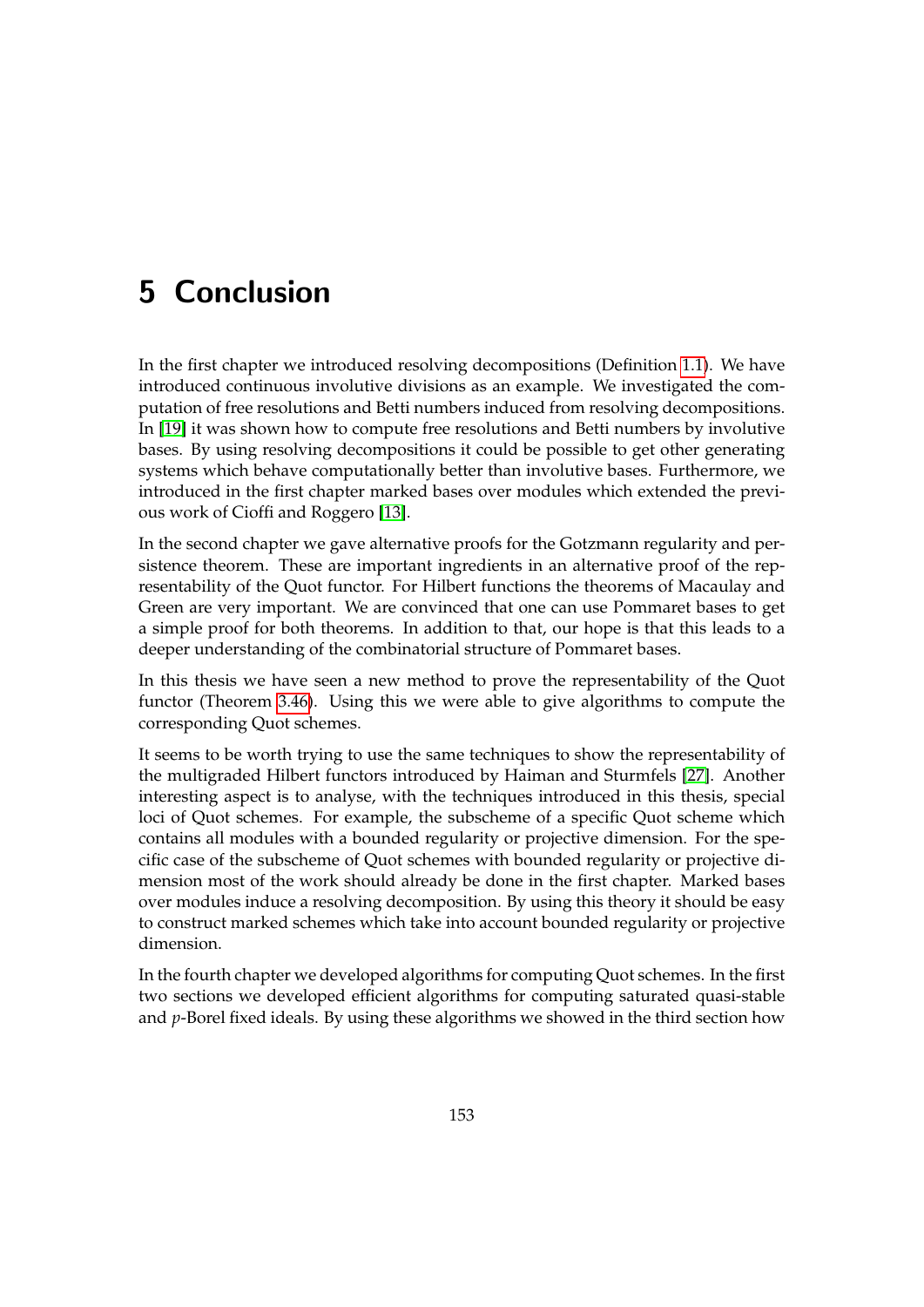# 5 Conclusion

In the first chapter we introduced resolving decompositions (Definition 1.1). We have introduced continuous involutive divisions as an example. We investigated the computation of free resolutions and Betti numbers induced from resolving decompositions. In [19] it was shown how to compute free resolutions and Betti numbers by involutive bases. By using resolving decompositions it could be possible to get other generating systems which behave computationally better than involutive bases. Furthermore, we introduced in the first chapter marked bases over modules which extended the previous work of Cioffi and Roggero [13].

In the second chapter we gave alternative proofs for the Gotzmann regularity and persistence theorem. These are important ingredients in an alternative proof of the representability of the Quot functor. For Hilbert functions the theorems of Macaulay and Green are very important. We are convinced that one can use Pommaret bases to get a simple proof for both theorems. In addition to that, our hope is that this leads to a deeper understanding of the combinatorial structure of Pommaret bases.

In this thesis we have seen a new method to prove the representability of the Quot functor (Theorem 3.46). Using this we were able to give algorithms to compute the corresponding Quot schemes.

It seems to be worth trying to use the same techniques to show the representability of the multigraded Hilbert functors introduced by Haiman and Sturmfels [27]. Another interesting aspect is to analyse, with the techniques introduced in this thesis, special loci of Quot schemes. For example, the subscheme of a specific Quot scheme which contains all modules with a bounded regularity or projective dimension. For the specific case of the subscheme of Quot schemes with bounded regularity or projective dimension most of the work should already be done in the first chapter. Marked bases over modules induce a resolving decomposition. By using this theory it should be easy to construct marked schemes which take into account bounded regularity or projective dimension.

In the fourth chapter we developed algorithms for computing Quot schemes. In the first two sections we developed efficient algorithms for computing saturated quasi-stable and $p$-Borel fixed ideals. By using these algorithms we showed in the third section how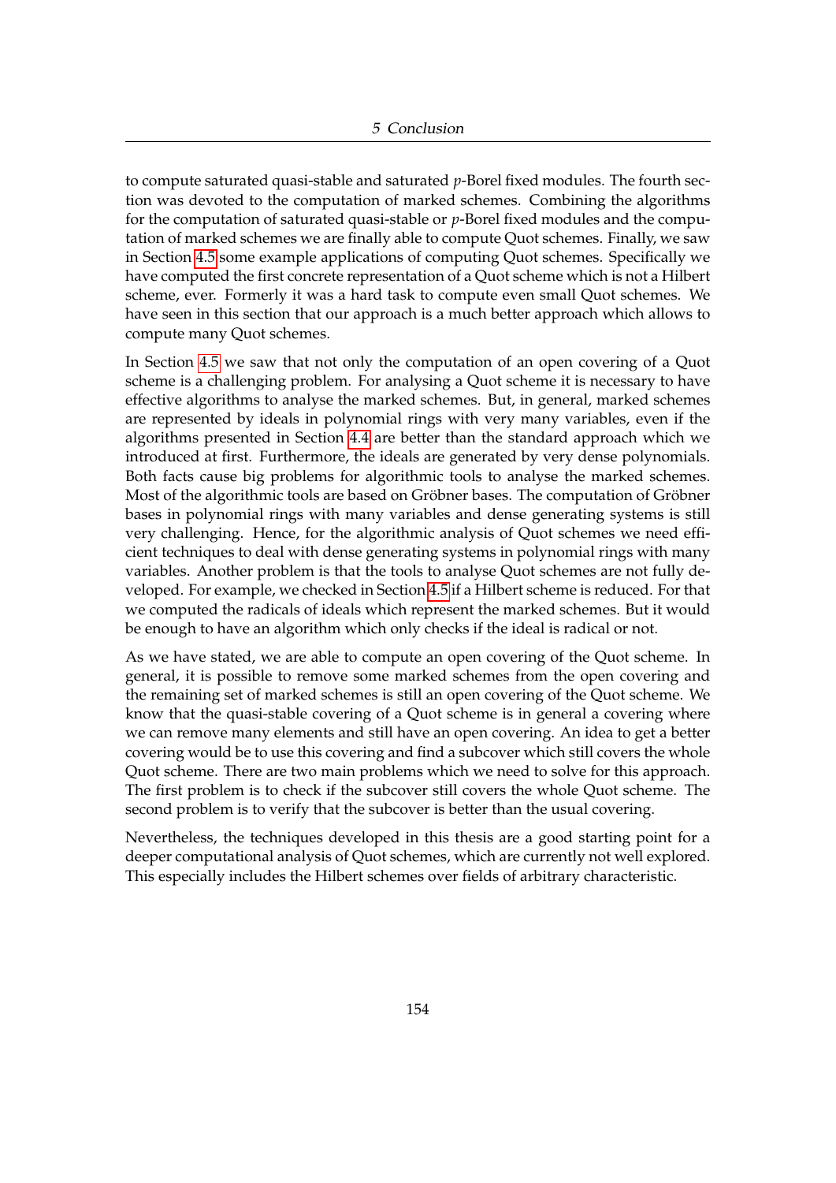to compute saturated quasi-stable and saturated $p$-Borel fixed modules. The fourth section was devoted to the computation of marked schemes. Combining the algorithms for the computation of saturated quasi-stable or $p$-Borel fixed modules and the computation of marked schemes we are finally able to compute Quot schemes. Finally, we saw in Section 4.5 some example applications of computing Quot schemes. Specifically we have computed the first concrete representation of a Quot scheme which is not a Hilbert scheme, ever. Formerly it was a hard task to compute even small Quot schemes. We have seen in this section that our approach is a much better approach which allows to compute many Quot schemes.

In Section 4.5 we saw that not only the computation of an open covering of a Quot scheme is a challenging problem. For analysing a Quot scheme it is necessary to have effective algorithms to analyse the marked schemes. But, in general, marked schemes are represented by ideals in polynomial rings with very many variables, even if the algorithms presented in Section 4.4 are better than the standard approach which we introduced at first. Furthermore, the ideals are generated by very dense polynomials. Both facts cause big problems for algorithmic tools to analyse the marked schemes. Most of the algorithmic tools are based on Gröbner bases. The computation of Gröbner bases in polynomial rings with many variables and dense generating systems is still very challenging. Hence, for the algorithmic analysis of Quot schemes we need efficient techniques to deal with dense generating systems in polynomial rings with many variables. Another problem is that the tools to analyse Quot schemes are not fully developed. For example, we checked in Section 4.5 if a Hilbert scheme is reduced. For that we computed the radicals of ideals which represent the marked schemes. But it would be enough to have an algorithm which only checks if the ideal is radical or not.

As we have stated, we are able to compute an open covering of the Quot scheme. In general, it is possible to remove some marked schemes from the open covering and the remaining set of marked schemes is still an open covering of the Quot scheme. We know that the quasi-stable covering of a Quot scheme is in general a covering where we can remove many elements and still have an open covering. An idea to get a better covering would be to use this covering and find a subcover which still covers the whole Quot scheme. There are two main problems which we need to solve for this approach. The first problem is to check if the subcover still covers the whole Quot scheme. The second problem is to verify that the subcover is better than the usual covering.

Nevertheless, the techniques developed in this thesis are a good starting point for a deeper computational analysis of Quot schemes, which are currently not well explored. This especially includes the Hilbert schemes over fields of arbitrary characteristic.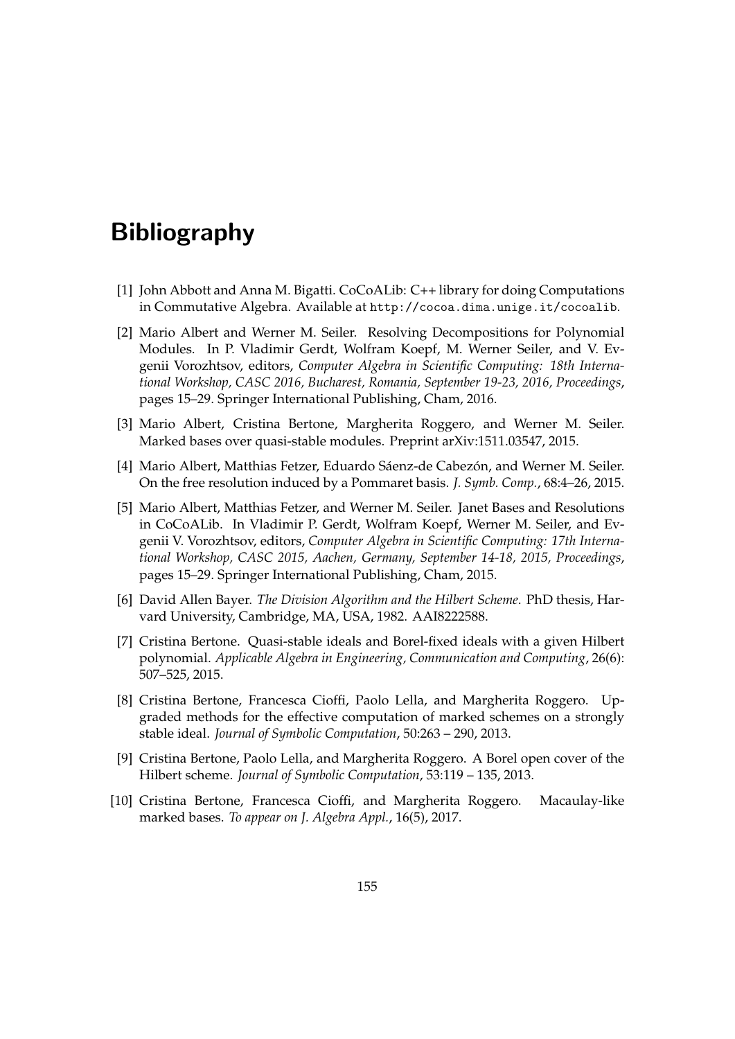# Bibliography

[1] John Abbott and Anna M. Bigatti. CoCoALib: C++ library for doing Computations in Commutative Algebra. Available at http://cocoa.dima.unige.it/cocoalib.

[2] Mario Albert and Werner M. Seiler. Resolving Decompositions for Polynomial Modules. In P. Vladimir Gerdt, Wolfram Koepf, M. Werner Seiler, and V. Evgenii Vorozhtsov, editors, *Computer Algebra in Scientific Computing: 18th International Workshop, CASC 2016, Bucharest, Romania, September 19-23, 2016, Proceedings*, pages 15–29. Springer International Publishing, Cham, 2016.

[3] Mario Albert, Cristina Bertone, Margherita Roggero, and Werner M. Seiler. Marked bases over quasi-stable modules. Preprint arXiv:1511.03547, 2015.

[4] Mario Albert, Matthias Fetzer, Eduardo Sáenz-de Cabezón, and Werner M. Seiler. On the free resolution induced by a Pommaret basis. *J. Symb. Comp.*, 68:4–26, 2015.

[5] Mario Albert, Matthias Fetzer, and Werner M. Seiler. Janet Bases and Resolutions in CoCoALib. In Vladimir P. Gerdt, Wolfram Koepf, Werner M. Seiler, and Evgenii V. Vorozhtsov, editors, *Computer Algebra in Scientific Computing: 17th International Workshop, CASC 2015, Aachen, Germany, September 14-18, 2015, Proceedings*, pages 15–29. Springer International Publishing, Cham, 2015.

[6] David Allen Bayer. *The Division Algorithm and the Hilbert Scheme*. PhD thesis, Harvard University, Cambridge, MA, USA, 1982. AAI8222588.

[7] Cristina Bertone. Quasi-stable ideals and Borel-fixed ideals with a given Hilbert polynomial. *Applicable Algebra in Engineering, Communication and Computing*, 26(6): 507–525, 2015.

[8] Cristina Bertone, Francesca Cioffi, Paolo Lella, and Margherita Roggero. Upgraded methods for the effective computation of marked schemes on a strongly stable ideal. *Journal of Symbolic Computation*, 50:263 – 290, 2013.

[9] Cristina Bertone, Paolo Lella, and Margherita Roggero. A Borel open cover of the Hilbert scheme. *Journal of Symbolic Computation*, 53:119 – 135, 2013.

[10] Cristina Bertone, Francesca Cioffi, and Margherita Roggero. Macaulay-like marked bases. *To appear on J. Algebra Appl.*, 16(5), 2017.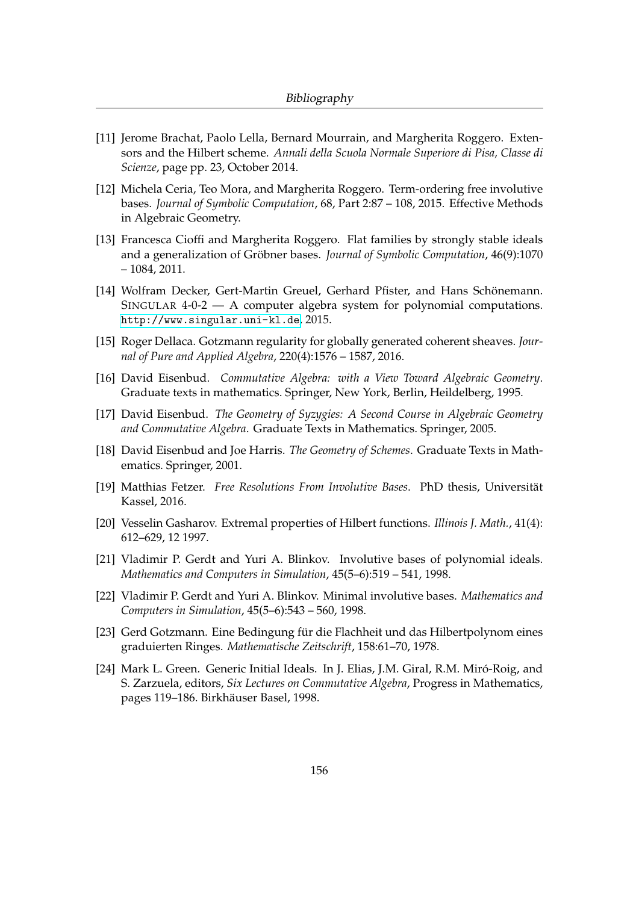[11] Jerome Brachat, Paolo Lella, Bernard Mourrain, and Margherita Roggero. Extensors and the Hilbert scheme. *Annali della Scuola Normale Superiore di Pisa, Classe di Scienze*, page pp. 23, October 2014.

[12] Michela Ceria, Teo Mora, and Margherita Roggero. Term-ordering free involutive bases. *Journal of Symbolic Computation*, 68, Part 2:87 – 108, 2015. Effective Methods in Algebraic Geometry.

[13] Francesca Cioffi and Margherita Roggero. Flat families by strongly stable ideals and a generalization of Gröbner bases. *Journal of Symbolic Computation*, 46(9):1070 – 1084, 2011.

[14] Wolfram Decker, Gert-Martin Greuel, Gerhard Pfister, and Hans Schönemann. SINGULAR 4-0-2 — A computer algebra system for polynomial computations. `http://www.singular.uni-kl.de`, 2015.

[15] Roger Dellaca. Gotzmann regularity for globally generated coherent sheaves. *Journal of Pure and Applied Algebra*, 220(4):1576 – 1587, 2016.

[16] David Eisenbud. *Commutative Algebra: with a View Toward Algebraic Geometry*. Graduate texts in mathematics. Springer, New York, Berlin, Heildelberg, 1995.

[17] David Eisenbud. *The Geometry of Syzygies: A Second Course in Algebraic Geometry and Commutative Algebra*. Graduate Texts in Mathematics. Springer, 2005.

[18] David Eisenbud and Joe Harris. *The Geometry of Schemes*. Graduate Texts in Mathematics. Springer, 2001.

[19] Matthias Fetzer. *Free Resolutions From Involutive Bases*. PhD thesis, Universität Kassel, 2016.

[20] Vesselin Gasharov. Extremal properties of Hilbert functions. *Illinois J. Math.*, 41(4): 612–629, 12 1997.

[21] Vladimir P. Gerdt and Yuri A. Blinkov. Involutive bases of polynomial ideals. *Mathematics and Computers in Simulation*, 45(5–6):519 – 541, 1998.

[22] Vladimir P. Gerdt and Yuri A. Blinkov. Minimal involutive bases. *Mathematics and Computers in Simulation*, 45(5–6):543 – 560, 1998.

[23] Gerd Gotzmann. Eine Bedingung für die Flachheit und das Hilbertpolynom eines graduierten Ringes. *Mathematische Zeitschrift*, 158:61–70, 1978.

[24] Mark L. Green. Generic Initial Ideals. In J. Elias, J.M. Giral, R.M. Miró-Roig, and S. Zarzuela, editors, *Six Lectures on Commutative Algebra*, Progress in Mathematics, pages 119–186. Birkhäuser Basel, 1998.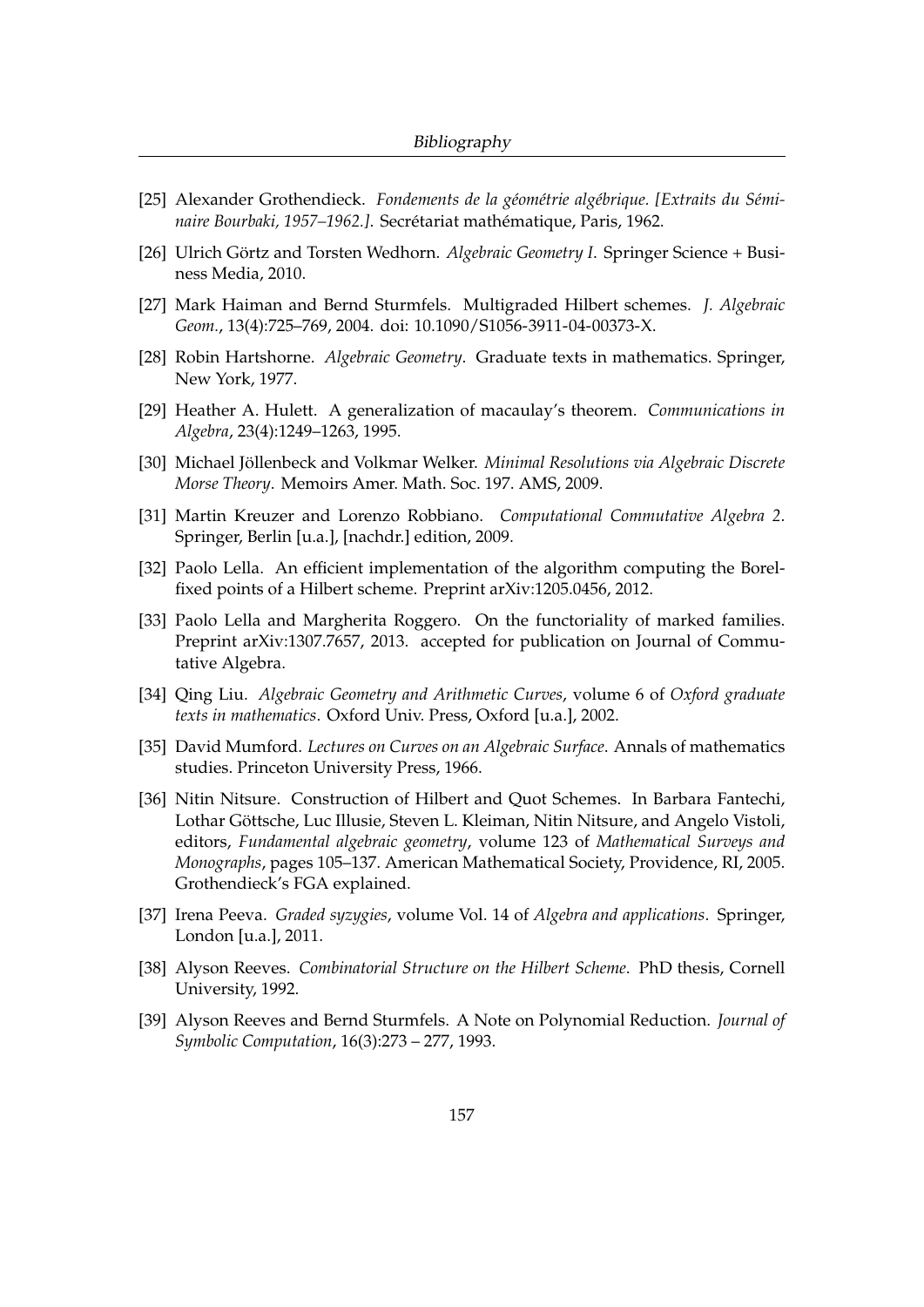[25] Alexander Grothendieck. *Fondements de la géométrie algébrique. [Extraits du Séminaire Bourbaki, 1957–1962.]*. Secrétariat mathématique, Paris, 1962.

[26] Ulrich Görtz and Torsten Wedhorn. *Algebraic Geometry I*. Springer Science + Business Media, 2010.

[27] Mark Haiman and Bernd Sturmfels. Multigraded Hilbert schemes. *J. Algebraic Geom.*, 13(4):725–769, 2004. doi: 10.1090/S1056-3911-04-00373-X.

[28] Robin Hartshorne. *Algebraic Geometry*. Graduate texts in mathematics. Springer, New York, 1977.

[29] Heather A. Hulett. A generalization of macaulay's theorem. *Communications in Algebra*, 23(4):1249–1263, 1995.

[30] Michael Jöllenbeck and Volkmar Welker. *Minimal Resolutions via Algebraic Discrete Morse Theory*. Memoirs Amer. Math. Soc. 197. AMS, 2009.

[31] Martin Kreuzer and Lorenzo Robbiano. *Computational Commutative Algebra 2*. Springer, Berlin [u.a.], [nachdr.] edition, 2009.

[32] Paolo Lella. An efficient implementation of the algorithm computing the Borel-fixed points of a Hilbert scheme. Preprint arXiv:1205.0456, 2012.

[33] Paolo Lella and Margherita Roggero. On the functoriality of marked families. Preprint arXiv:1307.7657, 2013. accepted for publication on Journal of Commutative Algebra.

[34] Qing Liu. *Algebraic Geometry and Arithmetic Curves*, volume 6 of *Oxford graduate texts in mathematics*. Oxford Univ. Press, Oxford [u.a.], 2002.

[35] David Mumford. *Lectures on Curves on an Algebraic Surface*. Annals of mathematics studies. Princeton University Press, 1966.

[36] Nitin Nitsure. Construction of Hilbert and Quot Schemes. In Barbara Fantechi, Lothar Göttsche, Luc Illusie, Steven L. Kleiman, Nitin Nitsure, and Angelo Vistoli, editors, *Fundamental algebraic geometry*, volume 123 of *Mathematical Surveys and Monographs*, pages 105–137. American Mathematical Society, Providence, RI, 2005. Grothendieck's FGA explained.

[37] Irena Peeva. *Graded syzygies*, volume Vol. 14 of *Algebra and applications*. Springer, London [u.a.], 2011.

[38] Alyson Reeves. *Combinatorial Structure on the Hilbert Scheme*. PhD thesis, Cornell University, 1992.

[39] Alyson Reeves and Bernd Sturmfels. A Note on Polynomial Reduction. *Journal of Symbolic Computation*, 16(3):273 – 277, 1993.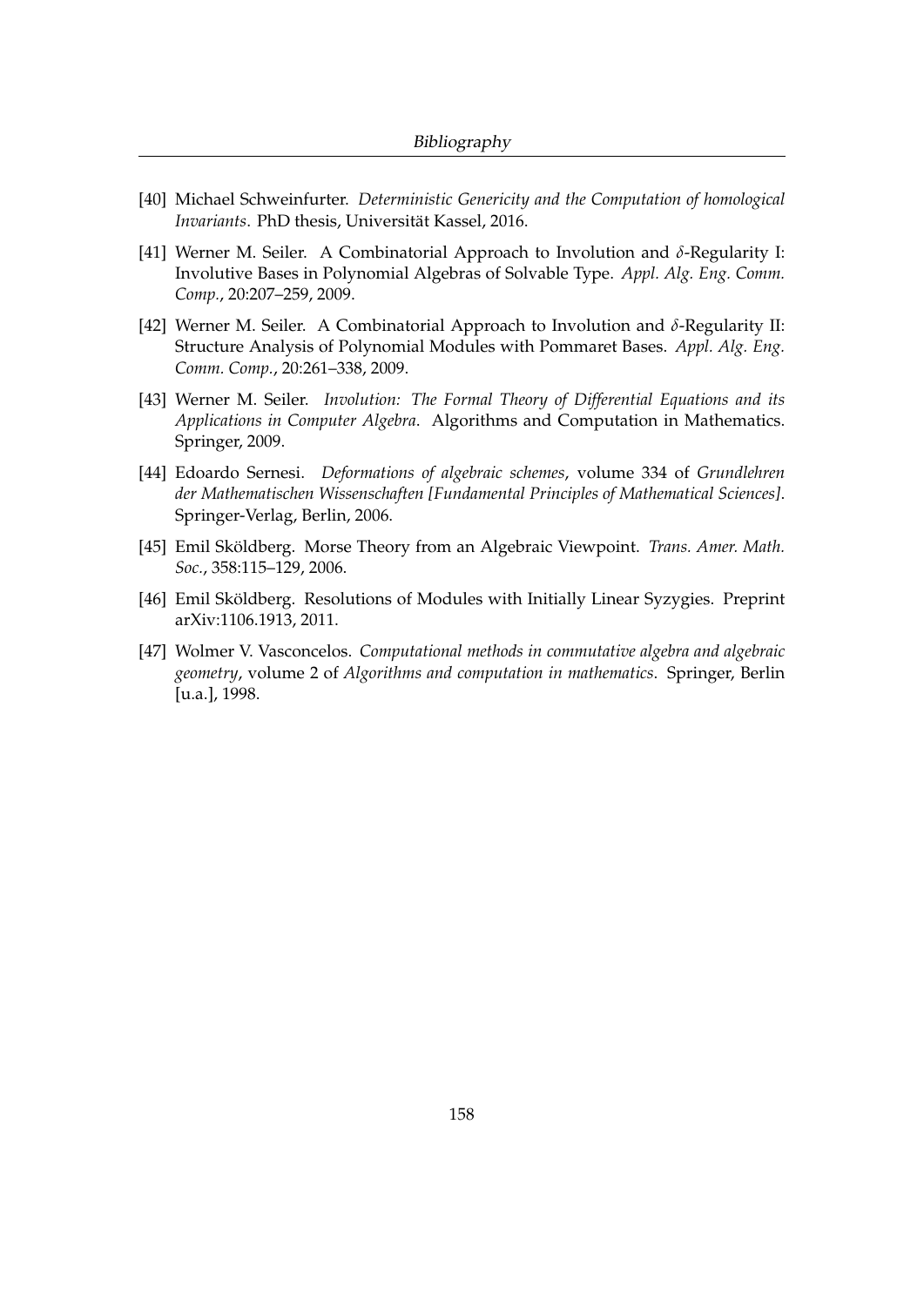[40] Michael Schweinfurter. *Deterministic Genericity and the Computation of homological Invariants*. PhD thesis, Universität Kassel, 2016.

[41] Werner M. Seiler. A Combinatorial Approach to Involution and $\delta$-Regularity I: Involutive Bases in Polynomial Algebras of Solvable Type. *Appl. Alg. Eng. Comm. Comp.*, 20:207–259, 2009.

[42] Werner M. Seiler. A Combinatorial Approach to Involution and $\delta$-Regularity II: Structure Analysis of Polynomial Modules with Pommaret Bases. *Appl. Alg. Eng. Comm. Comp.*, 20:261–338, 2009.

[43] Werner M. Seiler. *Involution: The Formal Theory of Differential Equations and its Applications in Computer Algebra*. Algorithms and Computation in Mathematics. Springer, 2009.

[44] Edoardo Sernesi. *Deformations of algebraic schemes*, volume 334 of *Grundlehren der Mathematischen Wissenschaften [Fundamental Principles of Mathematical Sciences]*. Springer-Verlag, Berlin, 2006.

[45] Emil Sköldberg. Morse Theory from an Algebraic Viewpoint. *Trans. Amer. Math. Soc.*, 358:115–129, 2006.

[46] Emil Sköldberg. Resolutions of Modules with Initially Linear Syzygies. Preprint arXiv:1106.1913, 2011.

[47] Wolmer V. Vasconcelos. *Computational methods in commutative algebra and algebraic geometry*, volume 2 of *Algorithms and computation in mathematics*. Springer, Berlin [u.a.], 1998.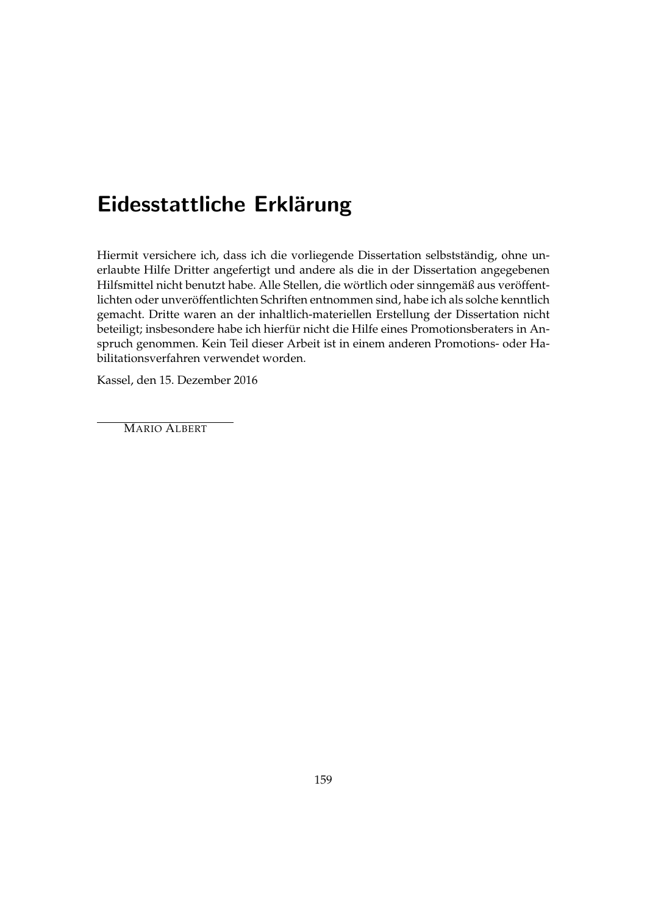# Eidesstattliche Erklärung

Hiermit versichere ich, dass ich die vorliegende Dissertation selbstständig, ohne unerlaubte Hilfe Dritter angefertigt und andere als die in der Dissertation angegebenen Hilfsmittel nicht benutzt habe. Alle Stellen, die wörtlich oder sinngemäß aus veröffentlichten oder unveröffentlichten Schriften entnommen sind, habe ich als solche kenntlich gemacht. Dritte waren an der inhaltlich-materiellen Erstellung der Dissertation nicht beteiligt; insbesondere habe ich hierfür nicht die Hilfe eines Promotionsberaters in Anspruch genommen. Kein Teil dieser Arbeit ist in einem anderen Promotions- oder Habilitationsverfahren verwendet worden.

Kassel, den 15. Dezember 2016

MARIO ALBERT